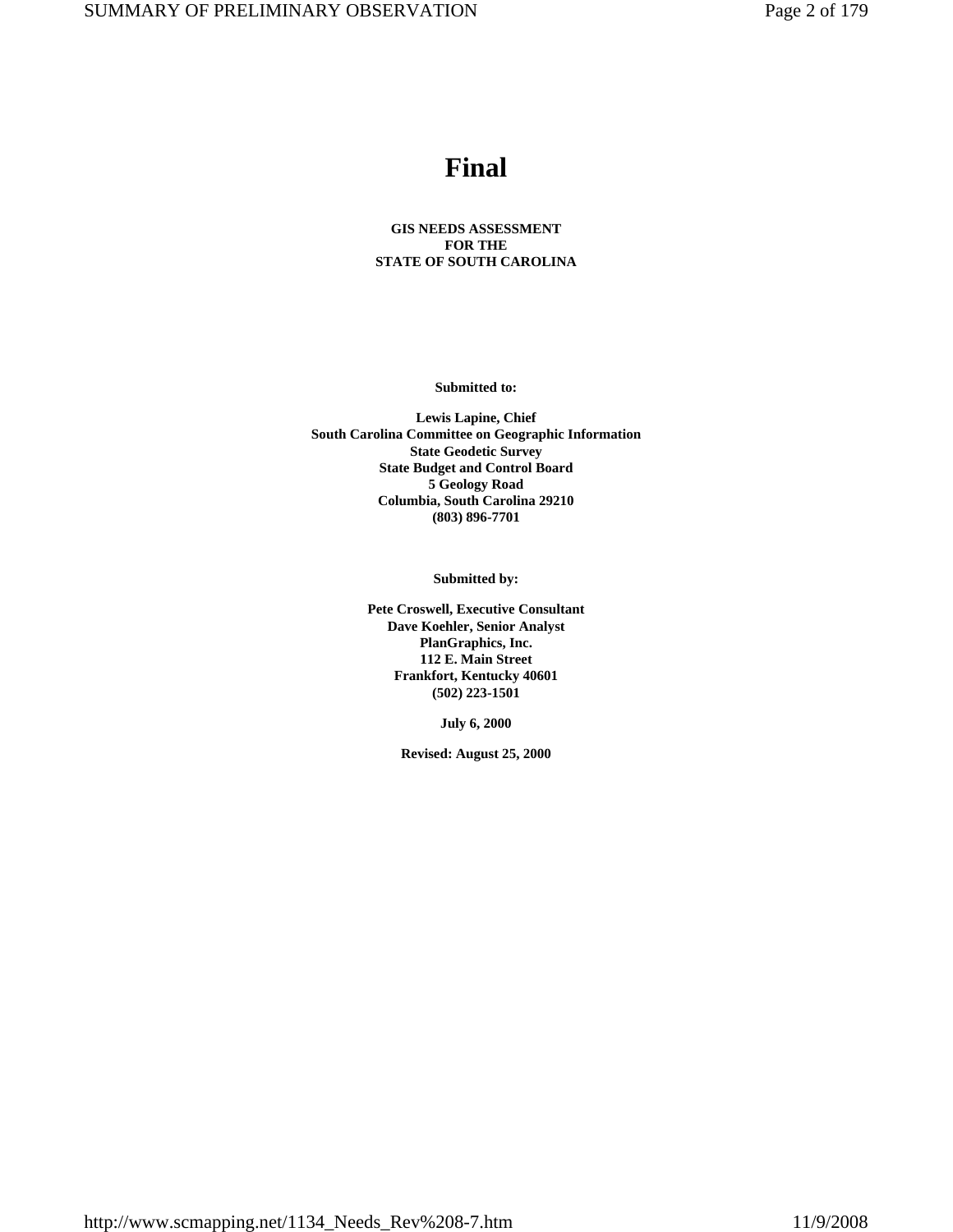# Final

**GIS NEEDS ASSESSMENT**
**FOR THE**
**STATE OF SOUTH CAROLINA**

**Submitted to:**

**Lewis Lapine, Chief**
**South Carolina Committee on Geographic Information**
**State Geodetic Survey**
**State Budget and Control Board**
**5 Geology Road**
**Columbia, South Carolina 29210**
**(803) 896-7701**

**Submitted by:**

**Pete Croswell, Executive Consultant**
**Dave Koehler, Senior Analyst**
**PlanGraphics, Inc.**
**112 E. Main Street**
**Frankfort, Kentucky 40601**
**(502) 223-1501**

**July 6, 2000**

**Revised: August 25, 2000**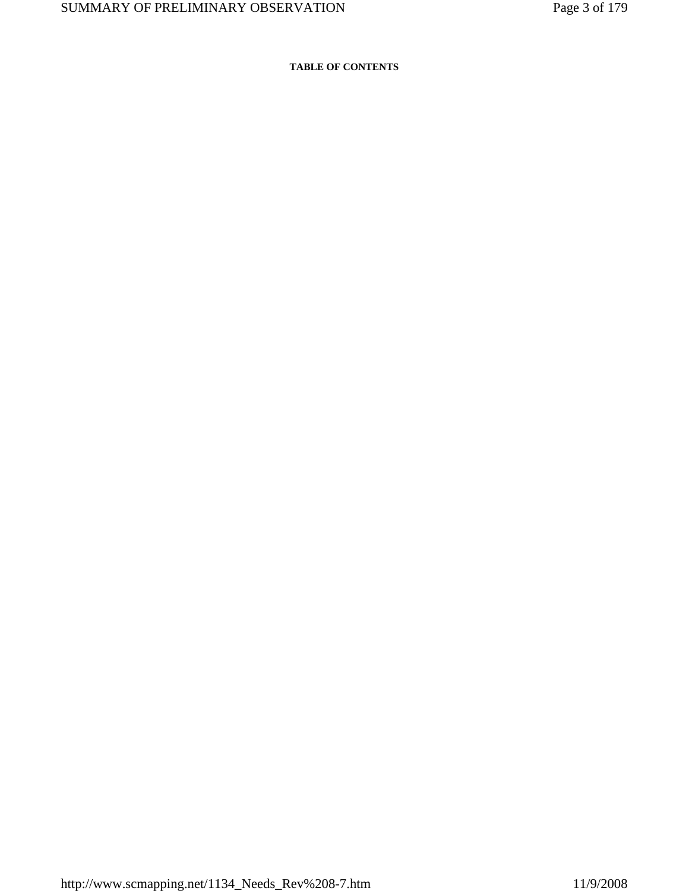**TABLE OF CONTENTS**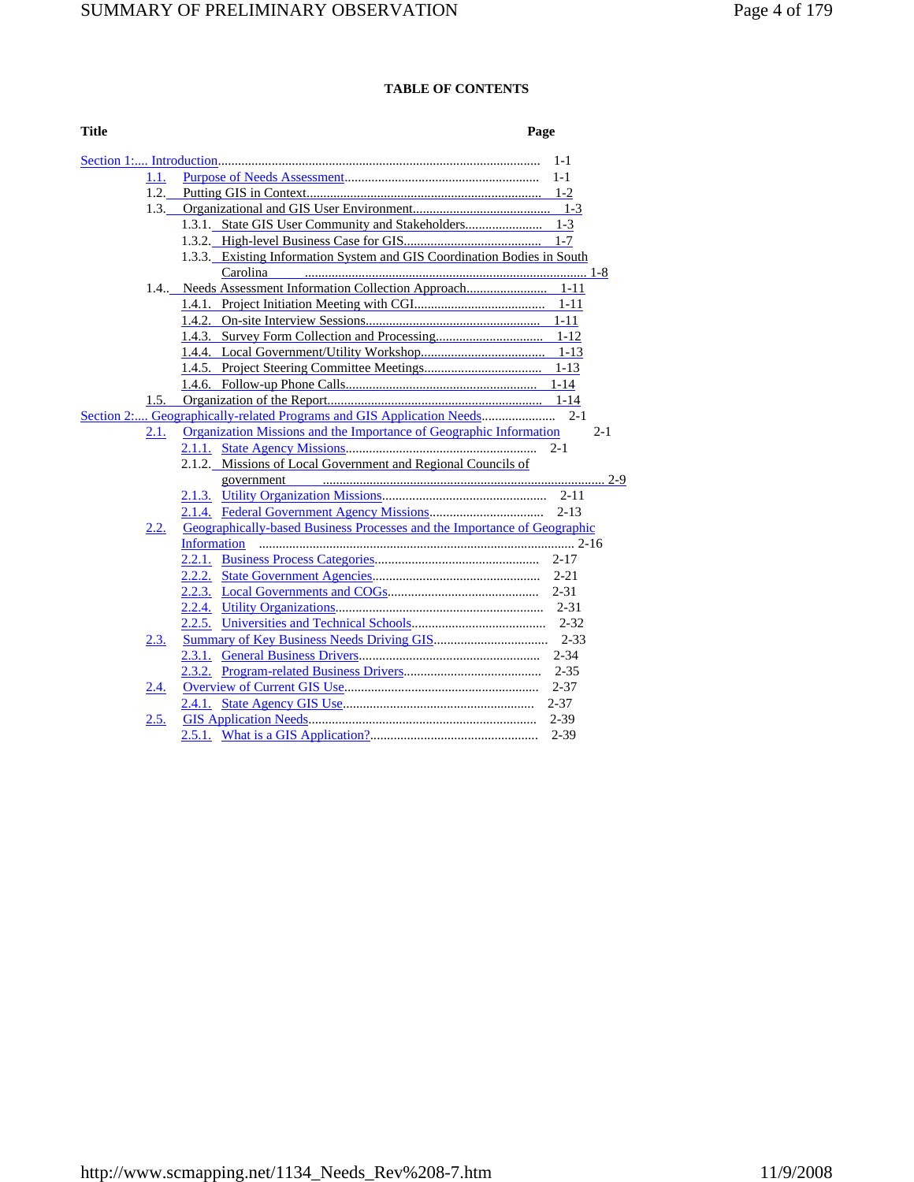**TABLE OF CONTENTS**

| Title | Page |
|---|---|
| Section 1:.... Introduction | 1-1 |
| 1.1. Purpose of Needs Assessment | 1-1 |
| 1.2. Putting GIS in Context | 1-2 |
| 1.3. Organizational and GIS User Environment | 1-3 |
| 1.3.1. State GIS User Community and Stakeholders | 1-3 |
| 1.3.2. High-level Business Case for GIS | 1-7 |
| 1.3.3. Existing Information System and GIS Coordination Bodies in South Carolina | 1-8 |
| 1.4.. Needs Assessment Information Collection Approach | 1-11 |
| 1.4.1. Project Initiation Meeting with CGI | 1-11 |
| 1.4.2. On-site Interview Sessions | 1-11 |
| 1.4.3. Survey Form Collection and Processing | 1-12 |
| 1.4.4. Local Government/Utility Workshop | 1-13 |
| 1.4.5. Project Steering Committee Meetings | 1-13 |
| 1.4.6. Follow-up Phone Calls | 1-14 |
| 1.5. Organization of the Report | 1-14 |
| Section 2:.... Geographically-related Programs and GIS Application Needs | 2-1 |
| 2.1. Organization Missions and the Importance of Geographic Information | 2-1 |
| 2.1.1. State Agency Missions | 2-1 |
| 2.1.2. Missions of Local Government and Regional Councils of government | 2-9 |
| 2.1.3. Utility Organization Missions | 2-11 |
| 2.1.4. Federal Government Agency Missions | 2-13 |
| 2.2. Geographically-based Business Processes and the Importance of Geographic Information | 2-16 |
| 2.2.1. Business Process Categories | 2-17 |
| 2.2.2. State Government Agencies | 2-21 |
| 2.2.3. Local Governments and COGs | 2-31 |
| 2.2.4. Utility Organizations | 2-31 |
| 2.2.5. Universities and Technical Schools | 2-32 |
| 2.3. Summary of Key Business Needs Driving GIS | 2-33 |
| 2.3.1. General Business Drivers | 2-34 |
| 2.3.2. Program-related Business Drivers | 2-35 |
| 2.4. Overview of Current GIS Use | 2-37 |
| 2.4.1. State Agency GIS Use | 2-37 |
| 2.5. GIS Application Needs | 2-39 |
| 2.5.1. What is a GIS Application? | 2-39 |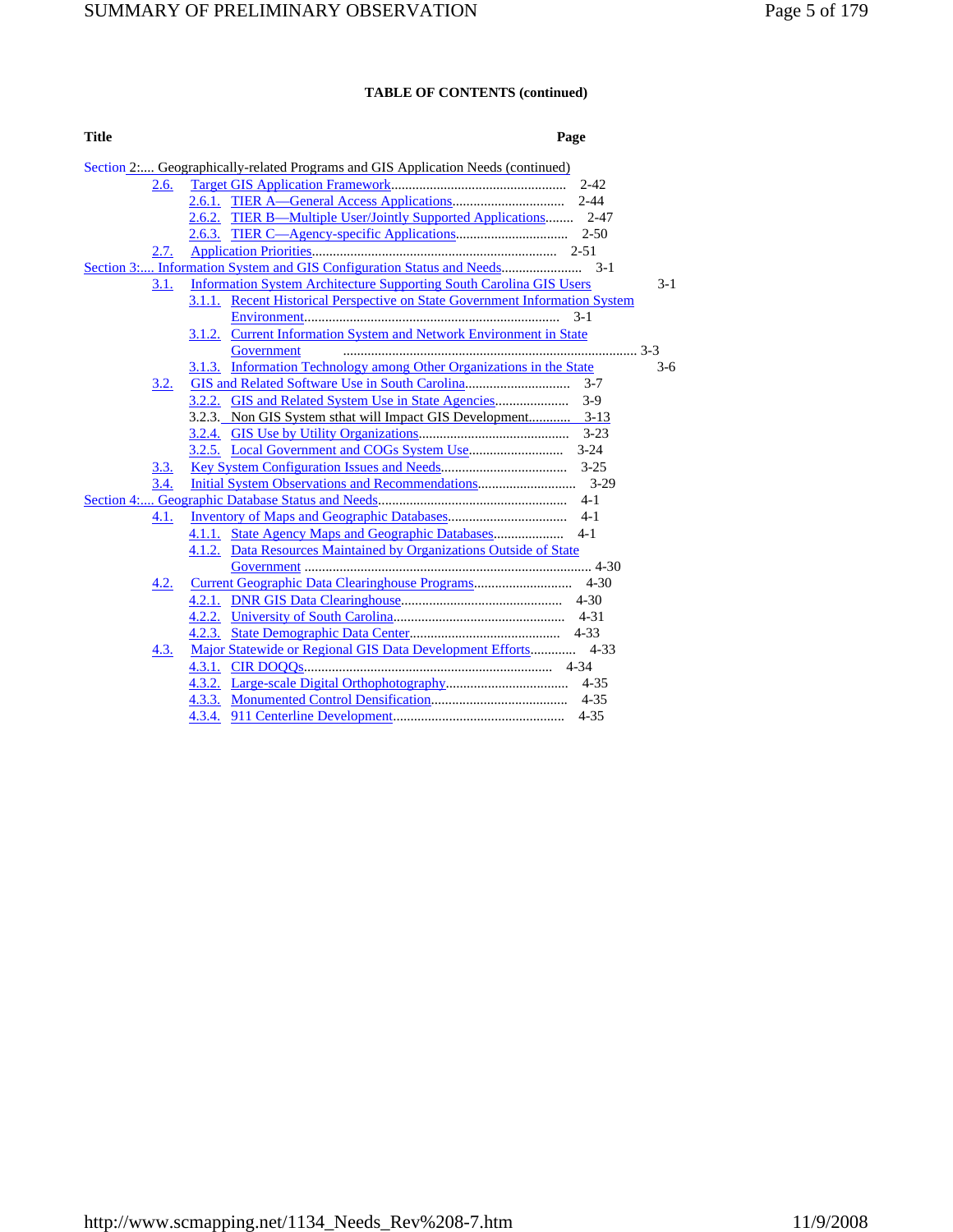**TABLE OF CONTENTS (continued)**

| Title | Page |
|---|---|
| Section 2:.... Geographically-related Programs and GIS Application Needs (continued) | |
| 2.6. Target GIS Application Framework | 2-42 |
| 2.6.1. TIER A—General Access Applications | 2-44 |
| 2.6.2. TIER B—Multiple User/Jointly Supported Applications | 2-47 |
| 2.6.3. TIER C—Agency-specific Applications | 2-50 |
| 2.7. Application Priorities | 2-51 |
| Section 3:.... Information System and GIS Configuration Status and Needs | 3-1 |
| 3.1. Information System Architecture Supporting South Carolina GIS Users | 3-1 |
| 3.1.1. Recent Historical Perspective on State Government Information System Environment | 3-1 |
| 3.1.2. Current Information System and Network Environment in State Government | 3-3 |
| 3.1.3. Information Technology among Other Organizations in the State | 3-6 |
| 3.2. GIS and Related Software Use in South Carolina | 3-7 |
| 3.2.2. GIS and Related System Use in State Agencies | 3-9 |
| 3.2.3. Non GIS System sthat will Impact GIS Development | 3-13 |
| 3.2.4. GIS Use by Utility Organizations | 3-23 |
| 3.2.5. Local Government and COGs System Use | 3-24 |
| 3.3. Key System Configuration Issues and Needs | 3-25 |
| 3.4. Initial System Observations and Recommendations | 3-29 |
| Section 4:.... Geographic Database Status and Needs | 4-1 |
| 4.1. Inventory of Maps and Geographic Databases | 4-1 |
| 4.1.1. State Agency Maps and Geographic Databases | 4-1 |
| 4.1.2. Data Resources Maintained by Organizations Outside of State Government | 4-30 |
| 4.2. Current Geographic Data Clearinghouse Programs | 4-30 |
| 4.2.1. DNR GIS Data Clearinghouse | 4-30 |
| 4.2.2. University of South Carolina | 4-31 |
| 4.2.3. State Demographic Data Center | 4-33 |
| 4.3. Major Statewide or Regional GIS Data Development Efforts | 4-33 |
| 4.3.1. CIR DOQQs | 4-34 |
| 4.3.2. Large-scale Digital Orthophotography | 4-35 |
| 4.3.3. Monumented Control Densification | 4-35 |
| 4.3.4. 911 Centerline Development | 4-35 |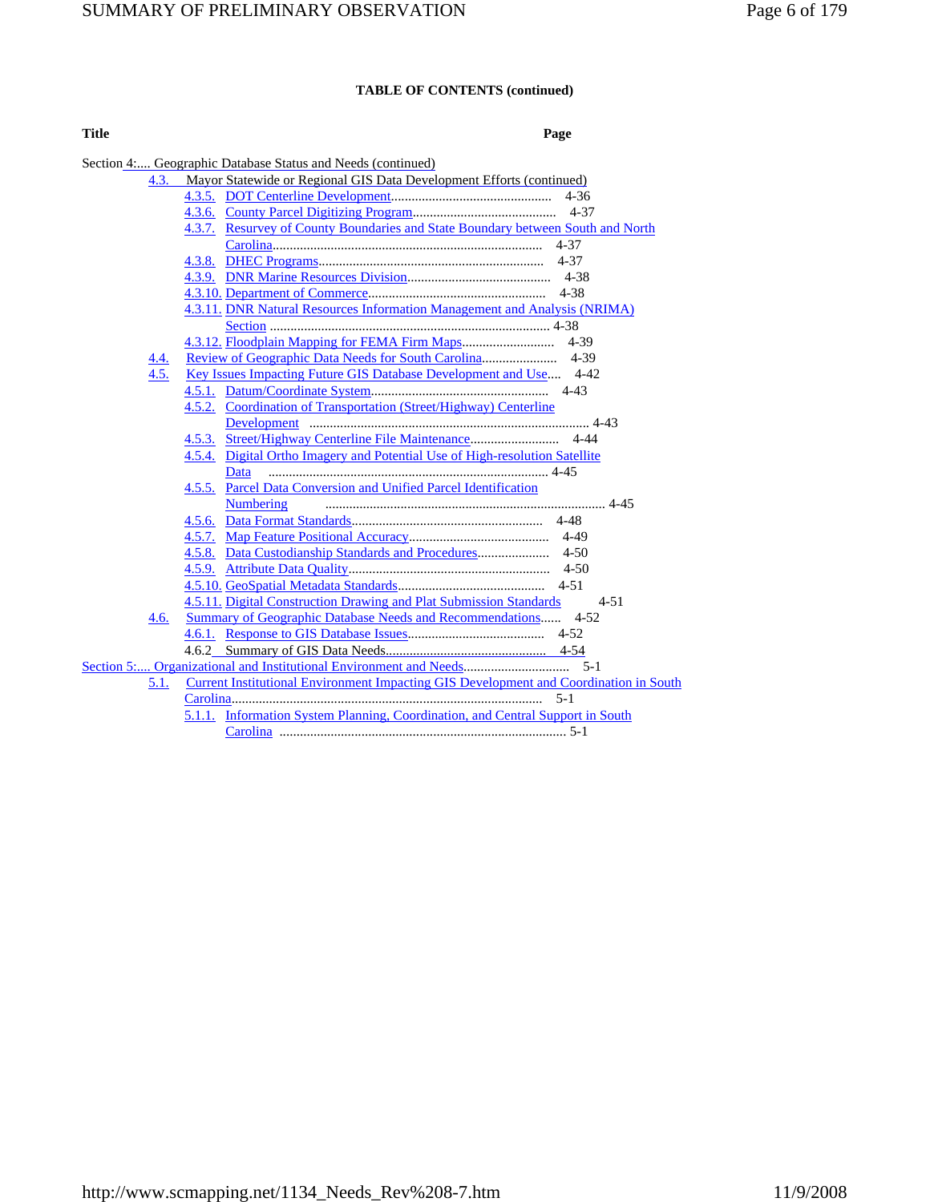**TABLE OF CONTENTS (continued)**

| Title | Page |
|---|---|
| Section 4:.... Geographic Database Status and Needs (continued) | |
| 4.3. Mayor Statewide or Regional GIS Data Development Efforts (continued) | |
| 4.3.5. DOT Centerline Development | 4-36 |
| 4.3.6. County Parcel Digitizing Program | 4-37 |
| 4.3.7. Resurvey of County Boundaries and State Boundary between South and North Carolina | 4-37 |
| 4.3.8. DHEC Programs | 4-37 |
| 4.3.9. DNR Marine Resources Division | 4-38 |
| 4.3.10. Department of Commerce | 4-38 |
| 4.3.11. DNR Natural Resources Information Management and Analysis (NRIMA) Section | 4-38 |
| 4.3.12. Floodplain Mapping for FEMA Firm Maps | 4-39 |
| 4.4. Review of Geographic Data Needs for South Carolina | 4-39 |
| 4.5. Key Issues Impacting Future GIS Database Development and Use | 4-42 |
| 4.5.1. Datum/Coordinate System | 4-43 |
| 4.5.2. Coordination of Transportation (Street/Highway) Centerline Development | 4-43 |
| 4.5.3. Street/Highway Centerline File Maintenance | 4-44 |
| 4.5.4. Digital Ortho Imagery and Potential Use of High-resolution Satellite Data | 4-45 |
| 4.5.5. Parcel Data Conversion and Unified Parcel Identification Numbering | 4-45 |
| 4.5.6. Data Format Standards | 4-48 |
| 4.5.7. Map Feature Positional Accuracy | 4-49 |
| 4.5.8. Data Custodianship Standards and Procedures | 4-50 |
| 4.5.9. Attribute Data Quality | 4-50 |
| 4.5.10. GeoSpatial Metadata Standards | 4-51 |
| 4.5.11. Digital Construction Drawing and Plat Submission Standards | 4-51 |
| 4.6. Summary of Geographic Database Needs and Recommendations | 4-52 |
| 4.6.1. Response to GIS Database Issues | 4-52 |
| 4.6.2 Summary of GIS Data Needs | 4-54 |
| Section 5:.... Organizational and Institutional Environment and Needs | 5-1 |
| 5.1. Current Institutional Environment Impacting GIS Development and Coordination in South Carolina | 5-1 |
| 5.1.1. Information System Planning, Coordination, and Central Support in South Carolina | 5-1 |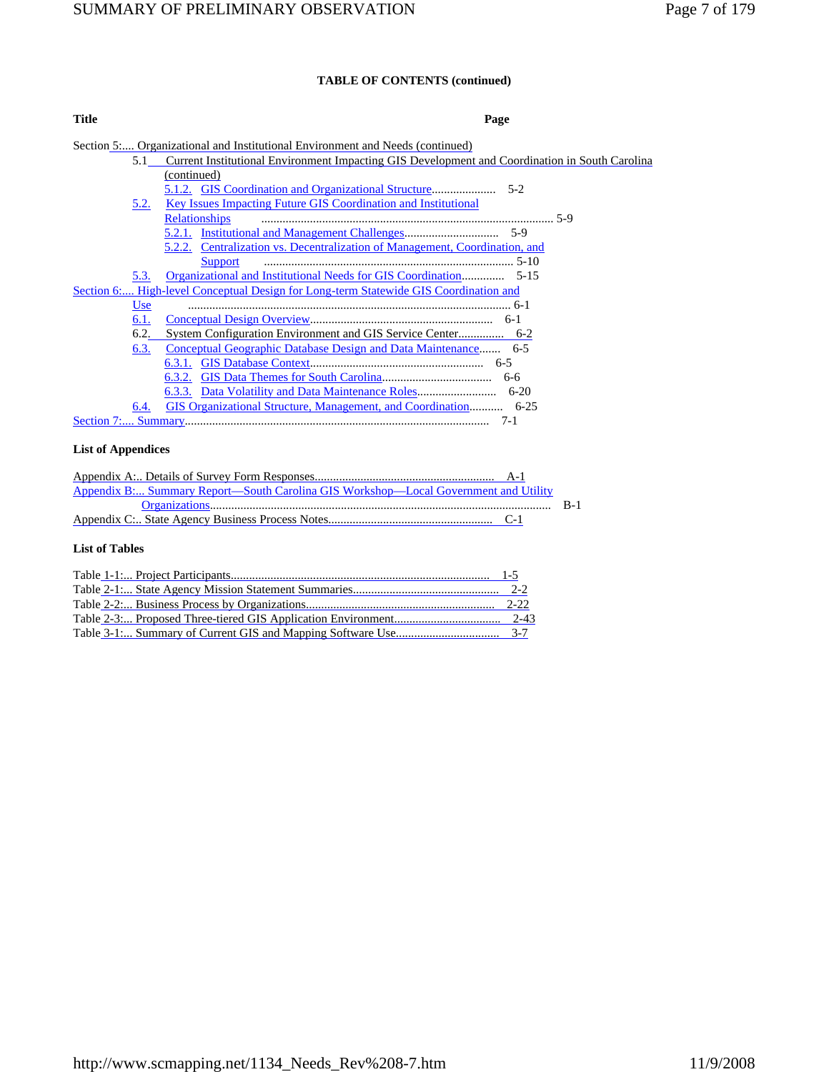**TABLE OF CONTENTS (continued)**

**Title** **Page**

Section 5:.... Organizational and Institutional Environment and Needs (continued)

- 5.1 Current Institutional Environment Impacting GIS Development and Coordination in South Carolina (continued)
  - 5.1.2. GIS Coordination and Organizational Structure..................... 5-2
- 5.2. Key Issues Impacting Future GIS Coordination and Institutional Relationships ............................................................................................... 5-9
  - 5.2.1. Institutional and Management Challenges............................... 5-9
  - 5.2.2. Centralization vs. Decentralization of Management, Coordination, and Support ................................................................................. 5-10
- 5.3. Organizational and Institutional Needs for GIS Coordination.............. 5-15

Section 6:.... High-level Conceptual Design for Long-term Statewide GIS Coordination and Use ......................................................................................................... 6-1

- 6.1. Conceptual Design Overview............................................................ 6-1
- 6.2. System Configuration Environment and GIS Service Center............... 6-2
- 6.3. Conceptual Geographic Database Design and Data Maintenance....... 6-5
  - 6.3.1. GIS Database Context......................................................... 6-5
  - 6.3.2. GIS Data Themes for South Carolina.................................... 6-6
  - 6.3.3. Data Volatility and Data Maintenance Roles.......................... 6-20
- 6.4. GIS Organizational Structure, Management, and Coordination........... 6-25

Section 7:.... Summary................................................................................................... 7-1

**List of Appendices**

Appendix A:.. Details of Survey Form Responses.......................................................... A-1

Appendix B:... Summary Report—South Carolina GIS Workshop—Local Government and Utility Organizations............................................................................................... B-1

Appendix C:.. State Agency Business Process Notes..................................................... C-1

**List of Tables**

Table 1-1:... Project Participants.................................................................................... 1-5

Table 2-1:... State Agency Mission Statement Summaries............................................... 2-2

Table 2-2:... Business Process by Organizations............................................................. 2-22

Table 2-3:... Proposed Three-tiered GIS Application Environment.................................. 2-43

Table 3-1:... Summary of Current GIS and Mapping Software Use.................................. 3-7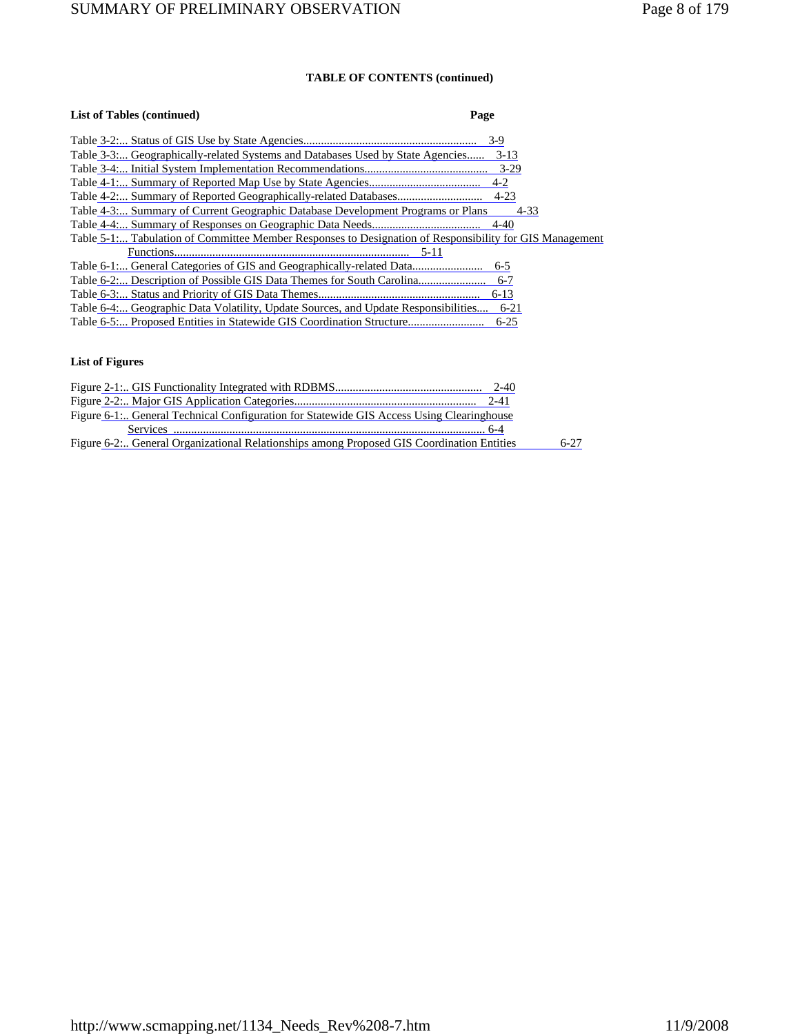**TABLE OF CONTENTS (continued)**

**List of Tables (continued)** **Page**

Table 3-2:... Status of GIS Use by State Agencies........................................................... 3-9
Table 3-3:... Geographically-related Systems and Databases Used by State Agencies...... 3-13
Table 3-4:... Initial System Implementation Recommendations.......................................... 3-29
Table 4-1:... Summary of Reported Map Use by State Agencies...................................... 4-2
Table 4-2:... Summary of Reported Geographically-related Databases............................. 4-23
Table 4-3:... Summary of Current Geographic Database Development Programs or Plans 4-33
Table 4-4:... Summary of Responses on Geographic Data Needs..................................... 4-40
Table 5-1:... Tabulation of Committee Member Responses to Designation of Responsibility for GIS Management Functions................................................................................. 5-11
Table 6-1:... General Categories of GIS and Geographically-related Data........................ 6-5
Table 6-2:... Description of Possible GIS Data Themes for South Carolina....................... 6-7
Table 6-3:... Status and Priority of GIS Data Themes....................................................... 6-13
Table 6-4:... Geographic Data Volatility, Update Sources, and Update Responsibilities.... 6-21
Table 6-5:... Proposed Entities in Statewide GIS Coordination Structure.......................... 6-25

**List of Figures**

Figure 2-1:.. GIS Functionality Integrated with RDBMS.................................................. 2-40
Figure 2-2:.. Major GIS Application Categories.............................................................. 2-41
Figure 6-1:.. General Technical Configuration for Statewide GIS Access Using Clearinghouse Services ........................................................................................................... 6-4
Figure 6-2:.. General Organizational Relationships among Proposed GIS Coordination Entities 6-27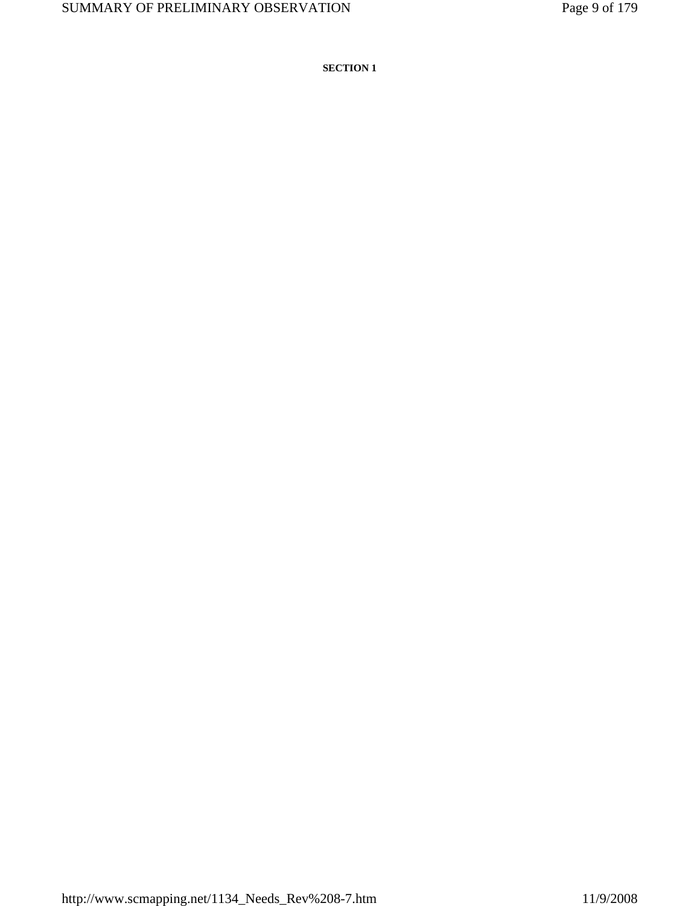**SECTION 1**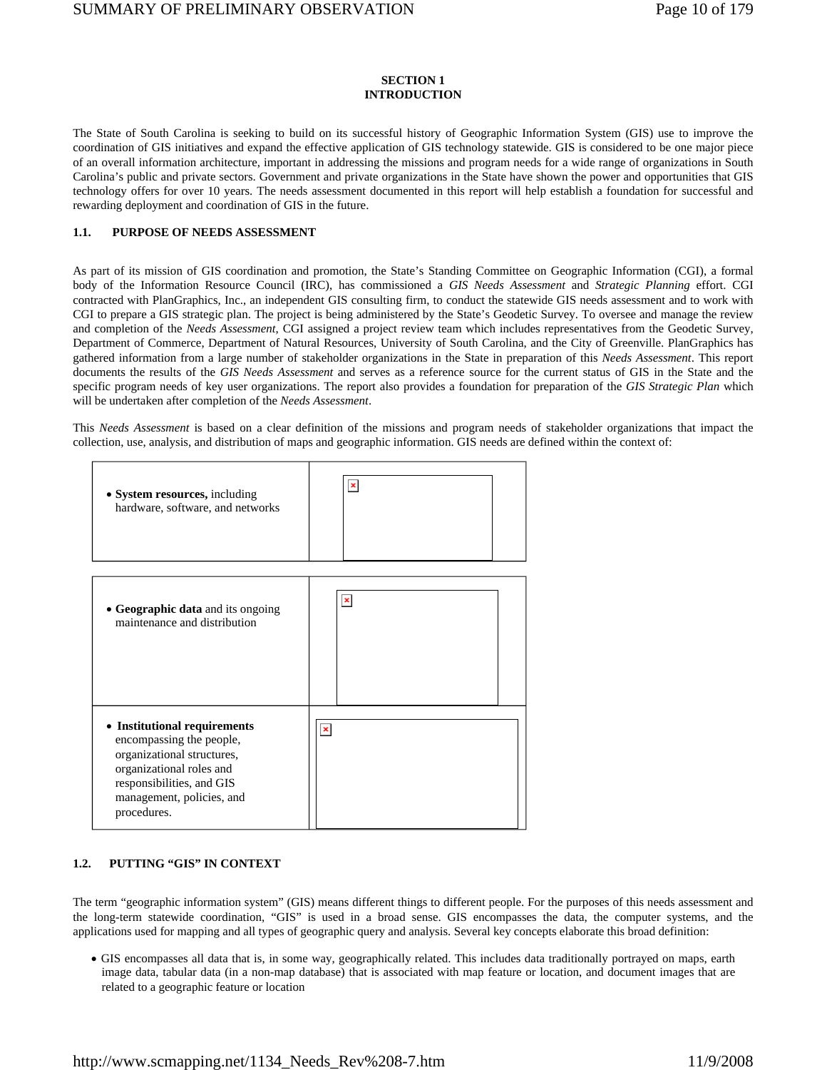## SECTION 1
## INTRODUCTION

The State of South Carolina is seeking to build on its successful history of Geographic Information System (GIS) use to improve the coordination of GIS initiatives and expand the effective application of GIS technology statewide. GIS is considered to be one major piece of an overall information architecture, important in addressing the missions and program needs for a wide range of organizations in South Carolina's public and private sectors. Government and private organizations in the State have shown the power and opportunities that GIS technology offers for over 10 years. The needs assessment documented in this report will help establish a foundation for successful and rewarding deployment and coordination of GIS in the future.

### 1.1. PURPOSE OF NEEDS ASSESSMENT

As part of its mission of GIS coordination and promotion, the State's Standing Committee on Geographic Information (CGI), a formal body of the Information Resource Council (IRC), has commissioned a *GIS Needs Assessment* and *Strategic Planning* effort. CGI contracted with PlanGraphics, Inc., an independent GIS consulting firm, to conduct the statewide GIS needs assessment and to work with CGI to prepare a GIS strategic plan. The project is being administered by the State's Geodetic Survey. To oversee and manage the review and completion of the *Needs Assessment*, CGI assigned a project review team which includes representatives from the Geodetic Survey, Department of Commerce, Department of Natural Resources, University of South Carolina, and the City of Greenville. PlanGraphics has gathered information from a large number of stakeholder organizations in the State in preparation of this *Needs Assessment*. This report documents the results of the *GIS Needs Assessment* and serves as a reference source for the current status of GIS in the State and the specific program needs of key user organizations. The report also provides a foundation for preparation of the *GIS Strategic Plan* which will be undertaken after completion of the *Needs Assessment*.

This *Needs Assessment* is based on a clear definition of the missions and program needs of stakeholder organizations that impact the collection, use, analysis, and distribution of maps and geographic information. GIS needs are defined within the context of:

| | |
|---|---|
| • **System resources,** including hardware, software, and networks | |
| • **Geographic data** and its ongoing maintenance and distribution | |
| • **Institutional requirements** encompassing the people, organizational structures, organizational roles and responsibilities, and GIS management, policies, and procedures. | |

### 1.2. PUTTING "GIS" IN CONTEXT

The term "geographic information system" (GIS) means different things to different people. For the purposes of this needs assessment and the long-term statewide coordination, "GIS" is used in a broad sense. GIS encompasses the data, the computer systems, and the applications used for mapping and all types of geographic query and analysis. Several key concepts elaborate this broad definition:

- GIS encompasses all data that is, in some way, geographically related. This includes data traditionally portrayed on maps, earth image data, tabular data (in a non-map database) that is associated with map feature or location, and document images that are related to a geographic feature or location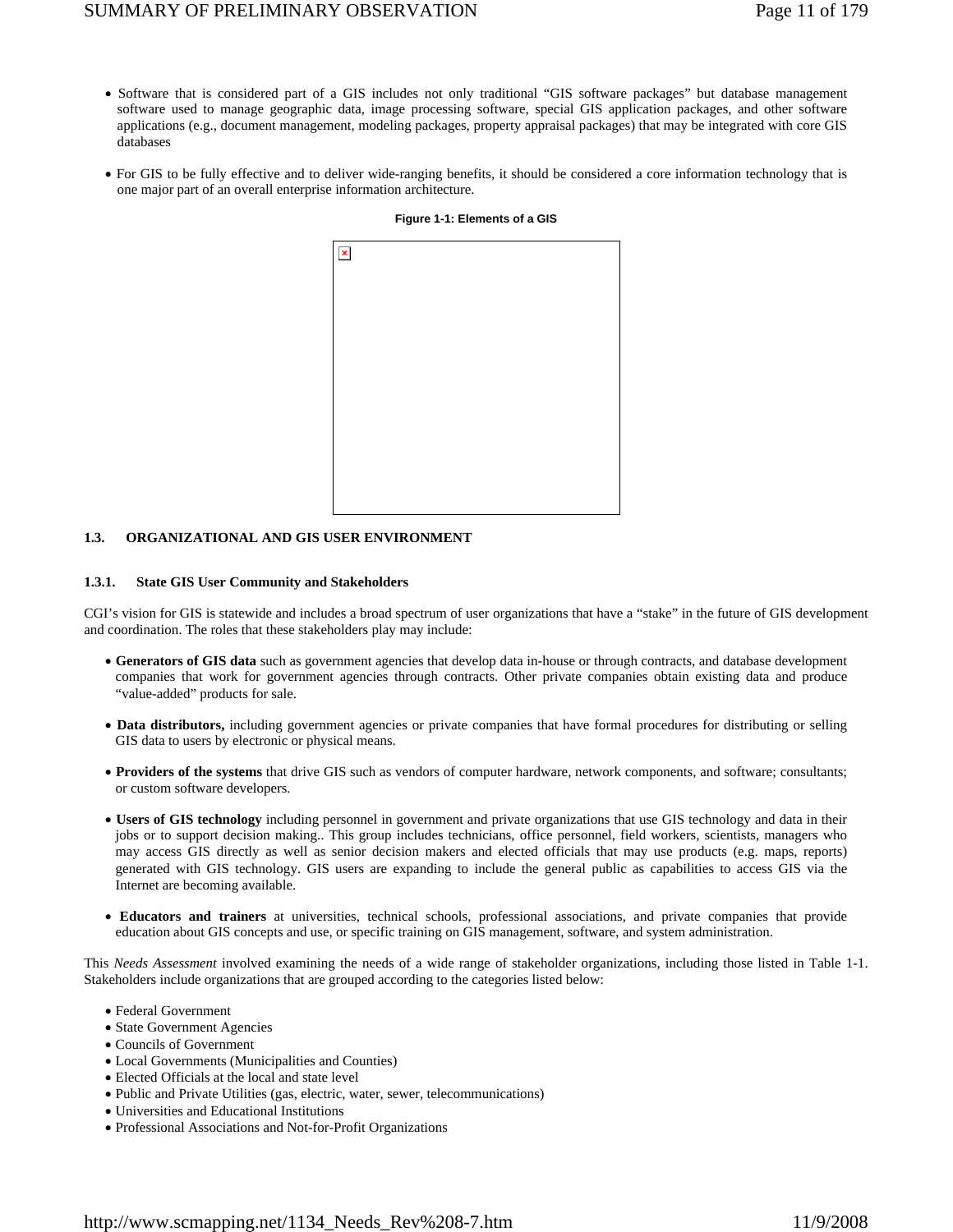- Software that is considered part of a GIS includes not only traditional "GIS software packages" but database management software used to manage geographic data, image processing software, special GIS application packages, and other software applications (e.g., document management, modeling packages, property appraisal packages) that may be integrated with core GIS databases

- For GIS to be fully effective and to deliver wide-ranging benefits, it should be considered a core information technology that is one major part of an overall enterprise information architecture.

**Figure 1-1: Elements of a GIS**

### 1.3. ORGANIZATIONAL AND GIS USER ENVIRONMENT

#### 1.3.1. State GIS User Community and Stakeholders

CGI's vision for GIS is statewide and includes a broad spectrum of user organizations that have a "stake" in the future of GIS development and coordination. The roles that these stakeholders play may include:

- **Generators of GIS data** such as government agencies that develop data in-house or through contracts, and database development companies that work for government agencies through contracts. Other private companies obtain existing data and produce "value-added" products for sale.

- **Data distributors,** including government agencies or private companies that have formal procedures for distributing or selling GIS data to users by electronic or physical means.

- **Providers of the systems** that drive GIS such as vendors of computer hardware, network components, and software; consultants; or custom software developers.

- **Users of GIS technology** including personnel in government and private organizations that use GIS technology and data in their jobs or to support decision making.. This group includes technicians, office personnel, field workers, scientists, managers who may access GIS directly as well as senior decision makers and elected officials that may use products (e.g. maps, reports) generated with GIS technology. GIS users are expanding to include the general public as capabilities to access GIS via the Internet are becoming available.

- **Educators and trainers** at universities, technical schools, professional associations, and private companies that provide education about GIS concepts and use, or specific training on GIS management, software, and system administration.

This *Needs Assessment* involved examining the needs of a wide range of stakeholder organizations, including those listed in Table 1-1. Stakeholders include organizations that are grouped according to the categories listed below:

- Federal Government
- State Government Agencies
- Councils of Government
- Local Governments (Municipalities and Counties)
- Elected Officials at the local and state level
- Public and Private Utilities (gas, electric, water, sewer, telecommunications)
- Universities and Educational Institutions
- Professional Associations and Not-for-Profit Organizations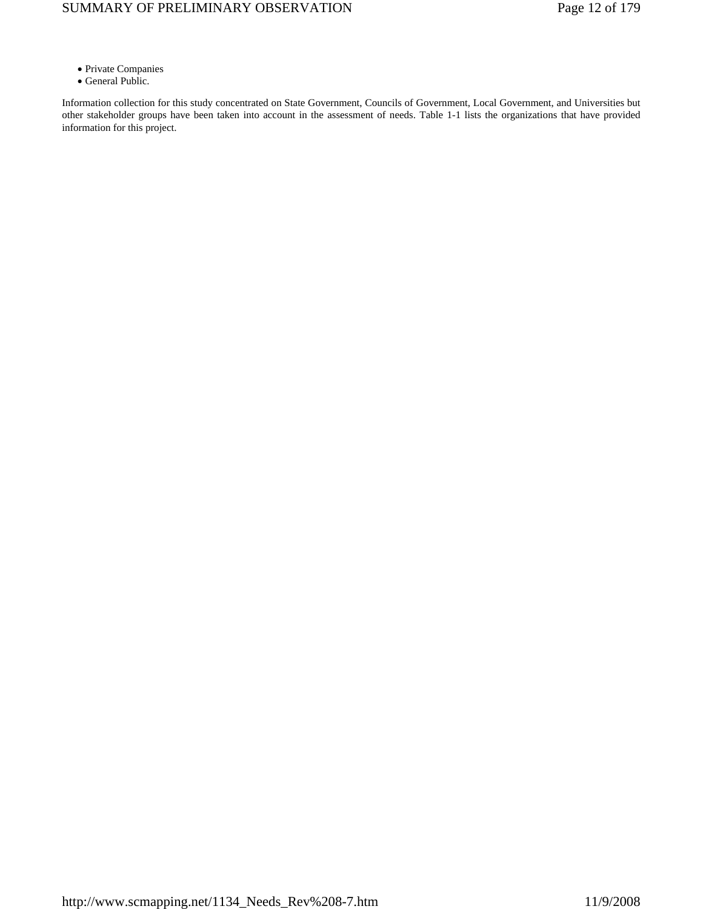- Private Companies
- General Public.

Information collection for this study concentrated on State Government, Councils of Government, Local Government, and Universities but other stakeholder groups have been taken into account in the assessment of needs. Table 1-1 lists the organizations that have provided information for this project.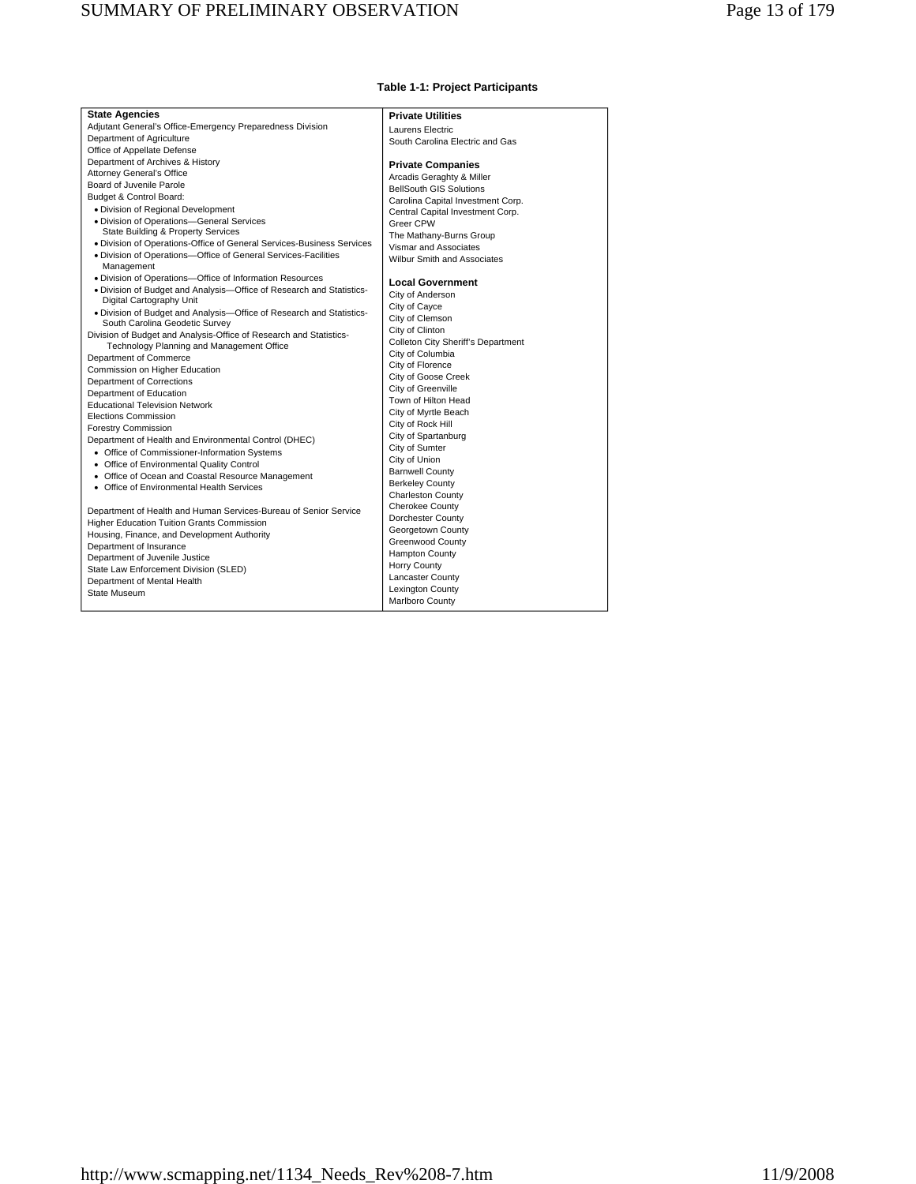**Table 1-1: Project Participants**

| State Agencies | Private Utilities |
|---|---|
| Adjutant General's Office-Emergency Preparedness Division | Laurens Electric |
| Department of Agriculture | South Carolina Electric and Gas |
| Office of Appellate Defense | |
| Department of Archives & History | **Private Companies** |
| Attorney General's Office | Arcadis Geraghty & Miller |
| Board of Juvenile Parole | BellSouth GIS Solutions |
| Budget & Control Board: | Carolina Capital Investment Corp. |
| • Division of Regional Development | Central Capital Investment Corp. |
| • Division of Operations—General Services State Building & Property Services | Greer CPW |
| • Division of Operations-Office of General Services-Business Services | The Mathany-Burns Group |
| • Division of Operations—Office of General Services-Facilities Management | Vismar and Associates |
| • Division of Operations—Office of Information Resources | Wilbur Smith and Associates |
| • Division of Budget and Analysis—Office of Research and Statistics-Digital Cartography Unit | |
| • Division of Budget and Analysis—Office of Research and Statistics-South Carolina Geodetic Survey | **Local Government** |
| Division of Budget and Analysis-Office of Research and Statistics-Technology Planning and Management Office | City of Anderson |
| Department of Commerce | City of Cayce |
| Commission on Higher Education | City of Clemson |
| Department of Corrections | City of Clinton |
| Department of Education | Colleton City Sheriff's Department |
| Educational Television Network | City of Columbia |
| Elections Commission | City of Florence |
| Forestry Commission | City of Goose Creek |
| Department of Health and Environmental Control (DHEC) | City of Greenville |
| • Office of Commissioner-Information Systems | Town of Hilton Head |
| • Office of Environmental Quality Control | City of Myrtle Beach |
| • Office of Ocean and Coastal Resource Management | City of Rock Hill |
| • Office of Environmental Health Services | City of Spartanburg |
| Department of Health and Human Services-Bureau of Senior Service | City of Sumter |
| Higher Education Tuition Grants Commission | City of Union |
| Housing, Finance, and Development Authority | Barnwell County |
| Department of Insurance | Berkeley County |
| Department of Juvenile Justice | Charleston County |
| State Law Enforcement Division (SLED) | Cherokee County |
| Department of Mental Health | Dorchester County |
| State Museum | Georgetown County |
| | Greenwood County |
| | Hampton County |
| | Horry County |
| | Lancaster County |
| | Lexington County |
| | Marlboro County |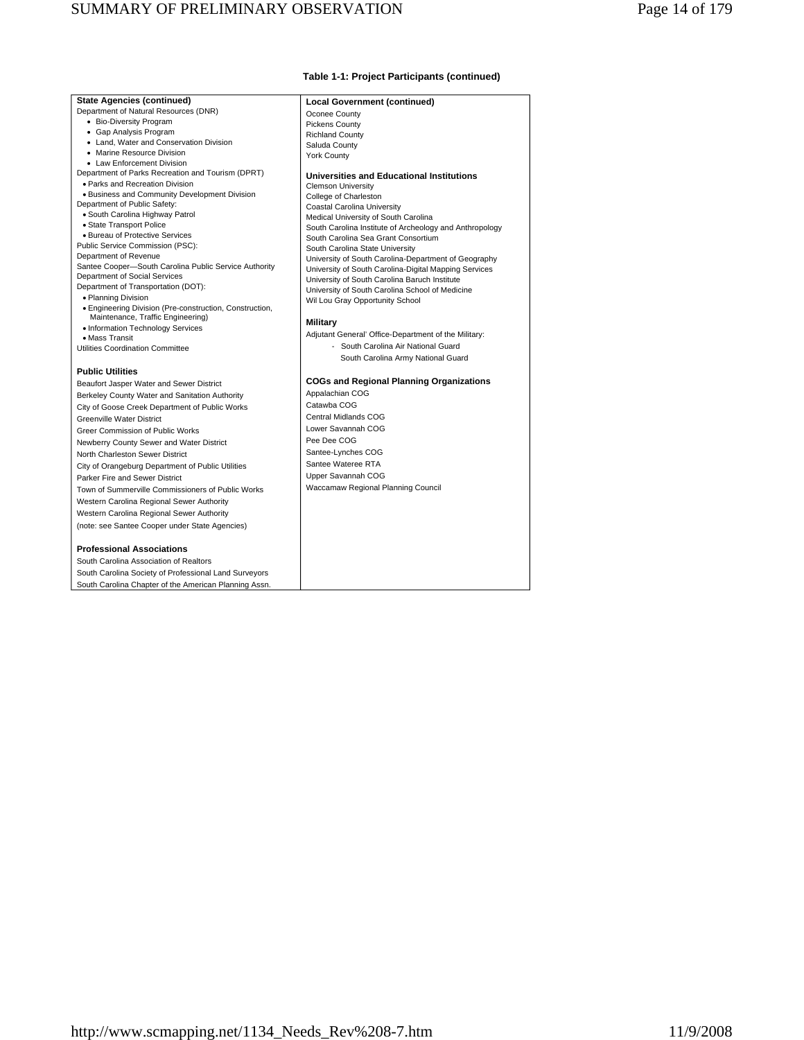**Table 1-1: Project Participants (continued)**

**State Agencies (continued)**

Department of Natural Resources (DNR)

- Bio-Diversity Program
- Gap Analysis Program
- Land, Water and Conservation Division
- Marine Resource Division
- Law Enforcement Division

Department of Parks Recreation and Tourism (DPRT)

- Parks and Recreation Division
- Business and Community Development Division

Department of Public Safety:

- South Carolina Highway Patrol
- State Transport Police
- Bureau of Protective Services

Public Service Commission (PSC):

Department of Revenue

Santee Cooper—South Carolina Public Service Authority

Department of Social Services

Department of Transportation (DOT):

- Planning Division
- Engineering Division (Pre-construction, Construction, Maintenance, Traffic Engineering)
- Information Technology Services
- Mass Transit

Utilities Coordination Committee

**Public Utilities**

Beaufort Jasper Water and Sewer District

Berkeley County Water and Sanitation Authority

City of Goose Creek Department of Public Works

Greenville Water District

Greer Commission of Public Works

Newberry County Sewer and Water District

North Charleston Sewer District

City of Orangeburg Department of Public Utilities

Parker Fire and Sewer District

Town of Summerville Commissioners of Public Works

Western Carolina Regional Sewer Authority

Western Carolina Regional Sewer Authority

(note: see Santee Cooper under State Agencies)

**Professional Associations**

South Carolina Association of Realtors

South Carolina Society of Professional Land Surveyors

South Carolina Chapter of the American Planning Assn.

**Local Government (continued)**

Oconee County

Pickens County

Richland County

Saluda County

York County

**Universities and Educational Institutions**

Clemson University

College of Charleston

Coastal Carolina University

Medical University of South Carolina

South Carolina Institute of Archeology and Anthropology

South Carolina Sea Grant Consortium

South Carolina State University

University of South Carolina-Department of Geography

University of South Carolina-Digital Mapping Services

University of South Carolina Baruch Institute

University of South Carolina School of Medicine

Wil Lou Gray Opportunity School

**Military**

Adjutant General' Office-Department of the Military:

- South Carolina Air National Guard
  South Carolina Army National Guard

**COGs and Regional Planning Organizations**

Appalachian COG

Catawba COG

Central Midlands COG

Lower Savannah COG

Pee Dee COG

Santee-Lynches COG

Santee Wateree RTA

Upper Savannah COG

Waccamaw Regional Planning Council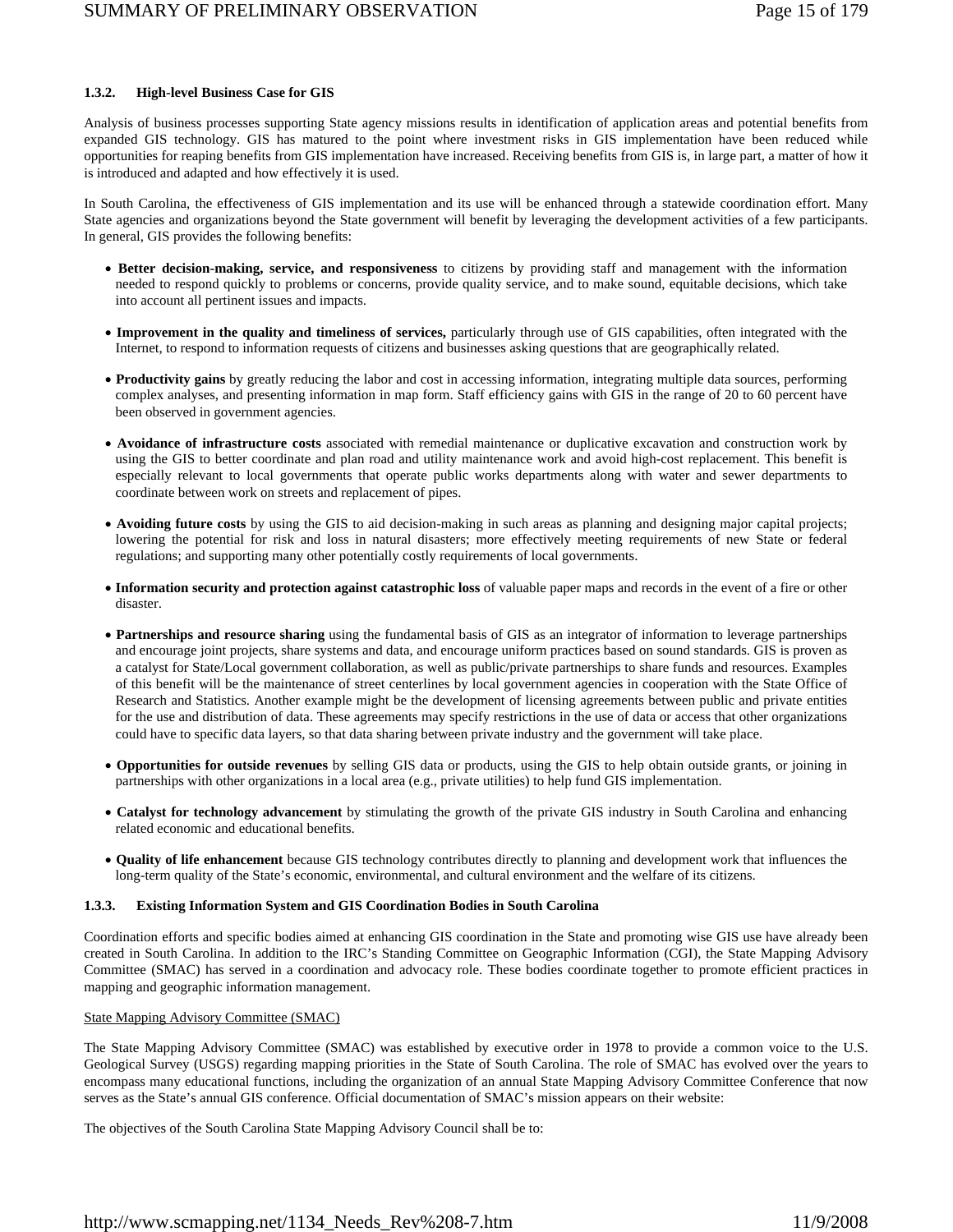#### 1.3.2. High-level Business Case for GIS

Analysis of business processes supporting State agency missions results in identification of application areas and potential benefits from expanded GIS technology. GIS has matured to the point where investment risks in GIS implementation have been reduced while opportunities for reaping benefits from GIS implementation have increased. Receiving benefits from GIS is, in large part, a matter of how it is introduced and adapted and how effectively it is used.

In South Carolina, the effectiveness of GIS implementation and its use will be enhanced through a statewide coordination effort. Many State agencies and organizations beyond the State government will benefit by leveraging the development activities of a few participants. In general, GIS provides the following benefits:

- **Better decision-making, service, and responsiveness** to citizens by providing staff and management with the information needed to respond quickly to problems or concerns, provide quality service, and to make sound, equitable decisions, which take into account all pertinent issues and impacts.
- **Improvement in the quality and timeliness of services,** particularly through use of GIS capabilities, often integrated with the Internet, to respond to information requests of citizens and businesses asking questions that are geographically related.
- **Productivity gains** by greatly reducing the labor and cost in accessing information, integrating multiple data sources, performing complex analyses, and presenting information in map form. Staff efficiency gains with GIS in the range of 20 to 60 percent have been observed in government agencies.
- **Avoidance of infrastructure costs** associated with remedial maintenance or duplicative excavation and construction work by using the GIS to better coordinate and plan road and utility maintenance work and avoid high-cost replacement. This benefit is especially relevant to local governments that operate public works departments along with water and sewer departments to coordinate between work on streets and replacement of pipes.
- **Avoiding future costs** by using the GIS to aid decision-making in such areas as planning and designing major capital projects; lowering the potential for risk and loss in natural disasters; more effectively meeting requirements of new State or federal regulations; and supporting many other potentially costly requirements of local governments.
- **Information security and protection against catastrophic loss** of valuable paper maps and records in the event of a fire or other disaster.
- **Partnerships and resource sharing** using the fundamental basis of GIS as an integrator of information to leverage partnerships and encourage joint projects, share systems and data, and encourage uniform practices based on sound standards. GIS is proven as a catalyst for State/Local government collaboration, as well as public/private partnerships to share funds and resources. Examples of this benefit will be the maintenance of street centerlines by local government agencies in cooperation with the State Office of Research and Statistics. Another example might be the development of licensing agreements between public and private entities for the use and distribution of data. These agreements may specify restrictions in the use of data or access that other organizations could have to specific data layers, so that data sharing between private industry and the government will take place.
- **Opportunities for outside revenues** by selling GIS data or products, using the GIS to help obtain outside grants, or joining in partnerships with other organizations in a local area (e.g., private utilities) to help fund GIS implementation.
- **Catalyst for technology advancement** by stimulating the growth of the private GIS industry in South Carolina and enhancing related economic and educational benefits.
- **Quality of life enhancement** because GIS technology contributes directly to planning and development work that influences the long-term quality of the State's economic, environmental, and cultural environment and the welfare of its citizens.

#### 1.3.3. Existing Information System and GIS Coordination Bodies in South Carolina

Coordination efforts and specific bodies aimed at enhancing GIS coordination in the State and promoting wise GIS use have already been created in South Carolina. In addition to the IRC's Standing Committee on Geographic Information (CGI), the State Mapping Advisory Committee (SMAC) has served in a coordination and advocacy role. These bodies coordinate together to promote efficient practices in mapping and geographic information management.

<u>State Mapping Advisory Committee (SMAC)</u>

The State Mapping Advisory Committee (SMAC) was established by executive order in 1978 to provide a common voice to the U.S. Geological Survey (USGS) regarding mapping priorities in the State of South Carolina. The role of SMAC has evolved over the years to encompass many educational functions, including the organization of an annual State Mapping Advisory Committee Conference that now serves as the State's annual GIS conference. Official documentation of SMAC's mission appears on their website:

The objectives of the South Carolina State Mapping Advisory Council shall be to: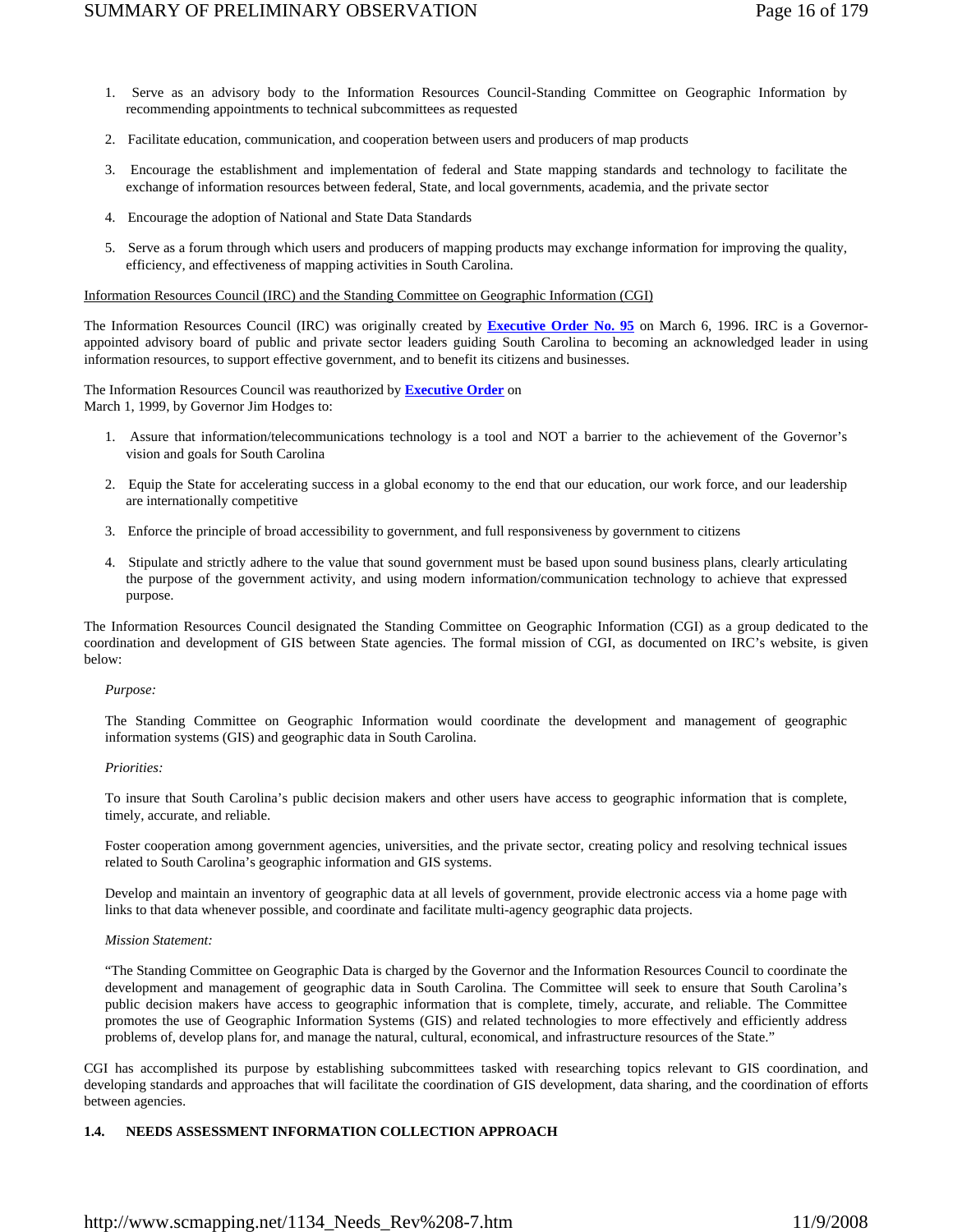1. Serve as an advisory body to the Information Resources Council-Standing Committee on Geographic Information by recommending appointments to technical subcommittees as requested
2. Facilitate education, communication, and cooperation between users and producers of map products
3. Encourage the establishment and implementation of federal and State mapping standards and technology to facilitate the exchange of information resources between federal, State, and local governments, academia, and the private sector
4. Encourage the adoption of National and State Data Standards
5. Serve as a forum through which users and producers of mapping products may exchange information for improving the quality, efficiency, and effectiveness of mapping activities in South Carolina.

<u>Information Resources Council (IRC) and the Standing Committee on Geographic Information (CGI)</u>

The Information Resources Council (IRC) was originally created by **Executive Order No. 95** on March 6, 1996. IRC is a Governor-appointed advisory board of public and private sector leaders guiding South Carolina to becoming an acknowledged leader in using information resources, to support effective government, and to benefit its citizens and businesses.

The Information Resources Council was reauthorized by **Executive Order** on March 1, 1999, by Governor Jim Hodges to:

1. Assure that information/telecommunications technology is a tool and NOT a barrier to the achievement of the Governor's vision and goals for South Carolina
2. Equip the State for accelerating success in a global economy to the end that our education, our work force, and our leadership are internationally competitive
3. Enforce the principle of broad accessibility to government, and full responsiveness by government to citizens
4. Stipulate and strictly adhere to the value that sound government must be based upon sound business plans, clearly articulating the purpose of the government activity, and using modern information/communication technology to achieve that expressed purpose.

The Information Resources Council designated the Standing Committee on Geographic Information (CGI) as a group dedicated to the coordination and development of GIS between State agencies. The formal mission of CGI, as documented on IRC's website, is given below:

*Purpose:*

The Standing Committee on Geographic Information would coordinate the development and management of geographic information systems (GIS) and geographic data in South Carolina.

*Priorities:*

To insure that South Carolina's public decision makers and other users have access to geographic information that is complete, timely, accurate, and reliable.

Foster cooperation among government agencies, universities, and the private sector, creating policy and resolving technical issues related to South Carolina's geographic information and GIS systems.

Develop and maintain an inventory of geographic data at all levels of government, provide electronic access via a home page with links to that data whenever possible, and coordinate and facilitate multi-agency geographic data projects.

*Mission Statement:*

"The Standing Committee on Geographic Data is charged by the Governor and the Information Resources Council to coordinate the development and management of geographic data in South Carolina. The Committee will seek to ensure that South Carolina's public decision makers have access to geographic information that is complete, timely, accurate, and reliable. The Committee promotes the use of Geographic Information Systems (GIS) and related technologies to more effectively and efficiently address problems of, develop plans for, and manage the natural, cultural, economical, and infrastructure resources of the State."

CGI has accomplished its purpose by establishing subcommittees tasked with researching topics relevant to GIS coordination, and developing standards and approaches that will facilitate the coordination of GIS development, data sharing, and the coordination of efforts between agencies.

### 1.4. NEEDS ASSESSMENT INFORMATION COLLECTION APPROACH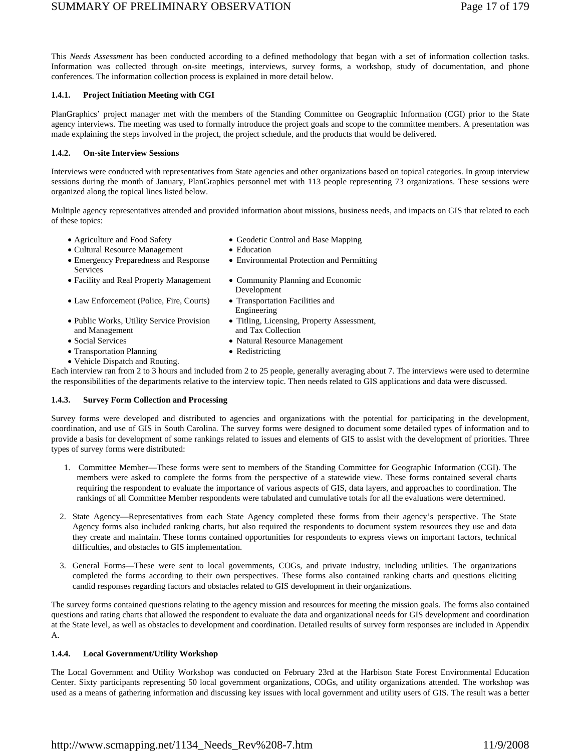This *Needs Assessment* has been conducted according to a defined methodology that began with a set of information collection tasks. Information was collected through on-site meetings, interviews, survey forms, a workshop, study of documentation, and phone conferences. The information collection process is explained in more detail below.

#### 1.4.1. Project Initiation Meeting with CGI

PlanGraphics' project manager met with the members of the Standing Committee on Geographic Information (CGI) prior to the State agency interviews. The meeting was used to formally introduce the project goals and scope to the committee members. A presentation was made explaining the steps involved in the project, the project schedule, and the products that would be delivered.

#### 1.4.2. On-site Interview Sessions

Interviews were conducted with representatives from State agencies and other organizations based on topical categories. In group interview sessions during the month of January, PlanGraphics personnel met with 113 people representing 73 organizations. These sessions were organized along the topical lines listed below.

Multiple agency representatives attended and provided information about missions, business needs, and impacts on GIS that related to each of these topics:

- Agriculture and Food Safety
- Cultural Resource Management
- Emergency Preparedness and Response Services
- Facility and Real Property Management
- Law Enforcement (Police, Fire, Courts)
- Public Works, Utility Service Provision and Management
- Social Services
- Transportation Planning
- Vehicle Dispatch and Routing.
- Geodetic Control and Base Mapping
- Education
- Environmental Protection and Permitting
- Community Planning and Economic Development
- Transportation Facilities and Engineering
- Titling, Licensing, Property Assessment, and Tax Collection
- Natural Resource Management
- Redistricting

Each interview ran from 2 to 3 hours and included from 2 to 25 people, generally averaging about 7. The interviews were used to determine the responsibilities of the departments relative to the interview topic. Then needs related to GIS applications and data were discussed.

#### 1.4.3. Survey Form Collection and Processing

Survey forms were developed and distributed to agencies and organizations with the potential for participating in the development, coordination, and use of GIS in South Carolina. The survey forms were designed to document some detailed types of information and to provide a basis for development of some rankings related to issues and elements of GIS to assist with the development of priorities. Three types of survey forms were distributed:

1. Committee Member—These forms were sent to members of the Standing Committee for Geographic Information (CGI). The members were asked to complete the forms from the perspective of a statewide view. These forms contained several charts requiring the respondent to evaluate the importance of various aspects of GIS, data layers, and approaches to coordination. The rankings of all Committee Member respondents were tabulated and cumulative totals for all the evaluations were determined.
2. State Agency—Representatives from each State Agency completed these forms from their agency's perspective. The State Agency forms also included ranking charts, but also required the respondents to document system resources they use and data they create and maintain. These forms contained opportunities for respondents to express views on important factors, technical difficulties, and obstacles to GIS implementation.
3. General Forms—These were sent to local governments, COGs, and private industry, including utilities. The organizations completed the forms according to their own perspectives. These forms also contained ranking charts and questions eliciting candid responses regarding factors and obstacles related to GIS development in their organizations.

The survey forms contained questions relating to the agency mission and resources for meeting the mission goals. The forms also contained questions and rating charts that allowed the respondent to evaluate the data and organizational needs for GIS development and coordination at the State level, as well as obstacles to development and coordination. Detailed results of survey form responses are included in Appendix A.

#### 1.4.4. Local Government/Utility Workshop

The Local Government and Utility Workshop was conducted on February 23rd at the Harbison State Forest Environmental Education Center. Sixty participants representing 50 local government organizations, COGs, and utility organizations attended. The workshop was used as a means of gathering information and discussing key issues with local government and utility users of GIS. The result was a better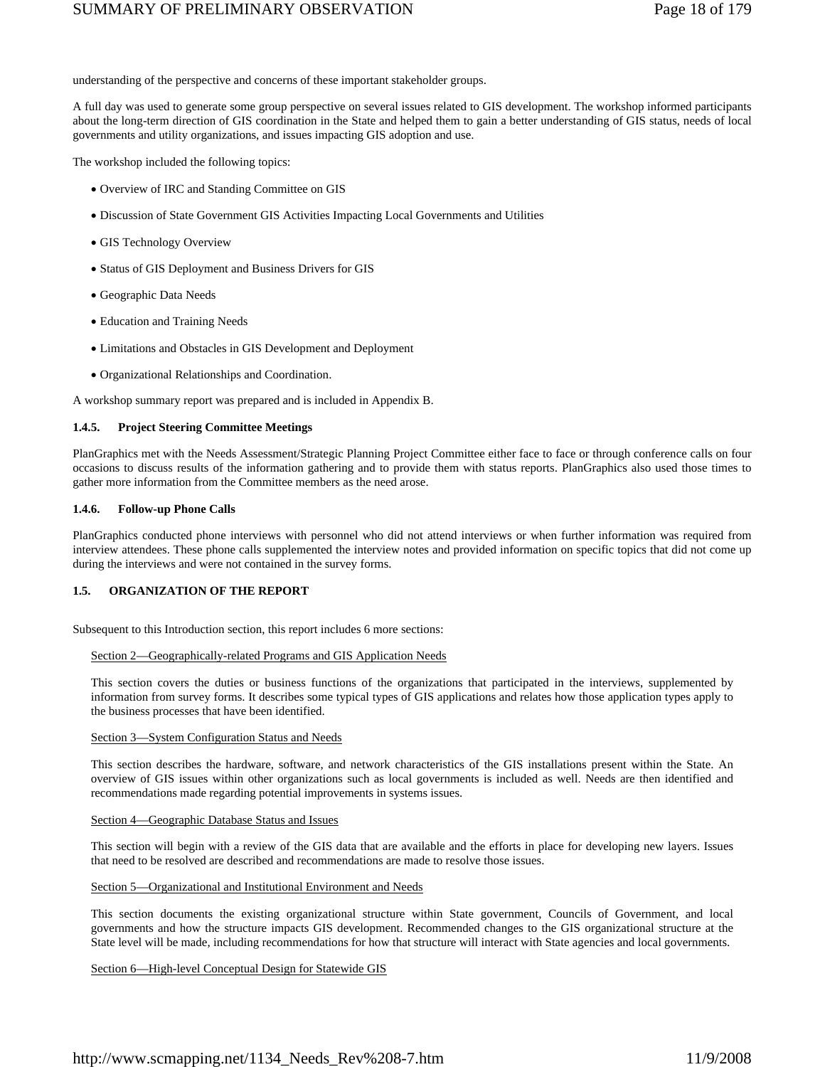understanding of the perspective and concerns of these important stakeholder groups.

A full day was used to generate some group perspective on several issues related to GIS development. The workshop informed participants about the long-term direction of GIS coordination in the State and helped them to gain a better understanding of GIS status, needs of local governments and utility organizations, and issues impacting GIS adoption and use.

The workshop included the following topics:

- Overview of IRC and Standing Committee on GIS
- Discussion of State Government GIS Activities Impacting Local Governments and Utilities
- GIS Technology Overview
- Status of GIS Deployment and Business Drivers for GIS
- Geographic Data Needs
- Education and Training Needs
- Limitations and Obstacles in GIS Development and Deployment
- Organizational Relationships and Coordination.

A workshop summary report was prepared and is included in Appendix B.

#### 1.4.5. Project Steering Committee Meetings

PlanGraphics met with the Needs Assessment/Strategic Planning Project Committee either face to face or through conference calls on four occasions to discuss results of the information gathering and to provide them with status reports. PlanGraphics also used those times to gather more information from the Committee members as the need arose.

#### 1.4.6. Follow-up Phone Calls

PlanGraphics conducted phone interviews with personnel who did not attend interviews or when further information was required from interview attendees. These phone calls supplemented the interview notes and provided information on specific topics that did not come up during the interviews and were not contained in the survey forms.

### 1.5. ORGANIZATION OF THE REPORT

Subsequent to this Introduction section, this report includes 6 more sections:

Section 2—Geographically-related Programs and GIS Application Needs

This section covers the duties or business functions of the organizations that participated in the interviews, supplemented by information from survey forms. It describes some typical types of GIS applications and relates how those application types apply to the business processes that have been identified.

Section 3—System Configuration Status and Needs

This section describes the hardware, software, and network characteristics of the GIS installations present within the State. An overview of GIS issues within other organizations such as local governments is included as well. Needs are then identified and recommendations made regarding potential improvements in systems issues.

Section 4—Geographic Database Status and Issues

This section will begin with a review of the GIS data that are available and the efforts in place for developing new layers. Issues that need to be resolved are described and recommendations are made to resolve those issues.

Section 5—Organizational and Institutional Environment and Needs

This section documents the existing organizational structure within State government, Councils of Government, and local governments and how the structure impacts GIS development. Recommended changes to the GIS organizational structure at the State level will be made, including recommendations for how that structure will interact with State agencies and local governments.

Section 6—High-level Conceptual Design for Statewide GIS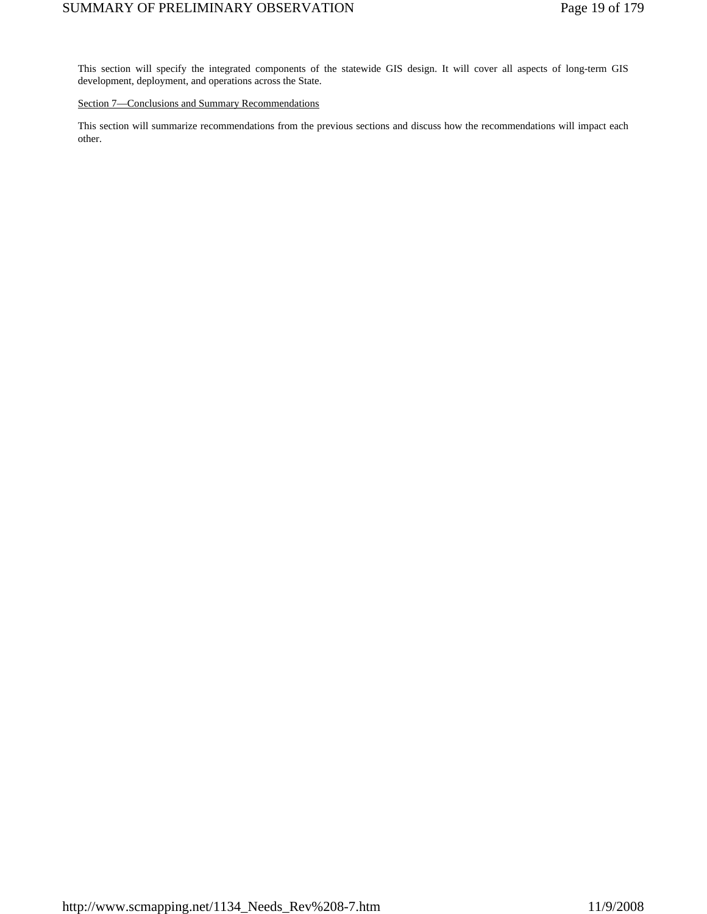This section will specify the integrated components of the statewide GIS design. It will cover all aspects of long-term GIS development, deployment, and operations across the State.

Section 7—Conclusions and Summary Recommendations

This section will summarize recommendations from the previous sections and discuss how the recommendations will impact each other.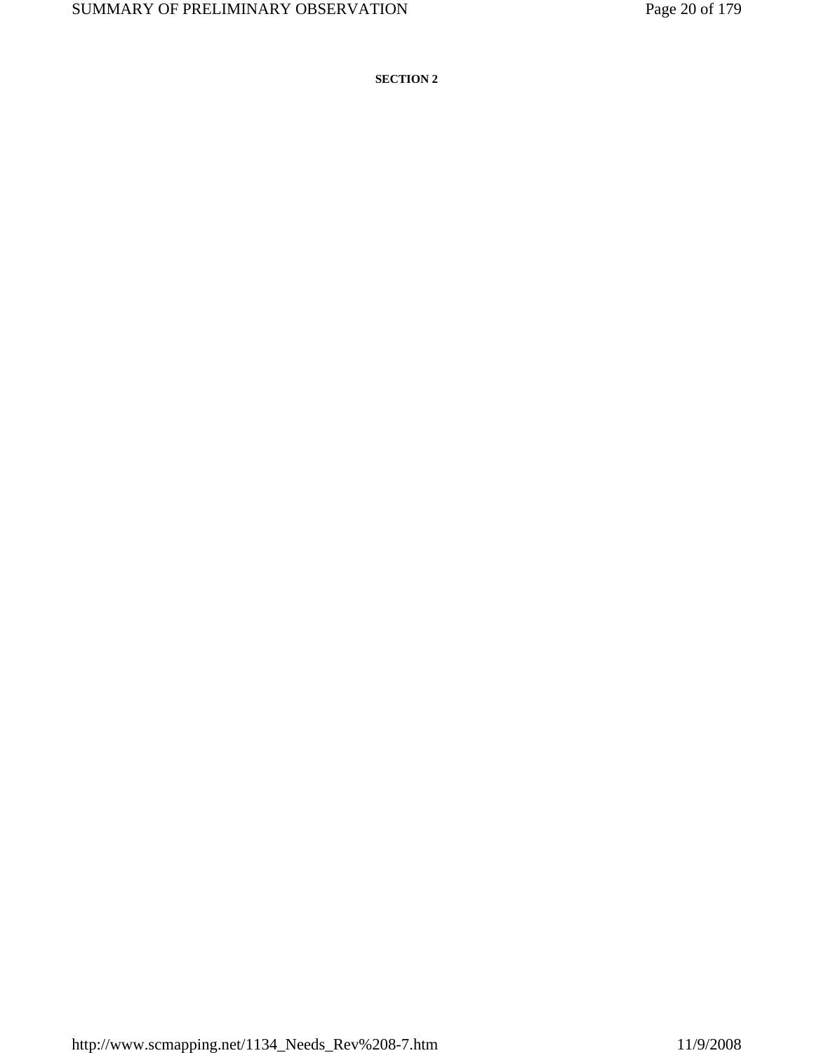**SECTION 2**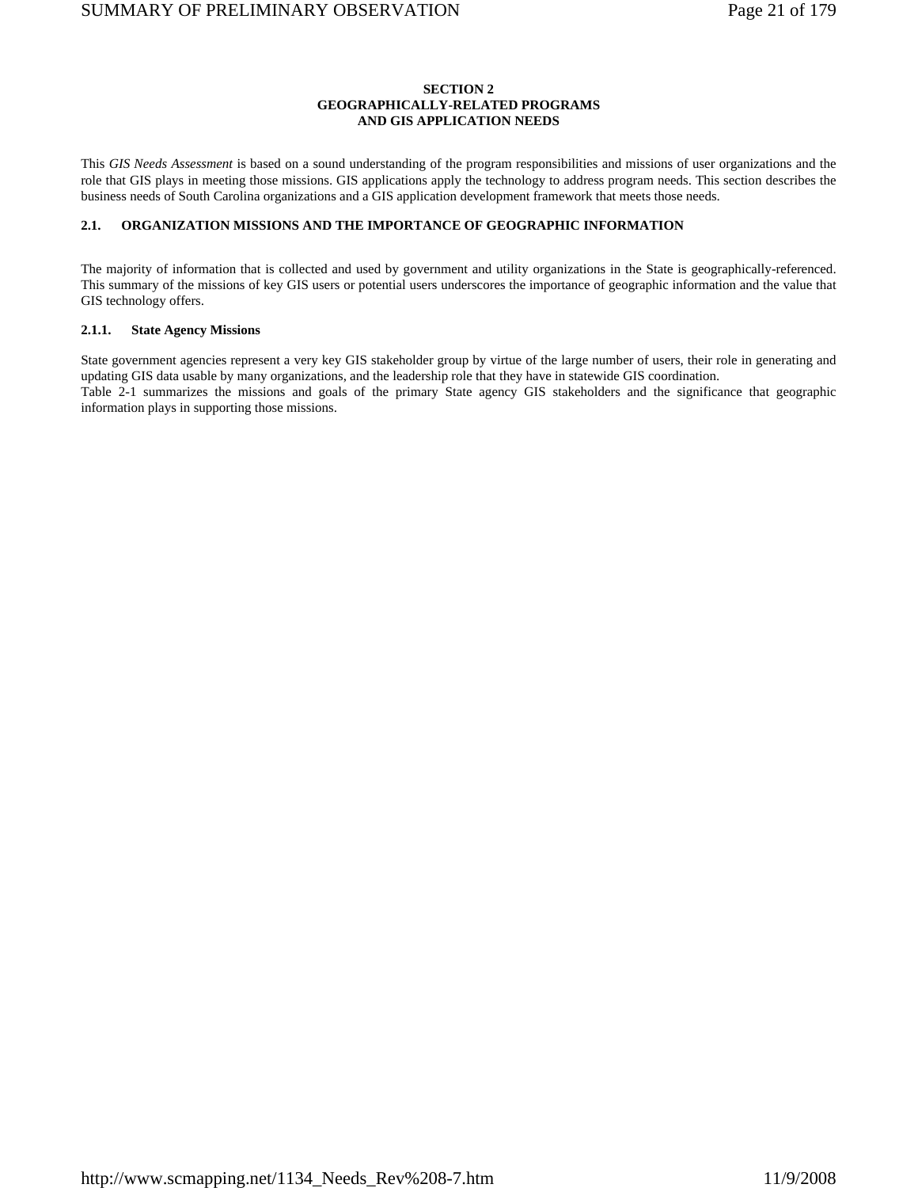# SECTION 2
# GEOGRAPHICALLY-RELATED PROGRAMS
# AND GIS APPLICATION NEEDS

This *GIS Needs Assessment* is based on a sound understanding of the program responsibilities and missions of user organizations and the role that GIS plays in meeting those missions. GIS applications apply the technology to address program needs. This section describes the business needs of South Carolina organizations and a GIS application development framework that meets those needs.

## 2.1. ORGANIZATION MISSIONS AND THE IMPORTANCE OF GEOGRAPHIC INFORMATION

The majority of information that is collected and used by government and utility organizations in the State is geographically-referenced. This summary of the missions of key GIS users or potential users underscores the importance of geographic information and the value that GIS technology offers.

### 2.1.1. State Agency Missions

State government agencies represent a very key GIS stakeholder group by virtue of the large number of users, their role in generating and updating GIS data usable by many organizations, and the leadership role that they have in statewide GIS coordination.

Table 2-1 summarizes the missions and goals of the primary State agency GIS stakeholders and the significance that geographic information plays in supporting those missions.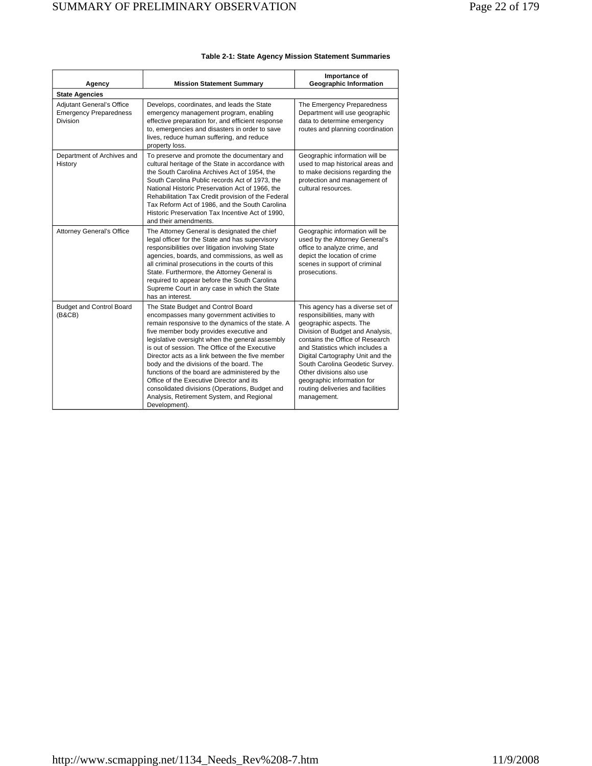**Table 2-1: State Agency Mission Statement Summaries**

| Agency | Mission Statement Summary | Importance of Geographic Information |
|---|---|---|
| **State Agencies** | | |
| Adjutant General's Office Emergency Preparedness Division | Develops, coordinates, and leads the State emergency management program, enabling effective preparation for, and efficient response to, emergencies and disasters in order to save lives, reduce human suffering, and reduce property loss. | The Emergency Preparedness Department will use geographic data to determine emergency routes and planning coordination |
| Department of Archives and History | To preserve and promote the documentary and cultural heritage of the State in accordance with the South Carolina Archives Act of 1954, the South Carolina Public records Act of 1973, the National Historic Preservation Act of 1966, the Rehabilitation Tax Credit provision of the Federal Tax Reform Act of 1986, and the South Carolina Historic Preservation Tax Incentive Act of 1990, and their amendments. | Geographic information will be used to map historical areas and to make decisions regarding the protection and management of cultural resources. |
| Attorney General's Office | The Attorney General is designated the chief legal officer for the State and has supervisory responsibilities over litigation involving State agencies, boards, and commissions, as well as all criminal prosecutions in the courts of this State. Furthermore, the Attorney General is required to appear before the South Carolina Supreme Court in any case in which the State has an interest. | Geographic information will be used by the Attorney General's office to analyze crime, and depict the location of crime scenes in support of criminal prosecutions. |
| Budget and Control Board (B&CB) | The State Budget and Control Board encompasses many government activities to remain responsive to the dynamics of the state. A five member body provides executive and legislative oversight when the general assembly is out of session. The Office of the Executive Director acts as a link between the five member body and the divisions of the board. The functions of the board are administered by the Office of the Executive Director and its consolidated divisions (Operations, Budget and Analysis, Retirement System, and Regional Development). | This agency has a diverse set of responsibilities, many with geographic aspects. The Division of Budget and Analysis, contains the Office of Research and Statistics which includes a Digital Cartography Unit and the South Carolina Geodetic Survey. Other divisions also use geographic information for routing deliveries and facilities management. |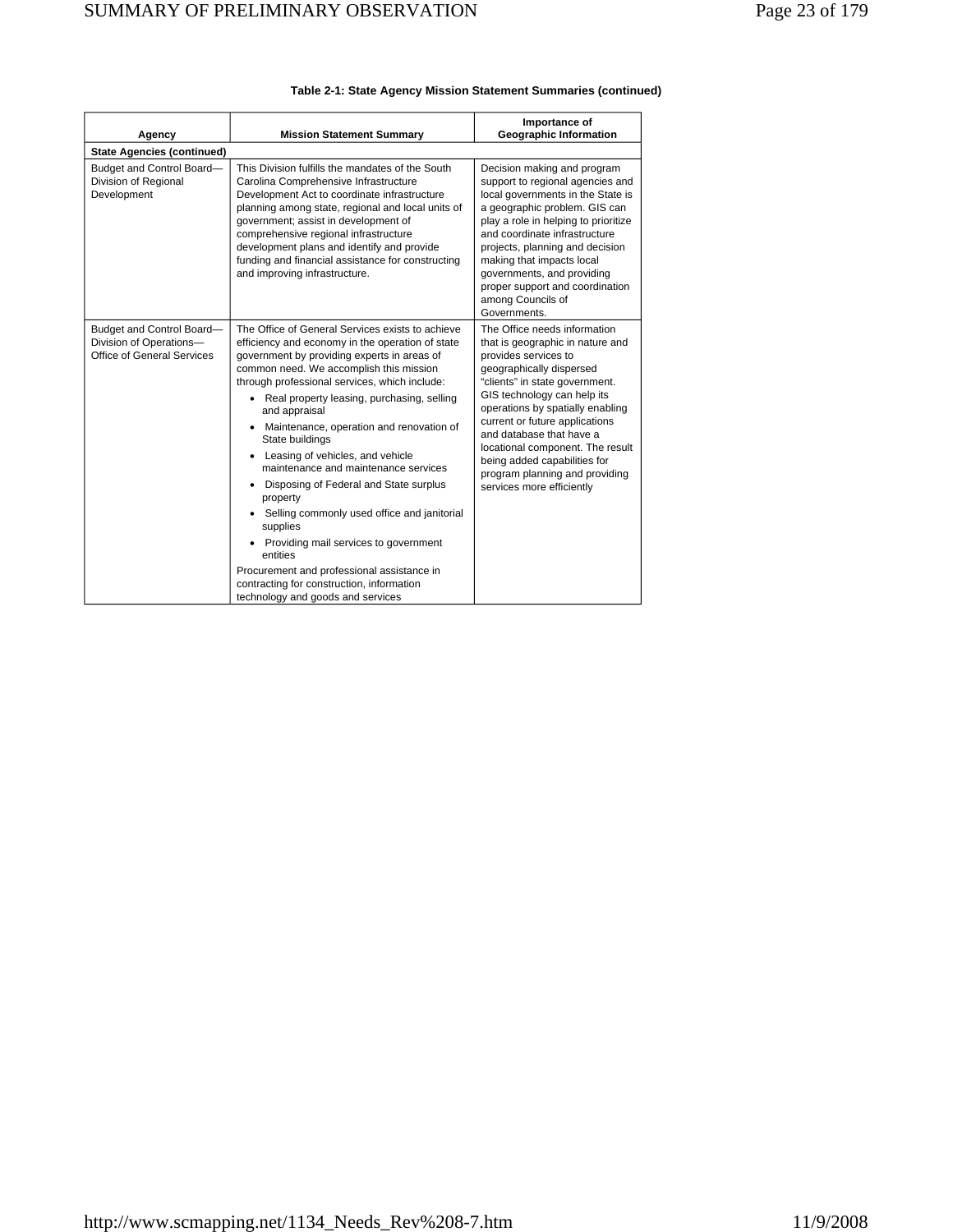**Table 2-1: State Agency Mission Statement Summaries (continued)**

| Agency | Mission Statement Summary | Importance of Geographic Information |
|---|---|---|
| **State Agencies (continued)** | | |
| Budget and Control Board—Division of Regional Development | This Division fulfills the mandates of the South Carolina Comprehensive Infrastructure Development Act to coordinate infrastructure planning among state, regional and local units of government; assist in development of comprehensive regional infrastructure development plans and identify and provide funding and financial assistance for constructing and improving infrastructure. | Decision making and program support to regional agencies and local governments in the State is a geographic problem. GIS can play a role in helping to prioritize and coordinate infrastructure projects, planning and decision making that impacts local governments, and providing proper support and coordination among Councils of Governments. |
| Budget and Control Board—Division of Operations—Office of General Services | The Office of General Services exists to achieve efficiency and economy in the operation of state government by providing experts in areas of common need. We accomplish this mission through professional services, which include:<br>• Real property leasing, purchasing, selling and appraisal<br>• Maintenance, operation and renovation of State buildings<br>• Leasing of vehicles, and vehicle maintenance and maintenance services<br>• Disposing of Federal and State surplus property<br>• Selling commonly used office and janitorial supplies<br>• Providing mail services to government entities<br>Procurement and professional assistance in contracting for construction, information technology and goods and services | The Office needs information that is geographic in nature and provides services to geographically dispersed "clients" in state government. GIS technology can help its operations by spatially enabling current or future applications and database that have a locational component. The result being added capabilities for program planning and providing services more efficiently |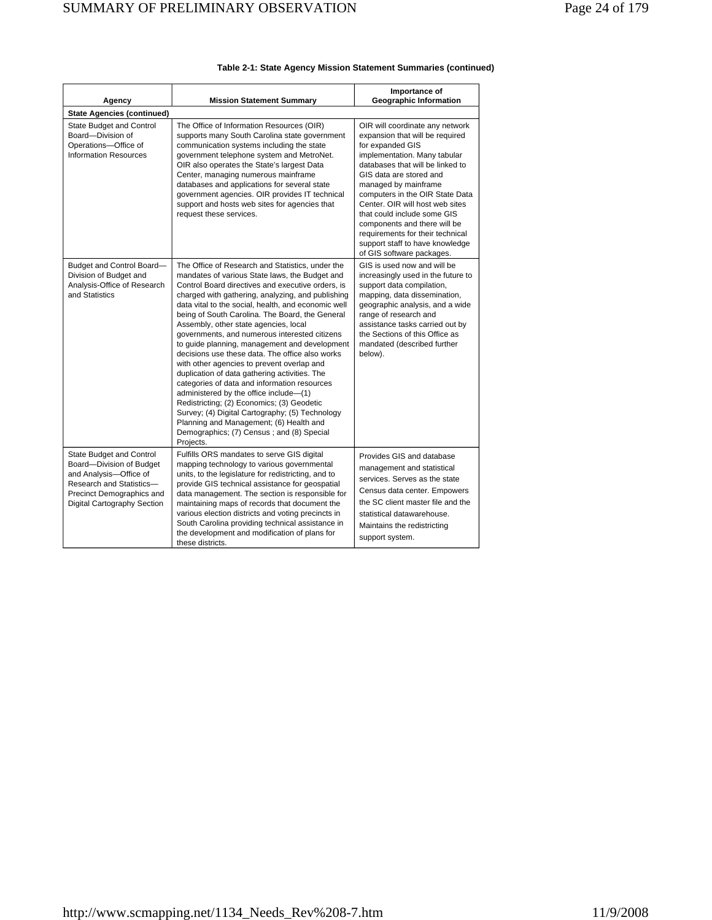**Table 2-1: State Agency Mission Statement Summaries (continued)**

| Agency | Mission Statement Summary | Importance of Geographic Information |
|---|---|---|
| **State Agencies (continued)** | | |
| State Budget and Control Board—Division of Operations—Office of Information Resources | The Office of Information Resources (OIR) supports many South Carolina state government communication systems including the state government telephone system and MetroNet. OIR also operates the State's largest Data Center, managing numerous mainframe databases and applications for several state government agencies. OIR provides IT technical support and hosts web sites for agencies that request these services. | OIR will coordinate any network expansion that will be required for expanded GIS implementation. Many tabular databases that will be linked to GIS data are stored and managed by mainframe computers in the OIR State Data Center. OIR will host web sites that could include some GIS components and there will be requirements for their technical support staff to have knowledge of GIS software packages. |
| Budget and Control Board—Division of Budget and Analysis-Office of Research and Statistics | The Office of Research and Statistics, under the mandates of various State laws, the Budget and Control Board directives and executive orders, is charged with gathering, analyzing, and publishing data vital to the social, health, and economic well being of South Carolina. The Board, the General Assembly, other state agencies, local governments, and numerous interested citizens to guide planning, management and development decisions use these data. The office also works with other agencies to prevent overlap and duplication of data gathering activities. The categories of data and information resources administered by the office include—(1) Redistricting; (2) Economics; (3) Geodetic Survey; (4) Digital Cartography; (5) Technology Planning and Management; (6) Health and Demographics; (7) Census ; and (8) Special Projects. | GIS is used now and will be increasingly used in the future to support data compilation, mapping, data dissemination, geographic analysis, and a wide range of research and assistance tasks carried out by the Sections of this Office as mandated (described further below). |
| State Budget and Control Board—Division of Budget and Analysis—Office of Research and Statistics—Precinct Demographics and Digital Cartography Section | Fulfills ORS mandates to serve GIS digital mapping technology to various governmental units, to the legislature for redistricting, and to provide GIS technical assistance for geospatial data management. The section is responsible for maintaining maps of records that document the various election districts and voting precincts in South Carolina providing technical assistance in the development and modification of plans for these districts. | Provides GIS and database management and statistical services. Serves as the state Census data center. Empowers the SC client master file and the statistical datawarehouse. Maintains the redistricting support system. |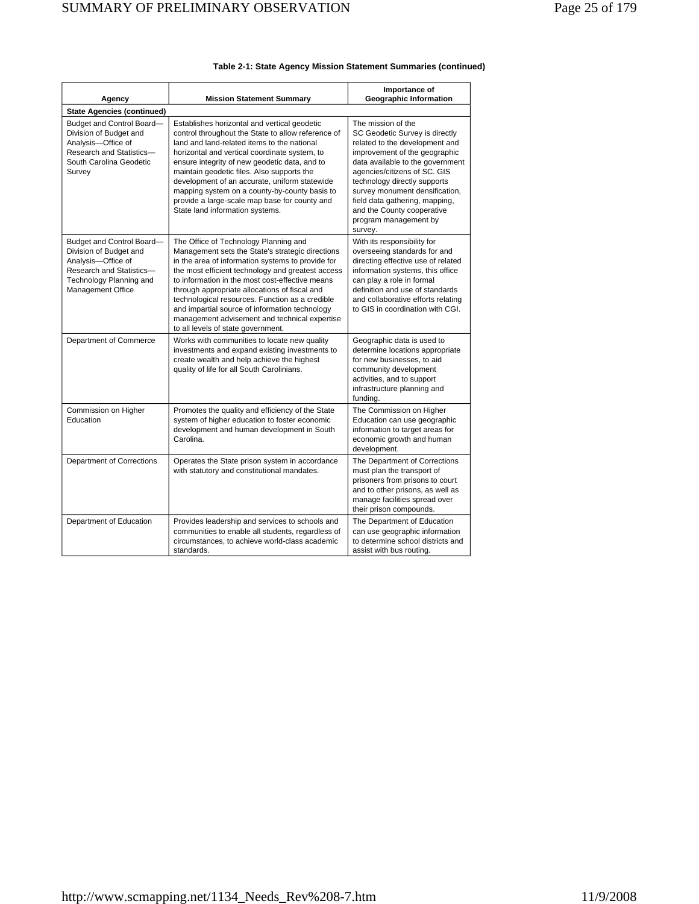**Table 2-1: State Agency Mission Statement Summaries (continued)**

| Agency | Mission Statement Summary | Importance of Geographic Information |
|---|---|---|
| **State Agencies (continued)** | | |
| Budget and Control Board—Division of Budget and Analysis—Office of Research and Statistics—South Carolina Geodetic Survey | Establishes horizontal and vertical geodetic control throughout the State to allow reference of land and land-related items to the national horizontal and vertical coordinate system, to ensure integrity of new geodetic data, and to maintain geodetic files. Also supports the development of an accurate, uniform statewide mapping system on a county-by-county basis to provide a large-scale map base for county and State land information systems. | The mission of the SC Geodetic Survey is directly related to the development and improvement of the geographic data available to the government agencies/citizens of SC. GIS technology directly supports survey monument densification, field data gathering, mapping, and the County cooperative program management by survey. |
| Budget and Control Board—Division of Budget and Analysis—Office of Research and Statistics—Technology Planning and Management Office | The Office of Technology Planning and Management sets the State's strategic directions in the area of information systems to provide for the most efficient technology and greatest access to information in the most cost-effective means through appropriate allocations of fiscal and technological resources. Function as a credible and impartial source of information technology management advisement and technical expertise to all levels of state government. | With its responsibility for overseeing standards for and directing effective use of related information systems, this office can play a role in formal definition and use of standards and collaborative efforts relating to GIS in coordination with CGI. |
| Department of Commerce | Works with communities to locate new quality investments and expand existing investments to create wealth and help achieve the highest quality of life for all South Carolinians. | Geographic data is used to determine locations appropriate for new businesses, to aid community development activities, and to support infrastructure planning and funding. |
| Commission on Higher Education | Promotes the quality and efficiency of the State system of higher education to foster economic development and human development in South Carolina. | The Commission on Higher Education can use geographic information to target areas for economic growth and human development. |
| Department of Corrections | Operates the State prison system in accordance with statutory and constitutional mandates. | The Department of Corrections must plan the transport of prisoners from prisons to court and to other prisons, as well as manage facilities spread over their prison compounds. |
| Department of Education | Provides leadership and services to schools and communities to enable all students, regardless of circumstances, to achieve world-class academic standards. | The Department of Education can use geographic information to determine school districts and assist with bus routing. |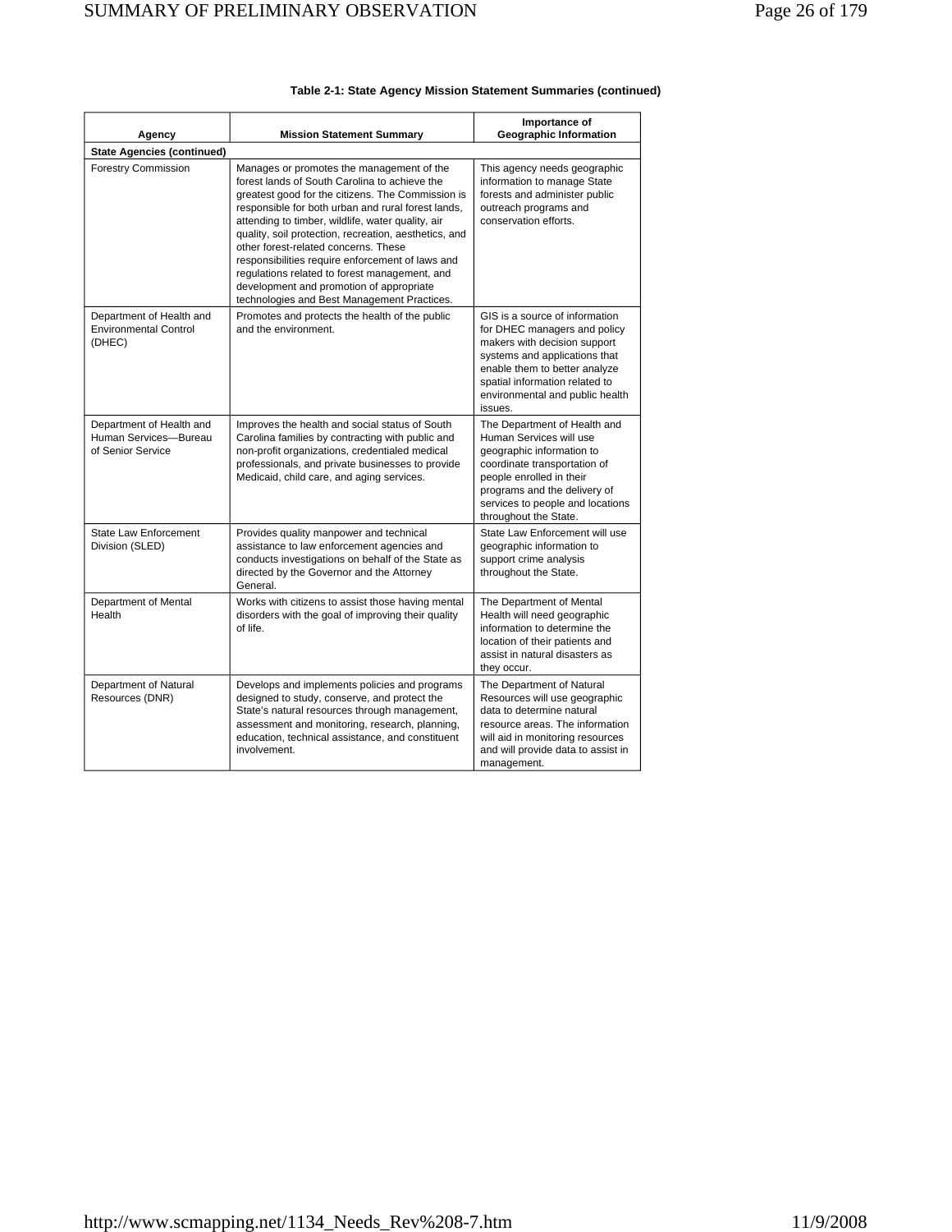**Table 2-1: State Agency Mission Statement Summaries (continued)**

| Agency | Mission Statement Summary | Importance of Geographic Information |
|---|---|---|
| **State Agencies (continued)** | | |
| Forestry Commission | Manages or promotes the management of the forest lands of South Carolina to achieve the greatest good for the citizens. The Commission is responsible for both urban and rural forest lands, attending to timber, wildlife, water quality, air quality, soil protection, recreation, aesthetics, and other forest-related concerns. These responsibilities require enforcement of laws and regulations related to forest management, and development and promotion of appropriate technologies and Best Management Practices. | This agency needs geographic information to manage State forests and administer public outreach programs and conservation efforts. |
| Department of Health and Environmental Control (DHEC) | Promotes and protects the health of the public and the environment. | GIS is a source of information for DHEC managers and policy makers with decision support systems and applications that enable them to better analyze spatial information related to environmental and public health issues. |
| Department of Health and Human Services—Bureau of Senior Service | Improves the health and social status of South Carolina families by contracting with public and non-profit organizations, credentialed medical professionals, and private businesses to provide Medicaid, child care, and aging services. | The Department of Health and Human Services will use geographic information to coordinate transportation of people enrolled in their programs and the delivery of services to people and locations throughout the State. |
| State Law Enforcement Division (SLED) | Provides quality manpower and technical assistance to law enforcement agencies and conducts investigations on behalf of the State as directed by the Governor and the Attorney General. | State Law Enforcement will use geographic information to support crime analysis throughout the State. |
| Department of Mental Health | Works with citizens to assist those having mental disorders with the goal of improving their quality of life. | The Department of Mental Health will need geographic information to determine the location of their patients and assist in natural disasters as they occur. |
| Department of Natural Resources (DNR) | Develops and implements policies and programs designed to study, conserve, and protect the State's natural resources through management, assessment and monitoring, research, planning, education, technical assistance, and constituent involvement. | The Department of Natural Resources will use geographic data to determine natural resource areas. The information will aid in monitoring resources and will provide data to assist in management. |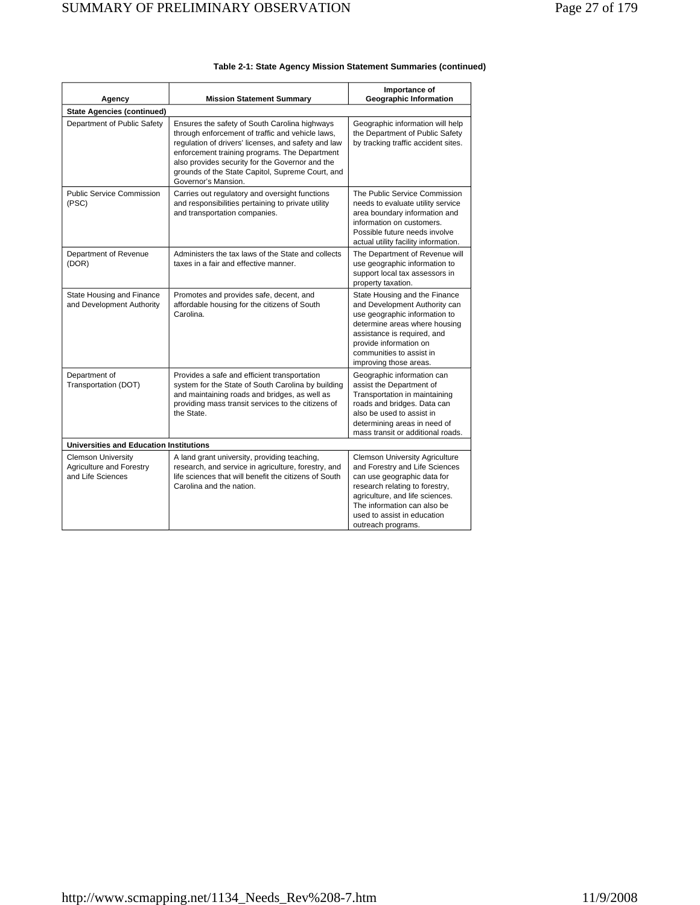**Table 2-1: State Agency Mission Statement Summaries (continued)**

| Agency | Mission Statement Summary | Importance of Geographic Information |
|---|---|---|
| **State Agencies (continued)** | | |
| Department of Public Safety | Ensures the safety of South Carolina highways through enforcement of traffic and vehicle laws, regulation of drivers' licenses, and safety and law enforcement training programs. The Department also provides security for the Governor and the grounds of the State Capitol, Supreme Court, and Governor's Mansion. | Geographic information will help the Department of Public Safety by tracking traffic accident sites. |
| Public Service Commission (PSC) | Carries out regulatory and oversight functions and responsibilities pertaining to private utility and transportation companies. | The Public Service Commission needs to evaluate utility service area boundary information and information on customers. Possible future needs involve actual utility facility information. |
| Department of Revenue (DOR) | Administers the tax laws of the State and collects taxes in a fair and effective manner. | The Department of Revenue will use geographic information to support local tax assessors in property taxation. |
| State Housing and Finance and Development Authority | Promotes and provides safe, decent, and affordable housing for the citizens of South Carolina. | State Housing and the Finance and Development Authority can use geographic information to determine areas where housing assistance is required, and provide information on communities to assist in improving those areas. |
| Department of Transportation (DOT) | Provides a safe and efficient transportation system for the State of South Carolina by building and maintaining roads and bridges, as well as providing mass transit services to the citizens of the State. | Geographic information can assist the Department of Transportation in maintaining roads and bridges. Data can also be used to assist in determining areas in need of mass transit or additional roads. |
| **Universities and Education Institutions** | | |
| Clemson University Agriculture and Forestry and Life Sciences | A land grant university, providing teaching, research, and service in agriculture, forestry, and life sciences that will benefit the citizens of South Carolina and the nation. | Clemson University Agriculture and Forestry and Life Sciences can use geographic data for research relating to forestry, agriculture, and life sciences. The information can also be used to assist in education outreach programs. |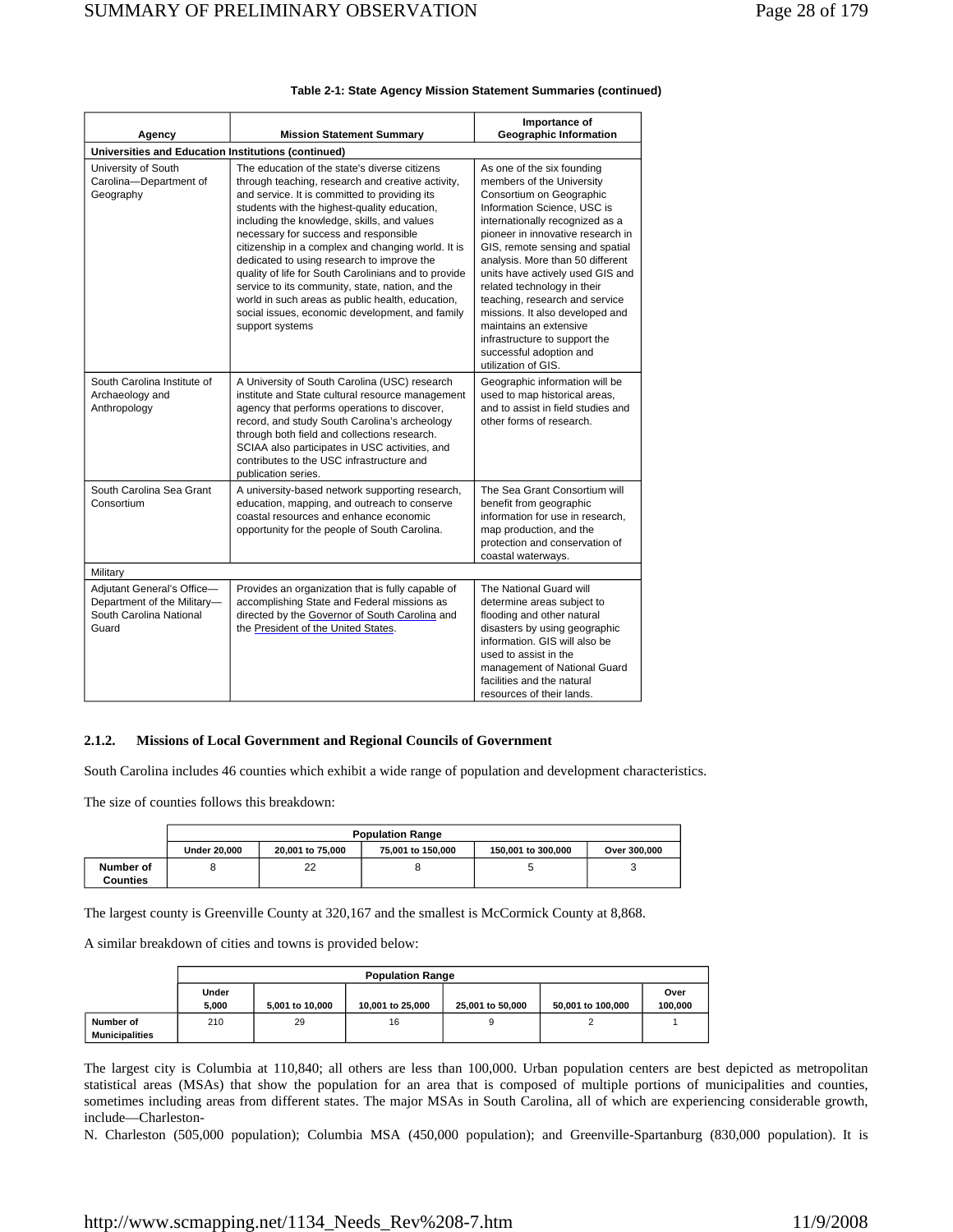**Table 2-1: State Agency Mission Statement Summaries (continued)**

| Agency | Mission Statement Summary | Importance of Geographic Information |
|---|---|---|
| **Universities and Education Institutions (continued)** | | |
| University of South Carolina—Department of Geography | The education of the state's diverse citizens through teaching, research and creative activity, and service. It is committed to providing its students with the highest-quality education, including the knowledge, skills, and values necessary for success and responsible citizenship in a complex and changing world. It is dedicated to using research to improve the quality of life for South Carolinians and to provide service to its community, state, nation, and the world in such areas as public health, education, social issues, economic development, and family support systems | As one of the six founding members of the University Consortium on Geographic Information Science, USC is internationally recognized as a pioneer in innovative research in GIS, remote sensing and spatial analysis. More than 50 different units have actively used GIS and related technology in their teaching, research and service missions. It also developed and maintains an extensive infrastructure to support the successful adoption and utilization of GIS. |
| South Carolina Institute of Archaeology and Anthropology | A University of South Carolina (USC) research institute and State cultural resource management agency that performs operations to discover, record, and study South Carolina's archeology through both field and collections research. SCIAA also participates in USC activities, and contributes to the USC infrastructure and publication series. | Geographic information will be used to map historical areas, and to assist in field studies and other forms of research. |
| South Carolina Sea Grant Consortium | A university-based network supporting research, education, mapping, and outreach to conserve coastal resources and enhance economic opportunity for the people of South Carolina. | The Sea Grant Consortium will benefit from geographic information for use in research, map production, and the protection and conservation of coastal waterways. |
| Military | | |
| Adjutant General's Office—Department of the Military—South Carolina National Guard | Provides an organization that is fully capable of accomplishing State and Federal missions as directed by the Governor of South Carolina and the President of the United States. | The National Guard will determine areas subject to flooding and other natural disasters by using geographic information. GIS will also be used to assist in the management of National Guard facilities and the natural resources of their lands. |

### 2.1.2. Missions of Local Government and Regional Councils of Government

South Carolina includes 46 counties which exhibit a wide range of population and development characteristics.

The size of counties follows this breakdown:

| | Population Range | | | | |
|---|---|---|---|---|---|
| | Under 20,000 | 20,001 to 75,000 | 75,001 to 150,000 | 150,001 to 300,000 | Over 300,000 |
| **Number of Counties** | 8 | 22 | 8 | 5 | 3 |

The largest county is Greenville County at 320,167 and the smallest is McCormick County at 8,868.

A similar breakdown of cities and towns is provided below:

| | Population Range | | | | | |
|---|---|---|---|---|---|---|
| | Under 5,000 | 5,001 to 10,000 | 10,001 to 25,000 | 25,001 to 50,000 | 50,001 to 100,000 | Over 100,000 |
| **Number of Municipalities** | 210 | 29 | 16 | 9 | 2 | 1 |

The largest city is Columbia at 110,840; all others are less than 100,000. Urban population centers are best depicted as metropolitan statistical areas (MSAs) that show the population for an area that is composed of multiple portions of municipalities and counties, sometimes including areas from different states. The major MSAs in South Carolina, all of which are experiencing considerable growth, include—Charleston-N. Charleston (505,000 population); Columbia MSA (450,000 population); and Greenville-Spartanburg (830,000 population). It is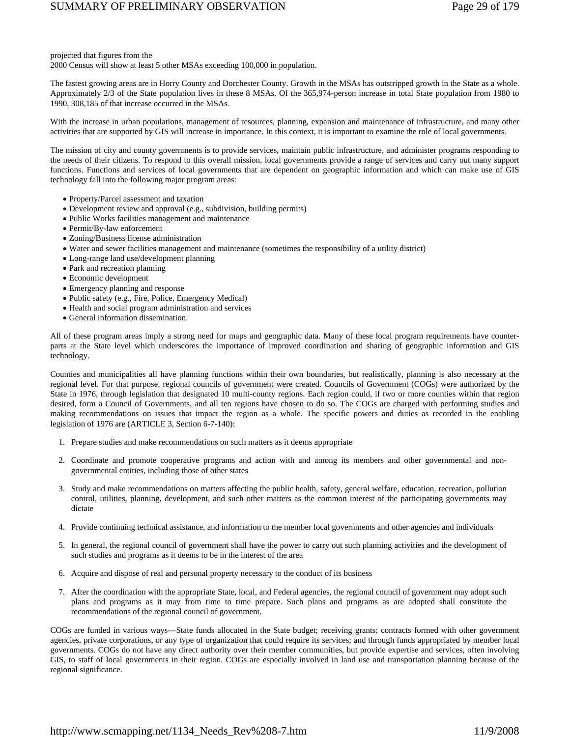projected that figures from the
2000 Census will show at least 5 other MSAs exceeding 100,000 in population.

The fastest growing areas are in Horry County and Dorchester County. Growth in the MSAs has outstripped growth in the State as a whole. Approximately 2/3 of the State population lives in these 8 MSAs. Of the 365,974-person increase in total State population from 1980 to 1990, 308,185 of that increase occurred in the MSAs.

With the increase in urban populations, management of resources, planning, expansion and maintenance of infrastructure, and many other activities that are supported by GIS will increase in importance. In this context, it is important to examine the role of local governments.

The mission of city and county governments is to provide services, maintain public infrastructure, and administer programs responding to the needs of their citizens. To respond to this overall mission, local governments provide a range of services and carry out many support functions. Functions and services of local governments that are dependent on geographic information and which can make use of GIS technology fall into the following major program areas:

- Property/Parcel assessment and taxation
- Development review and approval (e.g., subdivision, building permits)
- Public Works facilities management and maintenance
- Permit/By-law enforcement
- Zoning/Business license administration
- Water and sewer facilities management and maintenance (sometimes the responsibility of a utility district)
- Long-range land use/development planning
- Park and recreation planning
- Economic development
- Emergency planning and response
- Public safety (e.g., Fire, Police, Emergency Medical)
- Health and social program administration and services
- General information dissemination.

All of these program areas imply a strong need for maps and geographic data. Many of these local program requirements have counter-parts at the State level which underscores the importance of improved coordination and sharing of geographic information and GIS technology.

Counties and municipalities all have planning functions within their own boundaries, but realistically, planning is also necessary at the regional level. For that purpose, regional councils of government were created. Councils of Government (COGs) were authorized by the State in 1976, through legislation that designated 10 multi-county regions. Each region could, if two or more counties within that region desired, form a Council of Governments, and all ten regions have chosen to do so. The COGs are charged with performing studies and making recommendations on issues that impact the region as a whole. The specific powers and duties as recorded in the enabling legislation of 1976 are (ARTICLE 3, Section 6-7-140):

1. Prepare studies and make recommendations on such matters as it deems appropriate
2. Coordinate and promote cooperative programs and action with and among its members and other governmental and non-governmental entities, including those of other states
3. Study and make recommendations on matters affecting the public health, safety, general welfare, education, recreation, pollution control, utilities, planning, development, and such other matters as the common interest of the participating governments may dictate
4. Provide continuing technical assistance, and information to the member local governments and other agencies and individuals
5. In general, the regional council of government shall have the power to carry out such planning activities and the development of such studies and programs as it deems to be in the interest of the area
6. Acquire and dispose of real and personal property necessary to the conduct of its business
7. After the coordination with the appropriate State, local, and Federal agencies, the regional council of government may adopt such plans and programs as it may from time to time prepare. Such plans and programs as are adopted shall constitute the recommendations of the regional council of government.

COGs are funded in various ways—State funds allocated in the State budget; receiving grants; contracts formed with other government agencies, private corporations, or any type of organization that could require its services; and through funds appropriated by member local governments. COGs do not have any direct authority over their member communities, but provide expertise and services, often involving GIS, to staff of local governments in their region. COGs are especially involved in land use and transportation planning because of the regional significance.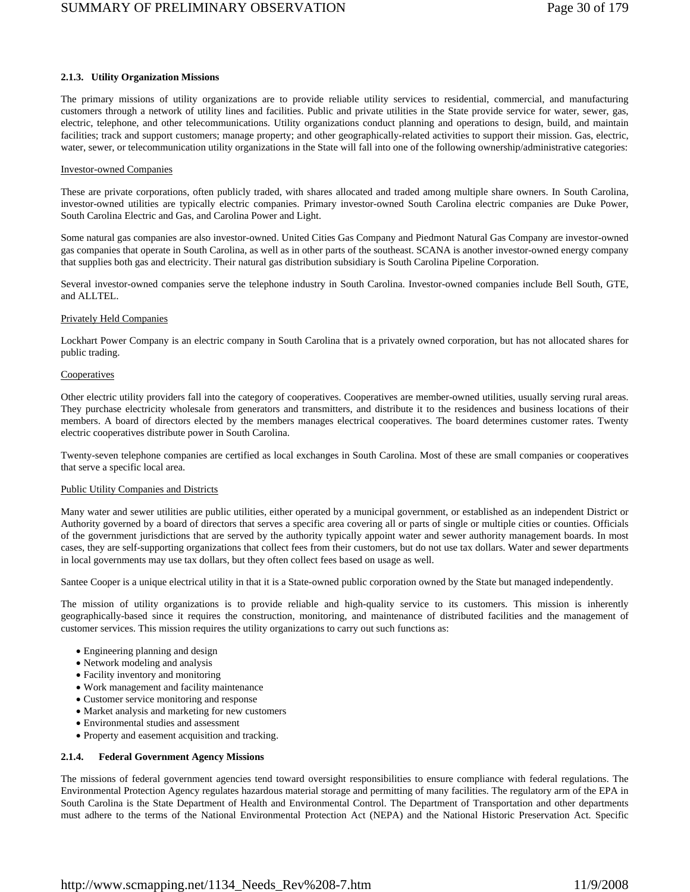### 2.1.3. Utility Organization Missions

The primary missions of utility organizations are to provide reliable utility services to residential, commercial, and manufacturing customers through a network of utility lines and facilities. Public and private utilities in the State provide service for water, sewer, gas, electric, telephone, and other telecommunications. Utility organizations conduct planning and operations to design, build, and maintain facilities; track and support customers; manage property; and other geographically-related activities to support their mission. Gas, electric, water, sewer, or telecommunication utility organizations in the State will fall into one of the following ownership/administrative categories:

Investor-owned Companies

These are private corporations, often publicly traded, with shares allocated and traded among multiple share owners. In South Carolina, investor-owned utilities are typically electric companies. Primary investor-owned South Carolina electric companies are Duke Power, South Carolina Electric and Gas, and Carolina Power and Light.

Some natural gas companies are also investor-owned. United Cities Gas Company and Piedmont Natural Gas Company are investor-owned gas companies that operate in South Carolina, as well as in other parts of the southeast. SCANA is another investor-owned energy company that supplies both gas and electricity. Their natural gas distribution subsidiary is South Carolina Pipeline Corporation.

Several investor-owned companies serve the telephone industry in South Carolina. Investor-owned companies include Bell South, GTE, and ALLTEL.

Privately Held Companies

Lockhart Power Company is an electric company in South Carolina that is a privately owned corporation, but has not allocated shares for public trading.

Cooperatives

Other electric utility providers fall into the category of cooperatives. Cooperatives are member-owned utilities, usually serving rural areas. They purchase electricity wholesale from generators and transmitters, and distribute it to the residences and business locations of their members. A board of directors elected by the members manages electrical cooperatives. The board determines customer rates. Twenty electric cooperatives distribute power in South Carolina.

Twenty-seven telephone companies are certified as local exchanges in South Carolina. Most of these are small companies or cooperatives that serve a specific local area.

Public Utility Companies and Districts

Many water and sewer utilities are public utilities, either operated by a municipal government, or established as an independent District or Authority governed by a board of directors that serves a specific area covering all or parts of single or multiple cities or counties. Officials of the government jurisdictions that are served by the authority typically appoint water and sewer authority management boards. In most cases, they are self-supporting organizations that collect fees from their customers, but do not use tax dollars. Water and sewer departments in local governments may use tax dollars, but they often collect fees based on usage as well.

Santee Cooper is a unique electrical utility in that it is a State-owned public corporation owned by the State but managed independently.

The mission of utility organizations is to provide reliable and high-quality service to its customers. This mission is inherently geographically-based since it requires the construction, monitoring, and maintenance of distributed facilities and the management of customer services. This mission requires the utility organizations to carry out such functions as:

- Engineering planning and design
- Network modeling and analysis
- Facility inventory and monitoring
- Work management and facility maintenance
- Customer service monitoring and response
- Market analysis and marketing for new customers
- Environmental studies and assessment
- Property and easement acquisition and tracking.

### 2.1.4. Federal Government Agency Missions

The missions of federal government agencies tend toward oversight responsibilities to ensure compliance with federal regulations. The Environmental Protection Agency regulates hazardous material storage and permitting of many facilities. The regulatory arm of the EPA in South Carolina is the State Department of Health and Environmental Control. The Department of Transportation and other departments must adhere to the terms of the National Environmental Protection Act (NEPA) and the National Historic Preservation Act. Specific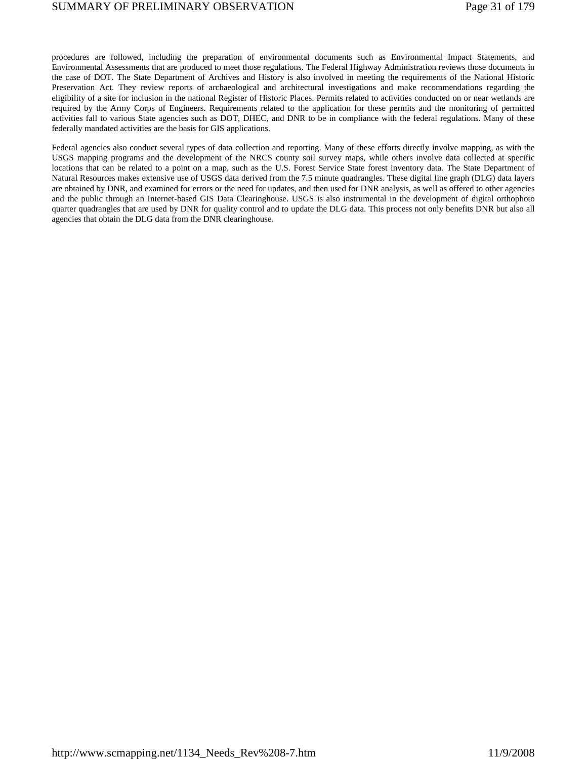procedures are followed, including the preparation of environmental documents such as Environmental Impact Statements, and Environmental Assessments that are produced to meet those regulations. The Federal Highway Administration reviews those documents in the case of DOT. The State Department of Archives and History is also involved in meeting the requirements of the National Historic Preservation Act. They review reports of archaeological and architectural investigations and make recommendations regarding the eligibility of a site for inclusion in the national Register of Historic Places. Permits related to activities conducted on or near wetlands are required by the Army Corps of Engineers. Requirements related to the application for these permits and the monitoring of permitted activities fall to various State agencies such as DOT, DHEC, and DNR to be in compliance with the federal regulations. Many of these federally mandated activities are the basis for GIS applications.

Federal agencies also conduct several types of data collection and reporting. Many of these efforts directly involve mapping, as with the USGS mapping programs and the development of the NRCS county soil survey maps, while others involve data collected at specific locations that can be related to a point on a map, such as the U.S. Forest Service State forest inventory data. The State Department of Natural Resources makes extensive use of USGS data derived from the 7.5 minute quadrangles. These digital line graph (DLG) data layers are obtained by DNR, and examined for errors or the need for updates, and then used for DNR analysis, as well as offered to other agencies and the public through an Internet-based GIS Data Clearinghouse. USGS is also instrumental in the development of digital orthophoto quarter quadrangles that are used by DNR for quality control and to update the DLG data. This process not only benefits DNR but also all agencies that obtain the DLG data from the DNR clearinghouse.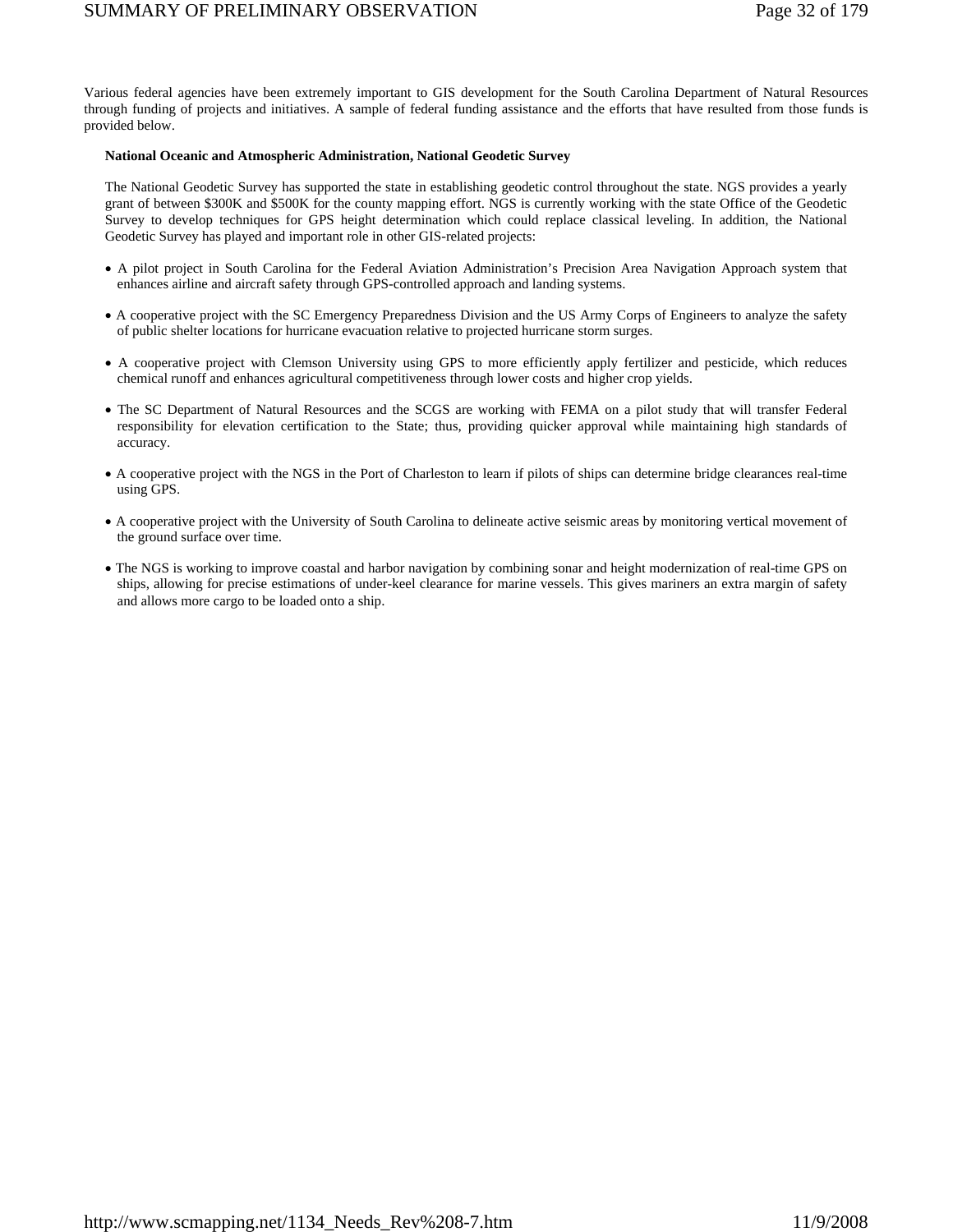Various federal agencies have been extremely important to GIS development for the South Carolina Department of Natural Resources through funding of projects and initiatives. A sample of federal funding assistance and the efforts that have resulted from those funds is provided below.

**National Oceanic and Atmospheric Administration, National Geodetic Survey**

The National Geodetic Survey has supported the state in establishing geodetic control throughout the state. NGS provides a yearly grant of between $300K and $500K for the county mapping effort. NGS is currently working with the state Office of the Geodetic Survey to develop techniques for GPS height determination which could replace classical leveling. In addition, the National Geodetic Survey has played and important role in other GIS-related projects:

- A pilot project in South Carolina for the Federal Aviation Administration's Precision Area Navigation Approach system that enhances airline and aircraft safety through GPS-controlled approach and landing systems.
- A cooperative project with the SC Emergency Preparedness Division and the US Army Corps of Engineers to analyze the safety of public shelter locations for hurricane evacuation relative to projected hurricane storm surges.
- A cooperative project with Clemson University using GPS to more efficiently apply fertilizer and pesticide, which reduces chemical runoff and enhances agricultural competitiveness through lower costs and higher crop yields.
- The SC Department of Natural Resources and the SCGS are working with FEMA on a pilot study that will transfer Federal responsibility for elevation certification to the State; thus, providing quicker approval while maintaining high standards of accuracy.
- A cooperative project with the NGS in the Port of Charleston to learn if pilots of ships can determine bridge clearances real-time using GPS.
- A cooperative project with the University of South Carolina to delineate active seismic areas by monitoring vertical movement of the ground surface over time.
- The NGS is working to improve coastal and harbor navigation by combining sonar and height modernization of real-time GPS on ships, allowing for precise estimations of under-keel clearance for marine vessels. This gives mariners an extra margin of safety and allows more cargo to be loaded onto a ship.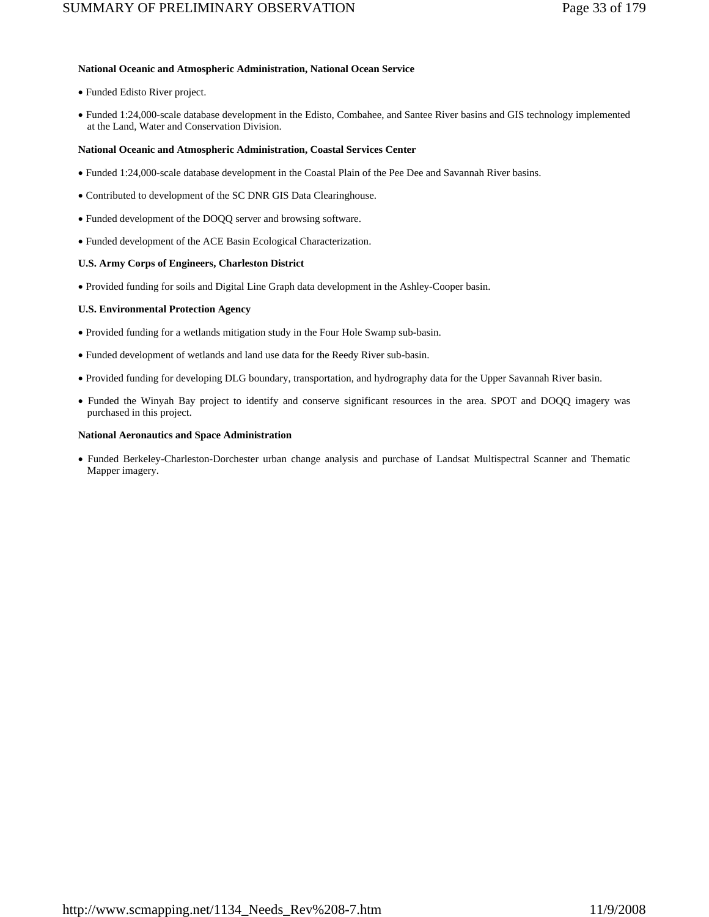**National Oceanic and Atmospheric Administration, National Ocean Service**

- Funded Edisto River project.
- Funded 1:24,000-scale database development in the Edisto, Combahee, and Santee River basins and GIS technology implemented at the Land, Water and Conservation Division.

**National Oceanic and Atmospheric Administration, Coastal Services Center**

- Funded 1:24,000-scale database development in the Coastal Plain of the Pee Dee and Savannah River basins.
- Contributed to development of the SC DNR GIS Data Clearinghouse.
- Funded development of the DOQQ server and browsing software.
- Funded development of the ACE Basin Ecological Characterization.

**U.S. Army Corps of Engineers, Charleston District**

- Provided funding for soils and Digital Line Graph data development in the Ashley-Cooper basin.

**U.S. Environmental Protection Agency**

- Provided funding for a wetlands mitigation study in the Four Hole Swamp sub-basin.
- Funded development of wetlands and land use data for the Reedy River sub-basin.
- Provided funding for developing DLG boundary, transportation, and hydrography data for the Upper Savannah River basin.
- Funded the Winyah Bay project to identify and conserve significant resources in the area. SPOT and DOQQ imagery was purchased in this project.

**National Aeronautics and Space Administration**

- Funded Berkeley-Charleston-Dorchester urban change analysis and purchase of Landsat Multispectral Scanner and Thematic Mapper imagery.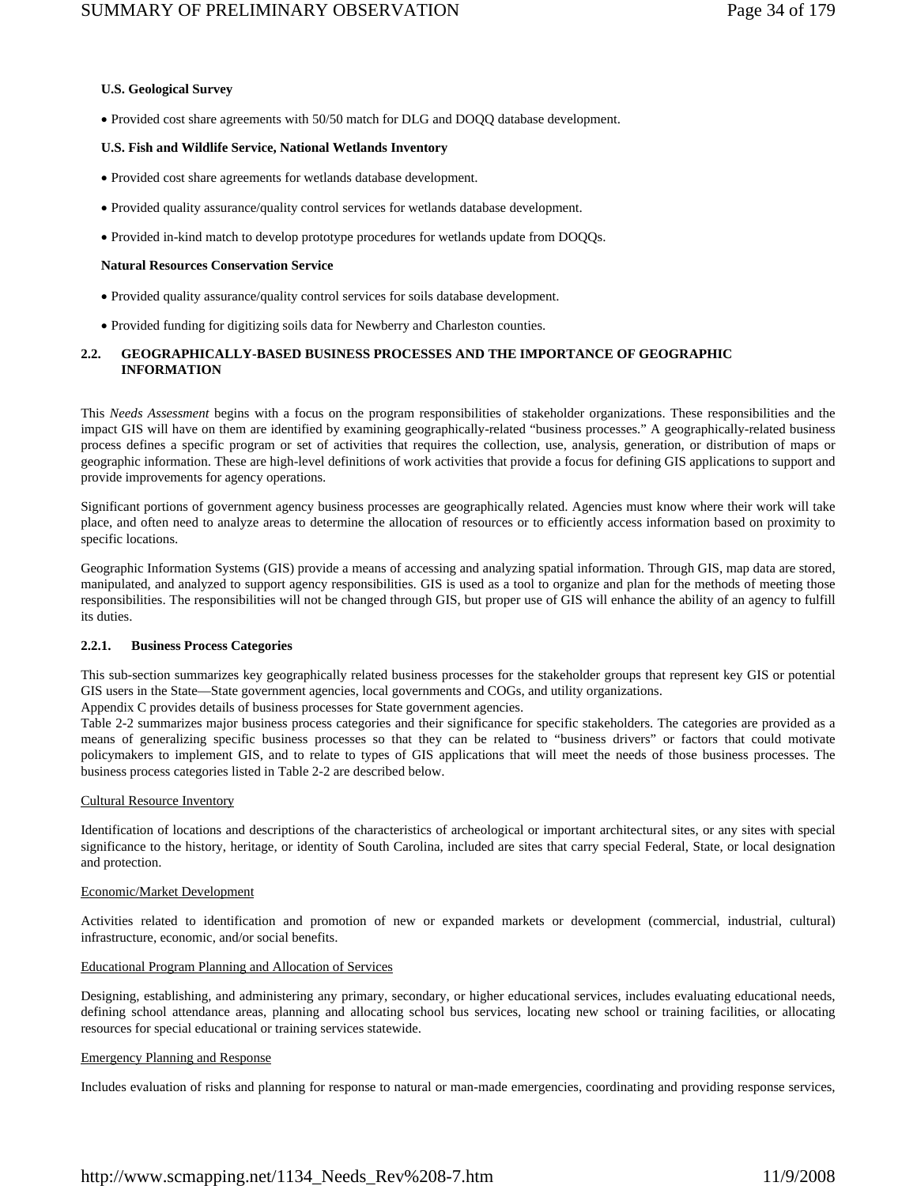**U.S. Geological Survey**

- Provided cost share agreements with 50/50 match for DLG and DOQQ database development.

**U.S. Fish and Wildlife Service, National Wetlands Inventory**

- Provided cost share agreements for wetlands database development.
- Provided quality assurance/quality control services for wetlands database development.
- Provided in-kind match to develop prototype procedures for wetlands update from DOQQs.

**Natural Resources Conservation Service**

- Provided quality assurance/quality control services for soils database development.
- Provided funding for digitizing soils data for Newberry and Charleston counties.

## 2.2. GEOGRAPHICALLY-BASED BUSINESS PROCESSES AND THE IMPORTANCE OF GEOGRAPHIC INFORMATION

This *Needs Assessment* begins with a focus on the program responsibilities of stakeholder organizations. These responsibilities and the impact GIS will have on them are identified by examining geographically-related "business processes." A geographically-related business process defines a specific program or set of activities that requires the collection, use, analysis, generation, or distribution of maps or geographic information. These are high-level definitions of work activities that provide a focus for defining GIS applications to support and provide improvements for agency operations.

Significant portions of government agency business processes are geographically related. Agencies must know where their work will take place, and often need to analyze areas to determine the allocation of resources or to efficiently access information based on proximity to specific locations.

Geographic Information Systems (GIS) provide a means of accessing and analyzing spatial information. Through GIS, map data are stored, manipulated, and analyzed to support agency responsibilities. GIS is used as a tool to organize and plan for the methods of meeting those responsibilities. The responsibilities will not be changed through GIS, but proper use of GIS will enhance the ability of an agency to fulfill its duties.

### 2.2.1. Business Process Categories

This sub-section summarizes key geographically related business processes for the stakeholder groups that represent key GIS or potential GIS users in the State—State government agencies, local governments and COGs, and utility organizations.
Appendix C provides details of business processes for State government agencies.
Table 2-2 summarizes major business process categories and their significance for specific stakeholders. The categories are provided as a means of generalizing specific business processes so that they can be related to "business drivers" or factors that could motivate policymakers to implement GIS, and to relate to types of GIS applications that will meet the needs of those business processes. The business process categories listed in Table 2-2 are described below.

<u>Cultural Resource Inventory</u>

Identification of locations and descriptions of the characteristics of archeological or important architectural sites, or any sites with special significance to the history, heritage, or identity of South Carolina, included are sites that carry special Federal, State, or local designation and protection.

<u>Economic/Market Development</u>

Activities related to identification and promotion of new or expanded markets or development (commercial, industrial, cultural) infrastructure, economic, and/or social benefits.

<u>Educational Program Planning and Allocation of Services</u>

Designing, establishing, and administering any primary, secondary, or higher educational services, includes evaluating educational needs, defining school attendance areas, planning and allocating school bus services, locating new school or training facilities, or allocating resources for special educational or training services statewide.

<u>Emergency Planning and Response</u>

Includes evaluation of risks and planning for response to natural or man-made emergencies, coordinating and providing response services,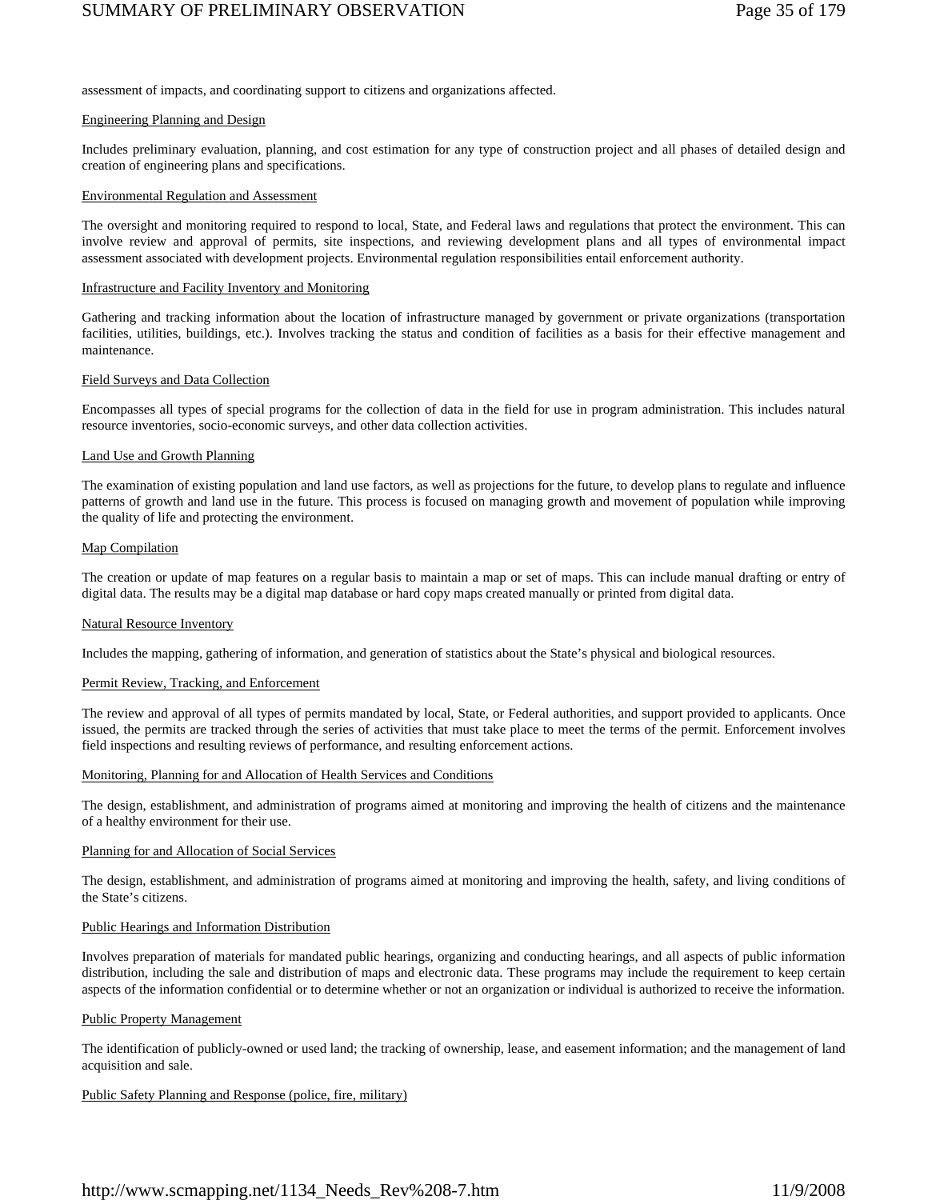assessment of impacts, and coordinating support to citizens and organizations affected.

Engineering Planning and Design

Includes preliminary evaluation, planning, and cost estimation for any type of construction project and all phases of detailed design and creation of engineering plans and specifications.

Environmental Regulation and Assessment

The oversight and monitoring required to respond to local, State, and Federal laws and regulations that protect the environment. This can involve review and approval of permits, site inspections, and reviewing development plans and all types of environmental impact assessment associated with development projects. Environmental regulation responsibilities entail enforcement authority.

Infrastructure and Facility Inventory and Monitoring

Gathering and tracking information about the location of infrastructure managed by government or private organizations (transportation facilities, utilities, buildings, etc.). Involves tracking the status and condition of facilities as a basis for their effective management and maintenance.

Field Surveys and Data Collection

Encompasses all types of special programs for the collection of data in the field for use in program administration. This includes natural resource inventories, socio-economic surveys, and other data collection activities.

Land Use and Growth Planning

The examination of existing population and land use factors, as well as projections for the future, to develop plans to regulate and influence patterns of growth and land use in the future. This process is focused on managing growth and movement of population while improving the quality of life and protecting the environment.

Map Compilation

The creation or update of map features on a regular basis to maintain a map or set of maps. This can include manual drafting or entry of digital data. The results may be a digital map database or hard copy maps created manually or printed from digital data.

Natural Resource Inventory

Includes the mapping, gathering of information, and generation of statistics about the State's physical and biological resources.

Permit Review, Tracking, and Enforcement

The review and approval of all types of permits mandated by local, State, or Federal authorities, and support provided to applicants. Once issued, the permits are tracked through the series of activities that must take place to meet the terms of the permit. Enforcement involves field inspections and resulting reviews of performance, and resulting enforcement actions.

Monitoring, Planning for and Allocation of Health Services and Conditions

The design, establishment, and administration of programs aimed at monitoring and improving the health of citizens and the maintenance of a healthy environment for their use.

Planning for and Allocation of Social Services

The design, establishment, and administration of programs aimed at monitoring and improving the health, safety, and living conditions of the State's citizens.

Public Hearings and Information Distribution

Involves preparation of materials for mandated public hearings, organizing and conducting hearings, and all aspects of public information distribution, including the sale and distribution of maps and electronic data. These programs may include the requirement to keep certain aspects of the information confidential or to determine whether or not an organization or individual is authorized to receive the information.

Public Property Management

The identification of publicly-owned or used land; the tracking of ownership, lease, and easement information; and the management of land acquisition and sale.

Public Safety Planning and Response (police, fire, military)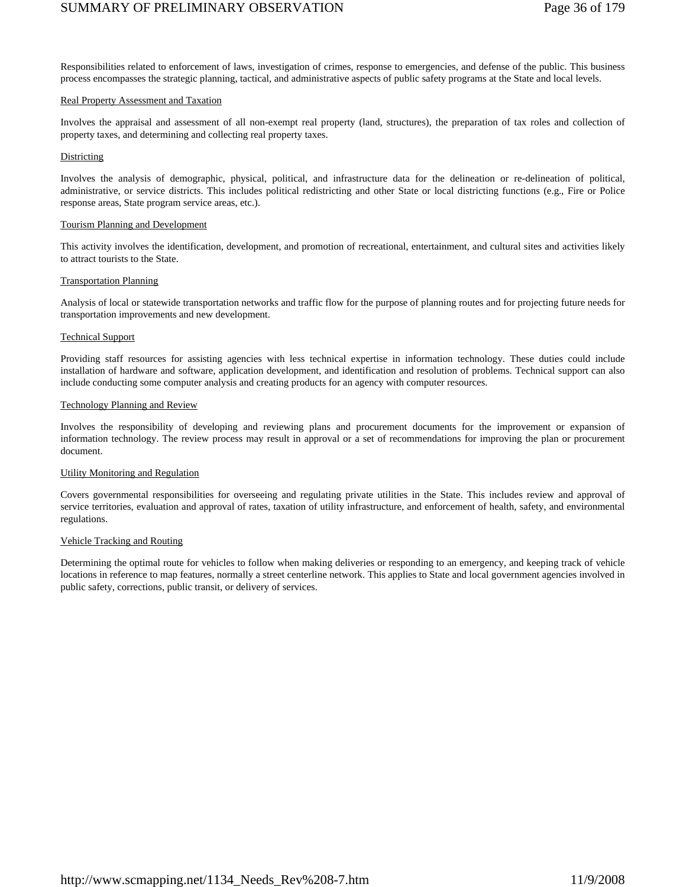Responsibilities related to enforcement of laws, investigation of crimes, response to emergencies, and defense of the public. This business process encompasses the strategic planning, tactical, and administrative aspects of public safety programs at the State and local levels.

<u>Real Property Assessment and Taxation</u>

Involves the appraisal and assessment of all non-exempt real property (land, structures), the preparation of tax roles and collection of property taxes, and determining and collecting real property taxes.

<u>Districting</u>

Involves the analysis of demographic, physical, political, and infrastructure data for the delineation or re-delineation of political, administrative, or service districts. This includes political redistricting and other State or local districting functions (e.g., Fire or Police response areas, State program service areas, etc.).

<u>Tourism Planning and Development</u>

This activity involves the identification, development, and promotion of recreational, entertainment, and cultural sites and activities likely to attract tourists to the State.

<u>Transportation Planning</u>

Analysis of local or statewide transportation networks and traffic flow for the purpose of planning routes and for projecting future needs for transportation improvements and new development.

<u>Technical Support</u>

Providing staff resources for assisting agencies with less technical expertise in information technology. These duties could include installation of hardware and software, application development, and identification and resolution of problems. Technical support can also include conducting some computer analysis and creating products for an agency with computer resources.

<u>Technology Planning and Review</u>

Involves the responsibility of developing and reviewing plans and procurement documents for the improvement or expansion of information technology. The review process may result in approval or a set of recommendations for improving the plan or procurement document.

<u>Utility Monitoring and Regulation</u>

Covers governmental responsibilities for overseeing and regulating private utilities in the State. This includes review and approval of service territories, evaluation and approval of rates, taxation of utility infrastructure, and enforcement of health, safety, and environmental regulations.

<u>Vehicle Tracking and Routing</u>

Determining the optimal route for vehicles to follow when making deliveries or responding to an emergency, and keeping track of vehicle locations in reference to map features, normally a street centerline network. This applies to State and local government agencies involved in public safety, corrections, public transit, or delivery of services.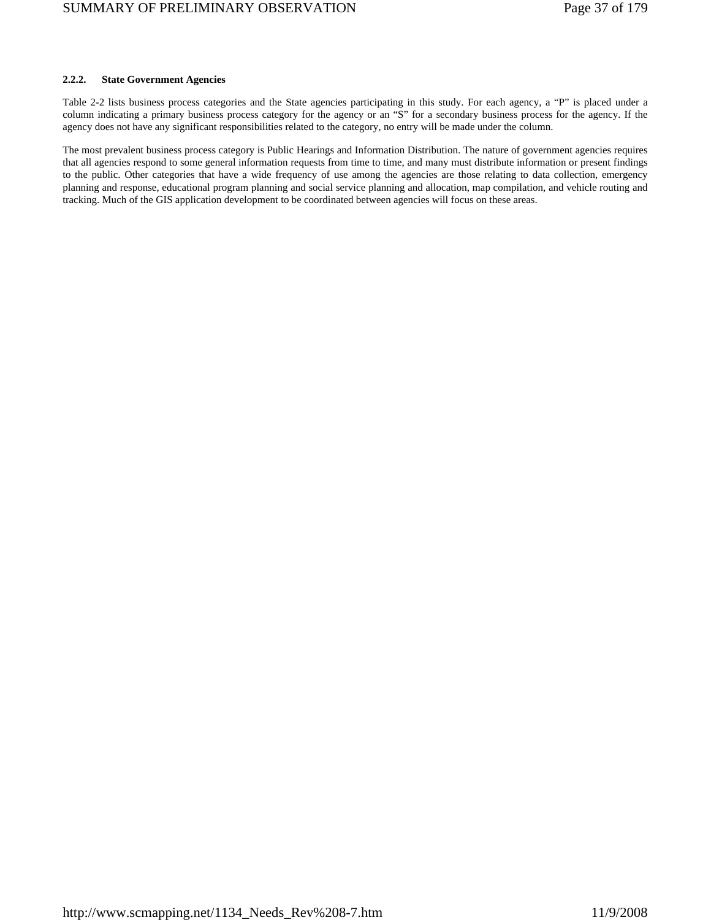### 2.2.2. State Government Agencies

Table 2-2 lists business process categories and the State agencies participating in this study. For each agency, a "P" is placed under a column indicating a primary business process category for the agency or an "S" for a secondary business process for the agency. If the agency does not have any significant responsibilities related to the category, no entry will be made under the column.

The most prevalent business process category is Public Hearings and Information Distribution. The nature of government agencies requires that all agencies respond to some general information requests from time to time, and many must distribute information or present findings to the public. Other categories that have a wide frequency of use among the agencies are those relating to data collection, emergency planning and response, educational program planning and social service planning and allocation, map compilation, and vehicle routing and tracking. Much of the GIS application development to be coordinated between agencies will focus on these areas.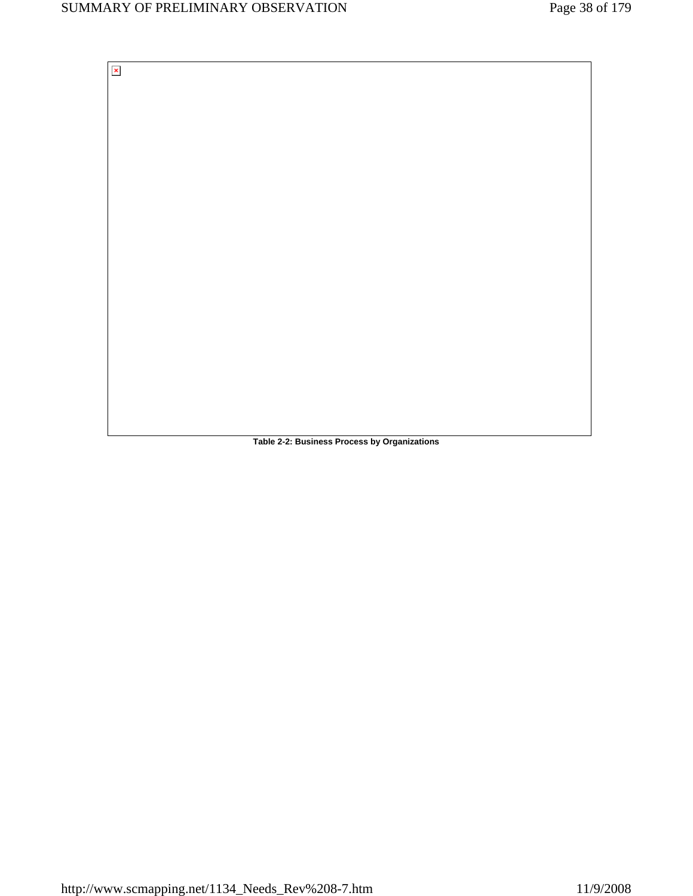**Table 2-2: Business Process by Organizations**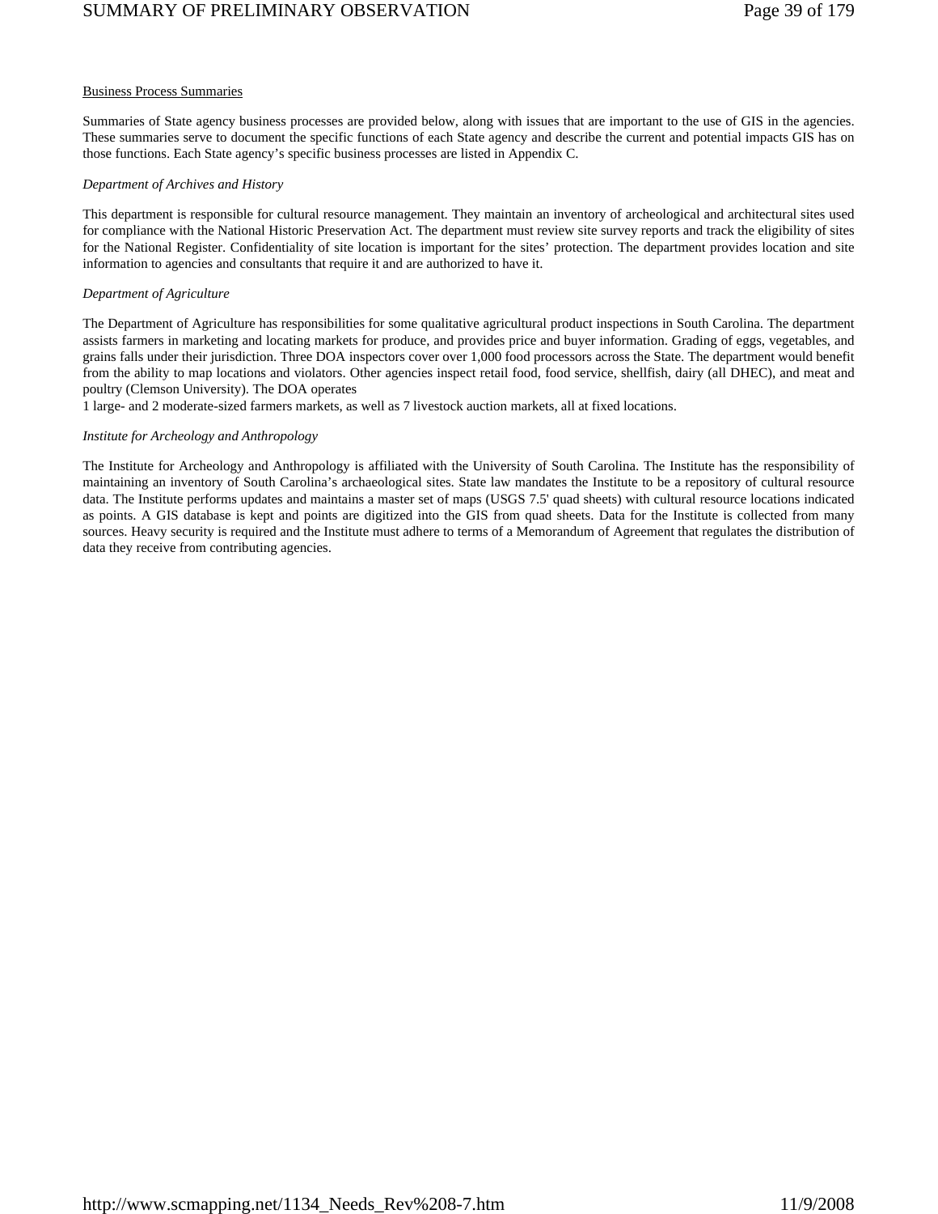Business Process Summaries

Summaries of State agency business processes are provided below, along with issues that are important to the use of GIS in the agencies. These summaries serve to document the specific functions of each State agency and describe the current and potential impacts GIS has on those functions. Each State agency's specific business processes are listed in Appendix C.

*Department of Archives and History*

This department is responsible for cultural resource management. They maintain an inventory of archeological and architectural sites used for compliance with the National Historic Preservation Act. The department must review site survey reports and track the eligibility of sites for the National Register. Confidentiality of site location is important for the sites' protection. The department provides location and site information to agencies and consultants that require it and are authorized to have it.

*Department of Agriculture*

The Department of Agriculture has responsibilities for some qualitative agricultural product inspections in South Carolina. The department assists farmers in marketing and locating markets for produce, and provides price and buyer information. Grading of eggs, vegetables, and grains falls under their jurisdiction. Three DOA inspectors cover over 1,000 food processors across the State. The department would benefit from the ability to map locations and violators. Other agencies inspect retail food, food service, shellfish, dairy (all DHEC), and meat and poultry (Clemson University). The DOA operates
1 large- and 2 moderate-sized farmers markets, as well as 7 livestock auction markets, all at fixed locations.

*Institute for Archeology and Anthropology*

The Institute for Archeology and Anthropology is affiliated with the University of South Carolina. The Institute has the responsibility of maintaining an inventory of South Carolina's archaeological sites. State law mandates the Institute to be a repository of cultural resource data. The Institute performs updates and maintains a master set of maps (USGS 7.5' quad sheets) with cultural resource locations indicated as points. A GIS database is kept and points are digitized into the GIS from quad sheets. Data for the Institute is collected from many sources. Heavy security is required and the Institute must adhere to terms of a Memorandum of Agreement that regulates the distribution of data they receive from contributing agencies.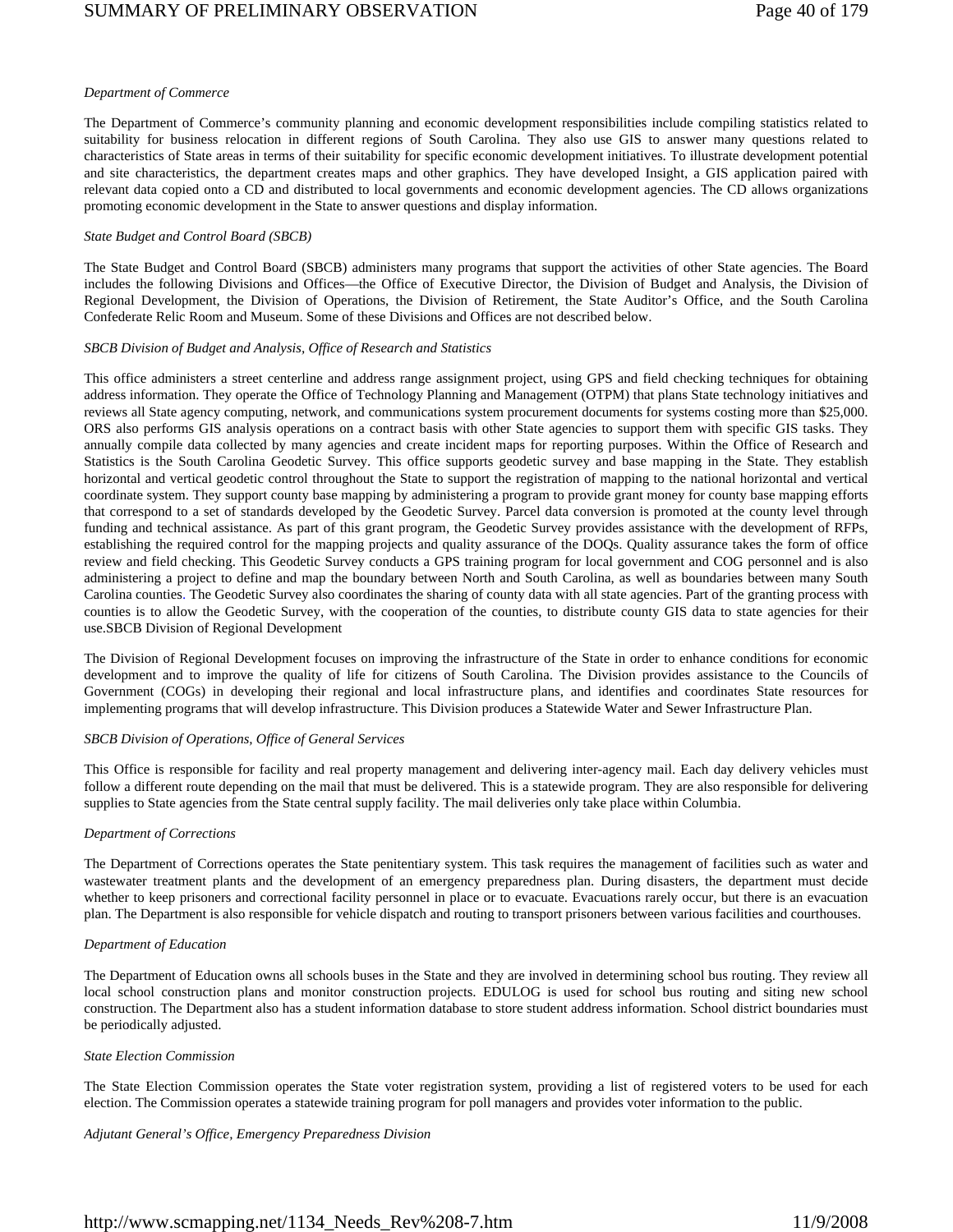*Department of Commerce*

The Department of Commerce's community planning and economic development responsibilities include compiling statistics related to suitability for business relocation in different regions of South Carolina. They also use GIS to answer many questions related to characteristics of State areas in terms of their suitability for specific economic development initiatives. To illustrate development potential and site characteristics, the department creates maps and other graphics. They have developed Insight, a GIS application paired with relevant data copied onto a CD and distributed to local governments and economic development agencies. The CD allows organizations promoting economic development in the State to answer questions and display information.

*State Budget and Control Board (SBCB)*

The State Budget and Control Board (SBCB) administers many programs that support the activities of other State agencies. The Board includes the following Divisions and Offices—the Office of Executive Director, the Division of Budget and Analysis, the Division of Regional Development, the Division of Operations, the Division of Retirement, the State Auditor's Office, and the South Carolina Confederate Relic Room and Museum. Some of these Divisions and Offices are not described below.

*SBCB Division of Budget and Analysis, Office of Research and Statistics*

This office administers a street centerline and address range assignment project, using GPS and field checking techniques for obtaining address information. They operate the Office of Technology Planning and Management (OTPM) that plans State technology initiatives and reviews all State agency computing, network, and communications system procurement documents for systems costing more than $25,000. ORS also performs GIS analysis operations on a contract basis with other State agencies to support them with specific GIS tasks. They annually compile data collected by many agencies and create incident maps for reporting purposes. Within the Office of Research and Statistics is the South Carolina Geodetic Survey. This office supports geodetic survey and base mapping in the State. They establish horizontal and vertical geodetic control throughout the State to support the registration of mapping to the national horizontal and vertical coordinate system. They support county base mapping by administering a program to provide grant money for county base mapping efforts that correspond to a set of standards developed by the Geodetic Survey. Parcel data conversion is promoted at the county level through funding and technical assistance. As part of this grant program, the Geodetic Survey provides assistance with the development of RFPs, establishing the required control for the mapping projects and quality assurance of the DOQs. Quality assurance takes the form of office review and field checking. This Geodetic Survey conducts a GPS training program for local government and COG personnel and is also administering a project to define and map the boundary between North and South Carolina, as well as boundaries between many South Carolina counties. The Geodetic Survey also coordinates the sharing of county data with all state agencies. Part of the granting process with counties is to allow the Geodetic Survey, with the cooperation of the counties, to distribute county GIS data to state agencies for their use.SBCB Division of Regional Development

The Division of Regional Development focuses on improving the infrastructure of the State in order to enhance conditions for economic development and to improve the quality of life for citizens of South Carolina. The Division provides assistance to the Councils of Government (COGs) in developing their regional and local infrastructure plans, and identifies and coordinates State resources for implementing programs that will develop infrastructure. This Division produces a Statewide Water and Sewer Infrastructure Plan.

*SBCB Division of Operations, Office of General Services*

This Office is responsible for facility and real property management and delivering inter-agency mail. Each day delivery vehicles must follow a different route depending on the mail that must be delivered. This is a statewide program. They are also responsible for delivering supplies to State agencies from the State central supply facility. The mail deliveries only take place within Columbia.

*Department of Corrections*

The Department of Corrections operates the State penitentiary system. This task requires the management of facilities such as water and wastewater treatment plants and the development of an emergency preparedness plan. During disasters, the department must decide whether to keep prisoners and correctional facility personnel in place or to evacuate. Evacuations rarely occur, but there is an evacuation plan. The Department is also responsible for vehicle dispatch and routing to transport prisoners between various facilities and courthouses.

*Department of Education*

The Department of Education owns all schools buses in the State and they are involved in determining school bus routing. They review all local school construction plans and monitor construction projects. EDULOG is used for school bus routing and siting new school construction. The Department also has a student information database to store student address information. School district boundaries must be periodically adjusted.

*State Election Commission*

The State Election Commission operates the State voter registration system, providing a list of registered voters to be used for each election. The Commission operates a statewide training program for poll managers and provides voter information to the public.

*Adjutant General's Office, Emergency Preparedness Division*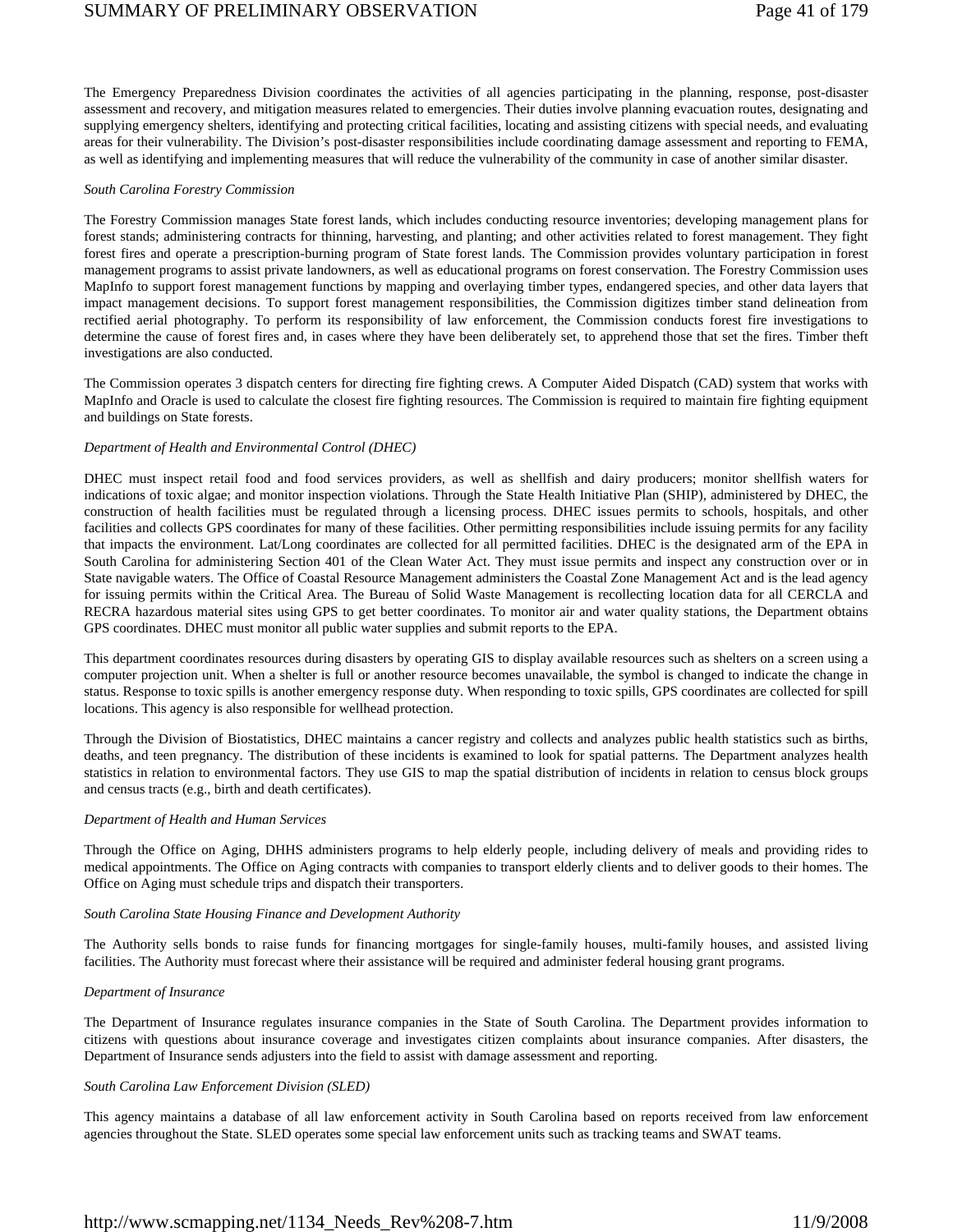The Emergency Preparedness Division coordinates the activities of all agencies participating in the planning, response, post-disaster assessment and recovery, and mitigation measures related to emergencies. Their duties involve planning evacuation routes, designating and supplying emergency shelters, identifying and protecting critical facilities, locating and assisting citizens with special needs, and evaluating areas for their vulnerability. The Division's post-disaster responsibilities include coordinating damage assessment and reporting to FEMA, as well as identifying and implementing measures that will reduce the vulnerability of the community in case of another similar disaster.

*South Carolina Forestry Commission*

The Forestry Commission manages State forest lands, which includes conducting resource inventories; developing management plans for forest stands; administering contracts for thinning, harvesting, and planting; and other activities related to forest management. They fight forest fires and operate a prescription-burning program of State forest lands. The Commission provides voluntary participation in forest management programs to assist private landowners, as well as educational programs on forest conservation. The Forestry Commission uses MapInfo to support forest management functions by mapping and overlaying timber types, endangered species, and other data layers that impact management decisions. To support forest management responsibilities, the Commission digitizes timber stand delineation from rectified aerial photography. To perform its responsibility of law enforcement, the Commission conducts forest fire investigations to determine the cause of forest fires and, in cases where they have been deliberately set, to apprehend those that set the fires. Timber theft investigations are also conducted.

The Commission operates 3 dispatch centers for directing fire fighting crews. A Computer Aided Dispatch (CAD) system that works with MapInfo and Oracle is used to calculate the closest fire fighting resources. The Commission is required to maintain fire fighting equipment and buildings on State forests.

*Department of Health and Environmental Control (DHEC)*

DHEC must inspect retail food and food services providers, as well as shellfish and dairy producers; monitor shellfish waters for indications of toxic algae; and monitor inspection violations. Through the State Health Initiative Plan (SHIP), administered by DHEC, the construction of health facilities must be regulated through a licensing process. DHEC issues permits to schools, hospitals, and other facilities and collects GPS coordinates for many of these facilities. Other permitting responsibilities include issuing permits for any facility that impacts the environment. Lat/Long coordinates are collected for all permitted facilities. DHEC is the designated arm of the EPA in South Carolina for administering Section 401 of the Clean Water Act. They must issue permits and inspect any construction over or in State navigable waters. The Office of Coastal Resource Management administers the Coastal Zone Management Act and is the lead agency for issuing permits within the Critical Area. The Bureau of Solid Waste Management is recollecting location data for all CERCLA and RECRA hazardous material sites using GPS to get better coordinates. To monitor air and water quality stations, the Department obtains GPS coordinates. DHEC must monitor all public water supplies and submit reports to the EPA.

This department coordinates resources during disasters by operating GIS to display available resources such as shelters on a screen using a computer projection unit. When a shelter is full or another resource becomes unavailable, the symbol is changed to indicate the change in status. Response to toxic spills is another emergency response duty. When responding to toxic spills, GPS coordinates are collected for spill locations. This agency is also responsible for wellhead protection.

Through the Division of Biostatistics, DHEC maintains a cancer registry and collects and analyzes public health statistics such as births, deaths, and teen pregnancy. The distribution of these incidents is examined to look for spatial patterns. The Department analyzes health statistics in relation to environmental factors. They use GIS to map the spatial distribution of incidents in relation to census block groups and census tracts (e.g., birth and death certificates).

*Department of Health and Human Services*

Through the Office on Aging, DHHS administers programs to help elderly people, including delivery of meals and providing rides to medical appointments. The Office on Aging contracts with companies to transport elderly clients and to deliver goods to their homes. The Office on Aging must schedule trips and dispatch their transporters.

*South Carolina State Housing Finance and Development Authority*

The Authority sells bonds to raise funds for financing mortgages for single-family houses, multi-family houses, and assisted living facilities. The Authority must forecast where their assistance will be required and administer federal housing grant programs.

*Department of Insurance*

The Department of Insurance regulates insurance companies in the State of South Carolina. The Department provides information to citizens with questions about insurance coverage and investigates citizen complaints about insurance companies. After disasters, the Department of Insurance sends adjusters into the field to assist with damage assessment and reporting.

*South Carolina Law Enforcement Division (SLED)*

This agency maintains a database of all law enforcement activity in South Carolina based on reports received from law enforcement agencies throughout the State. SLED operates some special law enforcement units such as tracking teams and SWAT teams.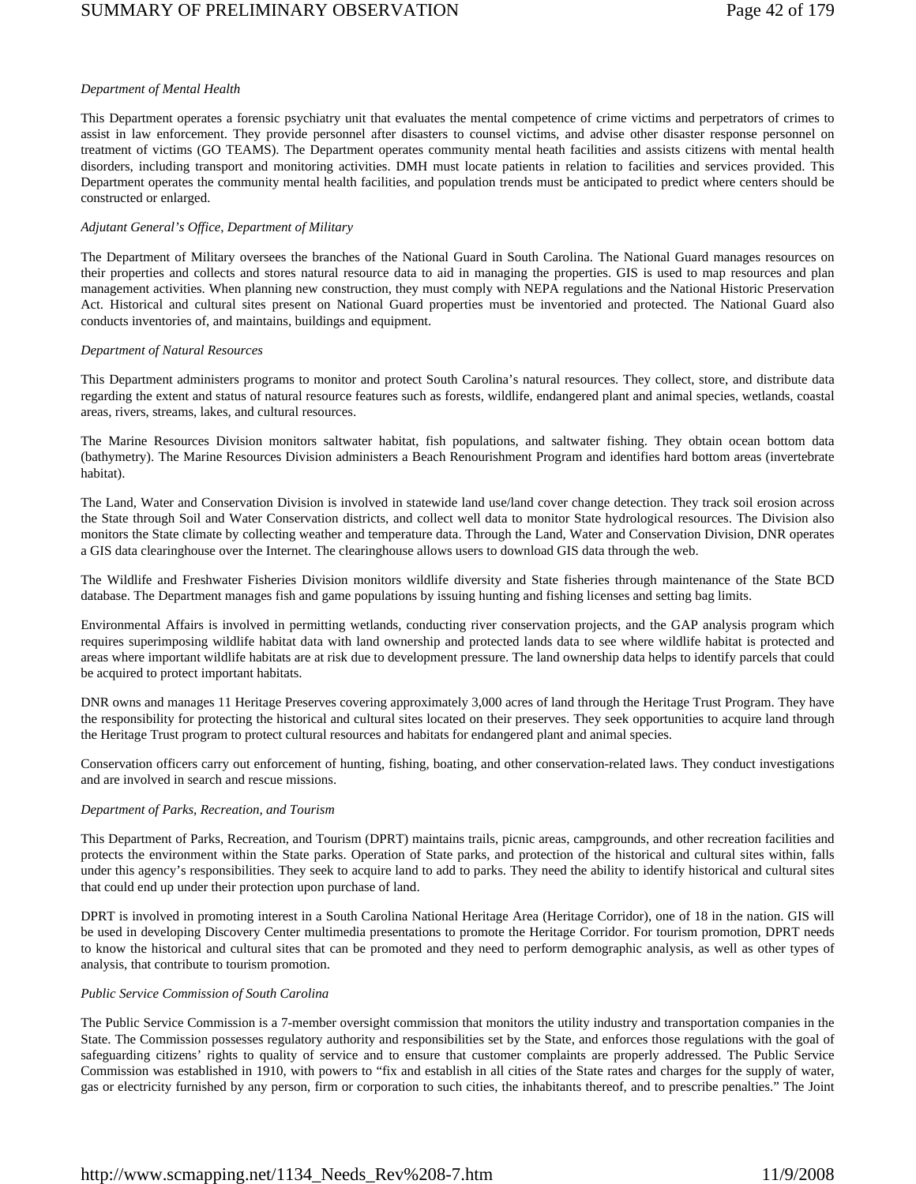*Department of Mental Health*

This Department operates a forensic psychiatry unit that evaluates the mental competence of crime victims and perpetrators of crimes to assist in law enforcement. They provide personnel after disasters to counsel victims, and advise other disaster response personnel on treatment of victims (GO TEAMS). The Department operates community mental heath facilities and assists citizens with mental health disorders, including transport and monitoring activities. DMH must locate patients in relation to facilities and services provided. This Department operates the community mental health facilities, and population trends must be anticipated to predict where centers should be constructed or enlarged.

*Adjutant General's Office, Department of Military*

The Department of Military oversees the branches of the National Guard in South Carolina. The National Guard manages resources on their properties and collects and stores natural resource data to aid in managing the properties. GIS is used to map resources and plan management activities. When planning new construction, they must comply with NEPA regulations and the National Historic Preservation Act. Historical and cultural sites present on National Guard properties must be inventoried and protected. The National Guard also conducts inventories of, and maintains, buildings and equipment.

*Department of Natural Resources*

This Department administers programs to monitor and protect South Carolina's natural resources. They collect, store, and distribute data regarding the extent and status of natural resource features such as forests, wildlife, endangered plant and animal species, wetlands, coastal areas, rivers, streams, lakes, and cultural resources.

The Marine Resources Division monitors saltwater habitat, fish populations, and saltwater fishing. They obtain ocean bottom data (bathymetry). The Marine Resources Division administers a Beach Renourishment Program and identifies hard bottom areas (invertebrate habitat).

The Land, Water and Conservation Division is involved in statewide land use/land cover change detection. They track soil erosion across the State through Soil and Water Conservation districts, and collect well data to monitor State hydrological resources. The Division also monitors the State climate by collecting weather and temperature data. Through the Land, Water and Conservation Division, DNR operates a GIS data clearinghouse over the Internet. The clearinghouse allows users to download GIS data through the web.

The Wildlife and Freshwater Fisheries Division monitors wildlife diversity and State fisheries through maintenance of the State BCD database. The Department manages fish and game populations by issuing hunting and fishing licenses and setting bag limits.

Environmental Affairs is involved in permitting wetlands, conducting river conservation projects, and the GAP analysis program which requires superimposing wildlife habitat data with land ownership and protected lands data to see where wildlife habitat is protected and areas where important wildlife habitats are at risk due to development pressure. The land ownership data helps to identify parcels that could be acquired to protect important habitats.

DNR owns and manages 11 Heritage Preserves covering approximately 3,000 acres of land through the Heritage Trust Program. They have the responsibility for protecting the historical and cultural sites located on their preserves. They seek opportunities to acquire land through the Heritage Trust program to protect cultural resources and habitats for endangered plant and animal species.

Conservation officers carry out enforcement of hunting, fishing, boating, and other conservation-related laws. They conduct investigations and are involved in search and rescue missions.

*Department of Parks, Recreation, and Tourism*

This Department of Parks, Recreation, and Tourism (DPRT) maintains trails, picnic areas, campgrounds, and other recreation facilities and protects the environment within the State parks. Operation of State parks, and protection of the historical and cultural sites within, falls under this agency's responsibilities. They seek to acquire land to add to parks. They need the ability to identify historical and cultural sites that could end up under their protection upon purchase of land.

DPRT is involved in promoting interest in a South Carolina National Heritage Area (Heritage Corridor), one of 18 in the nation. GIS will be used in developing Discovery Center multimedia presentations to promote the Heritage Corridor. For tourism promotion, DPRT needs to know the historical and cultural sites that can be promoted and they need to perform demographic analysis, as well as other types of analysis, that contribute to tourism promotion.

*Public Service Commission of South Carolina*

The Public Service Commission is a 7-member oversight commission that monitors the utility industry and transportation companies in the State. The Commission possesses regulatory authority and responsibilities set by the State, and enforces those regulations with the goal of safeguarding citizens' rights to quality of service and to ensure that customer complaints are properly addressed. The Public Service Commission was established in 1910, with powers to "fix and establish in all cities of the State rates and charges for the supply of water, gas or electricity furnished by any person, firm or corporation to such cities, the inhabitants thereof, and to prescribe penalties." The Joint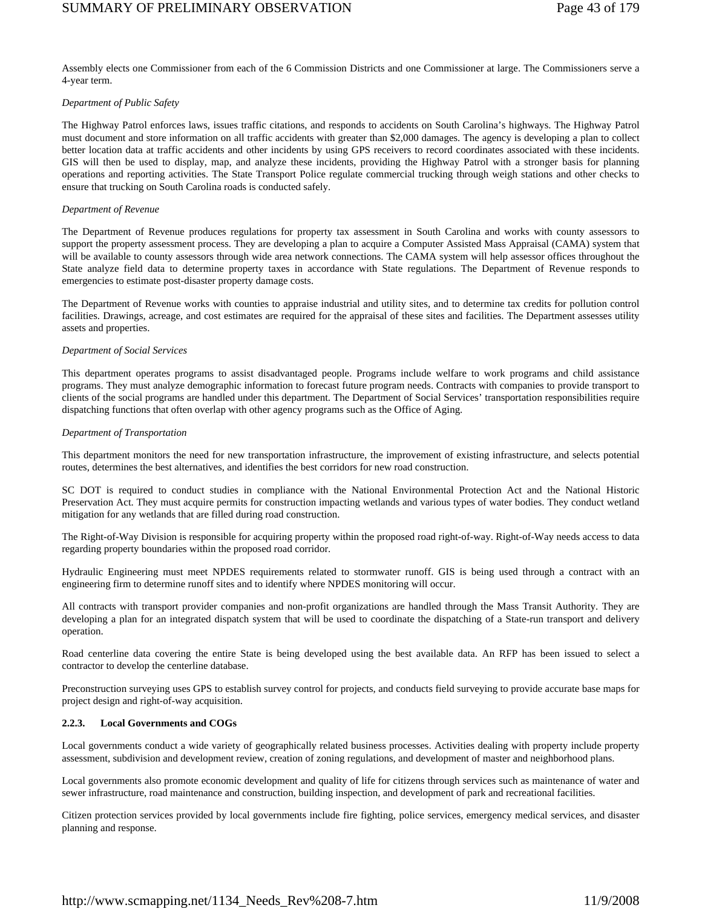Assembly elects one Commissioner from each of the 6 Commission Districts and one Commissioner at large. The Commissioners serve a 4-year term.

*Department of Public Safety*

The Highway Patrol enforces laws, issues traffic citations, and responds to accidents on South Carolina's highways. The Highway Patrol must document and store information on all traffic accidents with greater than $2,000 damages. The agency is developing a plan to collect better location data at traffic accidents and other incidents by using GPS receivers to record coordinates associated with these incidents. GIS will then be used to display, map, and analyze these incidents, providing the Highway Patrol with a stronger basis for planning operations and reporting activities. The State Transport Police regulate commercial trucking through weigh stations and other checks to ensure that trucking on South Carolina roads is conducted safely.

*Department of Revenue*

The Department of Revenue produces regulations for property tax assessment in South Carolina and works with county assessors to support the property assessment process. They are developing a plan to acquire a Computer Assisted Mass Appraisal (CAMA) system that will be available to county assessors through wide area network connections. The CAMA system will help assessor offices throughout the State analyze field data to determine property taxes in accordance with State regulations. The Department of Revenue responds to emergencies to estimate post-disaster property damage costs.

The Department of Revenue works with counties to appraise industrial and utility sites, and to determine tax credits for pollution control facilities. Drawings, acreage, and cost estimates are required for the appraisal of these sites and facilities. The Department assesses utility assets and properties.

*Department of Social Services*

This department operates programs to assist disadvantaged people. Programs include welfare to work programs and child assistance programs. They must analyze demographic information to forecast future program needs. Contracts with companies to provide transport to clients of the social programs are handled under this department. The Department of Social Services' transportation responsibilities require dispatching functions that often overlap with other agency programs such as the Office of Aging.

*Department of Transportation*

This department monitors the need for new transportation infrastructure, the improvement of existing infrastructure, and selects potential routes, determines the best alternatives, and identifies the best corridors for new road construction.

SC DOT is required to conduct studies in compliance with the National Environmental Protection Act and the National Historic Preservation Act. They must acquire permits for construction impacting wetlands and various types of water bodies. They conduct wetland mitigation for any wetlands that are filled during road construction.

The Right-of-Way Division is responsible for acquiring property within the proposed road right-of-way. Right-of-Way needs access to data regarding property boundaries within the proposed road corridor.

Hydraulic Engineering must meet NPDES requirements related to stormwater runoff. GIS is being used through a contract with an engineering firm to determine runoff sites and to identify where NPDES monitoring will occur.

All contracts with transport provider companies and non-profit organizations are handled through the Mass Transit Authority. They are developing a plan for an integrated dispatch system that will be used to coordinate the dispatching of a State-run transport and delivery operation.

Road centerline data covering the entire State is being developed using the best available data. An RFP has been issued to select a contractor to develop the centerline database.

Preconstruction surveying uses GPS to establish survey control for projects, and conducts field surveying to provide accurate base maps for project design and right-of-way acquisition.

### 2.2.3. Local Governments and COGs

Local governments conduct a wide variety of geographically related business processes. Activities dealing with property include property assessment, subdivision and development review, creation of zoning regulations, and development of master and neighborhood plans.

Local governments also promote economic development and quality of life for citizens through services such as maintenance of water and sewer infrastructure, road maintenance and construction, building inspection, and development of park and recreational facilities.

Citizen protection services provided by local governments include fire fighting, police services, emergency medical services, and disaster planning and response.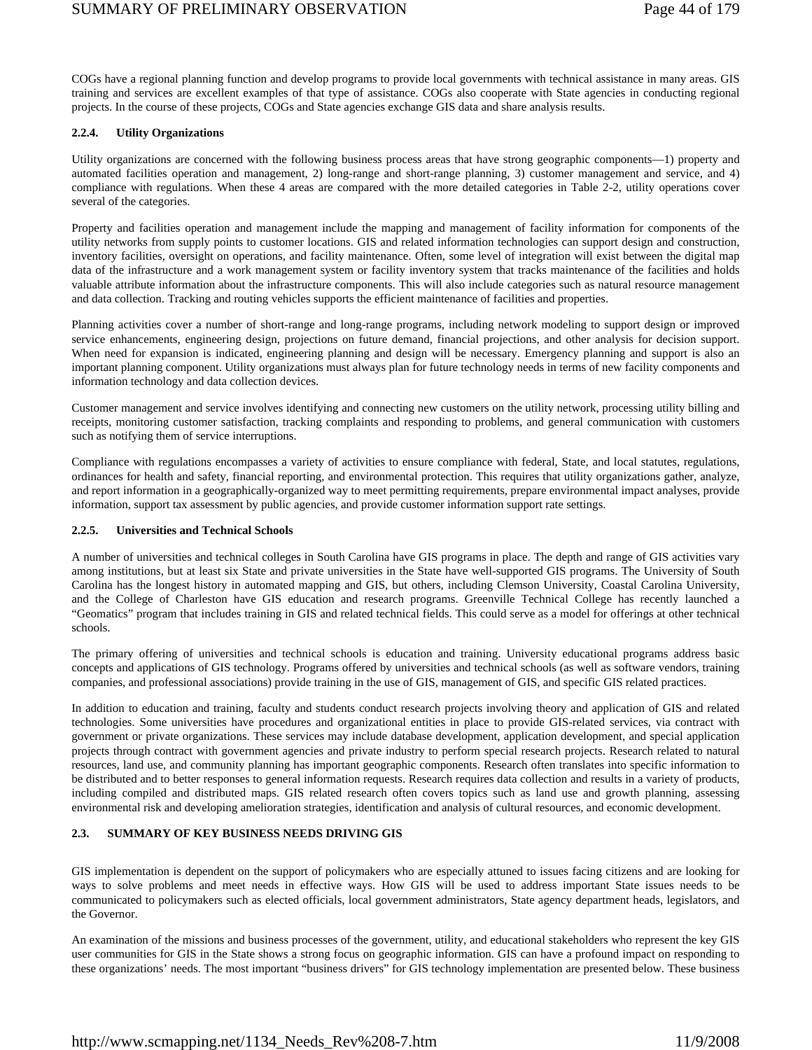COGs have a regional planning function and develop programs to provide local governments with technical assistance in many areas. GIS training and services are excellent examples of that type of assistance. COGs also cooperate with State agencies in conducting regional projects. In the course of these projects, COGs and State agencies exchange GIS data and share analysis results.

### 2.2.4. Utility Organizations

Utility organizations are concerned with the following business process areas that have strong geographic components—1) property and automated facilities operation and management, 2) long-range and short-range planning, 3) customer management and service, and 4) compliance with regulations. When these 4 areas are compared with the more detailed categories in Table 2-2, utility operations cover several of the categories.

Property and facilities operation and management include the mapping and management of facility information for components of the utility networks from supply points to customer locations. GIS and related information technologies can support design and construction, inventory facilities, oversight on operations, and facility maintenance. Often, some level of integration will exist between the digital map data of the infrastructure and a work management system or facility inventory system that tracks maintenance of the facilities and holds valuable attribute information about the infrastructure components. This will also include categories such as natural resource management and data collection. Tracking and routing vehicles supports the efficient maintenance of facilities and properties.

Planning activities cover a number of short-range and long-range programs, including network modeling to support design or improved service enhancements, engineering design, projections on future demand, financial projections, and other analysis for decision support. When need for expansion is indicated, engineering planning and design will be necessary. Emergency planning and support is also an important planning component. Utility organizations must always plan for future technology needs in terms of new facility components and information technology and data collection devices.

Customer management and service involves identifying and connecting new customers on the utility network, processing utility billing and receipts, monitoring customer satisfaction, tracking complaints and responding to problems, and general communication with customers such as notifying them of service interruptions.

Compliance with regulations encompasses a variety of activities to ensure compliance with federal, State, and local statutes, regulations, ordinances for health and safety, financial reporting, and environmental protection. This requires that utility organizations gather, analyze, and report information in a geographically-organized way to meet permitting requirements, prepare environmental impact analyses, provide information, support tax assessment by public agencies, and provide customer information support rate settings.

### 2.2.5. Universities and Technical Schools

A number of universities and technical colleges in South Carolina have GIS programs in place. The depth and range of GIS activities vary among institutions, but at least six State and private universities in the State have well-supported GIS programs. The University of South Carolina has the longest history in automated mapping and GIS, but others, including Clemson University, Coastal Carolina University, and the College of Charleston have GIS education and research programs. Greenville Technical College has recently launched a "Geomatics" program that includes training in GIS and related technical fields. This could serve as a model for offerings at other technical schools.

The primary offering of universities and technical schools is education and training. University educational programs address basic concepts and applications of GIS technology. Programs offered by universities and technical schools (as well as software vendors, training companies, and professional associations) provide training in the use of GIS, management of GIS, and specific GIS related practices.

In addition to education and training, faculty and students conduct research projects involving theory and application of GIS and related technologies. Some universities have procedures and organizational entities in place to provide GIS-related services, via contract with government or private organizations. These services may include database development, application development, and special application projects through contract with government agencies and private industry to perform special research projects. Research related to natural resources, land use, and community planning has important geographic components. Research often translates into specific information to be distributed and to better responses to general information requests. Research requires data collection and results in a variety of products, including compiled and distributed maps. GIS related research often covers topics such as land use and growth planning, assessing environmental risk and developing amelioration strategies, identification and analysis of cultural resources, and economic development.

## 2.3. SUMMARY OF KEY BUSINESS NEEDS DRIVING GIS

GIS implementation is dependent on the support of policymakers who are especially attuned to issues facing citizens and are looking for ways to solve problems and meet needs in effective ways. How GIS will be used to address important State issues needs to be communicated to policymakers such as elected officials, local government administrators, State agency department heads, legislators, and the Governor.

An examination of the missions and business processes of the government, utility, and educational stakeholders who represent the key GIS user communities for GIS in the State shows a strong focus on geographic information. GIS can have a profound impact on responding to these organizations' needs. The most important "business drivers" for GIS technology implementation are presented below. These business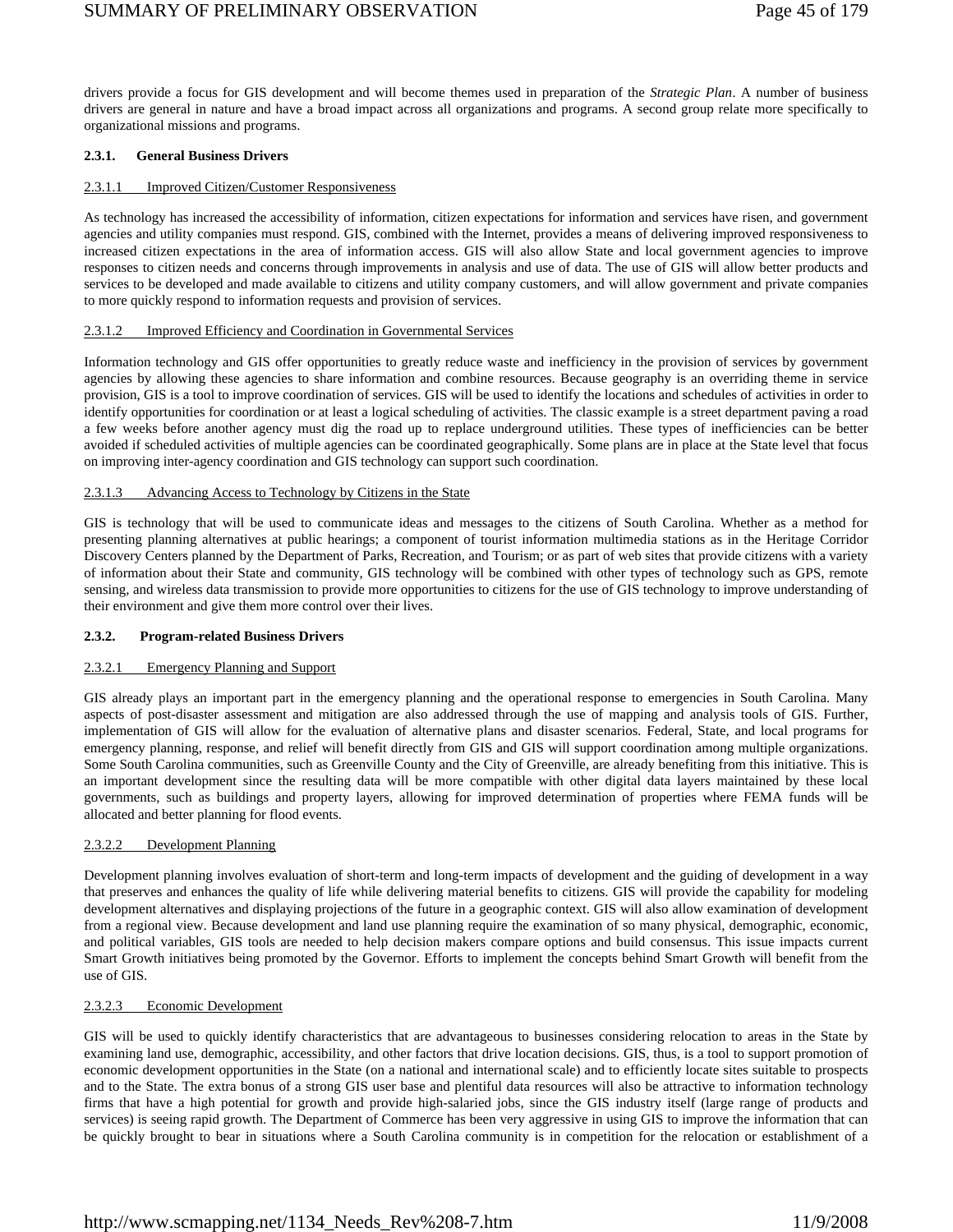drivers provide a focus for GIS development and will become themes used in preparation of the *Strategic Plan*. A number of business drivers are general in nature and have a broad impact across all organizations and programs. A second group relate more specifically to organizational missions and programs.

### 2.3.1. General Business Drivers

#### 2.3.1.1 Improved Citizen/Customer Responsiveness

As technology has increased the accessibility of information, citizen expectations for information and services have risen, and government agencies and utility companies must respond. GIS, combined with the Internet, provides a means of delivering improved responsiveness to increased citizen expectations in the area of information access. GIS will also allow State and local government agencies to improve responses to citizen needs and concerns through improvements in analysis and use of data. The use of GIS will allow better products and services to be developed and made available to citizens and utility company customers, and will allow government and private companies to more quickly respond to information requests and provision of services.

#### 2.3.1.2 Improved Efficiency and Coordination in Governmental Services

Information technology and GIS offer opportunities to greatly reduce waste and inefficiency in the provision of services by government agencies by allowing these agencies to share information and combine resources. Because geography is an overriding theme in service provision, GIS is a tool to improve coordination of services. GIS will be used to identify the locations and schedules of activities in order to identify opportunities for coordination or at least a logical scheduling of activities. The classic example is a street department paving a road a few weeks before another agency must dig the road up to replace underground utilities. These types of inefficiencies can be better avoided if scheduled activities of multiple agencies can be coordinated geographically. Some plans are in place at the State level that focus on improving inter-agency coordination and GIS technology can support such coordination.

#### 2.3.1.3 Advancing Access to Technology by Citizens in the State

GIS is technology that will be used to communicate ideas and messages to the citizens of South Carolina. Whether as a method for presenting planning alternatives at public hearings; a component of tourist information multimedia stations as in the Heritage Corridor Discovery Centers planned by the Department of Parks, Recreation, and Tourism; or as part of web sites that provide citizens with a variety of information about their State and community, GIS technology will be combined with other types of technology such as GPS, remote sensing, and wireless data transmission to provide more opportunities to citizens for the use of GIS technology to improve understanding of their environment and give them more control over their lives.

### 2.3.2. Program-related Business Drivers

#### 2.3.2.1 Emergency Planning and Support

GIS already plays an important part in the emergency planning and the operational response to emergencies in South Carolina. Many aspects of post-disaster assessment and mitigation are also addressed through the use of mapping and analysis tools of GIS. Further, implementation of GIS will allow for the evaluation of alternative plans and disaster scenarios. Federal, State, and local programs for emergency planning, response, and relief will benefit directly from GIS and GIS will support coordination among multiple organizations. Some South Carolina communities, such as Greenville County and the City of Greenville, are already benefiting from this initiative. This is an important development since the resulting data will be more compatible with other digital data layers maintained by these local governments, such as buildings and property layers, allowing for improved determination of properties where FEMA funds will be allocated and better planning for flood events.

#### 2.3.2.2 Development Planning

Development planning involves evaluation of short-term and long-term impacts of development and the guiding of development in a way that preserves and enhances the quality of life while delivering material benefits to citizens. GIS will provide the capability for modeling development alternatives and displaying projections of the future in a geographic context. GIS will also allow examination of development from a regional view. Because development and land use planning require the examination of so many physical, demographic, economic, and political variables, GIS tools are needed to help decision makers compare options and build consensus. This issue impacts current Smart Growth initiatives being promoted by the Governor. Efforts to implement the concepts behind Smart Growth will benefit from the use of GIS.

#### 2.3.2.3 Economic Development

GIS will be used to quickly identify characteristics that are advantageous to businesses considering relocation to areas in the State by examining land use, demographic, accessibility, and other factors that drive location decisions. GIS, thus, is a tool to support promotion of economic development opportunities in the State (on a national and international scale) and to efficiently locate sites suitable to prospects and to the State. The extra bonus of a strong GIS user base and plentiful data resources will also be attractive to information technology firms that have a high potential for growth and provide high-salaried jobs, since the GIS industry itself (large range of products and services) is seeing rapid growth. The Department of Commerce has been very aggressive in using GIS to improve the information that can be quickly brought to bear in situations where a South Carolina community is in competition for the relocation or establishment of a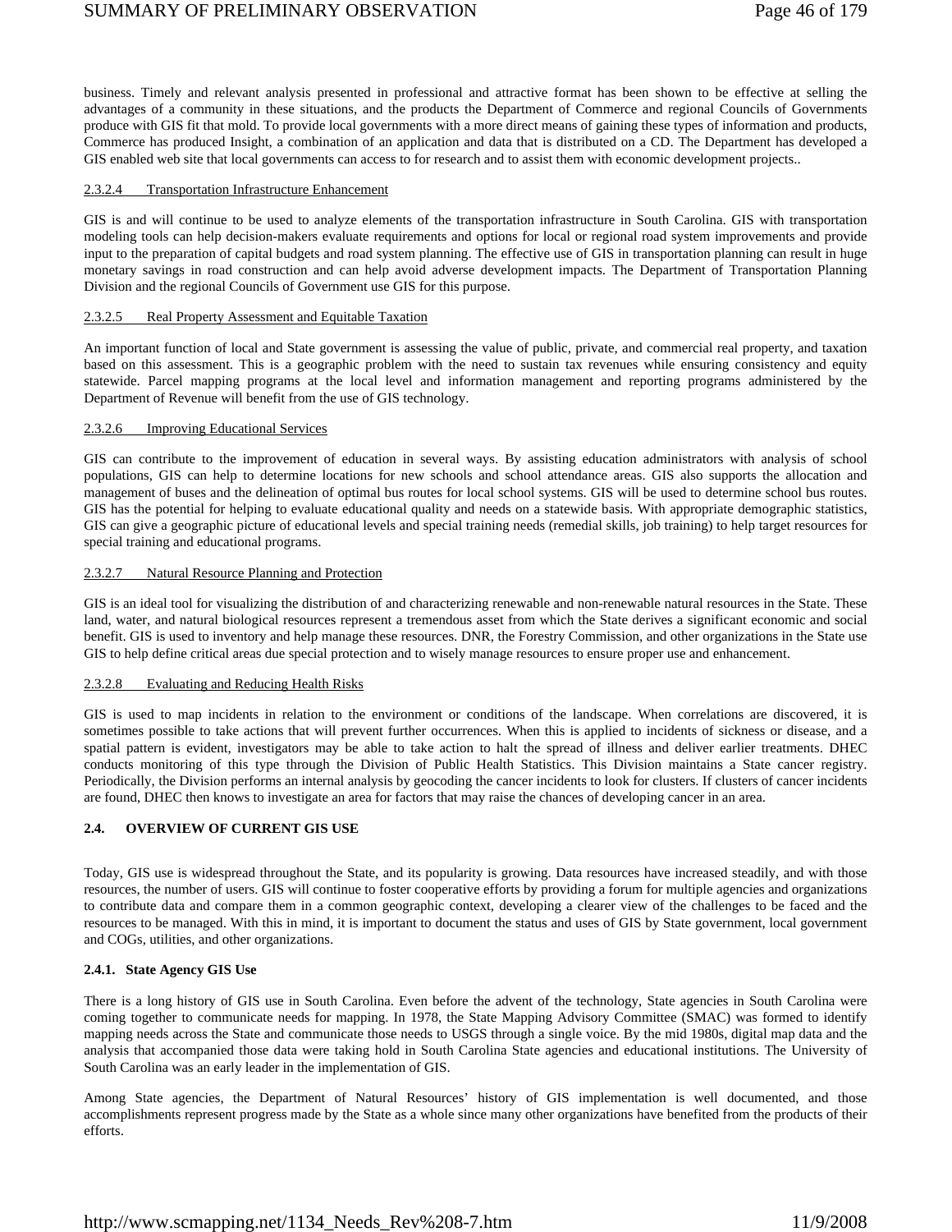business. Timely and relevant analysis presented in professional and attractive format has been shown to be effective at selling the advantages of a community in these situations, and the products the Department of Commerce and regional Councils of Governments produce with GIS fit that mold. To provide local governments with a more direct means of gaining these types of information and products, Commerce has produced Insight, a combination of an application and data that is distributed on a CD. The Department has developed a GIS enabled web site that local governments can access to for research and to assist them with economic development projects..

#### 2.3.2.4 Transportation Infrastructure Enhancement

GIS is and will continue to be used to analyze elements of the transportation infrastructure in South Carolina. GIS with transportation modeling tools can help decision-makers evaluate requirements and options for local or regional road system improvements and provide input to the preparation of capital budgets and road system planning. The effective use of GIS in transportation planning can result in huge monetary savings in road construction and can help avoid adverse development impacts. The Department of Transportation Planning Division and the regional Councils of Government use GIS for this purpose.

#### 2.3.2.5 Real Property Assessment and Equitable Taxation

An important function of local and State government is assessing the value of public, private, and commercial real property, and taxation based on this assessment. This is a geographic problem with the need to sustain tax revenues while ensuring consistency and equity statewide. Parcel mapping programs at the local level and information management and reporting programs administered by the Department of Revenue will benefit from the use of GIS technology.

#### 2.3.2.6 Improving Educational Services

GIS can contribute to the improvement of education in several ways. By assisting education administrators with analysis of school populations, GIS can help to determine locations for new schools and school attendance areas. GIS also supports the allocation and management of buses and the delineation of optimal bus routes for local school systems. GIS will be used to determine school bus routes. GIS has the potential for helping to evaluate educational quality and needs on a statewide basis. With appropriate demographic statistics, GIS can give a geographic picture of educational levels and special training needs (remedial skills, job training) to help target resources for special training and educational programs.

#### 2.3.2.7 Natural Resource Planning and Protection

GIS is an ideal tool for visualizing the distribution of and characterizing renewable and non-renewable natural resources in the State. These land, water, and natural biological resources represent a tremendous asset from which the State derives a significant economic and social benefit. GIS is used to inventory and help manage these resources. DNR, the Forestry Commission, and other organizations in the State use GIS to help define critical areas due special protection and to wisely manage resources to ensure proper use and enhancement.

#### 2.3.2.8 Evaluating and Reducing Health Risks

GIS is used to map incidents in relation to the environment or conditions of the landscape. When correlations are discovered, it is sometimes possible to take actions that will prevent further occurrences. When this is applied to incidents of sickness or disease, and a spatial pattern is evident, investigators may be able to take action to halt the spread of illness and deliver earlier treatments. DHEC conducts monitoring of this type through the Division of Public Health Statistics. This Division maintains a State cancer registry. Periodically, the Division performs an internal analysis by geocoding the cancer incidents to look for clusters. If clusters of cancer incidents are found, DHEC then knows to investigate an area for factors that may raise the chances of developing cancer in an area.

## 2.4. OVERVIEW OF CURRENT GIS USE

Today, GIS use is widespread throughout the State, and its popularity is growing. Data resources have increased steadily, and with those resources, the number of users. GIS will continue to foster cooperative efforts by providing a forum for multiple agencies and organizations to contribute data and compare them in a common geographic context, developing a clearer view of the challenges to be faced and the resources to be managed. With this in mind, it is important to document the status and uses of GIS by State government, local government and COGs, utilities, and other organizations.

### 2.4.1. State Agency GIS Use

There is a long history of GIS use in South Carolina. Even before the advent of the technology, State agencies in South Carolina were coming together to communicate needs for mapping. In 1978, the State Mapping Advisory Committee (SMAC) was formed to identify mapping needs across the State and communicate those needs to USGS through a single voice. By the mid 1980s, digital map data and the analysis that accompanied those data were taking hold in South Carolina State agencies and educational institutions. The University of South Carolina was an early leader in the implementation of GIS.

Among State agencies, the Department of Natural Resources' history of GIS implementation is well documented, and those accomplishments represent progress made by the State as a whole since many other organizations have benefited from the products of their efforts.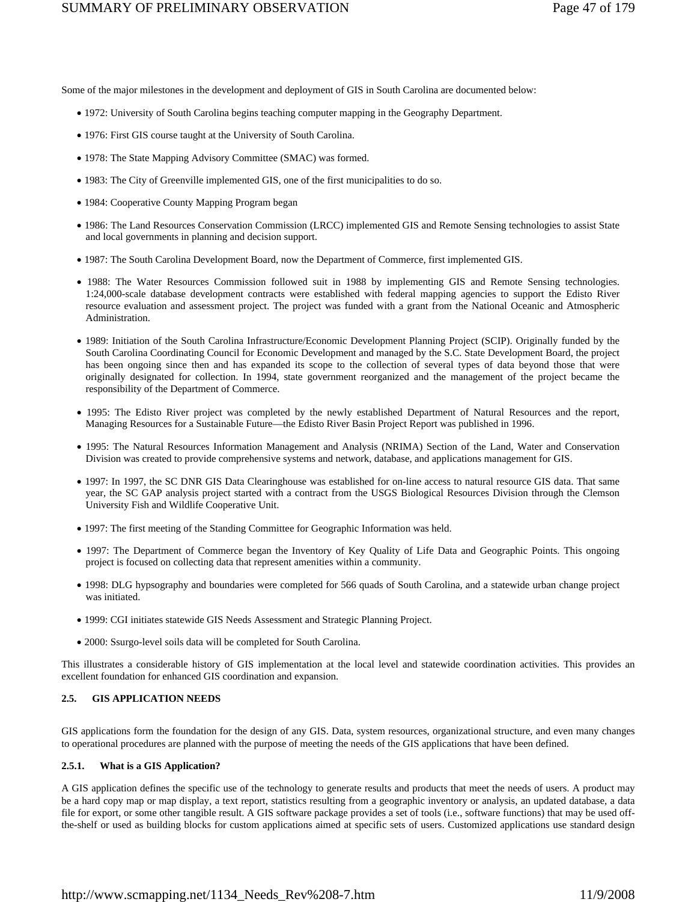Some of the major milestones in the development and deployment of GIS in South Carolina are documented below:

- 1972: University of South Carolina begins teaching computer mapping in the Geography Department.
- 1976: First GIS course taught at the University of South Carolina.
- 1978: The State Mapping Advisory Committee (SMAC) was formed.
- 1983: The City of Greenville implemented GIS, one of the first municipalities to do so.
- 1984: Cooperative County Mapping Program began
- 1986: The Land Resources Conservation Commission (LRCC) implemented GIS and Remote Sensing technologies to assist State and local governments in planning and decision support.
- 1987: The South Carolina Development Board, now the Department of Commerce, first implemented GIS.
- 1988: The Water Resources Commission followed suit in 1988 by implementing GIS and Remote Sensing technologies. 1:24,000-scale database development contracts were established with federal mapping agencies to support the Edisto River resource evaluation and assessment project. The project was funded with a grant from the National Oceanic and Atmospheric Administration.
- 1989: Initiation of the South Carolina Infrastructure/Economic Development Planning Project (SCIP). Originally funded by the South Carolina Coordinating Council for Economic Development and managed by the S.C. State Development Board, the project has been ongoing since then and has expanded its scope to the collection of several types of data beyond those that were originally designated for collection. In 1994, state government reorganized and the management of the project became the responsibility of the Department of Commerce.
- 1995: The Edisto River project was completed by the newly established Department of Natural Resources and the report, Managing Resources for a Sustainable Future—the Edisto River Basin Project Report was published in 1996.
- 1995: The Natural Resources Information Management and Analysis (NRIMA) Section of the Land, Water and Conservation Division was created to provide comprehensive systems and network, database, and applications management for GIS.
- 1997: In 1997, the SC DNR GIS Data Clearinghouse was established for on-line access to natural resource GIS data. That same year, the SC GAP analysis project started with a contract from the USGS Biological Resources Division through the Clemson University Fish and Wildlife Cooperative Unit.
- 1997: The first meeting of the Standing Committee for Geographic Information was held.
- 1997: The Department of Commerce began the Inventory of Key Quality of Life Data and Geographic Points. This ongoing project is focused on collecting data that represent amenities within a community.
- 1998: DLG hypsography and boundaries were completed for 566 quads of South Carolina, and a statewide urban change project was initiated.
- 1999: CGI initiates statewide GIS Needs Assessment and Strategic Planning Project.
- 2000: Ssurgo-level soils data will be completed for South Carolina.

This illustrates a considerable history of GIS implementation at the local level and statewide coordination activities. This provides an excellent foundation for enhanced GIS coordination and expansion.

## 2.5. GIS APPLICATION NEEDS

GIS applications form the foundation for the design of any GIS. Data, system resources, organizational structure, and even many changes to operational procedures are planned with the purpose of meeting the needs of the GIS applications that have been defined.

### 2.5.1. What is a GIS Application?

A GIS application defines the specific use of the technology to generate results and products that meet the needs of users. A product may be a hard copy map or map display, a text report, statistics resulting from a geographic inventory or analysis, an updated database, a data file for export, or some other tangible result. A GIS software package provides a set of tools (i.e., software functions) that may be used off-the-shelf or used as building blocks for custom applications aimed at specific sets of users. Customized applications use standard design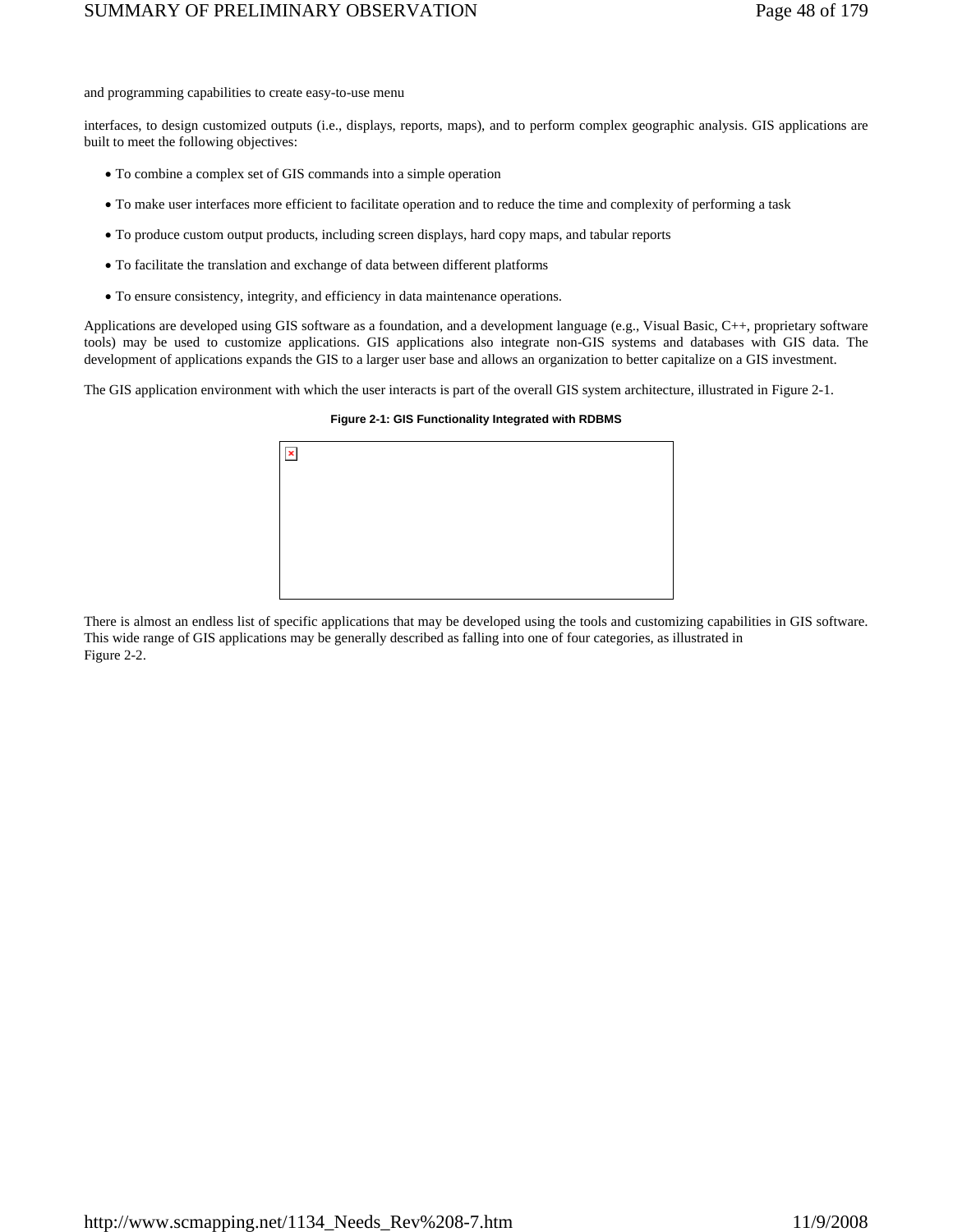and programming capabilities to create easy-to-use menu

interfaces, to design customized outputs (i.e., displays, reports, maps), and to perform complex geographic analysis. GIS applications are built to meet the following objectives:

- To combine a complex set of GIS commands into a simple operation
- To make user interfaces more efficient to facilitate operation and to reduce the time and complexity of performing a task
- To produce custom output products, including screen displays, hard copy maps, and tabular reports
- To facilitate the translation and exchange of data between different platforms
- To ensure consistency, integrity, and efficiency in data maintenance operations.

Applications are developed using GIS software as a foundation, and a development language (e.g., Visual Basic, C++, proprietary software tools) may be used to customize applications. GIS applications also integrate non-GIS systems and databases with GIS data. The development of applications expands the GIS to a larger user base and allows an organization to better capitalize on a GIS investment.

The GIS application environment with which the user interacts is part of the overall GIS system architecture, illustrated in Figure 2-1.

**Figure 2-1: GIS Functionality Integrated with RDBMS**

There is almost an endless list of specific applications that may be developed using the tools and customizing capabilities in GIS software. This wide range of GIS applications may be generally described as falling into one of four categories, as illustrated in Figure 2-2.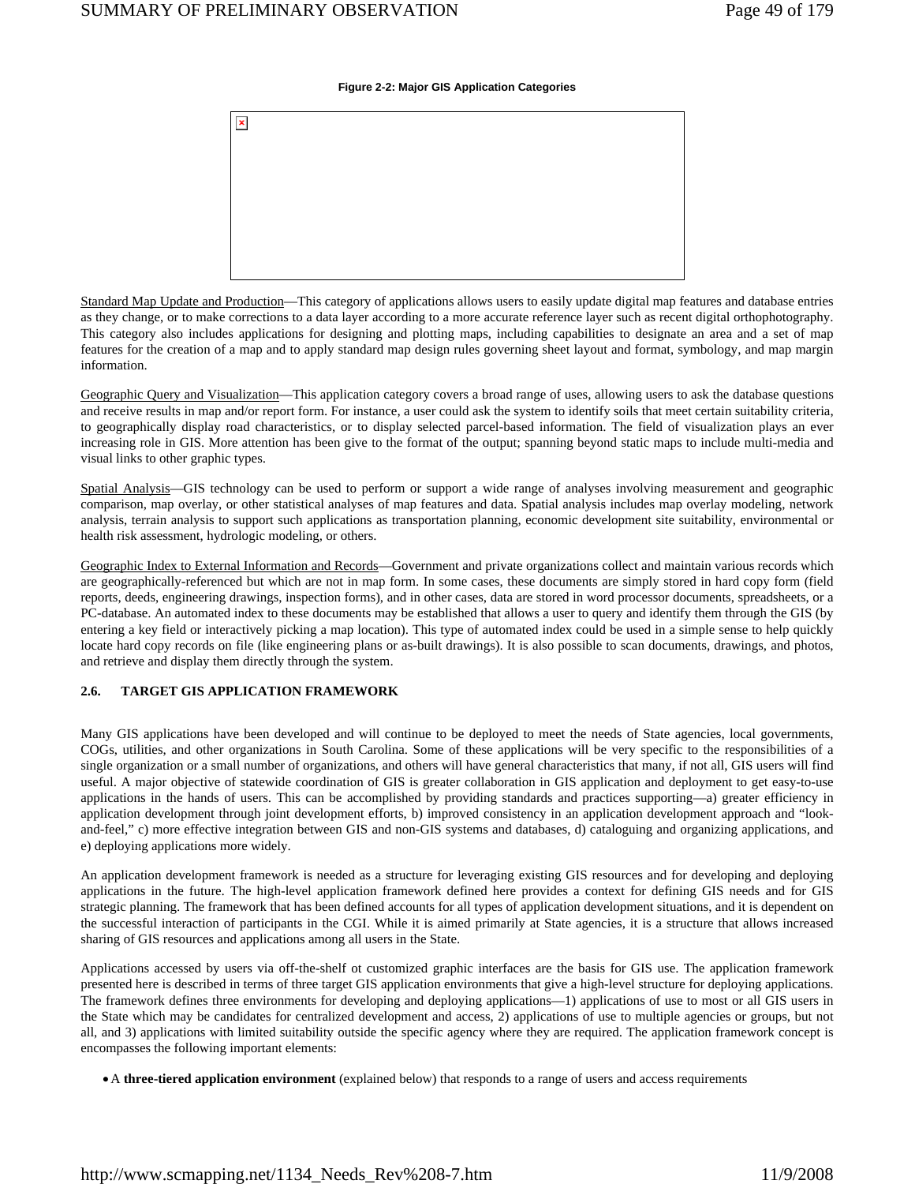**Figure 2-2: Major GIS Application Categories**

Standard Map Update and Production—This category of applications allows users to easily update digital map features and database entries as they change, or to make corrections to a data layer according to a more accurate reference layer such as recent digital orthophotography. This category also includes applications for designing and plotting maps, including capabilities to designate an area and a set of map features for the creation of a map and to apply standard map design rules governing sheet layout and format, symbology, and map margin information.

Geographic Query and Visualization—This application category covers a broad range of uses, allowing users to ask the database questions and receive results in map and/or report form. For instance, a user could ask the system to identify soils that meet certain suitability criteria, to geographically display road characteristics, or to display selected parcel-based information. The field of visualization plays an ever increasing role in GIS. More attention has been give to the format of the output; spanning beyond static maps to include multi-media and visual links to other graphic types.

Spatial Analysis—GIS technology can be used to perform or support a wide range of analyses involving measurement and geographic comparison, map overlay, or other statistical analyses of map features and data. Spatial analysis includes map overlay modeling, network analysis, terrain analysis to support such applications as transportation planning, economic development site suitability, environmental or health risk assessment, hydrologic modeling, or others.

Geographic Index to External Information and Records—Government and private organizations collect and maintain various records which are geographically-referenced but which are not in map form. In some cases, these documents are simply stored in hard copy form (field reports, deeds, engineering drawings, inspection forms), and in other cases, data are stored in word processor documents, spreadsheets, or a PC-database. An automated index to these documents may be established that allows a user to query and identify them through the GIS (by entering a key field or interactively picking a map location). This type of automated index could be used in a simple sense to help quickly locate hard copy records on file (like engineering plans or as-built drawings). It is also possible to scan documents, drawings, and photos, and retrieve and display them directly through the system.

## 2.6. TARGET GIS APPLICATION FRAMEWORK

Many GIS applications have been developed and will continue to be deployed to meet the needs of State agencies, local governments, COGs, utilities, and other organizations in South Carolina. Some of these applications will be very specific to the responsibilities of a single organization or a small number of organizations, and others will have general characteristics that many, if not all, GIS users will find useful. A major objective of statewide coordination of GIS is greater collaboration in GIS application and deployment to get easy-to-use applications in the hands of users. This can be accomplished by providing standards and practices supporting—a) greater efficiency in application development through joint development efforts, b) improved consistency in an application development approach and "look-and-feel," c) more effective integration between GIS and non-GIS systems and databases, d) cataloguing and organizing applications, and e) deploying applications more widely.

An application development framework is needed as a structure for leveraging existing GIS resources and for developing and deploying applications in the future. The high-level application framework defined here provides a context for defining GIS needs and for GIS strategic planning. The framework that has been defined accounts for all types of application development situations, and it is dependent on the successful interaction of participants in the CGI. While it is aimed primarily at State agencies, it is a structure that allows increased sharing of GIS resources and applications among all users in the State.

Applications accessed by users via off-the-shelf ot customized graphic interfaces are the basis for GIS use. The application framework presented here is described in terms of three target GIS application environments that give a high-level structure for deploying applications. The framework defines three environments for developing and deploying applications—1) applications of use to most or all GIS users in the State which may be candidates for centralized development and access, 2) applications of use to multiple agencies or groups, but not all, and 3) applications with limited suitability outside the specific agency where they are required. The application framework concept is encompasses the following important elements:

- A **three-tiered application environment** (explained below) that responds to a range of users and access requirements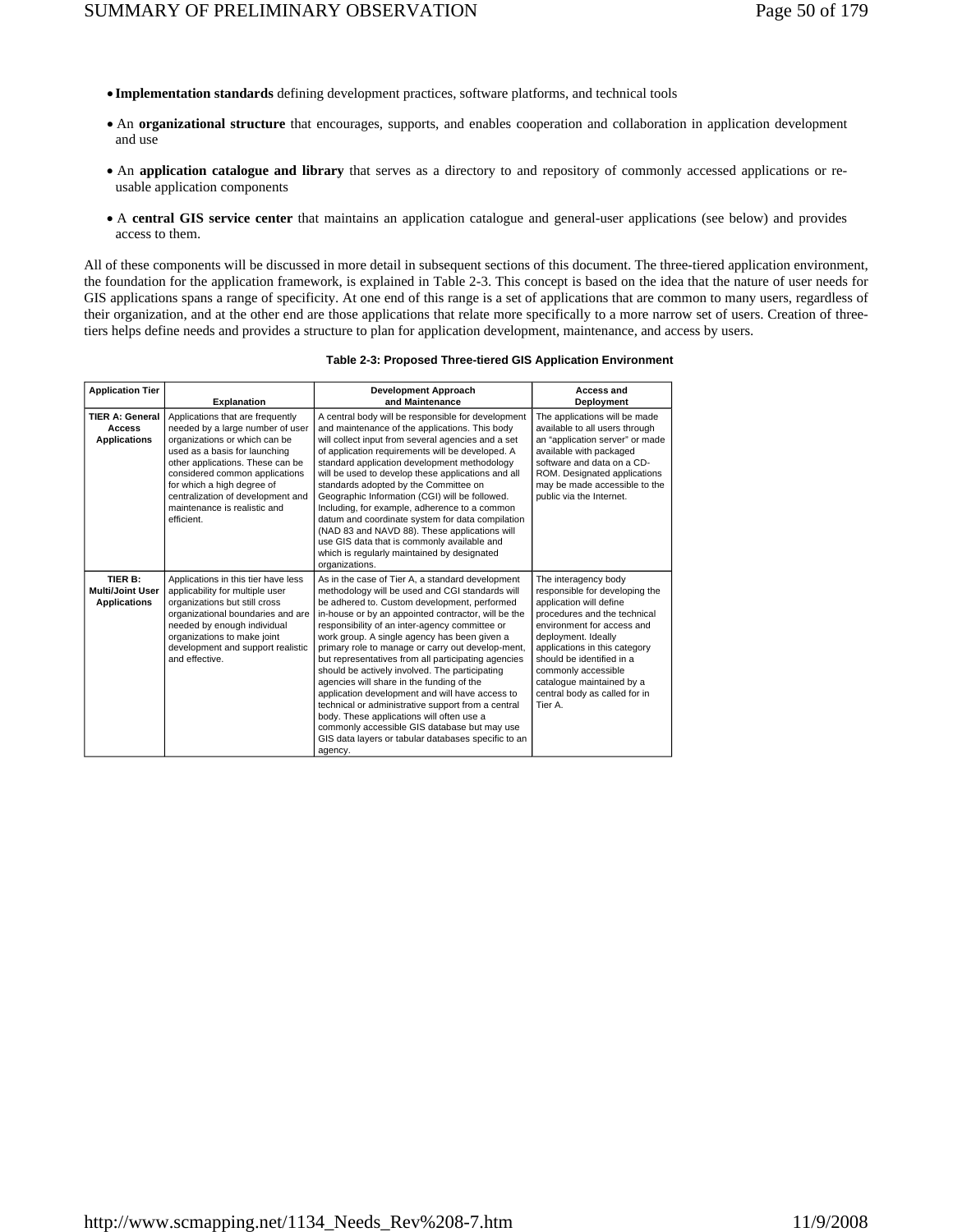- **Implementation standards** defining development practices, software platforms, and technical tools
- An **organizational structure** that encourages, supports, and enables cooperation and collaboration in application development and use
- An **application catalogue and library** that serves as a directory to and repository of commonly accessed applications or re-usable application components
- A **central GIS service center** that maintains an application catalogue and general-user applications (see below) and provides access to them.

All of these components will be discussed in more detail in subsequent sections of this document. The three-tiered application environment, the foundation for the application framework, is explained in Table 2-3. This concept is based on the idea that the nature of user needs for GIS applications spans a range of specificity. At one end of this range is a set of applications that are common to many users, regardless of their organization, and at the other end are those applications that relate more specifically to a more narrow set of users. Creation of three-tiers helps define needs and provides a structure to plan for application development, maintenance, and access by users.

**Table 2-3: Proposed Three-tiered GIS Application Environment**

| Application Tier | Explanation | Development Approach and Maintenance | Access and Deployment |
| --- | --- | --- | --- |
| **TIER A: General Access Applications** | Applications that are frequently needed by a large number of user organizations or which can be used as a basis for launching other applications. These can be considered common applications for which a high degree of centralization of development and maintenance is realistic and efficient. | A central body will be responsible for development and maintenance of the applications. This body will collect input from several agencies and a set of application requirements will be developed. A standard application development methodology will be used to develop these applications and all standards adopted by the Committee on Geographic Information (CGI) will be followed. Including, for example, adherence to a common datum and coordinate system for data compilation (NAD 83 and NAVD 88). These applications will use GIS data that is commonly available and which is regularly maintained by designated organizations. | The applications will be made available to all users through an "application server" or made available with packaged software and data on a CD-ROM. Designated applications may be made accessible to the public via the Internet. |
| **TIER B: Multi/Joint User Applications** | Applications in this tier have less applicability for multiple user organizations but still cross organizational boundaries and are needed by enough individual organizations to make joint development and support realistic and effective. | As in the case of Tier A, a standard development methodology will be used and CGI standards will be adhered to. Custom development, performed in-house or by an appointed contractor, will be the responsibility of an inter-agency committee or work group. A single agency has been given a primary role to manage or carry out develop-ment, but representatives from all participating agencies should be actively involved. The participating agencies will share in the funding of the application development and will have access to technical or administrative support from a central body. These applications will often use a commonly accessible GIS database but may use GIS data layers or tabular databases specific to an agency. | The interagency body responsible for developing the application will define procedures and the technical environment for access and deployment. Ideally applications in this category should be identified in a commonly accessible catalogue maintained by a central body as called for in Tier A. |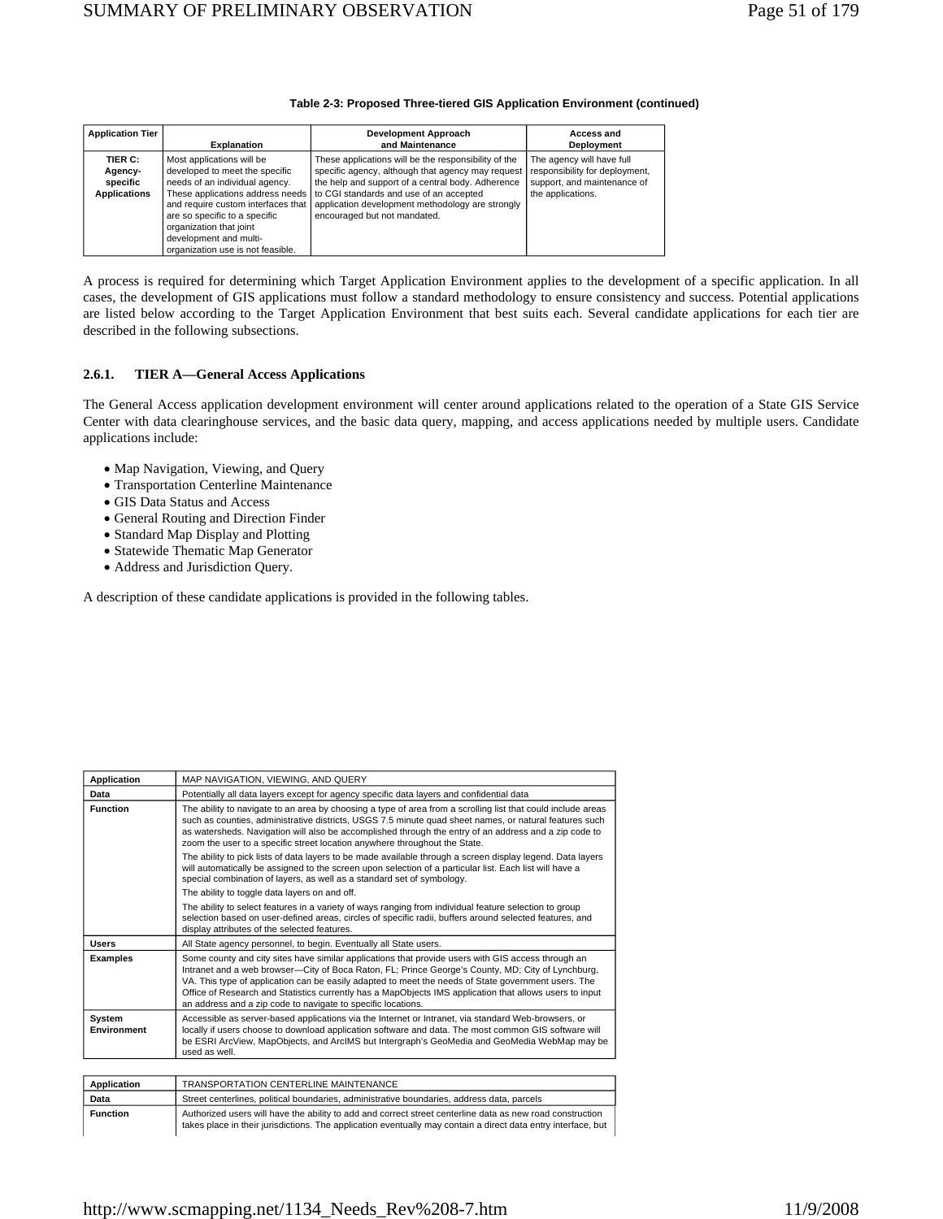**Table 2-3: Proposed Three-tiered GIS Application Environment (continued)**

| Application Tier | Explanation | Development Approach and Maintenance | Access and Deployment |
|---|---|---|---|
| **TIER C: Agency-specific Applications** | Most applications will be developed to meet the specific needs of an individual agency. These applications address needs and require custom interfaces that are so specific to a specific organization that joint development and multi-organization use is not feasible. | These applications will be the responsibility of the specific agency, although that agency may request the help and support of a central body. Adherence to CGI standards and use of an accepted application development methodology are strongly encouraged but not mandated. | The agency will have full responsibility for deployment, support, and maintenance of the applications. |

A process is required for determining which Target Application Environment applies to the development of a specific application. In all cases, the development of GIS applications must follow a standard methodology to ensure consistency and success. Potential applications are listed below according to the Target Application Environment that best suits each. Several candidate applications for each tier are described in the following subsections.

### 2.6.1. TIER A—General Access Applications

The General Access application development environment will center around applications related to the operation of a State GIS Service Center with data clearinghouse services, and the basic data query, mapping, and access applications needed by multiple users. Candidate applications include:

- Map Navigation, Viewing, and Query
- Transportation Centerline Maintenance
- GIS Data Status and Access
- General Routing and Direction Finder
- Standard Map Display and Plotting
- Statewide Thematic Map Generator
- Address and Jurisdiction Query.

A description of these candidate applications is provided in the following tables.

| **Application** | MAP NAVIGATION, VIEWING, AND QUERY |
|---|---|
| **Data** | Potentially all data layers except for agency specific data layers and confidential data |
| **Function** | The ability to navigate to an area by choosing a type of area from a scrolling list that could include areas such as counties, administrative districts, USGS 7.5 minute quad sheet names, or natural features such as watersheds. Navigation will also be accomplished through the entry of an address and a zip code to zoom the user to a specific street location anywhere throughout the State.<br>The ability to pick lists of data layers to be made available through a screen display legend. Data layers will automatically be assigned to the screen upon selection of a particular list. Each list will have a special combination of layers, as well as a standard set of symbology.<br>The ability to toggle data layers on and off.<br>The ability to select features in a variety of ways ranging from individual feature selection to group selection based on user-defined areas, circles of specific radii, buffers around selected features, and display attributes of the selected features. |
| **Users** | All State agency personnel, to begin. Eventually all State users. |
| **Examples** | Some county and city sites have similar applications that provide users with GIS access through an Intranet and a web browser—City of Boca Raton, FL; Prince George's County, MD; City of Lynchburg, VA. This type of application can be easily adapted to meet the needs of State government users. The Office of Research and Statistics currently has a MapObjects IMS application that allows users to input an address and a zip code to navigate to specific locations. |
| **System Environment** | Accessible as server-based applications via the Internet or Intranet, via standard Web-browsers, or locally if users choose to download application software and data. The most common GIS software will be ESRI ArcView, MapObjects, and ArcIMS but Intergraph's GeoMedia and GeoMedia WebMap may be used as well. |

| **Application** | TRANSPORTATION CENTERLINE MAINTENANCE |
|---|---|
| **Data** | Street centerlines, political boundaries, administrative boundaries, address data, parcels |
| **Function** | Authorized users will have the ability to add and correct street centerline data as new road construction takes place in their jurisdictions. The application eventually may contain a direct data entry interface, but |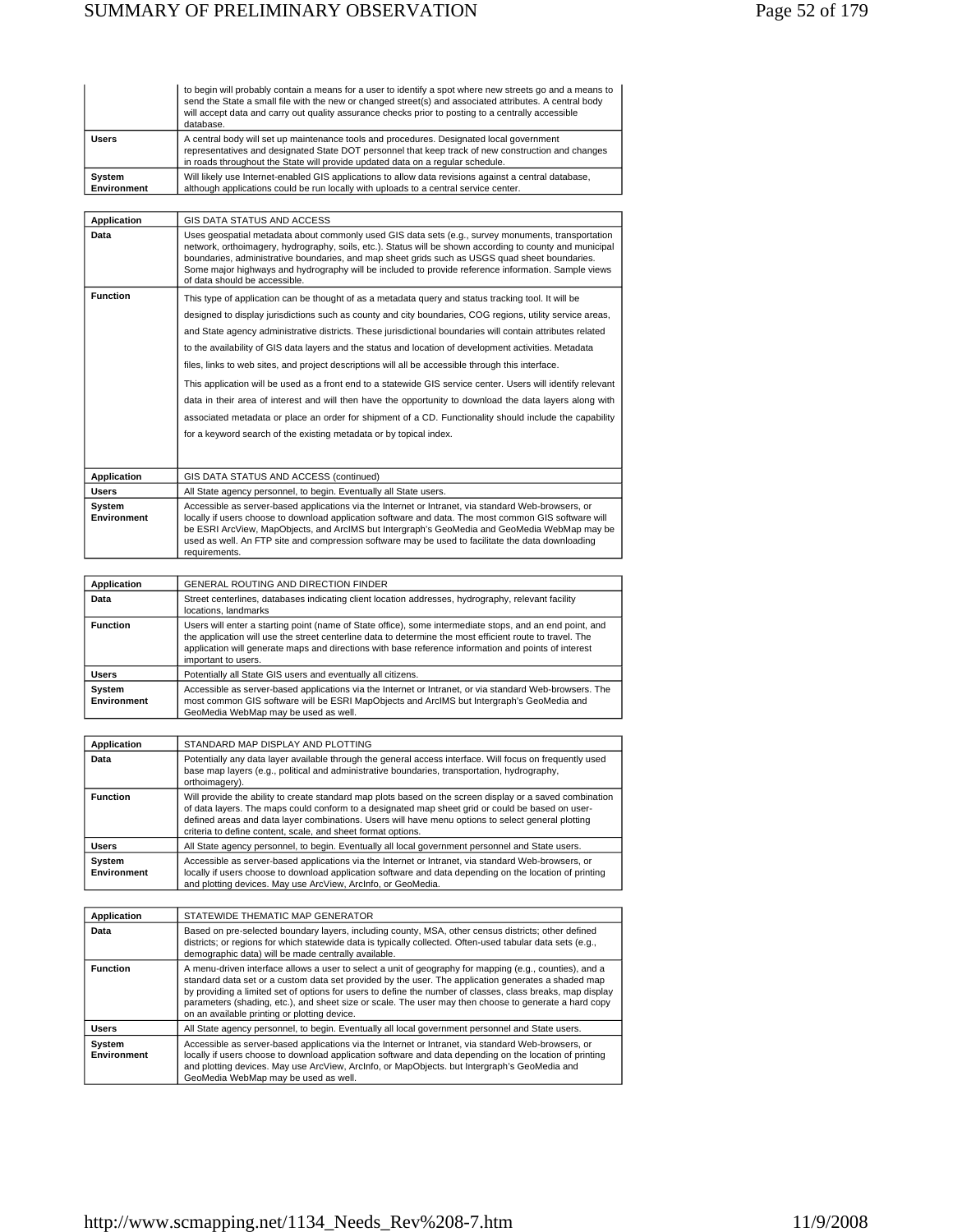| | |
|---|---|
| | to begin will probably contain a means for a user to identify a spot where new streets go and a means to send the State a small file with the new or changed street(s) and associated attributes. A central body will accept data and carry out quality assurance checks prior to posting to a centrally accessible database. |
| **Users** | A central body will set up maintenance tools and procedures. Designated local government representatives and designated State DOT personnel that keep track of new construction and changes in roads throughout the State will provide updated data on a regular schedule. |
| **System Environment** | Will likely use Internet-enabled GIS applications to allow data revisions against a central database, although applications could be run locally with uploads to a central service center. |

| **Application** | GIS DATA STATUS AND ACCESS |
|---|---|
| **Data** | Uses geospatial metadata about commonly used GIS data sets (e.g., survey monuments, transportation network, orthoimagery, hydrography, soils, etc.). Status will be shown according to county and municipal boundaries, administrative boundaries, and map sheet grids such as USGS quad sheet boundaries. Some major highways and hydrography will be included to provide reference information. Sample views of data should be accessible. |
| **Function** | This type of application can be thought of as a metadata query and status tracking tool. It will be designed to display jurisdictions such as county and city boundaries, COG regions, utility service areas, and State agency administrative districts. These jurisdictional boundaries will contain attributes related to the availability of GIS data layers and the status and location of development activities. Metadata files, links to web sites, and project descriptions will all be accessible through this interface.<br><br>This application will be used as a front end to a statewide GIS service center. Users will identify relevant data in their area of interest and will then have the opportunity to download the data layers along with associated metadata or place an order for shipment of a CD. Functionality should include the capability for a keyword search of the existing metadata or by topical index. |

| **Application** | GIS DATA STATUS AND ACCESS (continued) |
|---|---|
| **Users** | All State agency personnel, to begin. Eventually all State users. |
| **System Environment** | Accessible as server-based applications via the Internet or Intranet, via standard Web-browsers, or locally if users choose to download application software and data. The most common GIS software will be ESRI ArcView, MapObjects, and ArcIMS but Intergraph's GeoMedia and GeoMedia WebMap may be used as well. An FTP site and compression software may be used to facilitate the data downloading requirements. |

| **Application** | GENERAL ROUTING AND DIRECTION FINDER |
|---|---|
| **Data** | Street centerlines, databases indicating client location addresses, hydrography, relevant facility locations, landmarks |
| **Function** | Users will enter a starting point (name of State office), some intermediate stops, and an end point, and the application will use the street centerline data to determine the most efficient route to travel. The application will generate maps and directions with base reference information and points of interest important to users. |
| **Users** | Potentially all State GIS users and eventually all citizens. |
| **System Environment** | Accessible as server-based applications via the Internet or Intranet, or via standard Web-browsers. The most common GIS software will be ESRI MapObjects and ArcIMS but Intergraph's GeoMedia and GeoMedia WebMap may be used as well. |

| **Application** | STANDARD MAP DISPLAY AND PLOTTING |
|---|---|
| **Data** | Potentially any data layer available through the general access interface. Will focus on frequently used base map layers (e.g., political and administrative boundaries, transportation, hydrography, orthoimagery). |
| **Function** | Will provide the ability to create standard map plots based on the screen display or a saved combination of data layers. The maps could conform to a designated map sheet grid or could be based on user-defined areas and data layer combinations. Users will have menu options to select general plotting criteria to define content, scale, and sheet format options. |
| **Users** | All State agency personnel, to begin. Eventually all local government personnel and State users. |
| **System Environment** | Accessible as server-based applications via the Internet or Intranet, via standard Web-browsers, or locally if users choose to download application software and data depending on the location of printing and plotting devices. May use ArcView, ArcInfo, or GeoMedia. |

| **Application** | STATEWIDE THEMATIC MAP GENERATOR |
|---|---|
| **Data** | Based on pre-selected boundary layers, including county, MSA, other census districts; other defined districts; or regions for which statewide data is typically collected. Often-used tabular data sets (e.g., demographic data) will be made centrally available. |
| **Function** | A menu-driven interface allows a user to select a unit of geography for mapping (e.g., counties), and a standard data set or a custom data set provided by the user. The application generates a shaded map by providing a limited set of options for users to define the number of classes, class breaks, map display parameters (shading, etc.), and sheet size or scale. The user may then choose to generate a hard copy on an available printing or plotting device. |
| **Users** | All State agency personnel, to begin. Eventually all local government personnel and State users. |
| **System Environment** | Accessible as server-based applications via the Internet or Intranet, via standard Web-browsers, or locally if users choose to download application software and data depending on the location of printing and plotting devices. May use ArcView, ArcInfo, or MapObjects. but Intergraph's GeoMedia and GeoMedia WebMap may be used as well. |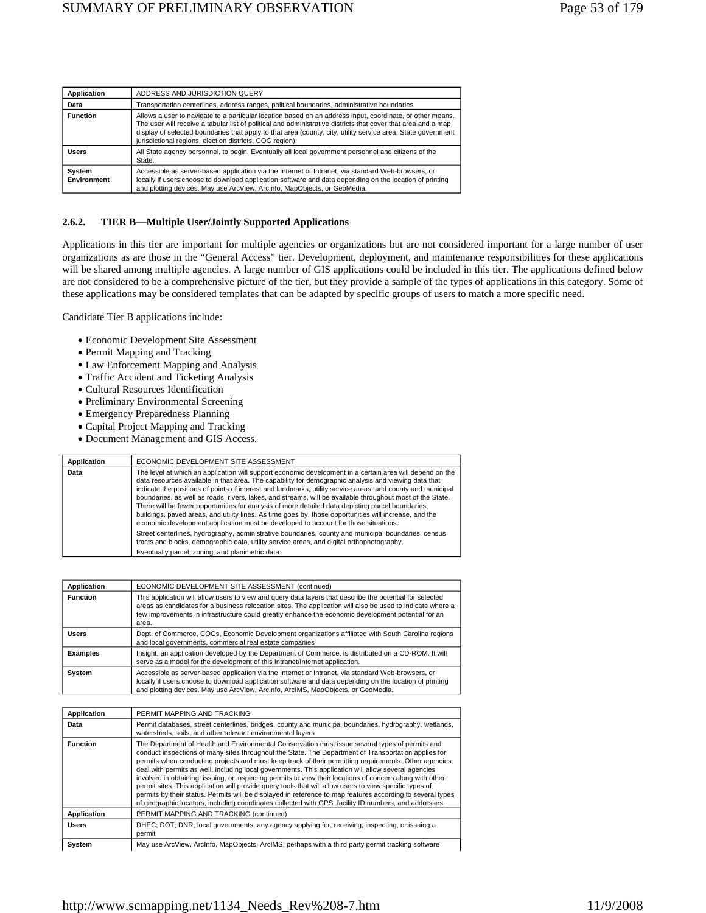| Application | ADDRESS AND JURISDICTION QUERY |
|---|---|
| Data | Transportation centerlines, address ranges, political boundaries, administrative boundaries |
| Function | Allows a user to navigate to a particular location based on an address input, coordinate, or other means. The user will receive a tabular list of political and administrative districts that cover that area and a map display of selected boundaries that apply to that area (county, city, utility service area, State government jurisdictional regions, election districts, COG region). |
| Users | All State agency personnel, to begin. Eventually all local government personnel and citizens of the State. |
| System Environment | Accessible as server-based application via the Internet or Intranet, via standard Web-browsers, or locally if users choose to download application software and data depending on the location of printing and plotting devices. May use ArcView, ArcInfo, MapObjects, or GeoMedia. |

### 2.6.2. TIER B—Multiple User/Jointly Supported Applications

Applications in this tier are important for multiple agencies or organizations but are not considered important for a large number of user organizations as are those in the "General Access" tier. Development, deployment, and maintenance responsibilities for these applications will be shared among multiple agencies. A large number of GIS applications could be included in this tier. The applications defined below are not considered to be a comprehensive picture of the tier, but they provide a sample of the types of applications in this category. Some of these applications may be considered templates that can be adapted by specific groups of users to match a more specific need.

Candidate Tier B applications include:

- Economic Development Site Assessment
- Permit Mapping and Tracking
- Law Enforcement Mapping and Analysis
- Traffic Accident and Ticketing Analysis
- Cultural Resources Identification
- Preliminary Environmental Screening
- Emergency Preparedness Planning
- Capital Project Mapping and Tracking
- Document Management and GIS Access.

| Application | ECONOMIC DEVELOPMENT SITE ASSESSMENT |
|---|---|
| Data | The level at which an application will support economic development in a certain area will depend on the data resources available in that area. The capability for demographic analysis and viewing data that indicate the positions of points of interest and landmarks, utility service areas, and county and municipal boundaries, as well as roads, rivers, lakes, and streams, will be available throughout most of the State. There will be fewer opportunities for analysis of more detailed data depicting parcel boundaries, buildings, paved areas, and utility lines. As time goes by, those opportunities will increase, and the economic development application must be developed to account for those situations.<br>Street centerlines, hydrography, administrative boundaries, county and municipal boundaries, census tracts and blocks, demographic data, utility service areas, and digital orthophotography.<br>Eventually parcel, zoning, and planimetric data. |

| Application | ECONOMIC DEVELOPMENT SITE ASSESSMENT (continued) |
|---|---|
| Function | This application will allow users to view and query data layers that describe the potential for selected areas as candidates for a business relocation sites. The application will also be used to indicate where a few improvements in infrastructure could greatly enhance the economic development potential for an area. |
| Users | Dept. of Commerce, COGs, Economic Development organizations affiliated with South Carolina regions and local governments, commercial real estate companies |
| Examples | Insight, an application developed by the Department of Commerce, is distributed on a CD-ROM. It will serve as a model for the development of this Intranet/Internet application. |
| System | Accessible as server-based application via the Internet or Intranet, via standard Web-browsers, or locally if users choose to download application software and data depending on the location of printing and plotting devices. May use ArcView, ArcInfo, ArcIMS, MapObjects, or GeoMedia. |

| Application | PERMIT MAPPING AND TRACKING |
|---|---|
| Data | Permit databases, street centerlines, bridges, county and municipal boundaries, hydrography, wetlands, watersheds, soils, and other relevant environmental layers |
| Function | The Department of Health and Environmental Conservation must issue several types of permits and conduct inspections of many sites throughout the State. The Department of Transportation applies for permits when conducting projects and must keep track of their permitting requirements. Other agencies deal with permits as well, including local governments. This application will allow several agencies involved in obtaining, issuing, or inspecting permits to view their locations of concern along with other permit sites. This application will provide query tools that will allow users to view specific types of permits by their status. Permits will be displayed in reference to map features according to several types of geographic locators, including coordinates collected with GPS, facility ID numbers, and addresses. |
| Application | PERMIT MAPPING AND TRACKING (continued) |
| Users | DHEC; DOT; DNR; local governments; any agency applying for, receiving, inspecting, or issuing a permit |
| System | May use ArcView, ArcInfo, MapObjects, ArcIMS, perhaps with a third party permit tracking software |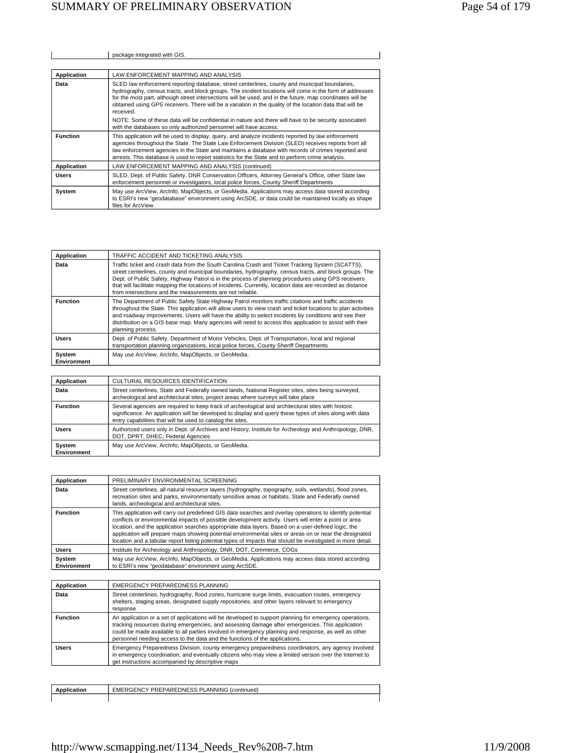| | package integrated with GIS. |
|---|---|

| Application | LAW ENFORCEMENT MAPPING AND ANALYSIS |
|---|---|
| Data | SLED law enforcement reporting database, street centerlines, county and municipal boundaries, hydrography, census tracts, and block groups. The incident locations will come in the form of addresses for the most part, although street intersections will be used, and in the future, map coordinates will be obtained using GPS receivers. There will be a variation in the quality of the location data that will be received.<br><br>NOTE: Some of these data will be confidential in nature and there will have to be security associated with the databases so only authorized personnel will have access. |
| Function | This application will be used to display, query, and analyze incidents reported by law enforcement agencies throughout the State. The State Law Enforcement Division (SLED) receives reports from all law enforcement agencies in the State and maintains a database with records of crimes reported and arrests. This database is used to report statistics for the State and to perform crime analysis. |
| Application | LAW ENFORCEMENT MAPPING AND ANALYSIS (continued) |
| Users | SLED, Dept. of Public Safety, DNR Conservation Officers, Attorney General's Office, other State law enforcement personnel or investigators, local police forces, County Sheriff Departments |
| System | May use ArcView, ArcInfo, MapObjects, or GeoMedia. Applications may access data stored according to ESRI's new "geodatabase" environment using ArcSDE, or data could be maintained locally as shape files for ArcView. |

| Application | TRAFFIC ACCIDENT AND TICKETING ANALYSIS |
|---|---|
| Data | Traffic ticket and crash data from the South Carolina Crash and Ticket Tracking System (SCATTS), street centerlines, county and municipal boundaries, hydrography, census tracts, and block groups. The Dept. of Public Safety, Highway Patrol is in the process of planning procedures using GPS receivers that will facilitate mapping the locations of incidents. Currently, location data are recorded as distance from intersections and the measurements are not reliable. |
| Function | The Department of Public Safety State Highway Patrol monitors traffic citations and traffic accidents throughout the State. This application will allow users to view crash and ticket locations to plan activities and roadway improvements. Users will have the ability to select incidents by conditions and see their distribution on a GIS base map. Many agencies will need to access this application to assist with their planning process. |
| Users | Dept. of Public Safety, Department of Motor Vehicles, Dept. of Transportation, local and regional transportation planning organizations, local police forces, County Sheriff Departments |
| System Environment | May use ArcView, ArcInfo, MapObjects, or GeoMedia. |

| Application | CULTURAL RESOURCES IDENTIFICATION |
|---|---|
| Data | Street centerlines, State and Federally owned lands, National Register sites, sites being surveyed, archeological and architectural sites, project areas where surveys will take place |
| Function | Several agencies are required to keep track of archeological and architectural sites with historic significance. An application will be developed to display and query these types of sites along with data entry capabilities that will be used to catalog the sites. |
| Users | Authorized users only in Dept. of Archives and History, Institute for Archeology and Anthropology, DNR, DOT, DPRT, DHEC, Federal Agencies |
| System Environment | May use ArcView, ArcInfo, MapObjects, or GeoMedia. |

| Application | PRELIMINARY ENVIRONMENTAL SCREENING |
|---|---|
| Data | Street centerlines, all natural resource layers (hydrography, topography, soils, wetlands), flood zones, recreation sites and parks, environmentally sensitive areas or habitats, State and Federally owned lands, archeological and architectural sites. |
| Function | This application will carry out predefined GIS data searches and overlay operations to identify potential conflicts or environmental impacts of possible development activity. Users will enter a point or area location, and the application searches appropriate data layers. Based on a user-defined logic, the application will prepare maps showing potential environmental sites or areas on or near the designated location and a tabular report listing potential types of impacts that should be investigated in more detail. |
| Users | Institute for Archeology and Anthropology, DNR, DOT, Commerce, COGs |
| System Environment | May use ArcView, ArcInfo, MapObjects, or GeoMedia. Applications may access data stored according to ESRI's new "geodatabase" environment using ArcSDE. |

| Application | EMERGENCY PREPAREDNESS PLANNING |
|---|---|
| Data | Street centerlines, hydrography, flood zones, hurricane surge limits, evacuation routes, emergency shelters, staging areas, designated supply repositories, and other layers relevant to emergency response |
| Function | An application or a set of applications will be developed to support planning for emergency operations, tracking resources during emergencies, and assessing damage after emergencies. This application could be made available to all parties involved in emergency planning and response, as well as other personnel needing access to the data and the functions of the applications. |
| Users | Emergency Preparedness Division, county emergency preparedness coordinators, any agency involved in emergency coordination, and eventually citizens who may view a limited version over the Internet to get instructions accompanied by descriptive maps |

| Application | EMERGENCY PREPAREDNESS PLANNING (continued) |
|---|---|
| | |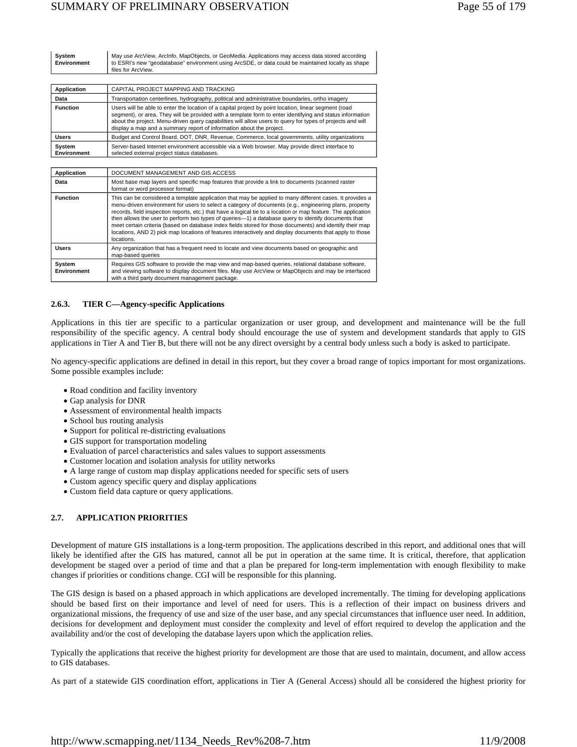| System Environment | May use ArcView, ArcInfo, MapObjects, or GeoMedia. Applications may access data stored according to ESRI's new "geodatabase" environment using ArcSDE, or data could be maintained locally as shape files for ArcView. |
| --- | --- |

| Application | CAPITAL PROJECT MAPPING AND TRACKING |
| --- | --- |
| Data | Transportation centerlines, hydrography, political and administrative boundaries, ortho imagery |
| Function | Users will be able to enter the location of a capital project by point location, linear segment (road segment), or area. They will be provided with a template form to enter identifying and status information about the project. Menu-driven query capabilities will allow users to query for types of projects and will display a map and a summary report of information about the project. |
| Users | Budget and Control Board, DOT, DNR, Revenue, Commerce, local governments, utility organizations |
| System Environment | Server-based Internet environment accessible via a Web browser. May provide direct interface to selected external project status databases. |

| Application | DOCUMENT MANAGEMENT AND GIS ACCESS |
| --- | --- |
| Data | Most base map layers and specific map features that provide a link to documents (scanned raster format or word processor format) |
| Function | This can be considered a template application that may be applied to many different cases. It provides a menu-driven environment for users to select a category of documents (e.g., engineering plans, property records, field inspection reports, etc.) that have a logical tie to a location or map feature. The application then allows the user to perform two types of queries—1) a database query to identify documents that meet certain criteria (based on database index fields stored for those documents) and identify their map locations, AND 2) pick map locations of features interactively and display documents that apply to those locations. |
| Users | Any organization that has a frequent need to locate and view documents based on geographic and map-based queries |
| System Environment | Requires GIS software to provide the map view and map-based queries, relational database software, and viewing software to display document files. May use ArcView or MapObjects and may be interfaced with a third party document management package. |

### 2.6.3. TIER C—Agency-specific Applications

Applications in this tier are specific to a particular organization or user group, and development and maintenance will be the full responsibility of the specific agency. A central body should encourage the use of system and development standards that apply to GIS applications in Tier A and Tier B, but there will not be any direct oversight by a central body unless such a body is asked to participate.

No agency-specific applications are defined in detail in this report, but they cover a broad range of topics important for most organizations. Some possible examples include:

- Road condition and facility inventory
- Gap analysis for DNR
- Assessment of environmental health impacts
- School bus routing analysis
- Support for political re-districting evaluations
- GIS support for transportation modeling
- Evaluation of parcel characteristics and sales values to support assessments
- Customer location and isolation analysis for utility networks
- A large range of custom map display applications needed for specific sets of users
- Custom agency specific query and display applications
- Custom field data capture or query applications.

## 2.7. APPLICATION PRIORITIES

Development of mature GIS installations is a long-term proposition. The applications described in this report, and additional ones that will likely be identified after the GIS has matured, cannot all be put in operation at the same time. It is critical, therefore, that application development be staged over a period of time and that a plan be prepared for long-term implementation with enough flexibility to make changes if priorities or conditions change. CGI will be responsible for this planning.

The GIS design is based on a phased approach in which applications are developed incrementally. The timing for developing applications should be based first on their importance and level of need for users. This is a reflection of their impact on business drivers and organizational missions, the frequency of use and size of the user base, and any special circumstances that influence user need. In addition, decisions for development and deployment must consider the complexity and level of effort required to develop the application and the availability and/or the cost of developing the database layers upon which the application relies.

Typically the applications that receive the highest priority for development are those that are used to maintain, document, and allow access to GIS databases.

As part of a statewide GIS coordination effort, applications in Tier A (General Access) should all be considered the highest priority for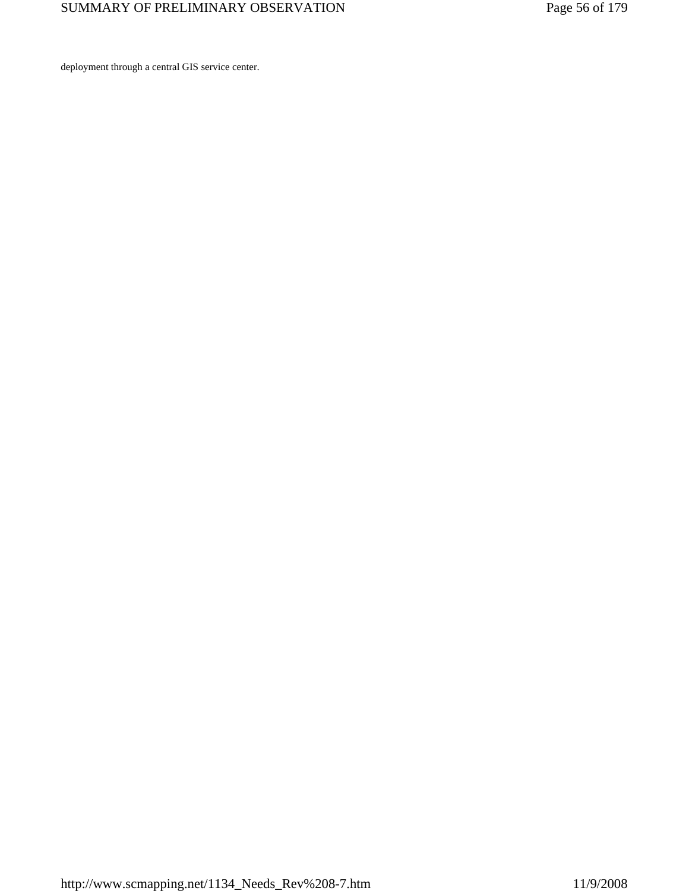deployment through a central GIS service center.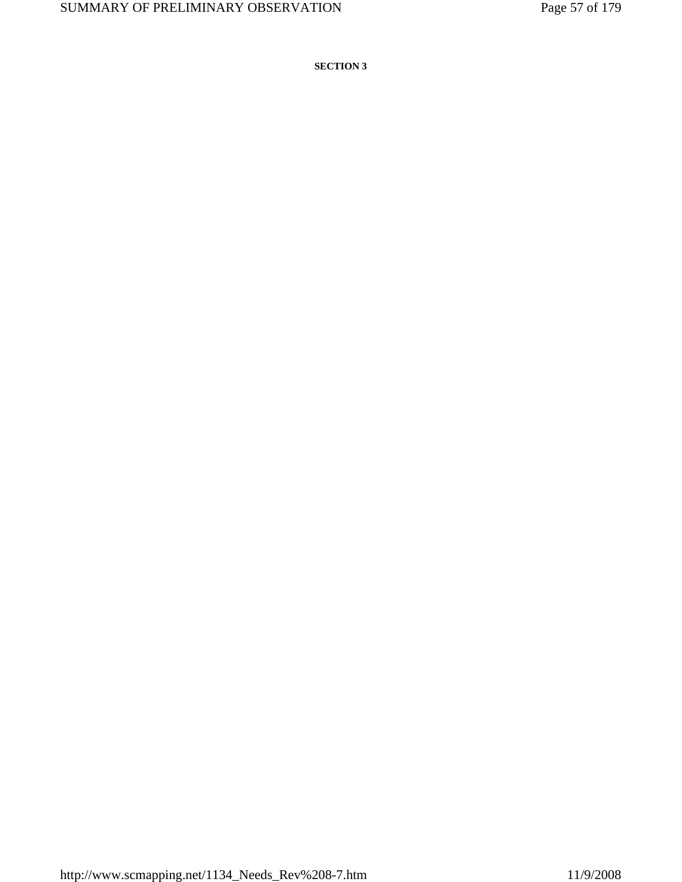**SECTION 3**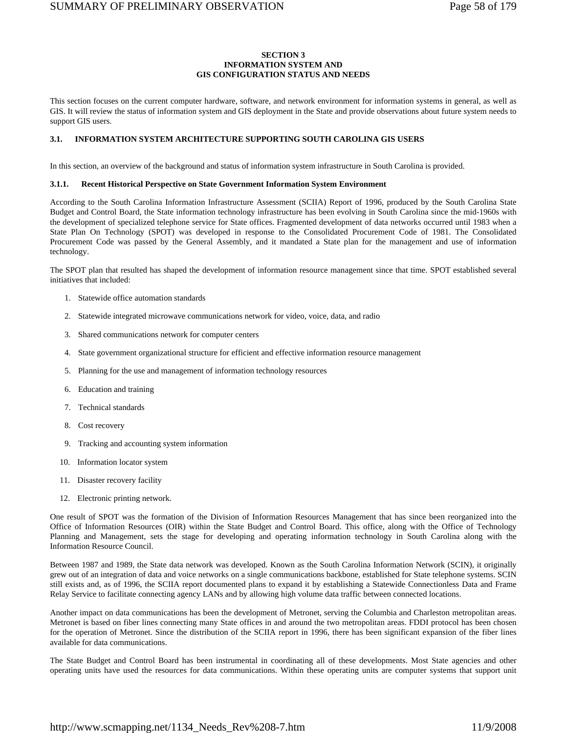## SECTION 3
## INFORMATION SYSTEM AND
## GIS CONFIGURATION STATUS AND NEEDS

This section focuses on the current computer hardware, software, and network environment for information systems in general, as well as GIS. It will review the status of information system and GIS deployment in the State and provide observations about future system needs to support GIS users.

### 3.1. INFORMATION SYSTEM ARCHITECTURE SUPPORTING SOUTH CAROLINA GIS USERS

In this section, an overview of the background and status of information system infrastructure in South Carolina is provided.

#### 3.1.1. Recent Historical Perspective on State Government Information System Environment

According to the South Carolina Information Infrastructure Assessment (SCIIA) Report of 1996, produced by the South Carolina State Budget and Control Board, the State information technology infrastructure has been evolving in South Carolina since the mid-1960s with the development of specialized telephone service for State offices. Fragmented development of data networks occurred until 1983 when a State Plan On Technology (SPOT) was developed in response to the Consolidated Procurement Code of 1981. The Consolidated Procurement Code was passed by the General Assembly, and it mandated a State plan for the management and use of information technology.

The SPOT plan that resulted has shaped the development of information resource management since that time. SPOT established several initiatives that included:

1. Statewide office automation standards
2. Statewide integrated microwave communications network for video, voice, data, and radio
3. Shared communications network for computer centers
4. State government organizational structure for efficient and effective information resource management
5. Planning for the use and management of information technology resources
6. Education and training
7. Technical standards
8. Cost recovery
9. Tracking and accounting system information
10. Information locator system
11. Disaster recovery facility
12. Electronic printing network.

One result of SPOT was the formation of the Division of Information Resources Management that has since been reorganized into the Office of Information Resources (OIR) within the State Budget and Control Board. This office, along with the Office of Technology Planning and Management, sets the stage for developing and operating information technology in South Carolina along with the Information Resource Council.

Between 1987 and 1989, the State data network was developed. Known as the South Carolina Information Network (SCIN), it originally grew out of an integration of data and voice networks on a single communications backbone, established for State telephone systems. SCIN still exists and, as of 1996, the SCIIA report documented plans to expand it by establishing a Statewide Connectionless Data and Frame Relay Service to facilitate connecting agency LANs and by allowing high volume data traffic between connected locations.

Another impact on data communications has been the development of Metronet, serving the Columbia and Charleston metropolitan areas. Metronet is based on fiber lines connecting many State offices in and around the two metropolitan areas. FDDI protocol has been chosen for the operation of Metronet. Since the distribution of the SCIIA report in 1996, there has been significant expansion of the fiber lines available for data communications.

The State Budget and Control Board has been instrumental in coordinating all of these developments. Most State agencies and other operating units have used the resources for data communications. Within these operating units are computer systems that support unit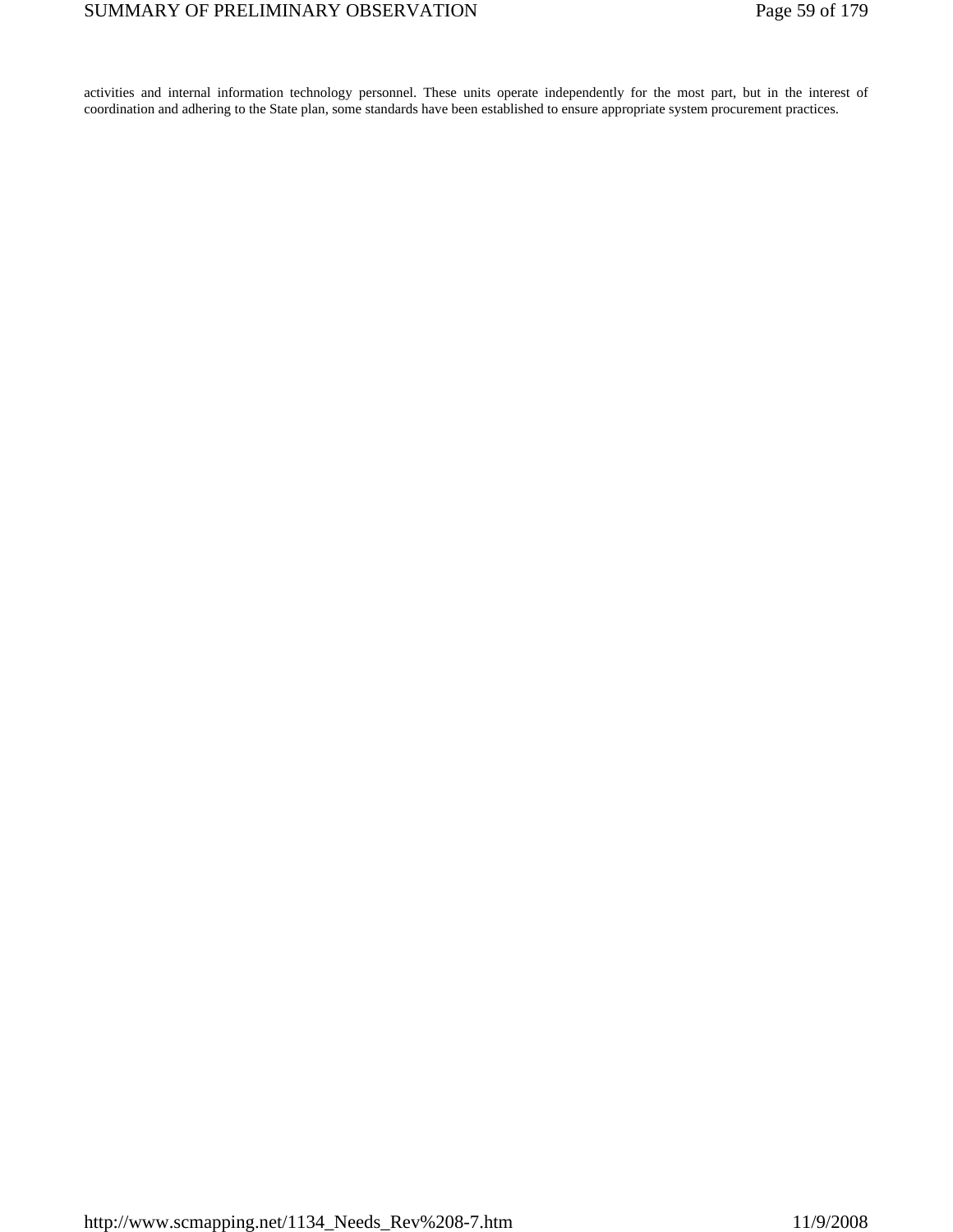activities and internal information technology personnel. These units operate independently for the most part, but in the interest of coordination and adhering to the State plan, some standards have been established to ensure appropriate system procurement practices.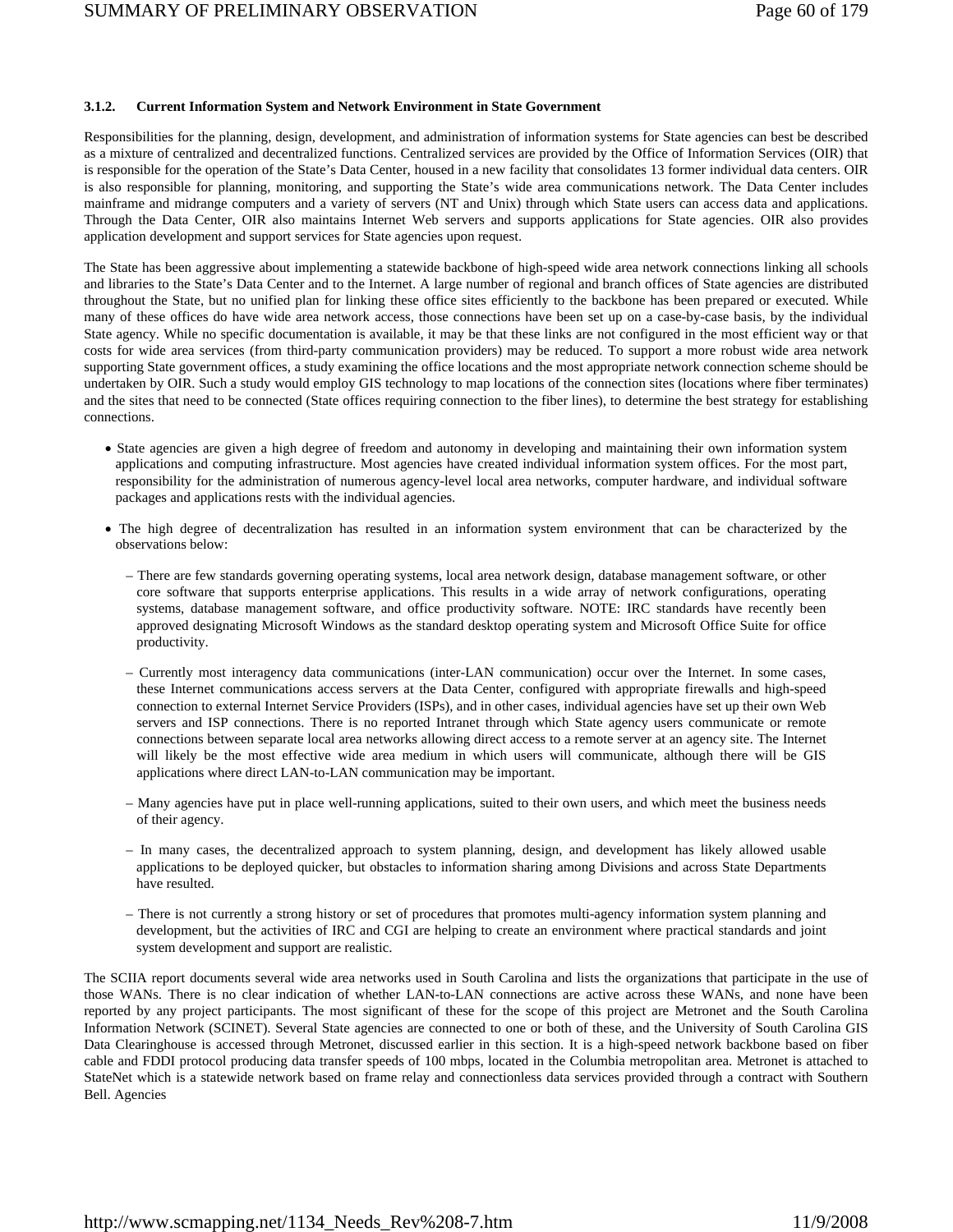### 3.1.2. Current Information System and Network Environment in State Government

Responsibilities for the planning, design, development, and administration of information systems for State agencies can best be described as a mixture of centralized and decentralized functions. Centralized services are provided by the Office of Information Services (OIR) that is responsible for the operation of the State's Data Center, housed in a new facility that consolidates 13 former individual data centers. OIR is also responsible for planning, monitoring, and supporting the State's wide area communications network. The Data Center includes mainframe and midrange computers and a variety of servers (NT and Unix) through which State users can access data and applications. Through the Data Center, OIR also maintains Internet Web servers and supports applications for State agencies. OIR also provides application development and support services for State agencies upon request.

The State has been aggressive about implementing a statewide backbone of high-speed wide area network connections linking all schools and libraries to the State's Data Center and to the Internet. A large number of regional and branch offices of State agencies are distributed throughout the State, but no unified plan for linking these office sites efficiently to the backbone has been prepared or executed. While many of these offices do have wide area network access, those connections have been set up on a case-by-case basis, by the individual State agency. While no specific documentation is available, it may be that these links are not configured in the most efficient way or that costs for wide area services (from third-party communication providers) may be reduced. To support a more robust wide area network supporting State government offices, a study examining the office locations and the most appropriate network connection scheme should be undertaken by OIR. Such a study would employ GIS technology to map locations of the connection sites (locations where fiber terminates) and the sites that need to be connected (State offices requiring connection to the fiber lines), to determine the best strategy for establishing connections.

- State agencies are given a high degree of freedom and autonomy in developing and maintaining their own information system applications and computing infrastructure. Most agencies have created individual information system offices. For the most part, responsibility for the administration of numerous agency-level local area networks, computer hardware, and individual software packages and applications rests with the individual agencies.
- The high degree of decentralization has resulted in an information system environment that can be characterized by the observations below:
  - There are few standards governing operating systems, local area network design, database management software, or other core software that supports enterprise applications. This results in a wide array of network configurations, operating systems, database management software, and office productivity software. NOTE: IRC standards have recently been approved designating Microsoft Windows as the standard desktop operating system and Microsoft Office Suite for office productivity.
  - Currently most interagency data communications (inter-LAN communication) occur over the Internet. In some cases, these Internet communications access servers at the Data Center, configured with appropriate firewalls and high-speed connection to external Internet Service Providers (ISPs), and in other cases, individual agencies have set up their own Web servers and ISP connections. There is no reported Intranet through which State agency users communicate or remote connections between separate local area networks allowing direct access to a remote server at an agency site. The Internet will likely be the most effective wide area medium in which users will communicate, although there will be GIS applications where direct LAN-to-LAN communication may be important.
  - Many agencies have put in place well-running applications, suited to their own users, and which meet the business needs of their agency.
  - In many cases, the decentralized approach to system planning, design, and development has likely allowed usable applications to be deployed quicker, but obstacles to information sharing among Divisions and across State Departments have resulted.
  - There is not currently a strong history or set of procedures that promotes multi-agency information system planning and development, but the activities of IRC and CGI are helping to create an environment where practical standards and joint system development and support are realistic.

The SCIIA report documents several wide area networks used in South Carolina and lists the organizations that participate in the use of those WANs. There is no clear indication of whether LAN-to-LAN connections are active across these WANs, and none have been reported by any project participants. The most significant of these for the scope of this project are Metronet and the South Carolina Information Network (SCINET). Several State agencies are connected to one or both of these, and the University of South Carolina GIS Data Clearinghouse is accessed through Metronet, discussed earlier in this section. It is a high-speed network backbone based on fiber cable and FDDI protocol producing data transfer speeds of 100 mbps, located in the Columbia metropolitan area. Metronet is attached to StateNet which is a statewide network based on frame relay and connectionless data services provided through a contract with Southern Bell. Agencies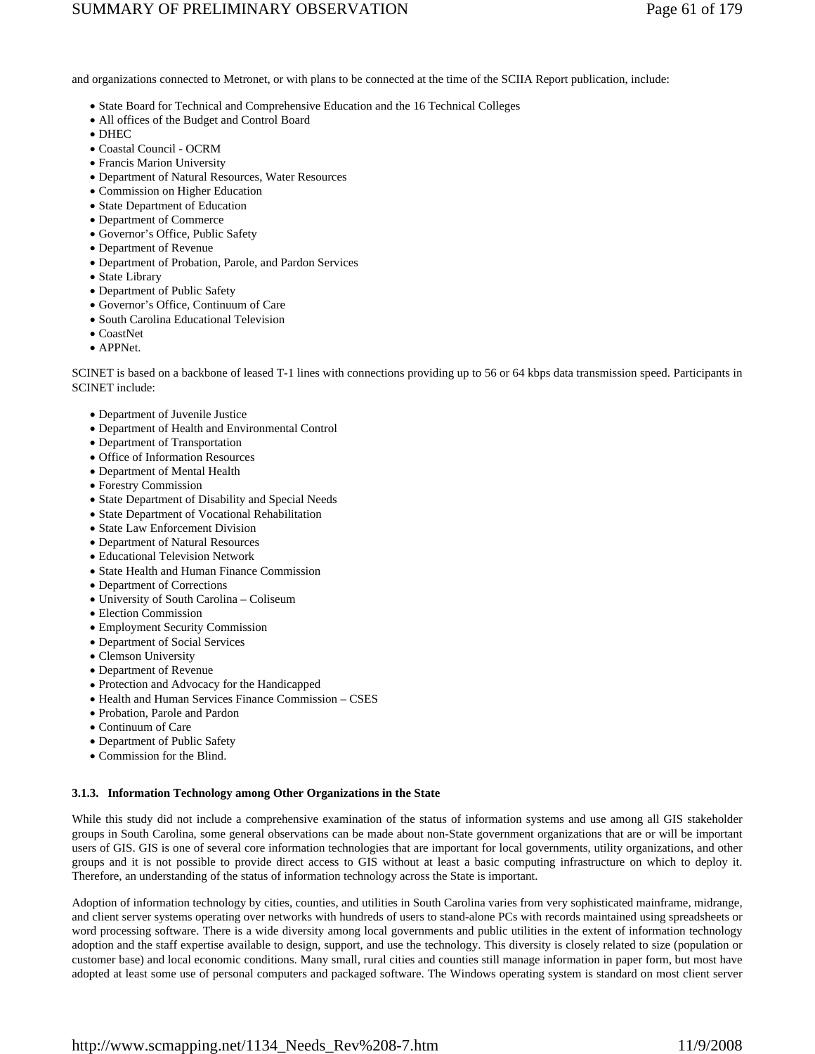and organizations connected to Metronet, or with plans to be connected at the time of the SCIIA Report publication, include:

- State Board for Technical and Comprehensive Education and the 16 Technical Colleges
- All offices of the Budget and Control Board
- DHEC
- Coastal Council - OCRM
- Francis Marion University
- Department of Natural Resources, Water Resources
- Commission on Higher Education
- State Department of Education
- Department of Commerce
- Governor's Office, Public Safety
- Department of Revenue
- Department of Probation, Parole, and Pardon Services
- State Library
- Department of Public Safety
- Governor's Office, Continuum of Care
- South Carolina Educational Television
- CoastNet
- APPNet.

SCINET is based on a backbone of leased T-1 lines with connections providing up to 56 or 64 kbps data transmission speed. Participants in SCINET include:

- Department of Juvenile Justice
- Department of Health and Environmental Control
- Department of Transportation
- Office of Information Resources
- Department of Mental Health
- Forestry Commission
- State Department of Disability and Special Needs
- State Department of Vocational Rehabilitation
- State Law Enforcement Division
- Department of Natural Resources
- Educational Television Network
- State Health and Human Finance Commission
- Department of Corrections
- University of South Carolina – Coliseum
- Election Commission
- Employment Security Commission
- Department of Social Services
- Clemson University
- Department of Revenue
- Protection and Advocacy for the Handicapped
- Health and Human Services Finance Commission – CSES
- Probation, Parole and Pardon
- Continuum of Care
- Department of Public Safety
- Commission for the Blind.

#### 3.1.3. Information Technology among Other Organizations in the State

While this study did not include a comprehensive examination of the status of information systems and use among all GIS stakeholder groups in South Carolina, some general observations can be made about non-State government organizations that are or will be important users of GIS. GIS is one of several core information technologies that are important for local governments, utility organizations, and other groups and it is not possible to provide direct access to GIS without at least a basic computing infrastructure on which to deploy it. Therefore, an understanding of the status of information technology across the State is important.

Adoption of information technology by cities, counties, and utilities in South Carolina varies from very sophisticated mainframe, midrange, and client server systems operating over networks with hundreds of users to stand-alone PCs with records maintained using spreadsheets or word processing software. There is a wide diversity among local governments and public utilities in the extent of information technology adoption and the staff expertise available to design, support, and use the technology. This diversity is closely related to size (population or customer base) and local economic conditions. Many small, rural cities and counties still manage information in paper form, but most have adopted at least some use of personal computers and packaged software. The Windows operating system is standard on most client server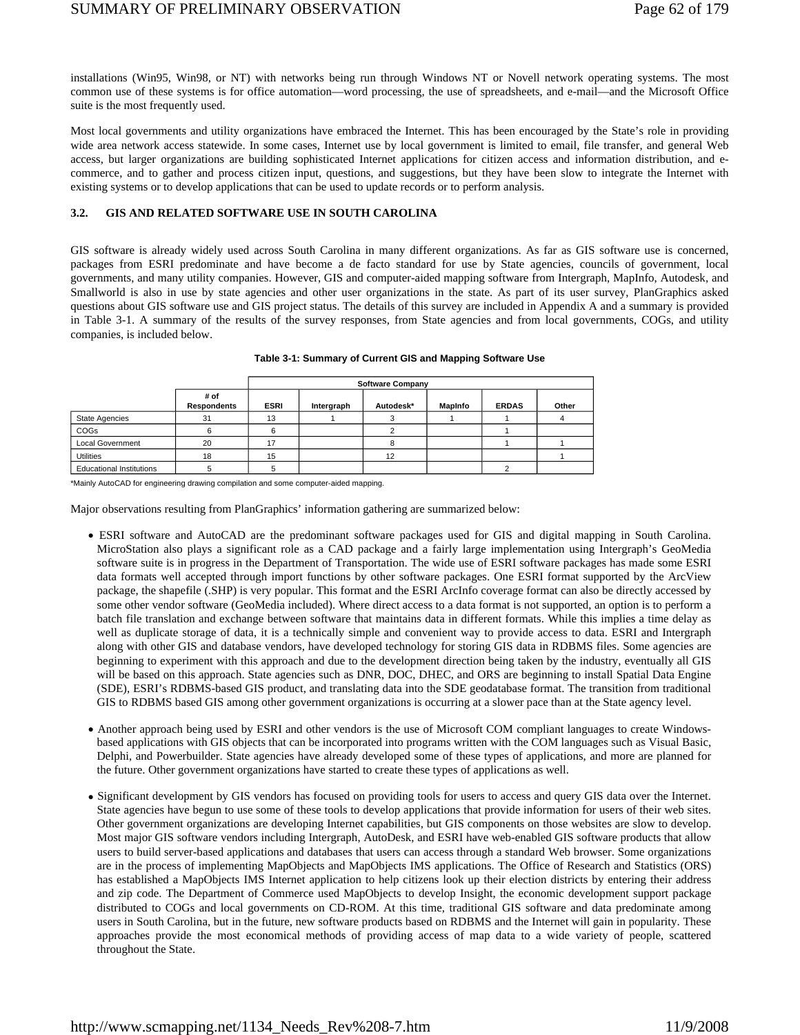installations (Win95, Win98, or NT) with networks being run through Windows NT or Novell network operating systems. The most common use of these systems is for office automation—word processing, the use of spreadsheets, and e-mail—and the Microsoft Office suite is the most frequently used.

Most local governments and utility organizations have embraced the Internet. This has been encouraged by the State's role in providing wide area network access statewide. In some cases, Internet use by local government is limited to email, file transfer, and general Web access, but larger organizations are building sophisticated Internet applications for citizen access and information distribution, and e-commerce, and to gather and process citizen input, questions, and suggestions, but they have been slow to integrate the Internet with existing systems or to develop applications that can be used to update records or to perform analysis.

### 3.2. GIS AND RELATED SOFTWARE USE IN SOUTH CAROLINA

GIS software is already widely used across South Carolina in many different organizations. As far as GIS software use is concerned, packages from ESRI predominate and have become a de facto standard for use by State agencies, councils of government, local governments, and many utility companies. However, GIS and computer-aided mapping software from Intergraph, MapInfo, Autodesk, and Smallworld is also in use by state agencies and other user organizations in the state. As part of its user survey, PlanGraphics asked questions about GIS software use and GIS project status. The details of this survey are included in Appendix A and a summary is provided in Table 3-1. A summary of the results of the survey responses, from State agencies and from local governments, COGs, and utility companies, is included below.

**Table 3-1: Summary of Current GIS and Mapping Software Use**

| | | Software Company | | | | | |
|---|---|---|---|---|---|---|---|
| | # of Respondents | ESRI | Intergraph | Autodesk* | MapInfo | ERDAS | Other |
| State Agencies | 31 | 13 | 1 | 3 | 1 | 1 | 4 |
| COGs | 6 | 6 | | 2 | | 1 | |
| Local Government | 20 | 17 | | 8 | | 1 | 1 |
| Utilities | 18 | 15 | | 12 | | | 1 |
| Educational Institutions | 5 | 5 | | | | 2 | |

*Mainly AutoCAD for engineering drawing compilation and some computer-aided mapping.

Major observations resulting from PlanGraphics' information gathering are summarized below:

- ESRI software and AutoCAD are the predominant software packages used for GIS and digital mapping in South Carolina. MicroStation also plays a significant role as a CAD package and a fairly large implementation using Intergraph's GeoMedia software suite is in progress in the Department of Transportation. The wide use of ESRI software packages has made some ESRI data formats well accepted through import functions by other software packages. One ESRI format supported by the ArcView package, the shapefile (.SHP) is very popular. This format and the ESRI ArcInfo coverage format can also be directly accessed by some other vendor software (GeoMedia included). Where direct access to a data format is not supported, an option is to perform a batch file translation and exchange between software that maintains data in different formats. While this implies a time delay as well as duplicate storage of data, it is a technically simple and convenient way to provide access to data. ESRI and Intergraph along with other GIS and database vendors, have developed technology for storing GIS data in RDBMS files. Some agencies are beginning to experiment with this approach and due to the development direction being taken by the industry, eventually all GIS will be based on this approach. State agencies such as DNR, DOC, DHEC, and ORS are beginning to install Spatial Data Engine (SDE), ESRI's RDBMS-based GIS product, and translating data into the SDE geodatabase format. The transition from traditional GIS to RDBMS based GIS among other government organizations is occurring at a slower pace than at the State agency level.

- Another approach being used by ESRI and other vendors is the use of Microsoft COM compliant languages to create Windows-based applications with GIS objects that can be incorporated into programs written with the COM languages such as Visual Basic, Delphi, and Powerbuilder. State agencies have already developed some of these types of applications, and more are planned for the future. Other government organizations have started to create these types of applications as well.

- Significant development by GIS vendors has focused on providing tools for users to access and query GIS data over the Internet. State agencies have begun to use some of these tools to develop applications that provide information for users of their web sites. Other government organizations are developing Internet capabilities, but GIS components on those websites are slow to develop. Most major GIS software vendors including Intergraph, AutoDesk, and ESRI have web-enabled GIS software products that allow users to build server-based applications and databases that users can access through a standard Web browser. Some organizations are in the process of implementing MapObjects and MapObjects IMS applications. The Office of Research and Statistics (ORS) has established a MapObjects IMS Internet application to help citizens look up their election districts by entering their address and zip code. The Department of Commerce used MapObjects to develop Insight, the economic development support package distributed to COGs and local governments on CD-ROM. At this time, traditional GIS software and data predominate among users in South Carolina, but in the future, new software products based on RDBMS and the Internet will gain in popularity. These approaches provide the most economical methods of providing access of map data to a wide variety of people, scattered throughout the State.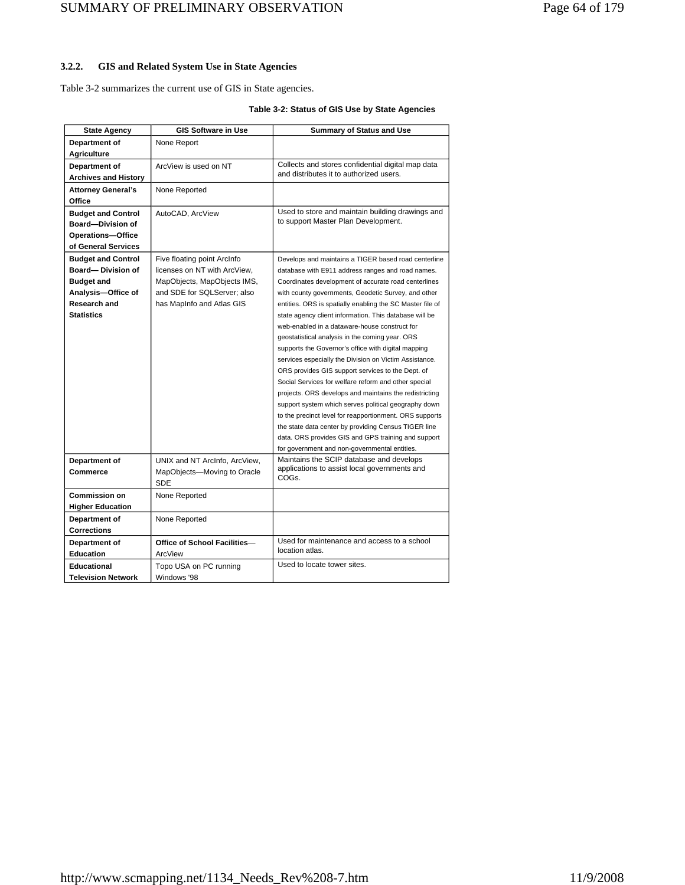### 3.2.2. GIS and Related System Use in State Agencies

Table 3-2 summarizes the current use of GIS in State agencies.

**Table 3-2: Status of GIS Use by State Agencies**

| State Agency | GIS Software in Use | Summary of Status and Use |
|---|---|---|
| **Department of Agriculture** | None Report | |
| **Department of Archives and History** | ArcView is used on NT | Collects and stores confidential digital map data and distributes it to authorized users. |
| **Attorney General's Office** | None Reported | |
| **Budget and Control Board—Division of Operations—Office of General Services** | AutoCAD, ArcView | Used to store and maintain building drawings and to support Master Plan Development. |
| **Budget and Control Board— Division of Budget and Analysis—Office of Research and Statistics** | Five floating point ArcInfo licenses on NT with ArcView, MapObjects, MapObjects IMS, and SDE for SQLServer; also has MapInfo and Atlas GIS | Develops and maintains a TIGER based road centerline database with E911 address ranges and road names. Coordinates development of accurate road centerlines with county governments, Geodetic Survey, and other entities. ORS is spatially enabling the SC Master file of state agency client information. This database will be web-enabled in a dataware-house construct for geostatistical analysis in the coming year. ORS supports the Governor's office with digital mapping services especially the Division on Victim Assistance. ORS provides GIS support services to the Dept. of Social Services for welfare reform and other special projects. ORS develops and maintains the redistricting support system which serves political geography down to the precinct level for reapportionment. ORS supports the state data center by providing Census TIGER line data. ORS provides GIS and GPS training and support for government and non-governmental entities. |
| **Department of Commerce** | UNIX and NT ArcInfo, ArcView, MapObjects—Moving to Oracle SDE | Maintains the SCIP database and develops applications to assist local governments and COGs. |
| **Commission on Higher Education** | None Reported | |
| **Department of Corrections** | None Reported | |
| **Department of Education** | **Office of School Facilities**—ArcView | Used for maintenance and access to a school location atlas. |
| **Educational Television Network** | Topo USA on PC running Windows '98 | Used to locate tower sites. |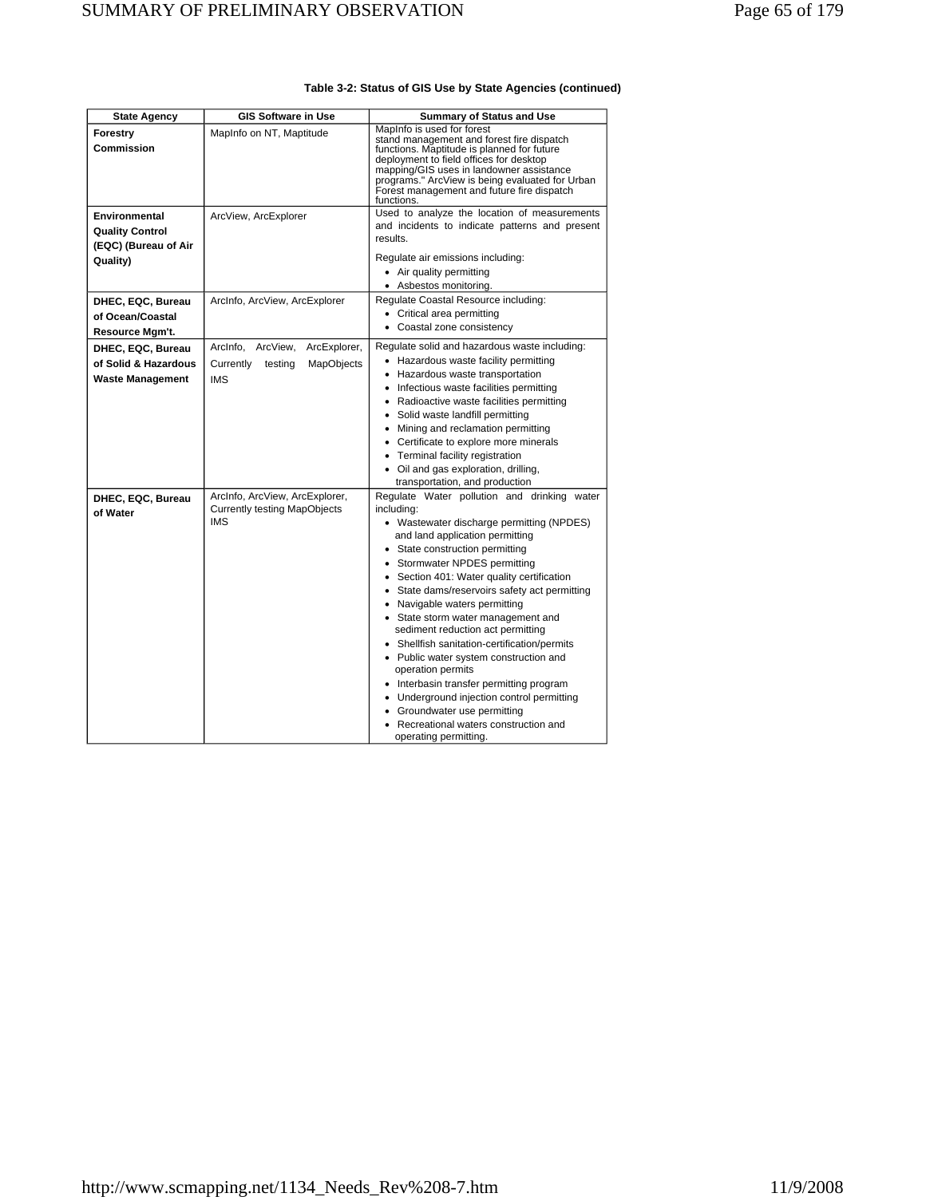**Table 3-2: Status of GIS Use by State Agencies (continued)**

| State Agency | GIS Software in Use | Summary of Status and Use |
|---|---|---|
| **Forestry Commission** | MapInfo on NT, Maptitude | MapInfo is used for forest stand management and forest fire dispatch functions. Maptitude is planned for future deployment to field offices for desktop mapping/GIS uses in landowner assistance programs." ArcView is being evaluated for Urban Forest management and future fire dispatch functions. |
| **Environmental Quality Control (EQC) (Bureau of Air Quality)** | ArcView, ArcExplorer | Used to analyze the location of measurements and incidents to indicate patterns and present results.<br><br>Regulate air emissions including:<br>• Air quality permitting<br>• Asbestos monitoring. |
| **DHEC, EQC, Bureau of Ocean/Coastal Resource Mgm't.** | ArcInfo, ArcView, ArcExplorer | Regulate Coastal Resource including:<br>• Critical area permitting<br>• Coastal zone consistency |
| **DHEC, EQC, Bureau of Solid & Hazardous Waste Management** | ArcInfo, ArcView, ArcExplorer, Currently testing MapObjects IMS | Regulate solid and hazardous waste including:<br>• Hazardous waste facility permitting<br>• Hazardous waste transportation<br>• Infectious waste facilities permitting<br>• Radioactive waste facilities permitting<br>• Solid waste landfill permitting<br>• Mining and reclamation permitting<br>• Certificate to explore more minerals<br>• Terminal facility registration<br>• Oil and gas exploration, drilling, transportation, and production |
| **DHEC, EQC, Bureau of Water** | ArcInfo, ArcView, ArcExplorer, Currently testing MapObjects IMS | Regulate Water pollution and drinking water including:<br>• Wastewater discharge permitting (NPDES) and land application permitting<br>• State construction permitting<br>• Stormwater NPDES permitting<br>• Section 401: Water quality certification<br>• State dams/reservoirs safety act permitting<br>• Navigable waters permitting<br>• State storm water management and sediment reduction act permitting<br>• Shellfish sanitation-certification/permits<br>• Public water system construction and operation permits<br>• Interbasin transfer permitting program<br>• Underground injection control permitting<br>• Groundwater use permitting<br>• Recreational waters construction and operating permitting. |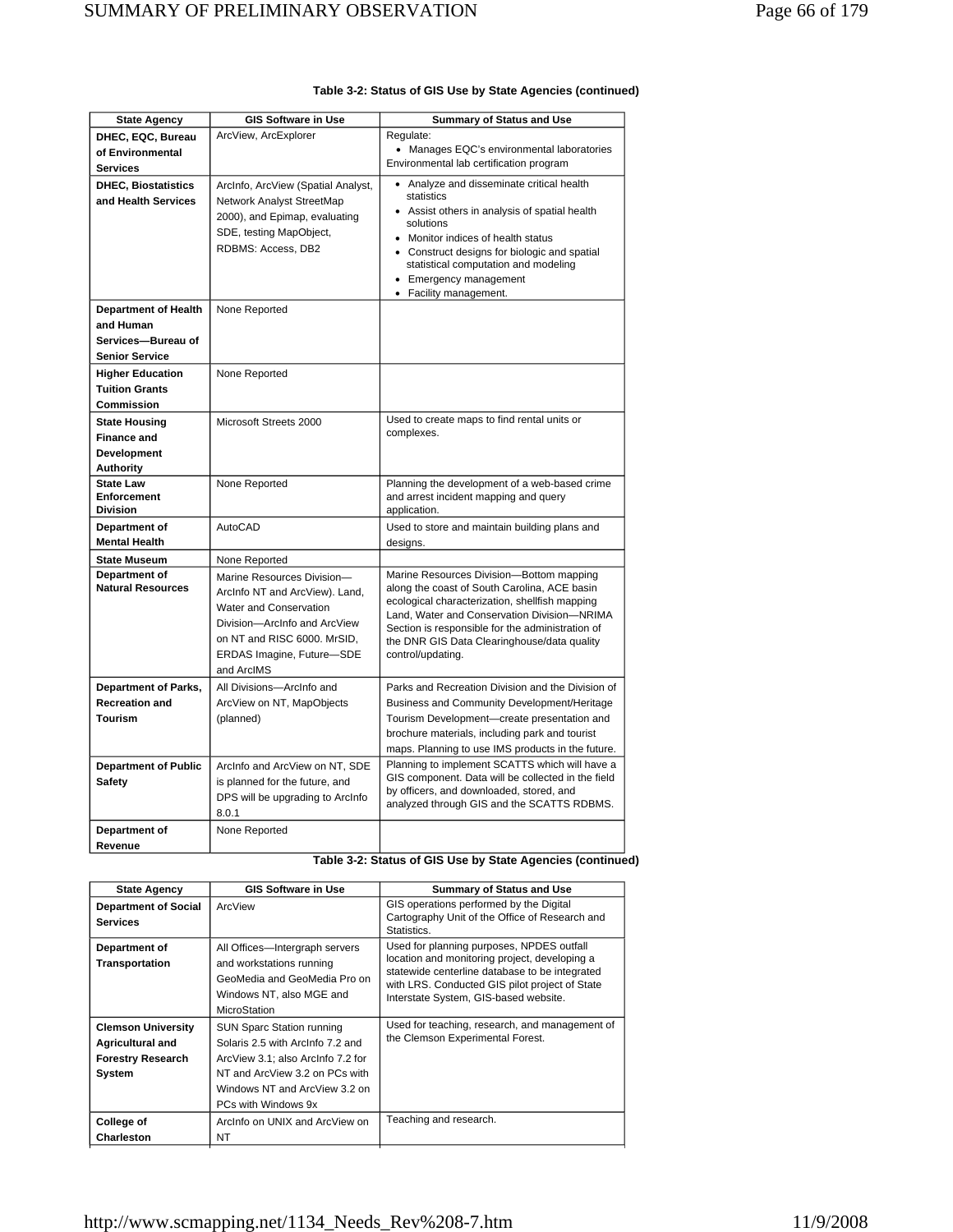**Table 3-2: Status of GIS Use by State Agencies (continued)**

| State Agency | GIS Software in Use | Summary of Status and Use |
|---|---|---|
| **DHEC, EQC, Bureau of Environmental Services** | ArcView, ArcExplorer | Regulate:<br>• Manages EQC's environmental laboratories<br>Environmental lab certification program |
| **DHEC, Biostatistics and Health Services** | ArcInfo, ArcView (Spatial Analyst, Network Analyst StreetMap 2000), and Epimap, evaluating SDE, testing MapObject, RDBMS: Access, DB2 | • Analyze and disseminate critical health statistics<br>• Assist others in analysis of spatial health solutions<br>• Monitor indices of health status<br>• Construct designs for biologic and spatial statistical computation and modeling<br>• Emergency management<br>• Facility management. |
| **Department of Health and Human Services—Bureau of Senior Service** | None Reported | |
| **Higher Education Tuition Grants Commission** | None Reported | |
| **State Housing Finance and Development Authority** | Microsoft Streets 2000 | Used to create maps to find rental units or complexes. |
| **State Law Enforcement Division** | None Reported | Planning the development of a web-based crime and arrest incident mapping and query application. |
| **Department of Mental Health** | AutoCAD | Used to store and maintain building plans and designs. |
| **State Museum** | None Reported | |
| **Department of Natural Resources** | Marine Resources Division—ArcInfo NT and ArcView). Land, Water and Conservation Division—ArcInfo and ArcView on NT and RISC 6000. MrSID, ERDAS Imagine, Future—SDE and ArcIMS | Marine Resources Division—Bottom mapping along the coast of South Carolina, ACE basin ecological characterization, shellfish mapping Land, Water and Conservation Division—NRIMA Section is responsible for the administration of the DNR GIS Data Clearinghouse/data quality control/updating. |
| **Department of Parks, Recreation and Tourism** | All Divisions—ArcInfo and ArcView on NT, MapObjects (planned) | Parks and Recreation Division and the Division of Business and Community Development/Heritage Tourism Development—create presentation and brochure materials, including park and tourist maps. Planning to use IMS products in the future. |
| **Department of Public Safety** | ArcInfo and ArcView on NT, SDE is planned for the future, and DPS will be upgrading to ArcInfo 8.0.1 | Planning to implement SCATTS which will have a GIS component. Data will be collected in the field by officers, and downloaded, stored, and analyzed through GIS and the SCATTS RDBMS. |
| **Department of Revenue** | None Reported | |
| **Department of Social Services** | ArcView | GIS operations performed by the Digital Cartography Unit of the Office of Research and Statistics. |
| **Department of Transportation** | All Offices—Intergraph servers and workstations running GeoMedia and GeoMedia Pro on Windows NT, also MGE and MicroStation | Used for planning purposes, NPDES outfall location and monitoring project, developing a statewide centerline database to be integrated with LRS. Conducted GIS pilot project of State Interstate System, GIS-based website. |
| **Clemson University Agricultural and Forestry Research System** | SUN Sparc Station running Solaris 2.5 with ArcInfo 7.2 and ArcView 3.1; also ArcInfo 7.2 for NT and ArcView 3.2 on PCs with Windows NT and ArcView 3.2 on PCs with Windows 9x | Used for teaching, research, and management of the Clemson Experimental Forest. |
| **College of Charleston** | ArcInfo on UNIX and ArcView on NT | Teaching and research. |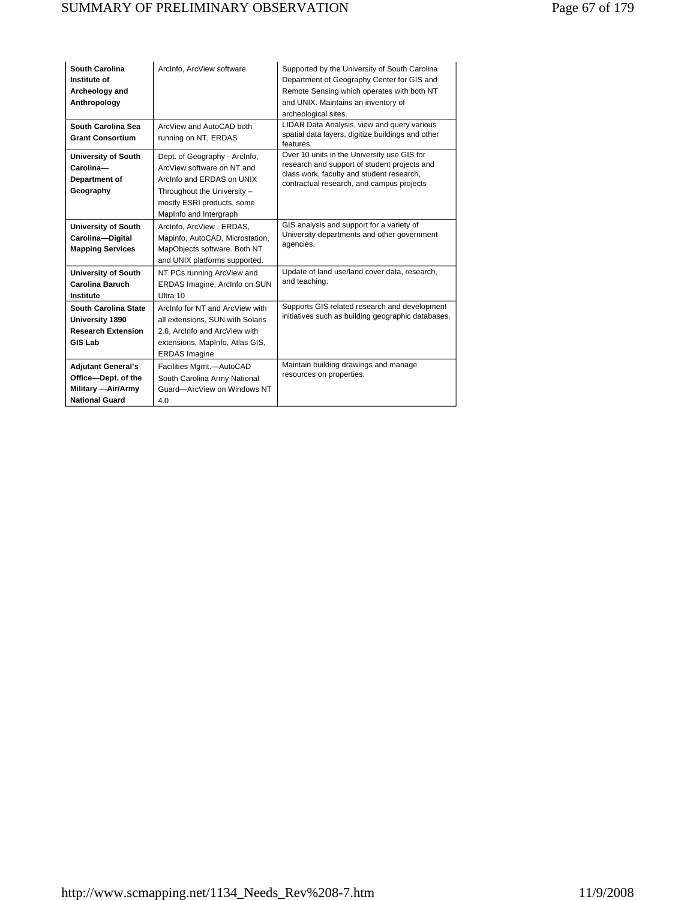| | | |
|---|---|---|
| **South Carolina Institute of Archeology and Anthropology** | ArcInfo, ArcView software | Supported by the University of South Carolina Department of Geography Center for GIS and Remote Sensing which operates with both NT and UNIX. Maintains an inventory of archeological sites. |
| **South Carolina Sea Grant Consortium** | ArcView and AutoCAD both running on NT, ERDAS | LIDAR Data Analysis, view and query various spatial data layers, digitize buildings and other features. |
| **University of South Carolina—Department of Geography** | Dept. of Geography - ArcInfo, ArcView software on NT and ArcInfo and ERDAS on UNIX Throughout the University – mostly ESRI products, some MapInfo and Intergraph | Over 10 units in the University use GIS for research and support of student projects and class work, faculty and student research, contractual research, and campus projects |
| **University of South Carolina—Digital Mapping Services** | ArcInfo, ArcView , ERDAS, Mapinfo, AutoCAD, Microstation, MapObjects software. Both NT and UNIX platforms supported. | GIS analysis and support for a variety of University departments and other government agencies. |
| **University of South Carolina Baruch Institute** | NT PCs running ArcView and ERDAS Imagine, ArcInfo on SUN Ultra 10 | Update of land use/land cover data, research, and teaching. |
| **South Carolina State University 1890 Research Extension GIS Lab** | ArcInfo for NT and ArcView with all extensions, SUN with Solaris 2.6, ArcInfo and ArcView with extensions, MapInfo, Atlas GIS, ERDAS Imagine | Supports GIS related research and development initiatives such as building geographic databases. |
| **Adjutant General's Office—Dept. of the Military —Air/Army National Guard** | Facilities Mgmt.—AutoCAD South Carolina Army National Guard—ArcView on Windows NT 4.0 | Maintain building drawings and manage resources on properties. |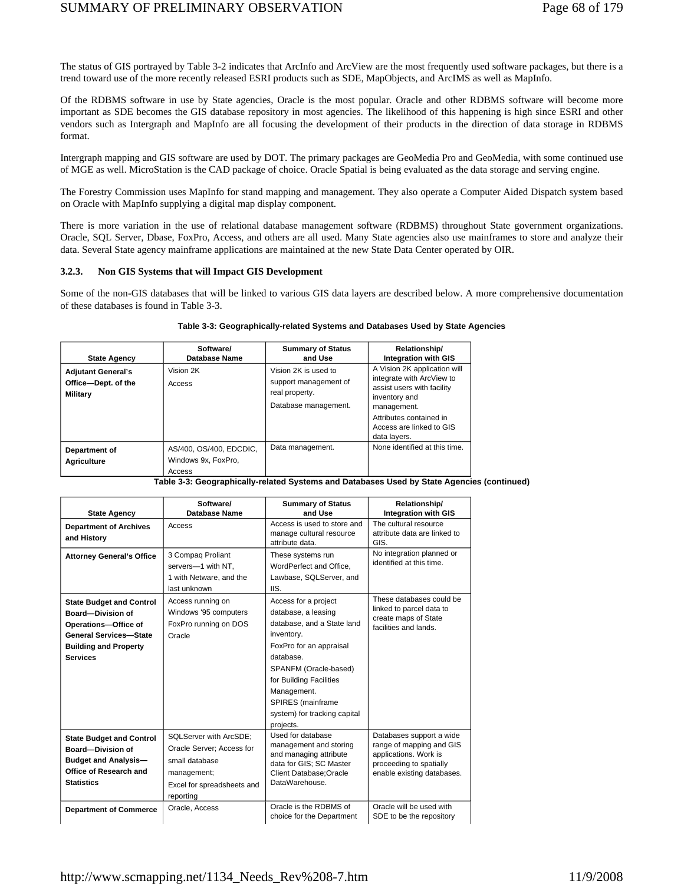The status of GIS portrayed by Table 3-2 indicates that ArcInfo and ArcView are the most frequently used software packages, but there is a trend toward use of the more recently released ESRI products such as SDE, MapObjects, and ArcIMS as well as MapInfo.

Of the RDBMS software in use by State agencies, Oracle is the most popular. Oracle and other RDBMS software will become more important as SDE becomes the GIS database repository in most agencies. The likelihood of this happening is high since ESRI and other vendors such as Intergraph and MapInfo are all focusing the development of their products in the direction of data storage in RDBMS format.

Intergraph mapping and GIS software are used by DOT. The primary packages are GeoMedia Pro and GeoMedia, with some continued use of MGE as well. MicroStation is the CAD package of choice. Oracle Spatial is being evaluated as the data storage and serving engine.

The Forestry Commission uses MapInfo for stand mapping and management. They also operate a Computer Aided Dispatch system based on Oracle with MapInfo supplying a digital map display component.

There is more variation in the use of relational database management software (RDBMS) throughout State government organizations. Oracle, SQL Server, Dbase, FoxPro, Access, and others are all used. Many State agencies also use mainframes to store and analyze their data. Several State agency mainframe applications are maintained at the new State Data Center operated by OIR.

### 3.2.3. Non GIS Systems that will Impact GIS Development

Some of the non-GIS databases that will be linked to various GIS data layers are described below. A more comprehensive documentation of these databases is found in Table 3-3.

**Table 3-3: Geographically-related Systems and Databases Used by State Agencies**

| State Agency | Software/ Database Name | Summary of Status and Use | Relationship/ Integration with GIS |
|---|---|---|---|
| **Adjutant General's Office—Dept. of the Military** | Vision 2K<br>Access | Vision 2K is used to support management of real property.<br>Database management. | A Vision 2K application will integrate with ArcView to assist users with facility inventory and management.<br>Attributes contained in Access are linked to GIS data layers. |
| **Department of Agriculture** | AS/400, OS/400, EDCDIC, Windows 9x, FoxPro, Access | Data management. | None identified at this time. |
| **Department of Archives and History** | Access | Access is used to store and manage cultural resource attribute data. | The cultural resource attribute data are linked to GIS. |
| **Attorney General's Office** | 3 Compaq Proliant servers—1 with NT, 1 with Netware, and the last unknown | These systems run WordPerfect and Office, Lawbase, SQLServer, and IIS. | No integration planned or identified at this time. |
| **State Budget and Control Board—Division of Operations—Office of General Services—State Building and Property Services** | Access running on Windows '95 computers<br>FoxPro running on DOS<br>Oracle | Access for a project database, a leasing database, and a State land inventory.<br>FoxPro for an appraisal database.<br>SPANFM (Oracle-based) for Building Facilities Management.<br>SPIRES (mainframe system) for tracking capital projects. | These databases could be linked to parcel data to create maps of State facilities and lands. |
| **State Budget and Control Board—Division of Budget and Analysis—Office of Research and Statistics** | SQLServer with ArcSDE; Oracle Server; Access for small database management;<br>Excel for spreadsheets and reporting | Used for database management and storing and managing attribute data for GIS; SC Master Client Database;Oracle DataWarehouse. | Databases support a wide range of mapping and GIS applications. Work is proceeding to spatially enable existing databases. |
| **Department of Commerce** | Oracle, Access | Oracle is the RDBMS of choice for the Department | Oracle will be used with SDE to be the repository |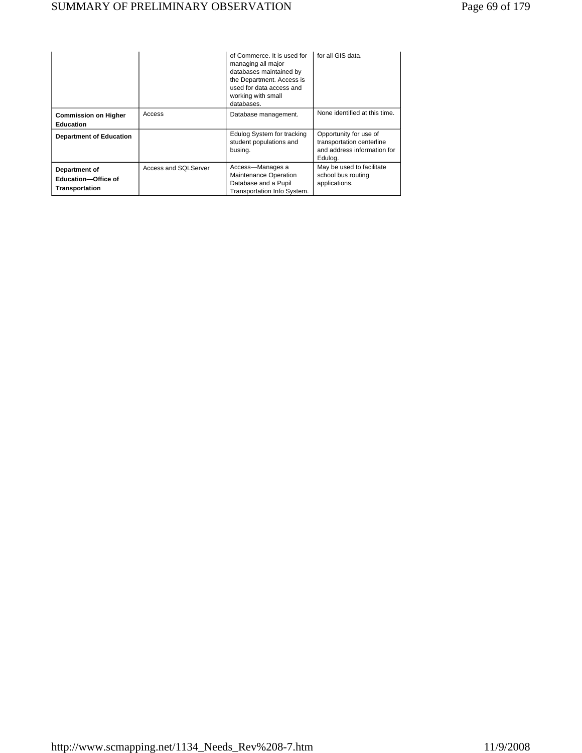|  |  | of Commerce. It is used for managing all major databases maintained by the Department. Access is used for data access and working with small databases. | for all GIS data. |
|---|---|---|---|
| **Commission on Higher Education** | Access | Database management. | None identified at this time. |
| **Department of Education** |  | Edulog System for tracking student populations and busing. | Opportunity for use of transportation centerline and address information for Edulog. |
| **Department of Education—Office of Transportation** | Access and SQLServer | Access—Manages a Maintenance Operation Database and a Pupil Transportation Info System. | May be used to facilitate school bus routing applications. |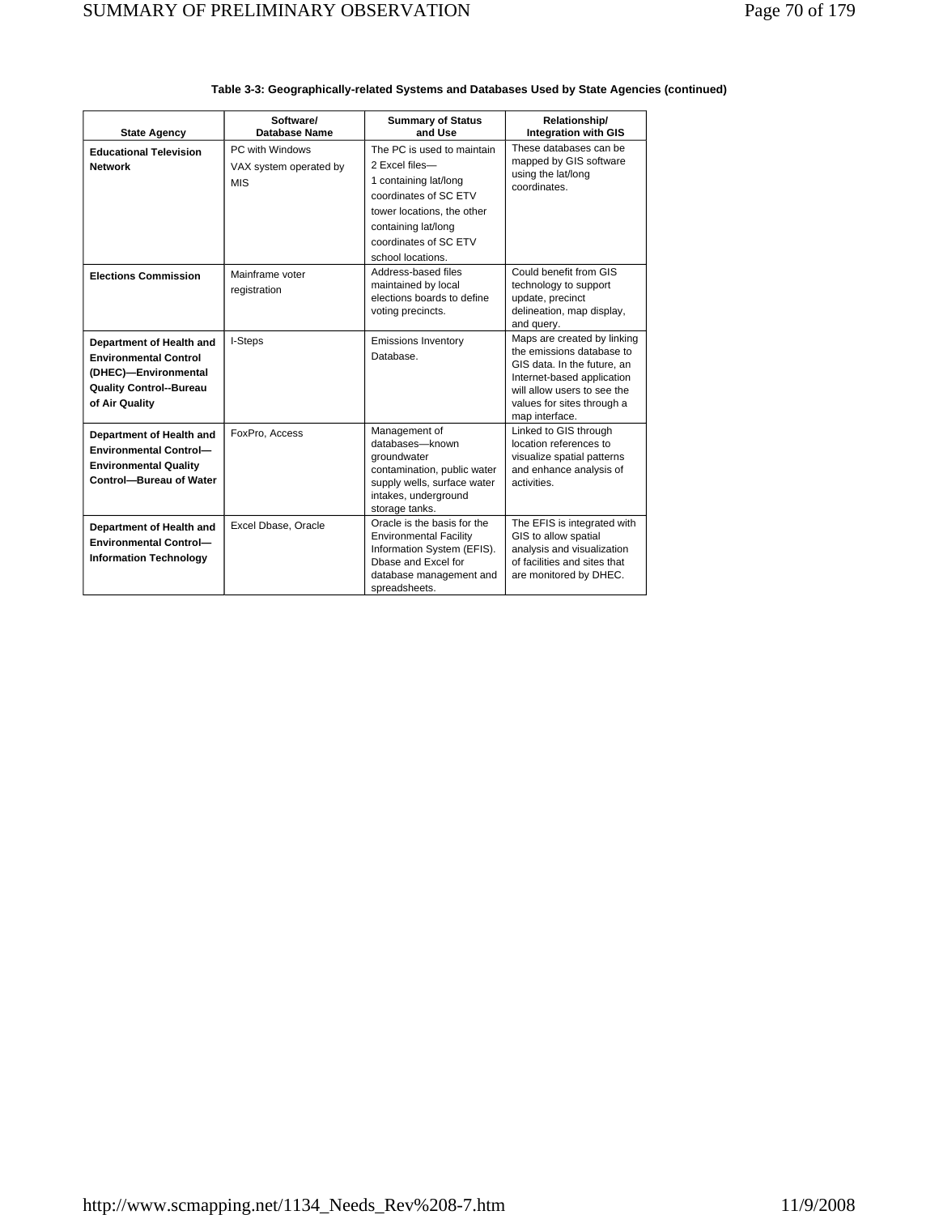**Table 3-3: Geographically-related Systems and Databases Used by State Agencies (continued)**

| State Agency | Software/ Database Name | Summary of Status and Use | Relationship/ Integration with GIS |
|---|---|---|---|
| **Educational Television Network** | PC with Windows<br>VAX system operated by MIS | The PC is used to maintain 2 Excel files—<br>1 containing lat/long coordinates of SC ETV tower locations, the other containing lat/long coordinates of SC ETV school locations. | These databases can be mapped by GIS software using the lat/long coordinates. |
| **Elections Commission** | Mainframe voter registration | Address-based files maintained by local elections boards to define voting precincts. | Could benefit from GIS technology to support update, precinct delineation, map display, and query. |
| **Department of Health and Environmental Control (DHEC)—Environmental Quality Control--Bureau of Air Quality** | I-Steps | Emissions Inventory Database. | Maps are created by linking the emissions database to GIS data. In the future, an Internet-based application will allow users to see the values for sites through a map interface. |
| **Department of Health and Environmental Control—Environmental Quality Control—Bureau of Water** | FoxPro, Access | Management of databases—known groundwater contamination, public water supply wells, surface water intakes, underground storage tanks. | Linked to GIS through location references to visualize spatial patterns and enhance analysis of activities. |
| **Department of Health and Environmental Control—Information Technology** | Excel Dbase, Oracle | Oracle is the basis for the Environmental Facility Information System (EFIS). Dbase and Excel for database management and spreadsheets. | The EFIS is integrated with GIS to allow spatial analysis and visualization of facilities and sites that are monitored by DHEC. |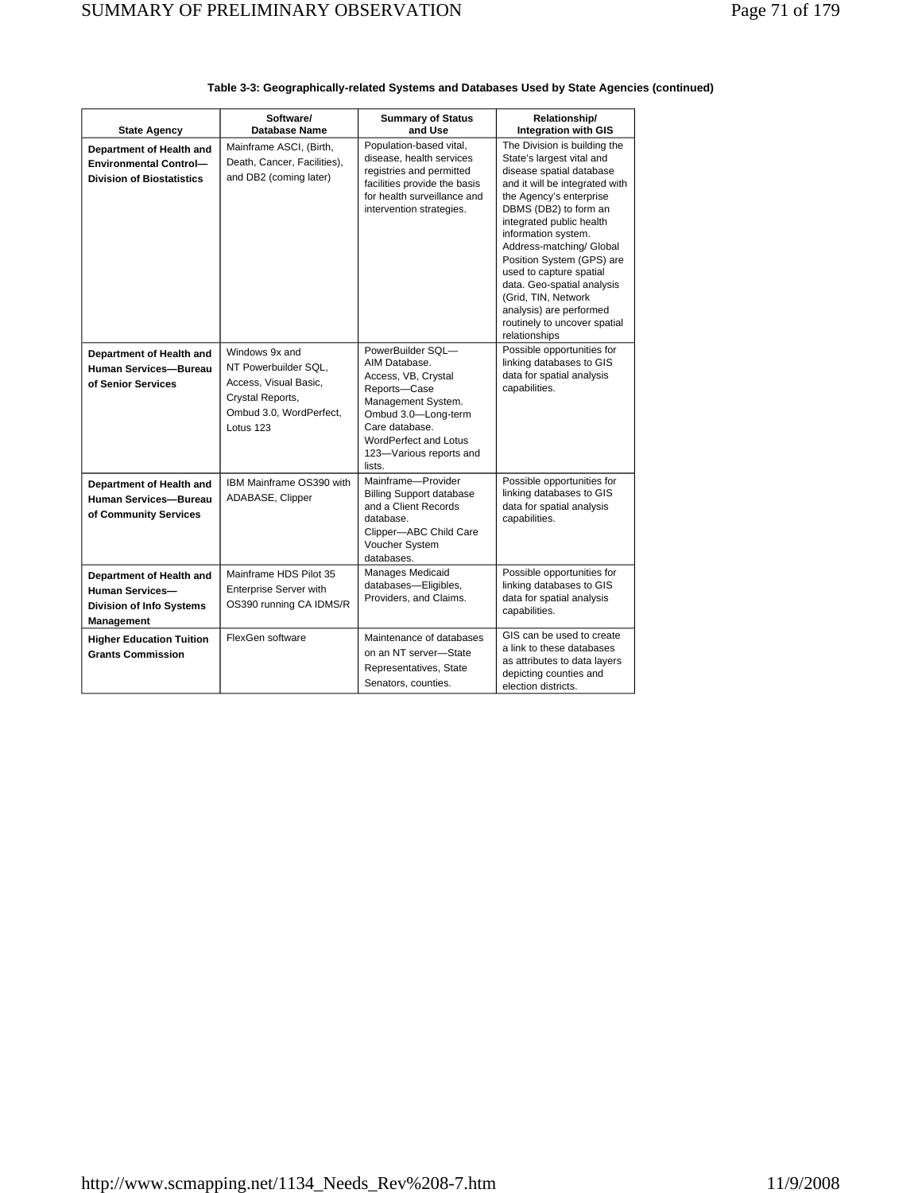**Table 3-3: Geographically-related Systems and Databases Used by State Agencies (continued)**

| State Agency | Software/ Database Name | Summary of Status and Use | Relationship/ Integration with GIS |
|---|---|---|---|
| **Department of Health and Environmental Control—Division of Biostatistics** | Mainframe ASCI, (Birth, Death, Cancer, Facilities), and DB2 (coming later) | Population-based vital, disease, health services registries and permitted facilities provide the basis for health surveillance and intervention strategies. | The Division is building the State's largest vital and disease spatial database and it will be integrated with the Agency's enterprise DBMS (DB2) to form an integrated public health information system. Address-matching/ Global Position System (GPS) are used to capture spatial data. Geo-spatial analysis (Grid, TIN, Network analysis) are performed routinely to uncover spatial relationships |
| **Department of Health and Human Services—Bureau of Senior Services** | Windows 9x and NT Powerbuilder SQL, Access, Visual Basic, Crystal Reports, Ombud 3.0, WordPerfect, Lotus 123 | PowerBuilder SQL—AIM Database. Access, VB, Crystal Reports—Case Management System. Ombud 3.0—Long-term Care database. WordPerfect and Lotus 123—Various reports and lists. | Possible opportunities for linking databases to GIS data for spatial analysis capabilities. |
| **Department of Health and Human Services—Bureau of Community Services** | IBM Mainframe OS390 with ADABASE, Clipper | Mainframe—Provider Billing Support database and a Client Records database. Clipper—ABC Child Care Voucher System databases. | Possible opportunities for linking databases to GIS data for spatial analysis capabilities. |
| **Department of Health and Human Services—Division of Info Systems Management** | Mainframe HDS Pilot 35 Enterprise Server with OS390 running CA IDMS/R | Manages Medicaid databases—Eligibles, Providers, and Claims. | Possible opportunities for linking databases to GIS data for spatial analysis capabilities. |
| **Higher Education Tuition Grants Commission** | FlexGen software | Maintenance of databases on an NT server—State Representatives, State Senators, counties. | GIS can be used to create a link to these databases as attributes to data layers depicting counties and election districts. |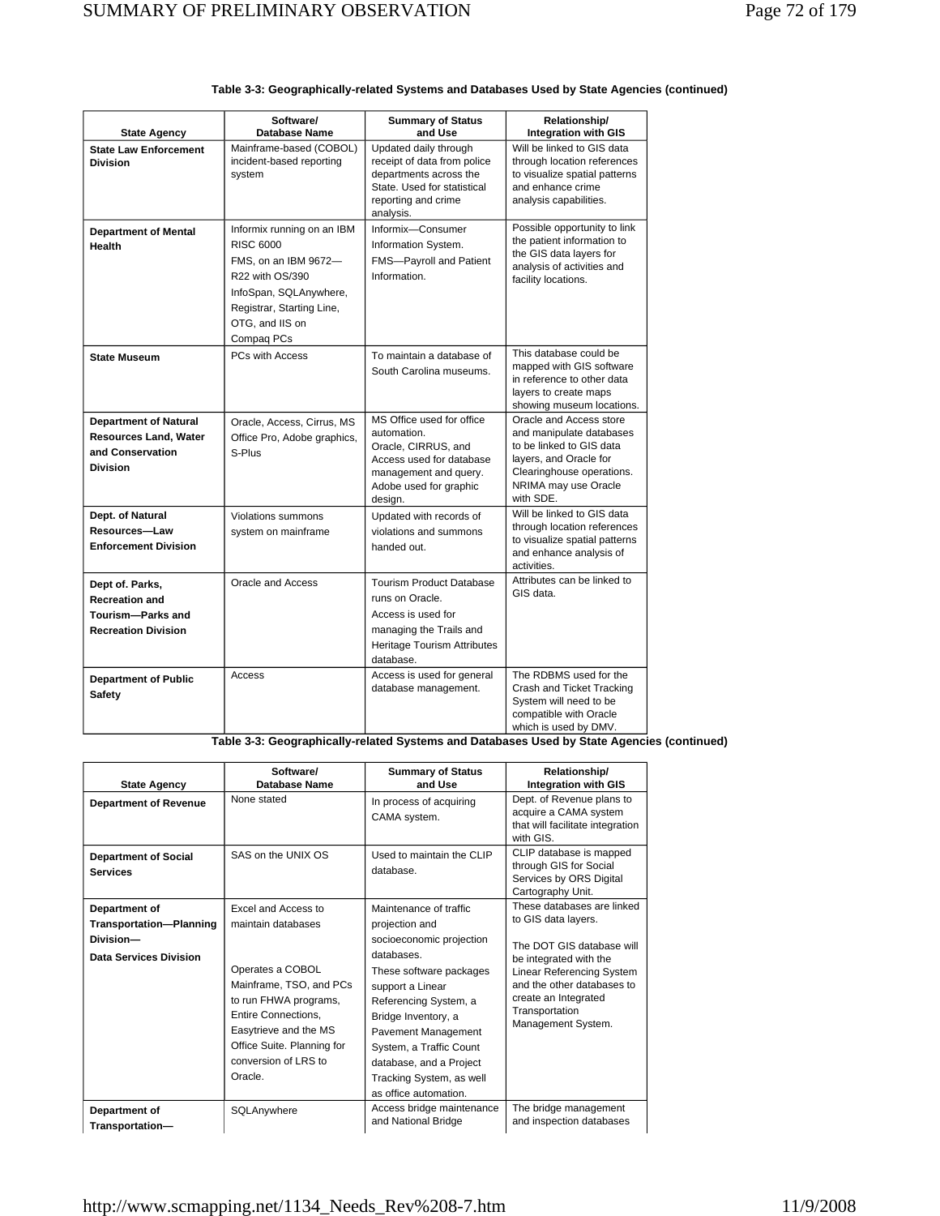**Table 3-3: Geographically-related Systems and Databases Used by State Agencies (continued)**

| State Agency | Software/ Database Name | Summary of Status and Use | Relationship/ Integration with GIS |
|---|---|---|---|
| **State Law Enforcement Division** | Mainframe-based (COBOL) incident-based reporting system | Updated daily through receipt of data from police departments across the State. Used for statistical reporting and crime analysis. | Will be linked to GIS data through location references to visualize spatial patterns and enhance crime analysis capabilities. |
| **Department of Mental Health** | Informix running on an IBM RISC 6000<br>FMS, on an IBM 9672—R22 with OS/390<br>InfoSpan, SQLAnywhere, Registrar, Starting Line, OTG, and IIS on Compaq PCs | Informix—Consumer Information System.<br>FMS—Payroll and Patient Information. | Possible opportunity to link the patient information to the GIS data layers for analysis of activities and facility locations. |
| **State Museum** | PCs with Access | To maintain a database of South Carolina museums. | This database could be mapped with GIS software in reference to other data layers to create maps showing museum locations. |
| **Department of Natural Resources Land, Water and Conservation Division** | Oracle, Access, Cirrus, MS Office Pro, Adobe graphics, S-Plus | MS Office used for office automation.<br>Oracle, CIRRUS, and Access used for database management and query.<br>Adobe used for graphic design. | Oracle and Access store and manipulate databases to be linked to GIS data layers, and Oracle for Clearinghouse operations. NRIMA may use Oracle with SDE. |
| **Dept. of Natural Resources—Law Enforcement Division** | Violations summons system on mainframe | Updated with records of violations and summons handed out. | Will be linked to GIS data through location references to visualize spatial patterns and enhance analysis of activities. |
| **Dept of. Parks, Recreation and Tourism—Parks and Recreation Division** | Oracle and Access | Tourism Product Database runs on Oracle.<br>Access is used for managing the Trails and Heritage Tourism Attributes database. | Attributes can be linked to GIS data. |
| **Department of Public Safety** | Access | Access is used for general database management. | The RDBMS used for the Crash and Ticket Tracking System will need to be compatible with Oracle which is used by DMV. |
| **Department of Revenue** | None stated | In process of acquiring CAMA system. | Dept. of Revenue plans to acquire a CAMA system that will facilitate integration with GIS. |
| **Department of Social Services** | SAS on the UNIX OS | Used to maintain the CLIP database. | CLIP database is mapped through GIS for Social Services by ORS Digital Cartography Unit. |
| **Department of Transportation—Planning Division—Data Services Division** | Excel and Access to maintain databases<br><br>Operates a COBOL Mainframe, TSO, and PCs to run FHWA programs, Entire Connections, Easytrieve and the MS Office Suite. Planning for conversion of LRS to Oracle. | Maintenance of traffic projection and socioeconomic projection databases.<br>These software packages support a Linear Referencing System, a Bridge Inventory, a Pavement Management System, a Traffic Count database, and a Project Tracking System, as well as office automation. | These databases are linked to GIS data layers.<br><br>The DOT GIS database will be integrated with the Linear Referencing System and the other databases to create an Integrated Transportation Management System. |
| **Department of Transportation—** | SQLAnywhere | Access bridge maintenance and National Bridge | The bridge management and inspection databases |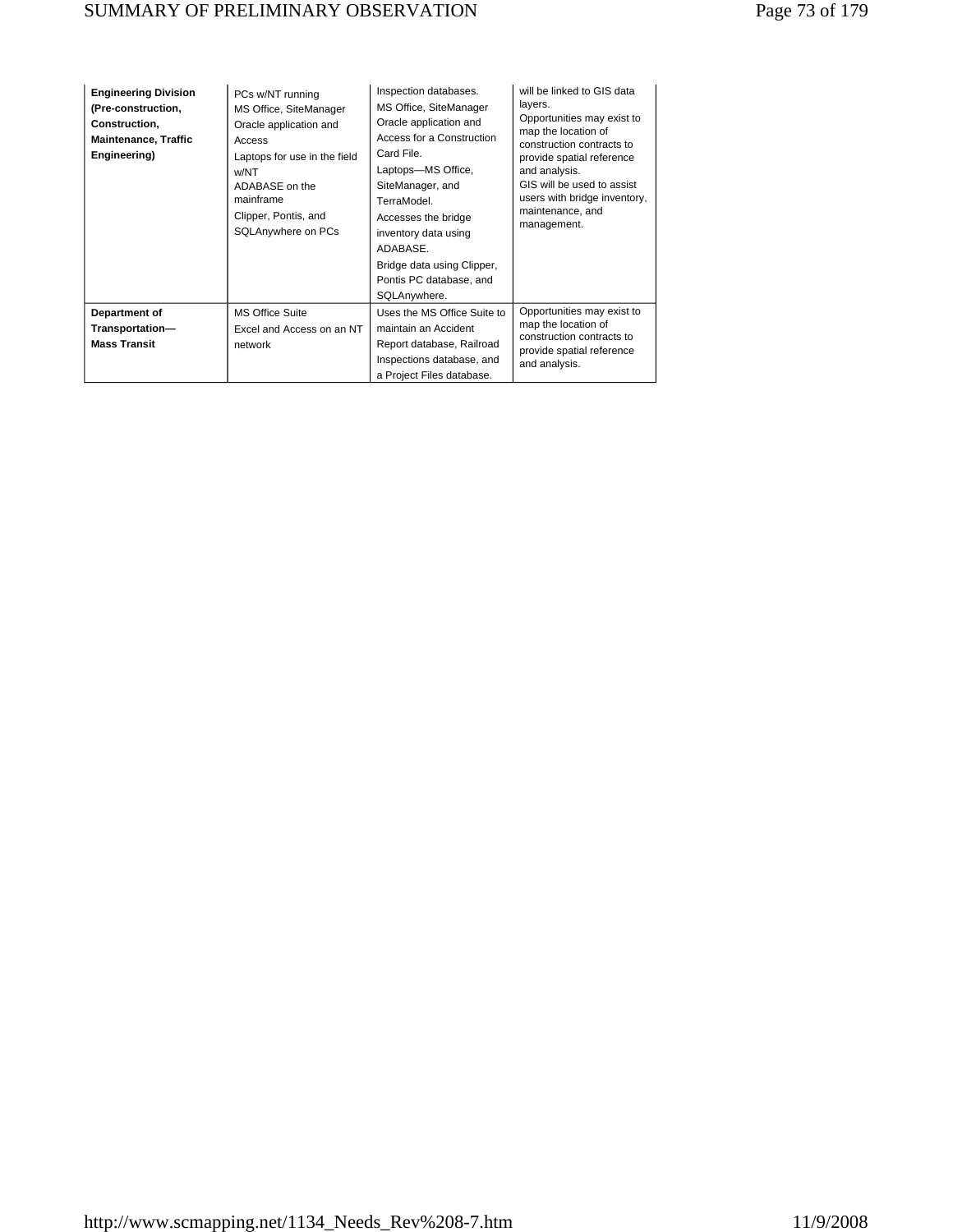| | | | |
|---|---|---|---|
| **Engineering Division (Pre-construction, Construction, Maintenance, Traffic Engineering)** | PCs w/NT running MS Office, SiteManager Oracle application and Access<br>Laptops for use in the field w/NT<br>ADABASE on the mainframe<br>Clipper, Pontis, and SQLAnywhere on PCs | Inspection databases.<br>MS Office, SiteManager Oracle application and Access for a Construction Card File.<br>Laptops—MS Office, SiteManager, and TerraModel.<br>Accesses the bridge inventory data using ADABASE.<br>Bridge data using Clipper, Pontis PC database, and SQLAnywhere. | will be linked to GIS data layers.<br>Opportunities may exist to map the location of construction contracts to provide spatial reference and analysis.<br>GIS will be used to assist users with bridge inventory, maintenance, and management. |
| **Department of Transportation—Mass Transit** | MS Office Suite<br>Excel and Access on an NT network | Uses the MS Office Suite to maintain an Accident Report database, Railroad Inspections database, and a Project Files database. | Opportunities may exist to map the location of construction contracts to provide spatial reference and analysis. |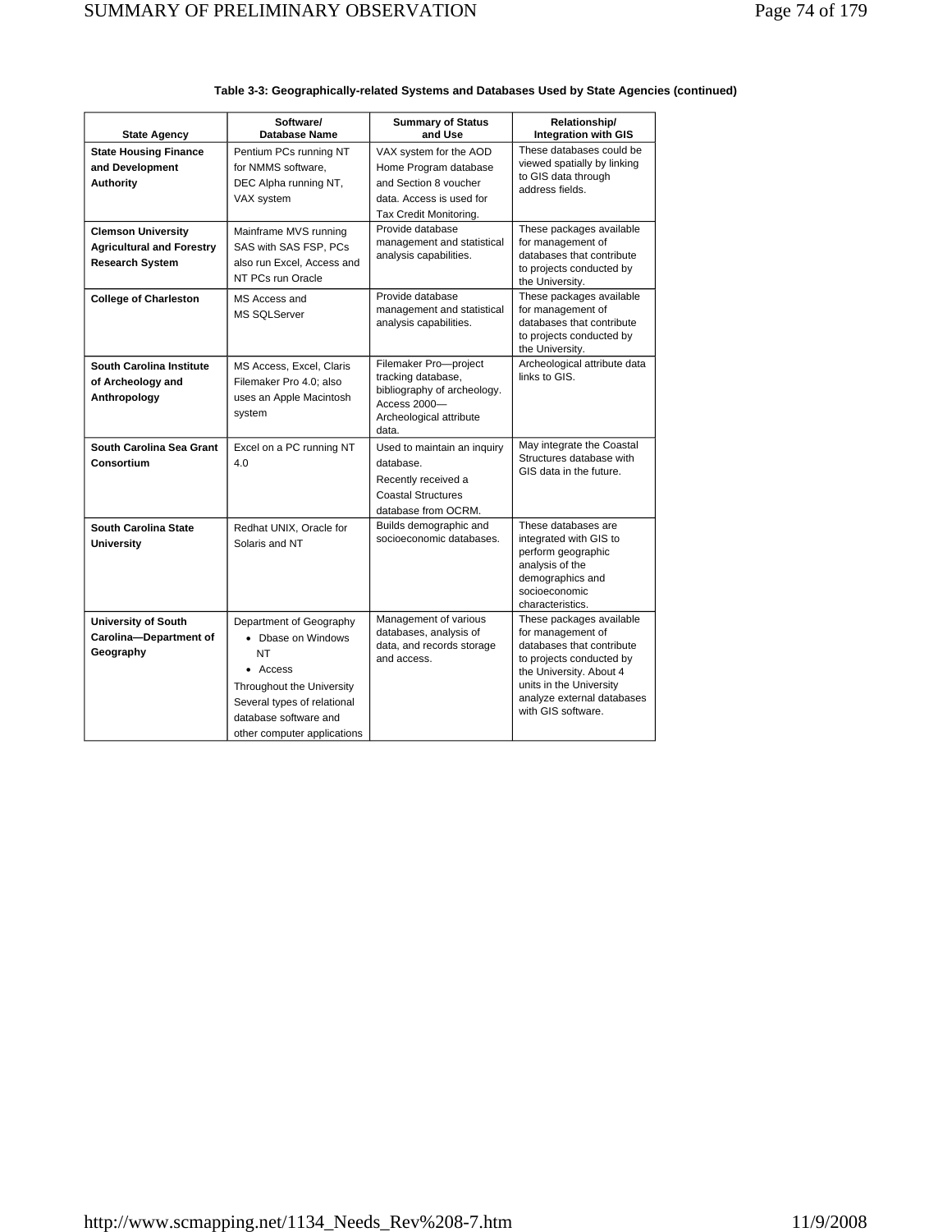**Table 3-3: Geographically-related Systems and Databases Used by State Agencies (continued)**

| State Agency | Software/ Database Name | Summary of Status and Use | Relationship/ Integration with GIS |
|---|---|---|---|
| **State Housing Finance and Development Authority** | Pentium PCs running NT for NMMS software, DEC Alpha running NT, VAX system | VAX system for the AOD Home Program database and Section 8 voucher data. Access is used for Tax Credit Monitoring. | These databases could be viewed spatially by linking to GIS data through address fields. |
| **Clemson University Agricultural and Forestry Research System** | Mainframe MVS running SAS with SAS FSP, PCs also run Excel, Access and NT PCs run Oracle | Provide database management and statistical analysis capabilities. | These packages available for management of databases that contribute to projects conducted by the University. |
| **College of Charleston** | MS Access and MS SQLServer | Provide database management and statistical analysis capabilities. | These packages available for management of databases that contribute to projects conducted by the University. |
| **South Carolina Institute of Archeology and Anthropology** | MS Access, Excel, Claris Filemaker Pro 4.0; also uses an Apple Macintosh system | Filemaker Pro—project tracking database, bibliography of archeology. Access 2000—Archeological attribute data. | Archeological attribute data links to GIS. |
| **South Carolina Sea Grant Consortium** | Excel on a PC running NT 4.0 | Used to maintain an inquiry database. Recently received a Coastal Structures database from OCRM. | May integrate the Coastal Structures database with GIS data in the future. |
| **South Carolina State University** | Redhat UNIX, Oracle for Solaris and NT | Builds demographic and socioeconomic databases. | These databases are integrated with GIS to perform geographic analysis of the demographics and socioeconomic characteristics. |
| **University of South Carolina—Department of Geography** | Department of Geography<br>• Dbase on Windows NT<br>• Access<br>Throughout the University Several types of relational database software and other computer applications | Management of various databases, analysis of data, and records storage and access. | These packages available for management of databases that contribute to projects conducted by the University. About 4 units in the University analyze external databases with GIS software. |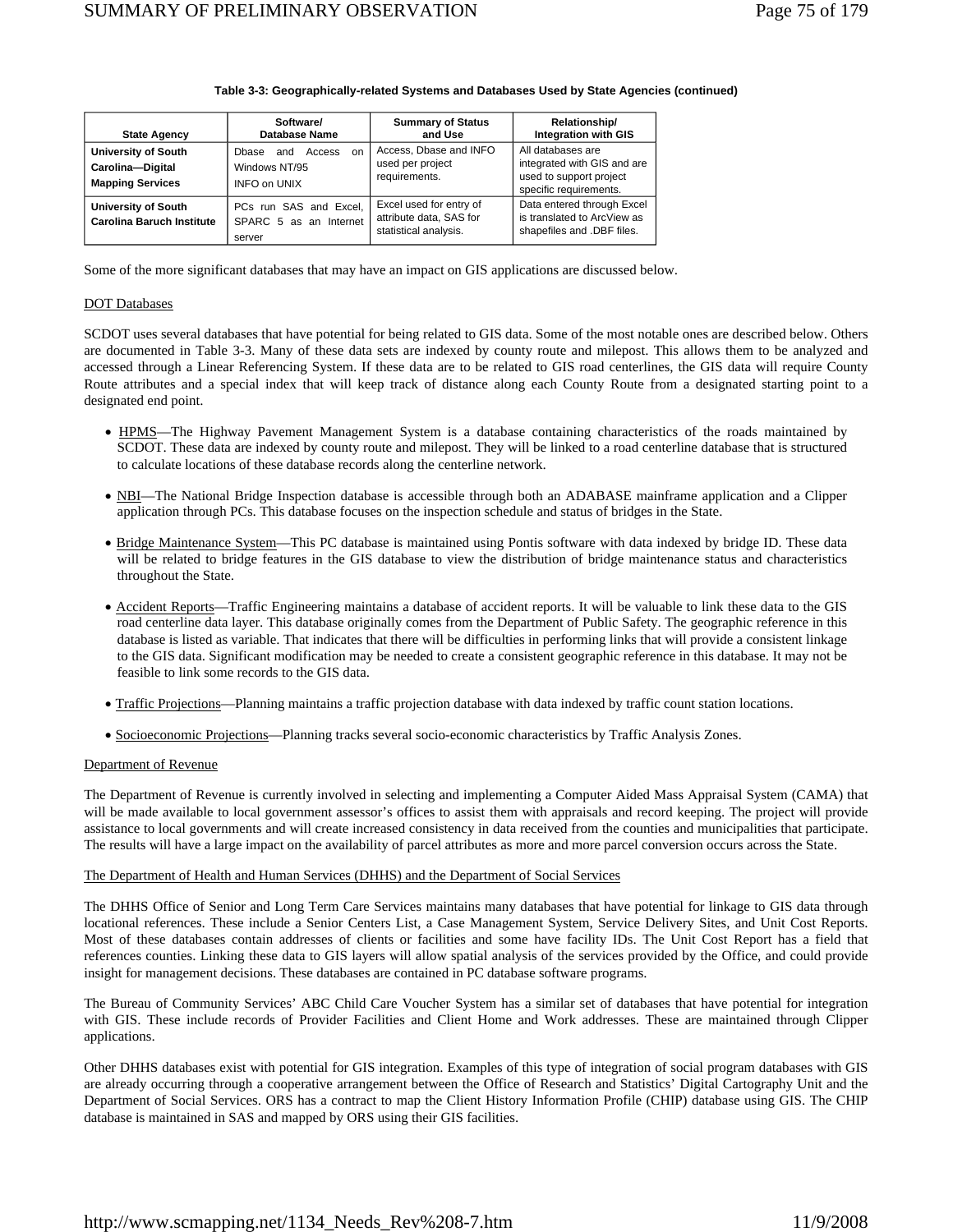**Table 3-3: Geographically-related Systems and Databases Used by State Agencies (continued)**

| State Agency | Software/ Database Name | Summary of Status and Use | Relationship/ Integration with GIS |
|---|---|---|---|
| **University of South Carolina—Digital Mapping Services** | Dbase and Access on Windows NT/95 INFO on UNIX | Access, Dbase and INFO used per project requirements. | All databases are integrated with GIS and are used to support project specific requirements. |
| **University of South Carolina Baruch Institute** | PCs run SAS and Excel, SPARC 5 as an Internet server | Excel used for entry of attribute data, SAS for statistical analysis. | Data entered through Excel is translated to ArcView as shapefiles and .DBF files. |

Some of the more significant databases that may have an impact on GIS applications are discussed below.

DOT Databases

SCDOT uses several databases that have potential for being related to GIS data. Some of the most notable ones are described below. Others are documented in Table 3-3. Many of these data sets are indexed by county route and milepost. This allows them to be analyzed and accessed through a Linear Referencing System. If these data are to be related to GIS road centerlines, the GIS data will require County Route attributes and a special index that will keep track of distance along each County Route from a designated starting point to a designated end point.

- HPMS—The Highway Pavement Management System is a database containing characteristics of the roads maintained by SCDOT. These data are indexed by county route and milepost. They will be linked to a road centerline database that is structured to calculate locations of these database records along the centerline network.
- NBI—The National Bridge Inspection database is accessible through both an ADABASE mainframe application and a Clipper application through PCs. This database focuses on the inspection schedule and status of bridges in the State.
- Bridge Maintenance System—This PC database is maintained using Pontis software with data indexed by bridge ID. These data will be related to bridge features in the GIS database to view the distribution of bridge maintenance status and characteristics throughout the State.
- Accident Reports—Traffic Engineering maintains a database of accident reports. It will be valuable to link these data to the GIS road centerline data layer. This database originally comes from the Department of Public Safety. The geographic reference in this database is listed as variable. That indicates that there will be difficulties in performing links that will provide a consistent linkage to the GIS data. Significant modification may be needed to create a consistent geographic reference in this database. It may not be feasible to link some records to the GIS data.
- Traffic Projections—Planning maintains a traffic projection database with data indexed by traffic count station locations.
- Socioeconomic Projections—Planning tracks several socio-economic characteristics by Traffic Analysis Zones.

Department of Revenue

The Department of Revenue is currently involved in selecting and implementing a Computer Aided Mass Appraisal System (CAMA) that will be made available to local government assessor's offices to assist them with appraisals and record keeping. The project will provide assistance to local governments and will create increased consistency in data received from the counties and municipalities that participate. The results will have a large impact on the availability of parcel attributes as more and more parcel conversion occurs across the State.

The Department of Health and Human Services (DHHS) and the Department of Social Services

The DHHS Office of Senior and Long Term Care Services maintains many databases that have potential for linkage to GIS data through locational references. These include a Senior Centers List, a Case Management System, Service Delivery Sites, and Unit Cost Reports. Most of these databases contain addresses of clients or facilities and some have facility IDs. The Unit Cost Report has a field that references counties. Linking these data to GIS layers will allow spatial analysis of the services provided by the Office, and could provide insight for management decisions. These databases are contained in PC database software programs.

The Bureau of Community Services' ABC Child Care Voucher System has a similar set of databases that have potential for integration with GIS. These include records of Provider Facilities and Client Home and Work addresses. These are maintained through Clipper applications.

Other DHHS databases exist with potential for GIS integration. Examples of this type of integration of social program databases with GIS are already occurring through a cooperative arrangement between the Office of Research and Statistics' Digital Cartography Unit and the Department of Social Services. ORS has a contract to map the Client History Information Profile (CHIP) database using GIS. The CHIP database is maintained in SAS and mapped by ORS using their GIS facilities.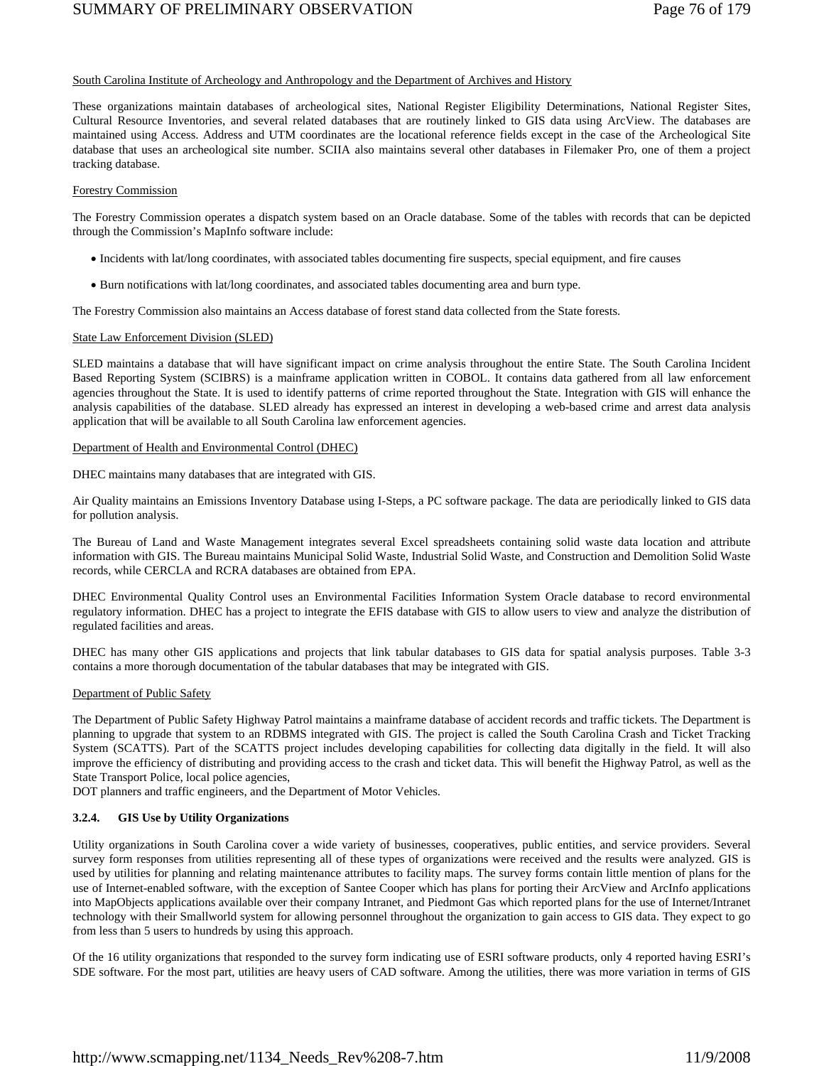South Carolina Institute of Archeology and Anthropology and the Department of Archives and History

These organizations maintain databases of archeological sites, National Register Eligibility Determinations, National Register Sites, Cultural Resource Inventories, and several related databases that are routinely linked to GIS data using ArcView. The databases are maintained using Access. Address and UTM coordinates are the locational reference fields except in the case of the Archeological Site database that uses an archeological site number. SCIIA also maintains several other databases in Filemaker Pro, one of them a project tracking database.

Forestry Commission

The Forestry Commission operates a dispatch system based on an Oracle database. Some of the tables with records that can be depicted through the Commission's MapInfo software include:

- Incidents with lat/long coordinates, with associated tables documenting fire suspects, special equipment, and fire causes
- Burn notifications with lat/long coordinates, and associated tables documenting area and burn type.

The Forestry Commission also maintains an Access database of forest stand data collected from the State forests.

State Law Enforcement Division (SLED)

SLED maintains a database that will have significant impact on crime analysis throughout the entire State. The South Carolina Incident Based Reporting System (SCIBRS) is a mainframe application written in COBOL. It contains data gathered from all law enforcement agencies throughout the State. It is used to identify patterns of crime reported throughout the State. Integration with GIS will enhance the analysis capabilities of the database. SLED already has expressed an interest in developing a web-based crime and arrest data analysis application that will be available to all South Carolina law enforcement agencies.

Department of Health and Environmental Control (DHEC)

DHEC maintains many databases that are integrated with GIS.

Air Quality maintains an Emissions Inventory Database using I-Steps, a PC software package. The data are periodically linked to GIS data for pollution analysis.

The Bureau of Land and Waste Management integrates several Excel spreadsheets containing solid waste data location and attribute information with GIS. The Bureau maintains Municipal Solid Waste, Industrial Solid Waste, and Construction and Demolition Solid Waste records, while CERCLA and RCRA databases are obtained from EPA.

DHEC Environmental Quality Control uses an Environmental Facilities Information System Oracle database to record environmental regulatory information. DHEC has a project to integrate the EFIS database with GIS to allow users to view and analyze the distribution of regulated facilities and areas.

DHEC has many other GIS applications and projects that link tabular databases to GIS data for spatial analysis purposes. Table 3-3 contains a more thorough documentation of the tabular databases that may be integrated with GIS.

Department of Public Safety

The Department of Public Safety Highway Patrol maintains a mainframe database of accident records and traffic tickets. The Department is planning to upgrade that system to an RDBMS integrated with GIS. The project is called the South Carolina Crash and Ticket Tracking System (SCATTS). Part of the SCATTS project includes developing capabilities for collecting data digitally in the field. It will also improve the efficiency of distributing and providing access to the crash and ticket data. This will benefit the Highway Patrol, as well as the State Transport Police, local police agencies,
DOT planners and traffic engineers, and the Department of Motor Vehicles.

### 3.2.4. GIS Use by Utility Organizations

Utility organizations in South Carolina cover a wide variety of businesses, cooperatives, public entities, and service providers. Several survey form responses from utilities representing all of these types of organizations were received and the results were analyzed. GIS is used by utilities for planning and relating maintenance attributes to facility maps. The survey forms contain little mention of plans for the use of Internet-enabled software, with the exception of Santee Cooper which has plans for porting their ArcView and ArcInfo applications into MapObjects applications available over their company Intranet, and Piedmont Gas which reported plans for the use of Internet/Intranet technology with their Smallworld system for allowing personnel throughout the organization to gain access to GIS data. They expect to go from less than 5 users to hundreds by using this approach.

Of the 16 utility organizations that responded to the survey form indicating use of ESRI software products, only 4 reported having ESRI's SDE software. For the most part, utilities are heavy users of CAD software. Among the utilities, there was more variation in terms of GIS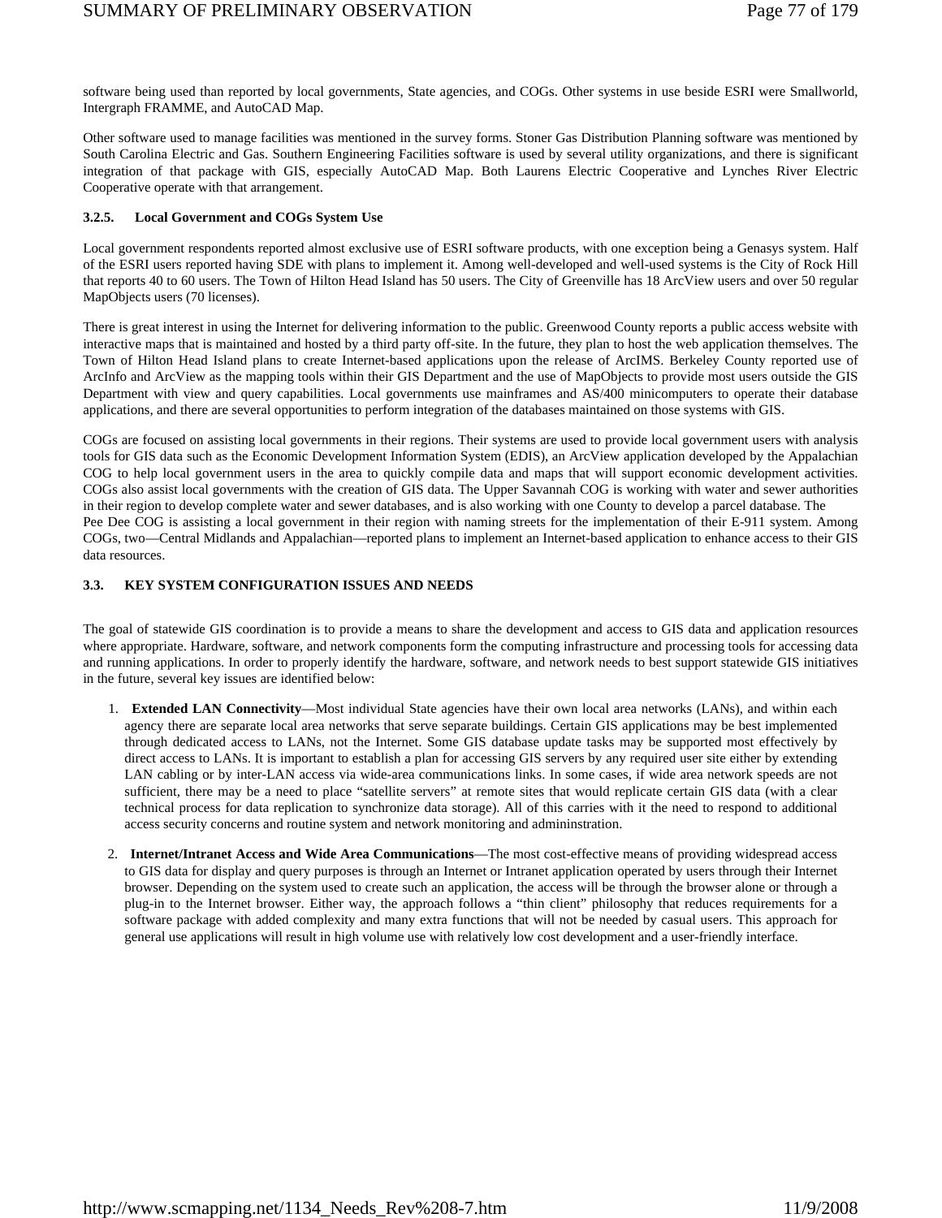software being used than reported by local governments, State agencies, and COGs. Other systems in use beside ESRI were Smallworld, Intergraph FRAMME, and AutoCAD Map.

Other software used to manage facilities was mentioned in the survey forms. Stoner Gas Distribution Planning software was mentioned by South Carolina Electric and Gas. Southern Engineering Facilities software is used by several utility organizations, and there is significant integration of that package with GIS, especially AutoCAD Map. Both Laurens Electric Cooperative and Lynches River Electric Cooperative operate with that arrangement.

#### 3.2.5. Local Government and COGs System Use

Local government respondents reported almost exclusive use of ESRI software products, with one exception being a Genasys system. Half of the ESRI users reported having SDE with plans to implement it. Among well-developed and well-used systems is the City of Rock Hill that reports 40 to 60 users. The Town of Hilton Head Island has 50 users. The City of Greenville has 18 ArcView users and over 50 regular MapObjects users (70 licenses).

There is great interest in using the Internet for delivering information to the public. Greenwood County reports a public access website with interactive maps that is maintained and hosted by a third party off-site. In the future, they plan to host the web application themselves. The Town of Hilton Head Island plans to create Internet-based applications upon the release of ArcIMS. Berkeley County reported use of ArcInfo and ArcView as the mapping tools within their GIS Department and the use of MapObjects to provide most users outside the GIS Department with view and query capabilities. Local governments use mainframes and AS/400 minicomputers to operate their database applications, and there are several opportunities to perform integration of the databases maintained on those systems with GIS.

COGs are focused on assisting local governments in their regions. Their systems are used to provide local government users with analysis tools for GIS data such as the Economic Development Information System (EDIS), an ArcView application developed by the Appalachian COG to help local government users in the area to quickly compile data and maps that will support economic development activities. COGs also assist local governments with the creation of GIS data. The Upper Savannah COG is working with water and sewer authorities in their region to develop complete water and sewer databases, and is also working with one County to develop a parcel database. The Pee Dee COG is assisting a local government in their region with naming streets for the implementation of their E-911 system. Among COGs, two—Central Midlands and Appalachian—reported plans to implement an Internet-based application to enhance access to their GIS data resources.

### 3.3. KEY SYSTEM CONFIGURATION ISSUES AND NEEDS

The goal of statewide GIS coordination is to provide a means to share the development and access to GIS data and application resources where appropriate. Hardware, software, and network components form the computing infrastructure and processing tools for accessing data and running applications. In order to properly identify the hardware, software, and network needs to best support statewide GIS initiatives in the future, several key issues are identified below:

1. **Extended LAN Connectivity**—Most individual State agencies have their own local area networks (LANs), and within each agency there are separate local area networks that serve separate buildings. Certain GIS applications may be best implemented through dedicated access to LANs, not the Internet. Some GIS database update tasks may be supported most effectively by direct access to LANs. It is important to establish a plan for accessing GIS servers by any required user site either by extending LAN cabling or by inter-LAN access via wide-area communications links. In some cases, if wide area network speeds are not sufficient, there may be a need to place "satellite servers" at remote sites that would replicate certain GIS data (with a clear technical process for data replication to synchronize data storage). All of this carries with it the need to respond to additional access security concerns and routine system and network monitoring and admininstration.

2. **Internet/Intranet Access and Wide Area Communications**—The most cost-effective means of providing widespread access to GIS data for display and query purposes is through an Internet or Intranet application operated by users through their Internet browser. Depending on the system used to create such an application, the access will be through the browser alone or through a plug-in to the Internet browser. Either way, the approach follows a "thin client" philosophy that reduces requirements for a software package with added complexity and many extra functions that will not be needed by casual users. This approach for general use applications will result in high volume use with relatively low cost development and a user-friendly interface.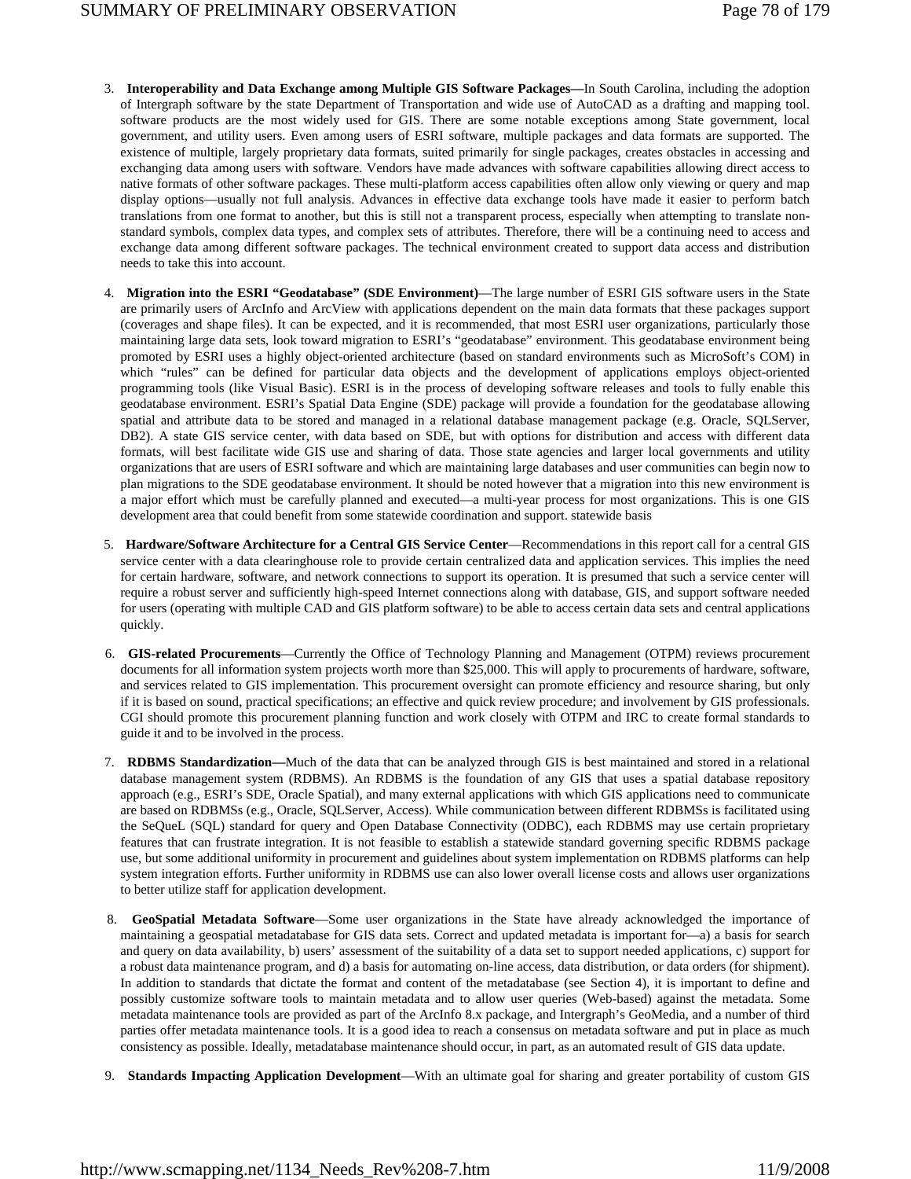3. **Interoperability and Data Exchange among Multiple GIS Software Packages—**In South Carolina, including the adoption of Intergraph software by the state Department of Transportation and wide use of AutoCAD as a drafting and mapping tool. software products are the most widely used for GIS. There are some notable exceptions among State government, local government, and utility users. Even among users of ESRI software, multiple packages and data formats are supported. The existence of multiple, largely proprietary data formats, suited primarily for single packages, creates obstacles in accessing and exchanging data among users with software. Vendors have made advances with software capabilities allowing direct access to native formats of other software packages. These multi-platform access capabilities often allow only viewing or query and map display options—usually not full analysis. Advances in effective data exchange tools have made it easier to perform batch translations from one format to another, but this is still not a transparent process, especially when attempting to translate non-standard symbols, complex data types, and complex sets of attributes. Therefore, there will be a continuing need to access and exchange data among different software packages. The technical environment created to support data access and distribution needs to take this into account.

4. **Migration into the ESRI "Geodatabase" (SDE Environment)**—The large number of ESRI GIS software users in the State are primarily users of ArcInfo and ArcView with applications dependent on the main data formats that these packages support (coverages and shape files). It can be expected, and it is recommended, that most ESRI user organizations, particularly those maintaining large data sets, look toward migration to ESRI's "geodatabase" environment. This geodatabase environment being promoted by ESRI uses a highly object-oriented architecture (based on standard environments such as MicroSoft's COM) in which "rules" can be defined for particular data objects and the development of applications employs object-oriented programming tools (like Visual Basic). ESRI is in the process of developing software releases and tools to fully enable this geodatabase environment. ESRI's Spatial Data Engine (SDE) package will provide a foundation for the geodatabase allowing spatial and attribute data to be stored and managed in a relational database management package (e.g. Oracle, SQLServer, DB2). A state GIS service center, with data based on SDE, but with options for distribution and access with different data formats, will best facilitate wide GIS use and sharing of data. Those state agencies and larger local governments and utility organizations that are users of ESRI software and which are maintaining large databases and user communities can begin now to plan migrations to the SDE geodatabase environment. It should be noted however that a migration into this new environment is a major effort which must be carefully planned and executed—a multi-year process for most organizations. This is one GIS development area that could benefit from some statewide coordination and support. statewide basis

5. **Hardware/Software Architecture for a Central GIS Service Center**—Recommendations in this report call for a central GIS service center with a data clearinghouse role to provide certain centralized data and application services. This implies the need for certain hardware, software, and network connections to support its operation. It is presumed that such a service center will require a robust server and sufficiently high-speed Internet connections along with database, GIS, and support software needed for users (operating with multiple CAD and GIS platform software) to be able to access certain data sets and central applications quickly.

6. **GIS-related Procurements**—Currently the Office of Technology Planning and Management (OTPM) reviews procurement documents for all information system projects worth more than $25,000. This will apply to procurements of hardware, software, and services related to GIS implementation. This procurement oversight can promote efficiency and resource sharing, but only if it is based on sound, practical specifications; an effective and quick review procedure; and involvement by GIS professionals. CGI should promote this procurement planning function and work closely with OTPM and IRC to create formal standards to guide it and to be involved in the process.

7. **RDBMS Standardization—**Much of the data that can be analyzed through GIS is best maintained and stored in a relational database management system (RDBMS). An RDBMS is the foundation of any GIS that uses a spatial database repository approach (e.g., ESRI's SDE, Oracle Spatial), and many external applications with which GIS applications need to communicate are based on RDBMSs (e.g., Oracle, SQLServer, Access). While communication between different RDBMSs is facilitated using the SeQueL (SQL) standard for query and Open Database Connectivity (ODBC), each RDBMS may use certain proprietary features that can frustrate integration. It is not feasible to establish a statewide standard governing specific RDBMS package use, but some additional uniformity in procurement and guidelines about system implementation on RDBMS platforms can help system integration efforts. Further uniformity in RDBMS use can also lower overall license costs and allows user organizations to better utilize staff for application development.

8. **GeoSpatial Metadata Software**—Some user organizations in the State have already acknowledged the importance of maintaining a geospatial metadatabase for GIS data sets. Correct and updated metadata is important for—a) a basis for search and query on data availability, b) users' assessment of the suitability of a data set to support needed applications, c) support for a robust data maintenance program, and d) a basis for automating on-line access, data distribution, or data orders (for shipment). In addition to standards that dictate the format and content of the metadatabase (see Section 4), it is important to define and possibly customize software tools to maintain metadata and to allow user queries (Web-based) against the metadata. Some metadata maintenance tools are provided as part of the ArcInfo 8.x package, and Intergraph's GeoMedia, and a number of third parties offer metadata maintenance tools. It is a good idea to reach a consensus on metadata software and put in place as much consistency as possible. Ideally, metadatabase maintenance should occur, in part, as an automated result of GIS data update.

9. **Standards Impacting Application Development**—With an ultimate goal for sharing and greater portability of custom GIS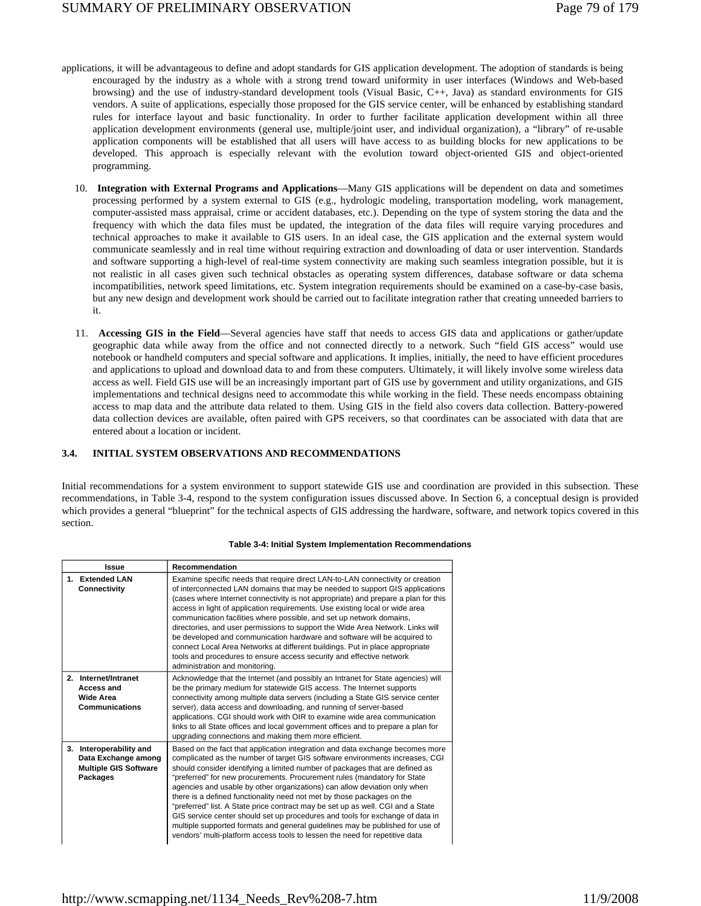applications, it will be advantageous to define and adopt standards for GIS application development. The adoption of standards is being encouraged by the industry as a whole with a strong trend toward uniformity in user interfaces (Windows and Web-based browsing) and the use of industry-standard development tools (Visual Basic, C++, Java) as standard environments for GIS vendors. A suite of applications, especially those proposed for the GIS service center, will be enhanced by establishing standard rules for interface layout and basic functionality. In order to further facilitate application development within all three application development environments (general use, multiple/joint user, and individual organization), a "library" of re-usable application components will be established that all users will have access to as building blocks for new applications to be developed. This approach is especially relevant with the evolution toward object-oriented GIS and object-oriented programming.

10. **Integration with External Programs and Applications**—Many GIS applications will be dependent on data and sometimes processing performed by a system external to GIS (e.g., hydrologic modeling, transportation modeling, work management, computer-assisted mass appraisal, crime or accident databases, etc.). Depending on the type of system storing the data and the frequency with which the data files must be updated, the integration of the data files will require varying procedures and technical approaches to make it available to GIS users. In an ideal case, the GIS application and the external system would communicate seamlessly and in real time without requiring extraction and downloading of data or user intervention. Standards and software supporting a high-level of real-time system connectivity are making such seamless integration possible, but it is not realistic in all cases given such technical obstacles as operating system differences, database software or data schema incompatibilities, network speed limitations, etc. System integration requirements should be examined on a case-by-case basis, but any new design and development work should be carried out to facilitate integration rather that creating unneeded barriers to it.

11. **Accessing GIS in the Field**—Several agencies have staff that needs to access GIS data and applications or gather/update geographic data while away from the office and not connected directly to a network. Such "field GIS access" would use notebook or handheld computers and special software and applications. It implies, initially, the need to have efficient procedures and applications to upload and download data to and from these computers. Ultimately, it will likely involve some wireless data access as well. Field GIS use will be an increasingly important part of GIS use by government and utility organizations, and GIS implementations and technical designs need to accommodate this while working in the field. These needs encompass obtaining access to map data and the attribute data related to them. Using GIS in the field also covers data collection. Battery-powered data collection devices are available, often paired with GPS receivers, so that coordinates can be associated with data that are entered about a location or incident.

### 3.4. INITIAL SYSTEM OBSERVATIONS AND RECOMMENDATIONS

Initial recommendations for a system environment to support statewide GIS use and coordination are provided in this subsection. These recommendations, in Table 3-4, respond to the system configuration issues discussed above. In Section 6, a conceptual design is provided which provides a general "blueprint" for the technical aspects of GIS addressing the hardware, software, and network topics covered in this section.

**Table 3-4: Initial System Implementation Recommendations**

| Issue | Recommendation |
|---|---|
| **1. Extended LAN Connectivity** | Examine specific needs that require direct LAN-to-LAN connectivity or creation of interconnected LAN domains that may be needed to support GIS applications (cases where Internet connectivity is not appropriate) and prepare a plan for this access in light of application requirements. Use existing local or wide area communication facilities where possible, and set up network domains, directories, and user permissions to support the Wide Area Network. Links will be developed and communication hardware and software will be acquired to connect Local Area Networks at different buildings. Put in place appropriate tools and procedures to ensure access security and effective network administration and monitoring. |
| **2. Internet/Intranet Access and Wide Area Communications** | Acknowledge that the Internet (and possibly an Intranet for State agencies) will be the primary medium for statewide GIS access. The Internet supports connectivity among multiple data servers (including a State GIS service center server), data access and downloading, and running of server-based applications. CGI should work with OIR to examine wide area communication links to all State offices and local government offices and to prepare a plan for upgrading connections and making them more efficient. |
| **3. Interoperability and Data Exchange among Multiple GIS Software Packages** | Based on the fact that application integration and data exchange becomes more complicated as the number of target GIS software environments increases, CGI should consider identifying a limited number of packages that are defined as "preferred" for new procurements. Procurement rules (mandatory for State agencies and usable by other organizations) can allow deviation only when there is a defined functionality need not met by those packages on the "preferred" list. A State price contract may be set up as well. CGI and a State GIS service center should set up procedures and tools for exchange of data in multiple supported formats and general guidelines may be published for use of vendors' multi-platform access tools to lessen the need for repetitive data |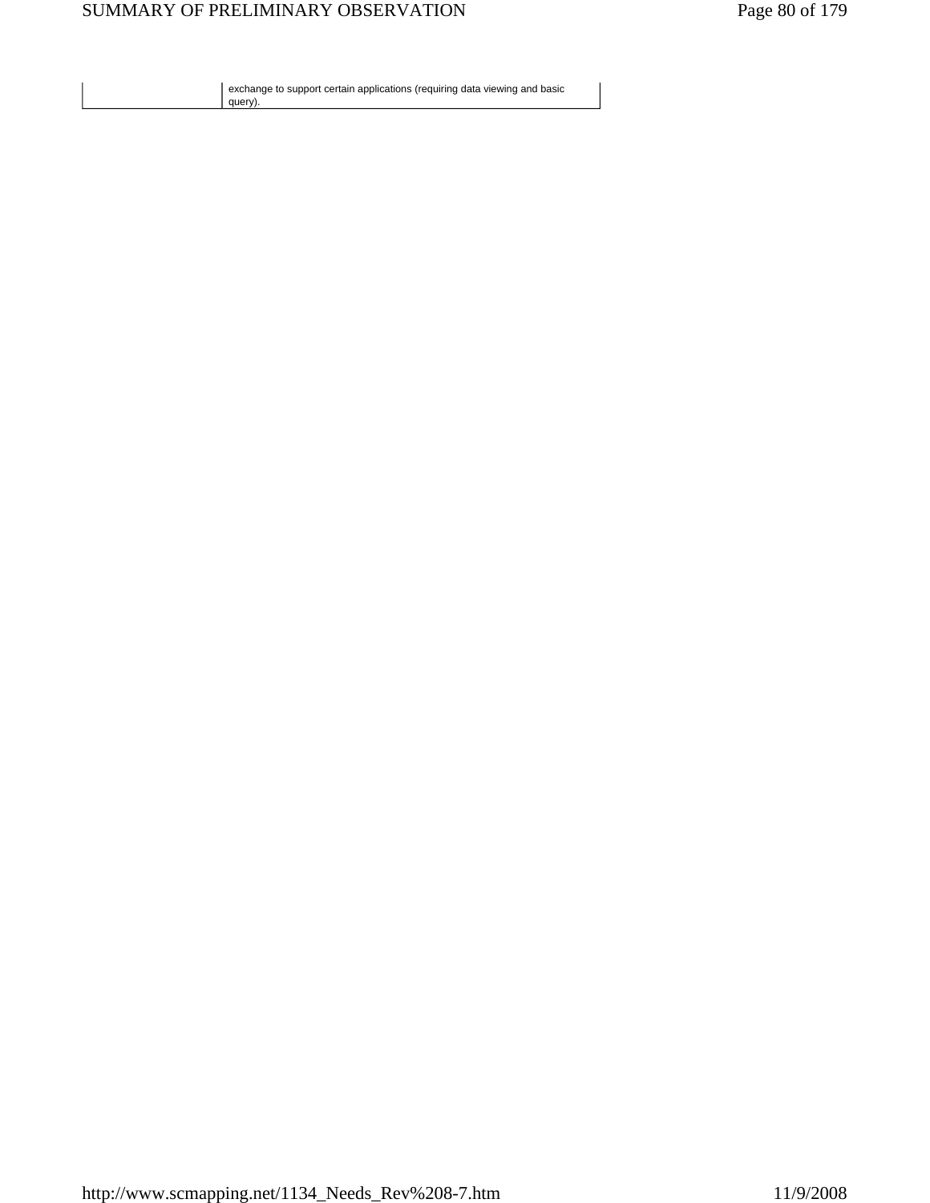| | |
|---|---|
| | exchange to support certain applications (requiring data viewing and basic query). |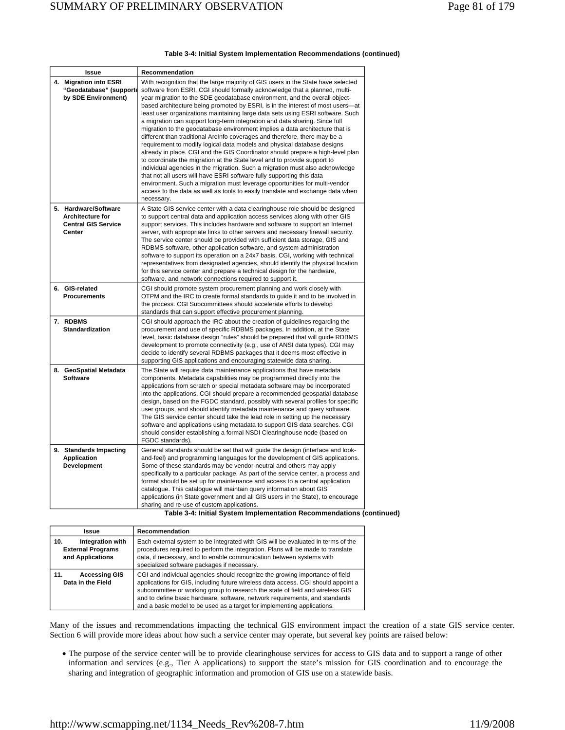**Table 3-4: Initial System Implementation Recommendations (continued)**

| Issue | Recommendation |
|---|---|
| **4. Migration into ESRI "Geodatabase" (supported by SDE Environment)** | With recognition that the large majority of GIS users in the State have selected software from ESRI, CGI should formally acknowledge that a planned, multi-year migration to the SDE geodatabase environment, and the overall object-based architecture being promoted by ESRI, is in the interest of most users—at least user organizations maintaining large data sets using ESRI software. Such a migration can support long-term integration and data sharing. Since full migration to the geodatabase environment implies a data architecture that is different than traditional ArcInfo coverages and therefore, there may be a requirement to modify logical data models and physical database designs already in place. CGI and the GIS Coordinator should prepare a high-level plan to coordinate the migration at the State level and to provide support to individual agencies in the migration. Such a migration must also acknowledge that not all users will have ESRI software fully supporting this data environment. Such a migration must leverage opportunities for multi-vendor access to the data as well as tools to easily translate and exchange data when necessary. |
| **5. Hardware/Software Architecture for Central GIS Service Center** | A State GIS service center with a data clearinghouse role should be designed to support central data and application access services along with other GIS support services. This includes hardware and software to support an Internet server, with appropriate links to other servers and necessary firewall security. The service center should be provided with sufficient data storage, GIS and RDBMS software, other application software, and system administration software to support its operation on a 24x7 basis. CGI, working with technical representatives from designated agencies, should identify the physical location for this service center and prepare a technical design for the hardware, software, and network connections required to support it. |
| **6. GIS-related Procurements** | CGI should promote system procurement planning and work closely with OTPM and the IRC to create formal standards to guide it and to be involved in the process. CGI Subcommittees should accelerate efforts to develop standards that can support effective procurement planning. |
| **7. RDBMS Standardization** | CGI should approach the IRC about the creation of guidelines regarding the procurement and use of specific RDBMS packages. In addition, at the State level, basic database design "rules" should be prepared that will guide RDBMS development to promote connectivity (e.g., use of ANSI data types). CGI may decide to identify several RDBMS packages that it deems most effective in supporting GIS applications and encouraging statewide data sharing. |
| **8. GeoSpatial Metadata Software** | The State will require data maintenance applications that have metadata components. Metadata capabilities may be programmed directly into the applications from scratch or special metadata software may be incorporated into the applications. CGI should prepare a recommended geospatial database design, based on the FGDC standard, possibly with several profiles for specific user groups, and should identify metadata maintenance and query software. The GIS service center should take the lead role in setting up the necessary software and applications using metadata to support GIS data searches. CGI should consider establishing a formal NSDI Clearinghouse node (based on FGDC standards). |
| **9. Standards Impacting Application Development** | General standards should be set that will guide the design (interface and look-and-feel) and programming languages for the development of GIS applications. Some of these standards may be vendor-neutral and others may apply specifically to a particular package. As part of the service center, a process and format should be set up for maintenance and access to a central application catalogue. This catalogue will maintain query information about GIS applications (in State government and all GIS users in the State), to encourage sharing and re-use of custom applications. |
| **10. Integration with External Programs and Applications** | Each external system to be integrated with GIS will be evaluated in terms of the procedures required to perform the integration. Plans will be made to translate data, if necessary, and to enable communication between systems with specialized software packages if necessary. |
| **11. Accessing GIS Data in the Field** | CGI and individual agencies should recognize the growing importance of field applications for GIS, including future wireless data access. CGI should appoint a subcommittee or working group to research the state of field and wireless GIS and to define basic hardware, software, network requirements, and standards and a basic model to be used as a target for implementing applications. |

Many of the issues and recommendations impacting the technical GIS environment impact the creation of a state GIS service center. Section 6 will provide more ideas about how such a service center may operate, but several key points are raised below:

- The purpose of the service center will be to provide clearinghouse services for access to GIS data and to support a range of other information and services (e.g., Tier A applications) to support the state's mission for GIS coordination and to encourage the sharing and integration of geographic information and promotion of GIS use on a statewide basis.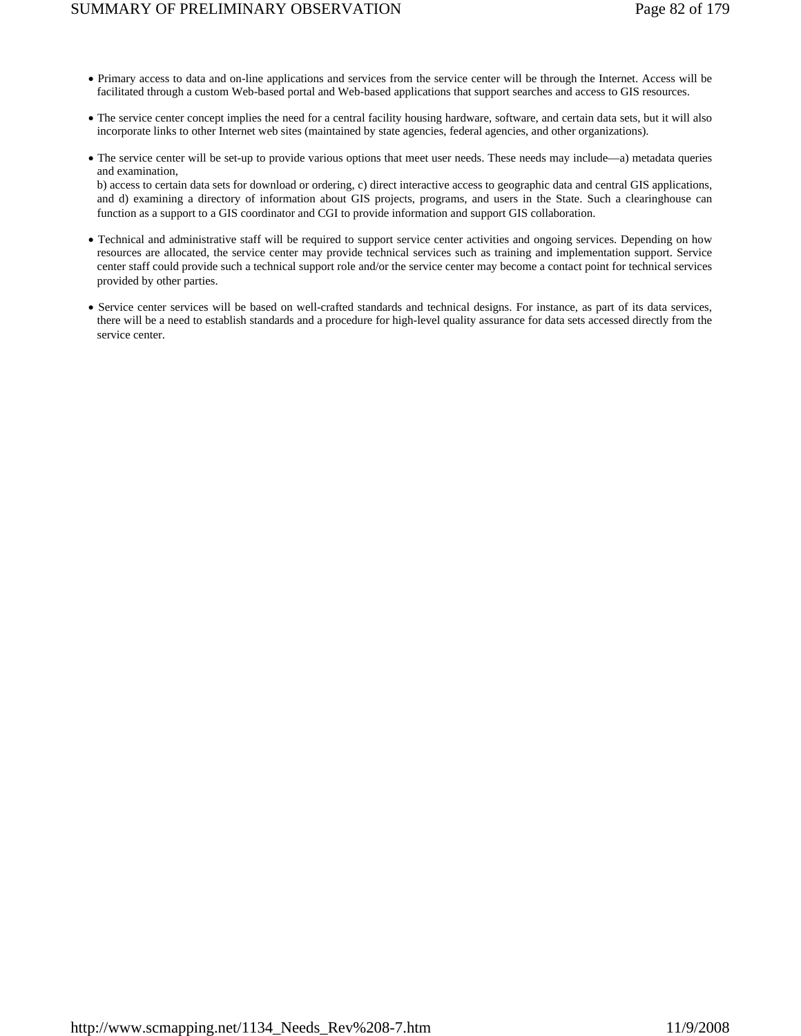- Primary access to data and on-line applications and services from the service center will be through the Internet. Access will be facilitated through a custom Web-based portal and Web-based applications that support searches and access to GIS resources.

- The service center concept implies the need for a central facility housing hardware, software, and certain data sets, but it will also incorporate links to other Internet web sites (maintained by state agencies, federal agencies, and other organizations).

- The service center will be set-up to provide various options that meet user needs. These needs may include—a) metadata queries and examination,
  b) access to certain data sets for download or ordering, c) direct interactive access to geographic data and central GIS applications, and d) examining a directory of information about GIS projects, programs, and users in the State. Such a clearinghouse can function as a support to a GIS coordinator and CGI to provide information and support GIS collaboration.

- Technical and administrative staff will be required to support service center activities and ongoing services. Depending on how resources are allocated, the service center may provide technical services such as training and implementation support. Service center staff could provide such a technical support role and/or the service center may become a contact point for technical services provided by other parties.

- Service center services will be based on well-crafted standards and technical designs. For instance, as part of its data services, there will be a need to establish standards and a procedure for high-level quality assurance for data sets accessed directly from the service center.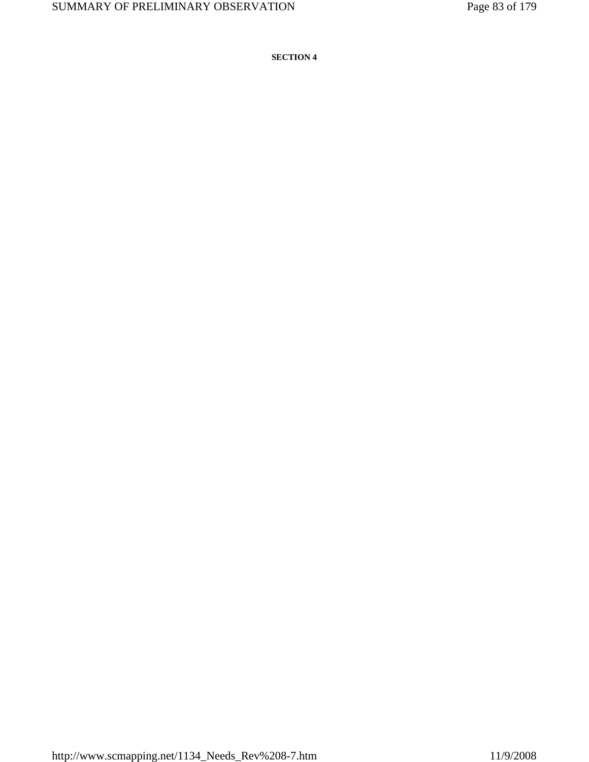**SECTION 4**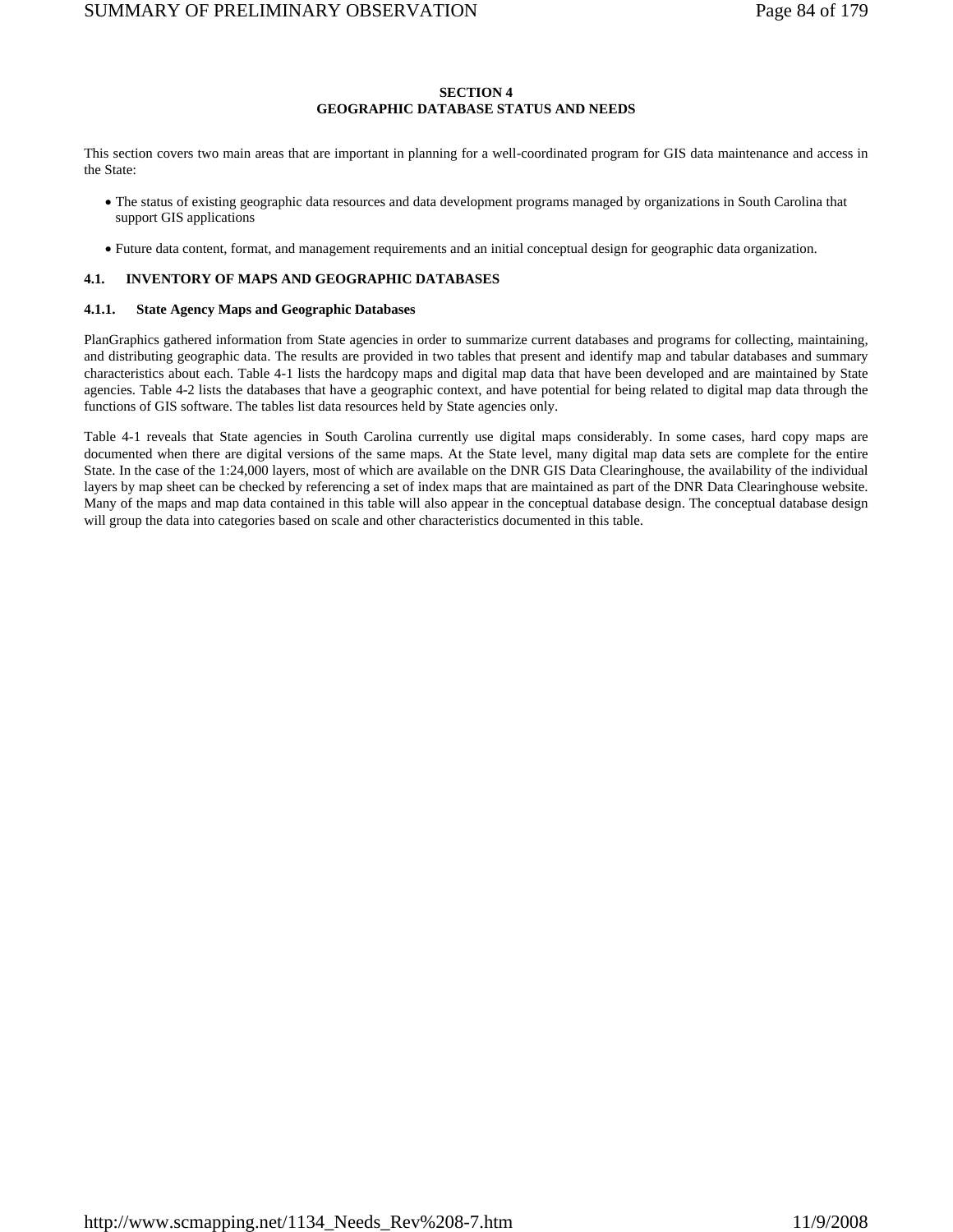**SECTION 4**
**GEOGRAPHIC DATABASE STATUS AND NEEDS**

This section covers two main areas that are important in planning for a well-coordinated program for GIS data maintenance and access in the State:

- The status of existing geographic data resources and data development programs managed by organizations in South Carolina that support GIS applications
- Future data content, format, and management requirements and an initial conceptual design for geographic data organization.

## 4.1. INVENTORY OF MAPS AND GEOGRAPHIC DATABASES

### 4.1.1. State Agency Maps and Geographic Databases

PlanGraphics gathered information from State agencies in order to summarize current databases and programs for collecting, maintaining, and distributing geographic data. The results are provided in two tables that present and identify map and tabular databases and summary characteristics about each. Table 4-1 lists the hardcopy maps and digital map data that have been developed and are maintained by State agencies. Table 4-2 lists the databases that have a geographic context, and have potential for being related to digital map data through the functions of GIS software. The tables list data resources held by State agencies only.

Table 4-1 reveals that State agencies in South Carolina currently use digital maps considerably. In some cases, hard copy maps are documented when there are digital versions of the same maps. At the State level, many digital map data sets are complete for the entire State. In the case of the 1:24,000 layers, most of which are available on the DNR GIS Data Clearinghouse, the availability of the individual layers by map sheet can be checked by referencing a set of index maps that are maintained as part of the DNR Data Clearinghouse website. Many of the maps and map data contained in this table will also appear in the conceptual database design. The conceptual database design will group the data into categories based on scale and other characteristics documented in this table.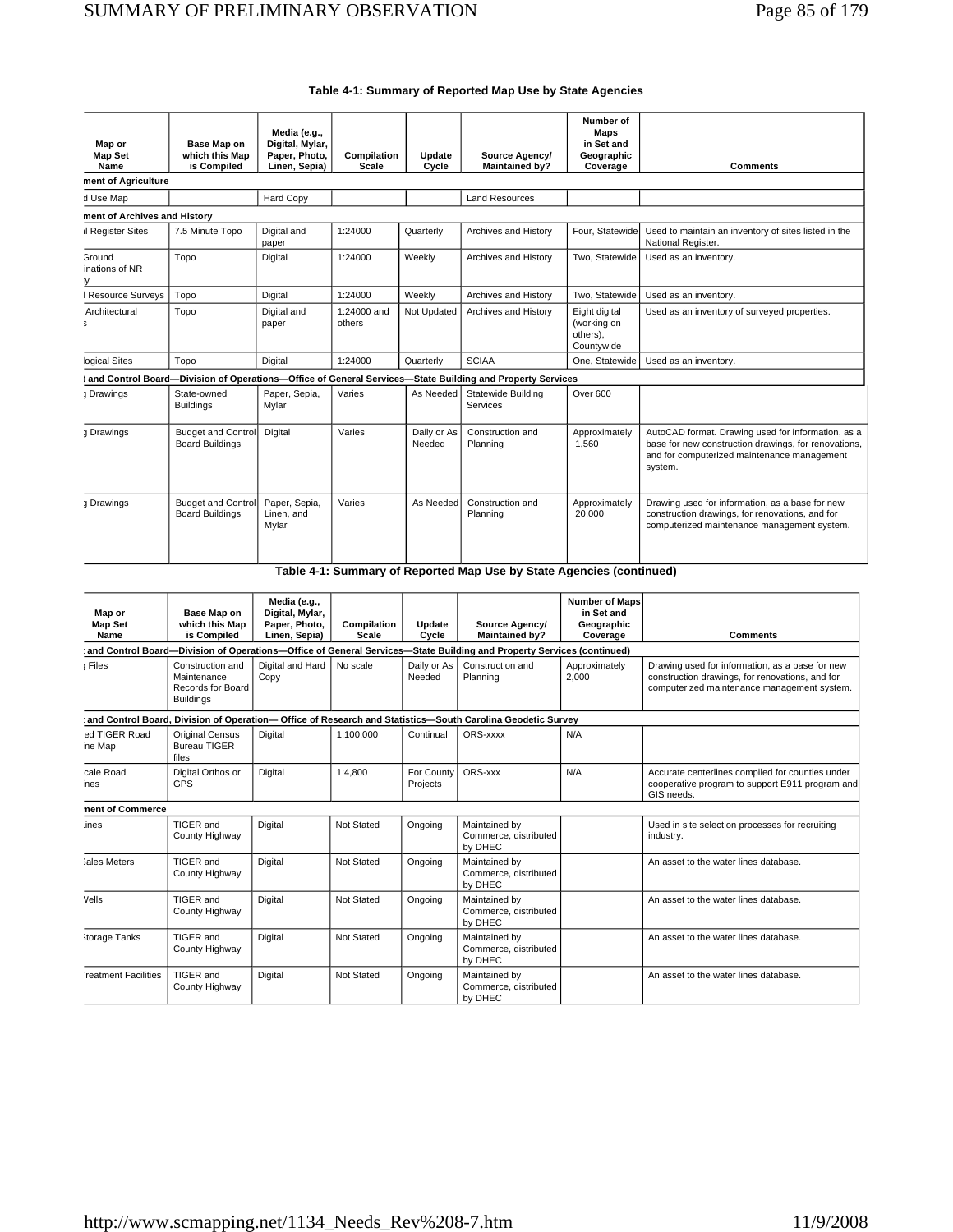### Table 4-1: Summary of Reported Map Use by State Agencies

| Map or Map Set Name | Base Map on which this Map is Compiled | Media (e.g., Digital, Mylar, Paper, Photo, Linen, Sepia) | Compilation Scale | Update Cycle | Source Agency/ Maintained by? | Number of Maps in Set and Geographic Coverage | Comments |
|---|---|---|---|---|---|---|---|
| **ment of Agriculture** | | | | | | | |
| d Use Map | | Hard Copy | | | Land Resources | | |
| **ment of Archives and History** | | | | | | | |
| ıl Register Sites | 7.5 Minute Topo | Digital and paper | 1:24000 | Quarterly | Archives and History | Four, Statewide | Used to maintain an inventory of sites listed in the National Register. |
| Ground inations of NR y | Topo | Digital | 1:24000 | Weekly | Archives and History | Two, Statewide | Used as an inventory. |
| l Resource Surveys | Topo | Digital | 1:24000 | Weekly | Archives and History | Two, Statewide | Used as an inventory. |
| Architectural s | Topo | Digital and paper | 1:24000 and others | Not Updated | Archives and History | Eight digital (working on others), Countywide | Used as an inventory of surveyed properties. |
| logical Sites | Topo | Digital | 1:24000 | Quarterly | SCIAA | One, Statewide | Used as an inventory. |
| **t and Control Board—Division of Operations—Office of General Services—State Building and Property Services** | | | | | | | |
| g Drawings | State-owned Buildings | Paper, Sepia, Mylar | Varies | As Needed | Statewide Building Services | Over 600 | |
| g Drawings | Budget and Control Board Buildings | Digital | Varies | Daily or As Needed | Construction and Planning | Approximately 1,560 | AutoCAD format. Drawing used for information, as a base for new construction drawings, for renovations, and for computerized maintenance management system. |
| g Drawings | Budget and Control Board Buildings | Paper, Sepia, Linen, and Mylar | Varies | As Needed | Construction and Planning | Approximately 20,000 | Drawing used for information, as a base for new construction drawings, for renovations, and for computerized maintenance management system. |

### Table 4-1: Summary of Reported Map Use by State Agencies (continued)

| Map or Map Set Name | Base Map on which this Map is Compiled | Media (e.g., Digital, Mylar, Paper, Photo, Linen, Sepia) | Compilation Scale | Update Cycle | Source Agency/ Maintained by? | Number of Maps in Set and Geographic Coverage | Comments |
|---|---|---|---|---|---|---|---|
| **t and Control Board—Division of Operations—Office of General Services—State Building and Property Services (continued)** | | | | | | | |
| g Files | Construction and Maintenance Records for Board Buildings | Digital and Hard Copy | No scale | Daily or As Needed | Construction and Planning | Approximately 2,000 | Drawing used for information, as a base for new construction drawings, for renovations, and for computerized maintenance management system. |
| **t and Control Board, Division of Operation— Office of Research and Statistics—South Carolina Geodetic Survey** | | | | | | | |
| ed TIGER Road ne Map | Original Census Bureau TIGER files | Digital | 1:100,000 | Continual | ORS-xxxx | N/A | |
| cale Road nes | Digital Orthos or GPS | Digital | 1:4,800 | For County Projects | ORS-xxx | N/A | Accurate centerlines compiled for counties under cooperative program to support E911 program and GIS needs. |
| **ment of Commerce** | | | | | | | |
| ines | TIGER and County Highway | Digital | Not Stated | Ongoing | Maintained by Commerce, distributed by DHEC | | Used in site selection processes for recruiting industry. |
| Sales Meters | TIGER and County Highway | Digital | Not Stated | Ongoing | Maintained by Commerce, distributed by DHEC | | An asset to the water lines database. |
| Wells | TIGER and County Highway | Digital | Not Stated | Ongoing | Maintained by Commerce, distributed by DHEC | | An asset to the water lines database. |
| Storage Tanks | TIGER and County Highway | Digital | Not Stated | Ongoing | Maintained by Commerce, distributed by DHEC | | An asset to the water lines database. |
| Treatment Facilities | TIGER and County Highway | Digital | Not Stated | Ongoing | Maintained by Commerce, distributed by DHEC | | An asset to the water lines database. |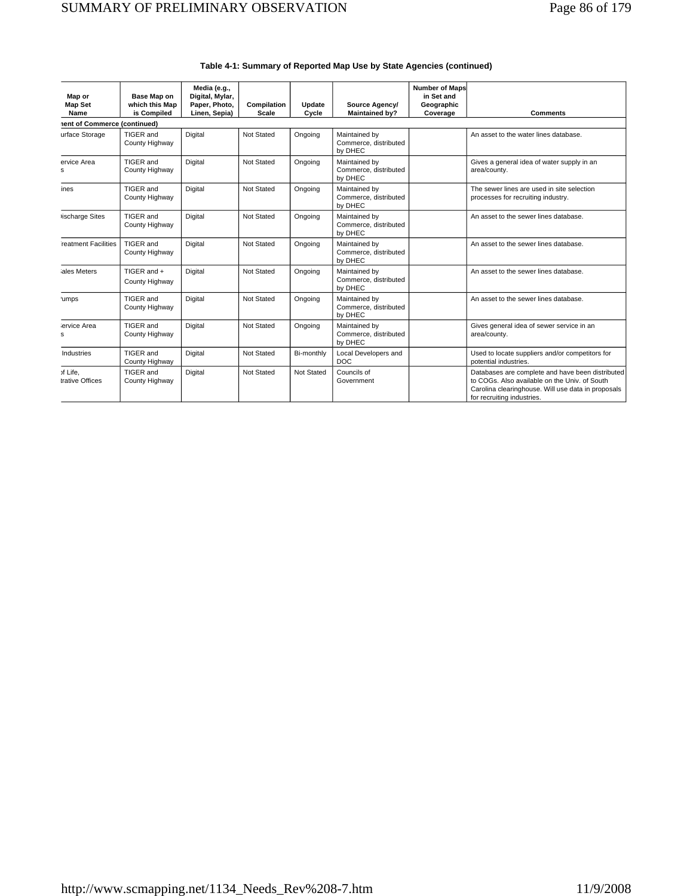**Table 4-1: Summary of Reported Map Use by State Agencies (continued)**

| Map or Map Set Name | Base Map on which this Map is Compiled | Media (e.g., Digital, Mylar, Paper, Photo, Linen, Sepia) | Compilation Scale | Update Cycle | Source Agency/ Maintained by? | Number of Maps in Set and Geographic Coverage | Comments |
|---|---|---|---|---|---|---|---|
| **nent of Commerce (continued)** | | | | | | | |
| urface Storage | TIGER and County Highway | Digital | Not Stated | Ongoing | Maintained by Commerce, distributed by DHEC | | An asset to the water lines database. |
| ervice Area s | TIGER and County Highway | Digital | Not Stated | Ongoing | Maintained by Commerce, distributed by DHEC | | Gives a general idea of water supply in an area/county. |
| ines | TIGER and County Highway | Digital | Not Stated | Ongoing | Maintained by Commerce, distributed by DHEC | | The sewer lines are used in site selection processes for recruiting industry. |
| ischarge Sites | TIGER and County Highway | Digital | Not Stated | Ongoing | Maintained by Commerce, distributed by DHEC | | An asset to the sewer lines database. |
| reatment Facilities | TIGER and County Highway | Digital | Not Stated | Ongoing | Maintained by Commerce, distributed by DHEC | | An asset to the sewer lines database. |
| ales Meters | TIGER and + County Highway | Digital | Not Stated | Ongoing | Maintained by Commerce, distributed by DHEC | | An asset to the sewer lines database. |
| umps | TIGER and County Highway | Digital | Not Stated | Ongoing | Maintained by Commerce, distributed by DHEC | | An asset to the sewer lines database. |
| ervice Area s | TIGER and County Highway | Digital | Not Stated | Ongoing | Maintained by Commerce, distributed by DHEC | | Gives general idea of sewer service in an area/county. |
| Industries | TIGER and County Highway | Digital | Not Stated | Bi-monthly | Local Developers and DOC | | Used to locate suppliers and/or competitors for potential industries. |
| of Life, trative Offices | TIGER and County Highway | Digital | Not Stated | Not Stated | Councils of Government | | Databases are complete and have been distributed to COGs. Also available on the Univ. of South Carolina clearinghouse. Will use data in proposals for recruiting industries. |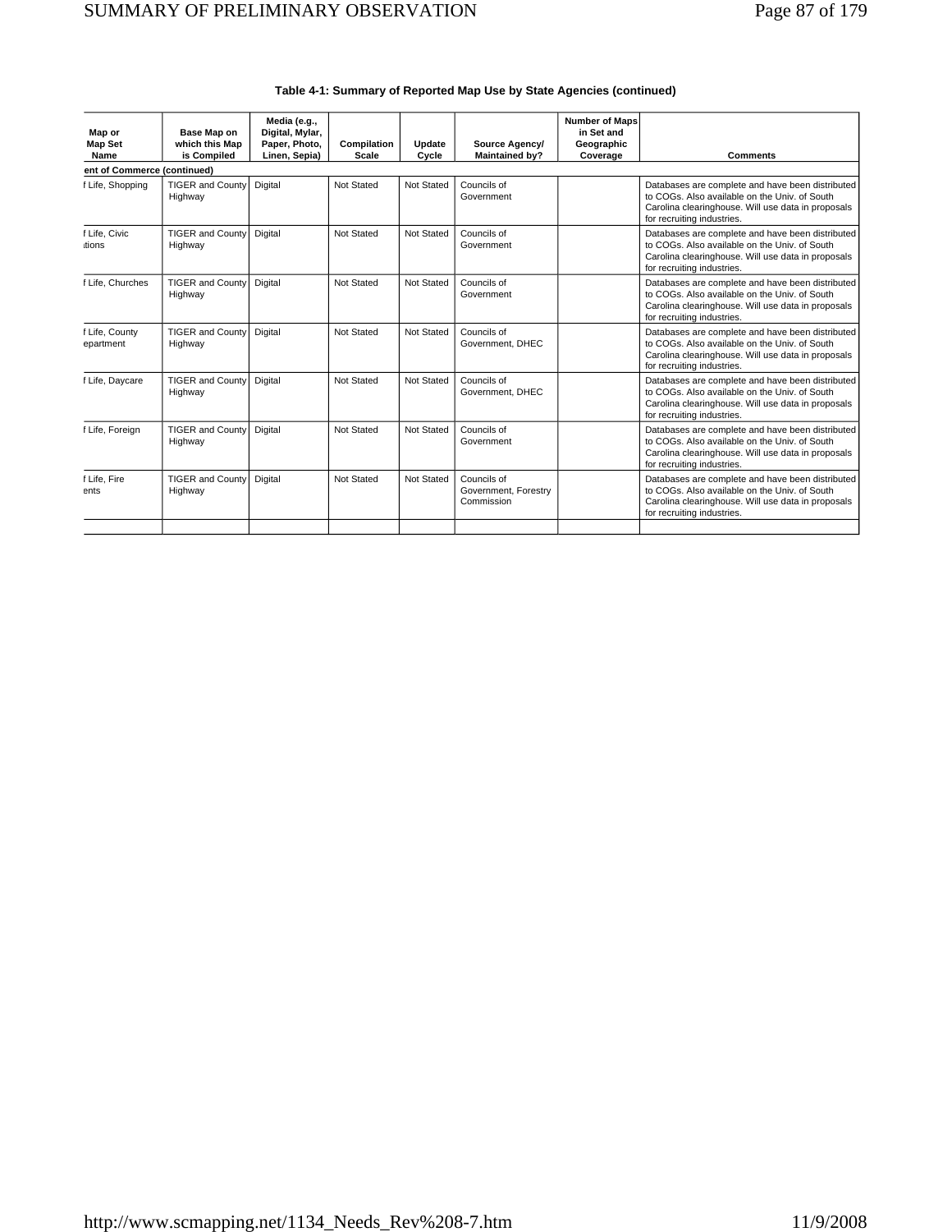**Table 4-1: Summary of Reported Map Use by State Agencies (continued)**

| Map or Map Set Name | Base Map on which this Map is Compiled | Media (e.g., Digital, Mylar, Paper, Photo, Linen, Sepia) | Compilation Scale | Update Cycle | Source Agency/ Maintained by? | Number of Maps in Set and Geographic Coverage | Comments |
|---|---|---|---|---|---|---|---|
| ent of Commerce (continued) | | | | | | | |
| f Life, Shopping | TIGER and County Highway | Digital | Not Stated | Not Stated | Councils of Government | | Databases are complete and have been distributed to COGs. Also available on the Univ. of South Carolina clearinghouse. Will use data in proposals for recruiting industries. |
| f Life, Civic itions | TIGER and County Highway | Digital | Not Stated | Not Stated | Councils of Government | | Databases are complete and have been distributed to COGs. Also available on the Univ. of South Carolina clearinghouse. Will use data in proposals for recruiting industries. |
| f Life, Churches | TIGER and County Highway | Digital | Not Stated | Not Stated | Councils of Government | | Databases are complete and have been distributed to COGs. Also available on the Univ. of South Carolina clearinghouse. Will use data in proposals for recruiting industries. |
| f Life, County epartment | TIGER and County Highway | Digital | Not Stated | Not Stated | Councils of Government, DHEC | | Databases are complete and have been distributed to COGs. Also available on the Univ. of South Carolina clearinghouse. Will use data in proposals for recruiting industries. |
| f Life, Daycare | TIGER and County Highway | Digital | Not Stated | Not Stated | Councils of Government, DHEC | | Databases are complete and have been distributed to COGs. Also available on the Univ. of South Carolina clearinghouse. Will use data in proposals for recruiting industries. |
| f Life, Foreign | TIGER and County Highway | Digital | Not Stated | Not Stated | Councils of Government | | Databases are complete and have been distributed to COGs. Also available on the Univ. of South Carolina clearinghouse. Will use data in proposals for recruiting industries. |
| f Life, Fire ents | TIGER and County Highway | Digital | Not Stated | Not Stated | Councils of Government, Forestry Commission | | Databases are complete and have been distributed to COGs. Also available on the Univ. of South Carolina clearinghouse. Will use data in proposals for recruiting industries. |
| | | | | | | | |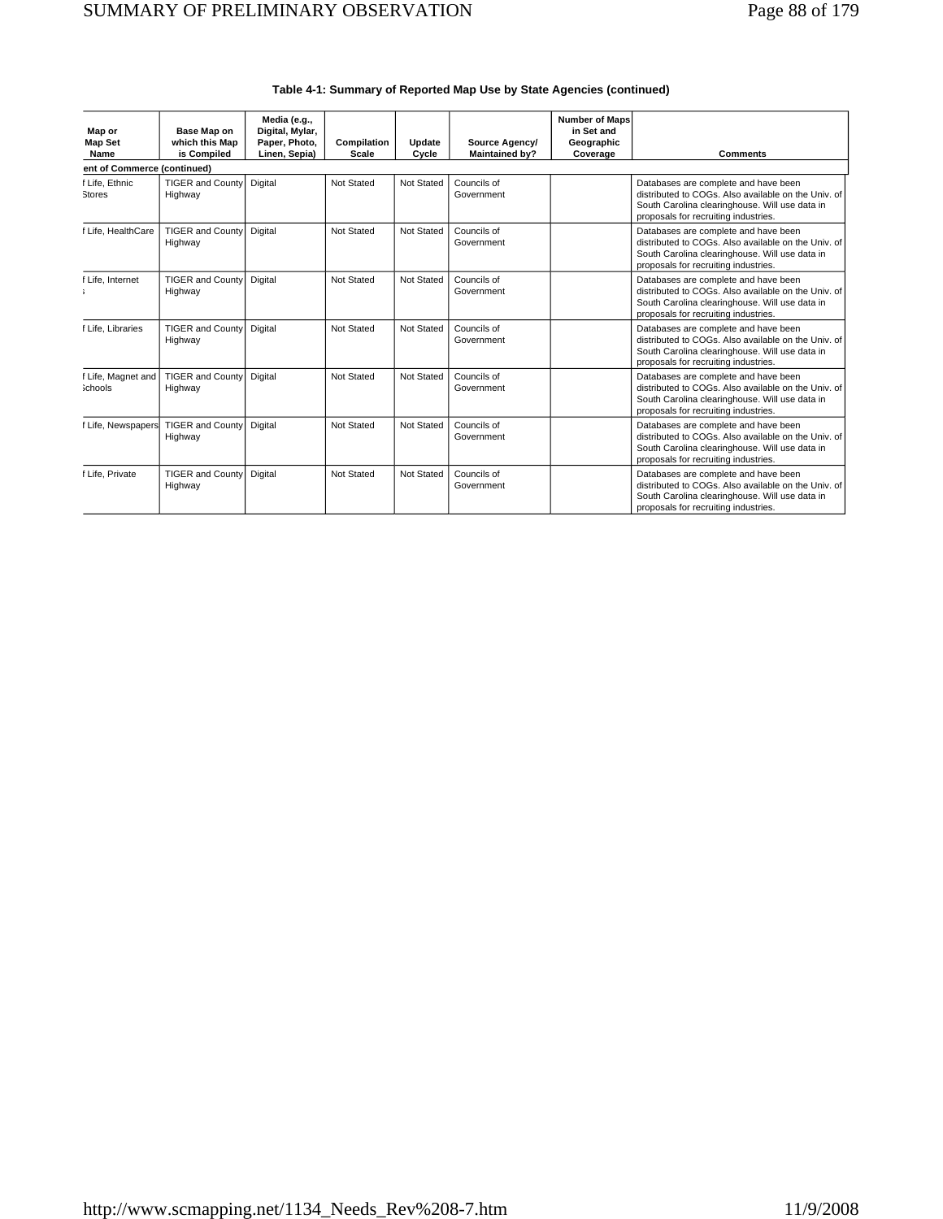**Table 4-1: Summary of Reported Map Use by State Agencies (continued)**

| Map or Map Set Name | Base Map on which this Map is Compiled | Media (e.g., Digital, Mylar, Paper, Photo, Linen, Sepia) | Compilation Scale | Update Cycle | Source Agency/ Maintained by? | Number of Maps in Set and Geographic Coverage | Comments |
|---|---|---|---|---|---|---|---|
| **ent of Commerce (continued)** | | | | | | | |
| f Life, Ethnic Stores | TIGER and County Highway | Digital | Not Stated | Not Stated | Councils of Government | | Databases are complete and have been distributed to COGs. Also available on the Univ. of South Carolina clearinghouse. Will use data in proposals for recruiting industries. |
| f Life, HealthCare | TIGER and County Highway | Digital | Not Stated | Not Stated | Councils of Government | | Databases are complete and have been distributed to COGs. Also available on the Univ. of South Carolina clearinghouse. Will use data in proposals for recruiting industries. |
| f Life, Internet ; | TIGER and County Highway | Digital | Not Stated | Not Stated | Councils of Government | | Databases are complete and have been distributed to COGs. Also available on the Univ. of South Carolina clearinghouse. Will use data in proposals for recruiting industries. |
| f Life, Libraries | TIGER and County Highway | Digital | Not Stated | Not Stated | Councils of Government | | Databases are complete and have been distributed to COGs. Also available on the Univ. of South Carolina clearinghouse. Will use data in proposals for recruiting industries. |
| f Life, Magnet and ;chools | TIGER and County Highway | Digital | Not Stated | Not Stated | Councils of Government | | Databases are complete and have been distributed to COGs. Also available on the Univ. of South Carolina clearinghouse. Will use data in proposals for recruiting industries. |
| f Life, Newspapers | TIGER and County Highway | Digital | Not Stated | Not Stated | Councils of Government | | Databases are complete and have been distributed to COGs. Also available on the Univ. of South Carolina clearinghouse. Will use data in proposals for recruiting industries. |
| f Life, Private | TIGER and County Highway | Digital | Not Stated | Not Stated | Councils of Government | | Databases are complete and have been distributed to COGs. Also available on the Univ. of South Carolina clearinghouse. Will use data in proposals for recruiting industries. |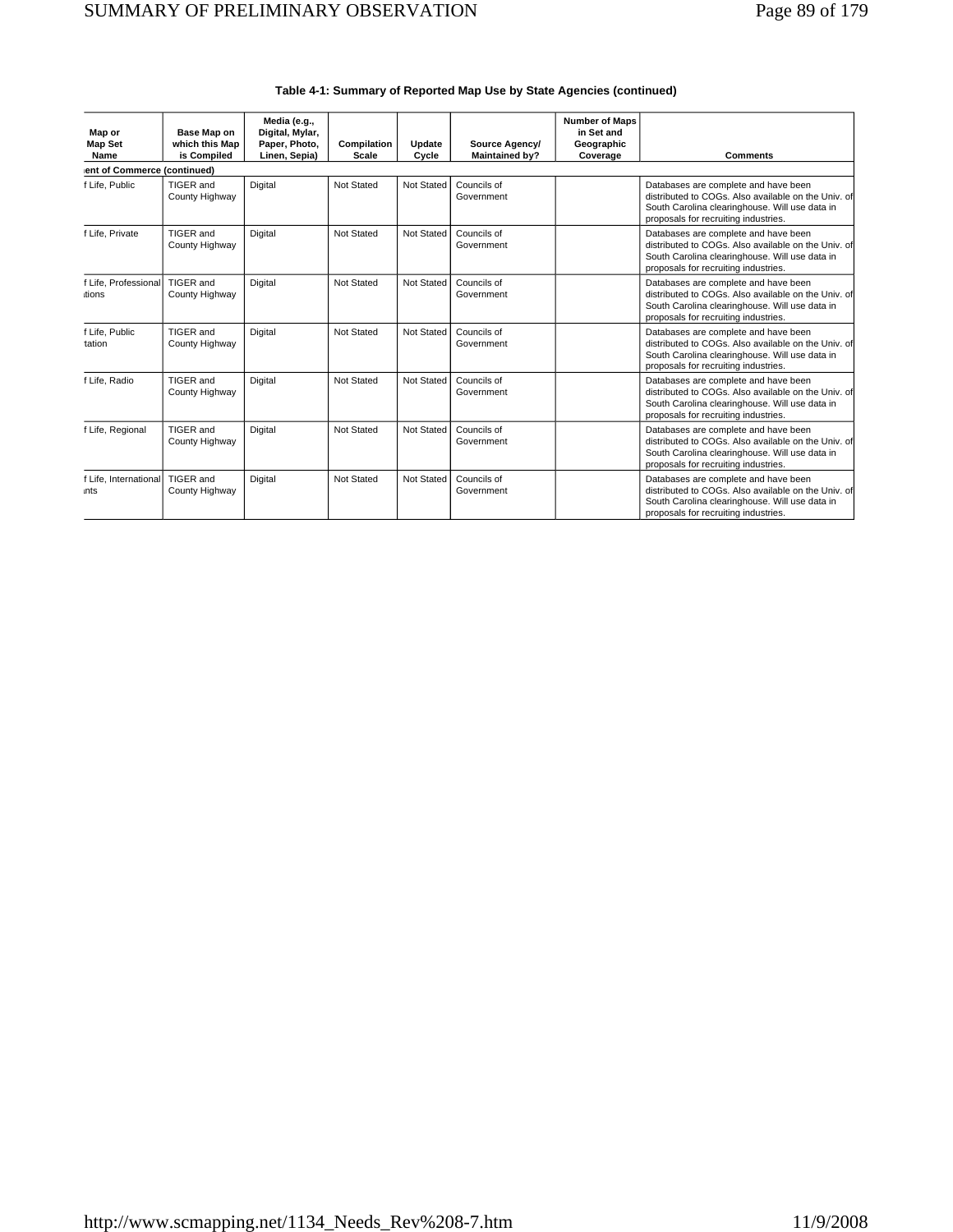**Table 4-1: Summary of Reported Map Use by State Agencies (continued)**

| Map or Map Set Name | Base Map on which this Map is Compiled | Media (e.g., Digital, Mylar, Paper, Photo, Linen, Sepia) | Compilation Scale | Update Cycle | Source Agency/ Maintained by? | Number of Maps in Set and Geographic Coverage | Comments |
|---|---|---|---|---|---|---|---|
| **ent of Commerce (continued)** | | | | | | | |
| f Life, Public | TIGER and County Highway | Digital | Not Stated | Not Stated | Councils of Government | | Databases are complete and have been distributed to COGs. Also available on the Univ. of South Carolina clearinghouse. Will use data in proposals for recruiting industries. |
| f Life, Private | TIGER and County Highway | Digital | Not Stated | Not Stated | Councils of Government | | Databases are complete and have been distributed to COGs. Also available on the Univ. of South Carolina clearinghouse. Will use data in proposals for recruiting industries. |
| f Life, Professional itions | TIGER and County Highway | Digital | Not Stated | Not Stated | Councils of Government | | Databases are complete and have been distributed to COGs. Also available on the Univ. of South Carolina clearinghouse. Will use data in proposals for recruiting industries. |
| f Life, Public tation | TIGER and County Highway | Digital | Not Stated | Not Stated | Councils of Government | | Databases are complete and have been distributed to COGs. Also available on the Univ. of South Carolina clearinghouse. Will use data in proposals for recruiting industries. |
| f Life, Radio | TIGER and County Highway | Digital | Not Stated | Not Stated | Councils of Government | | Databases are complete and have been distributed to COGs. Also available on the Univ. of South Carolina clearinghouse. Will use data in proposals for recruiting industries. |
| f Life, Regional | TIGER and County Highway | Digital | Not Stated | Not Stated | Councils of Government | | Databases are complete and have been distributed to COGs. Also available on the Univ. of South Carolina clearinghouse. Will use data in proposals for recruiting industries. |
| f Life, International ints | TIGER and County Highway | Digital | Not Stated | Not Stated | Councils of Government | | Databases are complete and have been distributed to COGs. Also available on the Univ. of South Carolina clearinghouse. Will use data in proposals for recruiting industries. |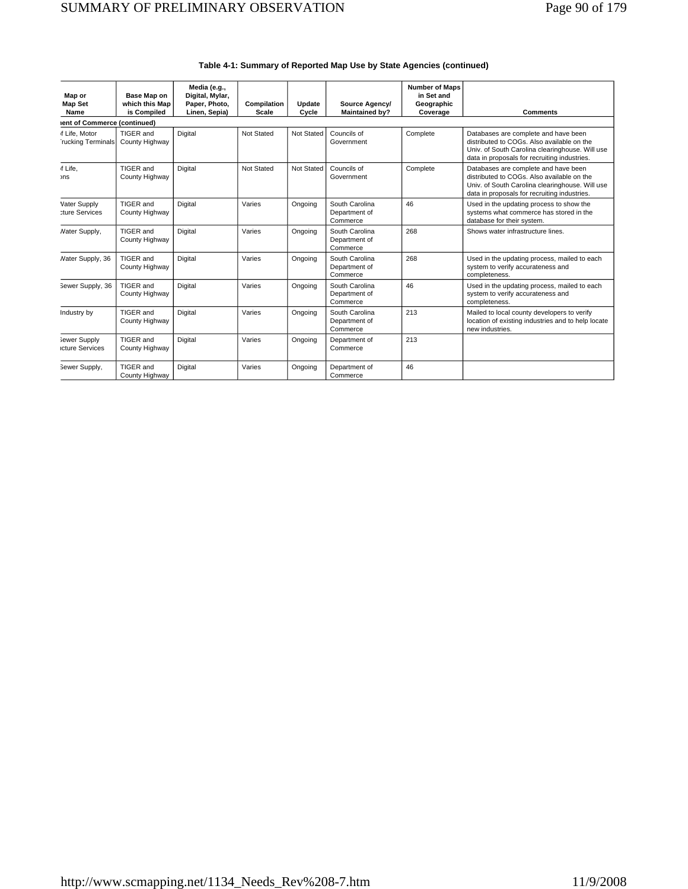**Table 4-1: Summary of Reported Map Use by State Agencies (continued)**

| Map or Map Set Name | Base Map on which this Map is Compiled | Media (e.g., Digital, Mylar, Paper, Photo, Linen, Sepia) | Compilation Scale | Update Cycle | Source Agency/ Maintained by? | Number of Maps in Set and Geographic Coverage | Comments |
|---|---|---|---|---|---|---|---|
| **ent of Commerce (continued)** | | | | | | | |
| f Life, Motor rucking Terminals | TIGER and County Highway | Digital | Not Stated | Not Stated | Councils of Government | Complete | Databases are complete and have been distributed to COGs. Also available on the Univ. of South Carolina clearinghouse. Will use data in proposals for recruiting industries. |
| f Life, ons | TIGER and County Highway | Digital | Not Stated | Not Stated | Councils of Government | Complete | Databases are complete and have been distributed to COGs. Also available on the Univ. of South Carolina clearinghouse. Will use data in proposals for recruiting industries. |
| Vater Supply cture Services | TIGER and County Highway | Digital | Varies | Ongoing | South Carolina Department of Commerce | 46 | Used in the updating process to show the systems what commerce has stored in the database for their system. |
| Vater Supply, | TIGER and County Highway | Digital | Varies | Ongoing | South Carolina Department of Commerce | 268 | Shows water infrastructure lines. |
| Vater Supply, 36 | TIGER and County Highway | Digital | Varies | Ongoing | South Carolina Department of Commerce | 268 | Used in the updating process, mailed to each system to verify accurateness and completeness. |
| Sewer Supply, 36 | TIGER and County Highway | Digital | Varies | Ongoing | South Carolina Department of Commerce | 46 | Used in the updating process, mailed to each system to verify accurateness and completeness. |
| Industry by | TIGER and County Highway | Digital | Varies | Ongoing | South Carolina Department of Commerce | 213 | Mailed to local county developers to verify location of existing industries and to help locate new industries. |
| Sewer Supply cture Services | TIGER and County Highway | Digital | Varies | Ongoing | Department of Commerce | 213 | |
| Sewer Supply, | TIGER and County Highway | Digital | Varies | Ongoing | Department of Commerce | 46 | |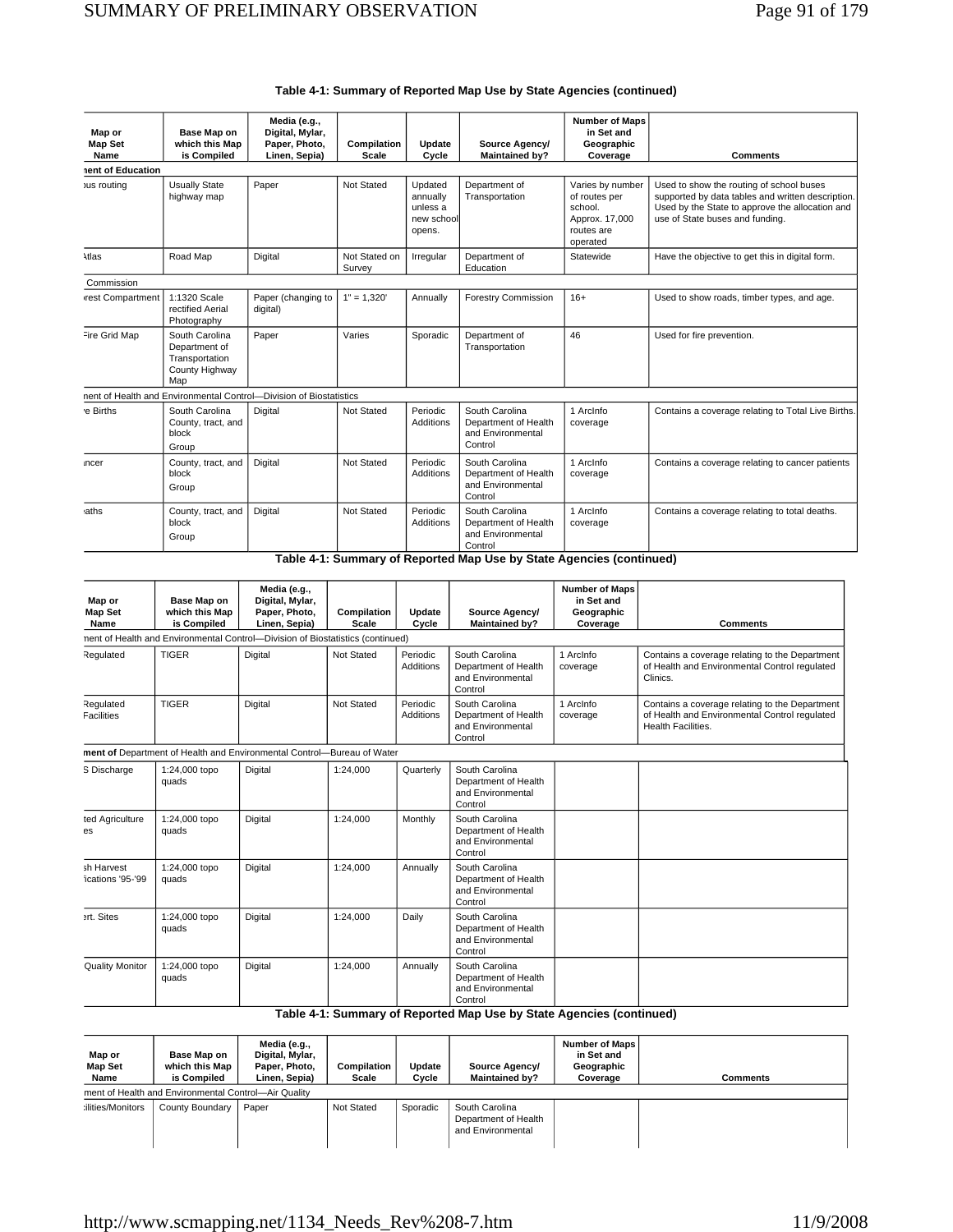**Table 4-1: Summary of Reported Map Use by State Agencies (continued)**

| Map or Map Set Name | Base Map on which this Map is Compiled | Media (e.g., Digital, Mylar, Paper, Photo, Linen, Sepia) | Compilation Scale | Update Cycle | Source Agency/ Maintained by? | Number of Maps in Set and Geographic Coverage | Comments |
|---|---|---|---|---|---|---|---|
| **ment of Education** | | | | | | | |
| bus routing | Usually State highway map | Paper | Not Stated | Updated annually unless a new school opens. | Department of Transportation | Varies by number of routes per school. Approx. 17,000 routes are operated | Used to show the routing of school buses supported by data tables and written description. Used by the State to approve the allocation and use of State buses and funding. |
| Atlas | Road Map | Digital | Not Stated on Survey | Irregular | Department of Education | Statewide | Have the objective to get this in digital form. |
| Commission | | | | | | | |
| rest Compartment | 1:1320 Scale rectified Aerial Photography | Paper (changing to digital) | 1" = 1,320' | Annually | Forestry Commission | 16+ | Used to show roads, timber types, and age. |
| Fire Grid Map | South Carolina Department of Transportation County Highway Map | Paper | Varies | Sporadic | Department of Transportation | 46 | Used for fire prevention. |
| ment of Health and Environmental Control—Division of Biostatistics | | | | | | | |
| e Births | South Carolina County, tract, and block Group | Digital | Not Stated | Periodic Additions | South Carolina Department of Health and Environmental Control | 1 ArcInfo coverage | Contains a coverage relating to Total Live Births. |
| ncer | County, tract, and block Group | Digital | Not Stated | Periodic Additions | South Carolina Department of Health and Environmental Control | 1 ArcInfo coverage | Contains a coverage relating to cancer patients |
| aths | County, tract, and block Group | Digital | Not Stated | Periodic Additions | South Carolina Department of Health and Environmental Control | 1 ArcInfo coverage | Contains a coverage relating to total deaths. |

**Table 4-1: Summary of Reported Map Use by State Agencies (continued)**

| Map or Map Set Name | Base Map on which this Map is Compiled | Media (e.g., Digital, Mylar, Paper, Photo, Linen, Sepia) | Compilation Scale | Update Cycle | Source Agency/ Maintained by? | Number of Maps in Set and Geographic Coverage | Comments |
|---|---|---|---|---|---|---|---|
| ment of Health and Environmental Control—Division of Biostatistics (continued) | | | | | | | |
| Regulated | TIGER | Digital | Not Stated | Periodic Additions | South Carolina Department of Health and Environmental Control | 1 ArcInfo coverage | Contains a coverage relating to the Department of Health and Environmental Control regulated Clinics. |
| Regulated Facilities | TIGER | Digital | Not Stated | Periodic Additions | South Carolina Department of Health and Environmental Control | 1 ArcInfo coverage | Contains a coverage relating to the Department of Health and Environmental Control regulated Health Facilities. |
| **ment of** Department of Health and Environmental Control—Bureau of Water | | | | | | | |
| S Discharge | 1:24,000 topo quads | Digital | 1:24,000 | Quarterly | South Carolina Department of Health and Environmental Control | | |
| ted Agriculture es | 1:24,000 topo quads | Digital | 1:24,000 | Monthly | South Carolina Department of Health and Environmental Control | | |
| sh Harvest ications '95-'99 | 1:24,000 topo quads | Digital | 1:24,000 | Annually | South Carolina Department of Health and Environmental Control | | |
| ert. Sites | 1:24,000 topo quads | Digital | 1:24,000 | Daily | South Carolina Department of Health and Environmental Control | | |
| Quality Monitor | 1:24,000 topo quads | Digital | 1:24,000 | Annually | South Carolina Department of Health and Environmental Control | | |

**Table 4-1: Summary of Reported Map Use by State Agencies (continued)**

| Map or Map Set Name | Base Map on which this Map is Compiled | Media (e.g., Digital, Mylar, Paper, Photo, Linen, Sepia) | Compilation Scale | Update Cycle | Source Agency/ Maintained by? | Number of Maps in Set and Geographic Coverage | Comments |
|---|---|---|---|---|---|---|---|
| ment of Health and Environmental Control—Air Quality | | | | | | | |
| ilities/Monitors | County Boundary | Paper | Not Stated | Sporadic | South Carolina Department of Health and Environmental | | |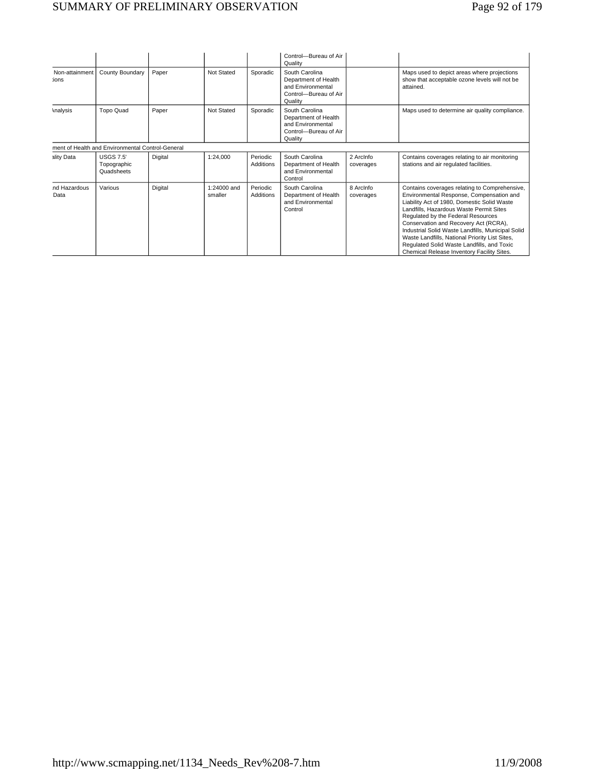| | | | | | | | |
|---|---|---|---|---|---|---|---|
| | | | | | Control—Bureau of Air Quality | | |
| Non-attainment :ions | County Boundary | Paper | Not Stated | Sporadic | South Carolina Department of Health and Environmental Control—Bureau of Air Quality | | Maps used to depict areas where projections show that acceptable ozone levels will not be attained. |
| \nalysis | Topo Quad | Paper | Not Stated | Sporadic | South Carolina Department of Health and Environmental Control—Bureau of Air Quality | | Maps used to determine air quality compliance. |
| ment of Health and Environmental Control-General | | | | | | | |
| ality Data | USGS 7.5' Topographic Quadsheets | Digital | 1:24,000 | Periodic Additions | South Carolina Department of Health and Environmental Control | 2 ArcInfo coverages | Contains coverages relating to air monitoring stations and air regulated facilities. |
| nd Hazardous Data | Various | Digital | 1:24000 and smaller | Periodic Additions | South Carolina Department of Health and Environmental Control | 8 ArcInfo coverages | Contains coverages relating to Comprehensive, Environmental Response, Compensation and Liability Act of 1980, Domestic Solid Waste Landfills, Hazardous Waste Permit Sites Regulated by the Federal Resources Conservation and Recovery Act (RCRA), Industrial Solid Waste Landfills, Municipal Solid Waste Landfills, National Priority List Sites, Regulated Solid Waste Landfills, and Toxic Chemical Release Inventory Facility Sites. |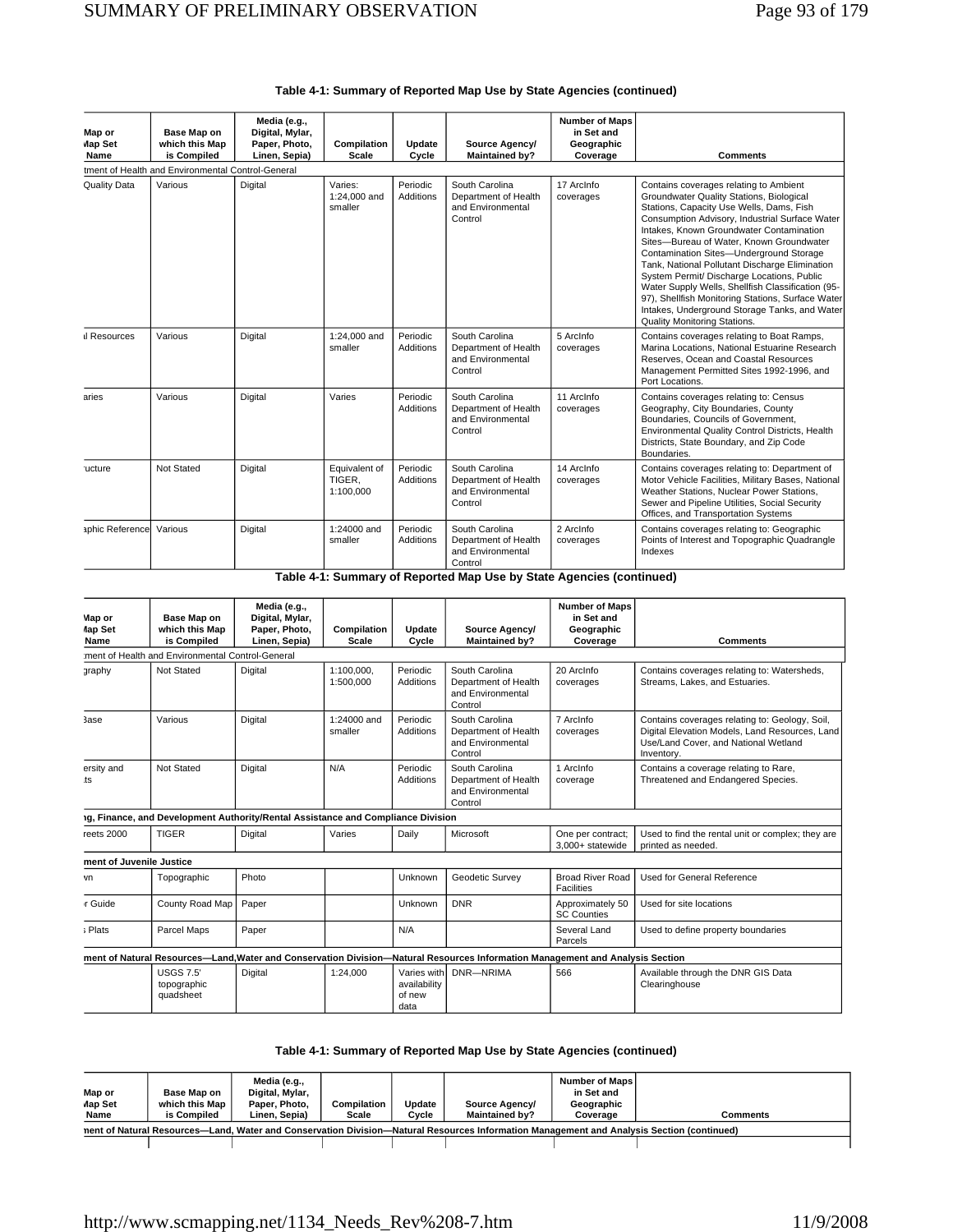**Table 4-1: Summary of Reported Map Use by State Agencies (continued)**

| Map or Map Set Name | Base Map on which this Map is Compiled | Media (e.g., Digital, Mylar, Paper, Photo, Linen, Sepia) | Compilation Scale | Update Cycle | Source Agency/ Maintained by? | Number of Maps in Set and Geographic Coverage | Comments |
|---|---|---|---|---|---|---|---|
| tment of Health and Environmental Control-General | | | | | | | |
| Quality Data | Various | Digital | Varies: 1:24,000 and smaller | Periodic Additions | South Carolina Department of Health and Environmental Control | 17 ArcInfo coverages | Contains coverages relating to Ambient Groundwater Quality Stations, Biological Stations, Capacity Use Wells, Dams, Fish Consumption Advisory, Industrial Surface Water Intakes, Known Groundwater Contamination Sites—Bureau of Water, Known Groundwater Contamination Sites—Underground Storage Tank, National Pollutant Discharge Elimination System Permit/ Discharge Locations, Public Water Supply Wells, Shellfish Classification (95-97), Shellfish Monitoring Stations, Surface Water Intakes, Underground Storage Tanks, and Water Quality Monitoring Stations. |
| l Resources | Various | Digital | 1:24,000 and smaller | Periodic Additions | South Carolina Department of Health and Environmental Control | 5 ArcInfo coverages | Contains coverages relating to Boat Ramps, Marina Locations, National Estuarine Research Reserves, Ocean and Coastal Resources Management Permitted Sites 1992-1996, and Port Locations. |
| aries | Various | Digital | Varies | Periodic Additions | South Carolina Department of Health and Environmental Control | 11 ArcInfo coverages | Contains coverages relating to: Census Geography, City Boundaries, County Boundaries, Councils of Government, Environmental Quality Control Districts, Health Districts, State Boundary, and Zip Code Boundaries. |
| ucture | Not Stated | Digital | Equivalent of TIGER, 1:100,000 | Periodic Additions | South Carolina Department of Health and Environmental Control | 14 ArcInfo coverages | Contains coverages relating to: Department of Motor Vehicle Facilities, Military Bases, National Weather Stations, Nuclear Power Stations, Sewer and Pipeline Utilities, Social Security Offices, and Transportation Systems |
| aphic Reference | Various | Digital | 1:24000 and smaller | Periodic Additions | South Carolina Department of Health and Environmental Control | 2 ArcInfo coverages | Contains coverages relating to: Geographic Points of Interest and Topographic Quadrangle Indexes |

**Table 4-1: Summary of Reported Map Use by State Agencies (continued)**

| Map or Map Set Name | Base Map on which this Map is Compiled | Media (e.g., Digital, Mylar, Paper, Photo, Linen, Sepia) | Compilation Scale | Update Cycle | Source Agency/ Maintained by? | Number of Maps in Set and Geographic Coverage | Comments |
|---|---|---|---|---|---|---|---|
| tment of Health and Environmental Control-General | | | | | | | |
| graphy | Not Stated | Digital | 1:100,000, 1:500,000 | Periodic Additions | South Carolina Department of Health and Environmental Control | 20 ArcInfo coverages | Contains coverages relating to: Watersheds, Streams, Lakes, and Estuaries. |
| Base | Various | Digital | 1:24000 and smaller | Periodic Additions | South Carolina Department of Health and Environmental Control | 7 ArcInfo coverages | Contains coverages relating to: Geology, Soil, Digital Elevation Models, Land Resources, Land Use/Land Cover, and National Wetland Inventory. |
| ersity and ts | Not Stated | Digital | N/A | Periodic Additions | South Carolina Department of Health and Environmental Control | 1 ArcInfo coverage | Contains a coverage relating to Rare, Threatened and Endangered Species. |
| ng, Finance, and Development Authority/Rental Assistance and Compliance Division | | | | | | | |
| reets 2000 | TIGER | Digital | Varies | Daily | Microsoft | One per contract; 3,000+ statewide | Used to find the rental unit or complex; they are printed as needed. |
| ment of Juvenile Justice | | | | | | | |
| vn | Topographic | Photo | | Unknown | Geodetic Survey | Broad River Road Facilities | Used for General Reference |
| r Guide | County Road Map | Paper | | Unknown | DNR | Approximately 50 SC Counties | Used for site locations |
| s Plats | Parcel Maps | Paper | | N/A | | Several Land Parcels | Used to define property boundaries |
| ment of Natural Resources—Land,Water and Conservation Division—Natural Resources Information Management and Analysis Section | | | | | | | |
| | USGS 7.5' topographic quadsheet | Digital | 1:24,000 | Varies with availability of new data | DNR—NRIMA | 566 | Available through the DNR GIS Data Clearinghouse |

**Table 4-1: Summary of Reported Map Use by State Agencies (continued)**

| Map or Map Set Name | Base Map on which this Map is Compiled | Media (e.g., Digital, Mylar, Paper, Photo, Linen, Sepia) | Compilation Scale | Update Cycle | Source Agency/ Maintained by? | Number of Maps in Set and Geographic Coverage | Comments |
|---|---|---|---|---|---|---|---|
| nent of Natural Resources—Land, Water and Conservation Division—Natural Resources Information Management and Analysis Section (continued) | | | | | | | |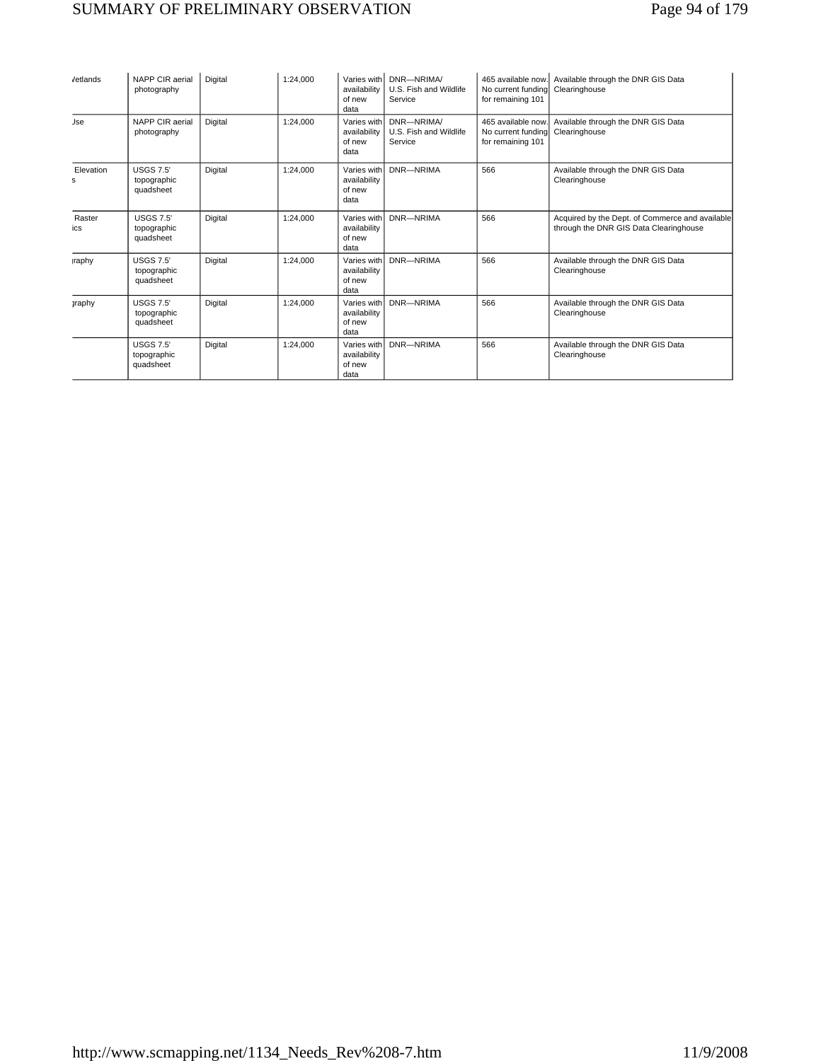| Vetlands | NAPP CIR aerial photography | Digital | 1:24,000 | Varies with availability of new data | DNR—NRIMA/ U.S. Fish and Wildlife Service | 465 available now. No current funding for remaining 101 | Available through the DNR GIS Data Clearinghouse |
|---|---|---|---|---|---|---|---|
| Jse | NAPP CIR aerial photography | Digital | 1:24,000 | Varies with availability of new data | DNR—NRIMA/ U.S. Fish and Wildlife Service | 465 available now. No current funding for remaining 101 | Available through the DNR GIS Data Clearinghouse |
| Elevation s | USGS 7.5' topographic quadsheet | Digital | 1:24,000 | Varies with availability of new data | DNR—NRIMA | 566 | Available through the DNR GIS Data Clearinghouse |
| Raster ics | USGS 7.5' topographic quadsheet | Digital | 1:24,000 | Varies with availability of new data | DNR—NRIMA | 566 | Acquired by the Dept. of Commerce and available through the DNR GIS Data Clearinghouse |
| ıraphy | USGS 7.5' topographic quadsheet | Digital | 1:24,000 | Varies with availability of new data | DNR—NRIMA | 566 | Available through the DNR GIS Data Clearinghouse |
| graphy | USGS 7.5' topographic quadsheet | Digital | 1:24,000 | Varies with availability of new data | DNR—NRIMA | 566 | Available through the DNR GIS Data Clearinghouse |
| | USGS 7.5' topographic quadsheet | Digital | 1:24,000 | Varies with availability of new data | DNR—NRIMA | 566 | Available through the DNR GIS Data Clearinghouse |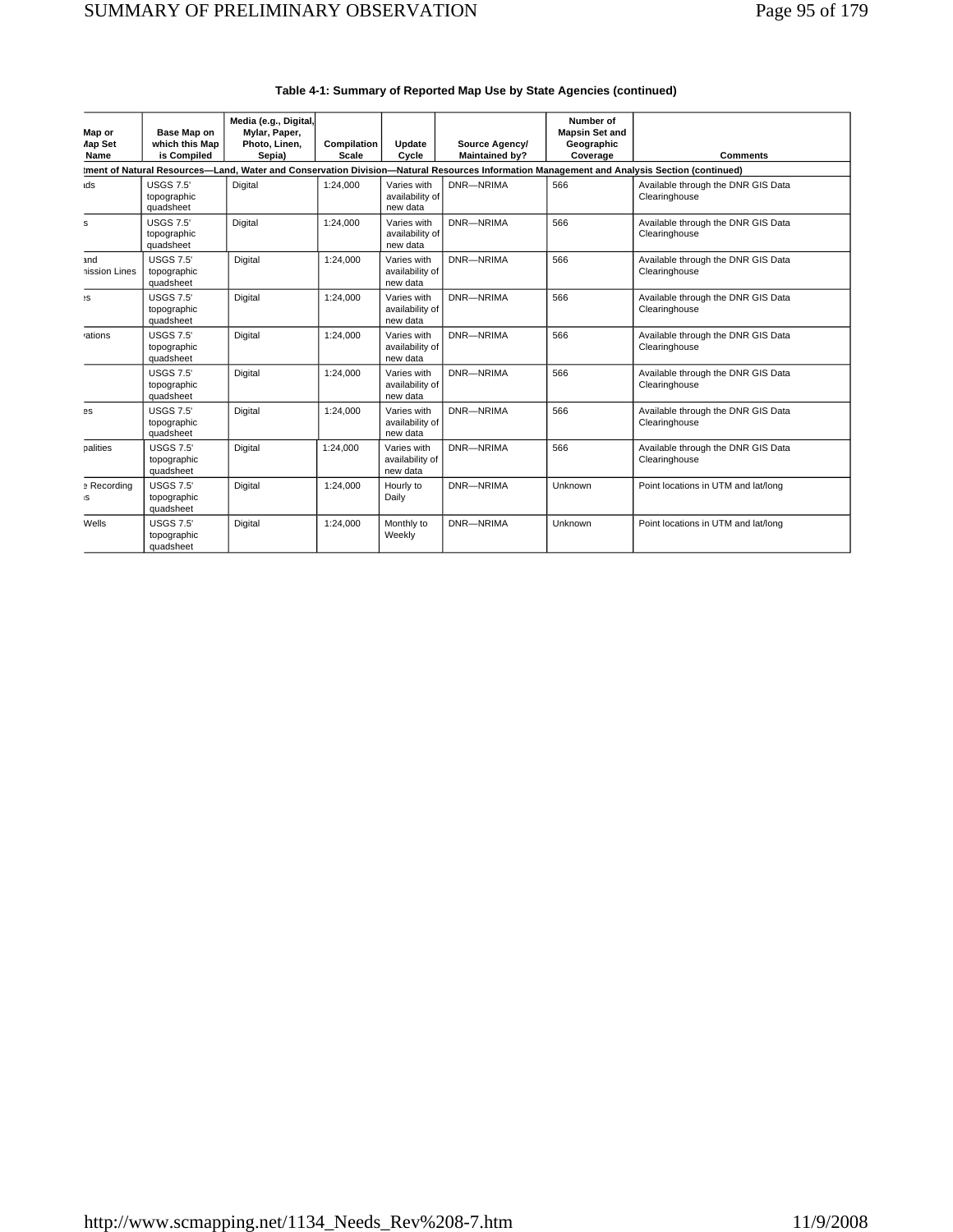**Table 4-1: Summary of Reported Map Use by State Agencies (continued)**

| Map or Map Set Name | Base Map on which this Map is Compiled | Media (e.g., Digital, Mylar, Paper, Photo, Linen, Sepia) | Compilation Scale | Update Cycle | Source Agency/ Maintained by? | Number of Mapsin Set and Geographic Coverage | Comments |
|---|---|---|---|---|---|---|---|
| tment of Natural Resources—Land, Water and Conservation Division—Natural Resources Information Management and Analysis Section (continued) | | | | | | | |
| ıds | USGS 7.5' topographic quadsheet | Digital | 1:24,000 | Varies with availability of new data | DNR—NRIMA | 566 | Available through the DNR GIS Data Clearinghouse |
| s | USGS 7.5' topographic quadsheet | Digital | 1:24,000 | Varies with availability of new data | DNR—NRIMA | 566 | Available through the DNR GIS Data Clearinghouse |
| and nission Lines | USGS 7.5' topographic quadsheet | Digital | 1:24,000 | Varies with availability of new data | DNR—NRIMA | 566 | Available through the DNR GIS Data Clearinghouse |
| es | USGS 7.5' topographic quadsheet | Digital | 1:24,000 | Varies with availability of new data | DNR—NRIMA | 566 | Available through the DNR GIS Data Clearinghouse |
| vations | USGS 7.5' topographic quadsheet | Digital | 1:24,000 | Varies with availability of new data | DNR—NRIMA | 566 | Available through the DNR GIS Data Clearinghouse |
| | USGS 7.5' topographic quadsheet | Digital | 1:24,000 | Varies with availability of new data | DNR—NRIMA | 566 | Available through the DNR GIS Data Clearinghouse |
| es | USGS 7.5' topographic quadsheet | Digital | 1:24,000 | Varies with availability of new data | DNR—NRIMA | 566 | Available through the DNR GIS Data Clearinghouse |
| palities | USGS 7.5' topographic quadsheet | Digital | 1:24,000 | Varies with availability of new data | DNR—NRIMA | 566 | Available through the DNR GIS Data Clearinghouse |
| e Recording ıs | USGS 7.5' topographic quadsheet | Digital | 1:24,000 | Hourly to Daily | DNR—NRIMA | Unknown | Point locations in UTM and lat/long |
| Wells | USGS 7.5' topographic quadsheet | Digital | 1:24,000 | Monthly to Weekly | DNR—NRIMA | Unknown | Point locations in UTM and lat/long |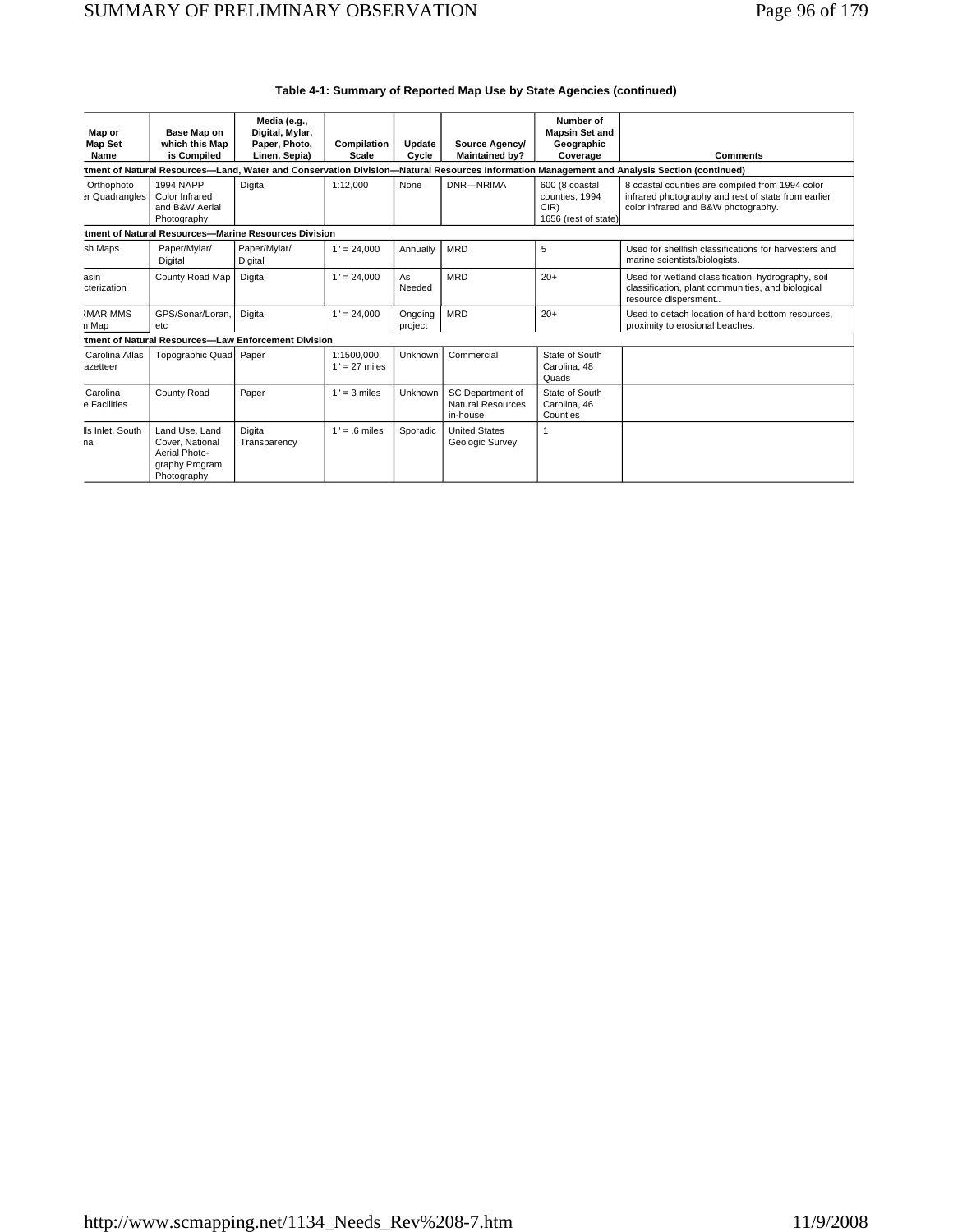**Table 4-1: Summary of Reported Map Use by State Agencies (continued)**

| Map or Map Set Name | Base Map on which this Map is Compiled | Media (e.g., Digital, Mylar, Paper, Photo, Linen, Sepia) | Compilation Scale | Update Cycle | Source Agency/ Maintained by? | Number of Mapsin Set and Geographic Coverage | Comments |
|---|---|---|---|---|---|---|---|
| rtment of Natural Resources—Land, Water and Conservation Division—Natural Resources Information Management and Analysis Section (continued) | | | | | | | |
| Orthophoto er Quadrangles | 1994 NAPP Color Infrared and B&W Aerial Photography | Digital | 1:12,000 | None | DNR—NRIMA | 600 (8 coastal counties, 1994 CIR) 1656 (rest of state) | 8 coastal counties are compiled from 1994 color infrared photography and rest of state from earlier color infrared and B&W photography. |
| rtment of Natural Resources—Marine Resources Division | | | | | | | |
| sh Maps | Paper/Mylar/ Digital | Paper/Mylar/ Digital | 1" = 24,000 | Annually | MRD | 5 | Used for shellfish classifications for harvesters and marine scientists/biologists. |
| asin cterization | County Road Map | Digital | 1" = 24,000 | As Needed | MRD | 20+ | Used for wetland classification, hydrography, soil classification, plant communities, and biological resource dispersment.. |
| RMAR MMS n Map | GPS/Sonar/Loran, etc | Digital | 1" = 24,000 | Ongoing project | MRD | 20+ | Used to detach location of hard bottom resources, proximity to erosional beaches. |
| rtment of Natural Resources—Law Enforcement Division | | | | | | | |
| Carolina Atlas azetteer | Topographic Quad | Paper | 1:1500,000; 1" = 27 miles | Unknown | Commercial | State of South Carolina, 48 Quads | |
| Carolina e Facilities | County Road | Paper | 1" = 3 miles | Unknown | SC Department of Natural Resources in-house | State of South Carolina, 46 Counties | |
| lls Inlet, South na | Land Use, Land Cover, National Aerial Photo-graphy Program Photography | Digital Transparency | 1" = .6 miles | Sporadic | United States Geologic Survey | 1 | |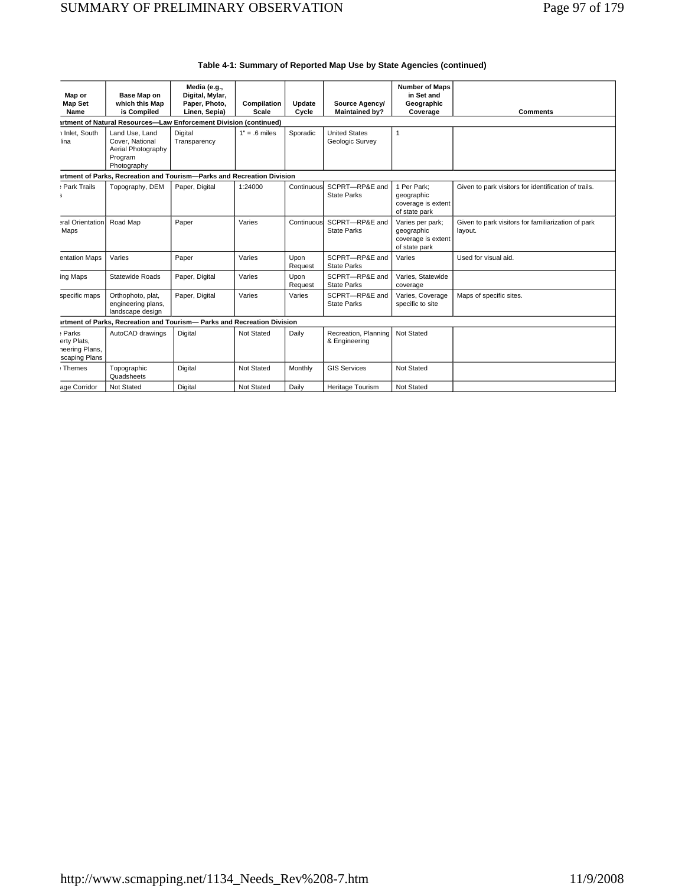**Table 4-1: Summary of Reported Map Use by State Agencies (continued)**

| Map or Map Set Name | Base Map on which this Map is Compiled | Media (e.g., Digital, Mylar, Paper, Photo, Linen, Sepia) | Compilation Scale | Update Cycle | Source Agency/ Maintained by? | Number of Maps in Set and Geographic Coverage | Comments |
|---|---|---|---|---|---|---|---|
| **artment of Natural Resources—Law Enforcement Division (continued)** | | | | | | | |
| n Inlet, South lina | Land Use, Land Cover, National Aerial Photography Program Photography | Digital Transparency | 1" = .6 miles | Sporadic | United States Geologic Survey | 1 | |
| **artment of Parks, Recreation and Tourism—Parks and Recreation Division** | | | | | | | |
| Park Trails s | Topography, DEM | Paper, Digital | 1:24000 | Continuous | SCPRT—RP&E and State Parks | 1 Per Park; geographic coverage is extent of state park | Given to park visitors for identification of trails. |
| eral Orientation Maps | Road Map | Paper | Varies | Continuous | SCPRT—RP&E and State Parks | Varies per park; geographic coverage is extent of state park | Given to park visitors for familiarization of park layout. |
| entation Maps | Varies | Paper | Varies | Upon Request | SCPRT—RP&E and State Parks | Varies | Used for visual aid. |
| ing Maps | Statewide Roads | Paper, Digital | Varies | Upon Request | SCPRT—RP&E and State Parks | Varies, Statewide coverage | |
| specific maps | Orthophoto, plat, engineering plans, landscape design | Paper, Digital | Varies | Varies | SCPRT—RP&E and State Parks | Varies, Coverage specific to site | Maps of specific sites. |
| **artment of Parks, Recreation and Tourism— Parks and Recreation Division** | | | | | | | |
| Parks erty Plats, neering Plans, scaping Plans | AutoCAD drawings | Digital | Not Stated | Daily | Recreation, Planning & Engineering | Not Stated | |
| Themes | Topographic Quadsheets | Digital | Not Stated | Monthly | GIS Services | Not Stated | |
| age Corridor | Not Stated | Digital | Not Stated | Daily | Heritage Tourism | Not Stated | |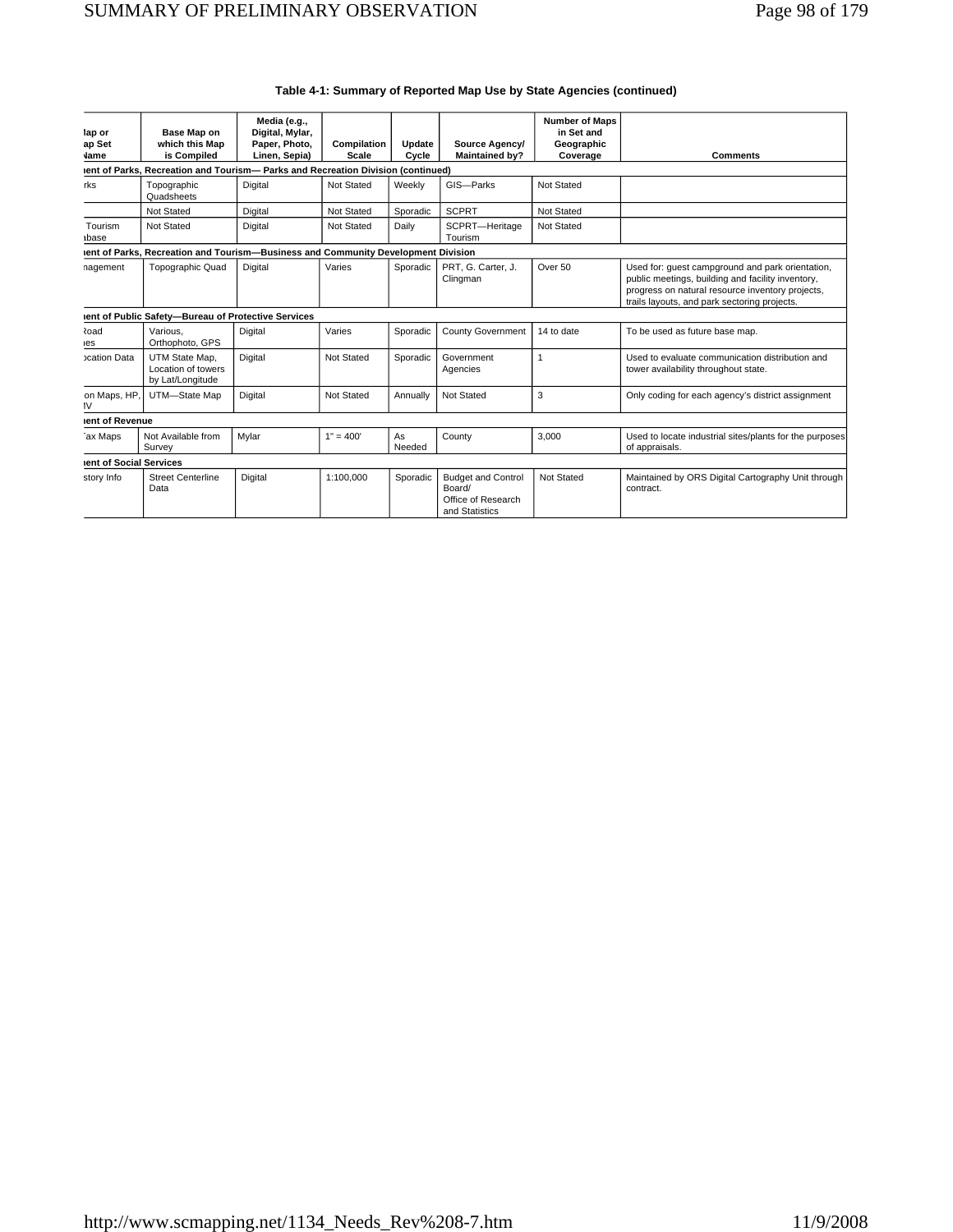**Table 4-1: Summary of Reported Map Use by State Agencies (continued)**

| lap or ap Set Name | Base Map on which this Map is Compiled | Media (e.g., Digital, Mylar, Paper, Photo, Linen, Sepia) | Compilation Scale | Update Cycle | Source Agency/ Maintained by? | Number of Maps in Set and Geographic Coverage | Comments |
|---|---|---|---|---|---|---|---|
| ıent of Parks, Recreation and Tourism— Parks and Recreation Division (continued) | | | | | | | |
| rks | Topographic Quadsheets | Digital | Not Stated | Weekly | GIS—Parks | Not Stated | |
| | Not Stated | Digital | Not Stated | Sporadic | SCPRT | Not Stated | |
| Tourism ıbase | Not Stated | Digital | Not Stated | Daily | SCPRT—Heritage Tourism | Not Stated | |
| ıent of Parks, Recreation and Tourism—Business and Community Development Division | | | | | | | |
| ınagement | Topographic Quad | Digital | Varies | Sporadic | PRT, G. Carter, J. Clingman | Over 50 | Used for: guest campground and park orientation, public meetings, building and facility inventory, progress on natural resource inventory projects, trails layouts, and park sectoring projects. |
| ıent of Public Safety—Bureau of Protective Services | | | | | | | |
| Road ıes | Various, Orthophoto, GPS | Digital | Varies | Sporadic | County Government | 14 to date | To be used as future base map. |
| ocation Data | UTM State Map, Location of towers by Lat/Longitude | Digital | Not Stated | Sporadic | Government Agencies | 1 | Used to evaluate communication distribution and tower availability throughout state. |
| on Maps, HP, IV | UTM—State Map | Digital | Not Stated | Annually | Not Stated | 3 | Only coding for each agency's district assignment |
| ıent of Revenue | | | | | | | |
| ax Maps | Not Available from Survey | Mylar | 1" = 400' | As Needed | County | 3,000 | Used to locate industrial sites/plants for the purposes of appraisals. |
| ıent of Social Services | | | | | | | |
| story Info | Street Centerline Data | Digital | 1:100,000 | Sporadic | Budget and Control Board/ Office of Research and Statistics | Not Stated | Maintained by ORS Digital Cartography Unit through contract. |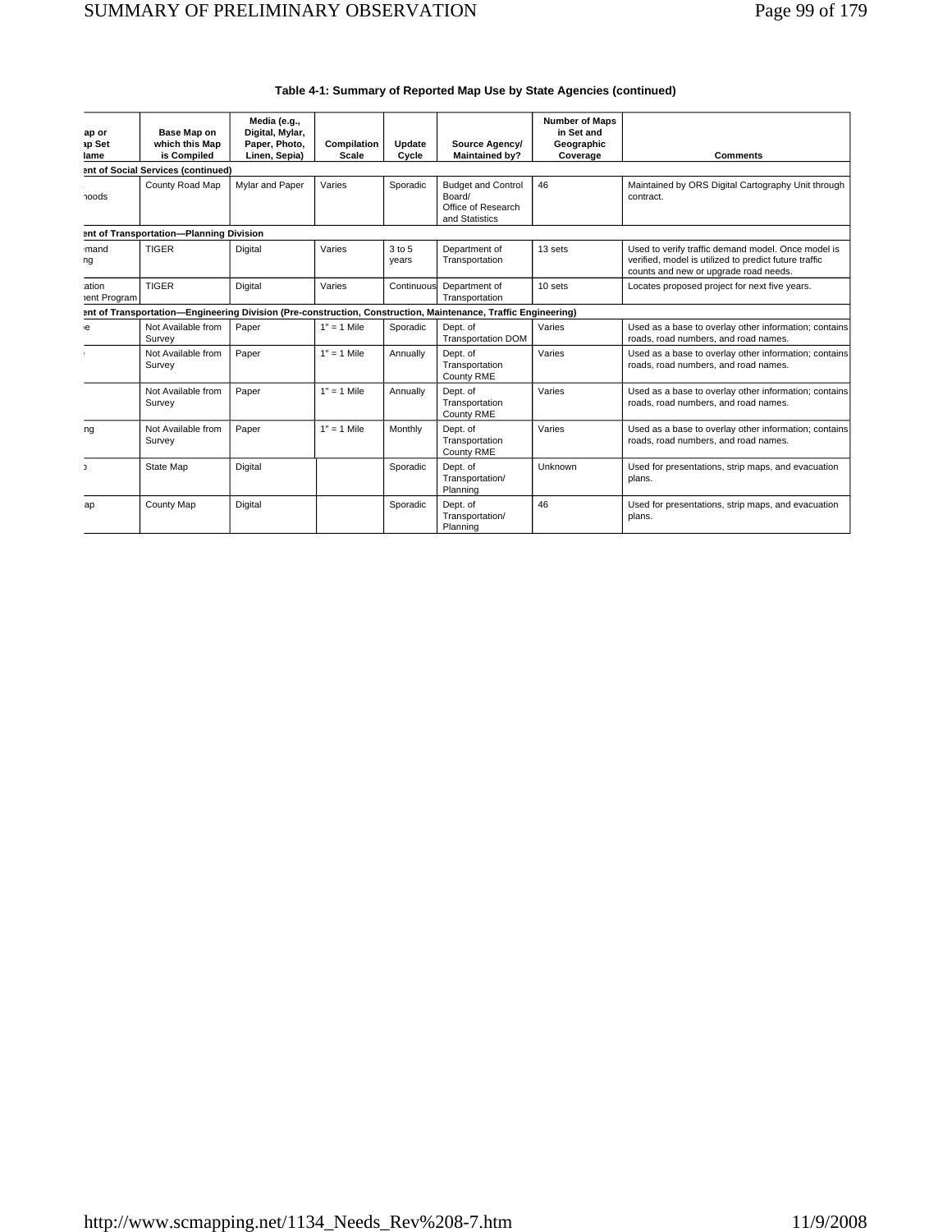**Table 4-1: Summary of Reported Map Use by State Agencies (continued)**

| ap or ap Set lame | Base Map on which this Map is Compiled | Media (e.g., Digital, Mylar, Paper, Photo, Linen, Sepia) | Compilation Scale | Update Cycle | Source Agency/ Maintained by? | Number of Maps in Set and Geographic Coverage | Comments |
|---|---|---|---|---|---|---|---|
| **ent of Social Services (continued)** | | | | | | | |
| hoods | County Road Map | Mylar and Paper | Varies | Sporadic | Budget and Control Board/ Office of Research and Statistics | 46 | Maintained by ORS Digital Cartography Unit through contract. |
| **ent of Transportation—Planning Division** | | | | | | | |
| mand ng | TIGER | Digital | Varies | 3 to 5 years | Department of Transportation | 13 sets | Used to verify traffic demand model. Once model is verified, model is utilized to predict future traffic counts and new or upgrade road needs. |
| ation nent Program | TIGER | Digital | Varies | Continuous | Department of Transportation | 10 sets | Locates proposed project for next five years. |
| **ent of Transportation—Engineering Division (Pre-construction, Construction, Maintenance, Traffic Engineering)** | | | | | | | |
| e | Not Available from Survey | Paper | 1" = 1 Mile | Sporadic | Dept. of Transportation DOM | Varies | Used as a base to overlay other information; contains roads, road numbers, and road names. |
| | Not Available from Survey | Paper | 1" = 1 Mile | Annually | Dept. of Transportation County RME | Varies | Used as a base to overlay other information; contains roads, road numbers, and road names. |
| | Not Available from Survey | Paper | 1" = 1 Mile | Annually | Dept. of Transportation County RME | Varies | Used as a base to overlay other information; contains roads, road numbers, and road names. |
| ng | Not Available from Survey | Paper | 1" = 1 Mile | Monthly | Dept. of Transportation County RME | Varies | Used as a base to overlay other information; contains roads, road numbers, and road names. |
| | State Map | Digital | | Sporadic | Dept. of Transportation/ Planning | Unknown | Used for presentations, strip maps, and evacuation plans. |
| ap | County Map | Digital | | Sporadic | Dept. of Transportation/ Planning | 46 | Used for presentations, strip maps, and evacuation plans. |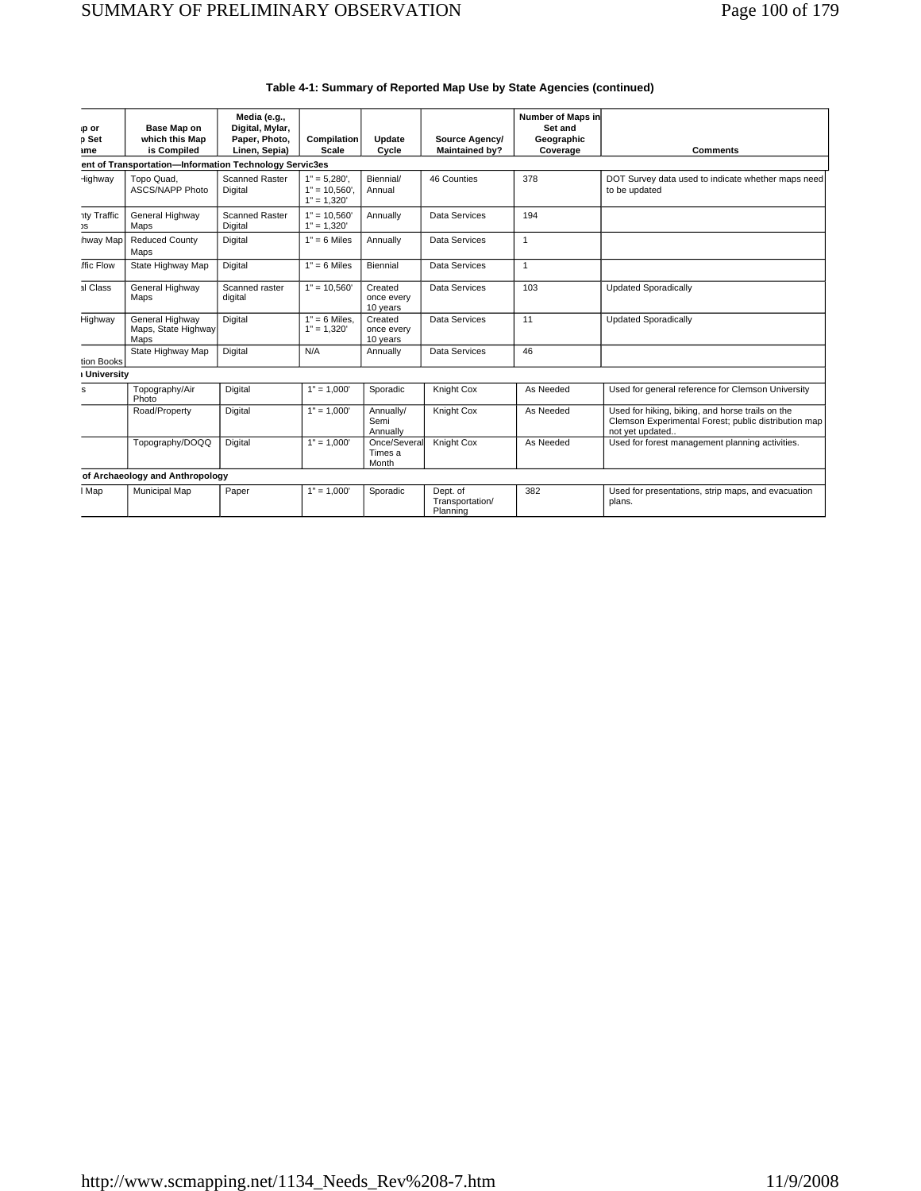**Table 4-1: Summary of Reported Map Use by State Agencies (continued)**

| ıp or p Set ame | Base Map on which this Map is Compiled | Media (e.g., Digital, Mylar, Paper, Photo, Linen, Sepia) | Compilation Scale | Update Cycle | Source Agency/ Maintained by? | Number of Maps in Set and Geographic Coverage | Comments |
|---|---|---|---|---|---|---|---|
| ent of Transportation—Information Technology Servic3es | | | | | | | |
| Highway | Topo Quad, ASCS/NAPP Photo | Scanned Raster Digital | 1" = 5,280', 1" = 10,560', 1" = 1,320' | Biennial/ Annual | 46 Counties | 378 | DOT Survey data used to indicate whether maps need to be updated |
| nty Traffic ɔs | General Highway Maps | Scanned Raster Digital | 1" = 10,560' 1" = 1,320' | Annually | Data Services | 194 | |
| hway Map | Reduced County Maps | Digital | 1" = 6 Miles | Annually | Data Services | 1 | |
| ffic Flow | State Highway Map | Digital | 1" = 6 Miles | Biennial | Data Services | 1 | |
| al Class | General Highway Maps | Scanned raster digital | 1" = 10,560' | Created once every 10 years | Data Services | 103 | Updated Sporadically |
| Highway | General Highway Maps, State Highway Maps | Digital | 1" = 6 Miles, 1" = 1,320' | Created once every 10 years | Data Services | 11 | Updated Sporadically |
| tion Books | State Highway Map | Digital | N/A | Annually | Data Services | 46 | |
| ı University | | | | | | | |
| s | Topography/Air Photo | Digital | 1" = 1,000' | Sporadic | Knight Cox | As Needed | Used for general reference for Clemson University |
| | Road/Property | Digital | 1" = 1,000' | Annually/ Semi Annually | Knight Cox | As Needed | Used for hiking, biking, and horse trails on the Clemson Experimental Forest; public distribution map not yet updated.. |
| | Topography/DOQQ | Digital | 1" = 1,000' | Once/Several Times a Month | Knight Cox | As Needed | Used for forest management planning activities. |
| of Archaeology and Anthropology | | | | | | | |
| l Map | Municipal Map | Paper | 1" = 1,000' | Sporadic | Dept. of Transportation/ Planning | 382 | Used for presentations, strip maps, and evacuation plans. |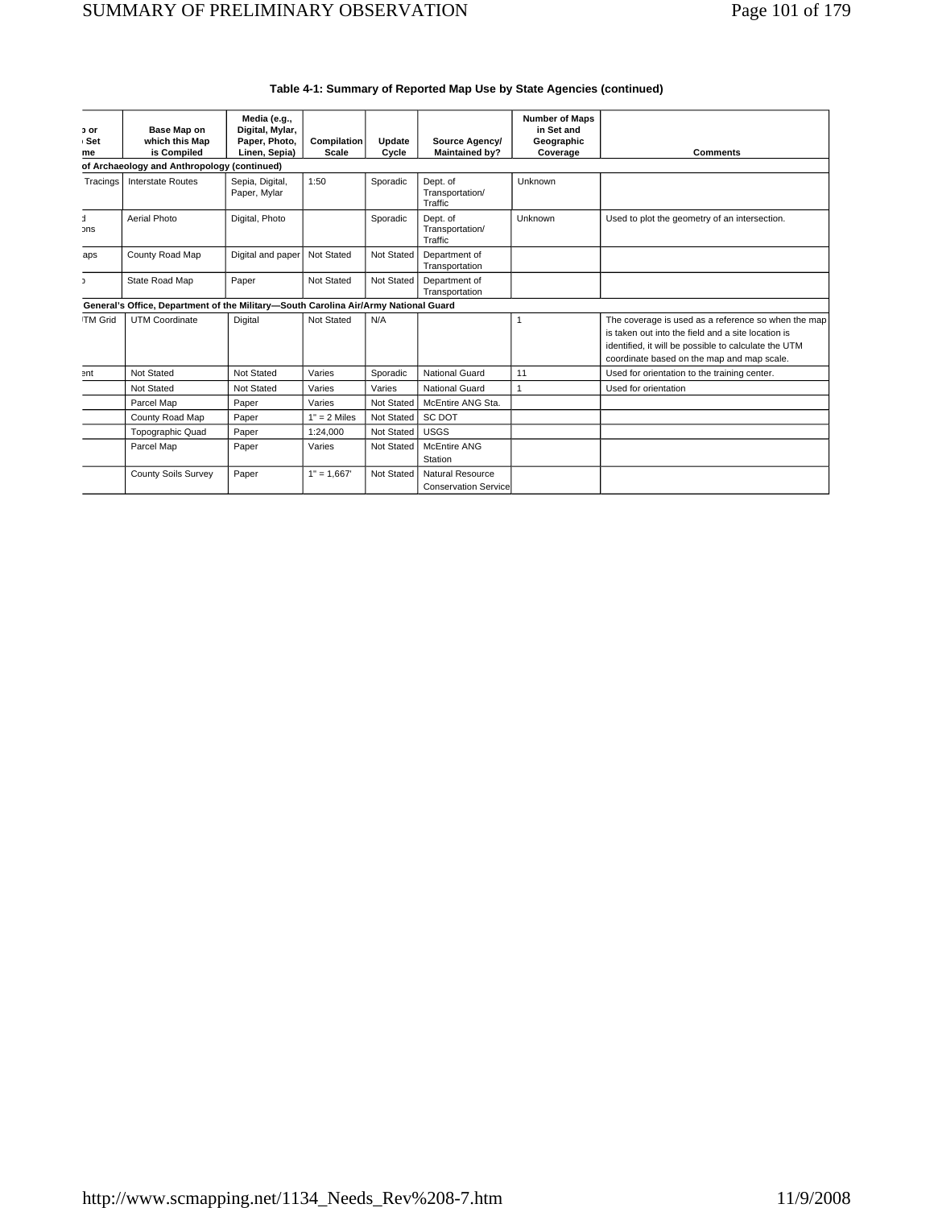**Table 4-1: Summary of Reported Map Use by State Agencies (continued)**

| ͻ or ˌ Set me | Base Map on which this Map is Compiled | Media (e.g., Digital, Mylar, Paper, Photo, Linen, Sepia) | Compilation Scale | Update Cycle | Source Agency/ Maintained by? | Number of Maps in Set and Geographic Coverage | Comments |
|---|---|---|---|---|---|---|---|
| **of Archaeology and Anthropology (continued)** | | | | | | | |
| Tracings | Interstate Routes | Sepia, Digital, Paper, Mylar | 1:50 | Sporadic | Dept. of Transportation/ Traffic | Unknown | |
| d ons | Aerial Photo | Digital, Photo | | Sporadic | Dept. of Transportation/ Traffic | Unknown | Used to plot the geometry of an intersection. |
| aps | County Road Map | Digital and paper | Not Stated | Not Stated | Department of Transportation | | |
| ͻ | State Road Map | Paper | Not Stated | Not Stated | Department of Transportation | | |
| **General's Office, Department of the Military—South Carolina Air/Army National Guard** | | | | | | | |
| TM Grid | UTM Coordinate | Digital | Not Stated | N/A | | 1 | The coverage is used as a reference so when the map is taken out into the field and a site location is identified, it will be possible to calculate the UTM coordinate based on the map and map scale. |
| ent | Not Stated | Not Stated | Varies | Sporadic | National Guard | 11 | Used for orientation to the training center. |
| | Not Stated | Not Stated | Varies | Varies | National Guard | 1 | Used for orientation |
| | Parcel Map | Paper | Varies | Not Stated | McEntire ANG Sta. | | |
| | County Road Map | Paper | 1" = 2 Miles | Not Stated | SC DOT | | |
| | Topographic Quad | Paper | 1:24,000 | Not Stated | USGS | | |
| | Parcel Map | Paper | Varies | Not Stated | McEntire ANG Station | | |
| | County Soils Survey | Paper | 1" = 1,667' | Not Stated | Natural Resource Conservation Service | | |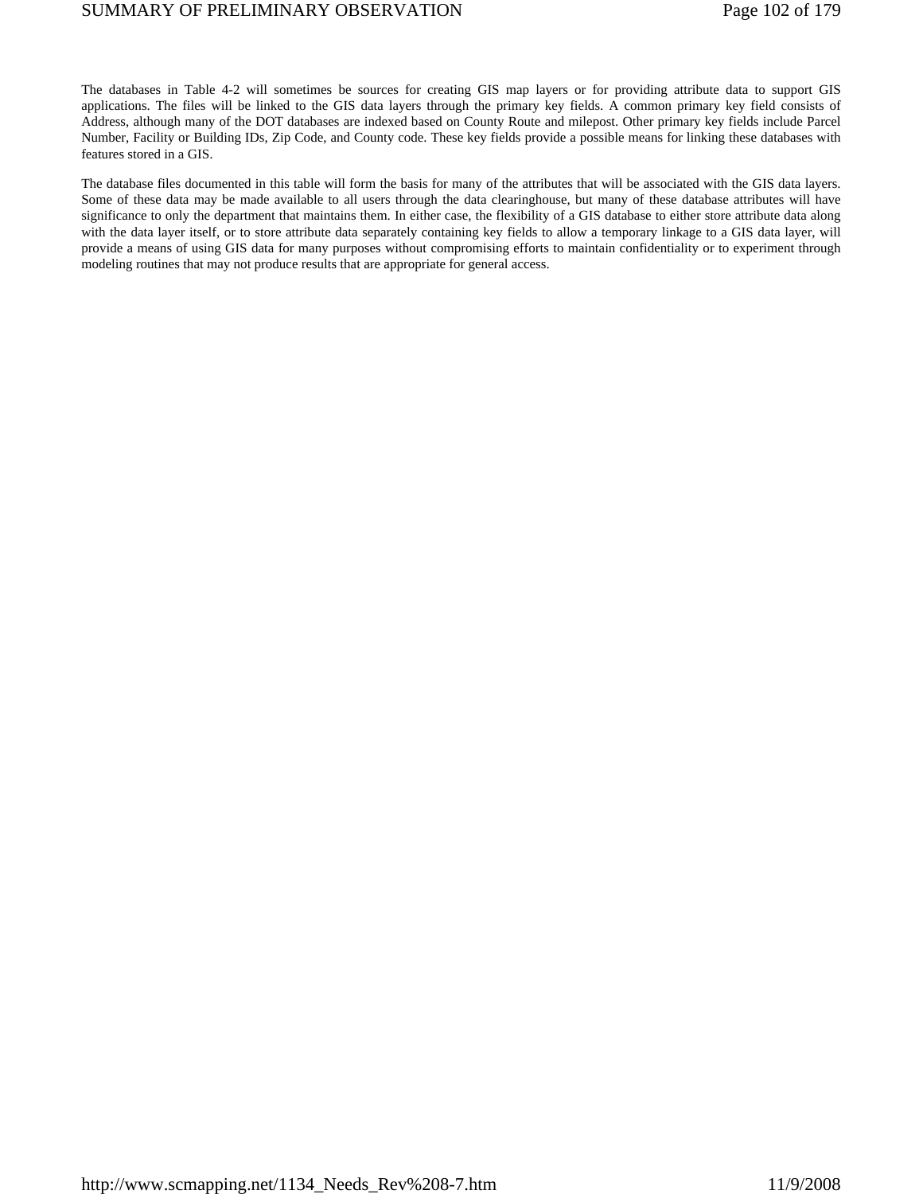The databases in Table 4-2 will sometimes be sources for creating GIS map layers or for providing attribute data to support GIS applications. The files will be linked to the GIS data layers through the primary key fields. A common primary key field consists of Address, although many of the DOT databases are indexed based on County Route and milepost. Other primary key fields include Parcel Number, Facility or Building IDs, Zip Code, and County code. These key fields provide a possible means for linking these databases with features stored in a GIS.

The database files documented in this table will form the basis for many of the attributes that will be associated with the GIS data layers. Some of these data may be made available to all users through the data clearinghouse, but many of these database attributes will have significance to only the department that maintains them. In either case, the flexibility of a GIS database to either store attribute data along with the data layer itself, or to store attribute data separately containing key fields to allow a temporary linkage to a GIS data layer, will provide a means of using GIS data for many purposes without compromising efforts to maintain confidentiality or to experiment through modeling routines that may not produce results that are appropriate for general access.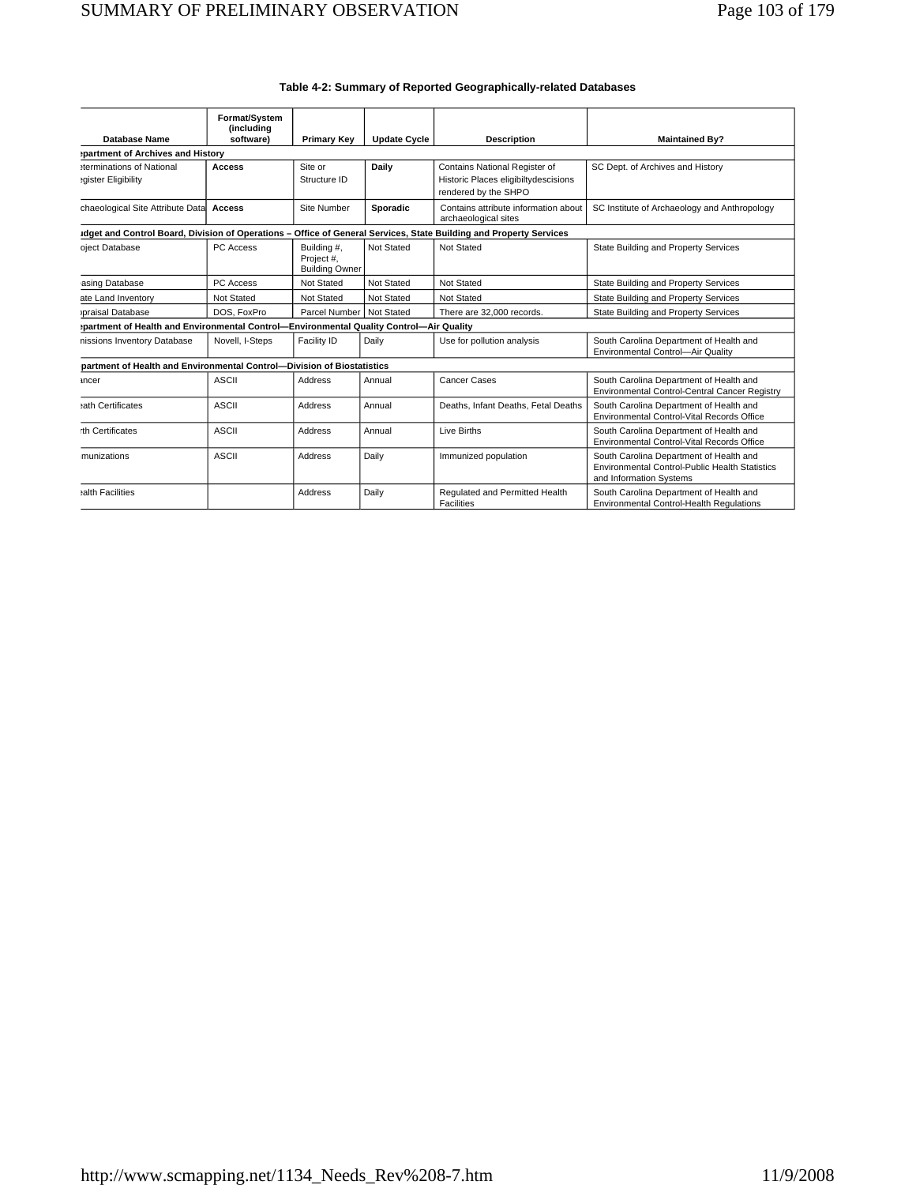**Table 4-2: Summary of Reported Geographically-related Databases**

| Database Name | Format/System (including software) | Primary Key | Update Cycle | Description | Maintained By? |
|---|---|---|---|---|---|
| **epartment of Archives and History** | | | | | |
| eterminations of National egister Eligibility | **Access** | Site or Structure ID | **Daily** | Contains National Register of Historic Places eligibiltydescisions rendered by the SHPO | SC Dept. of Archives and History |
| chaeological Site Attribute Data | **Access** | Site Number | **Sporadic** | Contains attribute information about archaeological sites | SC Institute of Archaeology and Anthropology |
| **udget and Control Board, Division of Operations – Office of General Services, State Building and Property Services** | | | | | |
| oject Database | PC Access | Building #, Project #, Building Owner | Not Stated | Not Stated | State Building and Property Services |
| easing Database | PC Access | Not Stated | Not Stated | Not Stated | State Building and Property Services |
| ate Land Inventory | Not Stated | Not Stated | Not Stated | Not Stated | State Building and Property Services |
| ppraisal Database | DOS, FoxPro | Parcel Number | Not Stated | There are 32,000 records. | State Building and Property Services |
| **epartment of Health and Environmental Control—Environmental Quality Control—Air Quality** | | | | | |
| nissions Inventory Database | Novell, I-Steps | Facility ID | Daily | Use for pollution analysis | South Carolina Department of Health and Environmental Control—Air Quality |
| **partment of Health and Environmental Control—Division of Biostatistics** | | | | | |
| ancer | ASCII | Address | Annual | Cancer Cases | South Carolina Department of Health and Environmental Control-Central Cancer Registry |
| eath Certificates | ASCII | Address | Annual | Deaths, Infant Deaths, Fetal Deaths | South Carolina Department of Health and Environmental Control-Vital Records Office |
| rth Certificates | ASCII | Address | Annual | Live Births | South Carolina Department of Health and Environmental Control-Vital Records Office |
| munizations | ASCII | Address | Daily | Immunized population | South Carolina Department of Health and Environmental Control-Public Health Statistics and Information Systems |
| ealth Facilities | | Address | Daily | Regulated and Permitted Health Facilities | South Carolina Department of Health and Environmental Control-Health Regulations |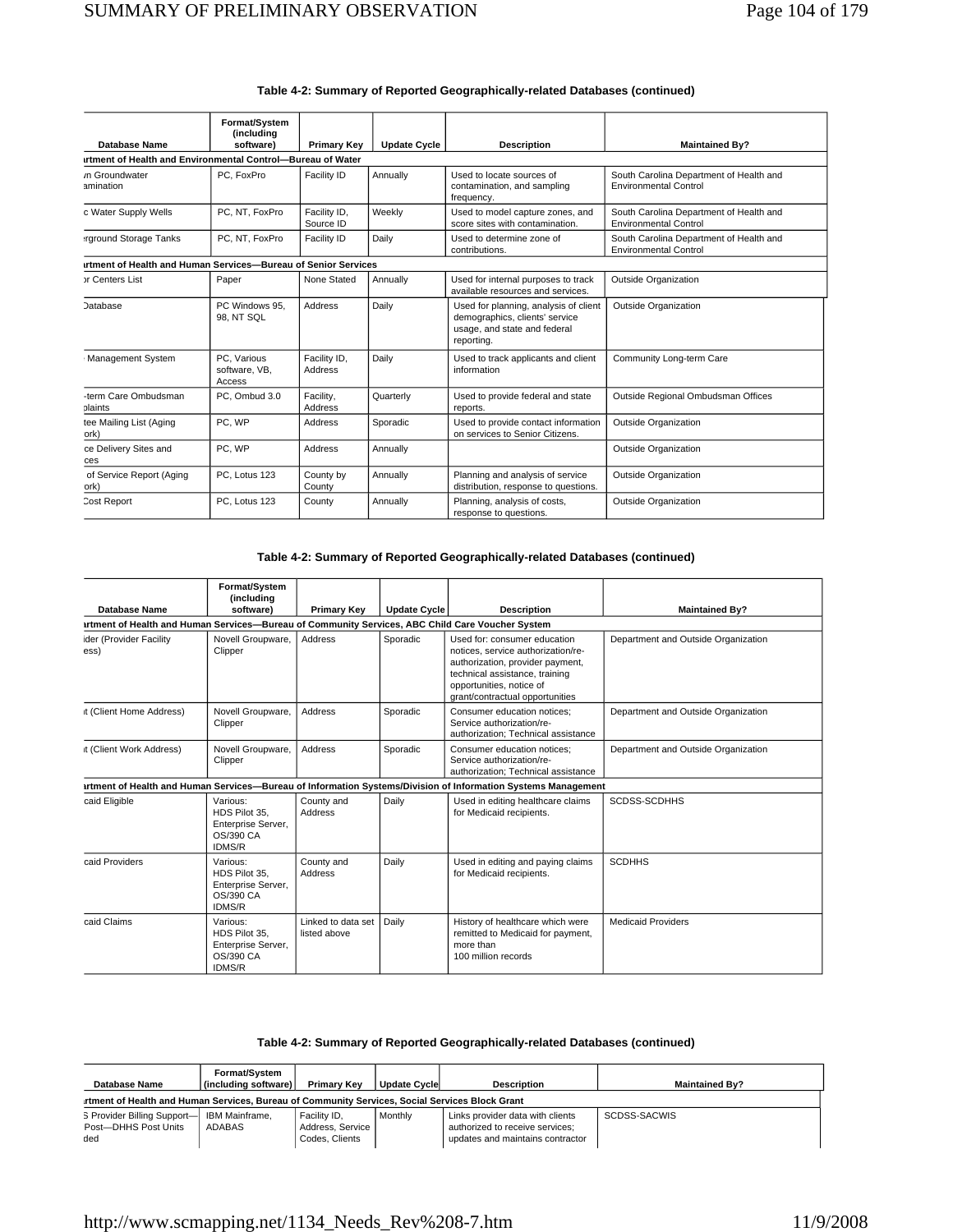**Table 4-2: Summary of Reported Geographically-related Databases (continued)**

| Database Name | Format/System (including software) | Primary Key | Update Cycle | Description | Maintained By? |
|---|---|---|---|---|---|
| **ırtment of Health and Environmental Control—Bureau of Water** | | | | | |
| ʌn Groundwater amination | PC, FoxPro | Facility ID | Annually | Used to locate sources of contamination, and sampling frequency. | South Carolina Department of Health and Environmental Control |
| c Water Supply Wells | PC, NT, FoxPro | Facility ID, Source ID | Weekly | Used to model capture zones, and score sites with contamination. | South Carolina Department of Health and Environmental Control |
| ɛrground Storage Tanks | PC, NT, FoxPro | Facility ID | Daily | Used to determine zone of contributions. | South Carolina Department of Health and Environmental Control |
| **ırtment of Health and Human Services—Bureau of Senior Services** | | | | | |
| ɔr Centers List | Paper | None Stated | Annually | Used for internal purposes to track available resources and services. | Outside Organization |
| Database | PC Windows 95, 98, NT SQL | Address | Daily | Used for planning, analysis of client demographics, clients' service usage, and state and federal reporting. | Outside Organization |
| Management System | PC, Various software, VB, Access | Facility ID, Address | Daily | Used to track applicants and client information | Community Long-term Care |
| -term Care Ombudsman plaints | PC, Ombud 3.0 | Facility, Address | Quarterly | Used to provide federal and state reports. | Outside Regional Ombudsman Offices |
| tee Mailing List (Aging ork) | PC, WP | Address | Sporadic | Used to provide contact information on services to Senior Citizens. | Outside Organization |
| ce Delivery Sites and ces | PC, WP | Address | Annually | | Outside Organization |
| of Service Report (Aging ork) | PC, Lotus 123 | County by County | Annually | Planning and analysis of service distribution, response to questions. | Outside Organization |
| Cost Report | PC, Lotus 123 | County | Annually | Planning, analysis of costs, response to questions. | Outside Organization |

**Table 4-2: Summary of Reported Geographically-related Databases (continued)**

| Database Name | Format/System (including software) | Primary Key | Update Cycle | Description | Maintained By? |
|---|---|---|---|---|---|
| **ırtment of Health and Human Services—Bureau of Community Services, ABC Child Care Voucher System** | | | | | |
| ider (Provider Facility ess) | Novell Groupware, Clipper | Address | Sporadic | Used for: consumer education notices, service authorization/re-authorization, provider payment, technical assistance, training opportunities, notice of grant/contractual opportunities | Department and Outside Organization |
| ıt (Client Home Address) | Novell Groupware, Clipper | Address | Sporadic | Consumer education notices; Service authorization/re-authorization; Technical assistance | Department and Outside Organization |
| ıt (Client Work Address) | Novell Groupware, Clipper | Address | Sporadic | Consumer education notices; Service authorization/re-authorization; Technical assistance | Department and Outside Organization |
| **ırtment of Health and Human Services—Bureau of Information Systems/Division of Information Systems Management** | | | | | |
| caid Eligible | Various: HDS Pilot 35, Enterprise Server, OS/390 CA IDMS/R | County and Address | Daily | Used in editing healthcare claims for Medicaid recipients. | SCDSS-SCDHHS |
| caid Providers | Various: HDS Pilot 35, Enterprise Server, OS/390 CA IDMS/R | County and Address | Daily | Used in editing and paying claims for Medicaid recipients. | SCDHHS |
| caid Claims | Various: HDS Pilot 35, Enterprise Server, OS/390 CA IDMS/R | Linked to data set listed above | Daily | History of healthcare which were remitted to Medicaid for payment, more than 100 million records | Medicaid Providers |

**Table 4-2: Summary of Reported Geographically-related Databases (continued)**

| Database Name | Format/System (including software) | Primary Key | Update Cycle | Description | Maintained By? |
|---|---|---|---|---|---|
| **ırtment of Health and Human Services, Bureau of Community Services, Social Services Block Grant** | | | | | |
| S Provider Billing Support—Post—DHHS Post Units ded | IBM Mainframe, ADABAS | Facility ID, Address, Service Codes, Clients | Monthly | Links provider data with clients authorized to receive services; updates and maintains contractor | SCDSS-SACWIS |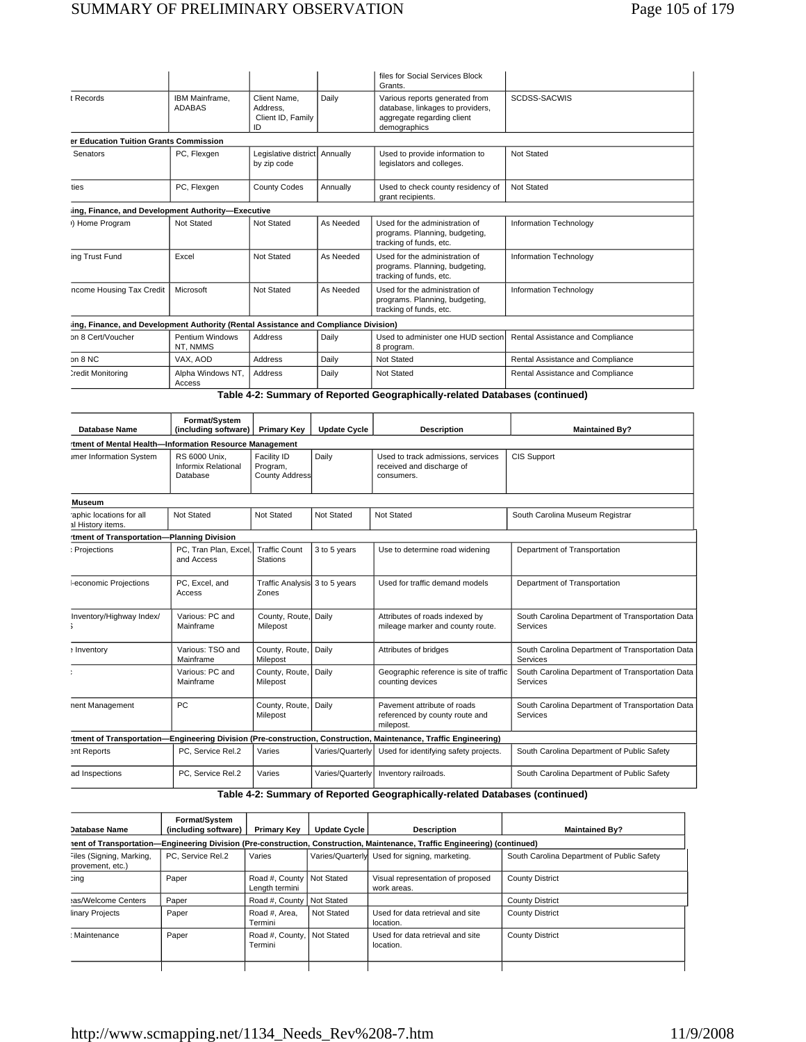| | | | | files for Social Services Block Grants. | |
|---|---|---|---|---|---|
| t Records | IBM Mainframe, ADABAS | Client Name, Address, Client ID, Family ID | Daily | Various reports generated from database, linkages to providers, aggregate regarding client demographics | SCDSS-SACWIS |
| **er Education Tuition Grants Commission** | | | | | |
| Senators | PC, Flexgen | Legislative district by zip code | Annually | Used to provide information to legislators and colleges. | Not Stated |
| ties | PC, Flexgen | County Codes | Annually | Used to check county residency of grant recipients. | Not Stated |
| **sing, Finance, and Development Authority—Executive** | | | | | |
| ) Home Program | Not Stated | Not Stated | As Needed | Used for the administration of programs. Planning, budgeting, tracking of funds, etc. | Information Technology |
| ing Trust Fund | Excel | Not Stated | As Needed | Used for the administration of programs. Planning, budgeting, tracking of funds, etc. | Information Technology |
| ncome Housing Tax Credit | Microsoft | Not Stated | As Needed | Used for the administration of programs. Planning, budgeting, tracking of funds, etc. | Information Technology |
| **sing, Finance, and Development Authority (Rental Assistance and Compliance Division)** | | | | | |
| on 8 Cert/Voucher | Pentium Windows NT, NMMS | Address | Daily | Used to administer one HUD section 8 program. | Rental Assistance and Compliance |
| on 8 NC | VAX, AOD | Address | Daily | Not Stated | Rental Assistance and Compliance |
| Credit Monitoring | Alpha Windows NT, Access | Address | Daily | Not Stated | Rental Assistance and Compliance |

**Table 4-2: Summary of Reported Geographically-related Databases (continued)**

| Database Name | Format/System (including software) | Primary Key | Update Cycle | Description | Maintained By? |
|---|---|---|---|---|---|
| **rtment of Mental Health—Information Resource Management** | | | | | |
| umer Information System | RS 6000 Unix, Informix Relational Database | Facility ID Program, County Address | Daily | Used to track admissions, services received and discharge of consumers. | CIS Support |
| **Museum** | | | | | |
| raphic locations for all al History items. | Not Stated | Not Stated | Not Stated | Not Stated | South Carolina Museum Registrar |
| **rtment of Transportation—Planning Division** | | | | | |
| : Projections | PC, Tran Plan, Excel, and Access | Traffic Count Stations | 3 to 5 years | Use to determine road widening | Department of Transportation |
| -economic Projections | PC, Excel, and Access | Traffic Analysis Zones | 3 to 5 years | Used for traffic demand models | Department of Transportation |
| Inventory/Highway Index/ | Various: PC and Mainframe | County, Route, Milepost | Daily | Attributes of roads indexed by mileage marker and county route. | South Carolina Department of Transportation Data Services |
| : Inventory | Various: TSO and Mainframe | County, Route, Milepost | Daily | Attributes of bridges | South Carolina Department of Transportation Data Services |
| : | Various: PC and Mainframe | County, Route, Milepost | Daily | Geographic reference is site of traffic counting devices | South Carolina Department of Transportation Data Services |
| nent Management | PC | County, Route, Milepost | Daily | Pavement attribute of roads referenced by county route and milepost. | South Carolina Department of Transportation Data Services |
| **rtment of Transportation—Engineering Division (Pre-construction, Construction, Maintenance, Traffic Engineering)** | | | | | |
| ent Reports | PC, Service Rel.2 | Varies | Varies/Quarterly | Used for identifying safety projects. | South Carolina Department of Public Safety |
| ad Inspections | PC, Service Rel.2 | Varies | Varies/Quarterly | Inventory railroads. | South Carolina Department of Public Safety |

**Table 4-2: Summary of Reported Geographically-related Databases (continued)**

| Database Name | Format/System (including software) | Primary Key | Update Cycle | Description | Maintained By? |
|---|---|---|---|---|---|
| **nent of Transportation—Engineering Division (Pre-construction, Construction, Maintenance, Traffic Engineering) (continued)** | | | | | |
| Files (Signing, Marking, provement, etc.) | PC, Service Rel.2 | Varies | Varies/Quarterly | Used for signing, marketing. | South Carolina Department of Public Safety |
| cing | Paper | Road #, County Length termini | Not Stated | Visual representation of proposed work areas. | County District |
| eas/Welcome Centers | Paper | Road #, County | Not Stated | | County District |
| linary Projects | Paper | Road #, Area, Termini | Not Stated | Used for data retrieval and site location. | County District |
| : Maintenance | Paper | Road #, County, Termini | Not Stated | Used for data retrieval and site location. | County District |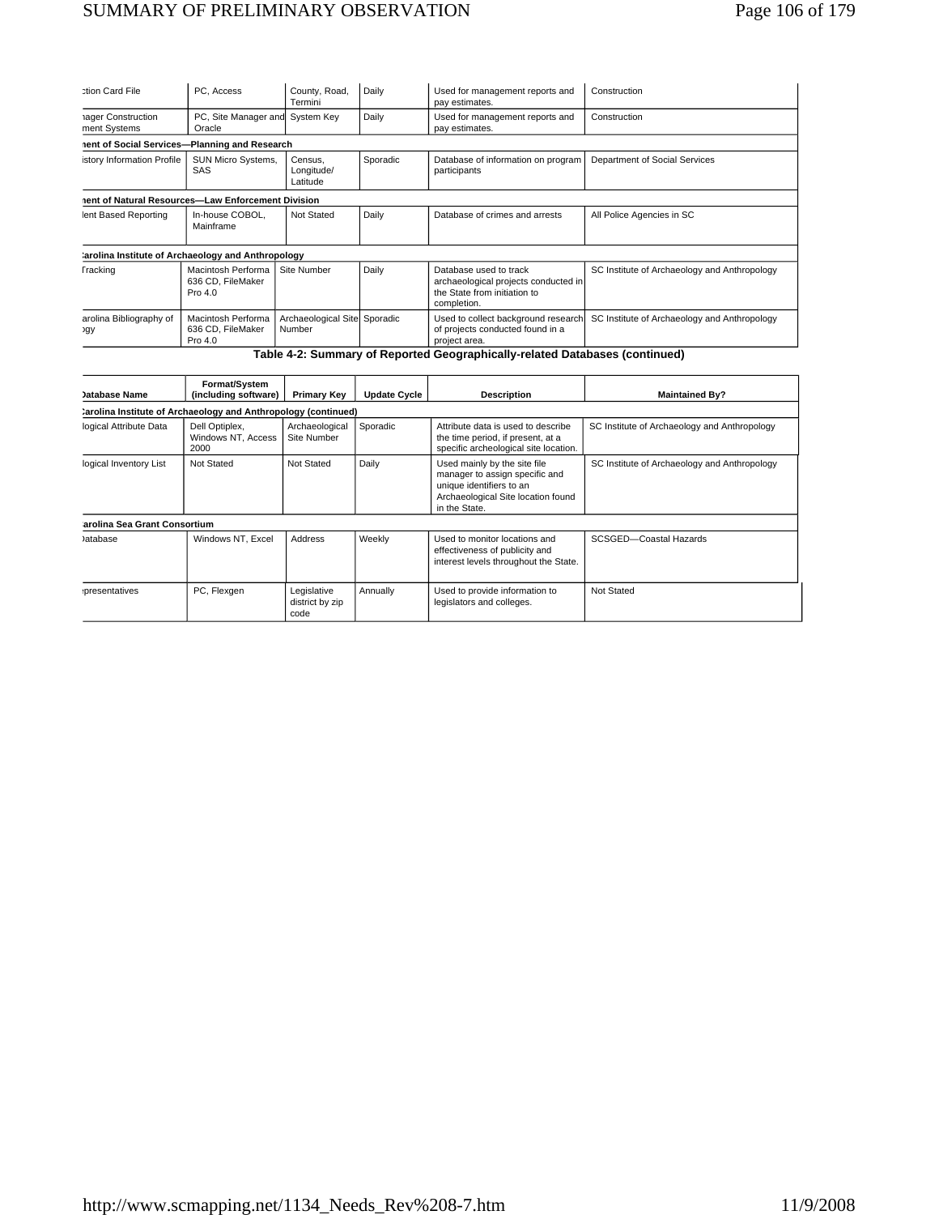| ction Card File | PC, Access | County, Road, Termini | Daily | Used for management reports and pay estimates. | Construction |
|---|---|---|---|---|---|
| nager Construction ment Systems | PC, Site Manager and Oracle | System Key | Daily | Used for management reports and pay estimates. | Construction |
| **nent of Social Services—Planning and Research** | | | | | |
| istory Information Profile | SUN Micro Systems, SAS | Census, Longitude/ Latitude | Sporadic | Database of information on program participants | Department of Social Services |
| **nent of Natural Resources—Law Enforcement Division** | | | | | |
| lent Based Reporting | In-house COBOL, Mainframe | Not Stated | Daily | Database of crimes and arrests | All Police Agencies in SC |
| **Carolina Institute of Archaeology and Anthropology** | | | | | |
| Tracking | Macintosh Performa 636 CD, FileMaker Pro 4.0 | Site Number | Daily | Database used to track archaeological projects conducted in the State from initiation to completion. | SC Institute of Archaeology and Anthropology |
| arolina Bibliography of ogy | Macintosh Performa 636 CD, FileMaker Pro 4.0 | Archaeological Site Number | Sporadic | Used to collect background research of projects conducted found in a project area. | SC Institute of Archaeology and Anthropology |

**Table 4-2: Summary of Reported Geographically-related Databases (continued)**

| Database Name | Format/System (including software) | Primary Key | Update Cycle | Description | Maintained By? |
|---|---|---|---|---|---|
| **Carolina Institute of Archaeology and Anthropology (continued)** | | | | | |
| logical Attribute Data | Dell Optiplex, Windows NT, Access 2000 | Archaeological Site Number | Sporadic | Attribute data is used to describe the time period, if present, at a specific archeological site location. | SC Institute of Archaeology and Anthropology |
| logical Inventory List | Not Stated | Not Stated | Daily | Used mainly by the site file manager to assign specific and unique identifiers to an Archaeological Site location found in the State. | SC Institute of Archaeology and Anthropology |
| **arolina Sea Grant Consortium** | | | | | |
| Database | Windows NT, Excel | Address | Weekly | Used to monitor locations and effectiveness of publicity and interest levels throughout the State. | SCSGED—Coastal Hazards |
| epresentatives | PC, Flexgen | Legislative district by zip code | Annually | Used to provide information to legislators and colleges. | Not Stated |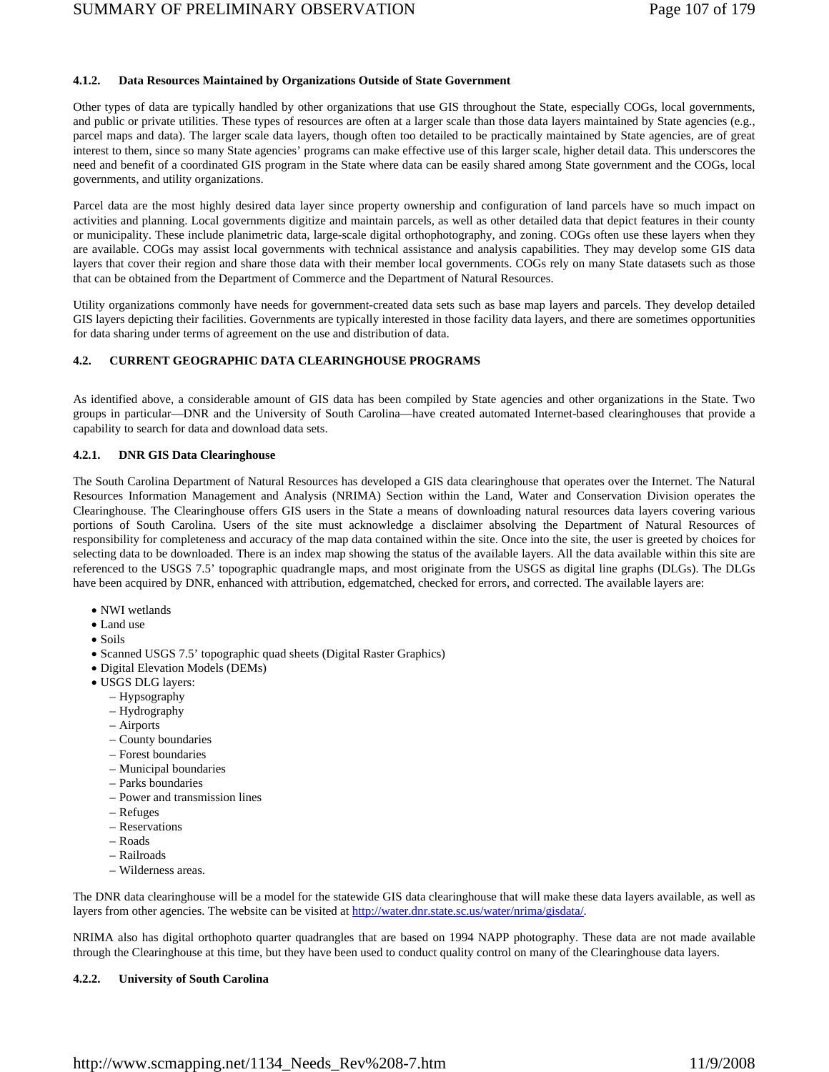#### 4.1.2. Data Resources Maintained by Organizations Outside of State Government

Other types of data are typically handled by other organizations that use GIS throughout the State, especially COGs, local governments, and public or private utilities. These types of resources are often at a larger scale than those data layers maintained by State agencies (e.g., parcel maps and data). The larger scale data layers, though often too detailed to be practically maintained by State agencies, are of great interest to them, since so many State agencies' programs can make effective use of this larger scale, higher detail data. This underscores the need and benefit of a coordinated GIS program in the State where data can be easily shared among State government and the COGs, local governments, and utility organizations.

Parcel data are the most highly desired data layer since property ownership and configuration of land parcels have so much impact on activities and planning. Local governments digitize and maintain parcels, as well as other detailed data that depict features in their county or municipality. These include planimetric data, large-scale digital orthophotography, and zoning. COGs often use these layers when they are available. COGs may assist local governments with technical assistance and analysis capabilities. They may develop some GIS data layers that cover their region and share those data with their member local governments. COGs rely on many State datasets such as those that can be obtained from the Department of Commerce and the Department of Natural Resources.

Utility organizations commonly have needs for government-created data sets such as base map layers and parcels. They develop detailed GIS layers depicting their facilities. Governments are typically interested in those facility data layers, and there are sometimes opportunities for data sharing under terms of agreement on the use and distribution of data.

### 4.2. CURRENT GEOGRAPHIC DATA CLEARINGHOUSE PROGRAMS

As identified above, a considerable amount of GIS data has been compiled by State agencies and other organizations in the State. Two groups in particular—DNR and the University of South Carolina—have created automated Internet-based clearinghouses that provide a capability to search for data and download data sets.

#### 4.2.1. DNR GIS Data Clearinghouse

The South Carolina Department of Natural Resources has developed a GIS data clearinghouse that operates over the Internet. The Natural Resources Information Management and Analysis (NRIMA) Section within the Land, Water and Conservation Division operates the Clearinghouse. The Clearinghouse offers GIS users in the State a means of downloading natural resources data layers covering various portions of South Carolina. Users of the site must acknowledge a disclaimer absolving the Department of Natural Resources of responsibility for completeness and accuracy of the map data contained within the site. Once into the site, the user is greeted by choices for selecting data to be downloaded. There is an index map showing the status of the available layers. All the data available within this site are referenced to the USGS 7.5' topographic quadrangle maps, and most originate from the USGS as digital line graphs (DLGs). The DLGs have been acquired by DNR, enhanced with attribution, edgematched, checked for errors, and corrected. The available layers are:

- NWI wetlands
- Land use
- Soils
- Scanned USGS 7.5' topographic quad sheets (Digital Raster Graphics)
- Digital Elevation Models (DEMs)
- USGS DLG layers:
  - Hypsography
  - Hydrography
  - Airports
  - County boundaries
  - Forest boundaries
  - Municipal boundaries
  - Parks boundaries
  - Power and transmission lines
  - Refuges
  - Reservations
  - Roads
  - Railroads
  - Wilderness areas.

The DNR data clearinghouse will be a model for the statewide GIS data clearinghouse that will make these data layers available, as well as layers from other agencies. The website can be visited at http://water.dnr.state.sc.us/water/nrima/gisdata/.

NRIMA also has digital orthophoto quarter quadrangles that are based on 1994 NAPP photography. These data are not made available through the Clearinghouse at this time, but they have been used to conduct quality control on many of the Clearinghouse data layers.

#### 4.2.2. University of South Carolina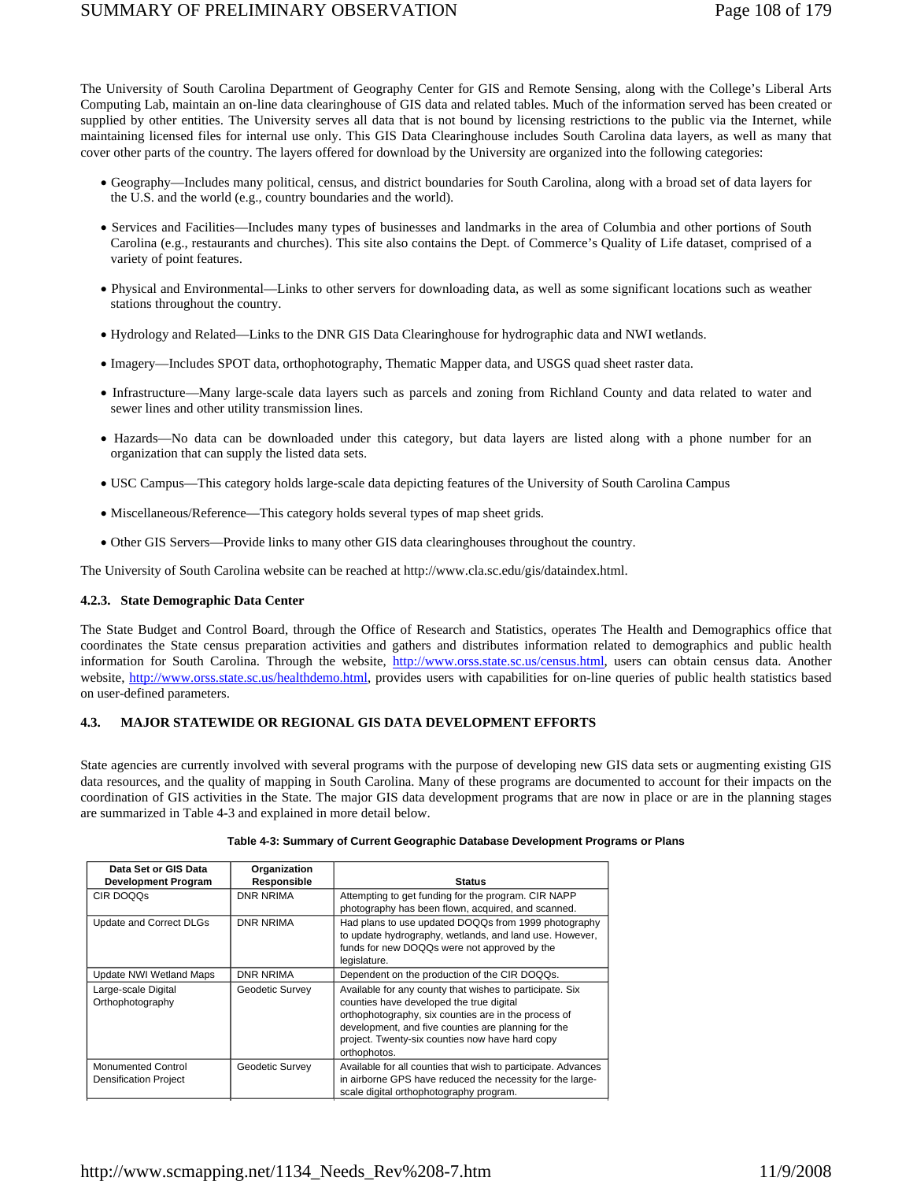The University of South Carolina Department of Geography Center for GIS and Remote Sensing, along with the College's Liberal Arts Computing Lab, maintain an on-line data clearinghouse of GIS data and related tables. Much of the information served has been created or supplied by other entities. The University serves all data that is not bound by licensing restrictions to the public via the Internet, while maintaining licensed files for internal use only. This GIS Data Clearinghouse includes South Carolina data layers, as well as many that cover other parts of the country. The layers offered for download by the University are organized into the following categories:

- Geography—Includes many political, census, and district boundaries for South Carolina, along with a broad set of data layers for the U.S. and the world (e.g., country boundaries and the world).
- Services and Facilities—Includes many types of businesses and landmarks in the area of Columbia and other portions of South Carolina (e.g., restaurants and churches). This site also contains the Dept. of Commerce's Quality of Life dataset, comprised of a variety of point features.
- Physical and Environmental—Links to other servers for downloading data, as well as some significant locations such as weather stations throughout the country.
- Hydrology and Related—Links to the DNR GIS Data Clearinghouse for hydrographic data and NWI wetlands.
- Imagery—Includes SPOT data, orthophotography, Thematic Mapper data, and USGS quad sheet raster data.
- Infrastructure—Many large-scale data layers such as parcels and zoning from Richland County and data related to water and sewer lines and other utility transmission lines.
- Hazards—No data can be downloaded under this category, but data layers are listed along with a phone number for an organization that can supply the listed data sets.
- USC Campus—This category holds large-scale data depicting features of the University of South Carolina Campus
- Miscellaneous/Reference—This category holds several types of map sheet grids.
- Other GIS Servers—Provide links to many other GIS data clearinghouses throughout the country.

The University of South Carolina website can be reached at http://www.cla.sc.edu/gis/dataindex.html.

#### 4.2.3. State Demographic Data Center

The State Budget and Control Board, through the Office of Research and Statistics, operates The Health and Demographics office that coordinates the State census preparation activities and gathers and distributes information related to demographics and public health information for South Carolina. Through the website, http://www.orss.state.sc.us/census.html, users can obtain census data. Another website, http://www.orss.state.sc.us/healthdemo.html, provides users with capabilities for on-line queries of public health statistics based on user-defined parameters.

### 4.3. MAJOR STATEWIDE OR REGIONAL GIS DATA DEVELOPMENT EFFORTS

State agencies are currently involved with several programs with the purpose of developing new GIS data sets or augmenting existing GIS data resources, and the quality of mapping in South Carolina. Many of these programs are documented to account for their impacts on the coordination of GIS activities in the State. The major GIS data development programs that are now in place or are in the planning stages are summarized in Table 4-3 and explained in more detail below.

**Table 4-3: Summary of Current Geographic Database Development Programs or Plans**

| Data Set or GIS Data Development Program | Organization Responsible | Status |
|---|---|---|
| CIR DOQQs | DNR NRIMA | Attempting to get funding for the program. CIR NAPP photography has been flown, acquired, and scanned. |
| Update and Correct DLGs | DNR NRIMA | Had plans to use updated DOQQs from 1999 photography to update hydrography, wetlands, and land use. However, funds for new DOQQs were not approved by the legislature. |
| Update NWI Wetland Maps | DNR NRIMA | Dependent on the production of the CIR DOQQs. |
| Large-scale Digital Orthophotography | Geodetic Survey | Available for any county that wishes to participate. Six counties have developed the true digital orthophotography, six counties are in the process of development, and five counties are planning for the project. Twenty-six counties now have hard copy orthophotos. |
| Monumented Control Densification Project | Geodetic Survey | Available for all counties that wish to participate. Advances in airborne GPS have reduced the necessity for the large-scale digital orthophotography program. |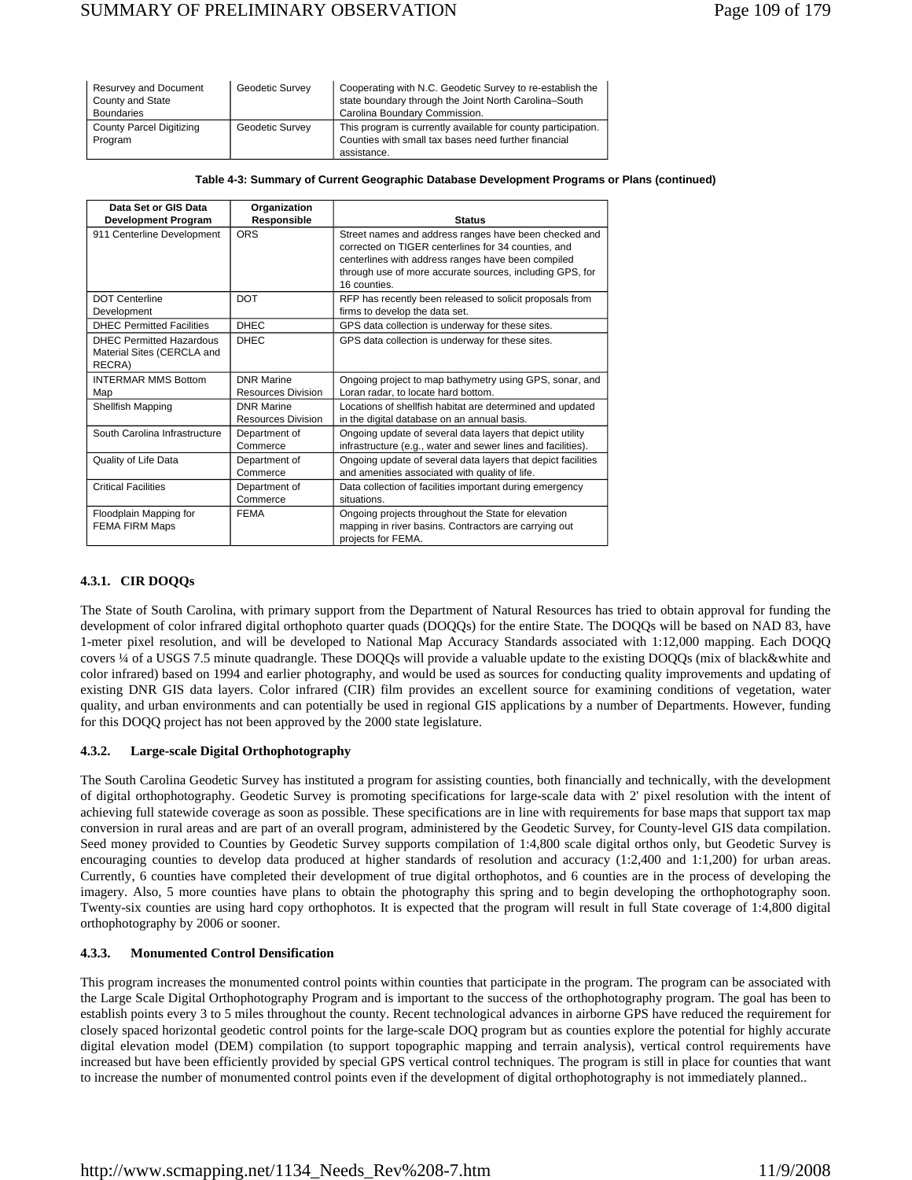| | | |
|---|---|---|
| Resurvey and Document County and State Boundaries | Geodetic Survey | Cooperating with N.C. Geodetic Survey to re-establish the state boundary through the Joint North Carolina–South Carolina Boundary Commission. |
| County Parcel Digitizing Program | Geodetic Survey | This program is currently available for county participation. Counties with small tax bases need further financial assistance. |

**Table 4-3: Summary of Current Geographic Database Development Programs or Plans (continued)**

| Data Set or GIS Data Development Program | Organization Responsible | Status |
|---|---|---|
| 911 Centerline Development | ORS | Street names and address ranges have been checked and corrected on TIGER centerlines for 34 counties, and centerlines with address ranges have been compiled through use of more accurate sources, including GPS, for 16 counties. |
| DOT Centerline Development | DOT | RFP has recently been released to solicit proposals from firms to develop the data set. |
| DHEC Permitted Facilities | DHEC | GPS data collection is underway for these sites. |
| DHEC Permitted Hazardous Material Sites (CERCLA and RECRA) | DHEC | GPS data collection is underway for these sites. |
| INTERMAR MMS Bottom Map | DNR Marine Resources Division | Ongoing project to map bathymetry using GPS, sonar, and Loran radar, to locate hard bottom. |
| Shellfish Mapping | DNR Marine Resources Division | Locations of shellfish habitat are determined and updated in the digital database on an annual basis. |
| South Carolina Infrastructure | Department of Commerce | Ongoing update of several data layers that depict utility infrastructure (e.g., water and sewer lines and facilities). |
| Quality of Life Data | Department of Commerce | Ongoing update of several data layers that depict facilities and amenities associated with quality of life. |
| Critical Facilities | Department of Commerce | Data collection of facilities important during emergency situations. |
| Floodplain Mapping for FEMA FIRM Maps | FEMA | Ongoing projects throughout the State for elevation mapping in river basins. Contractors are carrying out projects for FEMA. |

### 4.3.1. CIR DOQQs

The State of South Carolina, with primary support from the Department of Natural Resources has tried to obtain approval for funding the development of color infrared digital orthophoto quarter quads (DOQQs) for the entire State. The DOQQs will be based on NAD 83, have 1-meter pixel resolution, and will be developed to National Map Accuracy Standards associated with 1:12,000 mapping. Each DOQQ covers ¼ of a USGS 7.5 minute quadrangle. These DOQQs will provide a valuable update to the existing DOQQs (mix of black&white and color infrared) based on 1994 and earlier photography, and would be used as sources for conducting quality improvements and updating of existing DNR GIS data layers. Color infrared (CIR) film provides an excellent source for examining conditions of vegetation, water quality, and urban environments and can potentially be used in regional GIS applications by a number of Departments. However, funding for this DOQQ project has not been approved by the 2000 state legislature.

### 4.3.2. Large-scale Digital Orthophotography

The South Carolina Geodetic Survey has instituted a program for assisting counties, both financially and technically, with the development of digital orthophotography. Geodetic Survey is promoting specifications for large-scale data with 2' pixel resolution with the intent of achieving full statewide coverage as soon as possible. These specifications are in line with requirements for base maps that support tax map conversion in rural areas and are part of an overall program, administered by the Geodetic Survey, for County-level GIS data compilation. Seed money provided to Counties by Geodetic Survey supports compilation of 1:4,800 scale digital orthos only, but Geodetic Survey is encouraging counties to develop data produced at higher standards of resolution and accuracy (1:2,400 and 1:1,200) for urban areas. Currently, 6 counties have completed their development of true digital orthophotos, and 6 counties are in the process of developing the imagery. Also, 5 more counties have plans to obtain the photography this spring and to begin developing the orthophotography soon. Twenty-six counties are using hard copy orthophotos. It is expected that the program will result in full State coverage of 1:4,800 digital orthophotography by 2006 or sooner.

### 4.3.3. Monumented Control Densification

This program increases the monumented control points within counties that participate in the program. The program can be associated with the Large Scale Digital Orthophotography Program and is important to the success of the orthophotography program. The goal has been to establish points every 3 to 5 miles throughout the county. Recent technological advances in airborne GPS have reduced the requirement for closely spaced horizontal geodetic control points for the large-scale DOQ program but as counties explore the potential for highly accurate digital elevation model (DEM) compilation (to support topographic mapping and terrain analysis), vertical control requirements have increased but have been efficiently provided by special GPS vertical control techniques. The program is still in place for counties that want to increase the number of monumented control points even if the development of digital orthophotography is not immediately planned..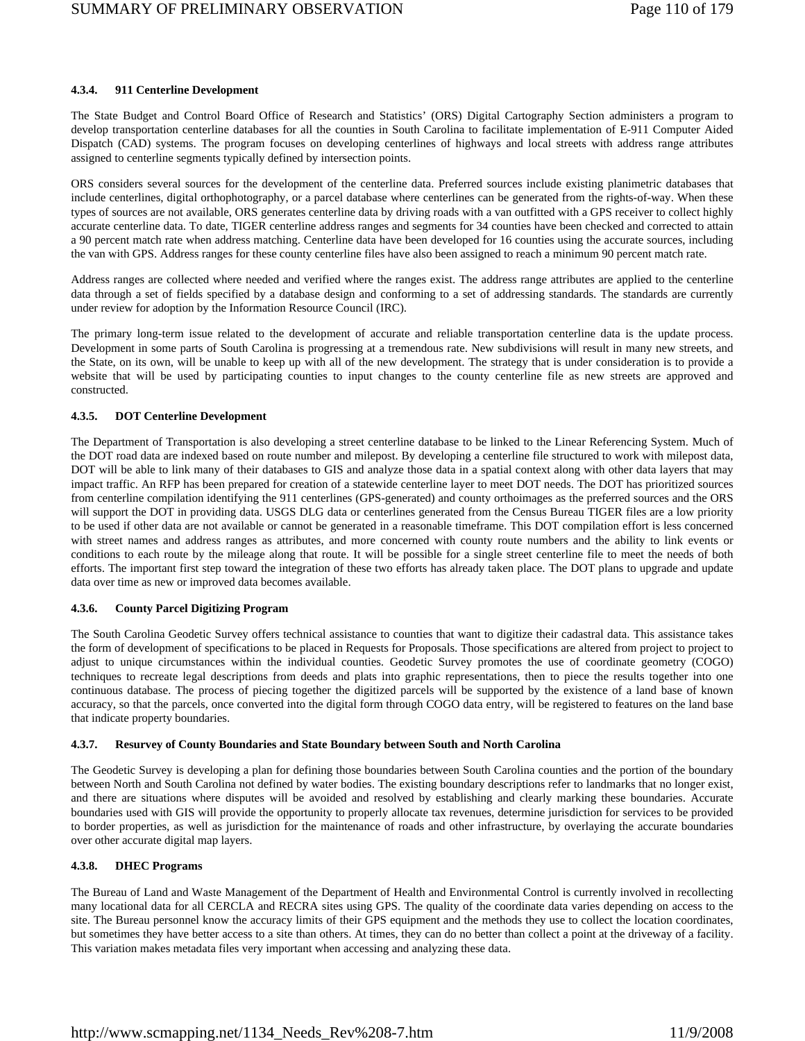#### 4.3.4. 911 Centerline Development

The State Budget and Control Board Office of Research and Statistics' (ORS) Digital Cartography Section administers a program to develop transportation centerline databases for all the counties in South Carolina to facilitate implementation of E-911 Computer Aided Dispatch (CAD) systems. The program focuses on developing centerlines of highways and local streets with address range attributes assigned to centerline segments typically defined by intersection points.

ORS considers several sources for the development of the centerline data. Preferred sources include existing planimetric databases that include centerlines, digital orthophotography, or a parcel database where centerlines can be generated from the rights-of-way. When these types of sources are not available, ORS generates centerline data by driving roads with a van outfitted with a GPS receiver to collect highly accurate centerline data. To date, TIGER centerline address ranges and segments for 34 counties have been checked and corrected to attain a 90 percent match rate when address matching. Centerline data have been developed for 16 counties using the accurate sources, including the van with GPS. Address ranges for these county centerline files have also been assigned to reach a minimum 90 percent match rate.

Address ranges are collected where needed and verified where the ranges exist. The address range attributes are applied to the centerline data through a set of fields specified by a database design and conforming to a set of addressing standards. The standards are currently under review for adoption by the Information Resource Council (IRC).

The primary long-term issue related to the development of accurate and reliable transportation centerline data is the update process. Development in some parts of South Carolina is progressing at a tremendous rate. New subdivisions will result in many new streets, and the State, on its own, will be unable to keep up with all of the new development. The strategy that is under consideration is to provide a website that will be used by participating counties to input changes to the county centerline file as new streets are approved and constructed.

#### 4.3.5. DOT Centerline Development

The Department of Transportation is also developing a street centerline database to be linked to the Linear Referencing System. Much of the DOT road data are indexed based on route number and milepost. By developing a centerline file structured to work with milepost data, DOT will be able to link many of their databases to GIS and analyze those data in a spatial context along with other data layers that may impact traffic. An RFP has been prepared for creation of a statewide centerline layer to meet DOT needs. The DOT has prioritized sources from centerline compilation identifying the 911 centerlines (GPS-generated) and county orthoimages as the preferred sources and the ORS will support the DOT in providing data. USGS DLG data or centerlines generated from the Census Bureau TIGER files are a low priority to be used if other data are not available or cannot be generated in a reasonable timeframe. This DOT compilation effort is less concerned with street names and address ranges as attributes, and more concerned with county route numbers and the ability to link events or conditions to each route by the mileage along that route. It will be possible for a single street centerline file to meet the needs of both efforts. The important first step toward the integration of these two efforts has already taken place. The DOT plans to upgrade and update data over time as new or improved data becomes available.

#### 4.3.6. County Parcel Digitizing Program

The South Carolina Geodetic Survey offers technical assistance to counties that want to digitize their cadastral data. This assistance takes the form of development of specifications to be placed in Requests for Proposals. Those specifications are altered from project to project to adjust to unique circumstances within the individual counties. Geodetic Survey promotes the use of coordinate geometry (COGO) techniques to recreate legal descriptions from deeds and plats into graphic representations, then to piece the results together into one continuous database. The process of piecing together the digitized parcels will be supported by the existence of a land base of known accuracy, so that the parcels, once converted into the digital form through COGO data entry, will be registered to features on the land base that indicate property boundaries.

#### 4.3.7. Resurvey of County Boundaries and State Boundary between South and North Carolina

The Geodetic Survey is developing a plan for defining those boundaries between South Carolina counties and the portion of the boundary between North and South Carolina not defined by water bodies. The existing boundary descriptions refer to landmarks that no longer exist, and there are situations where disputes will be avoided and resolved by establishing and clearly marking these boundaries. Accurate boundaries used with GIS will provide the opportunity to properly allocate tax revenues, determine jurisdiction for services to be provided to border properties, as well as jurisdiction for the maintenance of roads and other infrastructure, by overlaying the accurate boundaries over other accurate digital map layers.

#### 4.3.8. DHEC Programs

The Bureau of Land and Waste Management of the Department of Health and Environmental Control is currently involved in recollecting many locational data for all CERCLA and RECRA sites using GPS. The quality of the coordinate data varies depending on access to the site. The Bureau personnel know the accuracy limits of their GPS equipment and the methods they use to collect the location coordinates, but sometimes they have better access to a site than others. At times, they can do no better than collect a point at the driveway of a facility. This variation makes metadata files very important when accessing and analyzing these data.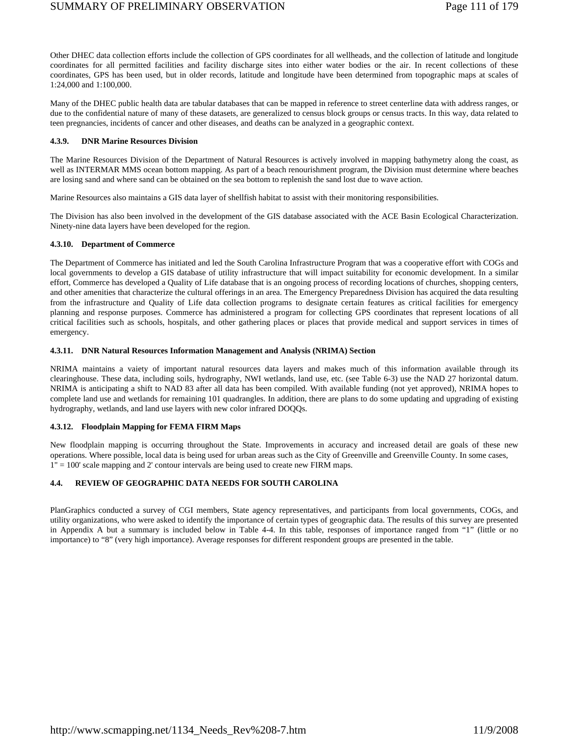Other DHEC data collection efforts include the collection of GPS coordinates for all wellheads, and the collection of latitude and longitude coordinates for all permitted facilities and facility discharge sites into either water bodies or the air. In recent collections of these coordinates, GPS has been used, but in older records, latitude and longitude have been determined from topographic maps at scales of 1:24,000 and 1:100,000.

Many of the DHEC public health data are tabular databases that can be mapped in reference to street centerline data with address ranges, or due to the confidential nature of many of these datasets, are generalized to census block groups or census tracts. In this way, data related to teen pregnancies, incidents of cancer and other diseases, and deaths can be analyzed in a geographic context.

#### 4.3.9. DNR Marine Resources Division

The Marine Resources Division of the Department of Natural Resources is actively involved in mapping bathymetry along the coast, as well as INTERMAR MMS ocean bottom mapping. As part of a beach renourishment program, the Division must determine where beaches are losing sand and where sand can be obtained on the sea bottom to replenish the sand lost due to wave action.

Marine Resources also maintains a GIS data layer of shellfish habitat to assist with their monitoring responsibilities.

The Division has also been involved in the development of the GIS database associated with the ACE Basin Ecological Characterization. Ninety-nine data layers have been developed for the region.

#### 4.3.10. Department of Commerce

The Department of Commerce has initiated and led the South Carolina Infrastructure Program that was a cooperative effort with COGs and local governments to develop a GIS database of utility infrastructure that will impact suitability for economic development. In a similar effort, Commerce has developed a Quality of Life database that is an ongoing process of recording locations of churches, shopping centers, and other amenities that characterize the cultural offerings in an area. The Emergency Preparedness Division has acquired the data resulting from the infrastructure and Quality of Life data collection programs to designate certain features as critical facilities for emergency planning and response purposes. Commerce has administered a program for collecting GPS coordinates that represent locations of all critical facilities such as schools, hospitals, and other gathering places or places that provide medical and support services in times of emergency.

#### 4.3.11. DNR Natural Resources Information Management and Analysis (NRIMA) Section

NRIMA maintains a vaiety of important natural resources data layers and makes much of this information available through its clearinghouse. These data, including soils, hydrography, NWI wetlands, land use, etc. (see Table 6-3) use the NAD 27 horizontal datum. NRIMA is anticipating a shift to NAD 83 after all data has been compiled. With available funding (not yet approved), NRIMA hopes to complete land use and wetlands for remaining 101 quadrangles. In addition, there are plans to do some updating and upgrading of existing hydrography, wetlands, and land use layers with new color infrared DOQQs.

#### 4.3.12. Floodplain Mapping for FEMA FIRM Maps

New floodplain mapping is occurring throughout the State. Improvements in accuracy and increased detail are goals of these new operations. Where possible, local data is being used for urban areas such as the City of Greenville and Greenville County. In some cases, 1" = 100' scale mapping and 2' contour intervals are being used to create new FIRM maps.

### 4.4. REVIEW OF GEOGRAPHIC DATA NEEDS FOR SOUTH CAROLINA

PlanGraphics conducted a survey of CGI members, State agency representatives, and participants from local governments, COGs, and utility organizations, who were asked to identify the importance of certain types of geographic data. The results of this survey are presented in Appendix A but a summary is included below in Table 4-4. In this table, responses of importance ranged from "1" (little or no importance) to "8" (very high importance). Average responses for different respondent groups are presented in the table.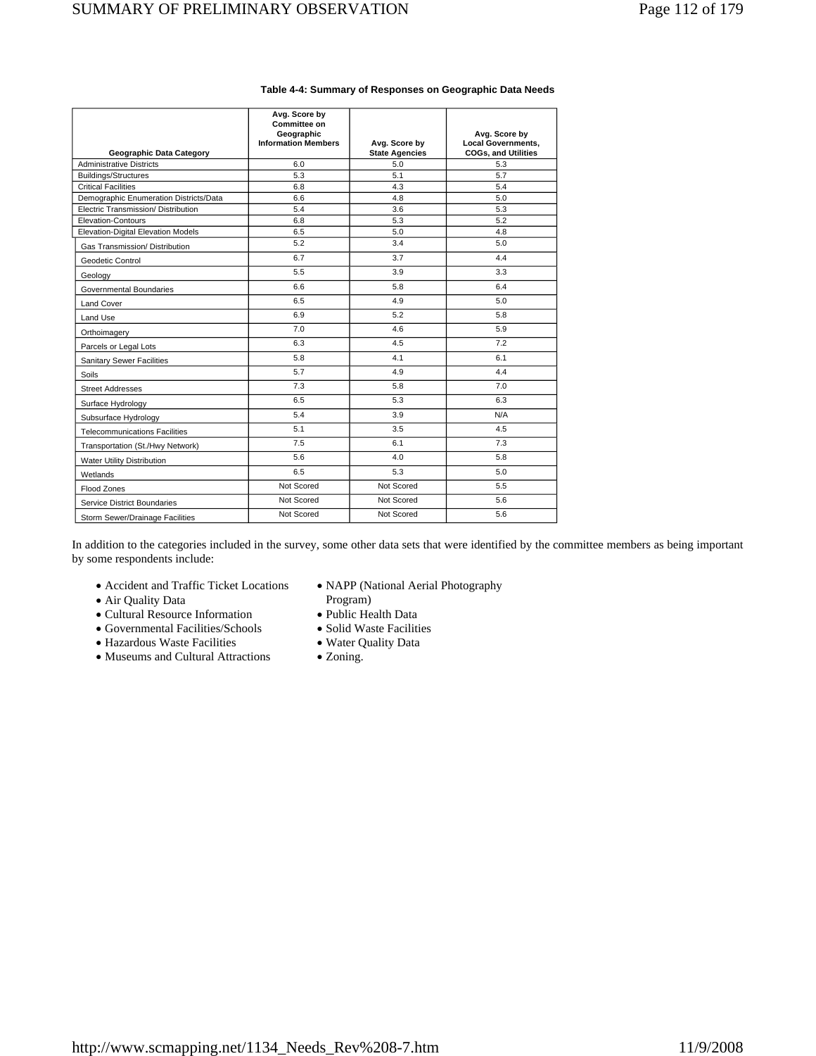**Table 4-4: Summary of Responses on Geographic Data Needs**

| Geographic Data Category | Avg. Score by Committee on Geographic Information Members | Avg. Score by State Agencies | Avg. Score by Local Governments, COGs, and Utilities |
|---|---|---|---|
| Administrative Districts | 6.0 | 5.0 | 5.3 |
| Buildings/Structures | 5.3 | 5.1 | 5.7 |
| Critical Facilities | 6.8 | 4.3 | 5.4 |
| Demographic Enumeration Districts/Data | 6.6 | 4.8 | 5.0 |
| Electric Transmission/ Distribution | 5.4 | 3.6 | 5.3 |
| Elevation-Contours | 6.8 | 5.3 | 5.2 |
| Elevation-Digital Elevation Models | 6.5 | 5.0 | 4.8 |
| Gas Transmission/ Distribution | 5.2 | 3.4 | 5.0 |
| Geodetic Control | 6.7 | 3.7 | 4.4 |
| Geology | 5.5 | 3.9 | 3.3 |
| Governmental Boundaries | 6.6 | 5.8 | 6.4 |
| Land Cover | 6.5 | 4.9 | 5.0 |
| Land Use | 6.9 | 5.2 | 5.8 |
| Orthoimagery | 7.0 | 4.6 | 5.9 |
| Parcels or Legal Lots | 6.3 | 4.5 | 7.2 |
| Sanitary Sewer Facilities | 5.8 | 4.1 | 6.1 |
| Soils | 5.7 | 4.9 | 4.4 |
| Street Addresses | 7.3 | 5.8 | 7.0 |
| Surface Hydrology | 6.5 | 5.3 | 6.3 |
| Subsurface Hydrology | 5.4 | 3.9 | N/A |
| Telecommunications Facilities | 5.1 | 3.5 | 4.5 |
| Transportation (St./Hwy Network) | 7.5 | 6.1 | 7.3 |
| Water Utility Distribution | 5.6 | 4.0 | 5.8 |
| Wetlands | 6.5 | 5.3 | 5.0 |
| Flood Zones | Not Scored | Not Scored | 5.5 |
| Service District Boundaries | Not Scored | Not Scored | 5.6 |
| Storm Sewer/Drainage Facilities | Not Scored | Not Scored | 5.6 |

In addition to the categories included in the survey, some other data sets that were identified by the committee members as being important by some respondents include:

- Accident and Traffic Ticket Locations
- Air Quality Data
- Cultural Resource Information
- Governmental Facilities/Schools
- Hazardous Waste Facilities
- Museums and Cultural Attractions
- NAPP (National Aerial Photography Program)
- Public Health Data
- Solid Waste Facilities
- Water Quality Data
- Zoning.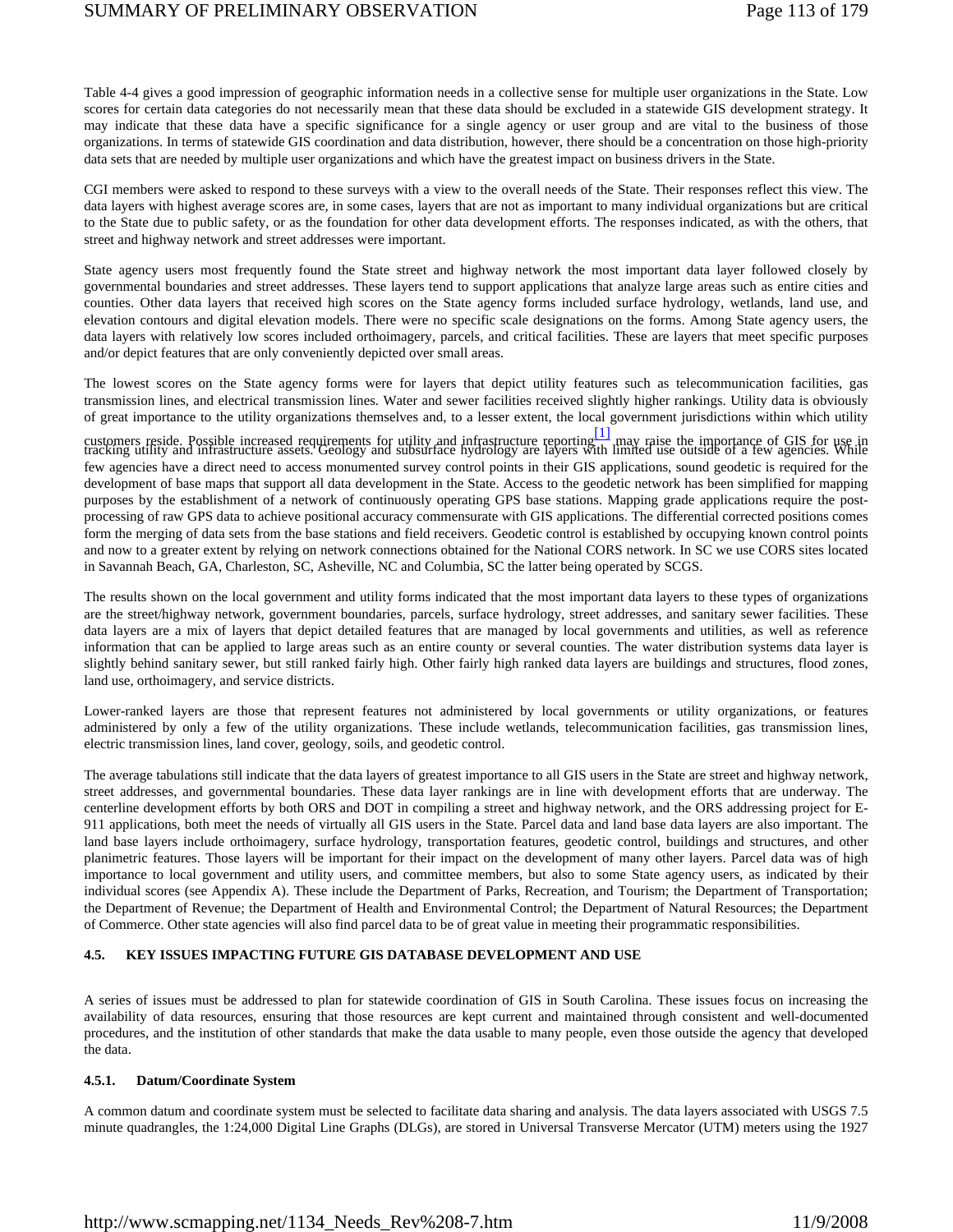Table 4-4 gives a good impression of geographic information needs in a collective sense for multiple user organizations in the State. Low scores for certain data categories do not necessarily mean that these data should be excluded in a statewide GIS development strategy. It may indicate that these data have a specific significance for a single agency or user group and are vital to the business of those organizations. In terms of statewide GIS coordination and data distribution, however, there should be a concentration on those high-priority data sets that are needed by multiple user organizations and which have the greatest impact on business drivers in the State.

CGI members were asked to respond to these surveys with a view to the overall needs of the State. Their responses reflect this view. The data layers with highest average scores are, in some cases, layers that are not as important to many individual organizations but are critical to the State due to public safety, or as the foundation for other data development efforts. The responses indicated, as with the others, that street and highway network and street addresses were important.

State agency users most frequently found the State street and highway network the most important data layer followed closely by governmental boundaries and street addresses. These layers tend to support applications that analyze large areas such as entire cities and counties. Other data layers that received high scores on the State agency forms included surface hydrology, wetlands, land use, and elevation contours and digital elevation models. There were no specific scale designations on the forms. Among State agency users, the data layers with relatively low scores included orthoimagery, parcels, and critical facilities. These are layers that meet specific purposes and/or depict features that are only conveniently depicted over small areas.

The lowest scores on the State agency forms were for layers that depict utility features such as telecommunication facilities, gas transmission lines, and electrical transmission lines. Water and sewer facilities received slightly higher rankings. Utility data is obviously of great importance to the utility organizations themselves and, to a lesser extent, the local government jurisdictions within which utility customers reside. Possible increased requirements for utility and infrastructure reporting[1] may raise the importance of GIS for use in tracking utility and infrastructure assets. Geology and subsurface hydrology are layers with limited use outside of a few agencies. While few agencies have a direct need to access monumented survey control points in their GIS applications, sound geodetic is required for the development of base maps that support all data development in the State. Access to the geodetic network has been simplified for mapping purposes by the establishment of a network of continuously operating GPS base stations. Mapping grade applications require the post-processing of raw GPS data to achieve positional accuracy commensurate with GIS applications. The differential corrected positions comes form the merging of data sets from the base stations and field receivers. Geodetic control is established by occupying known control points and now to a greater extent by relying on network connections obtained for the National CORS network. In SC we use CORS sites located in Savannah Beach, GA, Charleston, SC, Asheville, NC and Columbia, SC the latter being operated by SCGS.

The results shown on the local government and utility forms indicated that the most important data layers to these types of organizations are the street/highway network, government boundaries, parcels, surface hydrology, street addresses, and sanitary sewer facilities. These data layers are a mix of layers that depict detailed features that are managed by local governments and utilities, as well as reference information that can be applied to large areas such as an entire county or several counties. The water distribution systems data layer is slightly behind sanitary sewer, but still ranked fairly high. Other fairly high ranked data layers are buildings and structures, flood zones, land use, orthoimagery, and service districts.

Lower-ranked layers are those that represent features not administered by local governments or utility organizations, or features administered by only a few of the utility organizations. These include wetlands, telecommunication facilities, gas transmission lines, electric transmission lines, land cover, geology, soils, and geodetic control.

The average tabulations still indicate that the data layers of greatest importance to all GIS users in the State are street and highway network, street addresses, and governmental boundaries. These data layer rankings are in line with development efforts that are underway. The centerline development efforts by both ORS and DOT in compiling a street and highway network, and the ORS addressing project for E-911 applications, both meet the needs of virtually all GIS users in the State. Parcel data and land base data layers are also important. The land base layers include orthoimagery, surface hydrology, transportation features, geodetic control, buildings and structures, and other planimetric features. Those layers will be important for their impact on the development of many other layers. Parcel data was of high importance to local government and utility users, and committee members, but also to some State agency users, as indicated by their individual scores (see Appendix A). These include the Department of Parks, Recreation, and Tourism; the Department of Transportation; the Department of Revenue; the Department of Health and Environmental Control; the Department of Natural Resources; the Department of Commerce. Other state agencies will also find parcel data to be of great value in meeting their programmatic responsibilities.

### 4.5. KEY ISSUES IMPACTING FUTURE GIS DATABASE DEVELOPMENT AND USE

A series of issues must be addressed to plan for statewide coordination of GIS in South Carolina. These issues focus on increasing the availability of data resources, ensuring that those resources are kept current and maintained through consistent and well-documented procedures, and the institution of other standards that make the data usable to many people, even those outside the agency that developed the data.

#### 4.5.1. Datum/Coordinate System

A common datum and coordinate system must be selected to facilitate data sharing and analysis. The data layers associated with USGS 7.5 minute quadrangles, the 1:24,000 Digital Line Graphs (DLGs), are stored in Universal Transverse Mercator (UTM) meters using the 1927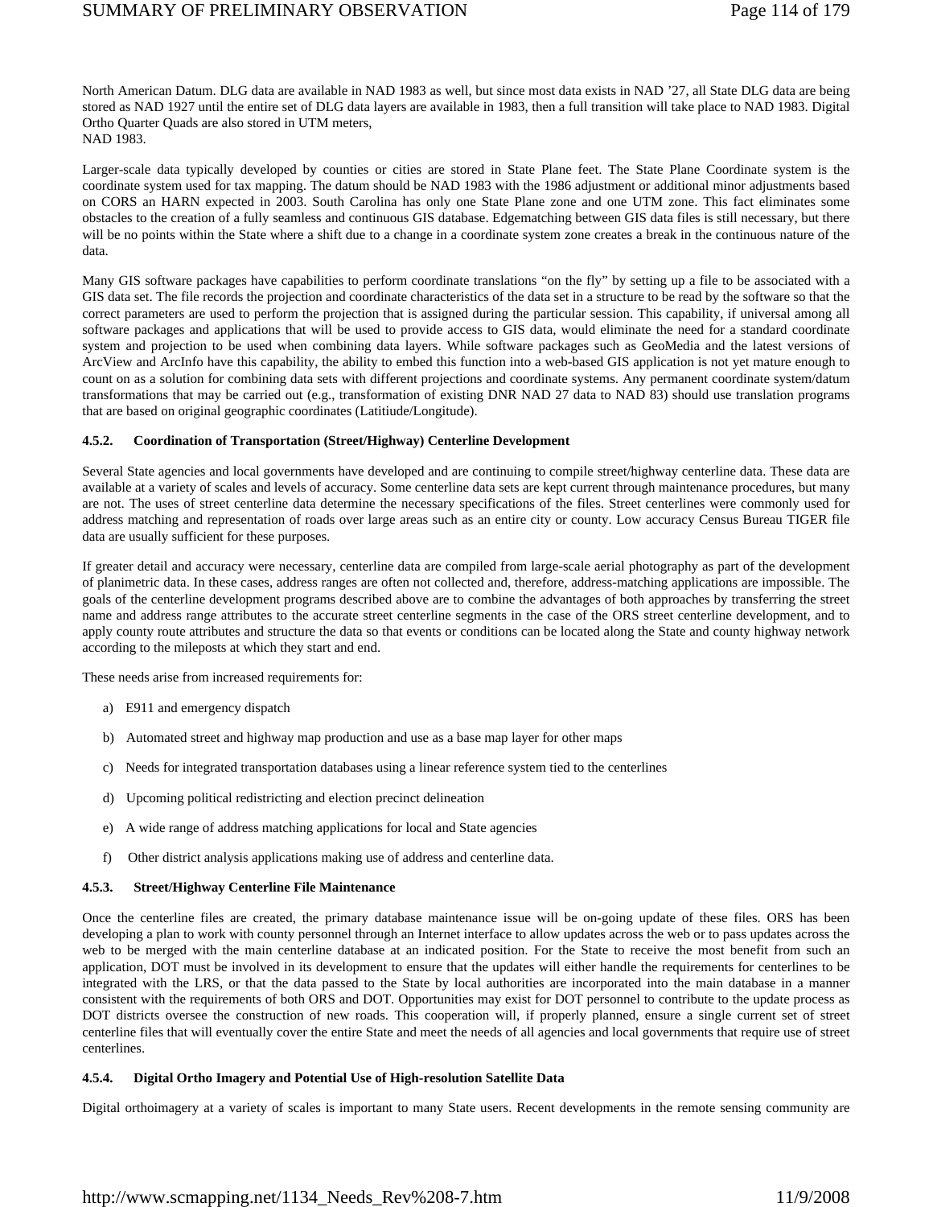North American Datum. DLG data are available in NAD 1983 as well, but since most data exists in NAD '27, all State DLG data are being stored as NAD 1927 until the entire set of DLG data layers are available in 1983, then a full transition will take place to NAD 1983. Digital Ortho Quarter Quads are also stored in UTM meters,
NAD 1983.

Larger-scale data typically developed by counties or cities are stored in State Plane feet. The State Plane Coordinate system is the coordinate system used for tax mapping. The datum should be NAD 1983 with the 1986 adjustment or additional minor adjustments based on CORS an HARN expected in 2003. South Carolina has only one State Plane zone and one UTM zone. This fact eliminates some obstacles to the creation of a fully seamless and continuous GIS database. Edgematching between GIS data files is still necessary, but there will be no points within the State where a shift due to a change in a coordinate system zone creates a break in the continuous nature of the data.

Many GIS software packages have capabilities to perform coordinate translations "on the fly" by setting up a file to be associated with a GIS data set. The file records the projection and coordinate characteristics of the data set in a structure to be read by the software so that the correct parameters are used to perform the projection that is assigned during the particular session. This capability, if universal among all software packages and applications that will be used to provide access to GIS data, would eliminate the need for a standard coordinate system and projection to be used when combining data layers. While software packages such as GeoMedia and the latest versions of ArcView and ArcInfo have this capability, the ability to embed this function into a web-based GIS application is not yet mature enough to count on as a solution for combining data sets with different projections and coordinate systems. Any permanent coordinate system/datum transformations that may be carried out (e.g., transformation of existing DNR NAD 27 data to NAD 83) should use translation programs that are based on original geographic coordinates (Latitiude/Longitude).

#### 4.5.2. Coordination of Transportation (Street/Highway) Centerline Development

Several State agencies and local governments have developed and are continuing to compile street/highway centerline data. These data are available at a variety of scales and levels of accuracy. Some centerline data sets are kept current through maintenance procedures, but many are not. The uses of street centerline data determine the necessary specifications of the files. Street centerlines were commonly used for address matching and representation of roads over large areas such as an entire city or county. Low accuracy Census Bureau TIGER file data are usually sufficient for these purposes.

If greater detail and accuracy were necessary, centerline data are compiled from large-scale aerial photography as part of the development of planimetric data. In these cases, address ranges are often not collected and, therefore, address-matching applications are impossible. The goals of the centerline development programs described above are to combine the advantages of both approaches by transferring the street name and address range attributes to the accurate street centerline segments in the case of the ORS street centerline development, and to apply county route attributes and structure the data so that events or conditions can be located along the State and county highway network according to the mileposts at which they start and end.

These needs arise from increased requirements for:

a) E911 and emergency dispatch

b) Automated street and highway map production and use as a base map layer for other maps

c) Needs for integrated transportation databases using a linear reference system tied to the centerlines

d) Upcoming political redistricting and election precinct delineation

e) A wide range of address matching applications for local and State agencies

f) Other district analysis applications making use of address and centerline data.

#### 4.5.3. Street/Highway Centerline File Maintenance

Once the centerline files are created, the primary database maintenance issue will be on-going update of these files. ORS has been developing a plan to work with county personnel through an Internet interface to allow updates across the web or to pass updates across the web to be merged with the main centerline database at an indicated position. For the State to receive the most benefit from such an application, DOT must be involved in its development to ensure that the updates will either handle the requirements for centerlines to be integrated with the LRS, or that the data passed to the State by local authorities are incorporated into the main database in a manner consistent with the requirements of both ORS and DOT. Opportunities may exist for DOT personnel to contribute to the update process as DOT districts oversee the construction of new roads. This cooperation will, if properly planned, ensure a single current set of street centerline files that will eventually cover the entire State and meet the needs of all agencies and local governments that require use of street centerlines.

#### 4.5.4. Digital Ortho Imagery and Potential Use of High-resolution Satellite Data

Digital orthoimagery at a variety of scales is important to many State users. Recent developments in the remote sensing community are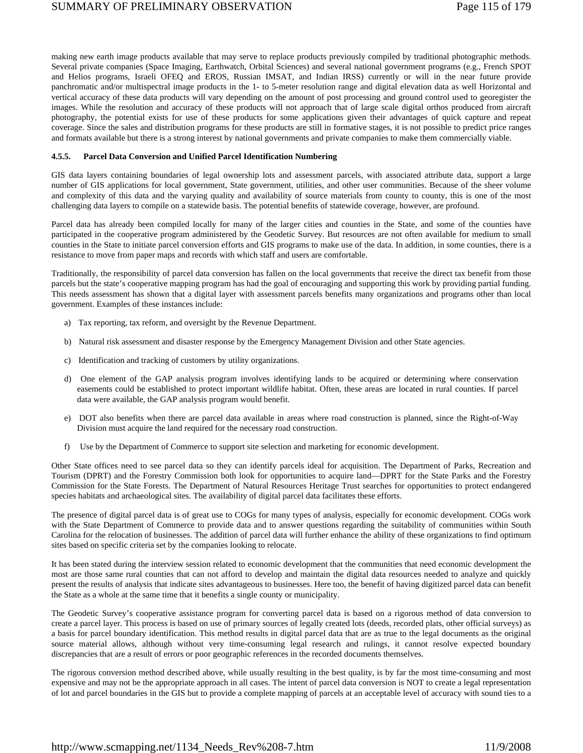making new earth image products available that may serve to replace products previously compiled by traditional photographic methods. Several private companies (Space Imaging, Earthwatch, Orbital Sciences) and several national government programs (e.g., French SPOT and Helios programs, Israeli OFEQ and EROS, Russian IMSAT, and Indian IRSS) currently or will in the near future provide panchromatic and/or multispectral image products in the 1- to 5-meter resolution range and digital elevation data as well Horizontal and vertical accuracy of these data products will vary depending on the amount of post processing and ground control used to georegister the images. While the resolution and accuracy of these products will not approach that of large scale digital orthos produced from aircraft photography, the potential exists for use of these products for some applications given their advantages of quick capture and repeat coverage. Since the sales and distribution programs for these products are still in formative stages, it is not possible to predict price ranges and formats available but there is a strong interest by national governments and private companies to make them commercially viable.

#### 4.5.5. Parcel Data Conversion and Unified Parcel Identification Numbering

GIS data layers containing boundaries of legal ownership lots and assessment parcels, with associated attribute data, support a large number of GIS applications for local government, State government, utilities, and other user communities. Because of the sheer volume and complexity of this data and the varying quality and availability of source materials from county to county, this is one of the most challenging data layers to compile on a statewide basis. The potential benefits of statewide coverage, however, are profound.

Parcel data has already been compiled locally for many of the larger cities and counties in the State, and some of the counties have participated in the cooperative program administered by the Geodetic Survey. But resources are not often available for medium to small counties in the State to initiate parcel conversion efforts and GIS programs to make use of the data. In addition, in some counties, there is a resistance to move from paper maps and records with which staff and users are comfortable.

Traditionally, the responsibility of parcel data conversion has fallen on the local governments that receive the direct tax benefit from those parcels but the state's cooperative mapping program has had the goal of encouraging and supporting this work by providing partial funding. This needs assessment has shown that a digital layer with assessment parcels benefits many organizations and programs other than local government. Examples of these instances include:

a) Tax reporting, tax reform, and oversight by the Revenue Department.

b) Natural risk assessment and disaster response by the Emergency Management Division and other State agencies.

c) Identification and tracking of customers by utility organizations.

d) One element of the GAP analysis program involves identifying lands to be acquired or determining where conservation easements could be established to protect important wildlife habitat. Often, these areas are located in rural counties. If parcel data were available, the GAP analysis program would benefit.

e) DOT also benefits when there are parcel data available in areas where road construction is planned, since the Right-of-Way Division must acquire the land required for the necessary road construction.

f) Use by the Department of Commerce to support site selection and marketing for economic development.

Other State offices need to see parcel data so they can identify parcels ideal for acquisition. The Department of Parks, Recreation and Tourism (DPRT) and the Forestry Commission both look for opportunities to acquire land—DPRT for the State Parks and the Forestry Commission for the State Forests. The Department of Natural Resources Heritage Trust searches for opportunities to protect endangered species habitats and archaeological sites. The availability of digital parcel data facilitates these efforts.

The presence of digital parcel data is of great use to COGs for many types of analysis, especially for economic development. COGs work with the State Department of Commerce to provide data and to answer questions regarding the suitability of communities within South Carolina for the relocation of businesses. The addition of parcel data will further enhance the ability of these organizations to find optimum sites based on specific criteria set by the companies looking to relocate.

It has been stated during the interview session related to economic development that the communities that need economic development the most are those same rural counties that can not afford to develop and maintain the digital data resources needed to analyze and quickly present the results of analysis that indicate sites advantageous to businesses. Here too, the benefit of having digitized parcel data can benefit the State as a whole at the same time that it benefits a single county or municipality.

The Geodetic Survey's cooperative assistance program for converting parcel data is based on a rigorous method of data conversion to create a parcel layer. This process is based on use of primary sources of legally created lots (deeds, recorded plats, other official surveys) as a basis for parcel boundary identification. This method results in digital parcel data that are as true to the legal documents as the original source material allows, although without very time-consuming legal research and rulings, it cannot resolve expected boundary discrepancies that are a result of errors or poor geographic references in the recorded documents themselves.

The rigorous conversion method described above, while usually resulting in the best quality, is by far the most time-consuming and most expensive and may not be the appropriate approach in all cases. The intent of parcel data conversion is NOT to create a legal representation of lot and parcel boundaries in the GIS but to provide a complete mapping of parcels at an acceptable level of accuracy with sound ties to a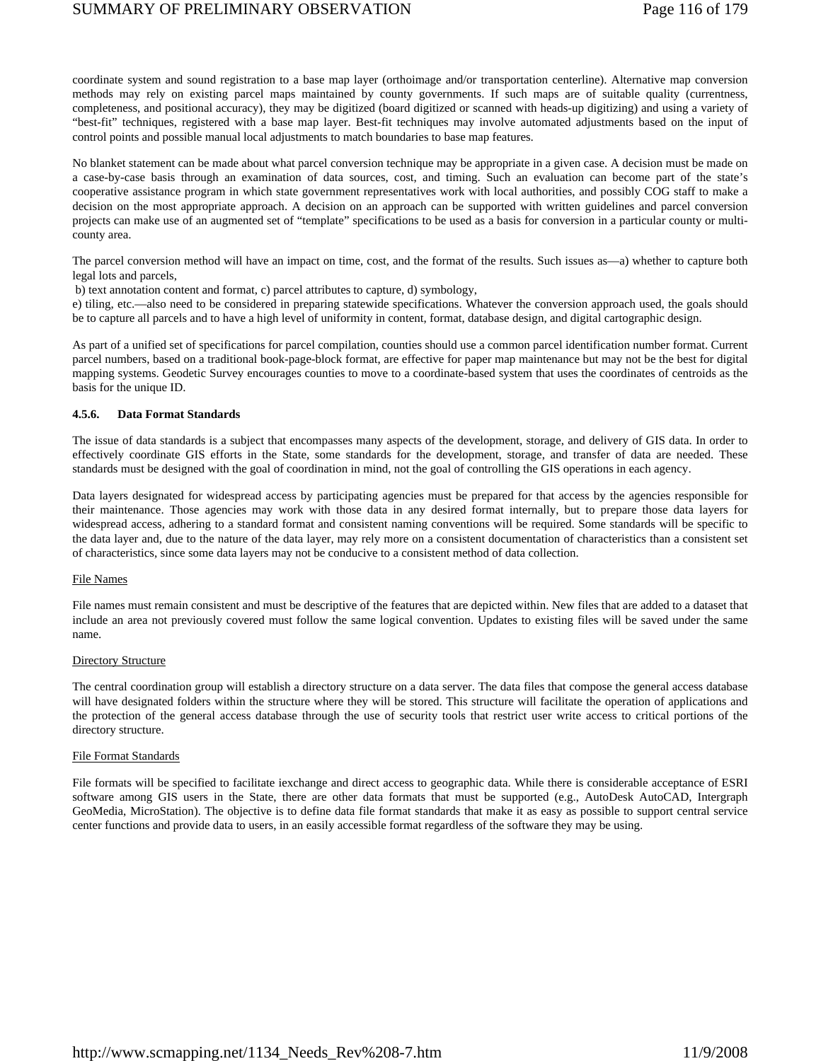coordinate system and sound registration to a base map layer (orthoimage and/or transportation centerline). Alternative map conversion methods may rely on existing parcel maps maintained by county governments. If such maps are of suitable quality (currentness, completeness, and positional accuracy), they may be digitized (board digitized or scanned with heads-up digitizing) and using a variety of "best-fit" techniques, registered with a base map layer. Best-fit techniques may involve automated adjustments based on the input of control points and possible manual local adjustments to match boundaries to base map features.

No blanket statement can be made about what parcel conversion technique may be appropriate in a given case. A decision must be made on a case-by-case basis through an examination of data sources, cost, and timing. Such an evaluation can become part of the state's cooperative assistance program in which state government representatives work with local authorities, and possibly COG staff to make a decision on the most appropriate approach. A decision on an approach can be supported with written guidelines and parcel conversion projects can make use of an augmented set of "template" specifications to be used as a basis for conversion in a particular county or multi-county area.

The parcel conversion method will have an impact on time, cost, and the format of the results. Such issues as—a) whether to capture both legal lots and parcels,
b) text annotation content and format, c) parcel attributes to capture, d) symbology,
e) tiling, etc.—also need to be considered in preparing statewide specifications. Whatever the conversion approach used, the goals should be to capture all parcels and to have a high level of uniformity in content, format, database design, and digital cartographic design.

As part of a unified set of specifications for parcel compilation, counties should use a common parcel identification number format. Current parcel numbers, based on a traditional book-page-block format, are effective for paper map maintenance but may not be the best for digital mapping systems. Geodetic Survey encourages counties to move to a coordinate-based system that uses the coordinates of centroids as the basis for the unique ID.

#### 4.5.6. Data Format Standards

The issue of data standards is a subject that encompasses many aspects of the development, storage, and delivery of GIS data. In order to effectively coordinate GIS efforts in the State, some standards for the development, storage, and transfer of data are needed. These standards must be designed with the goal of coordination in mind, not the goal of controlling the GIS operations in each agency.

Data layers designated for widespread access by participating agencies must be prepared for that access by the agencies responsible for their maintenance. Those agencies may work with those data in any desired format internally, but to prepare those data layers for widespread access, adhering to a standard format and consistent naming conventions will be required. Some standards will be specific to the data layer and, due to the nature of the data layer, may rely more on a consistent documentation of characteristics than a consistent set of characteristics, since some data layers may not be conducive to a consistent method of data collection.

<u>File Names</u>

File names must remain consistent and must be descriptive of the features that are depicted within. New files that are added to a dataset that include an area not previously covered must follow the same logical convention. Updates to existing files will be saved under the same name.

<u>Directory Structure</u>

The central coordination group will establish a directory structure on a data server. The data files that compose the general access database will have designated folders within the structure where they will be stored. This structure will facilitate the operation of applications and the protection of the general access database through the use of security tools that restrict user write access to critical portions of the directory structure.

<u>File Format Standards</u>

File formats will be specified to facilitate iexchange and direct access to geographic data. While there is considerable acceptance of ESRI software among GIS users in the State, there are other data formats that must be supported (e.g., AutoDesk AutoCAD, Intergraph GeoMedia, MicroStation). The objective is to define data file format standards that make it as easy as possible to support central service center functions and provide data to users, in an easily accessible format regardless of the software they may be using.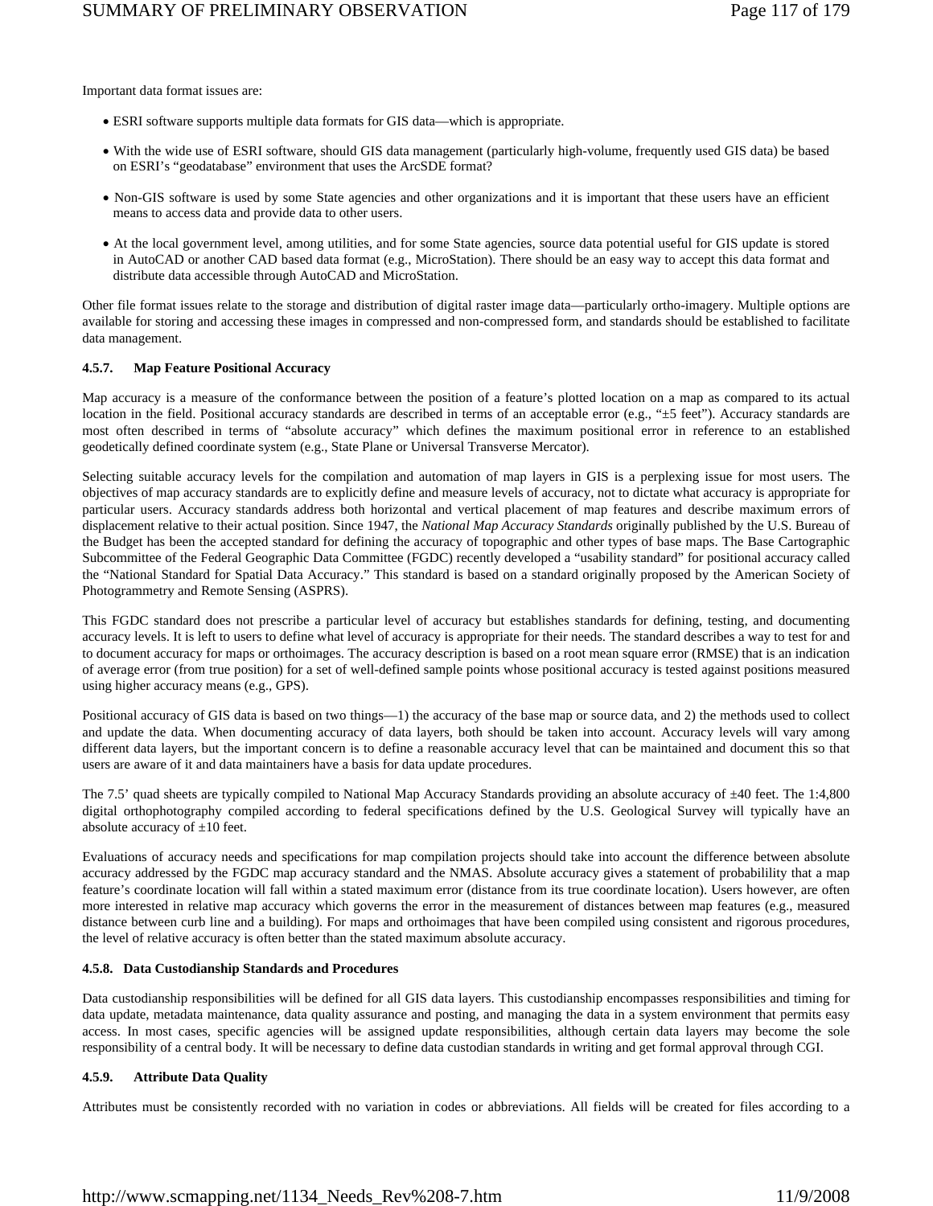Important data format issues are:

- ESRI software supports multiple data formats for GIS data—which is appropriate.
- With the wide use of ESRI software, should GIS data management (particularly high-volume, frequently used GIS data) be based on ESRI's "geodatabase" environment that uses the ArcSDE format?
- Non-GIS software is used by some State agencies and other organizations and it is important that these users have an efficient means to access data and provide data to other users.
- At the local government level, among utilities, and for some State agencies, source data potential useful for GIS update is stored in AutoCAD or another CAD based data format (e.g., MicroStation). There should be an easy way to accept this data format and distribute data accessible through AutoCAD and MicroStation.

Other file format issues relate to the storage and distribution of digital raster image data—particularly ortho-imagery. Multiple options are available for storing and accessing these images in compressed and non-compressed form, and standards should be established to facilitate data management.

#### 4.5.7. Map Feature Positional Accuracy

Map accuracy is a measure of the conformance between the position of a feature's plotted location on a map as compared to its actual location in the field. Positional accuracy standards are described in terms of an acceptable error (e.g., "±5 feet"). Accuracy standards are most often described in terms of "absolute accuracy" which defines the maximum positional error in reference to an established geodetically defined coordinate system (e.g., State Plane or Universal Transverse Mercator).

Selecting suitable accuracy levels for the compilation and automation of map layers in GIS is a perplexing issue for most users. The objectives of map accuracy standards are to explicitly define and measure levels of accuracy, not to dictate what accuracy is appropriate for particular users. Accuracy standards address both horizontal and vertical placement of map features and describe maximum errors of displacement relative to their actual position. Since 1947, the *National Map Accuracy Standards* originally published by the U.S. Bureau of the Budget has been the accepted standard for defining the accuracy of topographic and other types of base maps. The Base Cartographic Subcommittee of the Federal Geographic Data Committee (FGDC) recently developed a "usability standard" for positional accuracy called the "National Standard for Spatial Data Accuracy." This standard is based on a standard originally proposed by the American Society of Photogrammetry and Remote Sensing (ASPRS).

This FGDC standard does not prescribe a particular level of accuracy but establishes standards for defining, testing, and documenting accuracy levels. It is left to users to define what level of accuracy is appropriate for their needs. The standard describes a way to test for and to document accuracy for maps or orthoimages. The accuracy description is based on a root mean square error (RMSE) that is an indication of average error (from true position) for a set of well-defined sample points whose positional accuracy is tested against positions measured using higher accuracy means (e.g., GPS).

Positional accuracy of GIS data is based on two things—1) the accuracy of the base map or source data, and 2) the methods used to collect and update the data. When documenting accuracy of data layers, both should be taken into account. Accuracy levels will vary among different data layers, but the important concern is to define a reasonable accuracy level that can be maintained and document this so that users are aware of it and data maintainers have a basis for data update procedures.

The 7.5' quad sheets are typically compiled to National Map Accuracy Standards providing an absolute accuracy of ±40 feet. The 1:4,800 digital orthophotography compiled according to federal specifications defined by the U.S. Geological Survey will typically have an absolute accuracy of ±10 feet.

Evaluations of accuracy needs and specifications for map compilation projects should take into account the difference between absolute accuracy addressed by the FGDC map accuracy standard and the NMAS. Absolute accuracy gives a statement of probabilility that a map feature's coordinate location will fall within a stated maximum error (distance from its true coordinate location). Users however, are often more interested in relative map accuracy which governs the error in the measurement of distances between map features (e.g., measured distance between curb line and a building). For maps and orthoimages that have been compiled using consistent and rigorous procedures, the level of relative accuracy is often better than the stated maximum absolute accuracy.

#### 4.5.8. Data Custodianship Standards and Procedures

Data custodianship responsibilities will be defined for all GIS data layers. This custodianship encompasses responsibilities and timing for data update, metadata maintenance, data quality assurance and posting, and managing the data in a system environment that permits easy access. In most cases, specific agencies will be assigned update responsibilities, although certain data layers may become the sole responsibility of a central body. It will be necessary to define data custodian standards in writing and get formal approval through CGI.

#### 4.5.9. Attribute Data Quality

Attributes must be consistently recorded with no variation in codes or abbreviations. All fields will be created for files according to a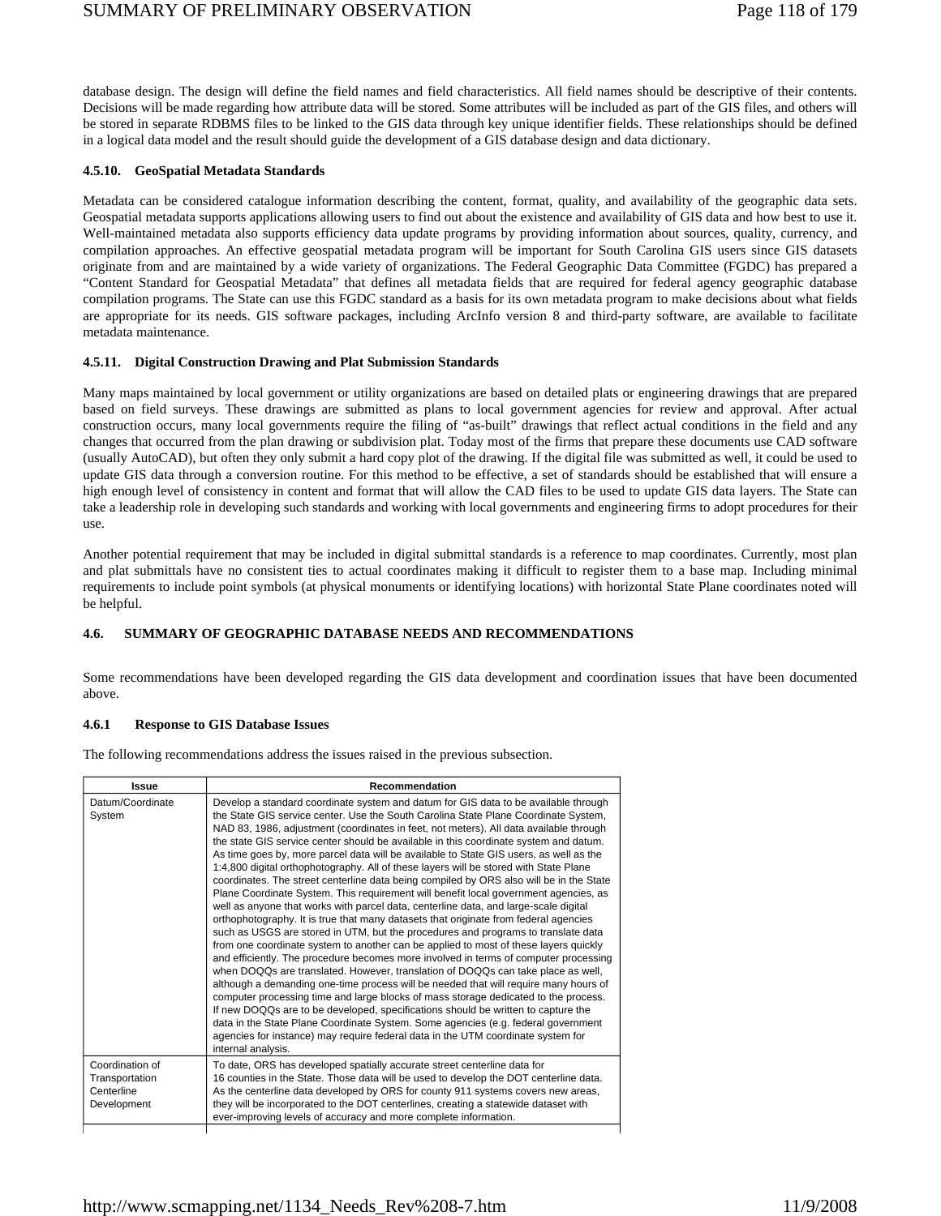database design. The design will define the field names and field characteristics. All field names should be descriptive of their contents. Decisions will be made regarding how attribute data will be stored. Some attributes will be included as part of the GIS files, and others will be stored in separate RDBMS files to be linked to the GIS data through key unique identifier fields. These relationships should be defined in a logical data model and the result should guide the development of a GIS database design and data dictionary.

#### 4.5.10. GeoSpatial Metadata Standards

Metadata can be considered catalogue information describing the content, format, quality, and availability of the geographic data sets. Geospatial metadata supports applications allowing users to find out about the existence and availability of GIS data and how best to use it. Well-maintained metadata also supports efficiency data update programs by providing information about sources, quality, currency, and compilation approaches. An effective geospatial metadata program will be important for South Carolina GIS users since GIS datasets originate from and are maintained by a wide variety of organizations. The Federal Geographic Data Committee (FGDC) has prepared a "Content Standard for Geospatial Metadata" that defines all metadata fields that are required for federal agency geographic database compilation programs. The State can use this FGDC standard as a basis for its own metadata program to make decisions about what fields are appropriate for its needs. GIS software packages, including ArcInfo version 8 and third-party software, are available to facilitate metadata maintenance.

#### 4.5.11. Digital Construction Drawing and Plat Submission Standards

Many maps maintained by local government or utility organizations are based on detailed plats or engineering drawings that are prepared based on field surveys. These drawings are submitted as plans to local government agencies for review and approval. After actual construction occurs, many local governments require the filing of "as-built" drawings that reflect actual conditions in the field and any changes that occurred from the plan drawing or subdivision plat. Today most of the firms that prepare these documents use CAD software (usually AutoCAD), but often they only submit a hard copy plot of the drawing. If the digital file was submitted as well, it could be used to update GIS data through a conversion routine. For this method to be effective, a set of standards should be established that will ensure a high enough level of consistency in content and format that will allow the CAD files to be used to update GIS data layers. The State can take a leadership role in developing such standards and working with local governments and engineering firms to adopt procedures for their use.

Another potential requirement that may be included in digital submittal standards is a reference to map coordinates. Currently, most plan and plat submittals have no consistent ties to actual coordinates making it difficult to register them to a base map. Including minimal requirements to include point symbols (at physical monuments or identifying locations) with horizontal State Plane coordinates noted will be helpful.

### 4.6. SUMMARY OF GEOGRAPHIC DATABASE NEEDS AND RECOMMENDATIONS

Some recommendations have been developed regarding the GIS data development and coordination issues that have been documented above.

#### 4.6.1 Response to GIS Database Issues

The following recommendations address the issues raised in the previous subsection.

| Issue | Recommendation |
|---|---|
| Datum/Coordinate System | Develop a standard coordinate system and datum for GIS data to be available through the State GIS service center. Use the South Carolina State Plane Coordinate System, NAD 83, 1986, adjustment (coordinates in feet, not meters). All data available through the state GIS service center should be available in this coordinate system and datum. As time goes by, more parcel data will be available to State GIS users, as well as the 1:4,800 digital orthophotography. All of these layers will be stored with State Plane coordinates. The street centerline data being compiled by ORS also will be in the State Plane Coordinate System. This requirement will benefit local government agencies, as well as anyone that works with parcel data, centerline data, and large-scale digital orthophotography. It is true that many datasets that originate from federal agencies such as USGS are stored in UTM, but the procedures and programs to translate data from one coordinate system to another can be applied to most of these layers quickly and efficiently. The procedure becomes more involved in terms of computer processing when DOQQs are translated. However, translation of DOQQs can take place as well, although a demanding one-time process will be needed that will require many hours of computer processing time and large blocks of mass storage dedicated to the process. If new DOQQs are to be developed, specifications should be written to capture the data in the State Plane Coordinate System. Some agencies (e.g. federal government agencies for instance) may require federal data in the UTM coordinate system for internal analysis. |
| Coordination of Transportation Centerline Development | To date, ORS has developed spatially accurate street centerline data for 16 counties in the State. Those data will be used to develop the DOT centerline data. As the centerline data developed by ORS for county 911 systems covers new areas, they will be incorporated to the DOT centerlines, creating a statewide dataset with ever-improving levels of accuracy and more complete information. |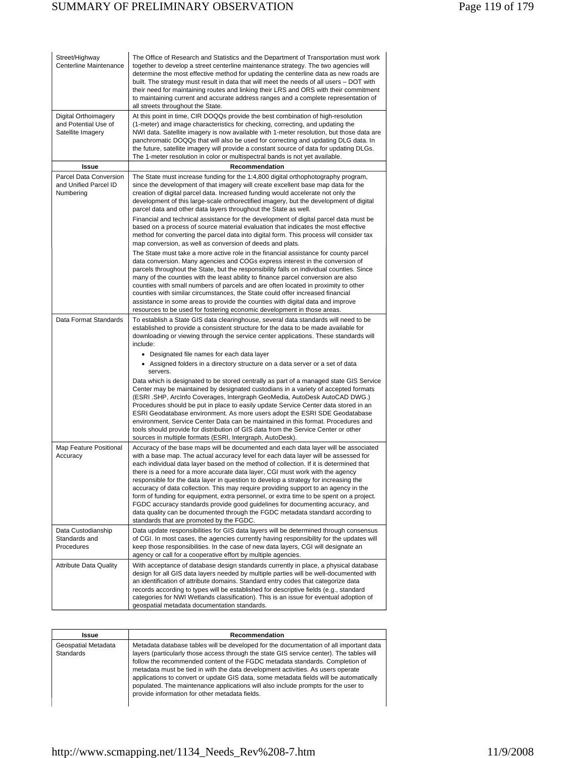| Issue | Recommendation |
|---|---|
| Street/Highway Centerline Maintenance | The Office of Research and Statistics and the Department of Transportation must work together to develop a street centerline maintenance strategy. The two agencies will determine the most effective method for updating the centerline data as new roads are built. The strategy must result in data that will meet the needs of all users – DOT with their need for maintaining routes and linking their LRS and ORS with their commitment to maintaining current and accurate address ranges and a complete representation of all streets throughout the State. |
| Digital Orthoimagery and Potential Use of Satellite Imagery | At this point in time, CIR DOQQs provide the best combination of high-resolution (1-meter) and image characteristics for checking, correcting, and updating the NWI data. Satellite imagery is now available with 1-meter resolution, but those data are panchromatic DOQQs that will also be used for correcting and updating DLG data. In the future, satellite imagery will provide a constant source of data for updating DLGs. The 1-meter resolution in color or multispectral bands is not yet available. |

| Issue | Recommendation |
|---|---|
| Parcel Data Conversion and Unified Parcel ID Numbering | The State must increase funding for the 1:4,800 digital orthophotography program, since the development of that imagery will create excellent base map data for the creation of digital parcel data. Increased funding would accelerate not only the development of this large-scale orthorectified imagery, but the development of digital parcel data and other data layers throughout the State as well.<br><br>Financial and technical assistance for the development of digital parcel data must be based on a process of source material evaluation that indicates the most effective method for converting the parcel data into digital form. This process will consider tax map conversion, as well as conversion of deeds and plats.<br><br>The State must take a more active role in the financial assistance for county parcel data conversion. Many agencies and COGs express interest in the conversion of parcels throughout the State, but the responsibility falls on individual counties. Since many of the counties with the least ability to finance parcel conversion are also counties with small numbers of parcels and are often located in proximity to other counties with similar circumstances, the State could offer increased financial assistance in some areas to provide the counties with digital data and improve resources to be used for fostering economic development in those areas. |
| Data Format Standards | To establish a State GIS data clearinghouse, several data standards will need to be established to provide a consistent structure for the data to be made available for downloading or viewing through the service center applications. These standards will include:<br>• Designated file names for each data layer<br>• Assigned folders in a directory structure on a data server or a set of data servers.<br><br>Data which is designated to be stored centrally as part of a managed state GIS Service Center may be maintained by designated custodians in a variety of accepted formats (ESRI .SHP, ArcInfo Coverages, Intergraph GeoMedia, AutoDesk AutoCAD DWG.) Procedures should be put in place to easily update Service Center data stored in an ESRI Geodatabase environment. As more users adopt the ESRI SDE Geodatabase environment, Service Center Data can be maintained in this format. Procedures and tools should provide for distribution of GIS data from the Service Center or other sources in multiple formats (ESRI, Intergraph, AutoDesk). |
| Map Feature Positional Accuracy | Accuracy of the base maps will be documented and each data layer will be associated with a base map. The actual accuracy level for each data layer will be assessed for each individual data layer based on the method of collection. If it is determined that there is a need for a more accurate data layer, CGI must work with the agency responsible for the data layer in question to develop a strategy for increasing the accuracy of data collection. This may require providing support to an agency in the form of funding for equipment, extra personnel, or extra time to be spent on a project. FGDC accuracy standards provide good guidelines for documenting accuracy, and data quality can be documented through the FGDC metadata standard according to standards that are promoted by the FGDC. |
| Data Custodianship Standards and Procedures | Data update responsibilities for GIS data layers will be determined through consensus of CGI. In most cases, the agencies currently having responsibility for the updates will keep those responsibilities. In the case of new data layers, CGI will designate an agency or call for a cooperative effort by multiple agencies. |
| Attribute Data Quality | With acceptance of database design standards currently in place, a physical database design for all GIS data layers needed by multiple parties will be well-documented with an identification of attribute domains. Standard entry codes that categorize data records according to types will be established for descriptive fields (e.g., standard categories for NWI Wetlands classification). This is an issue for eventual adoption of geospatial metadata documentation standards. |

| Issue | Recommendation |
|---|---|
| Geospatial Metadata Standards | Metadata database tables will be developed for the documentation of all important data layers (particularly those access through the state GIS service center). The tables will follow the recommended content of the FGDC metadata standards. Completion of metadata must be tied in with the data development activities. As users operate applications to convert or update GIS data, some metadata fields will be automatically populated. The maintenance applications will also include prompts for the user to provide information for other metadata fields. |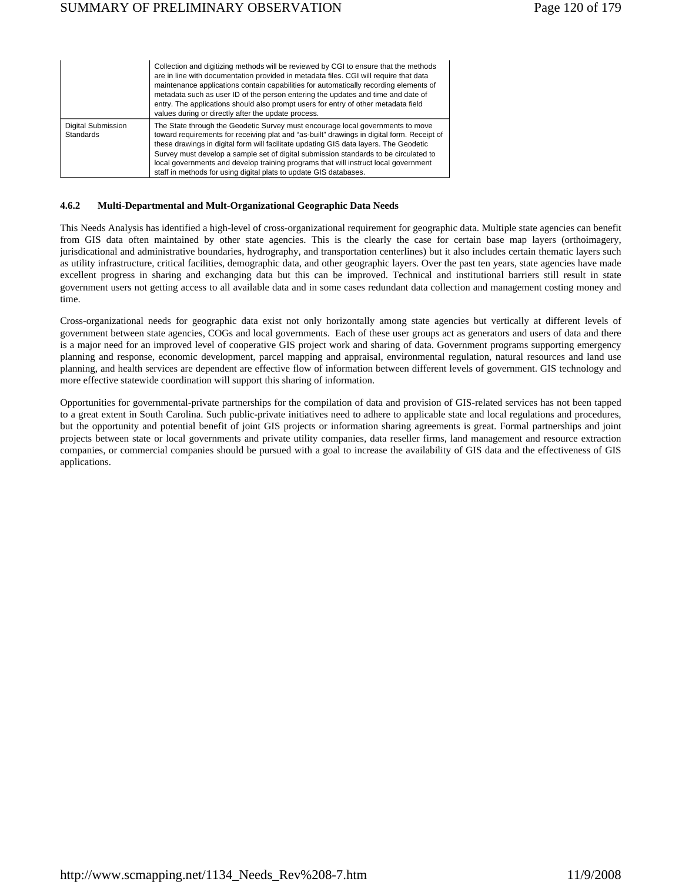| | |
|---|---|
| | Collection and digitizing methods will be reviewed by CGI to ensure that the methods are in line with documentation provided in metadata files. CGI will require that data maintenance applications contain capabilities for automatically recording elements of metadata such as user ID of the person entering the updates and time and date of entry. The applications should also prompt users for entry of other metadata field values during or directly after the update process. |
| Digital Submission Standards | The State through the Geodetic Survey must encourage local governments to move toward requirements for receiving plat and "as-built" drawings in digital form. Receipt of these drawings in digital form will facilitate updating GIS data layers. The Geodetic Survey must develop a sample set of digital submission standards to be circulated to local governments and develop training programs that will instruct local government staff in methods for using digital plats to update GIS databases. |

#### 4.6.2 Multi-Departmental and Mult-Organizational Geographic Data Needs

This Needs Analysis has identified a high-level of cross-organizational requirement for geographic data. Multiple state agencies can benefit from GIS data often maintained by other state agencies. This is the clearly the case for certain base map layers (orthoimagery, jurisdicational and administrative boundaries, hydrography, and transportation centerlines) but it also includes certain thematic layers such as utility infrastructure, critical facilities, demographic data, and other geographic layers. Over the past ten years, state agencies have made excellent progress in sharing and exchanging data but this can be improved. Technical and institutional barriers still result in state government users not getting access to all available data and in some cases redundant data collection and management costing money and time.

Cross-organizational needs for geographic data exist not only horizontally among state agencies but vertically at different levels of government between state agencies, COGs and local governments. Each of these user groups act as generators and users of data and there is a major need for an improved level of cooperative GIS project work and sharing of data. Government programs supporting emergency planning and response, economic development, parcel mapping and appraisal, environmental regulation, natural resources and land use planning, and health services are dependent are effective flow of information between different levels of government. GIS technology and more effective statewide coordination will support this sharing of information.

Opportunities for governmental-private partnerships for the compilation of data and provision of GIS-related services has not been tapped to a great extent in South Carolina. Such public-private initiatives need to adhere to applicable state and local regulations and procedures, but the opportunity and potential benefit of joint GIS projects or information sharing agreements is great. Formal partnerships and joint projects between state or local governments and private utility companies, data reseller firms, land management and resource extraction companies, or commercial companies should be pursued with a goal to increase the availability of GIS data and the effectiveness of GIS applications.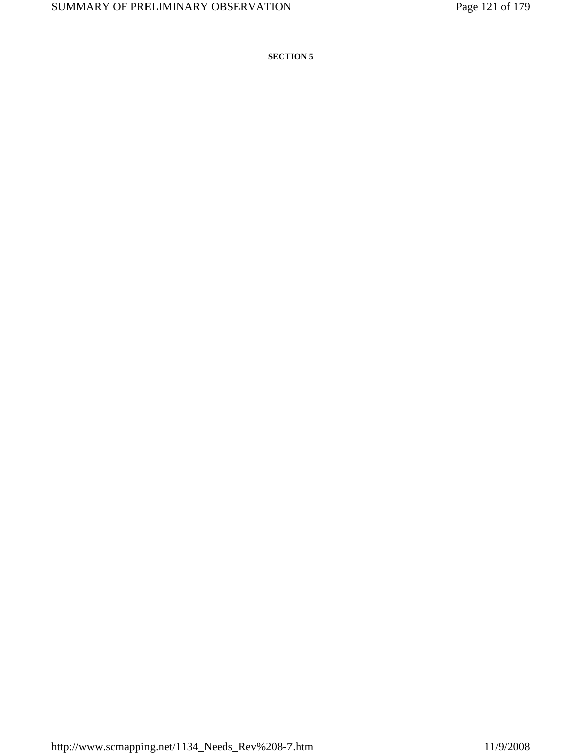**SECTION 5**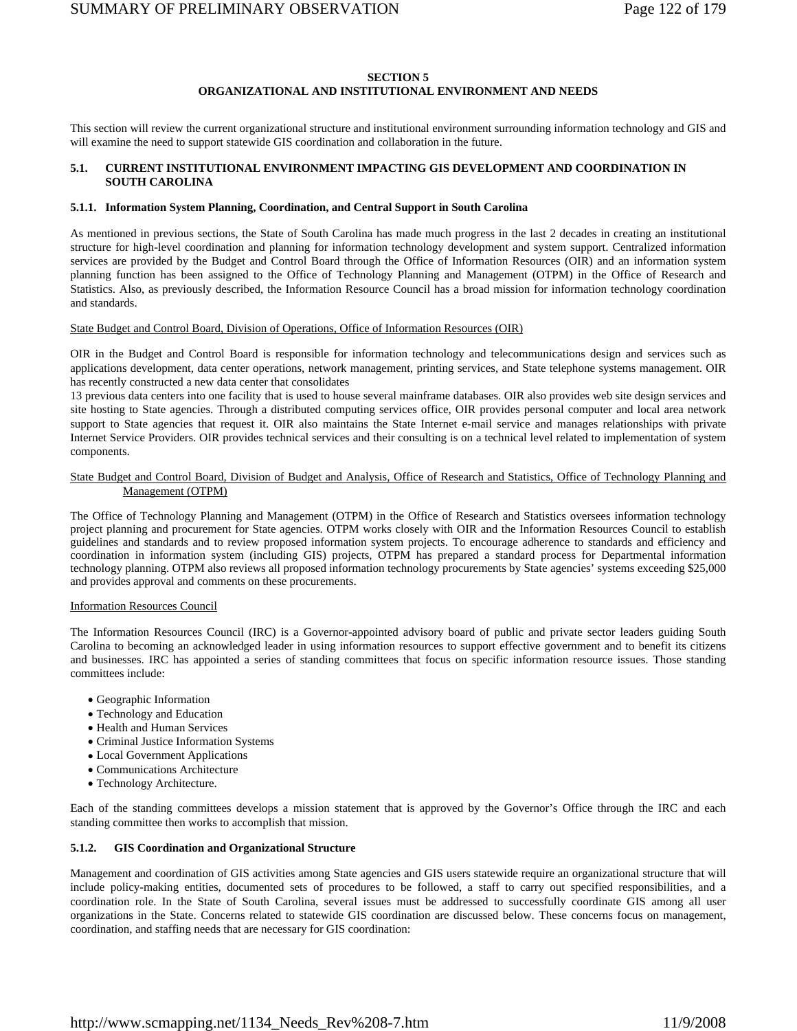## SECTION 5
## ORGANIZATIONAL AND INSTITUTIONAL ENVIRONMENT AND NEEDS

This section will review the current organizational structure and institutional environment surrounding information technology and GIS and will examine the need to support statewide GIS coordination and collaboration in the future.

### 5.1. CURRENT INSTITUTIONAL ENVIRONMENT IMPACTING GIS DEVELOPMENT AND COORDINATION IN SOUTH CAROLINA

#### 5.1.1. Information System Planning, Coordination, and Central Support in South Carolina

As mentioned in previous sections, the State of South Carolina has made much progress in the last 2 decades in creating an institutional structure for high-level coordination and planning for information technology development and system support. Centralized information services are provided by the Budget and Control Board through the Office of Information Resources (OIR) and an information system planning function has been assigned to the Office of Technology Planning and Management (OTPM) in the Office of Research and Statistics. Also, as previously described, the Information Resource Council has a broad mission for information technology coordination and standards.

State Budget and Control Board, Division of Operations, Office of Information Resources (OIR)

OIR in the Budget and Control Board is responsible for information technology and telecommunications design and services such as applications development, data center operations, network management, printing services, and State telephone systems management. OIR has recently constructed a new data center that consolidates 13 previous data centers into one facility that is used to house several mainframe databases. OIR also provides web site design services and site hosting to State agencies. Through a distributed computing services office, OIR provides personal computer and local area network support to State agencies that request it. OIR also maintains the State Internet e-mail service and manages relationships with private Internet Service Providers. OIR provides technical services and their consulting is on a technical level related to implementation of system components.

State Budget and Control Board, Division of Budget and Analysis, Office of Research and Statistics, Office of Technology Planning and Management (OTPM)

The Office of Technology Planning and Management (OTPM) in the Office of Research and Statistics oversees information technology project planning and procurement for State agencies. OTPM works closely with OIR and the Information Resources Council to establish guidelines and standards and to review proposed information system projects. To encourage adherence to standards and efficiency and coordination in information system (including GIS) projects, OTPM has prepared a standard process for Departmental information technology planning. OTPM also reviews all proposed information technology procurements by State agencies' systems exceeding $25,000 and provides approval and comments on these procurements.

Information Resources Council

The Information Resources Council (IRC) is a Governor-appointed advisory board of public and private sector leaders guiding South Carolina to becoming an acknowledged leader in using information resources to support effective government and to benefit its citizens and businesses. IRC has appointed a series of standing committees that focus on specific information resource issues. Those standing committees include:

- Geographic Information
- Technology and Education
- Health and Human Services
- Criminal Justice Information Systems
- Local Government Applications
- Communications Architecture
- Technology Architecture.

Each of the standing committees develops a mission statement that is approved by the Governor's Office through the IRC and each standing committee then works to accomplish that mission.

#### 5.1.2. GIS Coordination and Organizational Structure

Management and coordination of GIS activities among State agencies and GIS users statewide require an organizational structure that will include policy-making entities, documented sets of procedures to be followed, a staff to carry out specified responsibilities, and a coordination role. In the State of South Carolina, several issues must be addressed to successfully coordinate GIS among all user organizations in the State. Concerns related to statewide GIS coordination are discussed below. These concerns focus on management, coordination, and staffing needs that are necessary for GIS coordination: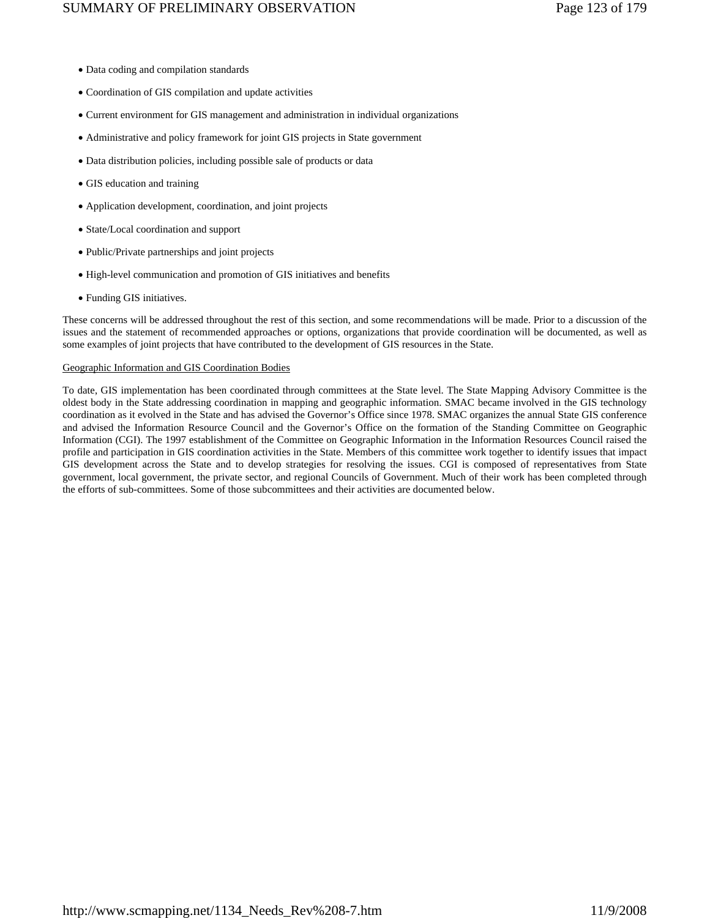- Data coding and compilation standards
- Coordination of GIS compilation and update activities
- Current environment for GIS management and administration in individual organizations
- Administrative and policy framework for joint GIS projects in State government
- Data distribution policies, including possible sale of products or data
- GIS education and training
- Application development, coordination, and joint projects
- State/Local coordination and support
- Public/Private partnerships and joint projects
- High-level communication and promotion of GIS initiatives and benefits
- Funding GIS initiatives.

These concerns will be addressed throughout the rest of this section, and some recommendations will be made. Prior to a discussion of the issues and the statement of recommended approaches or options, organizations that provide coordination will be documented, as well as some examples of joint projects that have contributed to the development of GIS resources in the State.

<u>Geographic Information and GIS Coordination Bodies</u>

To date, GIS implementation has been coordinated through committees at the State level. The State Mapping Advisory Committee is the oldest body in the State addressing coordination in mapping and geographic information. SMAC became involved in the GIS technology coordination as it evolved in the State and has advised the Governor's Office since 1978. SMAC organizes the annual State GIS conference and advised the Information Resource Council and the Governor's Office on the formation of the Standing Committee on Geographic Information (CGI). The 1997 establishment of the Committee on Geographic Information in the Information Resources Council raised the profile and participation in GIS coordination activities in the State. Members of this committee work together to identify issues that impact GIS development across the State and to develop strategies for resolving the issues. CGI is composed of representatives from State government, local government, the private sector, and regional Councils of Government. Much of their work has been completed through the efforts of sub-committees. Some of those subcommittees and their activities are documented below.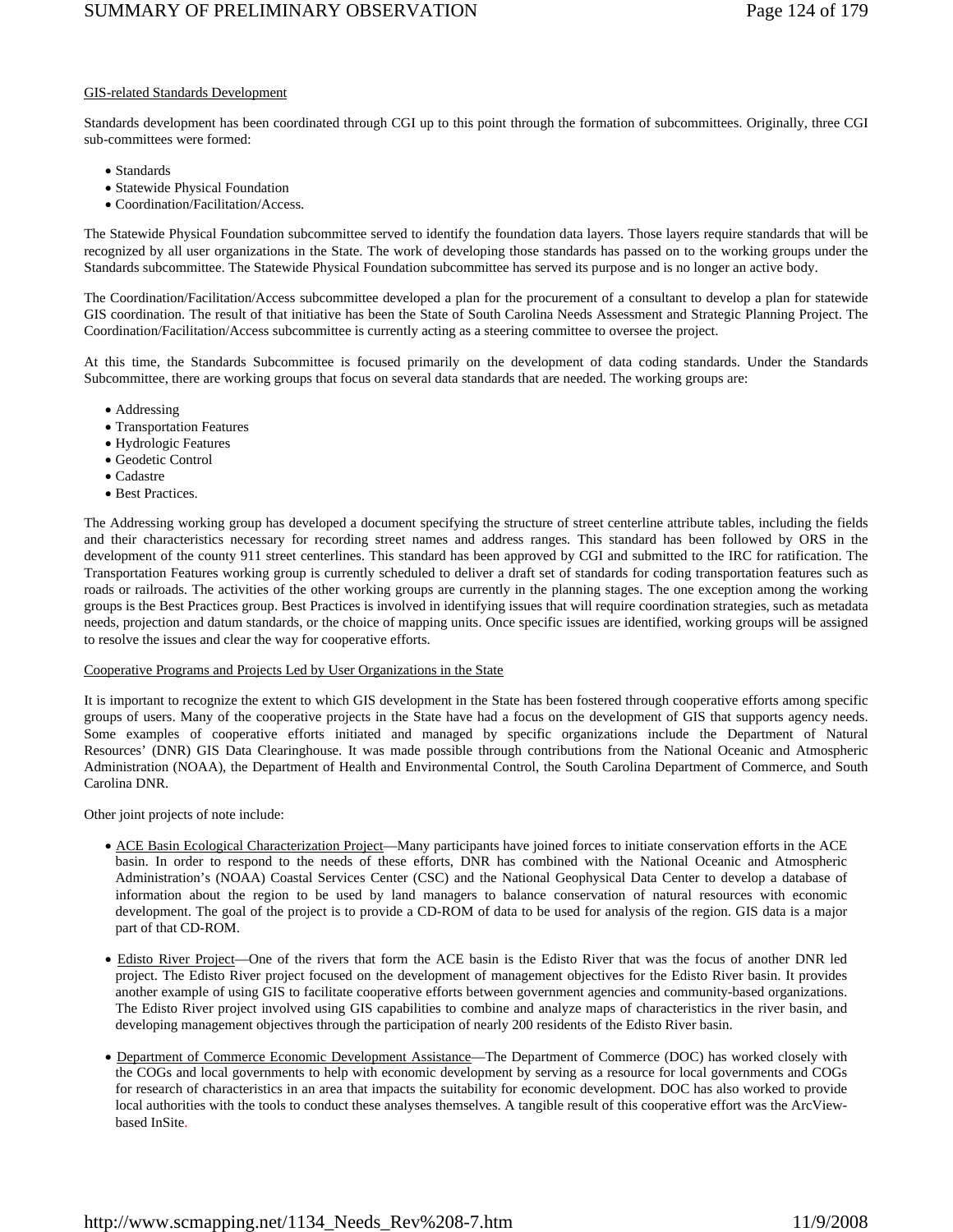GIS-related Standards Development

Standards development has been coordinated through CGI up to this point through the formation of subcommittees. Originally, three CGI sub-committees were formed:

- Standards
- Statewide Physical Foundation
- Coordination/Facilitation/Access.

The Statewide Physical Foundation subcommittee served to identify the foundation data layers. Those layers require standards that will be recognized by all user organizations in the State. The work of developing those standards has passed on to the working groups under the Standards subcommittee. The Statewide Physical Foundation subcommittee has served its purpose and is no longer an active body.

The Coordination/Facilitation/Access subcommittee developed a plan for the procurement of a consultant to develop a plan for statewide GIS coordination. The result of that initiative has been the State of South Carolina Needs Assessment and Strategic Planning Project. The Coordination/Facilitation/Access subcommittee is currently acting as a steering committee to oversee the project.

At this time, the Standards Subcommittee is focused primarily on the development of data coding standards. Under the Standards Subcommittee, there are working groups that focus on several data standards that are needed. The working groups are:

- Addressing
- Transportation Features
- Hydrologic Features
- Geodetic Control
- Cadastre
- Best Practices.

The Addressing working group has developed a document specifying the structure of street centerline attribute tables, including the fields and their characteristics necessary for recording street names and address ranges. This standard has been followed by ORS in the development of the county 911 street centerlines. This standard has been approved by CGI and submitted to the IRC for ratification. The Transportation Features working group is currently scheduled to deliver a draft set of standards for coding transportation features such as roads or railroads. The activities of the other working groups are currently in the planning stages. The one exception among the working groups is the Best Practices group. Best Practices is involved in identifying issues that will require coordination strategies, such as metadata needs, projection and datum standards, or the choice of mapping units. Once specific issues are identified, working groups will be assigned to resolve the issues and clear the way for cooperative efforts.

Cooperative Programs and Projects Led by User Organizations in the State

It is important to recognize the extent to which GIS development in the State has been fostered through cooperative efforts among specific groups of users. Many of the cooperative projects in the State have had a focus on the development of GIS that supports agency needs. Some examples of cooperative efforts initiated and managed by specific organizations include the Department of Natural Resources' (DNR) GIS Data Clearinghouse. It was made possible through contributions from the National Oceanic and Atmospheric Administration (NOAA), the Department of Health and Environmental Control, the South Carolina Department of Commerce, and South Carolina DNR.

Other joint projects of note include:

- ACE Basin Ecological Characterization Project—Many participants have joined forces to initiate conservation efforts in the ACE basin. In order to respond to the needs of these efforts, DNR has combined with the National Oceanic and Atmospheric Administration's (NOAA) Coastal Services Center (CSC) and the National Geophysical Data Center to develop a database of information about the region to be used by land managers to balance conservation of natural resources with economic development. The goal of the project is to provide a CD-ROM of data to be used for analysis of the region. GIS data is a major part of that CD-ROM.

- Edisto River Project—One of the rivers that form the ACE basin is the Edisto River that was the focus of another DNR led project. The Edisto River project focused on the development of management objectives for the Edisto River basin. It provides another example of using GIS to facilitate cooperative efforts between government agencies and community-based organizations. The Edisto River project involved using GIS capabilities to combine and analyze maps of characteristics in the river basin, and developing management objectives through the participation of nearly 200 residents of the Edisto River basin.

- Department of Commerce Economic Development Assistance—The Department of Commerce (DOC) has worked closely with the COGs and local governments to help with economic development by serving as a resource for local governments and COGs for research of characteristics in an area that impacts the suitability for economic development. DOC has also worked to provide local authorities with the tools to conduct these analyses themselves. A tangible result of this cooperative effort was the ArcView-based InSite.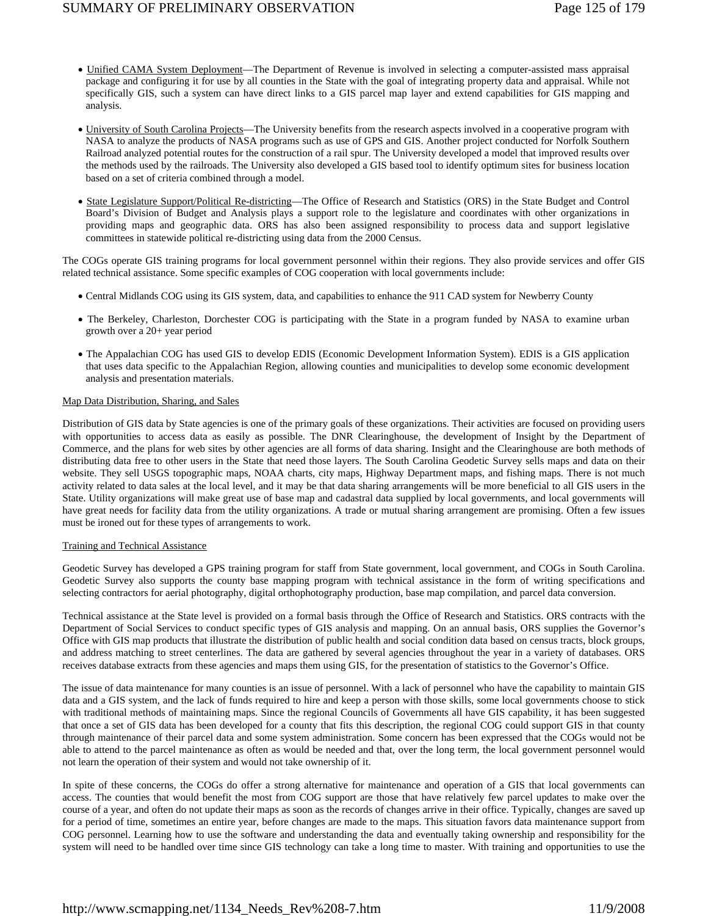- Unified CAMA System Deployment—The Department of Revenue is involved in selecting a computer-assisted mass appraisal package and configuring it for use by all counties in the State with the goal of integrating property data and appraisal. While not specifically GIS, such a system can have direct links to a GIS parcel map layer and extend capabilities for GIS mapping and analysis.

- University of South Carolina Projects—The University benefits from the research aspects involved in a cooperative program with NASA to analyze the products of NASA programs such as use of GPS and GIS. Another project conducted for Norfolk Southern Railroad analyzed potential routes for the construction of a rail spur. The University developed a model that improved results over the methods used by the railroads. The University also developed a GIS based tool to identify optimum sites for business location based on a set of criteria combined through a model.

- State Legislature Support/Political Re-districting—The Office of Research and Statistics (ORS) in the State Budget and Control Board's Division of Budget and Analysis plays a support role to the legislature and coordinates with other organizations in providing maps and geographic data. ORS has also been assigned responsibility to process data and support legislative committees in statewide political re-districting using data from the 2000 Census.

The COGs operate GIS training programs for local government personnel within their regions. They also provide services and offer GIS related technical assistance. Some specific examples of COG cooperation with local governments include:

- Central Midlands COG using its GIS system, data, and capabilities to enhance the 911 CAD system for Newberry County

- The Berkeley, Charleston, Dorchester COG is participating with the State in a program funded by NASA to examine urban growth over a 20+ year period

- The Appalachian COG has used GIS to develop EDIS (Economic Development Information System). EDIS is a GIS application that uses data specific to the Appalachian Region, allowing counties and municipalities to develop some economic development analysis and presentation materials.

Map Data Distribution, Sharing, and Sales

Distribution of GIS data by State agencies is one of the primary goals of these organizations. Their activities are focused on providing users with opportunities to access data as easily as possible. The DNR Clearinghouse, the development of Insight by the Department of Commerce, and the plans for web sites by other agencies are all forms of data sharing. Insight and the Clearinghouse are both methods of distributing data free to other users in the State that need those layers. The South Carolina Geodetic Survey sells maps and data on their website. They sell USGS topographic maps, NOAA charts, city maps, Highway Department maps, and fishing maps. There is not much activity related to data sales at the local level, and it may be that data sharing arrangements will be more beneficial to all GIS users in the State. Utility organizations will make great use of base map and cadastral data supplied by local governments, and local governments will have great needs for facility data from the utility organizations. A trade or mutual sharing arrangement are promising. Often a few issues must be ironed out for these types of arrangements to work.

Training and Technical Assistance

Geodetic Survey has developed a GPS training program for staff from State government, local government, and COGs in South Carolina. Geodetic Survey also supports the county base mapping program with technical assistance in the form of writing specifications and selecting contractors for aerial photography, digital orthophotography production, base map compilation, and parcel data conversion.

Technical assistance at the State level is provided on a formal basis through the Office of Research and Statistics. ORS contracts with the Department of Social Services to conduct specific types of GIS analysis and mapping. On an annual basis, ORS supplies the Governor's Office with GIS map products that illustrate the distribution of public health and social condition data based on census tracts, block groups, and address matching to street centerlines. The data are gathered by several agencies throughout the year in a variety of databases. ORS receives database extracts from these agencies and maps them using GIS, for the presentation of statistics to the Governor's Office.

The issue of data maintenance for many counties is an issue of personnel. With a lack of personnel who have the capability to maintain GIS data and a GIS system, and the lack of funds required to hire and keep a person with those skills, some local governments choose to stick with traditional methods of maintaining maps. Since the regional Councils of Governments all have GIS capability, it has been suggested that once a set of GIS data has been developed for a county that fits this description, the regional COG could support GIS in that county through maintenance of their parcel data and some system administration. Some concern has been expressed that the COGs would not be able to attend to the parcel maintenance as often as would be needed and that, over the long term, the local government personnel would not learn the operation of their system and would not take ownership of it.

In spite of these concerns, the COGs do offer a strong alternative for maintenance and operation of a GIS that local governments can access. The counties that would benefit the most from COG support are those that have relatively few parcel updates to make over the course of a year, and often do not update their maps as soon as the records of changes arrive in their office. Typically, changes are saved up for a period of time, sometimes an entire year, before changes are made to the maps. This situation favors data maintenance support from COG personnel. Learning how to use the software and understanding the data and eventually taking ownership and responsibility for the system will need to be handled over time since GIS technology can take a long time to master. With training and opportunities to use the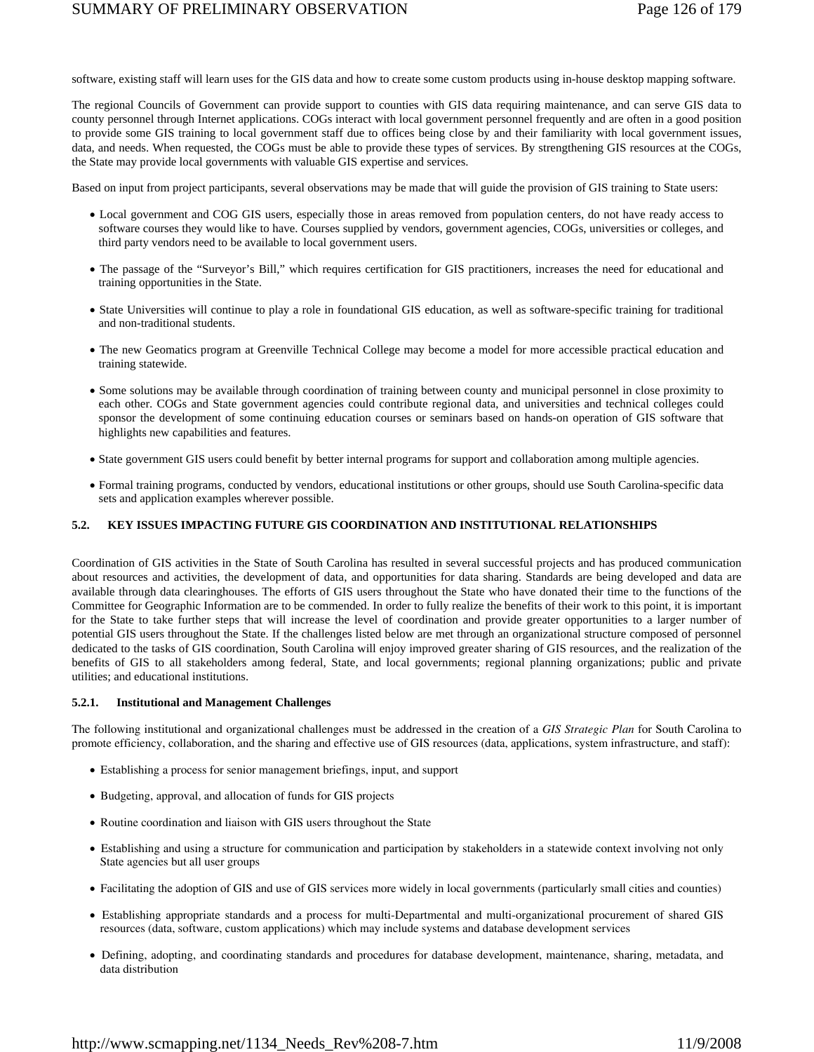software, existing staff will learn uses for the GIS data and how to create some custom products using in-house desktop mapping software.

The regional Councils of Government can provide support to counties with GIS data requiring maintenance, and can serve GIS data to county personnel through Internet applications. COGs interact with local government personnel frequently and are often in a good position to provide some GIS training to local government staff due to offices being close by and their familiarity with local government issues, data, and needs. When requested, the COGs must be able to provide these types of services. By strengthening GIS resources at the COGs, the State may provide local governments with valuable GIS expertise and services.

Based on input from project participants, several observations may be made that will guide the provision of GIS training to State users:

- Local government and COG GIS users, especially those in areas removed from population centers, do not have ready access to software courses they would like to have. Courses supplied by vendors, government agencies, COGs, universities or colleges, and third party vendors need to be available to local government users.
- The passage of the "Surveyor's Bill," which requires certification for GIS practitioners, increases the need for educational and training opportunities in the State.
- State Universities will continue to play a role in foundational GIS education, as well as software-specific training for traditional and non-traditional students.
- The new Geomatics program at Greenville Technical College may become a model for more accessible practical education and training statewide.
- Some solutions may be available through coordination of training between county and municipal personnel in close proximity to each other. COGs and State government agencies could contribute regional data, and universities and technical colleges could sponsor the development of some continuing education courses or seminars based on hands-on operation of GIS software that highlights new capabilities and features.
- State government GIS users could benefit by better internal programs for support and collaboration among multiple agencies.
- Formal training programs, conducted by vendors, educational institutions or other groups, should use South Carolina-specific data sets and application examples wherever possible.

### 5.2. KEY ISSUES IMPACTING FUTURE GIS COORDINATION AND INSTITUTIONAL RELATIONSHIPS

Coordination of GIS activities in the State of South Carolina has resulted in several successful projects and has produced communication about resources and activities, the development of data, and opportunities for data sharing. Standards are being developed and data are available through data clearinghouses. The efforts of GIS users throughout the State who have donated their time to the functions of the Committee for Geographic Information are to be commended. In order to fully realize the benefits of their work to this point, it is important for the State to take further steps that will increase the level of coordination and provide greater opportunities to a larger number of potential GIS users throughout the State. If the challenges listed below are met through an organizational structure composed of personnel dedicated to the tasks of GIS coordination, South Carolina will enjoy improved greater sharing of GIS resources, and the realization of the benefits of GIS to all stakeholders among federal, State, and local governments; regional planning organizations; public and private utilities; and educational institutions.

#### 5.2.1. Institutional and Management Challenges

The following institutional and organizational challenges must be addressed in the creation of a *GIS Strategic Plan* for South Carolina to promote efficiency, collaboration, and the sharing and effective use of GIS resources (data, applications, system infrastructure, and staff):

- Establishing a process for senior management briefings, input, and support
- Budgeting, approval, and allocation of funds for GIS projects
- Routine coordination and liaison with GIS users throughout the State
- Establishing and using a structure for communication and participation by stakeholders in a statewide context involving not only State agencies but all user groups
- Facilitating the adoption of GIS and use of GIS services more widely in local governments (particularly small cities and counties)
- Establishing appropriate standards and a process for multi-Departmental and multi-organizational procurement of shared GIS resources (data, software, custom applications) which may include systems and database development services
- Defining, adopting, and coordinating standards and procedures for database development, maintenance, sharing, metadata, and data distribution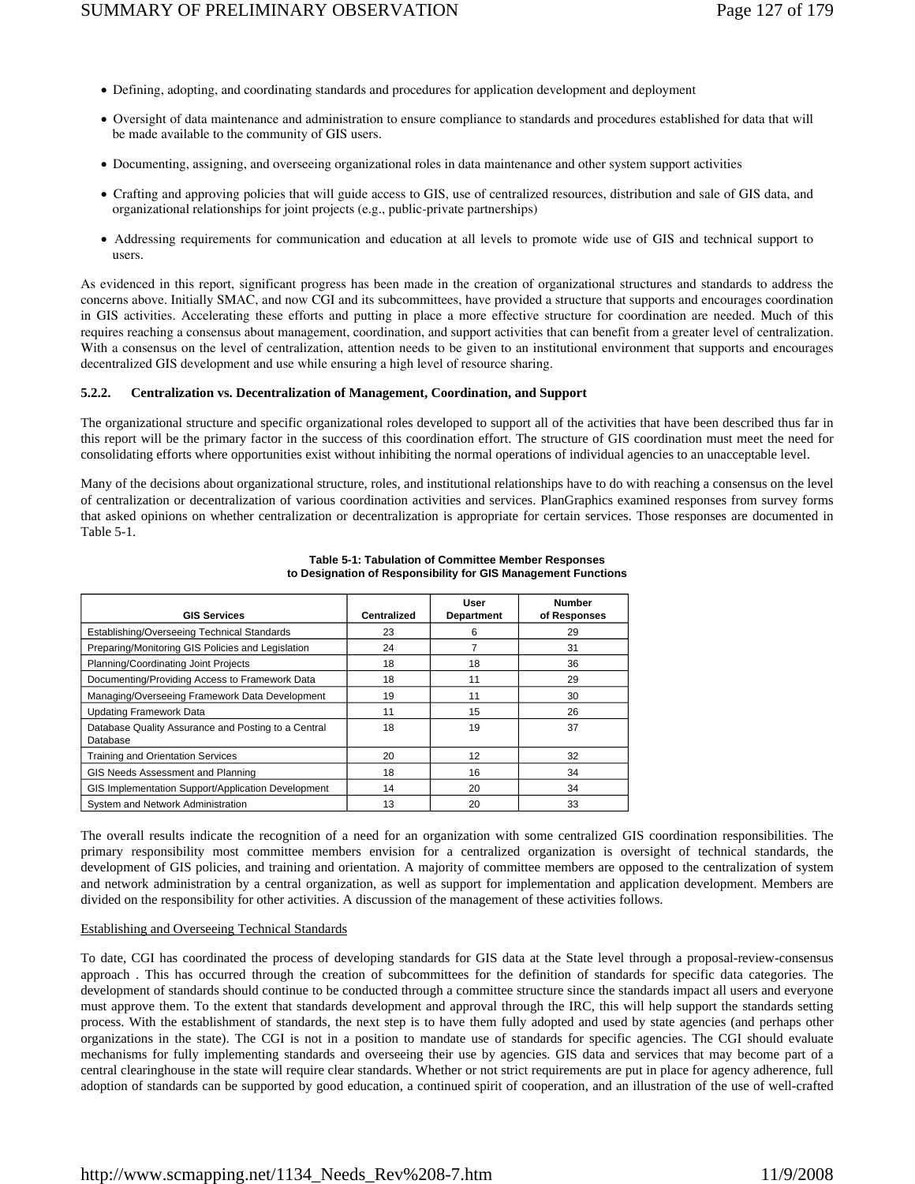- Defining, adopting, and coordinating standards and procedures for application development and deployment
- Oversight of data maintenance and administration to ensure compliance to standards and procedures established for data that will be made available to the community of GIS users.
- Documenting, assigning, and overseeing organizational roles in data maintenance and other system support activities
- Crafting and approving policies that will guide access to GIS, use of centralized resources, distribution and sale of GIS data, and organizational relationships for joint projects (e.g., public-private partnerships)
- Addressing requirements for communication and education at all levels to promote wide use of GIS and technical support to users.

As evidenced in this report, significant progress has been made in the creation of organizational structures and standards to address the concerns above. Initially SMAC, and now CGI and its subcommittees, have provided a structure that supports and encourages coordination in GIS activities. Accelerating these efforts and putting in place a more effective structure for coordination are needed. Much of this requires reaching a consensus about management, coordination, and support activities that can benefit from a greater level of centralization. With a consensus on the level of centralization, attention needs to be given to an institutional environment that supports and encourages decentralized GIS development and use while ensuring a high level of resource sharing.

### 5.2.2. Centralization vs. Decentralization of Management, Coordination, and Support

The organizational structure and specific organizational roles developed to support all of the activities that have been described thus far in this report will be the primary factor in the success of this coordination effort. The structure of GIS coordination must meet the need for consolidating efforts where opportunities exist without inhibiting the normal operations of individual agencies to an unacceptable level.

Many of the decisions about organizational structure, roles, and institutional relationships have to do with reaching a consensus on the level of centralization or decentralization of various coordination activities and services. PlanGraphics examined responses from survey forms that asked opinions on whether centralization or decentralization is appropriate for certain services. Those responses are documented in Table 5-1.

**Table 5-1: Tabulation of Committee Member Responses to Designation of Responsibility for GIS Management Functions**

| GIS Services | Centralized | User Department | Number of Responses |
|---|---|---|---|
| Establishing/Overseeing Technical Standards | 23 | 6 | 29 |
| Preparing/Monitoring GIS Policies and Legislation | 24 | 7 | 31 |
| Planning/Coordinating Joint Projects | 18 | 18 | 36 |
| Documenting/Providing Access to Framework Data | 18 | 11 | 29 |
| Managing/Overseeing Framework Data Development | 19 | 11 | 30 |
| Updating Framework Data | 11 | 15 | 26 |
| Database Quality Assurance and Posting to a Central Database | 18 | 19 | 37 |
| Training and Orientation Services | 20 | 12 | 32 |
| GIS Needs Assessment and Planning | 18 | 16 | 34 |
| GIS Implementation Support/Application Development | 14 | 20 | 34 |
| System and Network Administration | 13 | 20 | 33 |

The overall results indicate the recognition of a need for an organization with some centralized GIS coordination responsibilities. The primary responsibility most committee members envision for a centralized organization is oversight of technical standards, the development of GIS policies, and training and orientation. A majority of committee members are opposed to the centralization of system and network administration by a central organization, as well as support for implementation and application development. Members are divided on the responsibility for other activities. A discussion of the management of these activities follows.

Establishing and Overseeing Technical Standards

To date, CGI has coordinated the process of developing standards for GIS data at the State level through a proposal-review-consensus approach . This has occurred through the creation of subcommittees for the definition of standards for specific data categories. The development of standards should continue to be conducted through a committee structure since the standards impact all users and everyone must approve them. To the extent that standards development and approval through the IRC, this will help support the standards setting process. With the establishment of standards, the next step is to have them fully adopted and used by state agencies (and perhaps other organizations in the state). The CGI is not in a position to mandate use of standards for specific agencies. The CGI should evaluate mechanisms for fully implementing standards and overseeing their use by agencies. GIS data and services that may become part of a central clearinghouse in the state will require clear standards. Whether or not strict requirements are put in place for agency adherence, full adoption of standards can be supported by good education, a continued spirit of cooperation, and an illustration of the use of well-crafted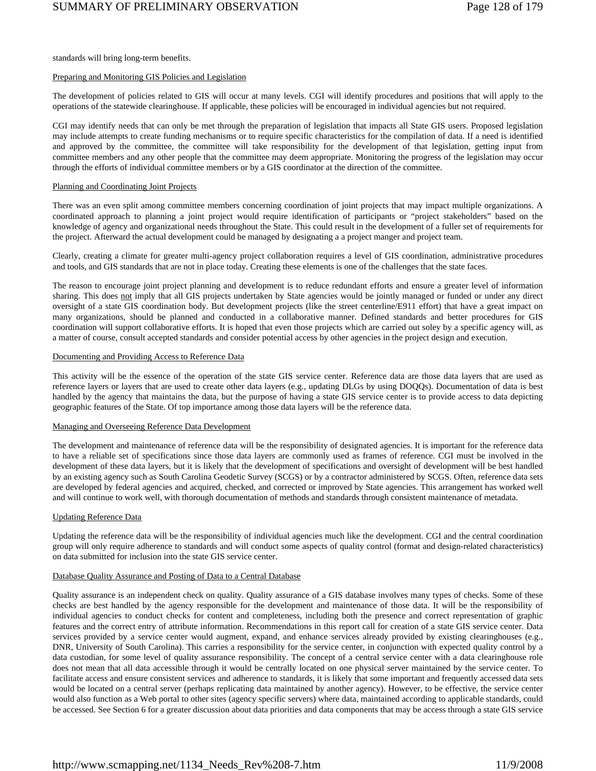standards will bring long-term benefits.

Preparing and Monitoring GIS Policies and Legislation

The development of policies related to GIS will occur at many levels. CGI will identify procedures and positions that will apply to the operations of the statewide clearinghouse. If applicable, these policies will be encouraged in individual agencies but not required.

CGI may identify needs that can only be met through the preparation of legislation that impacts all State GIS users. Proposed legislation may include attempts to create funding mechanisms or to require specific characteristics for the compilation of data. If a need is identified and approved by the committee, the committee will take responsibility for the development of that legislation, getting input from committee members and any other people that the committee may deem appropriate. Monitoring the progress of the legislation may occur through the efforts of individual committee members or by a GIS coordinator at the direction of the committee.

Planning and Coordinating Joint Projects

There was an even split among committee members concerning coordination of joint projects that may impact multiple organizations. A coordinated approach to planning a joint project would require identification of participants or "project stakeholders" based on the knowledge of agency and organizational needs throughout the State. This could result in the development of a fuller set of requirements for the project. Afterward the actual development could be managed by designating a a project manger and project team.

Clearly, creating a climate for greater multi-agency project collaboration requires a level of GIS coordination, administrative procedures and tools, and GIS standards that are not in place today. Creating these elements is one of the challenges that the state faces.

The reason to encourage joint project planning and development is to reduce redundant efforts and ensure a greater level of information sharing. This does not imply that all GIS projects undertaken by State agencies would be jointly managed or funded or under any direct oversight of a state GIS coordination body. But development projects (like the street centerline/E911 effort) that have a great impact on many organizations, should be planned and conducted in a collaborative manner. Defined standards and better procedures for GIS coordination will support collaborative efforts. It is hoped that even those projects which are carried out soley by a specific agency will, as a matter of course, consult accepted standards and consider potential access by other agencies in the project design and execution.

Documenting and Providing Access to Reference Data

This activity will be the essence of the operation of the state GIS service center. Reference data are those data layers that are used as reference layers or layers that are used to create other data layers (e.g., updating DLGs by using DOQQs). Documentation of data is best handled by the agency that maintains the data, but the purpose of having a state GIS service center is to provide access to data depicting geographic features of the State. Of top importance among those data layers will be the reference data.

Managing and Overseeing Reference Data Development

The development and maintenance of reference data will be the responsibility of designated agencies. It is important for the reference data to have a reliable set of specifications since those data layers are commonly used as frames of reference. CGI must be involved in the development of these data layers, but it is likely that the development of specifications and oversight of development will be best handled by an existing agency such as South Carolina Geodetic Survey (SCGS) or by a contractor administered by SCGS. Often, reference data sets are developed by federal agencies and acquired, checked, and corrected or improved by State agencies. This arrangement has worked well and will continue to work well, with thorough documentation of methods and standards through consistent maintenance of metadata.

Updating Reference Data

Updating the reference data will be the responsibility of individual agencies much like the development. CGI and the central coordination group will only require adherence to standards and will conduct some aspects of quality control (format and design-related characteristics) on data submitted for inclusion into the state GIS service center.

Database Quality Assurance and Posting of Data to a Central Database

Quality assurance is an independent check on quality. Quality assurance of a GIS database involves many types of checks. Some of these checks are best handled by the agency responsible for the development and maintenance of those data. It will be the responsibility of individual agencies to conduct checks for content and completeness, including both the presence and correct representation of graphic features and the correct entry of attribute information. Recommendations in this report call for creation of a state GIS service center. Data services provided by a service center would augment, expand, and enhance services already provided by existing clearinghouses (e.g., DNR, University of South Carolina). This carries a responsibility for the service center, in conjunction with expected quality control by a data custodian, for some level of quality assurance responsibility. The concept of a central service center with a data clearinghouse role does not mean that all data accessible through it would be centrally located on one physical server maintained by the service center. To facilitate access and ensure consistent services and adherence to standards, it is likely that some important and frequently accessed data sets would be located on a central server (perhaps replicating data maintained by another agency). However, to be effective, the service center would also function as a Web portal to other sites (agency specific servers) where data, maintained according to applicable standards, could be accessed. See Section 6 for a greater discussion about data priorities and data components that may be access through a state GIS service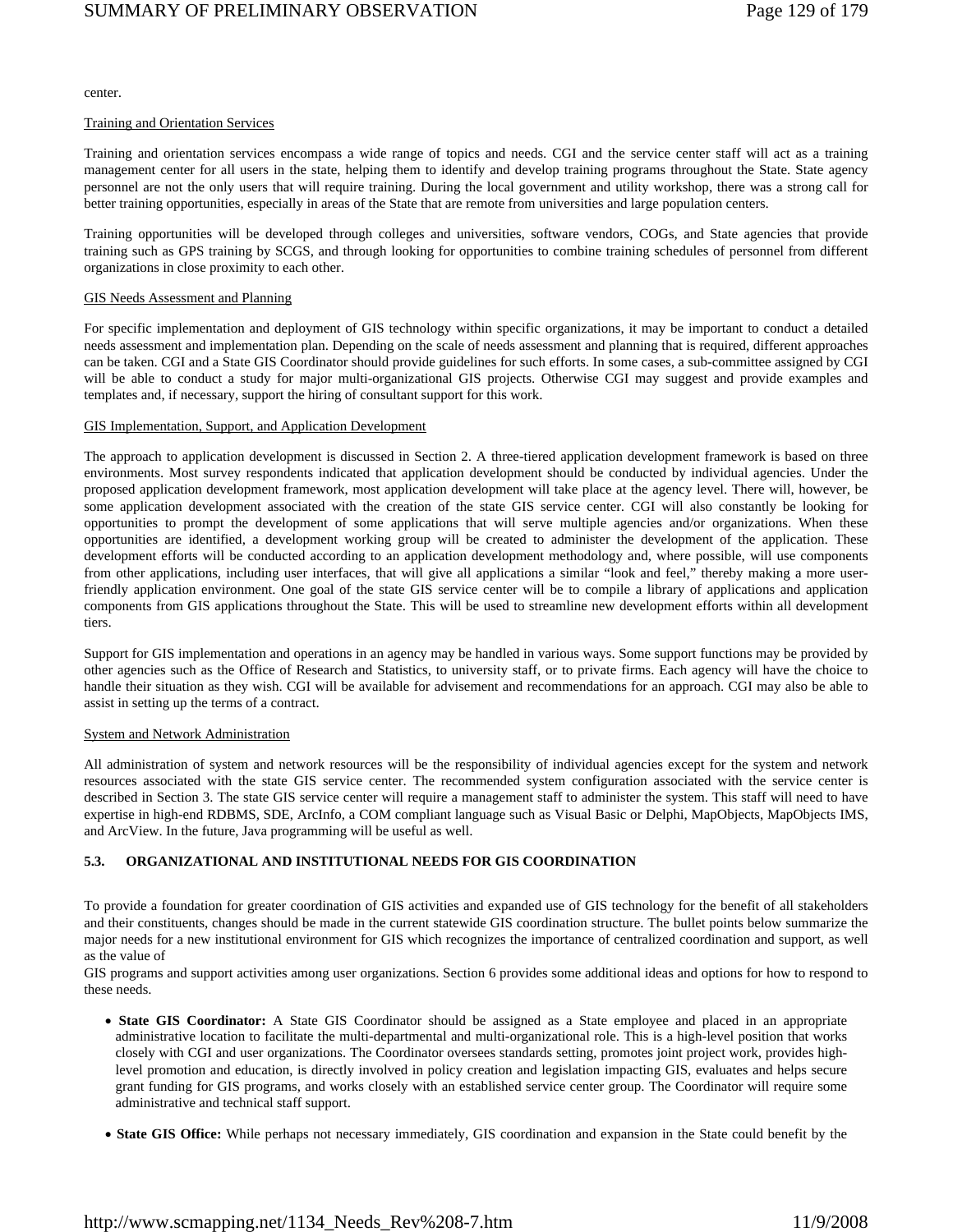center.

Training and Orientation Services

Training and orientation services encompass a wide range of topics and needs. CGI and the service center staff will act as a training management center for all users in the state, helping them to identify and develop training programs throughout the State. State agency personnel are not the only users that will require training. During the local government and utility workshop, there was a strong call for better training opportunities, especially in areas of the State that are remote from universities and large population centers.

Training opportunities will be developed through colleges and universities, software vendors, COGs, and State agencies that provide training such as GPS training by SCGS, and through looking for opportunities to combine training schedules of personnel from different organizations in close proximity to each other.

GIS Needs Assessment and Planning

For specific implementation and deployment of GIS technology within specific organizations, it may be important to conduct a detailed needs assessment and implementation plan. Depending on the scale of needs assessment and planning that is required, different approaches can be taken. CGI and a State GIS Coordinator should provide guidelines for such efforts. In some cases, a sub-committee assigned by CGI will be able to conduct a study for major multi-organizational GIS projects. Otherwise CGI may suggest and provide examples and templates and, if necessary, support the hiring of consultant support for this work.

GIS Implementation, Support, and Application Development

The approach to application development is discussed in Section 2. A three-tiered application development framework is based on three environments. Most survey respondents indicated that application development should be conducted by individual agencies. Under the proposed application development framework, most application development will take place at the agency level. There will, however, be some application development associated with the creation of the state GIS service center. CGI will also constantly be looking for opportunities to prompt the development of some applications that will serve multiple agencies and/or organizations. When these opportunities are identified, a development working group will be created to administer the development of the application. These development efforts will be conducted according to an application development methodology and, where possible, will use components from other applications, including user interfaces, that will give all applications a similar "look and feel," thereby making a more user-friendly application environment. One goal of the state GIS service center will be to compile a library of applications and application components from GIS applications throughout the State. This will be used to streamline new development efforts within all development tiers.

Support for GIS implementation and operations in an agency may be handled in various ways. Some support functions may be provided by other agencies such as the Office of Research and Statistics, to university staff, or to private firms. Each agency will have the choice to handle their situation as they wish. CGI will be available for advisement and recommendations for an approach. CGI may also be able to assist in setting up the terms of a contract.

System and Network Administration

All administration of system and network resources will be the responsibility of individual agencies except for the system and network resources associated with the state GIS service center. The recommended system configuration associated with the service center is described in Section 3. The state GIS service center will require a management staff to administer the system. This staff will need to have expertise in high-end RDBMS, SDE, ArcInfo, a COM compliant language such as Visual Basic or Delphi, MapObjects, MapObjects IMS, and ArcView. In the future, Java programming will be useful as well.

### 5.3. ORGANIZATIONAL AND INSTITUTIONAL NEEDS FOR GIS COORDINATION

To provide a foundation for greater coordination of GIS activities and expanded use of GIS technology for the benefit of all stakeholders and their constituents, changes should be made in the current statewide GIS coordination structure. The bullet points below summarize the major needs for a new institutional environment for GIS which recognizes the importance of centralized coordination and support, as well as the value of
GIS programs and support activities among user organizations. Section 6 provides some additional ideas and options for how to respond to these needs.

- **State GIS Coordinator:** A State GIS Coordinator should be assigned as a State employee and placed in an appropriate administrative location to facilitate the multi-departmental and multi-organizational role. This is a high-level position that works closely with CGI and user organizations. The Coordinator oversees standards setting, promotes joint project work, provides high-level promotion and education, is directly involved in policy creation and legislation impacting GIS, evaluates and helps secure grant funding for GIS programs, and works closely with an established service center group. The Coordinator will require some administrative and technical staff support.

- **State GIS Office:** While perhaps not necessary immediately, GIS coordination and expansion in the State could benefit by the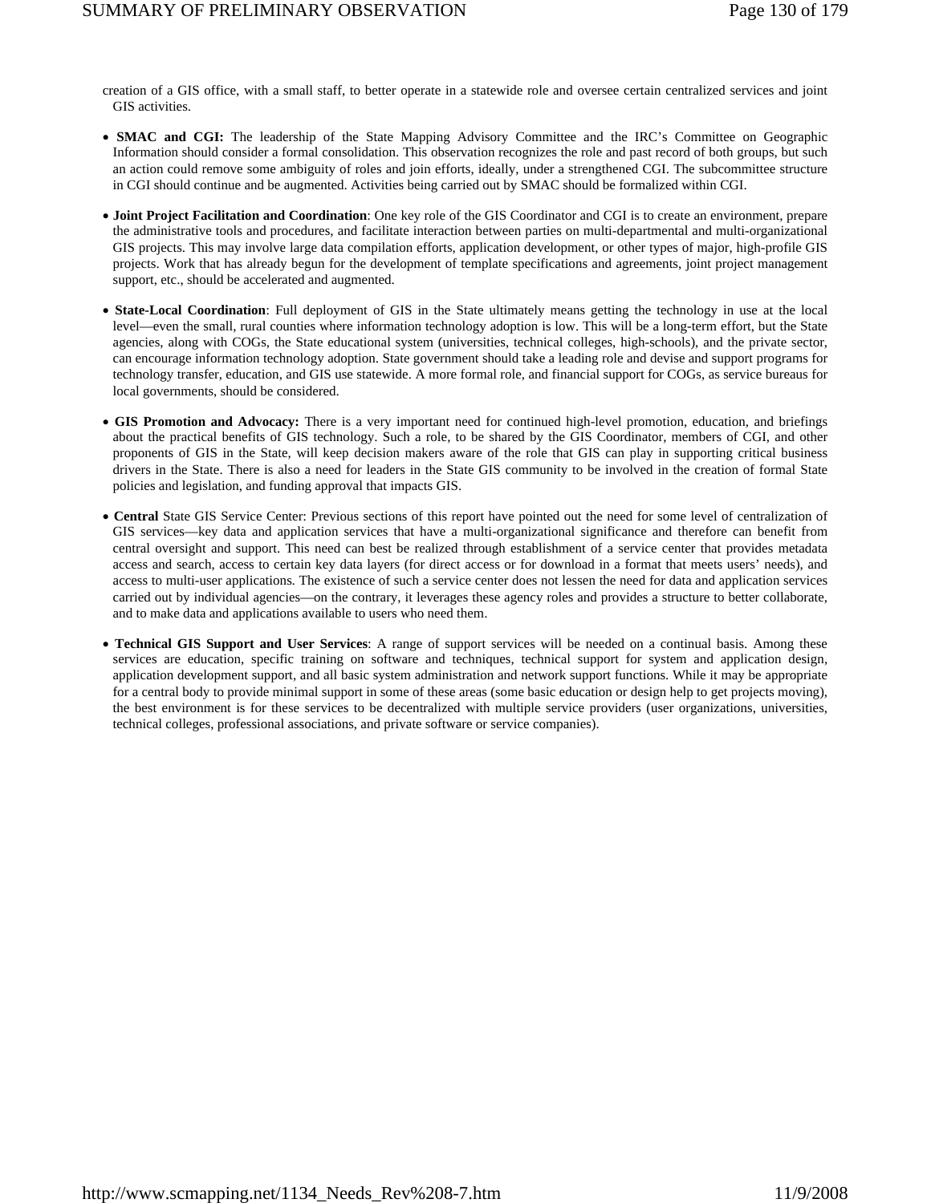creation of a GIS office, with a small staff, to better operate in a statewide role and oversee certain centralized services and joint GIS activities.

- **SMAC and CGI:** The leadership of the State Mapping Advisory Committee and the IRC's Committee on Geographic Information should consider a formal consolidation. This observation recognizes the role and past record of both groups, but such an action could remove some ambiguity of roles and join efforts, ideally, under a strengthened CGI. The subcommittee structure in CGI should continue and be augmented. Activities being carried out by SMAC should be formalized within CGI.

- **Joint Project Facilitation and Coordination**: One key role of the GIS Coordinator and CGI is to create an environment, prepare the administrative tools and procedures, and facilitate interaction between parties on multi-departmental and multi-organizational GIS projects. This may involve large data compilation efforts, application development, or other types of major, high-profile GIS projects. Work that has already begun for the development of template specifications and agreements, joint project management support, etc., should be accelerated and augmented.

- **State-Local Coordination**: Full deployment of GIS in the State ultimately means getting the technology in use at the local level—even the small, rural counties where information technology adoption is low. This will be a long-term effort, but the State agencies, along with COGs, the State educational system (universities, technical colleges, high-schools), and the private sector, can encourage information technology adoption. State government should take a leading role and devise and support programs for technology transfer, education, and GIS use statewide. A more formal role, and financial support for COGs, as service bureaus for local governments, should be considered.

- **GIS Promotion and Advocacy:** There is a very important need for continued high-level promotion, education, and briefings about the practical benefits of GIS technology. Such a role, to be shared by the GIS Coordinator, members of CGI, and other proponents of GIS in the State, will keep decision makers aware of the role that GIS can play in supporting critical business drivers in the State. There is also a need for leaders in the State GIS community to be involved in the creation of formal State policies and legislation, and funding approval that impacts GIS.

- **Central** State GIS Service Center: Previous sections of this report have pointed out the need for some level of centralization of GIS services—key data and application services that have a multi-organizational significance and therefore can benefit from central oversight and support. This need can best be realized through establishment of a service center that provides metadata access and search, access to certain key data layers (for direct access or for download in a format that meets users' needs), and access to multi-user applications. The existence of such a service center does not lessen the need for data and application services carried out by individual agencies—on the contrary, it leverages these agency roles and provides a structure to better collaborate, and to make data and applications available to users who need them.

- **Technical GIS Support and User Services**: A range of support services will be needed on a continual basis. Among these services are education, specific training on software and techniques, technical support for system and application design, application development support, and all basic system administration and network support functions. While it may be appropriate for a central body to provide minimal support in some of these areas (some basic education or design help to get projects moving), the best environment is for these services to be decentralized with multiple service providers (user organizations, universities, technical colleges, professional associations, and private software or service companies).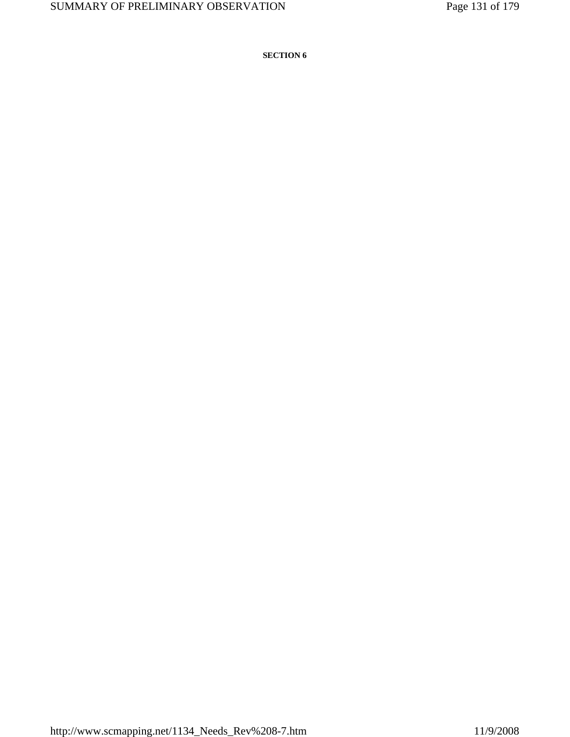**SECTION 6**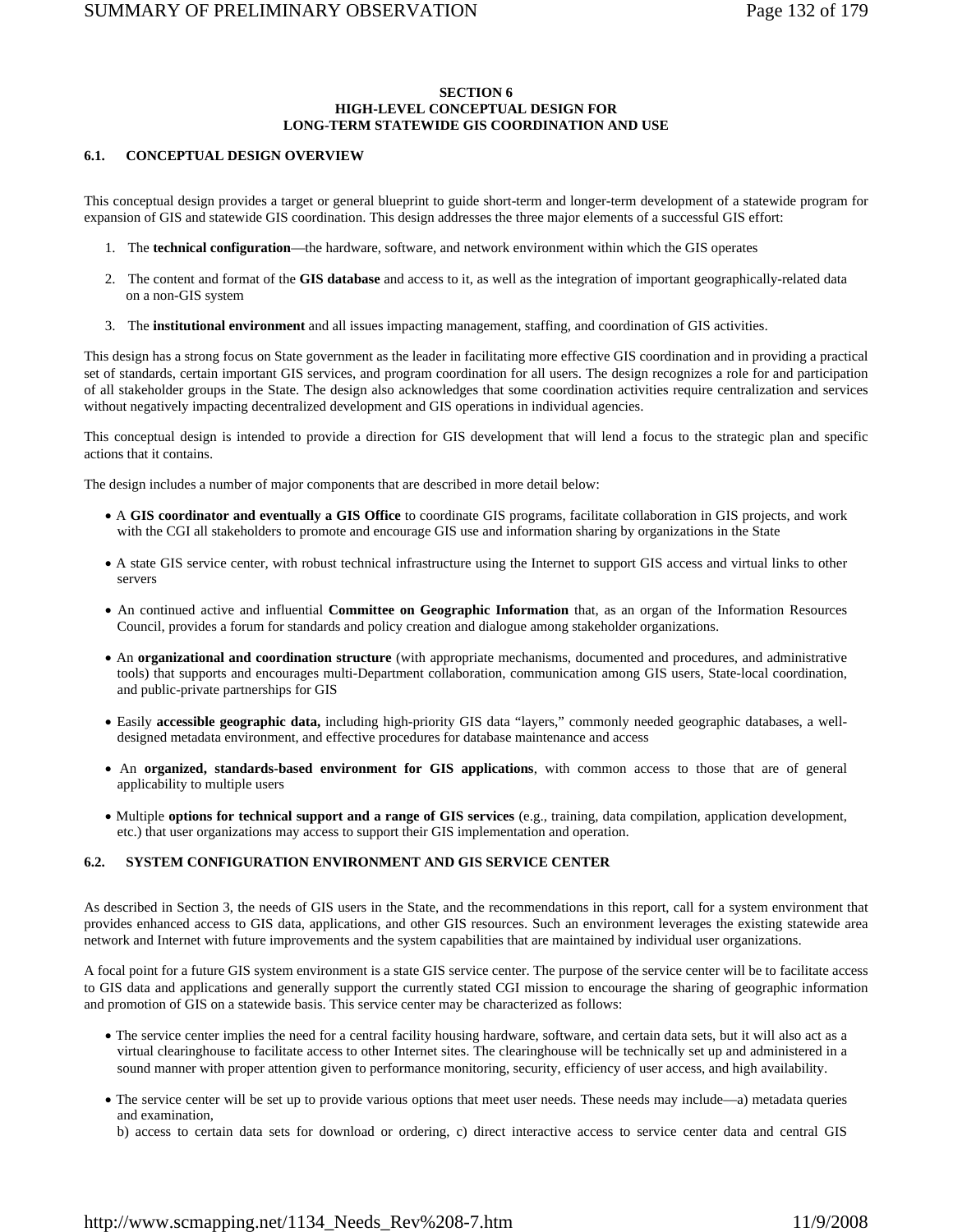### SECTION 6
### HIGH-LEVEL CONCEPTUAL DESIGN FOR LONG-TERM STATEWIDE GIS COORDINATION AND USE

#### 6.1. CONCEPTUAL DESIGN OVERVIEW

This conceptual design provides a target or general blueprint to guide short-term and longer-term development of a statewide program for expansion of GIS and statewide GIS coordination. This design addresses the three major elements of a successful GIS effort:

1. The **technical configuration**—the hardware, software, and network environment within which the GIS operates
2. The content and format of the **GIS database** and access to it, as well as the integration of important geographically-related data on a non-GIS system
3. The **institutional environment** and all issues impacting management, staffing, and coordination of GIS activities.

This design has a strong focus on State government as the leader in facilitating more effective GIS coordination and in providing a practical set of standards, certain important GIS services, and program coordination for all users. The design recognizes a role for and participation of all stakeholder groups in the State. The design also acknowledges that some coordination activities require centralization and services without negatively impacting decentralized development and GIS operations in individual agencies.

This conceptual design is intended to provide a direction for GIS development that will lend a focus to the strategic plan and specific actions that it contains.

The design includes a number of major components that are described in more detail below:

- A **GIS coordinator and eventually a GIS Office** to coordinate GIS programs, facilitate collaboration in GIS projects, and work with the CGI all stakeholders to promote and encourage GIS use and information sharing by organizations in the State
- A state GIS service center, with robust technical infrastructure using the Internet to support GIS access and virtual links to other servers
- An continued active and influential **Committee on Geographic Information** that, as an organ of the Information Resources Council, provides a forum for standards and policy creation and dialogue among stakeholder organizations.
- An **organizational and coordination structure** (with appropriate mechanisms, documented and procedures, and administrative tools) that supports and encourages multi-Department collaboration, communication among GIS users, State-local coordination, and public-private partnerships for GIS
- Easily **accessible geographic data,** including high-priority GIS data "layers," commonly needed geographic databases, a well-designed metadata environment, and effective procedures for database maintenance and access
- An **organized, standards-based environment for GIS applications**, with common access to those that are of general applicability to multiple users
- Multiple **options for technical support and a range of GIS services** (e.g., training, data compilation, application development, etc.) that user organizations may access to support their GIS implementation and operation.

#### 6.2. SYSTEM CONFIGURATION ENVIRONMENT AND GIS SERVICE CENTER

As described in Section 3, the needs of GIS users in the State, and the recommendations in this report, call for a system environment that provides enhanced access to GIS data, applications, and other GIS resources. Such an environment leverages the existing statewide area network and Internet with future improvements and the system capabilities that are maintained by individual user organizations.

A focal point for a future GIS system environment is a state GIS service center. The purpose of the service center will be to facilitate access to GIS data and applications and generally support the currently stated CGI mission to encourage the sharing of geographic information and promotion of GIS on a statewide basis. This service center may be characterized as follows:

- The service center implies the need for a central facility housing hardware, software, and certain data sets, but it will also act as a virtual clearinghouse to facilitate access to other Internet sites. The clearinghouse will be technically set up and administered in a sound manner with proper attention given to performance monitoring, security, efficiency of user access, and high availability.
- The service center will be set up to provide various options that meet user needs. These needs may include—a) metadata queries and examination,
  b) access to certain data sets for download or ordering, c) direct interactive access to service center data and central GIS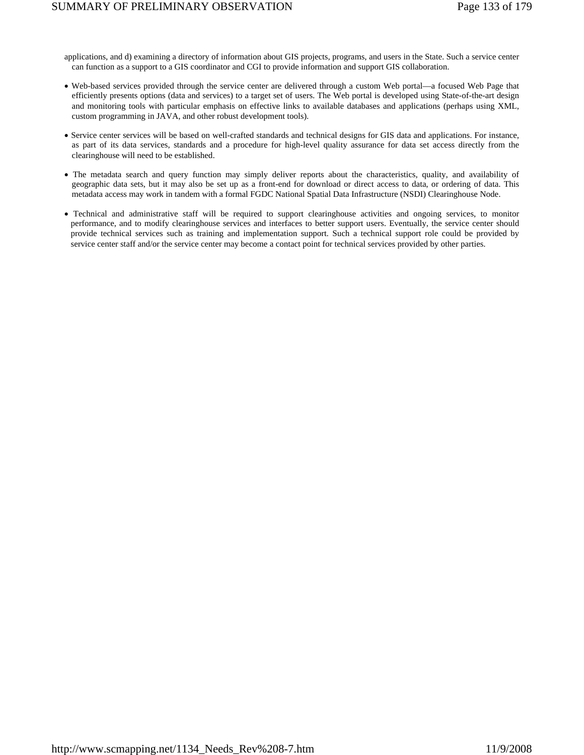applications, and d) examining a directory of information about GIS projects, programs, and users in the State. Such a service center can function as a support to a GIS coordinator and CGI to provide information and support GIS collaboration.

- Web-based services provided through the service center are delivered through a custom Web portal—a focused Web Page that efficiently presents options (data and services) to a target set of users. The Web portal is developed using State-of-the-art design and monitoring tools with particular emphasis on effective links to available databases and applications (perhaps using XML, custom programming in JAVA, and other robust development tools).

- Service center services will be based on well-crafted standards and technical designs for GIS data and applications. For instance, as part of its data services, standards and a procedure for high-level quality assurance for data set access directly from the clearinghouse will need to be established.

- The metadata search and query function may simply deliver reports about the characteristics, quality, and availability of geographic data sets, but it may also be set up as a front-end for download or direct access to data, or ordering of data. This metadata access may work in tandem with a formal FGDC National Spatial Data Infrastructure (NSDI) Clearinghouse Node.

- Technical and administrative staff will be required to support clearinghouse activities and ongoing services, to monitor performance, and to modify clearinghouse services and interfaces to better support users. Eventually, the service center should provide technical services such as training and implementation support. Such a technical support role could be provided by service center staff and/or the service center may become a contact point for technical services provided by other parties.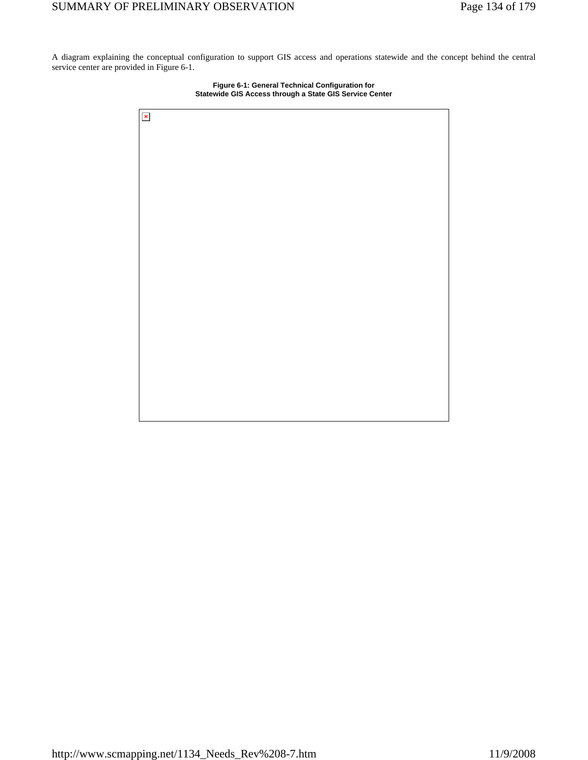A diagram explaining the conceptual configuration to support GIS access and operations statewide and the concept behind the central service center are provided in Figure 6-1.

**Figure 6-1: General Technical Configuration for Statewide GIS Access through a State GIS Service Center**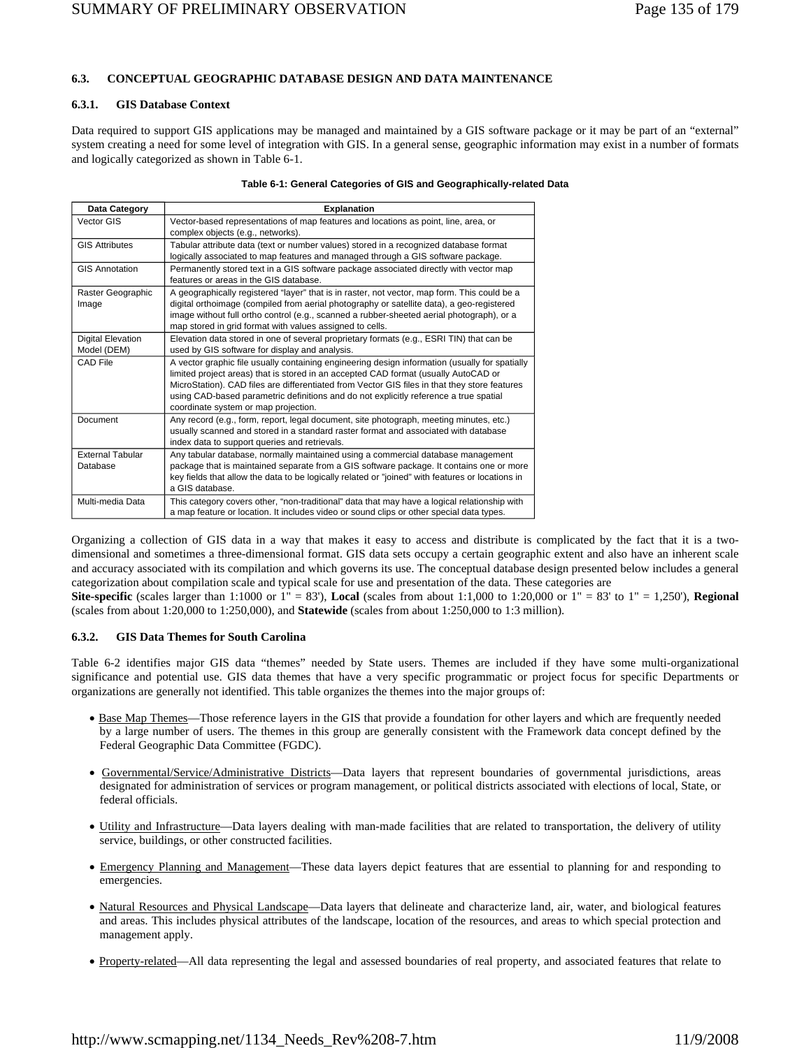### 6.3. CONCEPTUAL GEOGRAPHIC DATABASE DESIGN AND DATA MAINTENANCE

#### 6.3.1. GIS Database Context

Data required to support GIS applications may be managed and maintained by a GIS software package or it may be part of an "external" system creating a need for some level of integration with GIS. In a general sense, geographic information may exist in a number of formats and logically categorized as shown in Table 6-1.

**Table 6-1: General Categories of GIS and Geographically-related Data**

| Data Category | Explanation |
|---|---|
| Vector GIS | Vector-based representations of map features and locations as point, line, area, or complex objects (e.g., networks). |
| GIS Attributes | Tabular attribute data (text or number values) stored in a recognized database format logically associated to map features and managed through a GIS software package. |
| GIS Annotation | Permanently stored text in a GIS software package associated directly with vector map features or areas in the GIS database. |
| Raster Geographic Image | A geographically registered "layer" that is in raster, not vector, map form. This could be a digital orthoimage (compiled from aerial photography or satellite data), a geo-registered image without full ortho control (e.g., scanned a rubber-sheeted aerial photograph), or a map stored in grid format with values assigned to cells. |
| Digital Elevation Model (DEM) | Elevation data stored in one of several proprietary formats (e.g., ESRI TIN) that can be used by GIS software for display and analysis. |
| CAD File | A vector graphic file usually containing engineering design information (usually for spatially limited project areas) that is stored in an accepted CAD format (usually AutoCAD or MicroStation). CAD files are differentiated from Vector GIS files in that they store features using CAD-based parametric definitions and do not explicitly reference a true spatial coordinate system or map projection. |
| Document | Any record (e.g., form, report, legal document, site photograph, meeting minutes, etc.) usually scanned and stored in a standard raster format and associated with database index data to support queries and retrievals. |
| External Tabular Database | Any tabular database, normally maintained using a commercial database management package that is maintained separate from a GIS software package. It contains one or more key fields that allow the data to be logically related or "joined" with features or locations in a GIS database. |
| Multi-media Data | This category covers other, "non-traditional" data that may have a logical relationship with a map feature or location. It includes video or sound clips or other special data types. |

Organizing a collection of GIS data in a way that makes it easy to access and distribute is complicated by the fact that it is a two-dimensional and sometimes a three-dimensional format. GIS data sets occupy a certain geographic extent and also have an inherent scale and accuracy associated with its compilation and which governs its use. The conceptual database design presented below includes a general categorization about compilation scale and typical scale for use and presentation of the data. These categories are
**Site-specific** (scales larger than 1:1000 or 1" = 83'), **Local** (scales from about 1:1,000 to 1:20,000 or 1" = 83' to 1" = 1,250'), **Regional** (scales from about 1:20,000 to 1:250,000), and **Statewide** (scales from about 1:250,000 to 1:3 million).

#### 6.3.2. GIS Data Themes for South Carolina

Table 6-2 identifies major GIS data "themes" needed by State users. Themes are included if they have some multi-organizational significance and potential use. GIS data themes that have a very specific programmatic or project focus for specific Departments or organizations are generally not identified. This table organizes the themes into the major groups of:

- Base Map Themes—Those reference layers in the GIS that provide a foundation for other layers and which are frequently needed by a large number of users. The themes in this group are generally consistent with the Framework data concept defined by the Federal Geographic Data Committee (FGDC).
- Governmental/Service/Administrative Districts—Data layers that represent boundaries of governmental jurisdictions, areas designated for administration of services or program management, or political districts associated with elections of local, State, or federal officials.
- Utility and Infrastructure—Data layers dealing with man-made facilities that are related to transportation, the delivery of utility service, buildings, or other constructed facilities.
- Emergency Planning and Management—These data layers depict features that are essential to planning for and responding to emergencies.
- Natural Resources and Physical Landscape—Data layers that delineate and characterize land, air, water, and biological features and areas. This includes physical attributes of the landscape, location of the resources, and areas to which special protection and management apply.
- Property-related—All data representing the legal and assessed boundaries of real property, and associated features that relate to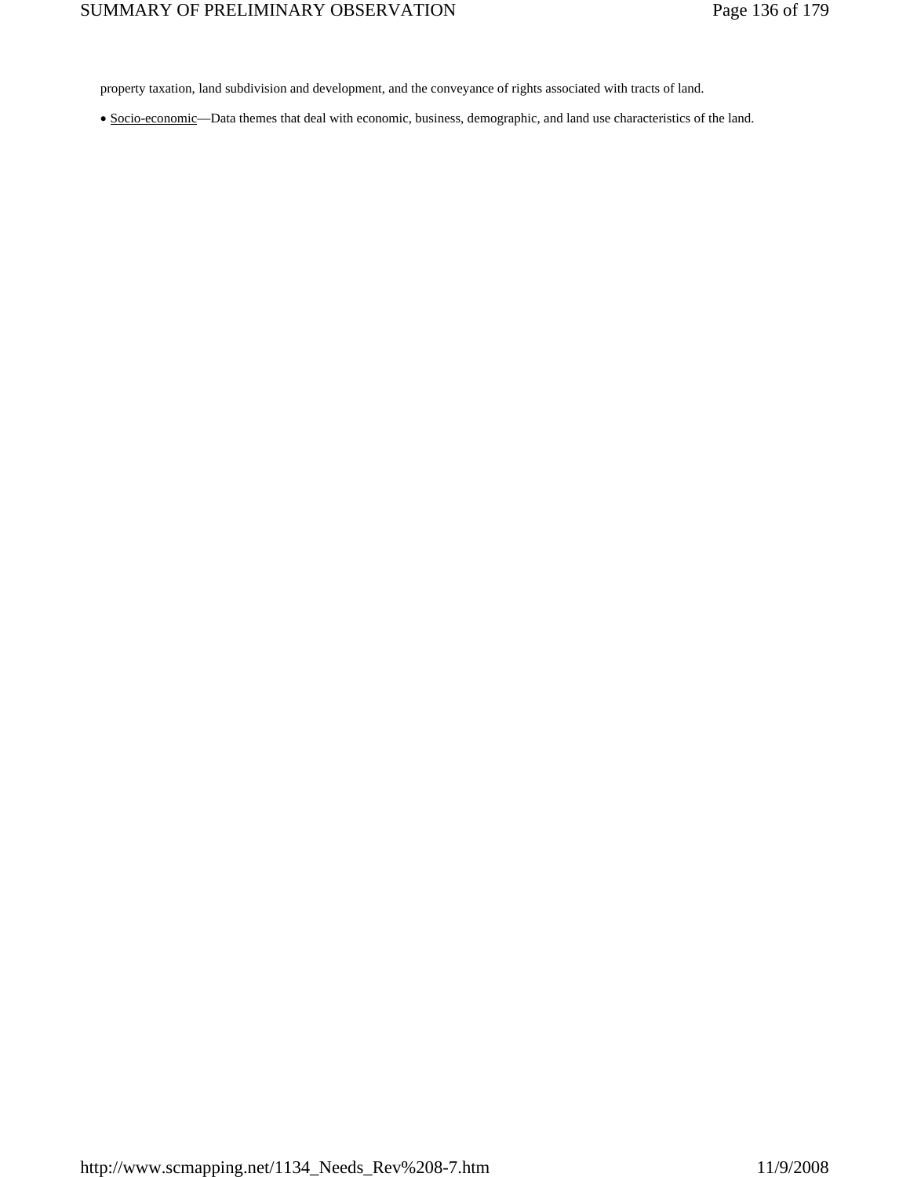property taxation, land subdivision and development, and the conveyance of rights associated with tracts of land.

- Socio-economic—Data themes that deal with economic, business, demographic, and land use characteristics of the land.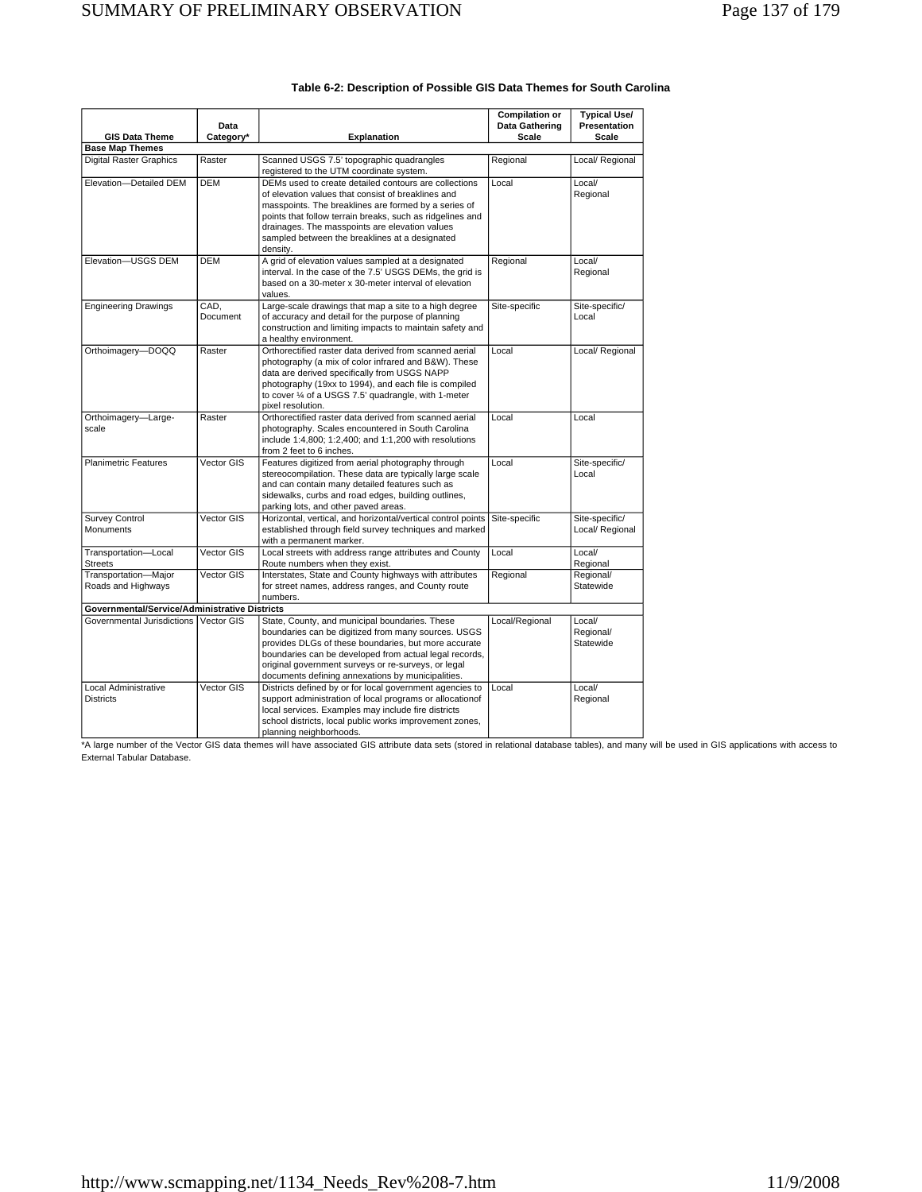**Table 6-2: Description of Possible GIS Data Themes for South Carolina**

| GIS Data Theme | Data Category* | Explanation | Compilation or Data Gathering Scale | Typical Use/ Presentation Scale |
|---|---|---|---|---|
| **Base Map Themes** | | | | |
| Digital Raster Graphics | Raster | Scanned USGS 7.5' topographic quadrangles registered to the UTM coordinate system. | Regional | Local/ Regional |
| Elevation—Detailed DEM | DEM | DEMs used to create detailed contours are collections of elevation values that consist of breaklines and masspoints. The breaklines are formed by a series of points that follow terrain breaks, such as ridgelines and drainages. The masspoints are elevation values sampled between the breaklines at a designated density. | Local | Local/ Regional |
| Elevation—USGS DEM | DEM | A grid of elevation values sampled at a designated interval. In the case of the 7.5' USGS DEMs, the grid is based on a 30-meter x 30-meter interval of elevation values. | Regional | Local/ Regional |
| Engineering Drawings | CAD, Document | Large-scale drawings that map a site to a high degree of accuracy and detail for the purpose of planning construction and limiting impacts to maintain safety and a healthy environment. | Site-specific | Site-specific/ Local |
| Orthoimagery—DOQQ | Raster | Orthorectified raster data derived from scanned aerial photography (a mix of color infrared and B&W). These data are derived specifically from USGS NAPP photography (19xx to 1994), and each file is compiled to cover ¼ of a USGS 7.5' quadrangle, with 1-meter pixel resolution. | Local | Local/ Regional |
| Orthoimagery—Large-scale | Raster | Orthorectified raster data derived from scanned aerial photography. Scales encountered in South Carolina include 1:4,800; 1:2,400; and 1:1,200 with resolutions from 2 feet to 6 inches. | Local | Local |
| Planimetric Features | Vector GIS | Features digitized from aerial photography through stereocompilation. These data are typically large scale and can contain many detailed features such as sidewalks, curbs and road edges, building outlines, parking lots, and other paved areas. | Local | Site-specific/ Local |
| Survey Control Monuments | Vector GIS | Horizontal, vertical, and horizontal/vertical control points established through field survey techniques and marked with a permanent marker. | Site-specific | Site-specific/ Local/ Regional |
| Transportation—Local Streets | Vector GIS | Local streets with address range attributes and County Route numbers when they exist. | Local | Local/ Regional |
| Transportation—Major Roads and Highways | Vector GIS | Interstates, State and County highways with attributes for street names, address ranges, and County route numbers. | Regional | Regional/ Statewide |
| **Governmental/Service/Administrative Districts** | | | | |
| Governmental Jurisdictions | Vector GIS | State, County, and municipal boundaries. These boundaries can be digitized from many sources. USGS provides DLGs of these boundaries, but more accurate boundaries can be developed from actual legal records, original government surveys or re-surveys, or legal documents defining annexations by municipalities. | Local/Regional | Local/ Regional/ Statewide |
| Local Administrative Districts | Vector GIS | Districts defined by or for local government agencies to support administration of local programs or allocationof local services. Examples may include fire districts school districts, local public works improvement zones, planning neighborhoods. | Local | Local/ Regional |

*A large number of the Vector GIS data themes will have associated GIS attribute data sets (stored in relational database tables), and many will be used in GIS applications with access to External Tabular Database.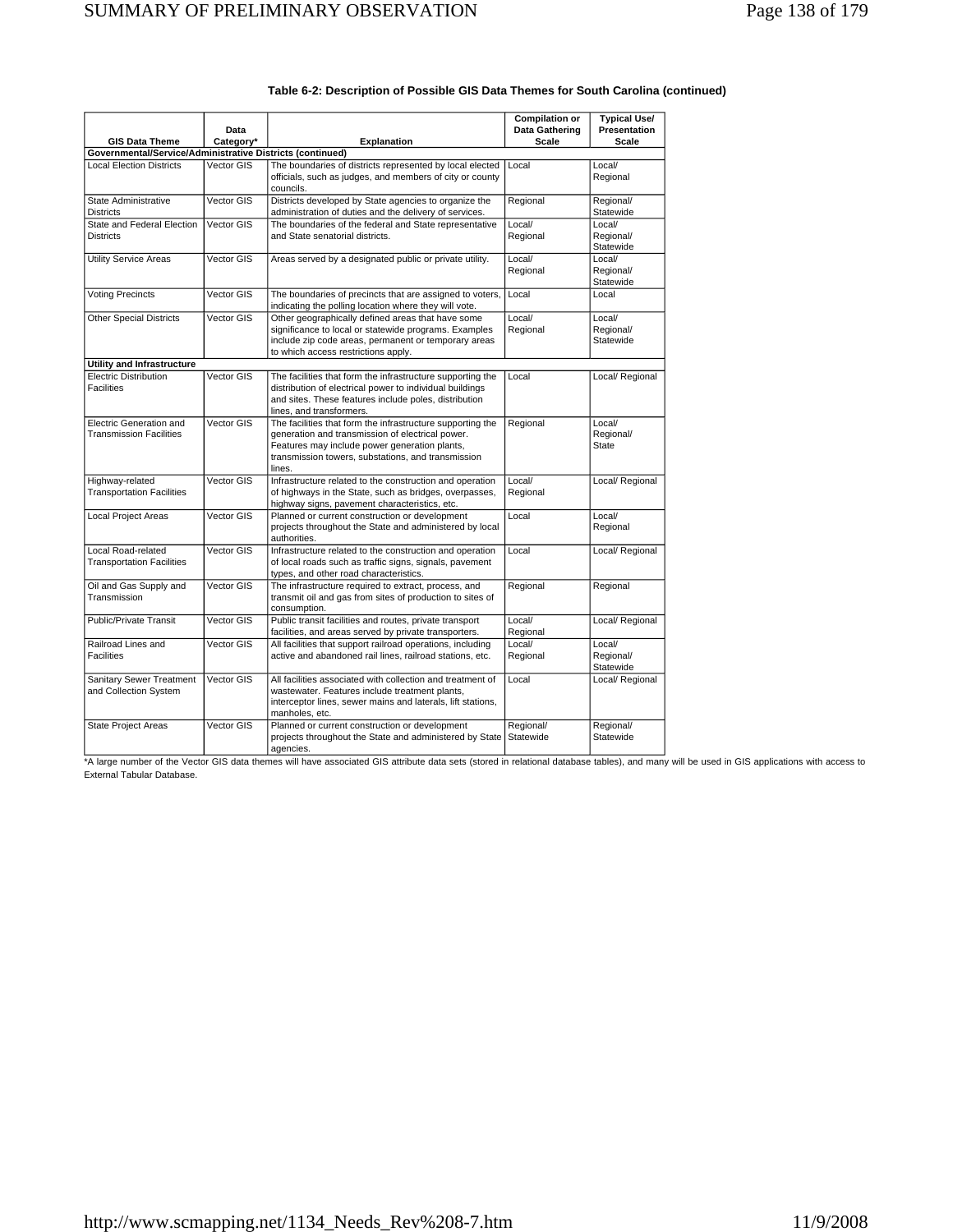**Table 6-2: Description of Possible GIS Data Themes for South Carolina (continued)**

| GIS Data Theme | Data Category* | Explanation | Compilation or Data Gathering Scale | Typical Use/ Presentation Scale |
|---|---|---|---|---|
| **Governmental/Service/Administrative Districts (continued)** | | | | |
| Local Election Districts | Vector GIS | The boundaries of districts represented by local elected officials, such as judges, and members of city or county councils. | Local | Local/ Regional |
| State Administrative Districts | Vector GIS | Districts developed by State agencies to organize the administration of duties and the delivery of services. | Regional | Regional/ Statewide |
| State and Federal Election Districts | Vector GIS | The boundaries of the federal and State representative and State senatorial districts. | Local/ Regional | Local/ Regional/ Statewide |
| Utility Service Areas | Vector GIS | Areas served by a designated public or private utility. | Local/ Regional | Local/ Regional/ Statewide |
| Voting Precincts | Vector GIS | The boundaries of precincts that are assigned to voters, indicating the polling location where they will vote. | Local | Local |
| Other Special Districts | Vector GIS | Other geographically defined areas that have some significance to local or statewide programs. Examples include zip code areas, permanent or temporary areas to which access restrictions apply. | Local/ Regional | Local/ Regional/ Statewide |
| **Utility and Infrastructure** | | | | |
| Electric Distribution Facilities | Vector GIS | The facilities that form the infrastructure supporting the distribution of electrical power to individual buildings and sites. These features include poles, distribution lines, and transformers. | Local | Local/ Regional |
| Electric Generation and Transmission Facilities | Vector GIS | The facilities that form the infrastructure supporting the generation and transmission of electrical power. Features may include power generation plants, transmission towers, substations, and transmission lines. | Regional | Local/ Regional/ State |
| Highway-related Transportation Facilities | Vector GIS | Infrastructure related to the construction and operation of highways in the State, such as bridges, overpasses, highway signs, pavement characteristics, etc. | Local/ Regional | Local/ Regional |
| Local Project Areas | Vector GIS | Planned or current construction or development projects throughout the State and administered by local authorities. | Local | Local/ Regional |
| Local Road-related Transportation Facilities | Vector GIS | Infrastructure related to the construction and operation of local roads such as traffic signs, signals, pavement types, and other road characteristics. | Local | Local/ Regional |
| Oil and Gas Supply and Transmission | Vector GIS | The infrastructure required to extract, process, and transmit oil and gas from sites of production to sites of consumption. | Regional | Regional |
| Public/Private Transit | Vector GIS | Public transit facilities and routes, private transport facilities, and areas served by private transporters. | Local/ Regional | Local/ Regional |
| Railroad Lines and Facilities | Vector GIS | All facilities that support railroad operations, including active and abandoned rail lines, railroad stations, etc. | Local/ Regional | Local/ Regional/ Statewide |
| Sanitary Sewer Treatment and Collection System | Vector GIS | All facilities associated with collection and treatment of wastewater. Features include treatment plants, interceptor lines, sewer mains and laterals, lift stations, manholes, etc. | Local | Local/ Regional |
| State Project Areas | Vector GIS | Planned or current construction or development projects throughout the State and administered by State agencies. | Regional/ Statewide | Regional/ Statewide |

*A large number of the Vector GIS data themes will have associated GIS attribute data sets (stored in relational database tables), and many will be used in GIS applications with access to External Tabular Database.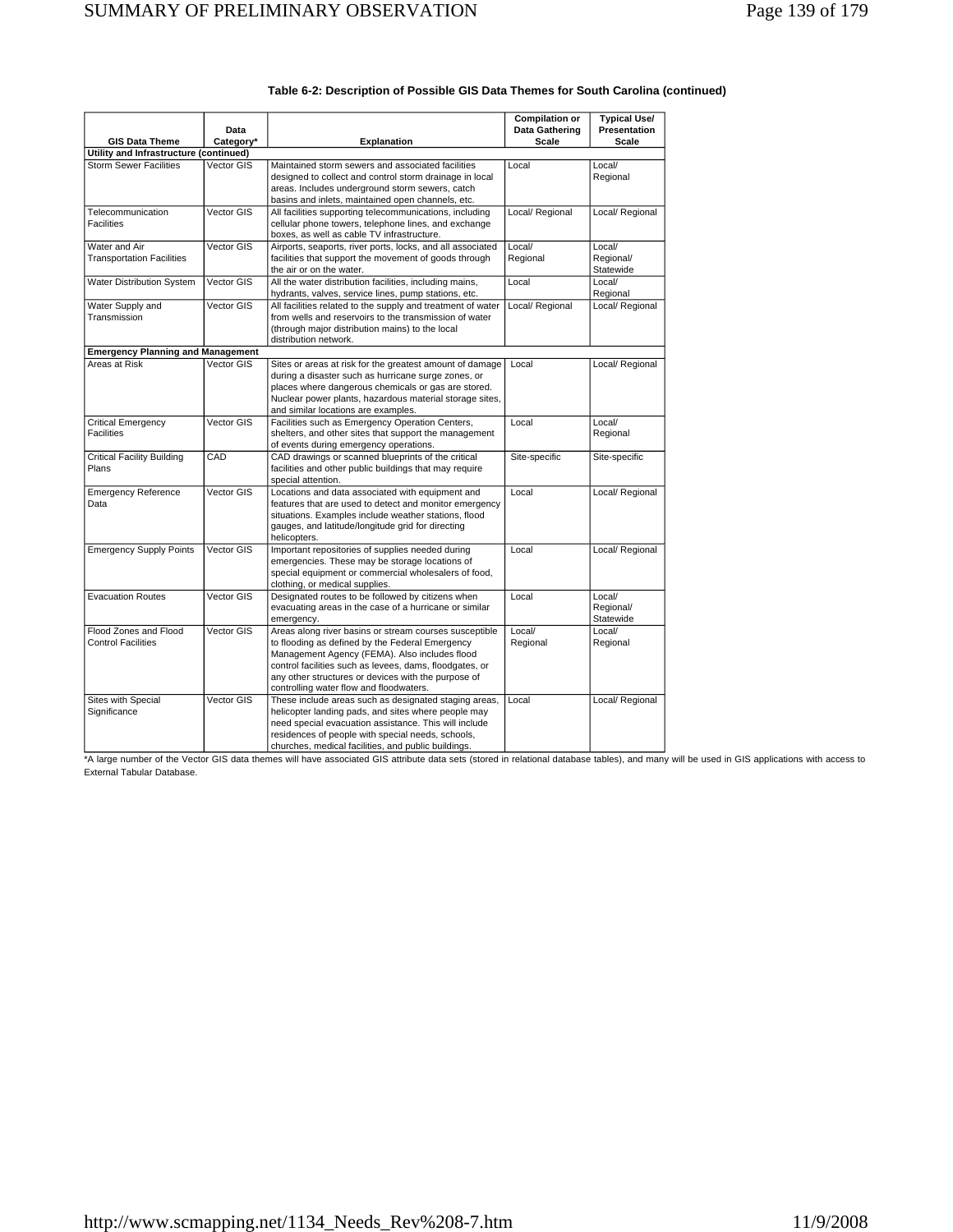**Table 6-2: Description of Possible GIS Data Themes for South Carolina (continued)**

| GIS Data Theme | Data Category* | Explanation | Compilation or Data Gathering Scale | Typical Use/ Presentation Scale |
|---|---|---|---|---|
| **Utility and Infrastructure (continued)** | | | | |
| Storm Sewer Facilities | Vector GIS | Maintained storm sewers and associated facilities designed to collect and control storm drainage in local areas. Includes underground storm sewers, catch basins and inlets, maintained open channels, etc. | Local | Local/ Regional |
| Telecommunication Facilities | Vector GIS | All facilities supporting telecommunications, including cellular phone towers, telephone lines, and exchange boxes, as well as cable TV infrastructure. | Local/ Regional | Local/ Regional |
| Water and Air Transportation Facilities | Vector GIS | Airports, seaports, river ports, locks, and all associated facilities that support the movement of goods through the air or on the water. | Local/ Regional | Local/ Regional/ Statewide |
| Water Distribution System | Vector GIS | All the water distribution facilities, including mains, hydrants, valves, service lines, pump stations, etc. | Local | Local/ Regional |
| Water Supply and Transmission | Vector GIS | All facilities related to the supply and treatment of water from wells and reservoirs to the transmission of water (through major distribution mains) to the local distribution network. | Local/ Regional | Local/ Regional |
| **Emergency Planning and Management** | | | | |
| Areas at Risk | Vector GIS | Sites or areas at risk for the greatest amount of damage during a disaster such as hurricane surge zones, or places where dangerous chemicals or gas are stored. Nuclear power plants, hazardous material storage sites, and similar locations are examples. | Local | Local/ Regional |
| Critical Emergency Facilities | Vector GIS | Facilities such as Emergency Operation Centers, shelters, and other sites that support the management of events during emergency operations. | Local | Local/ Regional |
| Critical Facility Building Plans | CAD | CAD drawings or scanned blueprints of the critical facilities and other public buildings that may require special attention. | Site-specific | Site-specific |
| Emergency Reference Data | Vector GIS | Locations and data associated with equipment and features that are used to detect and monitor emergency situations. Examples include weather stations, flood gauges, and latitude/longitude grid for directing helicopters. | Local | Local/ Regional |
| Emergency Supply Points | Vector GIS | Important repositories of supplies needed during emergencies. These may be storage locations of special equipment or commercial wholesalers of food, clothing, or medical supplies. | Local | Local/ Regional |
| Evacuation Routes | Vector GIS | Designated routes to be followed by citizens when evacuating areas in the case of a hurricane or similar emergency. | Local | Local/ Regional/ Statewide |
| Flood Zones and Flood Control Facilities | Vector GIS | Areas along river basins or stream courses susceptible to flooding as defined by the Federal Emergency Management Agency (FEMA). Also includes flood control facilities such as levees, dams, floodgates, or any other structures or devices with the purpose of controlling water flow and floodwaters. | Local/ Regional | Local/ Regional |
| Sites with Special Significance | Vector GIS | These include areas such as designated staging areas, helicopter landing pads, and sites where people may need special evacuation assistance. This will include residences of people with special needs, schools, churches, medical facilities, and public buildings. | Local | Local/ Regional |

*A large number of the Vector GIS data themes will have associated GIS attribute data sets (stored in relational database tables), and many will be used in GIS applications with access to External Tabular Database.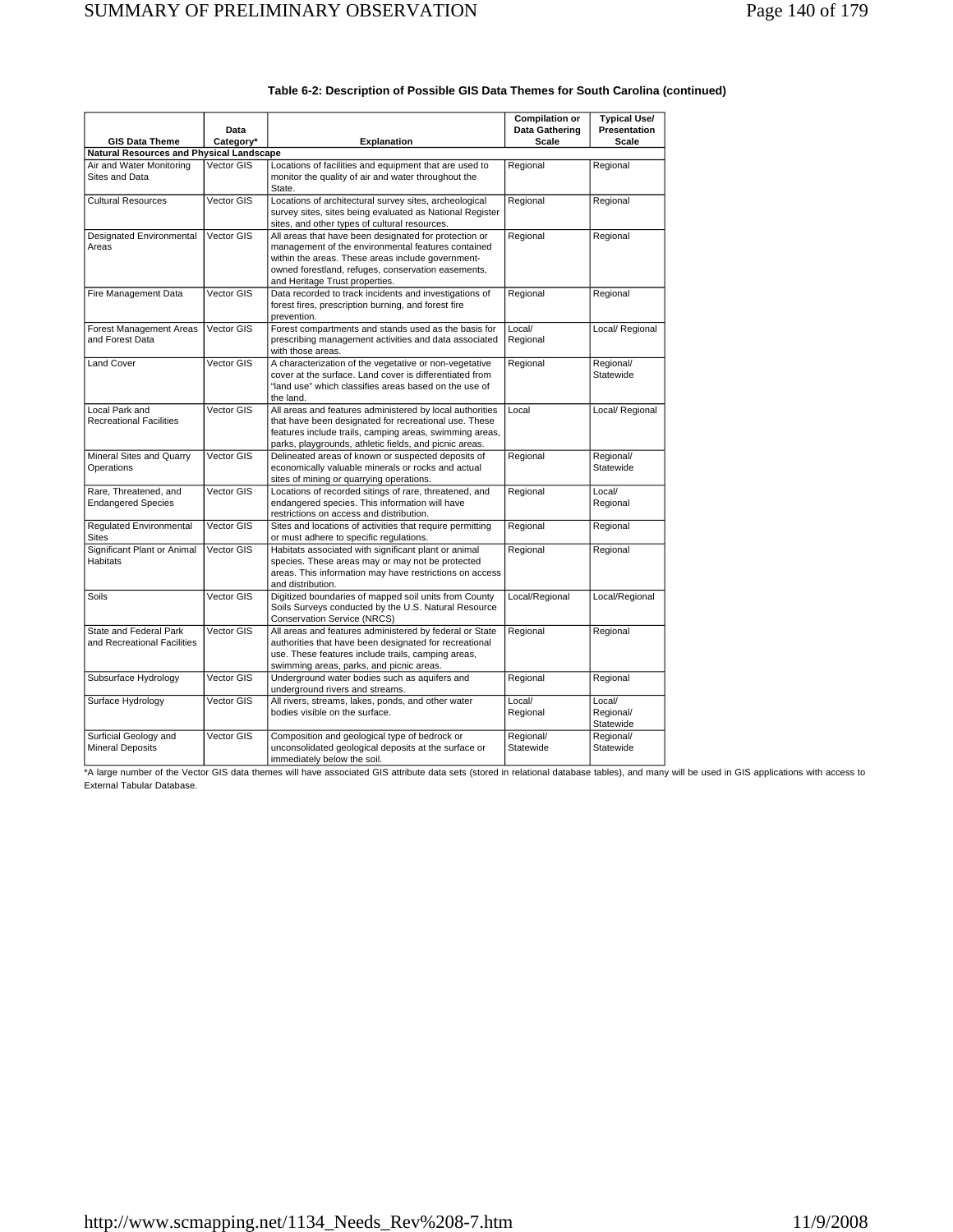**Table 6-2: Description of Possible GIS Data Themes for South Carolina (continued)**

| GIS Data Theme | Data Category* | Explanation | Compilation or Data Gathering Scale | Typical Use/ Presentation Scale |
|---|---|---|---|---|
| **Natural Resources and Physical Landscape** | | | | |
| Air and Water Monitoring Sites and Data | Vector GIS | Locations of facilities and equipment that are used to monitor the quality of air and water throughout the State. | Regional | Regional |
| Cultural Resources | Vector GIS | Locations of architectural survey sites, archeological survey sites, sites being evaluated as National Register sites, and other types of cultural resources. | Regional | Regional |
| Designated Environmental Areas | Vector GIS | All areas that have been designated for protection or management of the environmental features contained within the areas. These areas include government-owned forestland, refuges, conservation easements, and Heritage Trust properties. | Regional | Regional |
| Fire Management Data | Vector GIS | Data recorded to track incidents and investigations of forest fires, prescription burning, and forest fire prevention. | Regional | Regional |
| Forest Management Areas and Forest Data | Vector GIS | Forest compartments and stands used as the basis for prescribing management activities and data associated with those areas. | Local/ Regional | Local/ Regional |
| Land Cover | Vector GIS | A characterization of the vegetative or non-vegetative cover at the surface. Land cover is differentiated from "land use" which classifies areas based on the use of the land. | Regional | Regional/ Statewide |
| Local Park and Recreational Facilities | Vector GIS | All areas and features administered by local authorities that have been designated for recreational use. These features include trails, camping areas, swimming areas, parks, playgrounds, athletic fields, and picnic areas. | Local | Local/ Regional |
| Mineral Sites and Quarry Operations | Vector GIS | Delineated areas of known or suspected deposits of economically valuable minerals or rocks and actual sites of mining or quarrying operations. | Regional | Regional/ Statewide |
| Rare, Threatened, and Endangered Species | Vector GIS | Locations of recorded sitings of rare, threatened, and endangered species. This information will have restrictions on access and distribution. | Regional | Local/ Regional |
| Regulated Environmental Sites | Vector GIS | Sites and locations of activities that require permitting or must adhere to specific regulations. | Regional | Regional |
| Significant Plant or Animal Habitats | Vector GIS | Habitats associated with significant plant or animal species. These areas may or may not be protected areas. This information may have restrictions on access and distribution. | Regional | Regional |
| Soils | Vector GIS | Digitized boundaries of mapped soil units from County Soils Surveys conducted by the U.S. Natural Resource Conservation Service (NRCS) | Local/Regional | Local/Regional |
| State and Federal Park and Recreational Facilities | Vector GIS | All areas and features administered by federal or State authorities that have been designated for recreational use. These features include trails, camping areas, swimming areas, parks, and picnic areas. | Regional | Regional |
| Subsurface Hydrology | Vector GIS | Underground water bodies such as aquifers and underground rivers and streams. | Regional | Regional |
| Surface Hydrology | Vector GIS | All rivers, streams, lakes, ponds, and other water bodies visible on the surface. | Local/ Regional | Local/ Regional/ Statewide |
| Surficial Geology and Mineral Deposits | Vector GIS | Composition and geological type of bedrock or unconsolidated geological deposits at the surface or immediately below the soil. | Regional/ Statewide | Regional/ Statewide |

*A large number of the Vector GIS data themes will have associated GIS attribute data sets (stored in relational database tables), and many will be used in GIS applications with access to External Tabular Database.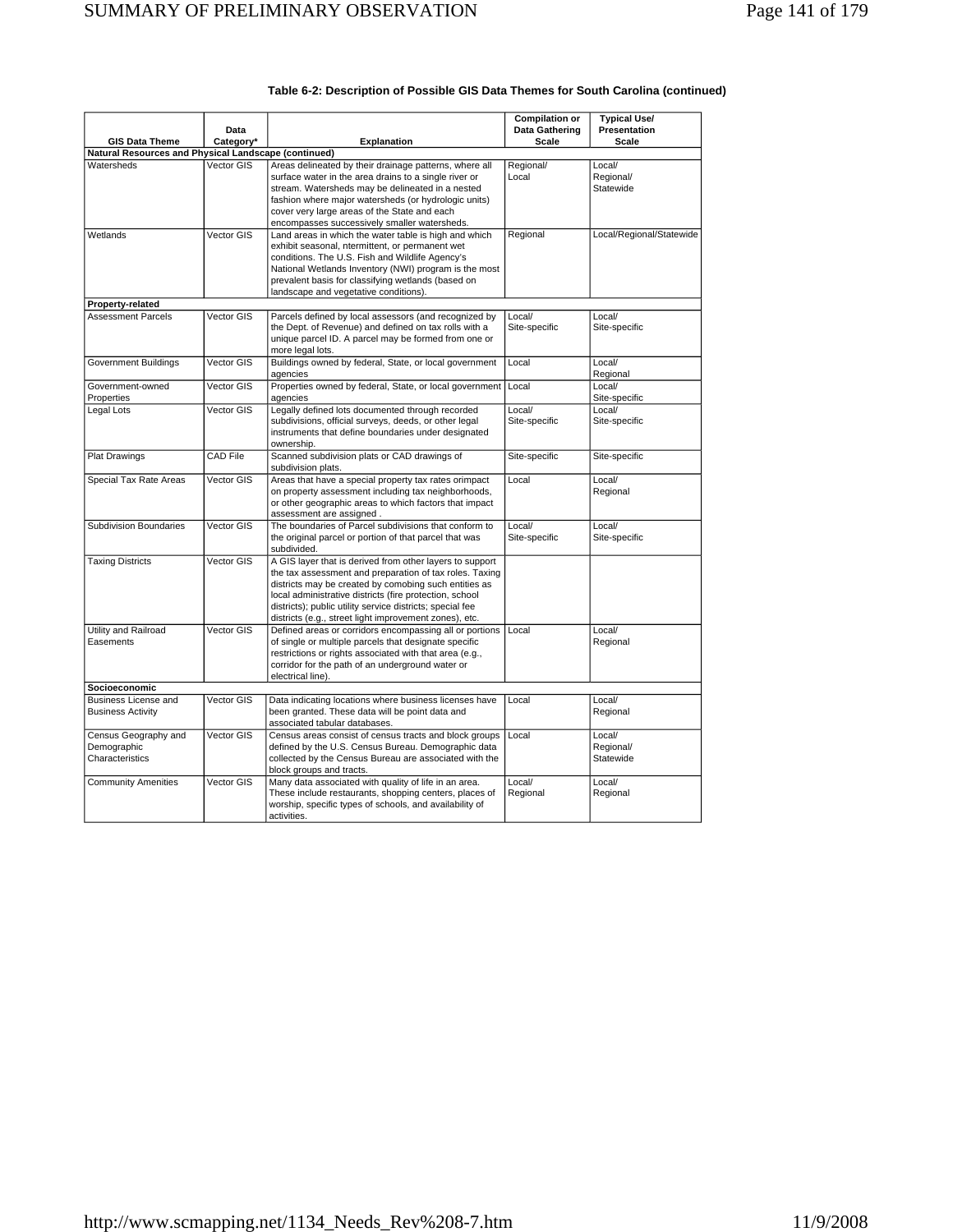**Table 6-2: Description of Possible GIS Data Themes for South Carolina (continued)**

| GIS Data Theme | Data Category* | Explanation | Compilation or Data Gathering Scale | Typical Use/ Presentation Scale |
|---|---|---|---|---|
| **Natural Resources and Physical Landscape (continued)** | | | | |
| Watersheds | Vector GIS | Areas delineated by their drainage patterns, where all surface water in the area drains to a single river or stream. Watersheds may be delineated in a nested fashion where major watersheds (or hydrologic units) cover very large areas of the State and each encompasses successively smaller watersheds. | Regional/ Local | Local/ Regional/ Statewide |
| Wetlands | Vector GIS | Land areas in which the water table is high and which exhibit seasonal, ntermittent, or permanent wet conditions. The U.S. Fish and Wildlife Agency's National Wetlands Inventory (NWI) program is the most prevalent basis for classifying wetlands (based on landscape and vegetative conditions). | Regional | Local/Regional/Statewide |
| **Property-related** | | | | |
| Assessment Parcels | Vector GIS | Parcels defined by local assessors (and recognized by the Dept. of Revenue) and defined on tax rolls with a unique parcel ID. A parcel may be formed from one or more legal lots. | Local/ Site-specific | Local/ Site-specific |
| Government Buildings | Vector GIS | Buildings owned by federal, State, or local government agencies | Local | Local/ Regional |
| Government-owned Properties | Vector GIS | Properties owned by federal, State, or local government agencies | Local | Local/ Site-specific |
| Legal Lots | Vector GIS | Legally defined lots documented through recorded subdivisions, official surveys, deeds, or other legal instruments that define boundaries under designated ownership. | Local/ Site-specific | Local/ Site-specific |
| Plat Drawings | CAD File | Scanned subdivision plats or CAD drawings of subdivision plats. | Site-specific | Site-specific |
| Special Tax Rate Areas | Vector GIS | Areas that have a special property tax rates orimpact on property assessment including tax neighborhoods, or other geographic areas to which factors that impact assessment are assigned . | Local | Local/ Regional |
| Subdivision Boundaries | Vector GIS | The boundaries of Parcel subdivisions that conform to the original parcel or portion of that parcel that was subdivided. | Local/ Site-specific | Local/ Site-specific |
| Taxing Districts | Vector GIS | A GIS layer that is derived from other layers to support the tax assessment and preparation of tax roles. Taxing districts may be created by comobing such entities as local administrative districts (fire protection, school districts); public utility service districts; special fee districts (e.g., street light improvement zones), etc. | | |
| Utility and Railroad Easements | Vector GIS | Defined areas or corridors encompassing all or portions of single or multiple parcels that designate specific restrictions or rights associated with that area (e.g., corridor for the path of an underground water or electrical line). | Local | Local/ Regional |
| **Socioeconomic** | | | | |
| Business License and Business Activity | Vector GIS | Data indicating locations where business licenses have been granted. These data will be point data and associated tabular databases. | Local | Local/ Regional |
| Census Geography and Demographic Characteristics | Vector GIS | Census areas consist of census tracts and block groups defined by the U.S. Census Bureau. Demographic data collected by the Census Bureau are associated with the block groups and tracts. | Local | Local/ Regional/ Statewide |
| Community Amenities | Vector GIS | Many data associated with quality of life in an area. These include restaurants, shopping centers, places of worship, specific types of schools, and availability of activities. | Local/ Regional | Local/ Regional |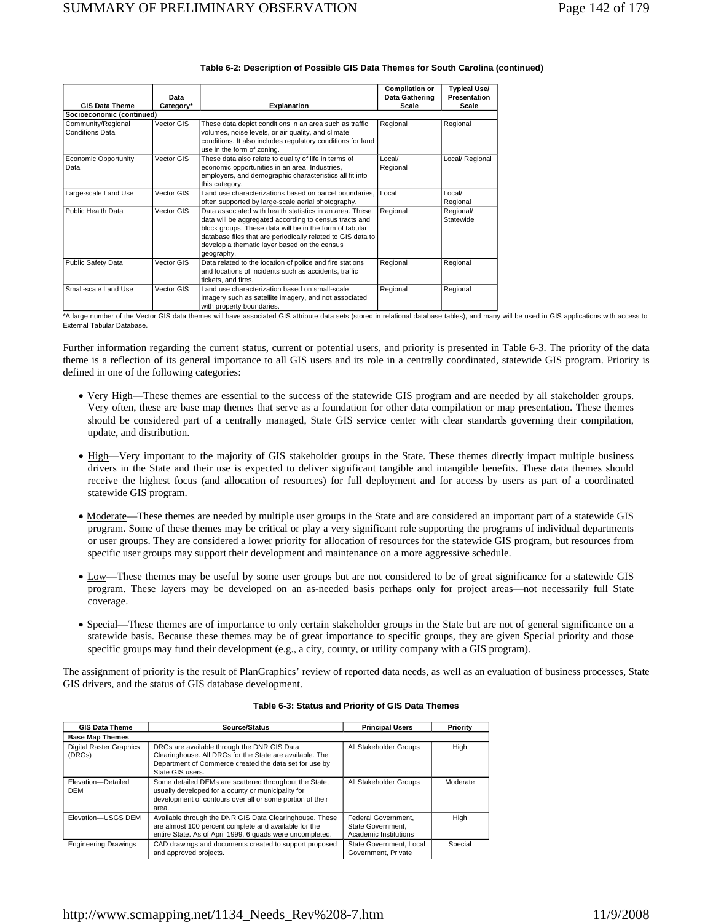**Table 6-2: Description of Possible GIS Data Themes for South Carolina (continued)**

| GIS Data Theme | Data Category* | Explanation | Compilation or Data Gathering Scale | Typical Use/ Presentation Scale |
|---|---|---|---|---|
| **Socioeconomic (continued)** | | | | |
| Community/Regional Conditions Data | Vector GIS | These data depict conditions in an area such as traffic volumes, noise levels, or air quality, and climate conditions. It also includes regulatory conditions for land use in the form of zoning. | Regional | Regional |
| Economic Opportunity Data | Vector GIS | These data also relate to quality of life in terms of economic opportunities in an area. Industries, employers, and demographic characteristics all fit into this category. | Local/ Regional | Local/ Regional |
| Large-scale Land Use | Vector GIS | Land use characterizations based on parcel boundaries, often supported by large-scale aerial photography. | Local | Local/ Regional |
| Public Health Data | Vector GIS | Data associated with health statistics in an area. These data will be aggregated according to census tracts and block groups. These data will be in the form of tabular database files that are periodically related to GIS data to develop a thematic layer based on the census geography. | Regional | Regional/ Statewide |
| Public Safety Data | Vector GIS | Data related to the location of police and fire stations and locations of incidents such as accidents, traffic tickets, and fires. | Regional | Regional |
| Small-scale Land Use | Vector GIS | Land use characterization based on small-scale imagery such as satellite imagery, and not associated with property boundaries. | Regional | Regional |

*A large number of the Vector GIS data themes will have associated GIS attribute data sets (stored in relational database tables), and many will be used in GIS applications with access to External Tabular Database.

Further information regarding the current status, current or potential users, and priority is presented in Table 6-3. The priority of the data theme is a reflection of its general importance to all GIS users and its role in a centrally coordinated, statewide GIS program. Priority is defined in one of the following categories:

- Very High—These themes are essential to the success of the statewide GIS program and are needed by all stakeholder groups. Very often, these are base map themes that serve as a foundation for other data compilation or map presentation. These themes should be considered part of a centrally managed, State GIS service center with clear standards governing their compilation, update, and distribution.
- High—Very important to the majority of GIS stakeholder groups in the State. These themes directly impact multiple business drivers in the State and their use is expected to deliver significant tangible and intangible benefits. These data themes should receive the highest focus (and allocation of resources) for full deployment and for access by users as part of a coordinated statewide GIS program.
- Moderate—These themes are needed by multiple user groups in the State and are considered an important part of a statewide GIS program. Some of these themes may be critical or play a very significant role supporting the programs of individual departments or user groups. They are considered a lower priority for allocation of resources for the statewide GIS program, but resources from specific user groups may support their development and maintenance on a more aggressive schedule.
- Low—These themes may be useful by some user groups but are not considered to be of great significance for a statewide GIS program. These layers may be developed on an as-needed basis perhaps only for project areas—not necessarily full State coverage.
- Special—These themes are of importance to only certain stakeholder groups in the State but are not of general significance on a statewide basis. Because these themes may be of great importance to specific groups, they are given Special priority and those specific groups may fund their development (e.g., a city, county, or utility company with a GIS program).

The assignment of priority is the result of PlanGraphics' review of reported data needs, as well as an evaluation of business processes, State GIS drivers, and the status of GIS database development.

**Table 6-3: Status and Priority of GIS Data Themes**

| GIS Data Theme | Source/Status | Principal Users | Priority |
|---|---|---|---|
| **Base Map Themes** | | | |
| Digital Raster Graphics (DRGs) | DRGs are available through the DNR GIS Data Clearinghouse. All DRGs for the State are available. The Department of Commerce created the data set for use by State GIS users. | All Stakeholder Groups | High |
| Elevation—Detailed DEM | Some detailed DEMs are scattered throughout the State, usually developed for a county or municipality for development of contours over all or some portion of their area. | All Stakeholder Groups | Moderate |
| Elevation—USGS DEM | Available through the DNR GIS Data Clearinghouse. These are almost 100 percent complete and available for the entire State. As of April 1999, 6 quads were uncompleted. | Federal Government, State Government, Academic Institutions | High |
| Engineering Drawings | CAD drawings and documents created to support proposed and approved projects. | State Government, Local Government, Private | Special |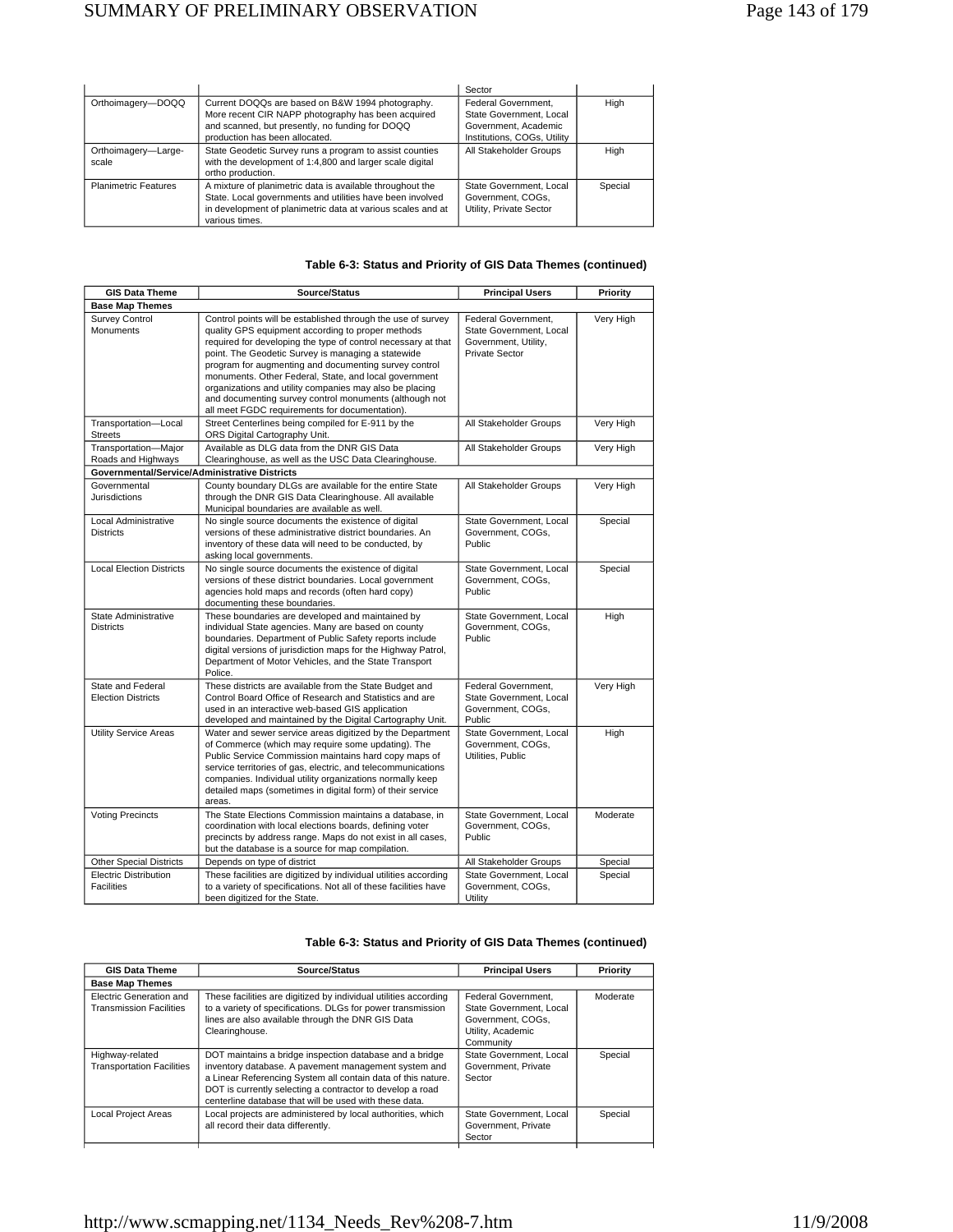| | | Sector | |
|---|---|---|---|
| Orthoimagery—DOQQ | Current DOQQs are based on B&W 1994 photography. More recent CIR NAPP photography has been acquired and scanned, but presently, no funding for DOQQ production has been allocated. | Federal Government, State Government, Local Government, Academic Institutions, COGs, Utility | High |
| Orthoimagery—Large-scale | State Geodetic Survey runs a program to assist counties with the development of 1:4,800 and larger scale digital ortho production. | All Stakeholder Groups | High |
| Planimetric Features | A mixture of planimetric data is available throughout the State. Local governments and utilities have been involved in development of planimetric data at various scales and at various times. | State Government, Local Government, COGs, Utility, Private Sector | Special |

**Table 6-3: Status and Priority of GIS Data Themes (continued)**

| GIS Data Theme | Source/Status | Principal Users | Priority |
|---|---|---|---|
| **Base Map Themes** | | | |
| Survey Control Monuments | Control points will be established through the use of survey quality GPS equipment according to proper methods required for developing the type of control necessary at that point. The Geodetic Survey is managing a statewide program for augmenting and documenting survey control monuments. Other Federal, State, and local government organizations and utility companies may also be placing and documenting survey control monuments (although not all meet FGDC requirements for documentation). | Federal Government, State Government, Local Government, Utility, Private Sector | Very High |
| Transportation—Local Streets | Street Centerlines being compiled for E-911 by the ORS Digital Cartography Unit. | All Stakeholder Groups | Very High |
| Transportation—Major Roads and Highways | Available as DLG data from the DNR GIS Data Clearinghouse, as well as the USC Data Clearinghouse. | All Stakeholder Groups | Very High |
| **Governmental/Service/Administrative Districts** | | | |
| Governmental Jurisdictions | County boundary DLGs are available for the entire State through the DNR GIS Data Clearinghouse. All available Municipal boundaries are available as well. | All Stakeholder Groups | Very High |
| Local Administrative Districts | No single source documents the existence of digital versions of these administrative district boundaries. An inventory of these data will need to be conducted, by asking local governments. | State Government, Local Government, COGs, Public | Special |
| Local Election Districts | No single source documents the existence of digital versions of these district boundaries. Local government agencies hold maps and records (often hard copy) documenting these boundaries. | State Government, Local Government, COGs, Public | Special |
| State Administrative Districts | These boundaries are developed and maintained by individual State agencies. Many are based on county boundaries. Department of Public Safety reports include digital versions of jurisdiction maps for the Highway Patrol, Department of Motor Vehicles, and the State Transport Police. | State Government, Local Government, COGs, Public | High |
| State and Federal Election Districts | These districts are available from the State Budget and Control Board Office of Research and Statistics and are used in an interactive web-based GIS application developed and maintained by the Digital Cartography Unit. | Federal Government, State Government, Local Government, COGs, Public | Very High |
| Utility Service Areas | Water and sewer service areas digitized by the Department of Commerce (which may require some updating). The Public Service Commission maintains hard copy maps of service territories of gas, electric, and telecommunications companies. Individual utility organizations normally keep detailed maps (sometimes in digital form) of their service areas. | State Government, Local Government, COGs, Utilities, Public | High |
| Voting Precincts | The State Elections Commission maintains a database, in coordination with local elections boards, defining voter precincts by address range. Maps do not exist in all cases, but the database is a source for map compilation. | State Government, Local Government, COGs, Public | Moderate |
| Other Special Districts | Depends on type of district | All Stakeholder Groups | Special |
| Electric Distribution Facilities | These facilities are digitized by individual utilities according to a variety of specifications. Not all of these facilities have been digitized for the State. | State Government, Local Government, COGs, Utility | Special |

**Table 6-3: Status and Priority of GIS Data Themes (continued)**

| GIS Data Theme | Source/Status | Principal Users | Priority |
|---|---|---|---|
| **Base Map Themes** | | | |
| Electric Generation and Transmission Facilities | These facilities are digitized by individual utilities according to a variety of specifications. DLGs for power transmission lines are also available through the DNR GIS Data Clearinghouse. | Federal Government, State Government, Local Government, COGs, Utility, Academic Community | Moderate |
| Highway-related Transportation Facilities | DOT maintains a bridge inspection database and a bridge inventory database. A pavement management system and a Linear Referencing System all contain data of this nature. DOT is currently selecting a contractor to develop a road centerline database that will be used with these data. | State Government, Local Government, Private Sector | Special |
| Local Project Areas | Local projects are administered by local authorities, which all record their data differently. | State Government, Local Government, Private Sector | Special |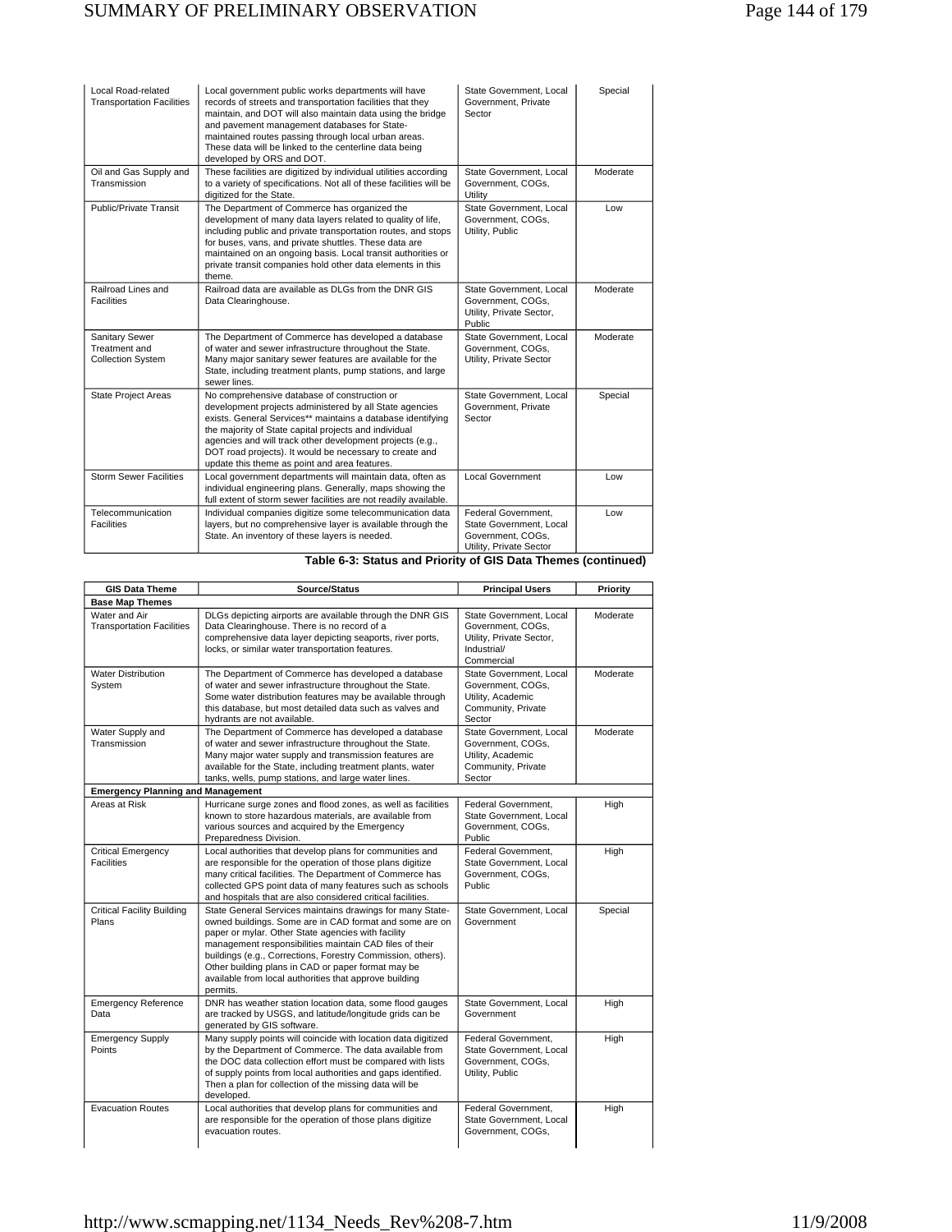| GIS Data Theme | Source/Status | Principal Users | Priority |
|---|---|---|---|
| Local Road-related Transportation Facilities | Local government public works departments will have records of streets and transportation facilities that they maintain, and DOT will also maintain data using the bridge and pavement management databases for State-maintained routes passing through local urban areas. These data will be linked to the centerline data being developed by ORS and DOT. | State Government, Local Government, Private Sector | Special |
| Oil and Gas Supply and Transmission | These facilities are digitized by individual utilities according to a variety of specifications. Not all of these facilities will be digitized for the State. | State Government, Local Government, COGs, Utility | Moderate |
| Public/Private Transit | The Department of Commerce has organized the development of many data layers related to quality of life, including public and private transportation routes, and stops for buses, vans, and private shuttles. These data are maintained on an ongoing basis. Local transit authorities or private transit companies hold other data elements in this theme. | State Government, Local Government, COGs, Utility, Public | Low |
| Railroad Lines and Facilities | Railroad data are available as DLGs from the DNR GIS Data Clearinghouse. | State Government, Local Government, COGs, Utility, Private Sector, Public | Moderate |
| Sanitary Sewer Treatment and Collection System | The Department of Commerce has developed a database of water and sewer infrastructure throughout the State. Many major sanitary sewer features are available for the State, including treatment plants, pump stations, and large sewer lines. | State Government, Local Government, COGs, Utility, Private Sector | Moderate |
| State Project Areas | No comprehensive database of construction or development projects administered by all State agencies exists. General Services** maintains a database identifying the majority of State capital projects and individual agencies and will track other development projects (e.g., DOT road projects). It would be necessary to create and update this theme as point and area features. | State Government, Local Government, Private Sector | Special |
| Storm Sewer Facilities | Local government departments will maintain data, often as individual engineering plans. Generally, maps showing the full extent of storm sewer facilities are not readily available. | Local Government | Low |
| Telecommunication Facilities | Individual companies digitize some telecommunication data layers, but no comprehensive layer is available through the State. An inventory of these layers is needed. | Federal Government, State Government, Local Government, COGs, Utility, Private Sector | Low |

**Table 6-3: Status and Priority of GIS Data Themes (continued)**

| GIS Data Theme | Source/Status | Principal Users | Priority |
|---|---|---|---|
| **Base Map Themes** | | | |
| Water and Air Transportation Facilities | DLGs depicting airports are available through the DNR GIS Data Clearinghouse. There is no record of a comprehensive data layer depicting seaports, river ports, locks, or similar water transportation features. | State Government, Local Government, COGs, Utility, Private Sector, Industrial/ Commercial | Moderate |
| Water Distribution System | The Department of Commerce has developed a database of water and sewer infrastructure throughout the State. Some water distribution features may be available through this database, but most detailed data such as valves and hydrants are not available. | State Government, Local Government, COGs, Utility, Academic Community, Private Sector | Moderate |
| Water Supply and Transmission | The Department of Commerce has developed a database of water and sewer infrastructure throughout the State. Many major water supply and transmission features are available for the State, including treatment plants, water tanks, wells, pump stations, and large water lines. | State Government, Local Government, COGs, Utility, Academic Community, Private Sector | Moderate |
| **Emergency Planning and Management** | | | |
| Areas at Risk | Hurricane surge zones and flood zones, as well as facilities known to store hazardous materials, are available from various sources and acquired by the Emergency Preparedness Division. | Federal Government, State Government, Local Government, COGs, Public | High |
| Critical Emergency Facilities | Local authorities that develop plans for communities and are responsible for the operation of those plans digitize many critical facilities. The Department of Commerce has collected GPS point data of many features such as schools and hospitals that are also considered critical facilities. | Federal Government, State Government, Local Government, COGs, Public | High |
| Critical Facility Building Plans | State General Services maintains drawings for many State-owned buildings. Some are in CAD format and some are on paper or mylar. Other State agencies with facility management responsibilities maintain CAD files of their buildings (e.g., Corrections, Forestry Commission, others). Other building plans in CAD or paper format may be available from local authorities that approve building permits. | State Government, Local Government | Special |
| Emergency Reference Data | DNR has weather station location data, some flood gauges are tracked by USGS, and latitude/longitude grids can be generated by GIS software. | State Government, Local Government | High |
| Emergency Supply Points | Many supply points will coincide with location data digitized by the Department of Commerce. The data available from the DOC data collection effort must be compared with lists of supply points from local authorities and gaps identified. Then a plan for collection of the missing data will be developed. | Federal Government, State Government, Local Government, COGs, Utility, Public | High |
| Evacuation Routes | Local authorities that develop plans for communities and are responsible for the operation of those plans digitize evacuation routes. | Federal Government, State Government, Local Government, COGs, | High |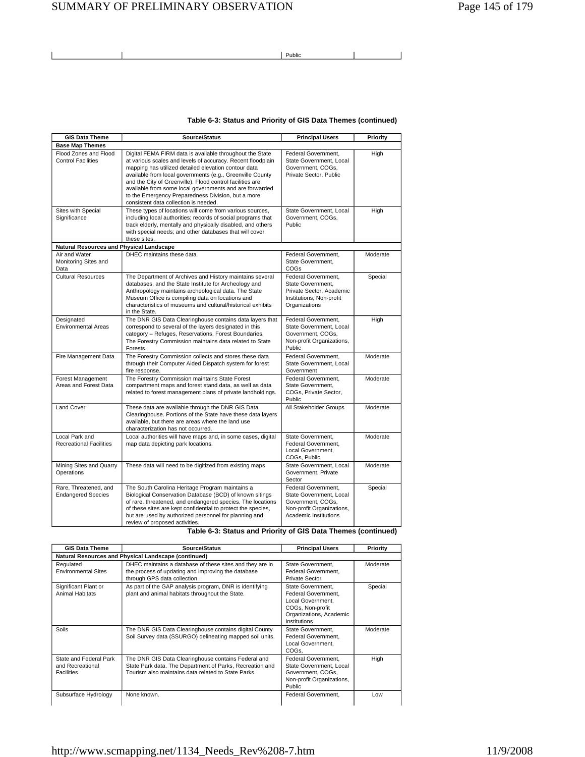| | | Public | |
|---|---|---|---|

**Table 6-3: Status and Priority of GIS Data Themes (continued)**

| GIS Data Theme | Source/Status | Principal Users | Priority |
|---|---|---|---|
| **Base Map Themes** | | | |
| Flood Zones and Flood Control Facilities | Digital FEMA FIRM data is available throughout the State at various scales and levels of accuracy. Recent floodplain mapping has utilized detailed elevation contour data available from local governments (e.g., Greenville County and the City of Greenville). Flood control facilities are available from some local governments and are forwarded to the Emergency Preparedness Division, but a more consistent data collection is needed. | Federal Government, State Government, Local Government, COGs, Private Sector, Public | High |
| Sites with Special Significance | These types of locations will come from various sources, including local authorities; records of social programs that track elderly, mentally and physically disabled, and others with special needs; and other databases that will cover these sites. | State Government, Local Government, COGs, Public | High |
| **Natural Resources and Physical Landscape** | | | |
| Air and Water Monitoring Sites and Data | DHEC maintains these data | Federal Government, State Government, COGs | Moderate |
| Cultural Resources | The Department of Archives and History maintains several databases, and the State Institute for Archeology and Anthropology maintains archeological data. The State Museum Office is compiling data on locations and characteristics of museums and cultural/historical exhibits in the State. | Federal Government, State Government, Private Sector, Academic Institutions, Non-profit Organizations | Special |
| Designated Environmental Areas | The DNR GIS Data Clearinghouse contains data layers that correspond to several of the layers designated in this category – Refuges, Reservations, Forest Boundaries. The Forestry Commission maintains data related to State Forests. | Federal Government, State Government, Local Government, COGs, Non-profit Organizations, Public | High |
| Fire Management Data | The Forestry Commission collects and stores these data through their Computer Aided Dispatch system for forest fire response. | Federal Government, State Government, Local Government | Moderate |
| Forest Management Areas and Forest Data | The Forestry Commission maintains State Forest compartment maps and forest stand data, as well as data related to forest management plans of private landholdings. | Federal Government, State Government, COGs, Private Sector, Public | Moderate |
| Land Cover | These data are available through the DNR GIS Data Clearinghouse. Portions of the State have these data layers available, but there are areas where the land use characterization has not occurred. | All Stakeholder Groups | Moderate |
| Local Park and Recreational Facilities | Local authorities will have maps and, in some cases, digital map data depicting park locations. | State Government, Federal Government, Local Government, COGs, Public | Moderate |
| Mining Sites and Quarry Operations | These data will need to be digitized from existing maps | State Government, Local Government, Private Sector | Moderate |
| Rare, Threatened, and Endangered Species | The South Carolina Heritage Program maintains a Biological Conservation Database (BCD) of known sitings of rare, threatened, and endangered species. The locations of these sites are kept confidential to protect the species, but are used by authorized personnel for planning and review of proposed activities. | Federal Government, State Government, Local Government, COGs, Non-profit Organizations, Academic Institutions | Special |

**Table 6-3: Status and Priority of GIS Data Themes (continued)**

| GIS Data Theme | Source/Status | Principal Users | Priority |
|---|---|---|---|
| **Natural Resources and Physical Landscape (continued)** | | | |
| Regulated Environmental Sites | DHEC maintains a database of these sites and they are in the process of updating and improving the database through GPS data collection. | State Government, Federal Government, Private Sector | Moderate |
| Significant Plant or Animal Habitats | As part of the GAP analysis program, DNR is identifying plant and animal habitats throughout the State. | State Government, Federal Government, Local Government, COGs, Non-profit Organizations, Academic Institutions | Special |
| Soils | The DNR GIS Data Clearinghouse contains digital County Soil Survey data (SSURGO) delineating mapped soil units. | State Government, Federal Government, Local Government, COGs, | Moderate |
| State and Federal Park and Recreational Facilities | The DNR GIS Data Clearinghouse contains Federal and State Park data. The Department of Parks, Recreation and Tourism also maintains data related to State Parks. | Federal Government, State Government, Local Government, COGs, Non-profit Organizations, Public | High |
| Subsurface Hydrology | None known. | Federal Government, | Low |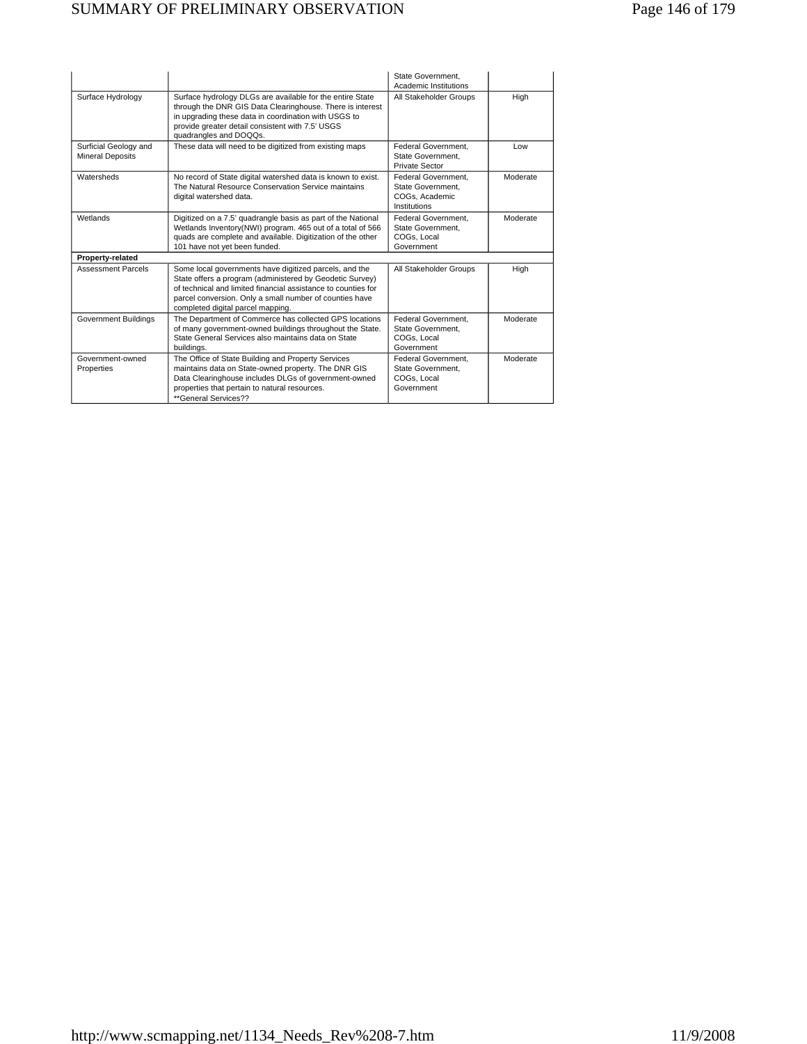| | | | |
|---|---|---|---|
| | | State Government, Academic Institutions | |
| Surface Hydrology | Surface hydrology DLGs are available for the entire State through the DNR GIS Data Clearinghouse. There is interest in upgrading these data in coordination with USGS to provide greater detail consistent with 7.5' USGS quadrangles and DOQQs. | All Stakeholder Groups | High |
| Surficial Geology and Mineral Deposits | These data will need to be digitized from existing maps | Federal Government, State Government, Private Sector | Low |
| Watersheds | No record of State digital watershed data is known to exist. The Natural Resource Conservation Service maintains digital watershed data. | Federal Government, State Government, COGs, Academic Institutions | Moderate |
| Wetlands | Digitized on a 7.5' quadrangle basis as part of the National Wetlands Inventory(NWI) program. 465 out of a total of 566 quads are complete and available. Digitization of the other 101 have not yet been funded. | Federal Government, State Government, COGs, Local Government | Moderate |
| **Property-related** | | | |
| Assessment Parcels | Some local governments have digitized parcels, and the State offers a program (administered by Geodetic Survey) of technical and limited financial assistance to counties for parcel conversion. Only a small number of counties have completed digital parcel mapping. | All Stakeholder Groups | High |
| Government Buildings | The Department of Commerce has collected GPS locations of many government-owned buildings throughout the State. State General Services also maintains data on State buildings. | Federal Government, State Government, COGs, Local Government | Moderate |
| Government-owned Properties | The Office of State Building and Property Services maintains data on State-owned property. The DNR GIS Data Clearinghouse includes DLGs of government-owned properties that pertain to natural resources. **General Services?? | Federal Government, State Government, COGs, Local Government | Moderate |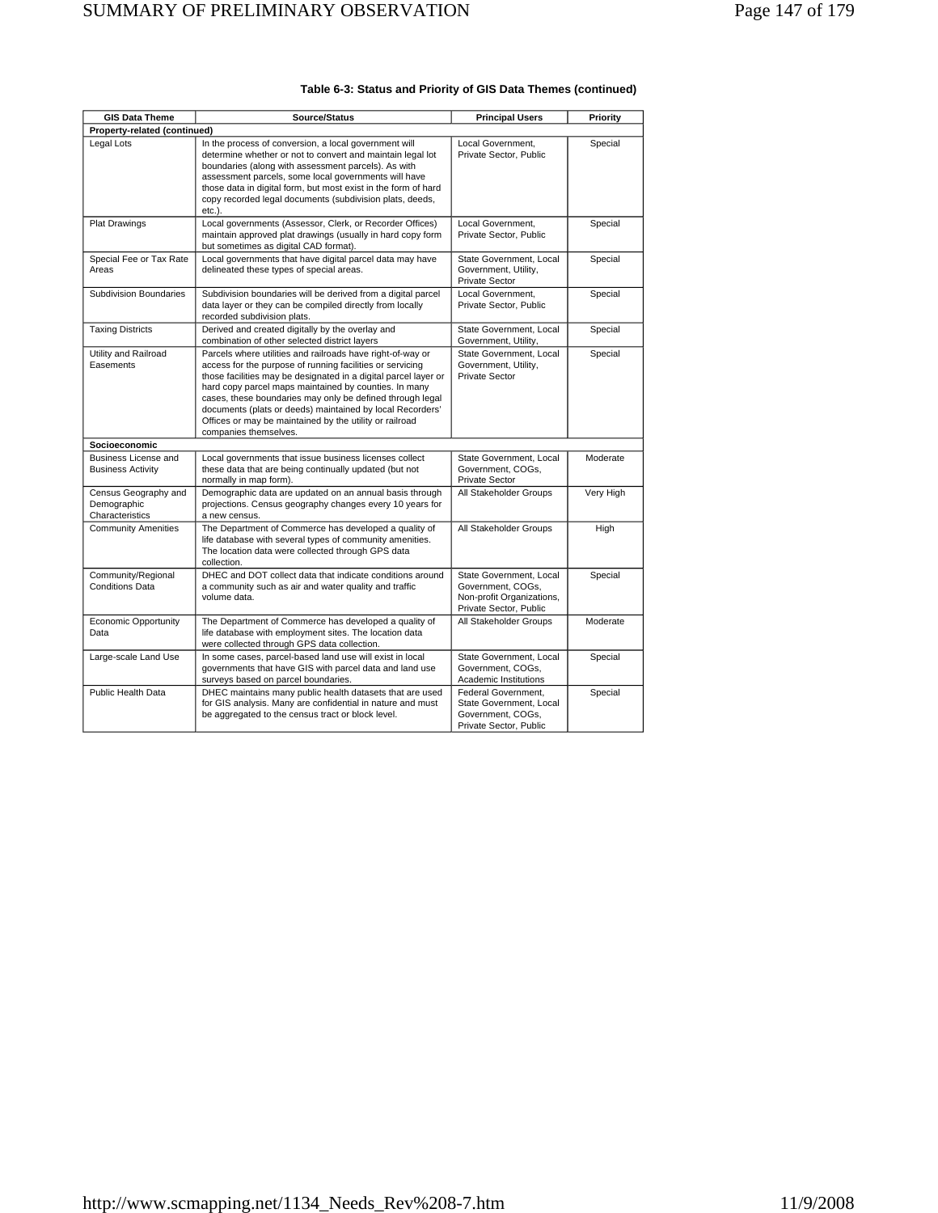**Table 6-3: Status and Priority of GIS Data Themes (continued)**

| GIS Data Theme | Source/Status | Principal Users | Priority |
|---|---|---|---|
| **Property-related (continued)** | | | |
| Legal Lots | In the process of conversion, a local government will determine whether or not to convert and maintain legal lot boundaries (along with assessment parcels). As with assessment parcels, some local governments will have those data in digital form, but most exist in the form of hard copy recorded legal documents (subdivision plats, deeds, etc.). | Local Government, Private Sector, Public | Special |
| Plat Drawings | Local governments (Assessor, Clerk, or Recorder Offices) maintain approved plat drawings (usually in hard copy form but sometimes as digital CAD format). | Local Government, Private Sector, Public | Special |
| Special Fee or Tax Rate Areas | Local governments that have digital parcel data may have delineated these types of special areas. | State Government, Local Government, Utility, Private Sector | Special |
| Subdivision Boundaries | Subdivision boundaries will be derived from a digital parcel data layer or they can be compiled directly from locally recorded subdivision plats. | Local Government, Private Sector, Public | Special |
| Taxing Districts | Derived and created digitally by the overlay and combination of other selected district layers | State Government, Local Government, Utility, | Special |
| Utility and Railroad Easements | Parcels where utilities and railroads have right-of-way or access for the purpose of running facilities or servicing those facilities may be designated in a digital parcel layer or hard copy parcel maps maintained by counties. In many cases, these boundaries may only be defined through legal documents (plats or deeds) maintained by local Recorders' Offices or may be maintained by the utility or railroad companies themselves. | State Government, Local Government, Utility, Private Sector | Special |
| **Socioeconomic** | | | |
| Business License and Business Activity | Local governments that issue business licenses collect these data that are being continually updated (but not normally in map form). | State Government, Local Government, COGs, Private Sector | Moderate |
| Census Geography and Demographic Characteristics | Demographic data are updated on an annual basis through projections. Census geography changes every 10 years for a new census. | All Stakeholder Groups | Very High |
| Community Amenities | The Department of Commerce has developed a quality of life database with several types of community amenities. The location data were collected through GPS data collection. | All Stakeholder Groups | High |
| Community/Regional Conditions Data | DHEC and DOT collect data that indicate conditions around a community such as air and water quality and traffic volume data. | State Government, Local Government, COGs, Non-profit Organizations, Private Sector, Public | Special |
| Economic Opportunity Data | The Department of Commerce has developed a quality of life database with employment sites. The location data were collected through GPS data collection. | All Stakeholder Groups | Moderate |
| Large-scale Land Use | In some cases, parcel-based land use will exist in local governments that have GIS with parcel data and land use surveys based on parcel boundaries. | State Government, Local Government, COGs, Academic Institutions | Special |
| Public Health Data | DHEC maintains many public health datasets that are used for GIS analysis. Many are confidential in nature and must be aggregated to the census tract or block level. | Federal Government, State Government, Local Government, COGs, Private Sector, Public | Special |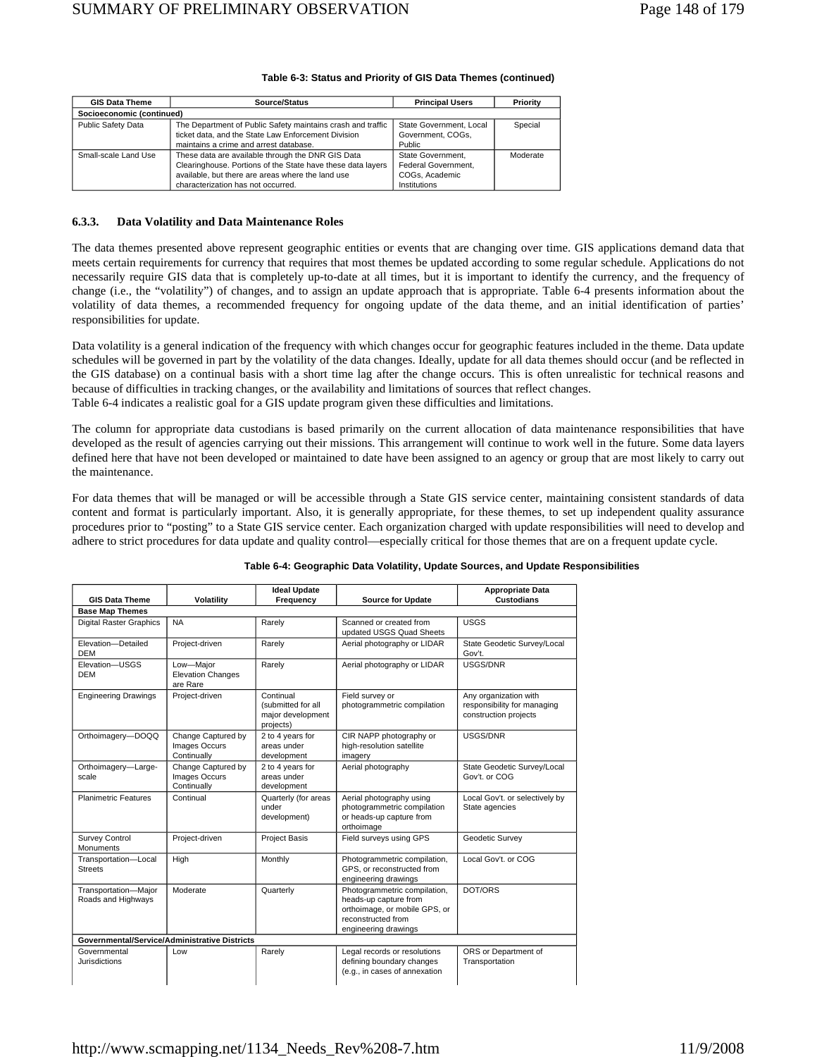**Table 6-3: Status and Priority of GIS Data Themes (continued)**

| GIS Data Theme | Source/Status | Principal Users | Priority |
|---|---|---|---|
| **Socioeconomic (continued)** | | | |
| Public Safety Data | The Department of Public Safety maintains crash and traffic ticket data, and the State Law Enforcement Division maintains a crime and arrest database. | State Government, Local Government, COGs, Public | Special |
| Small-scale Land Use | These data are available through the DNR GIS Data Clearinghouse. Portions of the State have these data layers available, but there are areas where the land use characterization has not occurred. | State Government, Federal Government, COGs, Academic Institutions | Moderate |

### 6.3.3. Data Volatility and Data Maintenance Roles

The data themes presented above represent geographic entities or events that are changing over time. GIS applications demand data that meets certain requirements for currency that requires that most themes be updated according to some regular schedule. Applications do not necessarily require GIS data that is completely up-to-date at all times, but it is important to identify the currency, and the frequency of change (i.e., the "volatility") of changes, and to assign an update approach that is appropriate. Table 6-4 presents information about the volatility of data themes, a recommended frequency for ongoing update of the data theme, and an initial identification of parties' responsibilities for update.

Data volatility is a general indication of the frequency with which changes occur for geographic features included in the theme. Data update schedules will be governed in part by the volatility of the data changes. Ideally, update for all data themes should occur (and be reflected in the GIS database) on a continual basis with a short time lag after the change occurs. This is often unrealistic for technical reasons and because of difficulties in tracking changes, or the availability and limitations of sources that reflect changes.
Table 6-4 indicates a realistic goal for a GIS update program given these difficulties and limitations.

The column for appropriate data custodians is based primarily on the current allocation of data maintenance responsibilities that have developed as the result of agencies carrying out their missions. This arrangement will continue to work well in the future. Some data layers defined here that have not been developed or maintained to date have been assigned to an agency or group that are most likely to carry out the maintenance.

For data themes that will be managed or will be accessible through a State GIS service center, maintaining consistent standards of data content and format is particularly important. Also, it is generally appropriate, for these themes, to set up independent quality assurance procedures prior to "posting" to a State GIS service center. Each organization charged with update responsibilities will need to develop and adhere to strict procedures for data update and quality control—especially critical for those themes that are on a frequent update cycle.

**Table 6-4: Geographic Data Volatility, Update Sources, and Update Responsibilities**

| GIS Data Theme | Volatility | Ideal Update Frequency | Source for Update | Appropriate Data Custodians |
|---|---|---|---|---|
| **Base Map Themes** | | | | |
| Digital Raster Graphics | NA | Rarely | Scanned or created from updated USGS Quad Sheets | USGS |
| Elevation—Detailed DEM | Project-driven | Rarely | Aerial photography or LIDAR | State Geodetic Survey/Local Gov't. |
| Elevation—USGS DEM | Low—Major Elevation Changes are Rare | Rarely | Aerial photography or LIDAR | USGS/DNR |
| Engineering Drawings | Project-driven | Continual (submitted for all major development projects) | Field survey or photogrammetric compilation | Any organization with responsibility for managing construction projects |
| Orthoimagery—DOQQ | Change Captured by Images Occurs Continually | 2 to 4 years for areas under development | CIR NAPP photography or high-resolution satellite imagery | USGS/DNR |
| Orthoimagery—Large-scale | Change Captured by Images Occurs Continually | 2 to 4 years for areas under development | Aerial photography | State Geodetic Survey/Local Gov't. or COG |
| Planimetric Features | Continual | Quarterly (for areas under development) | Aerial photography using photogrammetric compilation or heads-up capture from orthoimage | Local Gov't. or selectively by State agencies |
| Survey Control Monuments | Project-driven | Project Basis | Field surveys using GPS | Geodetic Survey |
| Transportation—Local Streets | High | Monthly | Photogrammetric compilation, GPS, or reconstructed from engineering drawings | Local Gov't. or COG |
| Transportation—Major Roads and Highways | Moderate | Quarterly | Photogrammetric compilation, heads-up capture from orthoimage, or mobile GPS, or reconstructed from engineering drawings | DOT/ORS |
| **Governmental/Service/Administrative Districts** | | | | |
| Governmental Jurisdictions | Low | Rarely | Legal records or resolutions defining boundary changes (e.g., in cases of annexation | ORS or Department of Transportation |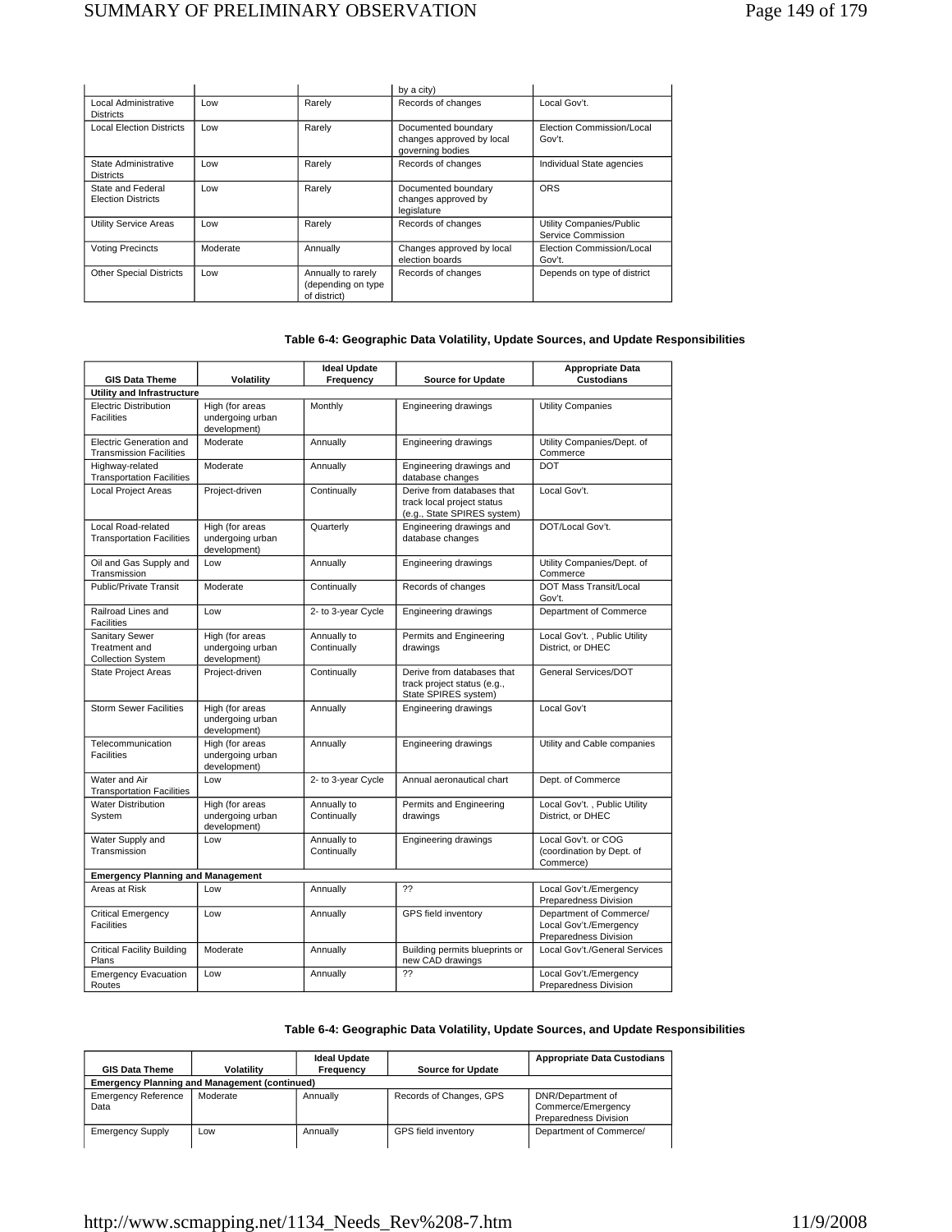| | | | by a city) | |
|---|---|---|---|---|
| Local Administrative Districts | Low | Rarely | Records of changes | Local Gov't. |
| Local Election Districts | Low | Rarely | Documented boundary changes approved by local governing bodies | Election Commission/Local Gov't. |
| State Administrative Districts | Low | Rarely | Records of changes | Individual State agencies |
| State and Federal Election Districts | Low | Rarely | Documented boundary changes approved by legislature | ORS |
| Utility Service Areas | Low | Rarely | Records of changes | Utility Companies/Public Service Commission |
| Voting Precincts | Moderate | Annually | Changes approved by local election boards | Election Commission/Local Gov't. |
| Other Special Districts | Low | Annually to rarely (depending on type of district) | Records of changes | Depends on type of district |

**Table 6-4: Geographic Data Volatility, Update Sources, and Update Responsibilities**

| GIS Data Theme | Volatility | Ideal Update Frequency | Source for Update | Appropriate Data Custodians |
|---|---|---|---|---|
| **Utility and Infrastructure** | | | | |
| Electric Distribution Facilities | High (for areas undergoing urban development) | Monthly | Engineering drawings | Utility Companies |
| Electric Generation and Transmission Facilities | Moderate | Annually | Engineering drawings | Utility Companies/Dept. of Commerce |
| Highway-related Transportation Facilities | Moderate | Annually | Engineering drawings and database changes | DOT |
| Local Project Areas | Project-driven | Continually | Derive from databases that track local project status (e.g., State SPIRES system) | Local Gov't. |
| Local Road-related Transportation Facilities | High (for areas undergoing urban development) | Quarterly | Engineering drawings and database changes | DOT/Local Gov't. |
| Oil and Gas Supply and Transmission | Low | Annually | Engineering drawings | Utility Companies/Dept. of Commerce |
| Public/Private Transit | Moderate | Continually | Records of changes | DOT Mass Transit/Local Gov't. |
| Railroad Lines and Facilities | Low | 2- to 3-year Cycle | Engineering drawings | Department of Commerce |
| Sanitary Sewer Treatment and Collection System | High (for areas undergoing urban development) | Annually to Continually | Permits and Engineering drawings | Local Gov't. , Public Utility District, or DHEC |
| State Project Areas | Project-driven | Continually | Derive from databases that track project status (e.g., State SPIRES system) | General Services/DOT |
| Storm Sewer Facilities | High (for areas undergoing urban development) | Annually | Engineering drawings | Local Gov't |
| Telecommunication Facilities | High (for areas undergoing urban development) | Annually | Engineering drawings | Utility and Cable companies |
| Water and Air Transportation Facilities | Low | 2- to 3-year Cycle | Annual aeronautical chart | Dept. of Commerce |
| Water Distribution System | High (for areas undergoing urban development) | Annually to Continually | Permits and Engineering drawings | Local Gov't. , Public Utility District, or DHEC |
| Water Supply and Transmission | Low | Annually to Continually | Engineering drawings | Local Gov't. or COG (coordination by Dept. of Commerce) |
| **Emergency Planning and Management** | | | | |
| Areas at Risk | Low | Annually | ?? | Local Gov't./Emergency Preparedness Division |
| Critical Emergency Facilities | Low | Annually | GPS field inventory | Department of Commerce/ Local Gov't./Emergency Preparedness Division |
| Critical Facility Building Plans | Moderate | Annually | Building permits blueprints or new CAD drawings | Local Gov't./General Services |
| Emergency Evacuation Routes | Low | Annually | ?? | Local Gov't./Emergency Preparedness Division |

**Table 6-4: Geographic Data Volatility, Update Sources, and Update Responsibilities**

| GIS Data Theme | Volatility | Ideal Update Frequency | Source for Update | Appropriate Data Custodians |
|---|---|---|---|---|
| **Emergency Planning and Management (continued)** | | | | |
| Emergency Reference Data | Moderate | Annually | Records of Changes, GPS | DNR/Department of Commerce/Emergency Preparedness Division |
| Emergency Supply | Low | Annually | GPS field inventory | Department of Commerce/ |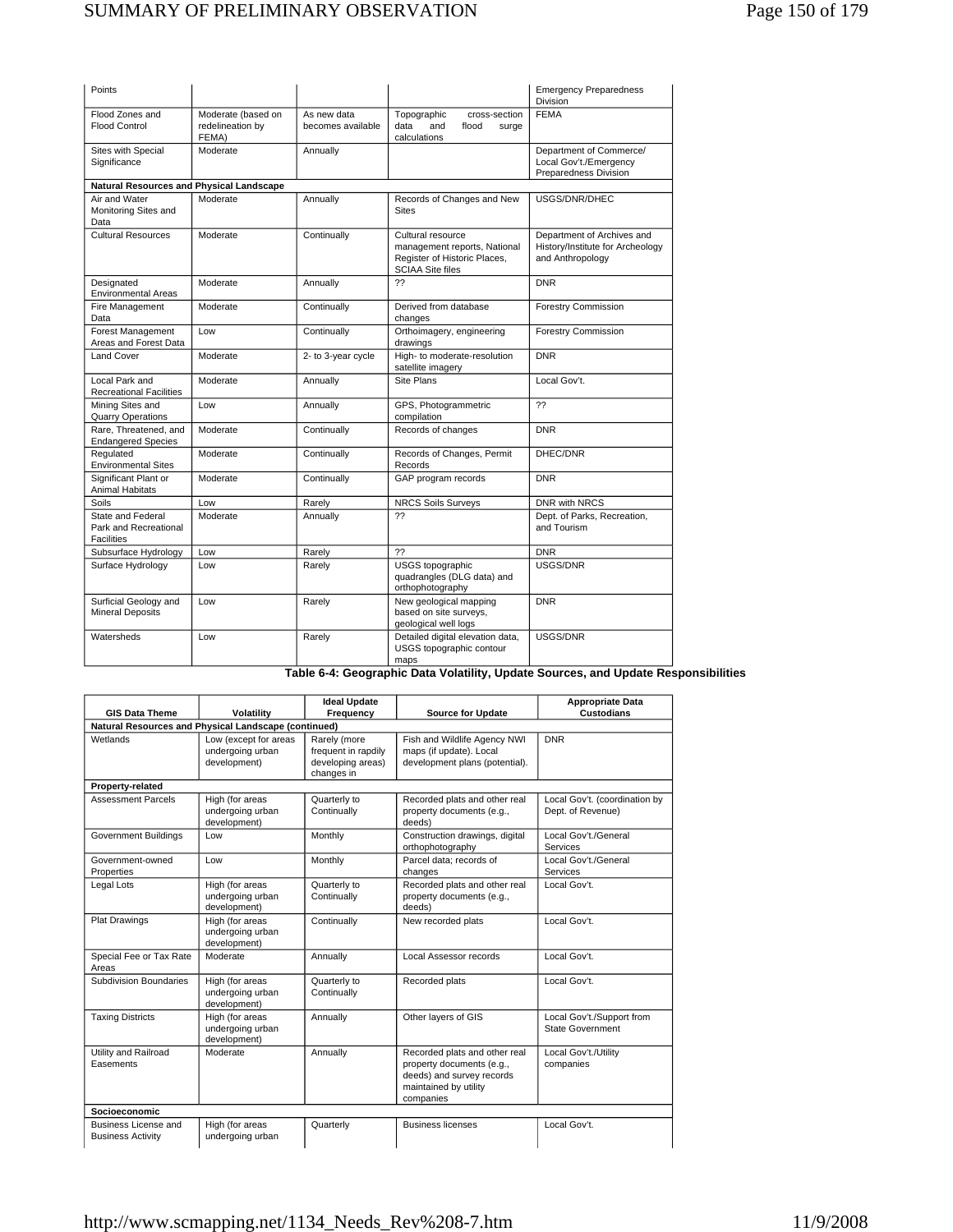| | | | | |
|---|---|---|---|---|
| Points | | | | Emergency Preparedness Division |
| Flood Zones and Flood Control | Moderate (based on redelineation by FEMA) | As new data becomes available | Topographic cross-section data and flood surge calculations | FEMA |
| Sites with Special Significance | Moderate | Annually | | Department of Commerce/ Local Gov't./Emergency Preparedness Division |
| **Natural Resources and Physical Landscape** | | | | |
| Air and Water Monitoring Sites and Data | Moderate | Annually | Records of Changes and New Sites | USGS/DNR/DHEC |
| Cultural Resources | Moderate | Continually | Cultural resource management reports, National Register of Historic Places, SCIAA Site files | Department of Archives and History/Institute for Archeology and Anthropology |
| Designated Environmental Areas | Moderate | Annually | ?? | DNR |
| Fire Management Data | Moderate | Continually | Derived from database changes | Forestry Commission |
| Forest Management Areas and Forest Data | Low | Continually | Orthoimagery, engineering drawings | Forestry Commission |
| Land Cover | Moderate | 2- to 3-year cycle | High- to moderate-resolution satellite imagery | DNR |
| Local Park and Recreational Facilities | Moderate | Annually | Site Plans | Local Gov't. |
| Mining Sites and Quarry Operations | Low | Annually | GPS, Photogrammetric compilation | ?? |
| Rare, Threatened, and Endangered Species | Moderate | Continually | Records of changes | DNR |
| Regulated Environmental Sites | Moderate | Continually | Records of Changes, Permit Records | DHEC/DNR |
| Significant Plant or Animal Habitats | Moderate | Continually | GAP program records | DNR |
| Soils | Low | Rarely | NRCS Soils Surveys | DNR with NRCS |
| State and Federal Park and Recreational Facilities | Moderate | Annually | ?? | Dept. of Parks, Recreation, and Tourism |
| Subsurface Hydrology | Low | Rarely | ?? | DNR |
| Surface Hydrology | Low | Rarely | USGS topographic quadrangles (DLG data) and orthophotography | USGS/DNR |
| Surficial Geology and Mineral Deposits | Low | Rarely | New geological mapping based on site surveys, geological well logs | DNR |
| Watersheds | Low | Rarely | Detailed digital elevation data, USGS topographic contour maps | USGS/DNR |

**Table 6-4: Geographic Data Volatility, Update Sources, and Update Responsibilities**

| GIS Data Theme | Volatility | Ideal Update Frequency | Source for Update | Appropriate Data Custodians |
|---|---|---|---|---|
| **Natural Resources and Physical Landscape (continued)** | | | | |
| Wetlands | Low (except for areas undergoing urban development) | Rarely (more frequent in rapdily developing areas) changes in | Fish and Wildlife Agency NWI maps (if update). Local development plans (potential). | DNR |
| **Property-related** | | | | |
| Assessment Parcels | High (for areas undergoing urban development) | Quarterly to Continually | Recorded plats and other real property documents (e.g., deeds) | Local Gov't. (coordination by Dept. of Revenue) |
| Government Buildings | Low | Monthly | Construction drawings, digital orthophotography | Local Gov't./General Services |
| Government-owned Properties | Low | Monthly | Parcel data; records of changes | Local Gov't./General Services |
| Legal Lots | High (for areas undergoing urban development) | Quarterly to Continually | Recorded plats and other real property documents (e.g., deeds) | Local Gov't. |
| Plat Drawings | High (for areas undergoing urban development) | Continually | New recorded plats | Local Gov't. |
| Special Fee or Tax Rate Areas | Moderate | Annually | Local Assessor records | Local Gov't. |
| Subdivision Boundaries | High (for areas undergoing urban development) | Quarterly to Continually | Recorded plats | Local Gov't. |
| Taxing Districts | High (for areas undergoing urban development) | Annually | Other layers of GIS | Local Gov't./Support from State Government |
| Utility and Railroad Easements | Moderate | Annually | Recorded plats and other real property documents (e.g., deeds) and survey records maintained by utility companies | Local Gov't./Utility companies |
| **Socioeconomic** | | | | |
| Business License and Business Activity | High (for areas undergoing urban | Quarterly | Business licenses | Local Gov't. |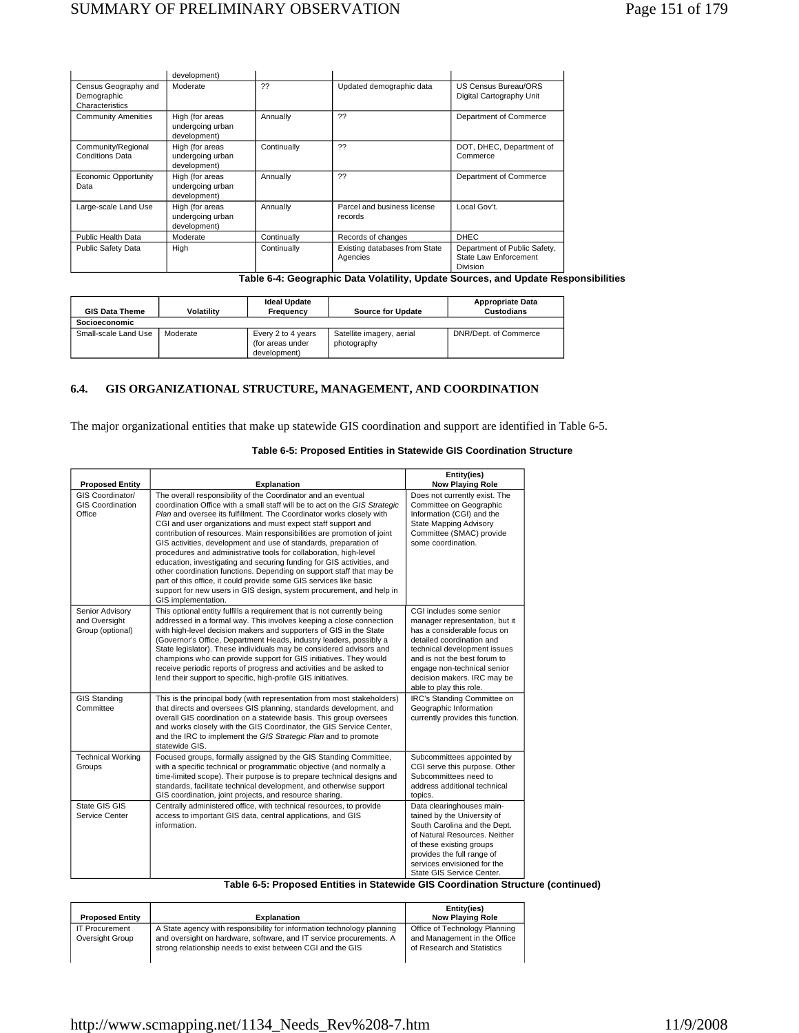| | development) | | | |
|---|---|---|---|---|
| Census Geography and Demographic Characteristics | Moderate | ?? | Updated demographic data | US Census Bureau/ORS Digital Cartography Unit |
| Community Amenities | High (for areas undergoing urban development) | Annually | ?? | Department of Commerce |
| Community/Regional Conditions Data | High (for areas undergoing urban development) | Continually | ?? | DOT, DHEC, Department of Commerce |
| Economic Opportunity Data | High (for areas undergoing urban development) | Annually | ?? | Department of Commerce |
| Large-scale Land Use | High (for areas undergoing urban development) | Annually | Parcel and business license records | Local Gov't. |
| Public Health Data | Moderate | Continually | Records of changes | DHEC |
| Public Safety Data | High | Continually | Existing databases from State Agencies | Department of Public Safety, State Law Enforcement Division |

**Table 6-4: Geographic Data Volatility, Update Sources, and Update Responsibilities**

| GIS Data Theme | Volatility | Ideal Update Frequency | Source for Update | Appropriate Data Custodians |
|---|---|---|---|---|
| **Socioeconomic** | | | | |
| Small-scale Land Use | Moderate | Every 2 to 4 years (for areas under development) | Satellite imagery, aerial photography | DNR/Dept. of Commerce |

## 6.4. GIS ORGANIZATIONAL STRUCTURE, MANAGEMENT, AND COORDINATION

The major organizational entities that make up statewide GIS coordination and support are identified in Table 6-5.

**Table 6-5: Proposed Entities in Statewide GIS Coordination Structure**

| Proposed Entity | Explanation | Entity(ies) Now Playing Role |
|---|---|---|
| GIS Coordinator/ GIS Coordination Office | The overall responsibility of the Coordinator and an eventual coordination Office with a small staff will be to act on the *GIS Strategic Plan* and oversee its fulfillment. The Coordinator works closely with CGI and user organizations and must expect staff support and contribution of resources. Main responsibilities are promotion of joint GIS activities, development and use of standards, preparation of procedures and administrative tools for collaboration, high-level education, investigating and securing funding for GIS activities, and other coordination functions. Depending on support staff that may be part of this office, it could provide some GIS services like basic support for new users in GIS design, system procurement, and help in GIS implementation. | Does not currently exist. The Committee on Geographic Information (CGI) and the State Mapping Advisory Committee (SMAC) provide some coordination. |
| Senior Advisory and Oversight Group (optional) | This optional entity fulfills a requirement that is not currently being addressed in a formal way. This involves keeping a close connection with high-level decision makers and supporters of GIS in the State (Governor's Office, Department Heads, industry leaders, possibly a State legislator). These individuals may be considered advisors and champions who can provide support for GIS initiatives. They would receive periodic reports of progress and activities and be asked to lend their support to specific, high-profile GIS initiatives. | CGI includes some senior manager representation, but it has a considerable focus on detailed coordination and technical development issues and is not the best forum to engage non-technical senior decision makers. IRC may be able to play this role. |
| GIS Standing Committee | This is the principal body (with representation from most stakeholders) that directs and oversees GIS planning, standards development, and overall GIS coordination on a statewide basis. This group oversees and works closely with the GIS Coordinator, the GIS Service Center, and the IRC to implement the *GIS Strategic Plan* and to promote statewide GIS. | IRC's Standing Committee on Geographic Information currently provides this function. |
| Technical Working Groups | Focused groups, formally assigned by the GIS Standing Committee, with a specific technical or programmatic objective (and normally a time-limited scope). Their purpose is to prepare technical designs and standards, facilitate technical development, and otherwise support GIS coordination, joint projects, and resource sharing. | Subcommittees appointed by CGI serve this purpose. Other Subcommittees need to address additional technical topics. |
| State GIS GIS Service Center | Centrally administered office, with technical resources, to provide access to important GIS data, central applications, and GIS information. | Data clearinghouses maintained by the University of South Carolina and the Dept. of Natural Resources. Neither of these existing groups provides the full range of services envisioned for the State GIS Service Center. |

**Table 6-5: Proposed Entities in Statewide GIS Coordination Structure (continued)**

| Proposed Entity | Explanation | Entity(ies) Now Playing Role |
|---|---|---|
| IT Procurement Oversight Group | A State agency with responsibility for information technology planning and oversight on hardware, software, and IT service procurements. A strong relationship needs to exist between CGI and the GIS | Office of Technology Planning and Management in the Office of Research and Statistics |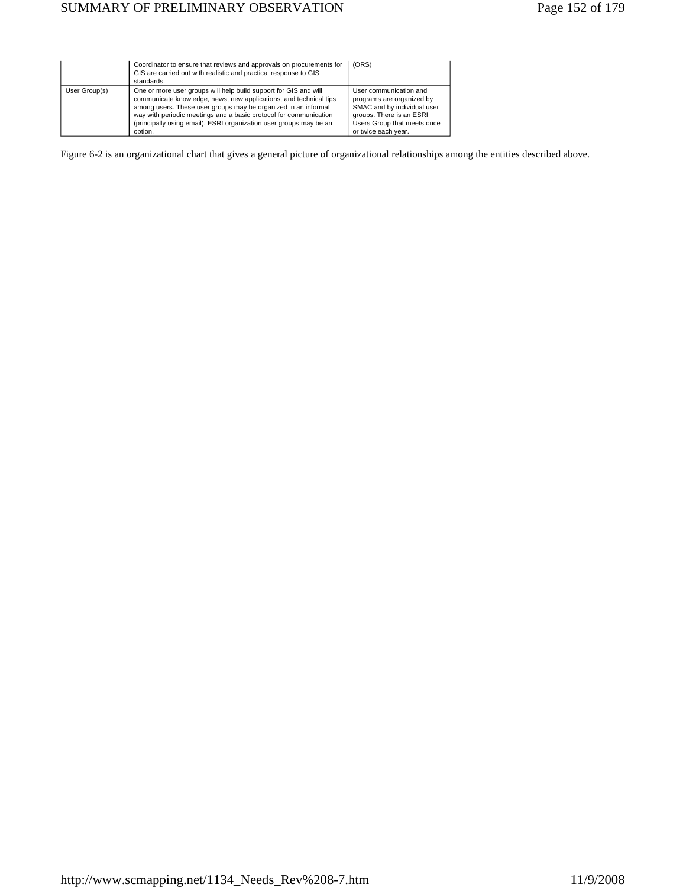|  |  |  |
|---|---|---|
|  | Coordinator to ensure that reviews and approvals on procurements for GIS are carried out with realistic and practical response to GIS standards. | (ORS) |
| User Group(s) | One or more user groups will help build support for GIS and will communicate knowledge, news, new applications, and technical tips among users. These user groups may be organized in an informal way with periodic meetings and a basic protocol for communication (principally using email). ESRI organization user groups may be an option. | User communication and programs are organized by SMAC and by individual user groups. There is an ESRI Users Group that meets once or twice each year. |

Figure 6-2 is an organizational chart that gives a general picture of organizational relationships among the entities described above.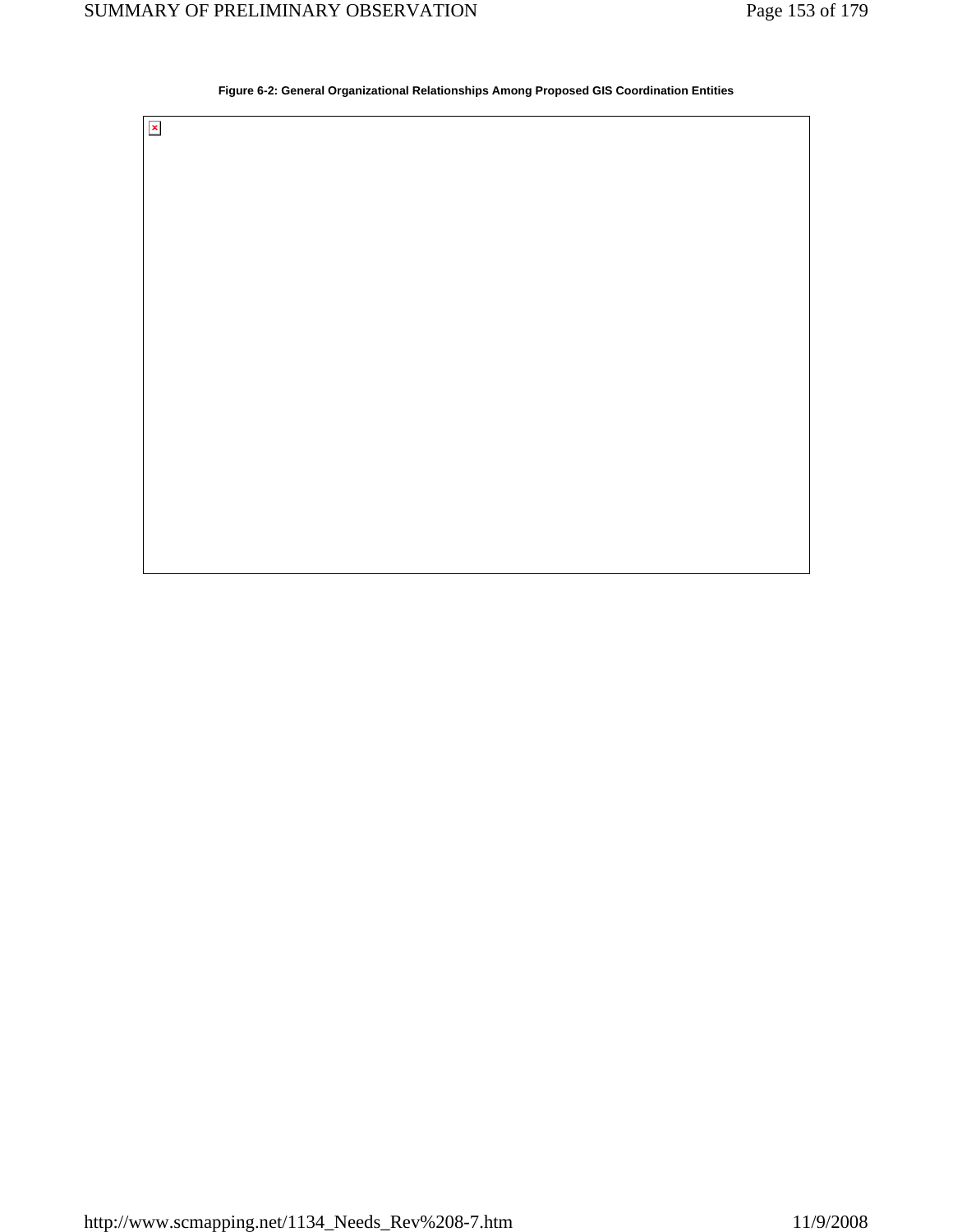**Figure 6-2: General Organizational Relationships Among Proposed GIS Coordination Entities**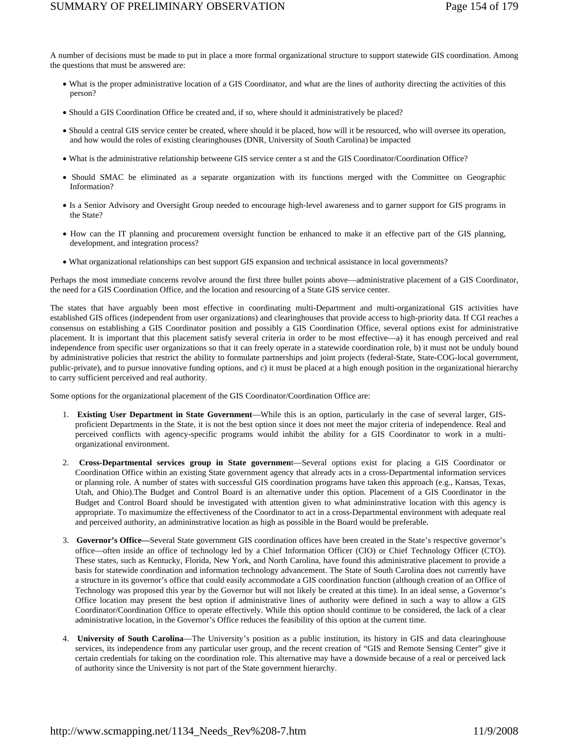A number of decisions must be made to put in place a more formal organizational structure to support statewide GIS coordination. Among the questions that must be answered are:

- What is the proper administrative location of a GIS Coordinator, and what are the lines of authority directing the activities of this person?
- Should a GIS Coordination Office be created and, if so, where should it administratively be placed?
- Should a central GIS service center be created, where should it be placed, how will it be resourced, who will oversee its operation, and how would the roles of existing clearinghouses (DNR, University of South Carolina) be impacted
- What is the administrative relationship betweene GIS service center a st and the GIS Coordinator/Coordination Office?
- Should SMAC be eliminated as a separate organization with its functions merged with the Committee on Geographic Information?
- Is a Senior Advisory and Oversight Group needed to encourage high-level awareness and to garner support for GIS programs in the State?
- How can the IT planning and procurement oversight function be enhanced to make it an effective part of the GIS planning, development, and integration process?
- What organizational relationships can best support GIS expansion and technical assistance in local governments?

Perhaps the most immediate concerns revolve around the first three bullet points above—administrative placement of a GIS Coordinator, the need for a GIS Coordination Office, and the location and resourcing of a State GIS service center.

The states that have arguably been most effective in coordinating multi-Department and multi-organizational GIS activities have established GIS offices (independent from user organizations) and clearinghouses that provide access to high-priority data. If CGI reaches a consensus on establishing a GIS Coordinator position and possibly a GIS Coordination Office, several options exist for administrative placement. It is important that this placement satisfy several criteria in order to be most effective—a) it has enough perceived and real independence from specific user organizations so that it can freely operate in a statewide coordination role, b) it must not be unduly bound by administrative policies that restrict the ability to formulate partnerships and joint projects (federal-State, State-COG-local government, public-private), and to pursue innovative funding options, and c) it must be placed at a high enough position in the organizational hierarchy to carry sufficient perceived and real authority.

Some options for the organizational placement of the GIS Coordinator/Coordination Office are:

1. **Existing User Department in State Government**—While this is an option, particularly in the case of several larger, GIS-proficient Departments in the State, it is not the best option since it does not meet the major criteria of independence. Real and perceived conflicts with agency-specific programs would inhibit the ability for a GIS Coordinator to work in a multi-organizational environment.
2. **Cross-Departmental services group in State governmen**t—Several options exist for placing a GIS Coordinator or Coordination Office within an existing State government agency that already acts in a cross-Departmental information services or planning role. A number of states with successful GIS coordination programs have taken this approach (e.g., Kansas, Texas, Utah, and Ohio).The Budget and Control Board is an alternative under this option. Placement of a GIS Coordinator in the Budget and Control Board should be investigated with attention given to what admininstrative location with this agency is appropriate. To maximumize the effectiveness of the Coordinator to act in a cross-Departmental environment with adequate real and perceived authority, an admininstrative location as high as possible in the Board would be preferable.
3. **Governor's Office—**Several State government GIS coordination offices have been created in the State's respective governor's office—often inside an office of technology led by a Chief Information Officer (CIO) or Chief Technology Officer (CTO). These states, such as Kentucky, Florida, New York, and North Carolina, have found this administrative placement to provide a basis for statewide coordination and information technology advancement. The State of South Carolina does not currently have a structure in its governor's office that could easily accommodate a GIS coordination function (although creation of an Office of Technology was proposed this year by the Governor but will not likely be created at this time). In an ideal sense, a Governor's Office location may present the best option if administrative lines of authority were defined in such a way to allow a GIS Coordinator/Coordination Office to operate effectively. While this option should continue to be considered, the lack of a clear administrative location, in the Governor's Office reduces the feasibility of this option at the current time.
4. **University of South Carolina**—The University's position as a public institution, its history in GIS and data clearinghouse services, its independence from any particular user group, and the recent creation of "GIS and Remote Sensing Center" give it certain credentials for taking on the coordination role. This alternative may have a downside because of a real or perceived lack of authority since the University is not part of the State government hierarchy.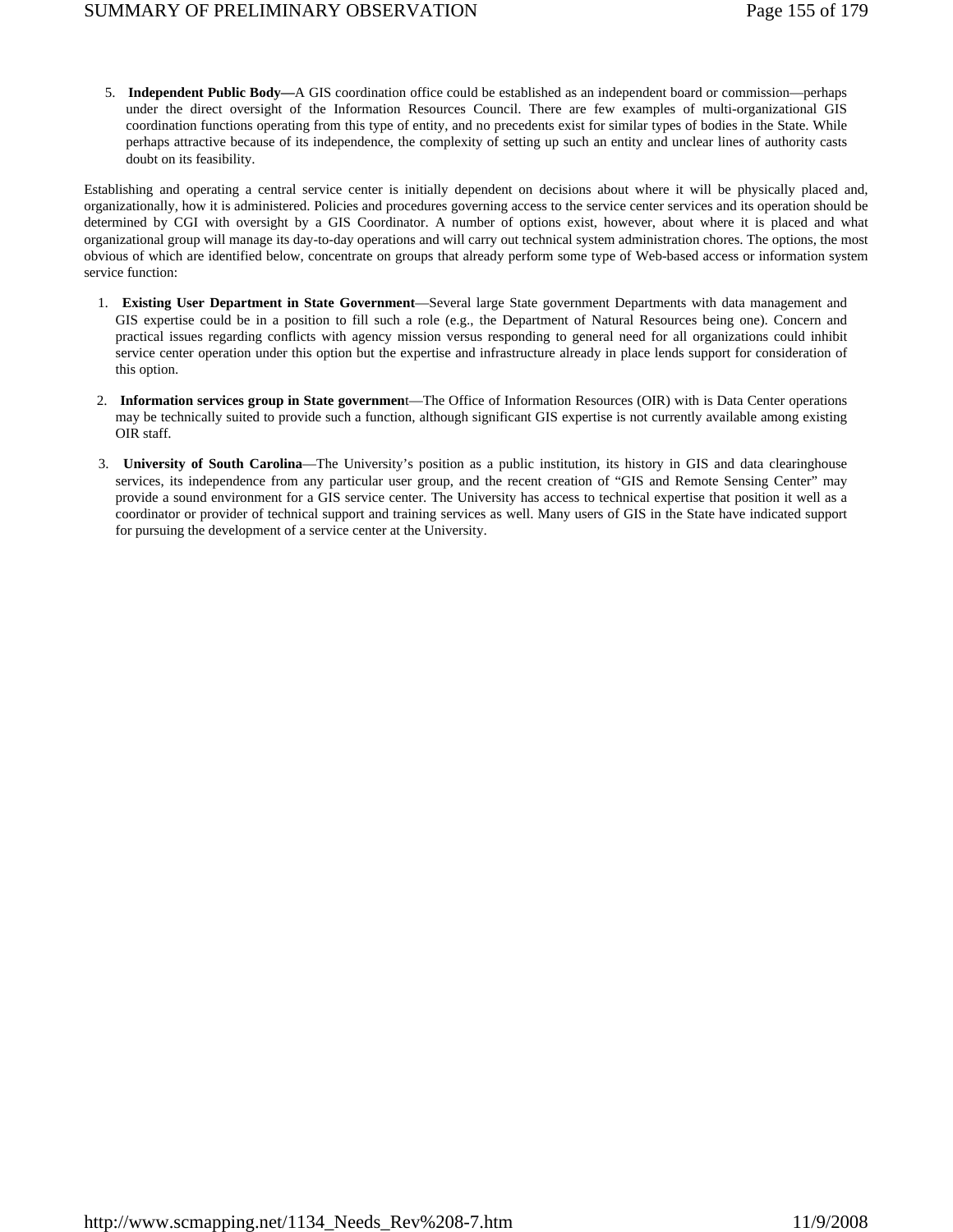5. **Independent Public Body—**A GIS coordination office could be established as an independent board or commission—perhaps under the direct oversight of the Information Resources Council. There are few examples of multi-organizational GIS coordination functions operating from this type of entity, and no precedents exist for similar types of bodies in the State. While perhaps attractive because of its independence, the complexity of setting up such an entity and unclear lines of authority casts doubt on its feasibility.

Establishing and operating a central service center is initially dependent on decisions about where it will be physically placed and, organizationally, how it is administered. Policies and procedures governing access to the service center services and its operation should be determined by CGI with oversight by a GIS Coordinator. A number of options exist, however, about where it is placed and what organizational group will manage its day-to-day operations and will carry out technical system administration chores. The options, the most obvious of which are identified below, concentrate on groups that already perform some type of Web-based access or information system service function:

1. **Existing User Department in State Government**—Several large State government Departments with data management and GIS expertise could be in a position to fill such a role (e.g., the Department of Natural Resources being one). Concern and practical issues regarding conflicts with agency mission versus responding to general need for all organizations could inhibit service center operation under this option but the expertise and infrastructure already in place lends support for consideration of this option.

2. **Information services group in State governmen**t—The Office of Information Resources (OIR) with is Data Center operations may be technically suited to provide such a function, although significant GIS expertise is not currently available among existing OIR staff.

3. **University of South Carolina**—The University's position as a public institution, its history in GIS and data clearinghouse services, its independence from any particular user group, and the recent creation of "GIS and Remote Sensing Center" may provide a sound environment for a GIS service center. The University has access to technical expertise that position it well as a coordinator or provider of technical support and training services as well. Many users of GIS in the State have indicated support for pursuing the development of a service center at the University.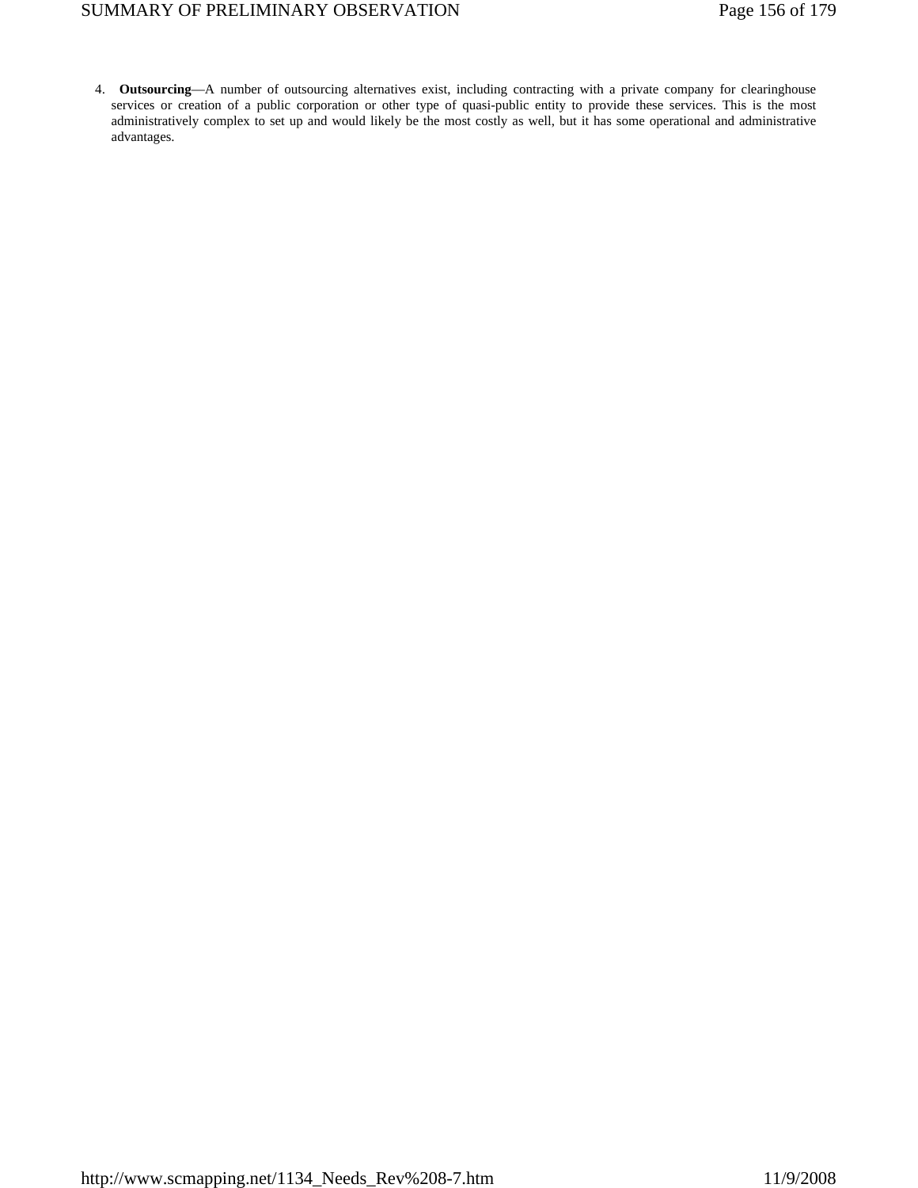4. **Outsourcing**—A number of outsourcing alternatives exist, including contracting with a private company for clearinghouse services or creation of a public corporation or other type of quasi-public entity to provide these services. This is the most administratively complex to set up and would likely be the most costly as well, but it has some operational and administrative advantages.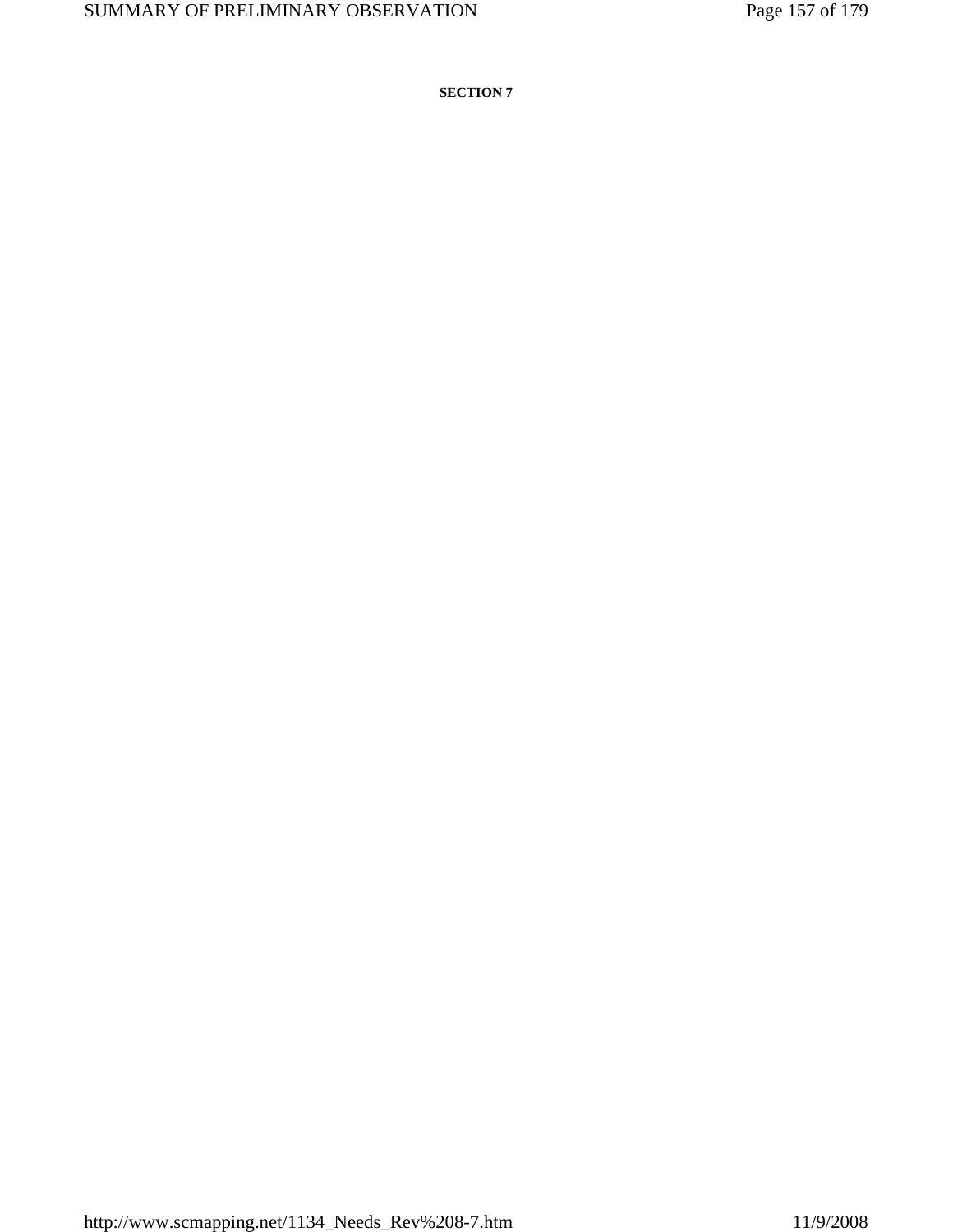**SECTION 7**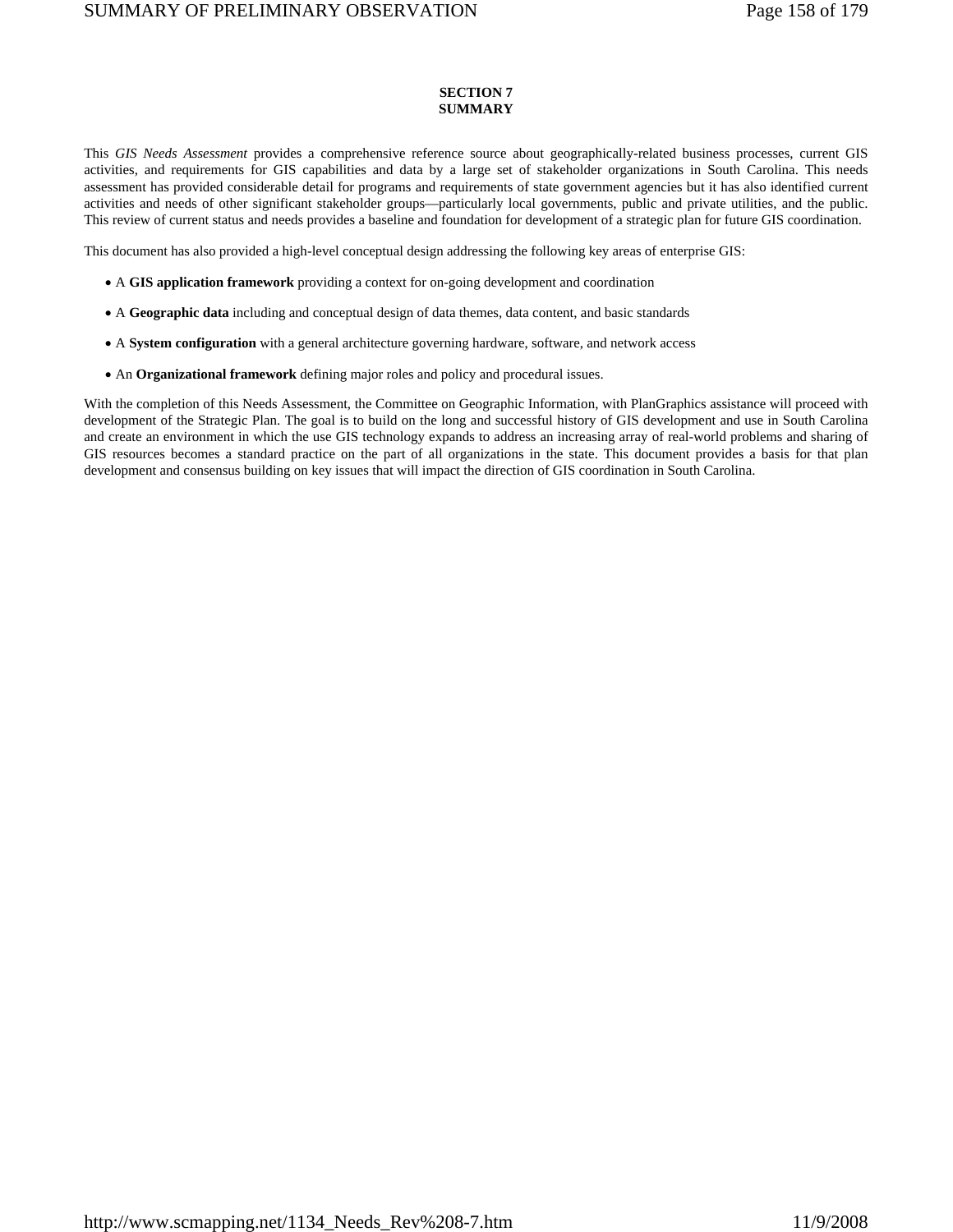## SECTION 7
## SUMMARY

This *GIS Needs Assessment* provides a comprehensive reference source about geographically-related business processes, current GIS activities, and requirements for GIS capabilities and data by a large set of stakeholder organizations in South Carolina. This needs assessment has provided considerable detail for programs and requirements of state government agencies but it has also identified current activities and needs of other significant stakeholder groups—particularly local governments, public and private utilities, and the public. This review of current status and needs provides a baseline and foundation for development of a strategic plan for future GIS coordination.

This document has also provided a high-level conceptual design addressing the following key areas of enterprise GIS:

- A **GIS application framework** providing a context for on-going development and coordination
- A **Geographic data** including and conceptual design of data themes, data content, and basic standards
- A **System configuration** with a general architecture governing hardware, software, and network access
- An **Organizational framework** defining major roles and policy and procedural issues.

With the completion of this Needs Assessment, the Committee on Geographic Information, with PlanGraphics assistance will proceed with development of the Strategic Plan. The goal is to build on the long and successful history of GIS development and use in South Carolina and create an environment in which the use GIS technology expands to address an increasing array of real-world problems and sharing of GIS resources becomes a standard practice on the part of all organizations in the state. This document provides a basis for that plan development and consensus building on key issues that will impact the direction of GIS coordination in South Carolina.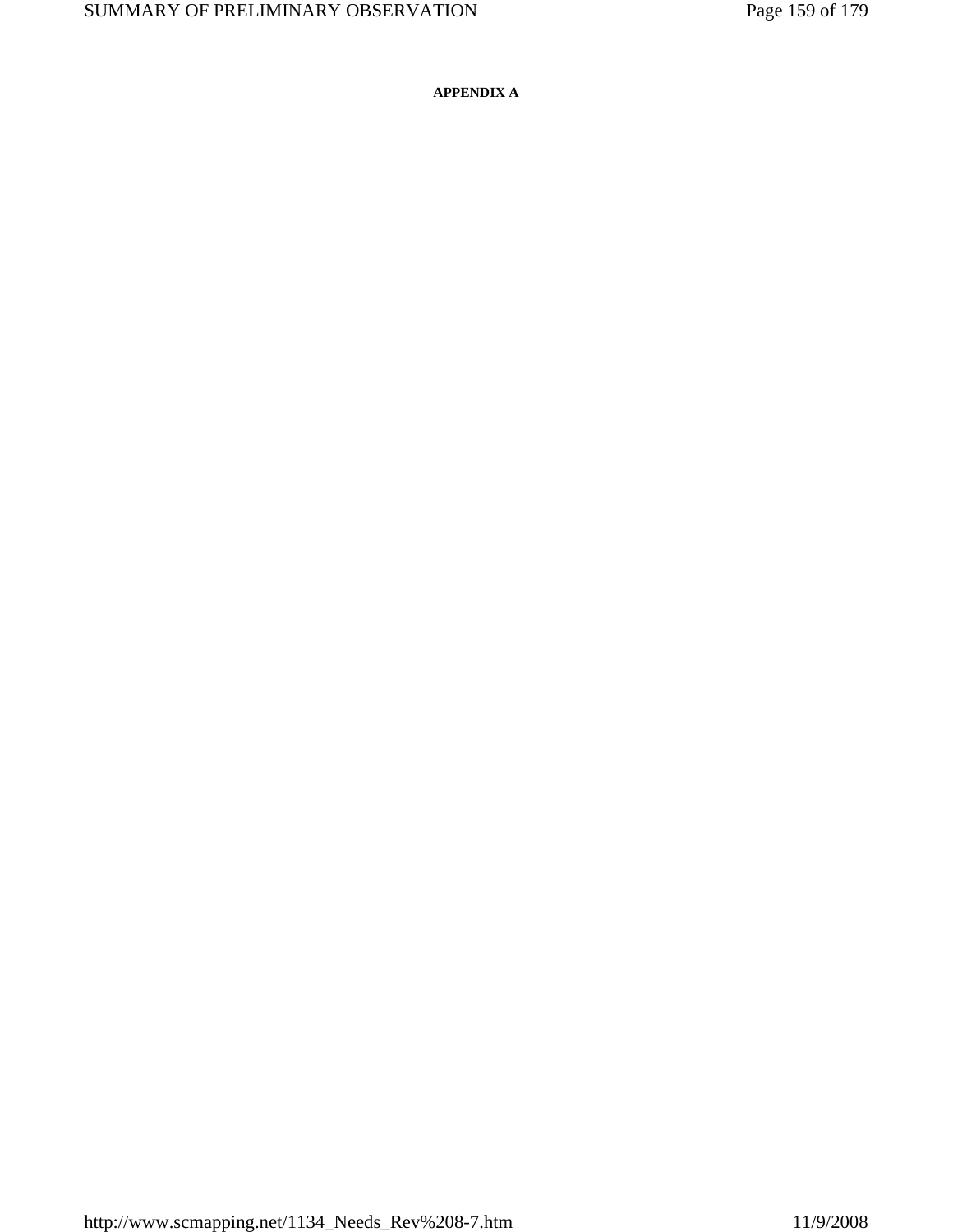**APPENDIX A**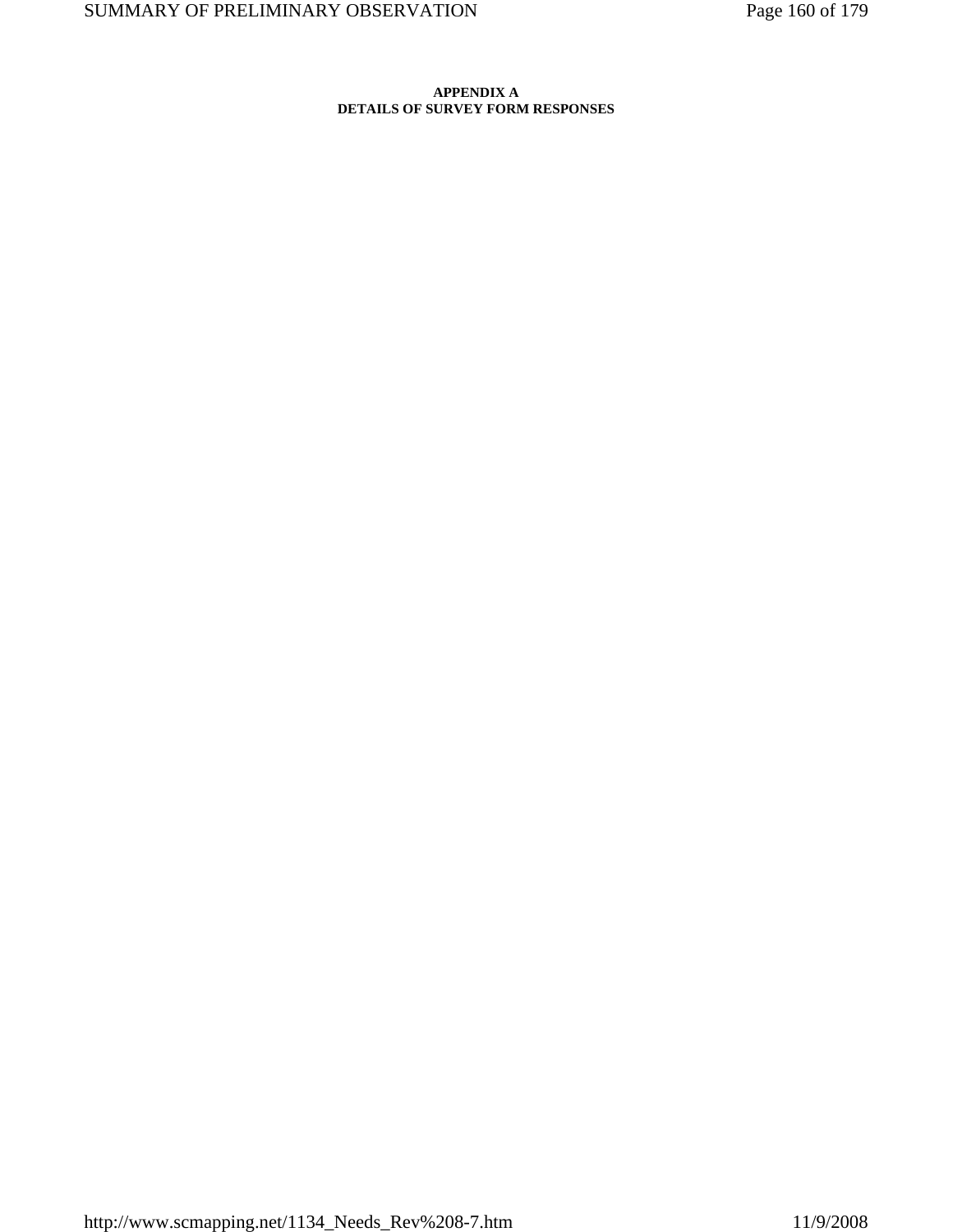**APPENDIX A**
**DETAILS OF SURVEY FORM RESPONSES**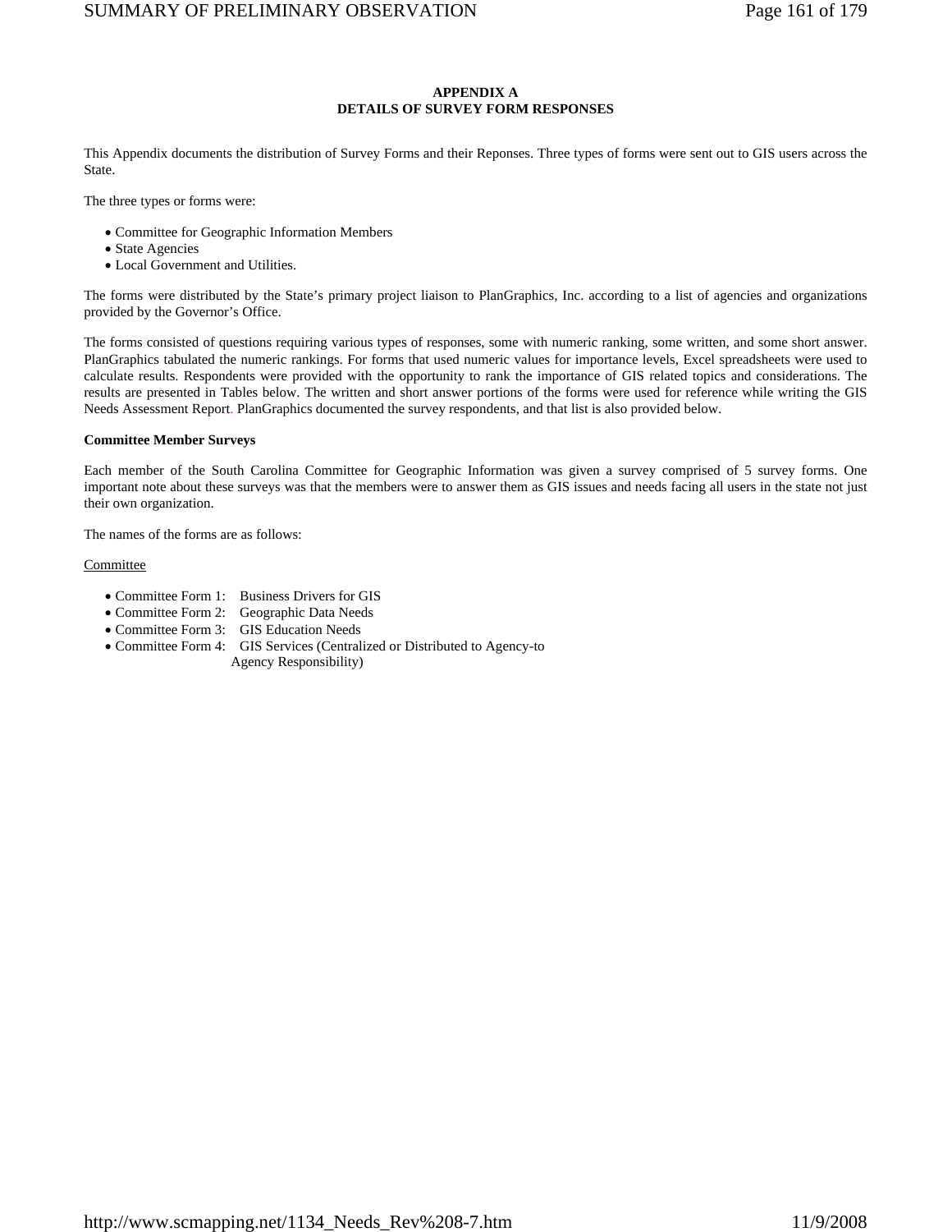### APPENDIX A
### DETAILS OF SURVEY FORM RESPONSES

This Appendix documents the distribution of Survey Forms and their Reponses. Three types of forms were sent out to GIS users across the State.

The three types or forms were:

- Committee for Geographic Information Members
- State Agencies
- Local Government and Utilities.

The forms were distributed by the State's primary project liaison to PlanGraphics, Inc. according to a list of agencies and organizations provided by the Governor's Office.

The forms consisted of questions requiring various types of responses, some with numeric ranking, some written, and some short answer. PlanGraphics tabulated the numeric rankings. For forms that used numeric values for importance levels, Excel spreadsheets were used to calculate results. Respondents were provided with the opportunity to rank the importance of GIS related topics and considerations. The results are presented in Tables below. The written and short answer portions of the forms were used for reference while writing the GIS Needs Assessment Report. PlanGraphics documented the survey respondents, and that list is also provided below.

**Committee Member Surveys**

Each member of the South Carolina Committee for Geographic Information was given a survey comprised of 5 survey forms. One important note about these surveys was that the members were to answer them as GIS issues and needs facing all users in the state not just their own organization.

The names of the forms are as follows:

Committee

- Committee Form 1: Business Drivers for GIS
- Committee Form 2: Geographic Data Needs
- Committee Form 3: GIS Education Needs
- Committee Form 4: GIS Services (Centralized or Distributed to Agency-to Agency Responsibility)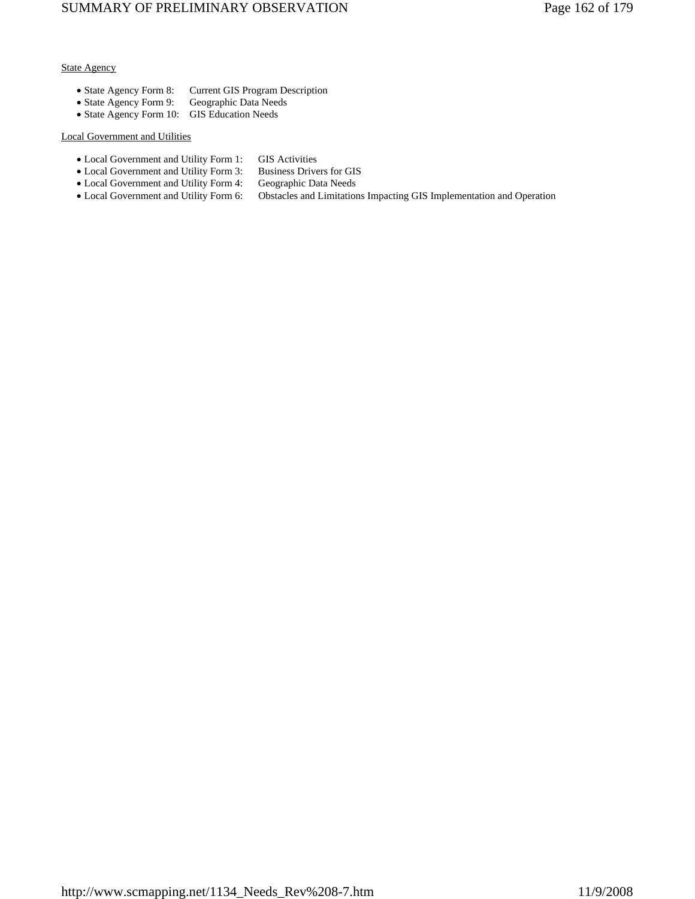State Agency

- State Agency Form 8: Current GIS Program Description
- State Agency Form 9: Geographic Data Needs
- State Agency Form 10: GIS Education Needs

Local Government and Utilities

- Local Government and Utility Form 1: GIS Activities
- Local Government and Utility Form 3: Business Drivers for GIS
- Local Government and Utility Form 4: Geographic Data Needs
- Local Government and Utility Form 6: Obstacles and Limitations Impacting GIS Implementation and Operation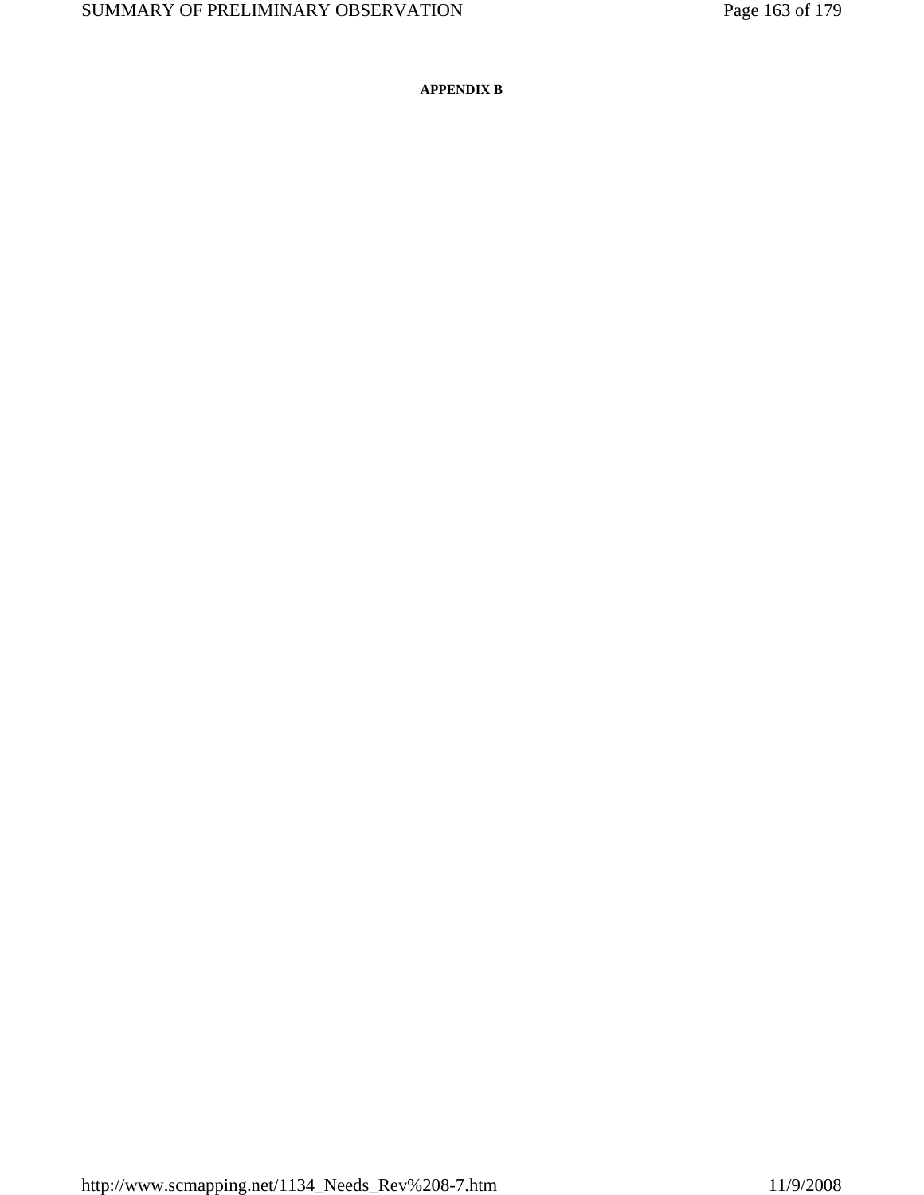**APPENDIX B**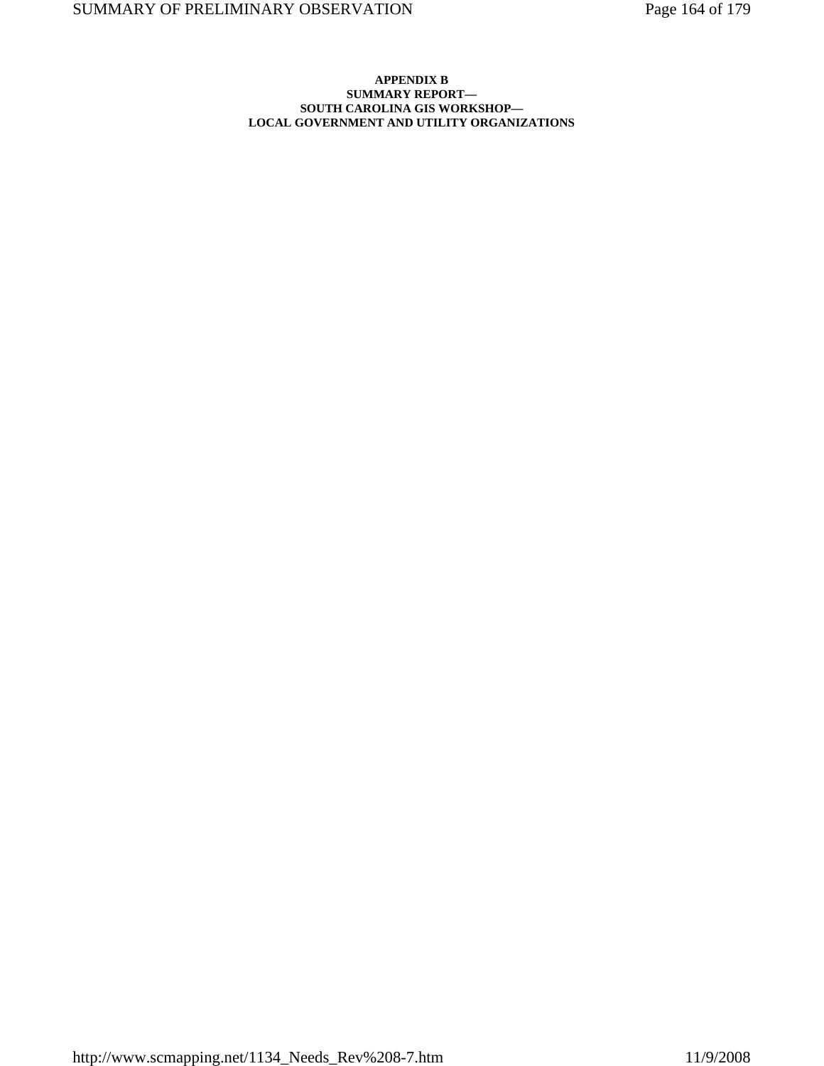# APPENDIX B
## SUMMARY REPORT—
## SOUTH CAROLINA GIS WORKSHOP—
## LOCAL GOVERNMENT AND UTILITY ORGANIZATIONS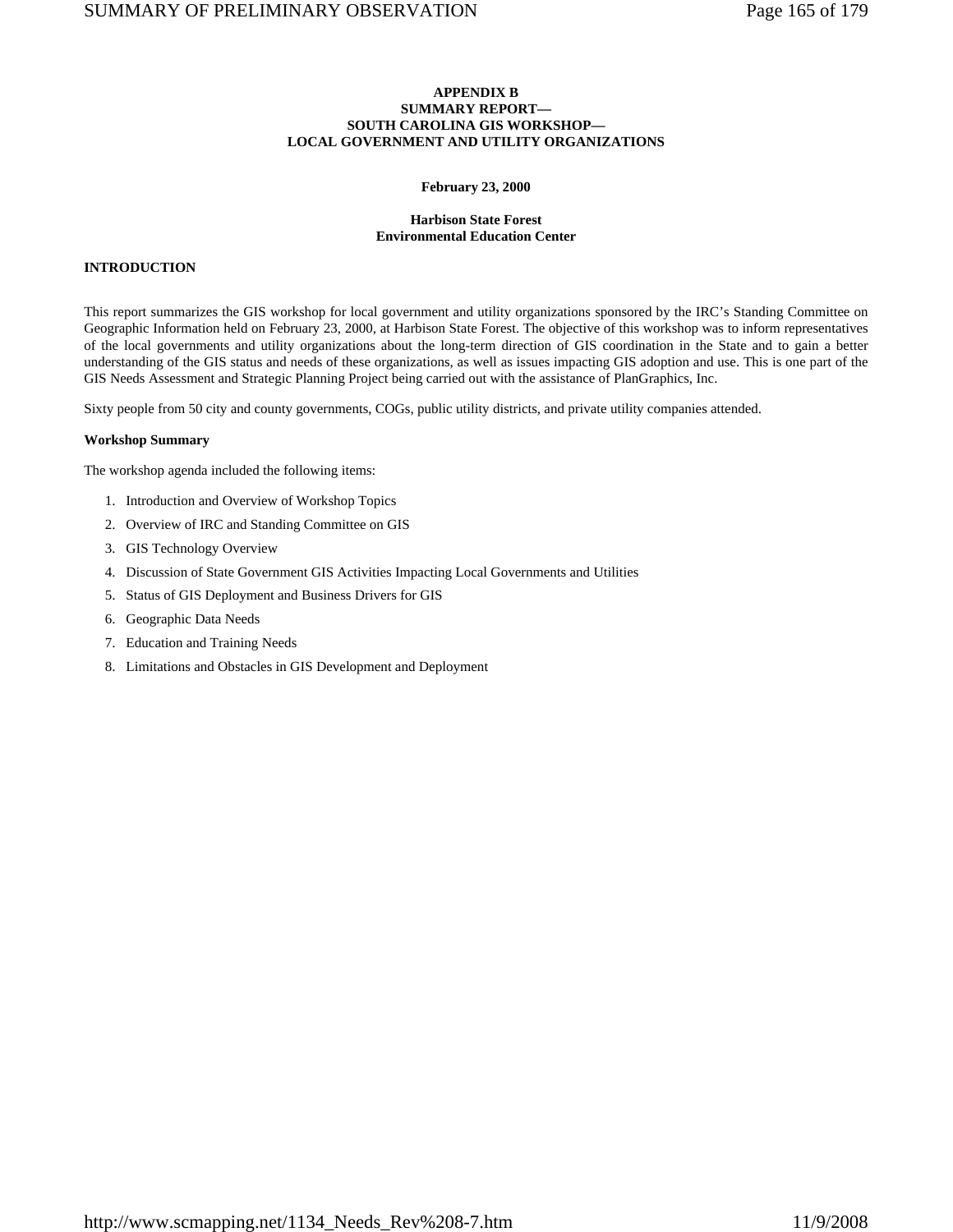# APPENDIX B
# SUMMARY REPORT—
# SOUTH CAROLINA GIS WORKSHOP—
# LOCAL GOVERNMENT AND UTILITY ORGANIZATIONS

**February 23, 2000**

**Harbison State Forest**
**Environmental Education Center**

## INTRODUCTION

This report summarizes the GIS workshop for local government and utility organizations sponsored by the IRC's Standing Committee on Geographic Information held on February 23, 2000, at Harbison State Forest. The objective of this workshop was to inform representatives of the local governments and utility organizations about the long-term direction of GIS coordination in the State and to gain a better understanding of the GIS status and needs of these organizations, as well as issues impacting GIS adoption and use. This is one part of the GIS Needs Assessment and Strategic Planning Project being carried out with the assistance of PlanGraphics, Inc.

Sixty people from 50 city and county governments, COGs, public utility districts, and private utility companies attended.

### Workshop Summary

The workshop agenda included the following items:

1. Introduction and Overview of Workshop Topics
2. Overview of IRC and Standing Committee on GIS
3. GIS Technology Overview
4. Discussion of State Government GIS Activities Impacting Local Governments and Utilities
5. Status of GIS Deployment and Business Drivers for GIS
6. Geographic Data Needs
7. Education and Training Needs
8. Limitations and Obstacles in GIS Development and Deployment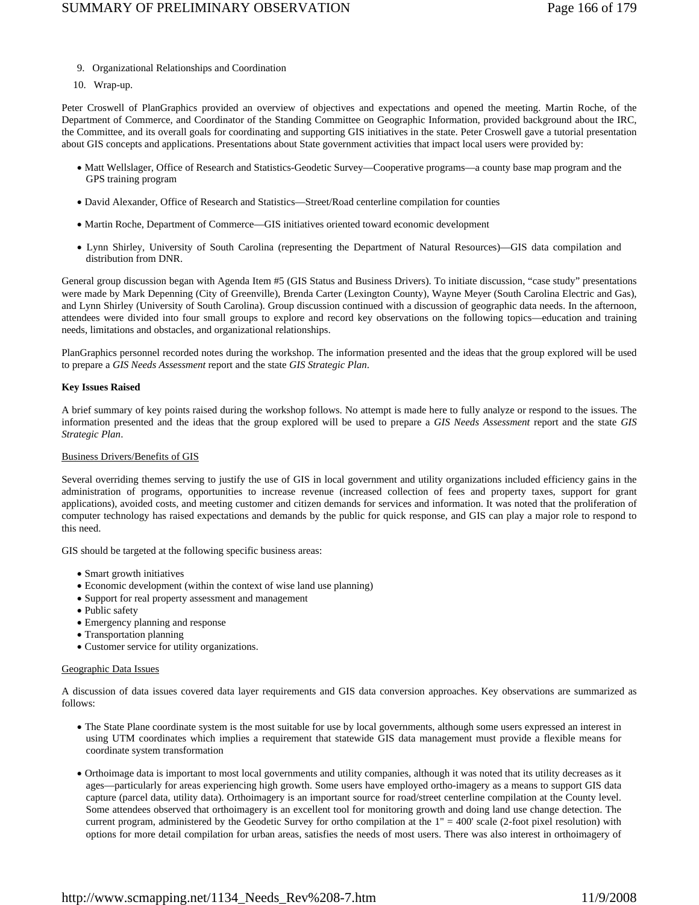9. Organizational Relationships and Coordination
10. Wrap-up.

Peter Croswell of PlanGraphics provided an overview of objectives and expectations and opened the meeting. Martin Roche, of the Department of Commerce, and Coordinator of the Standing Committee on Geographic Information, provided background about the IRC, the Committee, and its overall goals for coordinating and supporting GIS initiatives in the state. Peter Croswell gave a tutorial presentation about GIS concepts and applications. Presentations about State government activities that impact local users were provided by:

- Matt Wellslager, Office of Research and Statistics-Geodetic Survey—Cooperative programs—a county base map program and the GPS training program

- David Alexander, Office of Research and Statistics—Street/Road centerline compilation for counties

- Martin Roche, Department of Commerce—GIS initiatives oriented toward economic development

- Lynn Shirley, University of South Carolina (representing the Department of Natural Resources)—GIS data compilation and distribution from DNR.

General group discussion began with Agenda Item #5 (GIS Status and Business Drivers). To initiate discussion, "case study" presentations were made by Mark Depenning (City of Greenville), Brenda Carter (Lexington County), Wayne Meyer (South Carolina Electric and Gas), and Lynn Shirley (University of South Carolina). Group discussion continued with a discussion of geographic data needs. In the afternoon, attendees were divided into four small groups to explore and record key observations on the following topics—education and training needs, limitations and obstacles, and organizational relationships.

PlanGraphics personnel recorded notes during the workshop. The information presented and the ideas that the group explored will be used to prepare a *GIS Needs Assessment* report and the state *GIS Strategic Plan*.

**Key Issues Raised**

A brief summary of key points raised during the workshop follows. No attempt is made here to fully analyze or respond to the issues. The information presented and the ideas that the group explored will be used to prepare a *GIS Needs Assessment* report and the state *GIS Strategic Plan*.

<u>Business Drivers/Benefits of GIS</u>

Several overriding themes serving to justify the use of GIS in local government and utility organizations included efficiency gains in the administration of programs, opportunities to increase revenue (increased collection of fees and property taxes, support for grant applications), avoided costs, and meeting customer and citizen demands for services and information. It was noted that the proliferation of computer technology has raised expectations and demands by the public for quick response, and GIS can play a major role to respond to this need.

GIS should be targeted at the following specific business areas:

- Smart growth initiatives
- Economic development (within the context of wise land use planning)
- Support for real property assessment and management
- Public safety
- Emergency planning and response
- Transportation planning
- Customer service for utility organizations.

<u>Geographic Data Issues</u>

A discussion of data issues covered data layer requirements and GIS data conversion approaches. Key observations are summarized as follows:

- The State Plane coordinate system is the most suitable for use by local governments, although some users expressed an interest in using UTM coordinates which implies a requirement that statewide GIS data management must provide a flexible means for coordinate system transformation

- Orthoimage data is important to most local governments and utility companies, although it was noted that its utility decreases as it ages—particularly for areas experiencing high growth. Some users have employed ortho-imagery as a means to support GIS data capture (parcel data, utility data). Orthoimagery is an important source for road/street centerline compilation at the County level. Some attendees observed that orthoimagery is an excellent tool for monitoring growth and doing land use change detection. The current program, administered by the Geodetic Survey for ortho compilation at the 1" = 400' scale (2-foot pixel resolution) with options for more detail compilation for urban areas, satisfies the needs of most users. There was also interest in orthoimagery of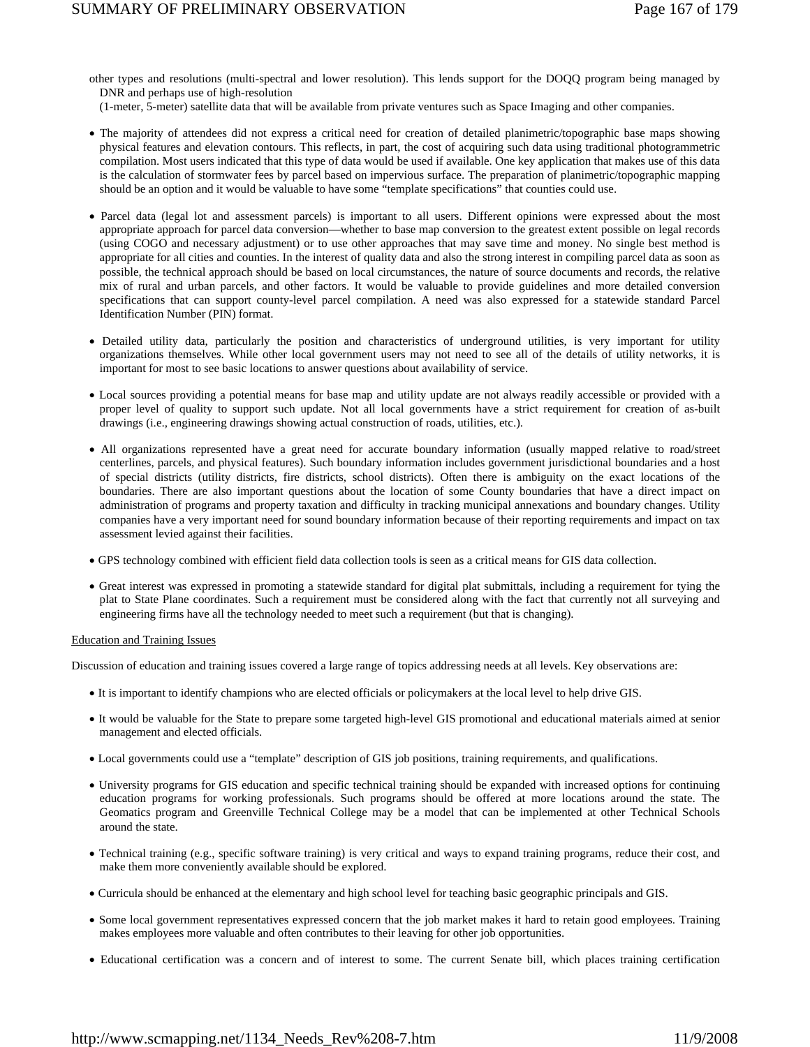other types and resolutions (multi-spectral and lower resolution). This lends support for the DOQQ program being managed by DNR and perhaps use of high-resolution (1-meter, 5-meter) satellite data that will be available from private ventures such as Space Imaging and other companies.

- The majority of attendees did not express a critical need for creation of detailed planimetric/topographic base maps showing physical features and elevation contours. This reflects, in part, the cost of acquiring such data using traditional photogrammetric compilation. Most users indicated that this type of data would be used if available. One key application that makes use of this data is the calculation of stormwater fees by parcel based on impervious surface. The preparation of planimetric/topographic mapping should be an option and it would be valuable to have some "template specifications" that counties could use.

- Parcel data (legal lot and assessment parcels) is important to all users. Different opinions were expressed about the most appropriate approach for parcel data conversion—whether to base map conversion to the greatest extent possible on legal records (using COGO and necessary adjustment) or to use other approaches that may save time and money. No single best method is appropriate for all cities and counties. In the interest of quality data and also the strong interest in compiling parcel data as soon as possible, the technical approach should be based on local circumstances, the nature of source documents and records, the relative mix of rural and urban parcels, and other factors. It would be valuable to provide guidelines and more detailed conversion specifications that can support county-level parcel compilation. A need was also expressed for a statewide standard Parcel Identification Number (PIN) format.

- Detailed utility data, particularly the position and characteristics of underground utilities, is very important for utility organizations themselves. While other local government users may not need to see all of the details of utility networks, it is important for most to see basic locations to answer questions about availability of service.

- Local sources providing a potential means for base map and utility update are not always readily accessible or provided with a proper level of quality to support such update. Not all local governments have a strict requirement for creation of as-built drawings (i.e., engineering drawings showing actual construction of roads, utilities, etc.).

- All organizations represented have a great need for accurate boundary information (usually mapped relative to road/street centerlines, parcels, and physical features). Such boundary information includes government jurisdictional boundaries and a host of special districts (utility districts, fire districts, school districts). Often there is ambiguity on the exact locations of the boundaries. There are also important questions about the location of some County boundaries that have a direct impact on administration of programs and property taxation and difficulty in tracking municipal annexations and boundary changes. Utility companies have a very important need for sound boundary information because of their reporting requirements and impact on tax assessment levied against their facilities.

- GPS technology combined with efficient field data collection tools is seen as a critical means for GIS data collection.

- Great interest was expressed in promoting a statewide standard for digital plat submittals, including a requirement for tying the plat to State Plane coordinates. Such a requirement must be considered along with the fact that currently not all surveying and engineering firms have all the technology needed to meet such a requirement (but that is changing).

Education and Training Issues

Discussion of education and training issues covered a large range of topics addressing needs at all levels. Key observations are:

- It is important to identify champions who are elected officials or policymakers at the local level to help drive GIS.

- It would be valuable for the State to prepare some targeted high-level GIS promotional and educational materials aimed at senior management and elected officials.

- Local governments could use a "template" description of GIS job positions, training requirements, and qualifications.

- University programs for GIS education and specific technical training should be expanded with increased options for continuing education programs for working professionals. Such programs should be offered at more locations around the state. The Geomatics program and Greenville Technical College may be a model that can be implemented at other Technical Schools around the state.

- Technical training (e.g., specific software training) is very critical and ways to expand training programs, reduce their cost, and make them more conveniently available should be explored.

- Curricula should be enhanced at the elementary and high school level for teaching basic geographic principals and GIS.

- Some local government representatives expressed concern that the job market makes it hard to retain good employees. Training makes employees more valuable and often contributes to their leaving for other job opportunities.

- Educational certification was a concern and of interest to some. The current Senate bill, which places training certification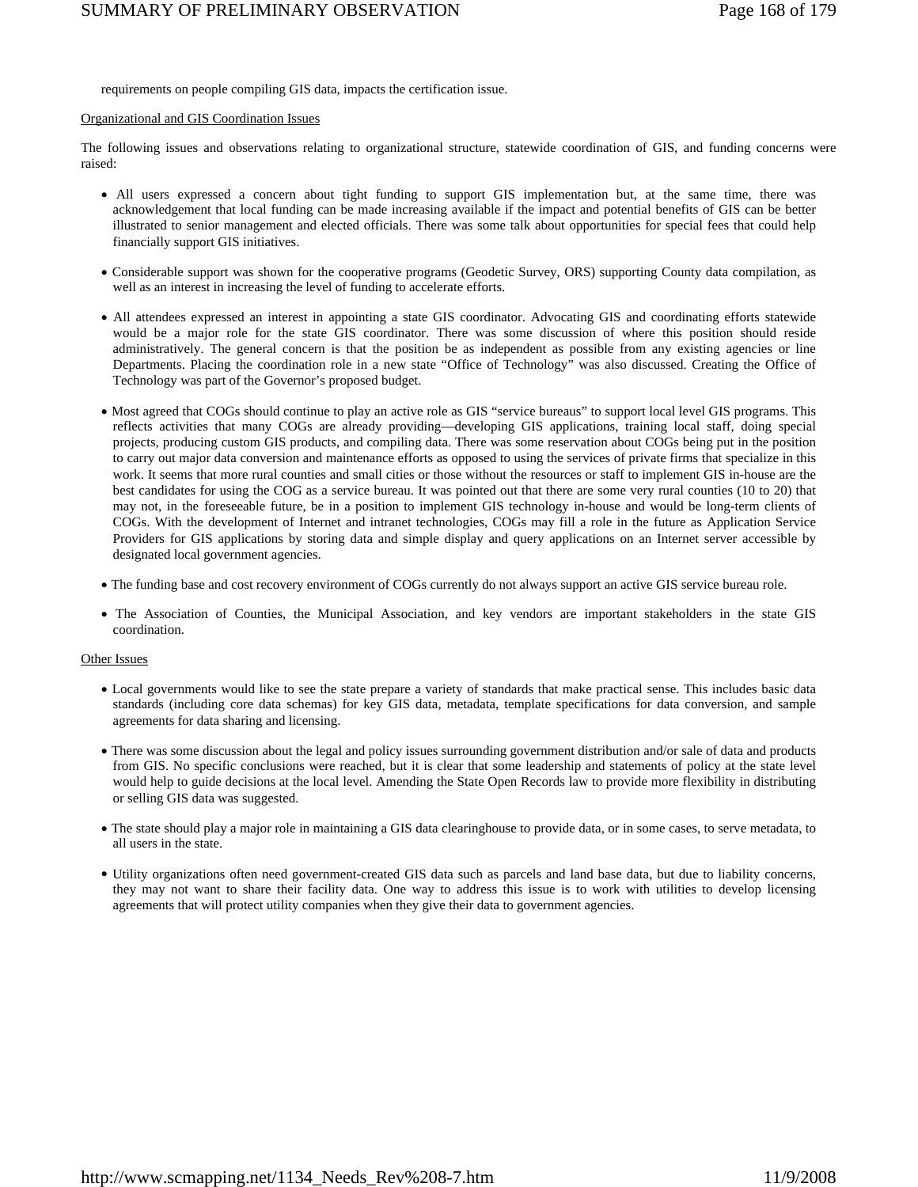requirements on people compiling GIS data, impacts the certification issue.

Organizational and GIS Coordination Issues

The following issues and observations relating to organizational structure, statewide coordination of GIS, and funding concerns were raised:

- All users expressed a concern about tight funding to support GIS implementation but, at the same time, there was acknowledgement that local funding can be made increasing available if the impact and potential benefits of GIS can be better illustrated to senior management and elected officials. There was some talk about opportunities for special fees that could help financially support GIS initiatives.

- Considerable support was shown for the cooperative programs (Geodetic Survey, ORS) supporting County data compilation, as well as an interest in increasing the level of funding to accelerate efforts.

- All attendees expressed an interest in appointing a state GIS coordinator. Advocating GIS and coordinating efforts statewide would be a major role for the state GIS coordinator. There was some discussion of where this position should reside administratively. The general concern is that the position be as independent as possible from any existing agencies or line Departments. Placing the coordination role in a new state "Office of Technology" was also discussed. Creating the Office of Technology was part of the Governor's proposed budget.

- Most agreed that COGs should continue to play an active role as GIS "service bureaus" to support local level GIS programs. This reflects activities that many COGs are already providing—developing GIS applications, training local staff, doing special projects, producing custom GIS products, and compiling data. There was some reservation about COGs being put in the position to carry out major data conversion and maintenance efforts as opposed to using the services of private firms that specialize in this work. It seems that more rural counties and small cities or those without the resources or staff to implement GIS in-house are the best candidates for using the COG as a service bureau. It was pointed out that there are some very rural counties (10 to 20) that may not, in the foreseeable future, be in a position to implement GIS technology in-house and would be long-term clients of COGs. With the development of Internet and intranet technologies, COGs may fill a role in the future as Application Service Providers for GIS applications by storing data and simple display and query applications on an Internet server accessible by designated local government agencies.

- The funding base and cost recovery environment of COGs currently do not always support an active GIS service bureau role.

- The Association of Counties, the Municipal Association, and key vendors are important stakeholders in the state GIS coordination.

Other Issues

- Local governments would like to see the state prepare a variety of standards that make practical sense. This includes basic data standards (including core data schemas) for key GIS data, metadata, template specifications for data conversion, and sample agreements for data sharing and licensing.

- There was some discussion about the legal and policy issues surrounding government distribution and/or sale of data and products from GIS. No specific conclusions were reached, but it is clear that some leadership and statements of policy at the state level would help to guide decisions at the local level. Amending the State Open Records law to provide more flexibility in distributing or selling GIS data was suggested.

- The state should play a major role in maintaining a GIS data clearinghouse to provide data, or in some cases, to serve metadata, to all users in the state.

- Utility organizations often need government-created GIS data such as parcels and land base data, but due to liability concerns, they may not want to share their facility data. One way to address this issue is to work with utilities to develop licensing agreements that will protect utility companies when they give their data to government agencies.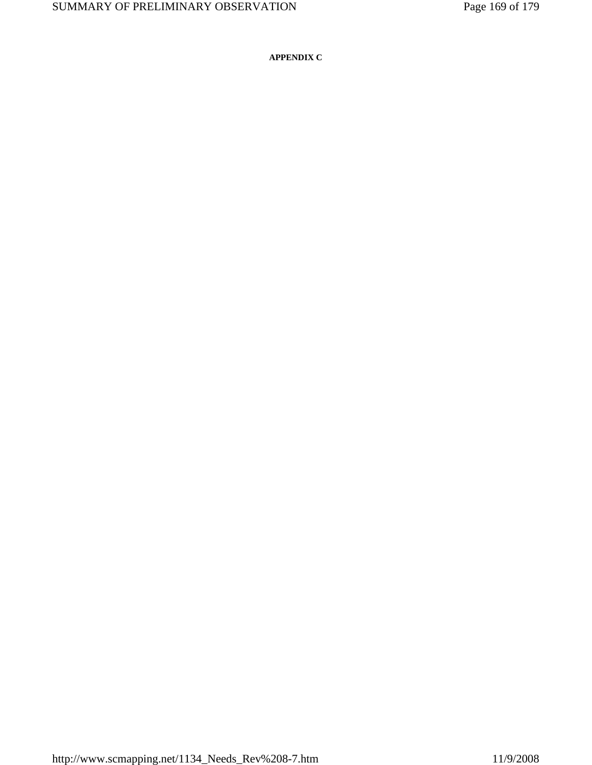**APPENDIX C**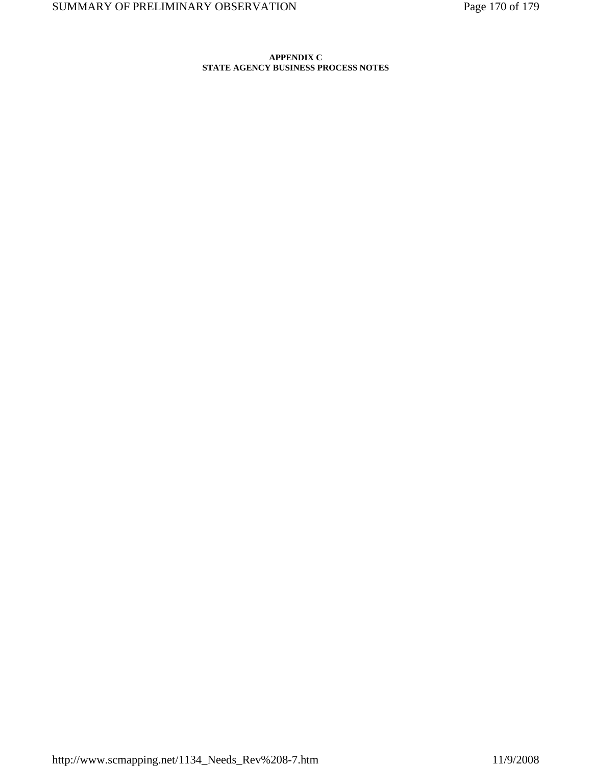# APPENDIX C
## STATE AGENCY BUSINESS PROCESS NOTES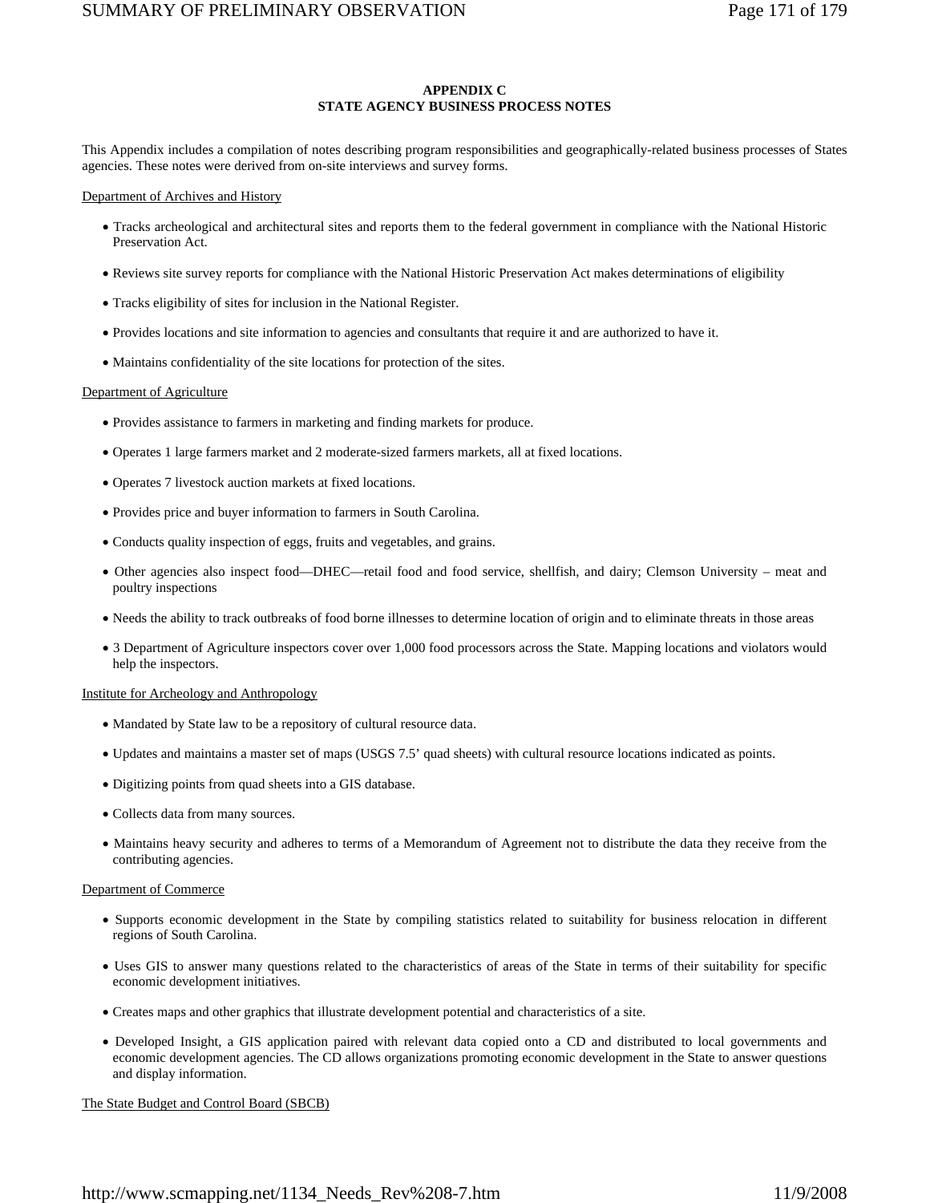**APPENDIX C**
**STATE AGENCY BUSINESS PROCESS NOTES**

This Appendix includes a compilation of notes describing program responsibilities and geographically-related business processes of States agencies. These notes were derived from on-site interviews and survey forms.

Department of Archives and History

- Tracks archeological and architectural sites and reports them to the federal government in compliance with the National Historic Preservation Act.
- Reviews site survey reports for compliance with the National Historic Preservation Act makes determinations of eligibility
- Tracks eligibility of sites for inclusion in the National Register.
- Provides locations and site information to agencies and consultants that require it and are authorized to have it.
- Maintains confidentiality of the site locations for protection of the sites.

Department of Agriculture

- Provides assistance to farmers in marketing and finding markets for produce.
- Operates 1 large farmers market and 2 moderate-sized farmers markets, all at fixed locations.
- Operates 7 livestock auction markets at fixed locations.
- Provides price and buyer information to farmers in South Carolina.
- Conducts quality inspection of eggs, fruits and vegetables, and grains.
- Other agencies also inspect food—DHEC—retail food and food service, shellfish, and dairy; Clemson University – meat and poultry inspections
- Needs the ability to track outbreaks of food borne illnesses to determine location of origin and to eliminate threats in those areas
- 3 Department of Agriculture inspectors cover over 1,000 food processors across the State. Mapping locations and violators would help the inspectors.

Institute for Archeology and Anthropology

- Mandated by State law to be a repository of cultural resource data.
- Updates and maintains a master set of maps (USGS 7.5' quad sheets) with cultural resource locations indicated as points.
- Digitizing points from quad sheets into a GIS database.
- Collects data from many sources.
- Maintains heavy security and adheres to terms of a Memorandum of Agreement not to distribute the data they receive from the contributing agencies.

Department of Commerce

- Supports economic development in the State by compiling statistics related to suitability for business relocation in different regions of South Carolina.
- Uses GIS to answer many questions related to the characteristics of areas of the State in terms of their suitability for specific economic development initiatives.
- Creates maps and other graphics that illustrate development potential and characteristics of a site.
- Developed Insight, a GIS application paired with relevant data copied onto a CD and distributed to local governments and economic development agencies. The CD allows organizations promoting economic development in the State to answer questions and display information.

The State Budget and Control Board (SBCB)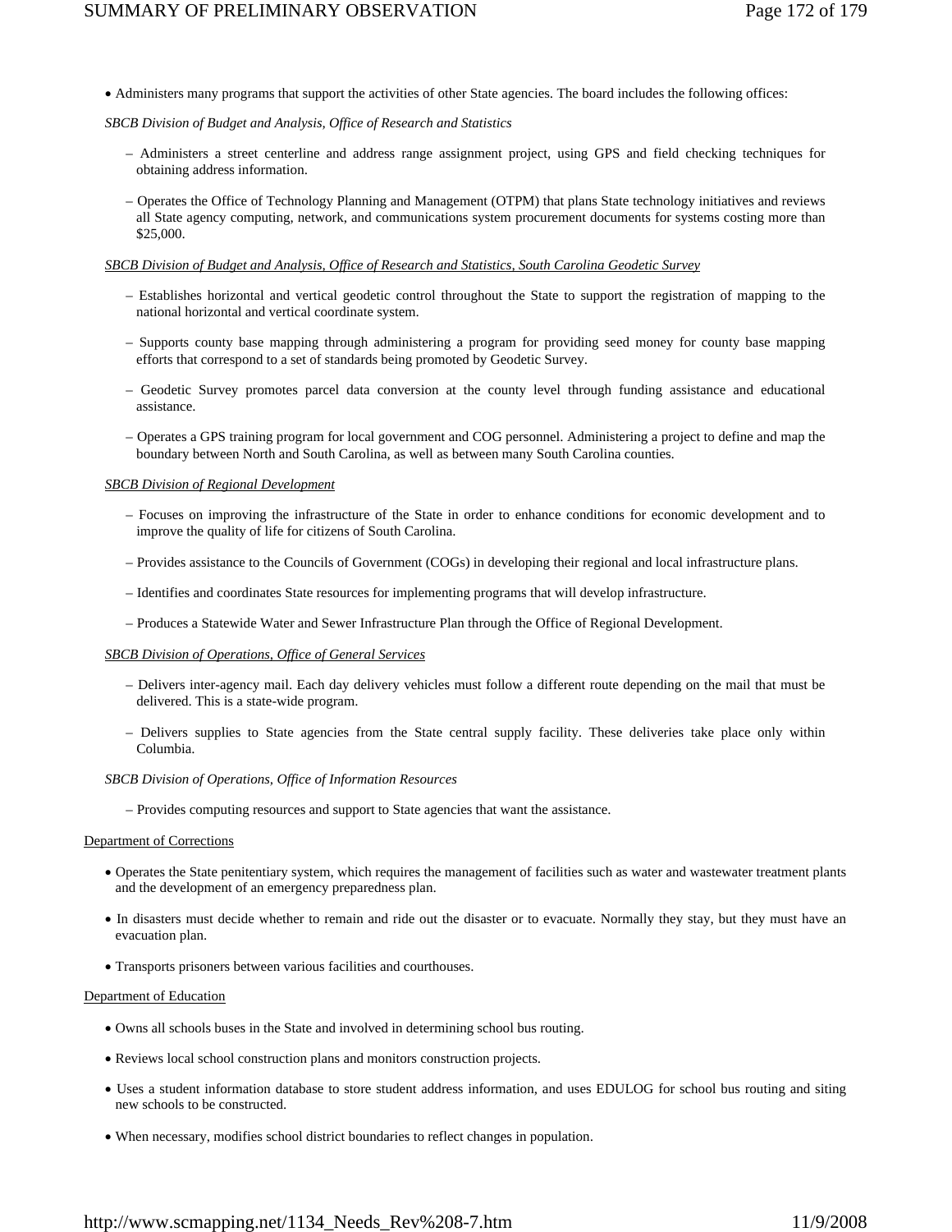- Administers many programs that support the activities of other State agencies. The board includes the following offices:

*SBCB Division of Budget and Analysis, Office of Research and Statistics*

– Administers a street centerline and address range assignment project, using GPS and field checking techniques for obtaining address information.

– Operates the Office of Technology Planning and Management (OTPM) that plans State technology initiatives and reviews all State agency computing, network, and communications system procurement documents for systems costing more than $25,000.

*SBCB Division of Budget and Analysis, Office of Research and Statistics, South Carolina Geodetic Survey*

– Establishes horizontal and vertical geodetic control throughout the State to support the registration of mapping to the national horizontal and vertical coordinate system.

– Supports county base mapping through administering a program for providing seed money for county base mapping efforts that correspond to a set of standards being promoted by Geodetic Survey.

– Geodetic Survey promotes parcel data conversion at the county level through funding assistance and educational assistance.

– Operates a GPS training program for local government and COG personnel. Administering a project to define and map the boundary between North and South Carolina, as well as between many South Carolina counties.

*SBCB Division of Regional Development*

– Focuses on improving the infrastructure of the State in order to enhance conditions for economic development and to improve the quality of life for citizens of South Carolina.

– Provides assistance to the Councils of Government (COGs) in developing their regional and local infrastructure plans.

– Identifies and coordinates State resources for implementing programs that will develop infrastructure.

– Produces a Statewide Water and Sewer Infrastructure Plan through the Office of Regional Development.

*SBCB Division of Operations, Office of General Services*

– Delivers inter-agency mail. Each day delivery vehicles must follow a different route depending on the mail that must be delivered. This is a state-wide program.

– Delivers supplies to State agencies from the State central supply facility. These deliveries take place only within Columbia.

*SBCB Division of Operations, Office of Information Resources*

– Provides computing resources and support to State agencies that want the assistance.

Department of Corrections

- Operates the State penitentiary system, which requires the management of facilities such as water and wastewater treatment plants and the development of an emergency preparedness plan.
- In disasters must decide whether to remain and ride out the disaster or to evacuate. Normally they stay, but they must have an evacuation plan.
- Transports prisoners between various facilities and courthouses.

Department of Education

- Owns all schools buses in the State and involved in determining school bus routing.
- Reviews local school construction plans and monitors construction projects.
- Uses a student information database to store student address information, and uses EDULOG for school bus routing and siting new schools to be constructed.
- When necessary, modifies school district boundaries to reflect changes in population.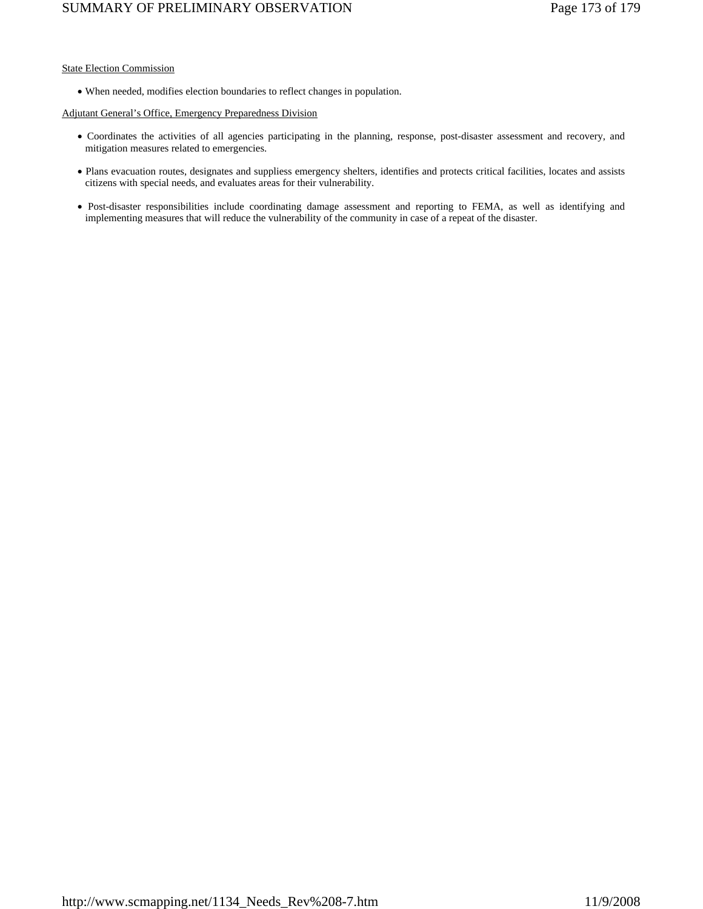State Election Commission

- When needed, modifies election boundaries to reflect changes in population.

Adjutant General's Office, Emergency Preparedness Division

- Coordinates the activities of all agencies participating in the planning, response, post-disaster assessment and recovery, and mitigation measures related to emergencies.
- Plans evacuation routes, designates and suppliess emergency shelters, identifies and protects critical facilities, locates and assists citizens with special needs, and evaluates areas for their vulnerability.
- Post-disaster responsibilities include coordinating damage assessment and reporting to FEMA, as well as identifying and implementing measures that will reduce the vulnerability of the community in case of a repeat of the disaster.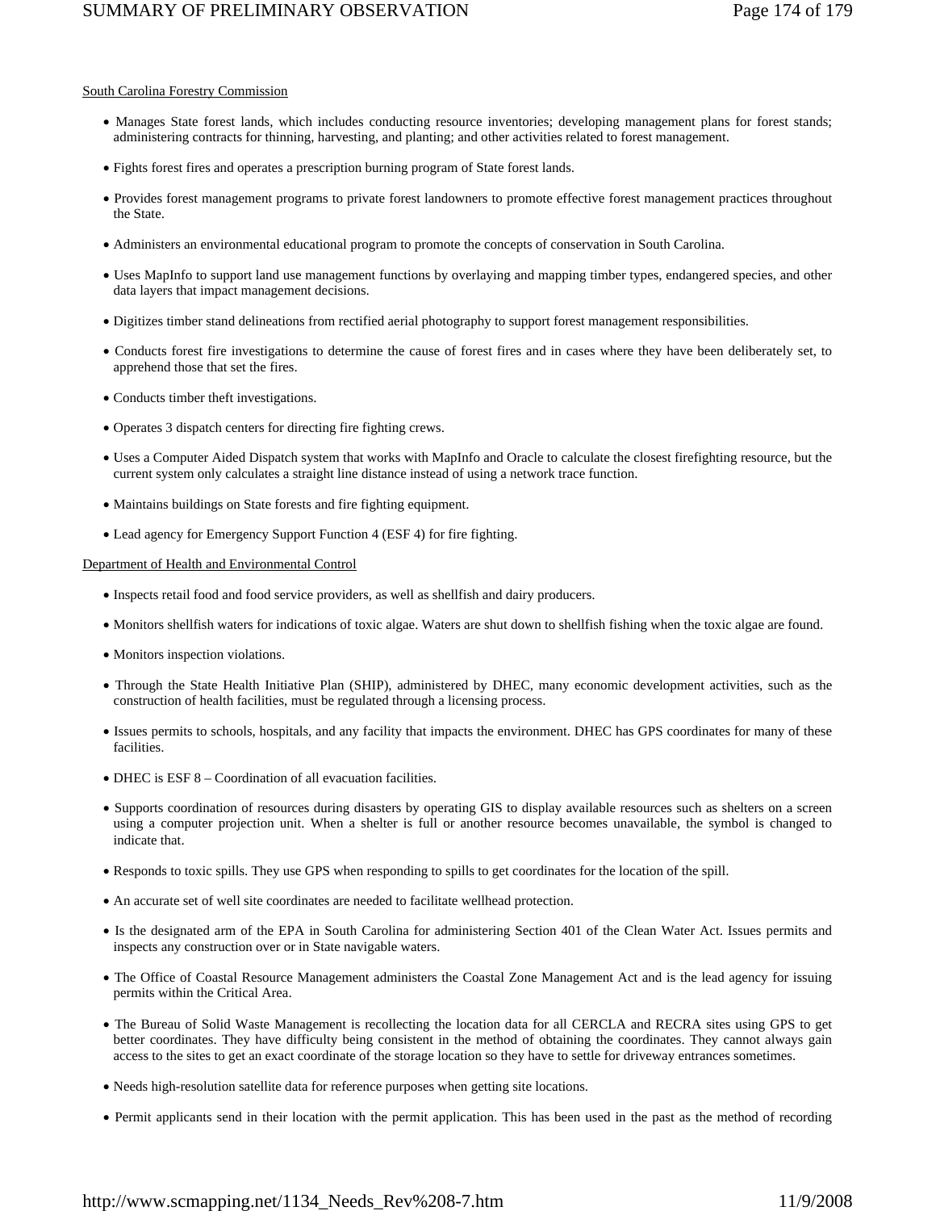South Carolina Forestry Commission

- Manages State forest lands, which includes conducting resource inventories; developing management plans for forest stands; administering contracts for thinning, harvesting, and planting; and other activities related to forest management.
- Fights forest fires and operates a prescription burning program of State forest lands.
- Provides forest management programs to private forest landowners to promote effective forest management practices throughout the State.
- Administers an environmental educational program to promote the concepts of conservation in South Carolina.
- Uses MapInfo to support land use management functions by overlaying and mapping timber types, endangered species, and other data layers that impact management decisions.
- Digitizes timber stand delineations from rectified aerial photography to support forest management responsibilities.
- Conducts forest fire investigations to determine the cause of forest fires and in cases where they have been deliberately set, to apprehend those that set the fires.
- Conducts timber theft investigations.
- Operates 3 dispatch centers for directing fire fighting crews.
- Uses a Computer Aided Dispatch system that works with MapInfo and Oracle to calculate the closest firefighting resource, but the current system only calculates a straight line distance instead of using a network trace function.
- Maintains buildings on State forests and fire fighting equipment.
- Lead agency for Emergency Support Function 4 (ESF 4) for fire fighting.

Department of Health and Environmental Control

- Inspects retail food and food service providers, as well as shellfish and dairy producers.
- Monitors shellfish waters for indications of toxic algae. Waters are shut down to shellfish fishing when the toxic algae are found.
- Monitors inspection violations.
- Through the State Health Initiative Plan (SHIP), administered by DHEC, many economic development activities, such as the construction of health facilities, must be regulated through a licensing process.
- Issues permits to schools, hospitals, and any facility that impacts the environment. DHEC has GPS coordinates for many of these facilities.
- DHEC is ESF 8 – Coordination of all evacuation facilities.
- Supports coordination of resources during disasters by operating GIS to display available resources such as shelters on a screen using a computer projection unit. When a shelter is full or another resource becomes unavailable, the symbol is changed to indicate that.
- Responds to toxic spills. They use GPS when responding to spills to get coordinates for the location of the spill.
- An accurate set of well site coordinates are needed to facilitate wellhead protection.
- Is the designated arm of the EPA in South Carolina for administering Section 401 of the Clean Water Act. Issues permits and inspects any construction over or in State navigable waters.
- The Office of Coastal Resource Management administers the Coastal Zone Management Act and is the lead agency for issuing permits within the Critical Area.
- The Bureau of Solid Waste Management is recollecting the location data for all CERCLA and RECRA sites using GPS to get better coordinates. They have difficulty being consistent in the method of obtaining the coordinates. They cannot always gain access to the sites to get an exact coordinate of the storage location so they have to settle for driveway entrances sometimes.
- Needs high-resolution satellite data for reference purposes when getting site locations.
- Permit applicants send in their location with the permit application. This has been used in the past as the method of recording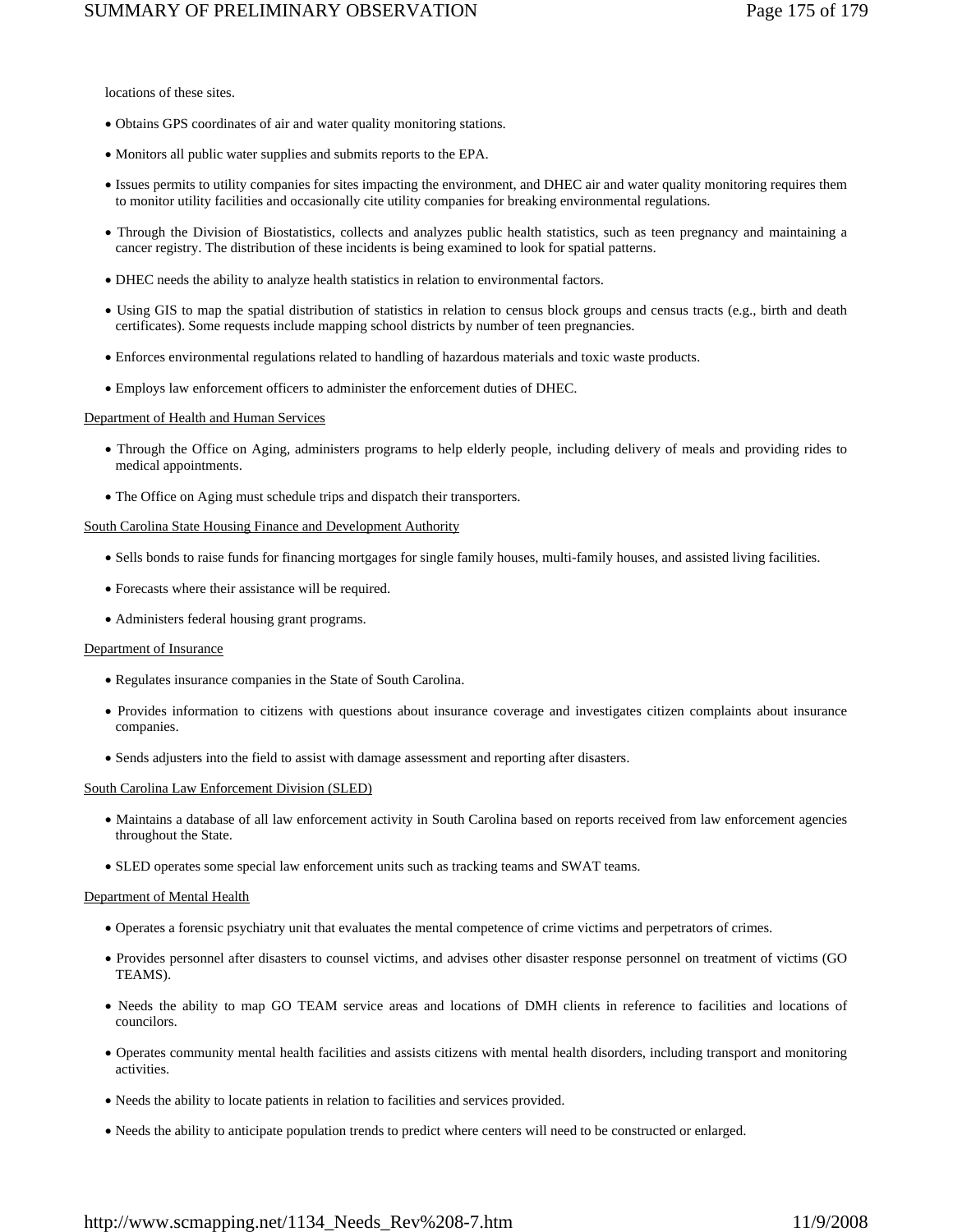locations of these sites.

- Obtains GPS coordinates of air and water quality monitoring stations.
- Monitors all public water supplies and submits reports to the EPA.
- Issues permits to utility companies for sites impacting the environment, and DHEC air and water quality monitoring requires them to monitor utility facilities and occasionally cite utility companies for breaking environmental regulations.
- Through the Division of Biostatistics, collects and analyzes public health statistics, such as teen pregnancy and maintaining a cancer registry. The distribution of these incidents is being examined to look for spatial patterns.
- DHEC needs the ability to analyze health statistics in relation to environmental factors.
- Using GIS to map the spatial distribution of statistics in relation to census block groups and census tracts (e.g., birth and death certificates). Some requests include mapping school districts by number of teen pregnancies.
- Enforces environmental regulations related to handling of hazardous materials and toxic waste products.
- Employs law enforcement officers to administer the enforcement duties of DHEC.

<u>Department of Health and Human Services</u>

- Through the Office on Aging, administers programs to help elderly people, including delivery of meals and providing rides to medical appointments.
- The Office on Aging must schedule trips and dispatch their transporters.

<u>South Carolina State Housing Finance and Development Authority</u>

- Sells bonds to raise funds for financing mortgages for single family houses, multi-family houses, and assisted living facilities.
- Forecasts where their assistance will be required.
- Administers federal housing grant programs.

<u>Department of Insurance</u>

- Regulates insurance companies in the State of South Carolina.
- Provides information to citizens with questions about insurance coverage and investigates citizen complaints about insurance companies.
- Sends adjusters into the field to assist with damage assessment and reporting after disasters.

<u>South Carolina Law Enforcement Division (SLED)</u>

- Maintains a database of all law enforcement activity in South Carolina based on reports received from law enforcement agencies throughout the State.
- SLED operates some special law enforcement units such as tracking teams and SWAT teams.

<u>Department of Mental Health</u>

- Operates a forensic psychiatry unit that evaluates the mental competence of crime victims and perpetrators of crimes.
- Provides personnel after disasters to counsel victims, and advises other disaster response personnel on treatment of victims (GO TEAMS).
- Needs the ability to map GO TEAM service areas and locations of DMH clients in reference to facilities and locations of councilors.
- Operates community mental health facilities and assists citizens with mental health disorders, including transport and monitoring activities.
- Needs the ability to locate patients in relation to facilities and services provided.
- Needs the ability to anticipate population trends to predict where centers will need to be constructed or enlarged.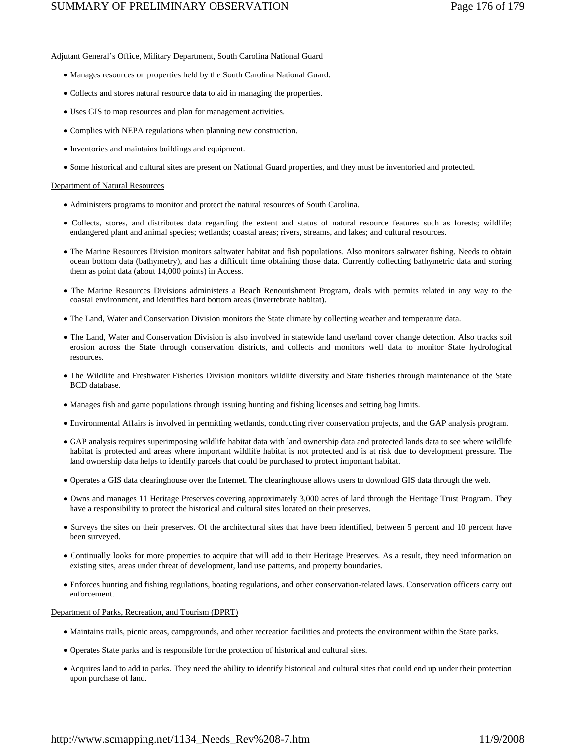Adjutant General's Office, Military Department, South Carolina National Guard

- Manages resources on properties held by the South Carolina National Guard.
- Collects and stores natural resource data to aid in managing the properties.
- Uses GIS to map resources and plan for management activities.
- Complies with NEPA regulations when planning new construction.
- Inventories and maintains buildings and equipment.
- Some historical and cultural sites are present on National Guard properties, and they must be inventoried and protected.

Department of Natural Resources

- Administers programs to monitor and protect the natural resources of South Carolina.
- Collects, stores, and distributes data regarding the extent and status of natural resource features such as forests; wildlife; endangered plant and animal species; wetlands; coastal areas; rivers, streams, and lakes; and cultural resources.
- The Marine Resources Division monitors saltwater habitat and fish populations. Also monitors saltwater fishing. Needs to obtain ocean bottom data (bathymetry), and has a difficult time obtaining those data. Currently collecting bathymetric data and storing them as point data (about 14,000 points) in Access.
- The Marine Resources Divisions administers a Beach Renourishment Program, deals with permits related in any way to the coastal environment, and identifies hard bottom areas (invertebrate habitat).
- The Land, Water and Conservation Division monitors the State climate by collecting weather and temperature data.
- The Land, Water and Conservation Division is also involved in statewide land use/land cover change detection. Also tracks soil erosion across the State through conservation districts, and collects and monitors well data to monitor State hydrological resources.
- The Wildlife and Freshwater Fisheries Division monitors wildlife diversity and State fisheries through maintenance of the State BCD database.
- Manages fish and game populations through issuing hunting and fishing licenses and setting bag limits.
- Environmental Affairs is involved in permitting wetlands, conducting river conservation projects, and the GAP analysis program.
- GAP analysis requires superimposing wildlife habitat data with land ownership data and protected lands data to see where wildlife habitat is protected and areas where important wildlife habitat is not protected and is at risk due to development pressure. The land ownership data helps to identify parcels that could be purchased to protect important habitat.
- Operates a GIS data clearinghouse over the Internet. The clearinghouse allows users to download GIS data through the web.
- Owns and manages 11 Heritage Preserves covering approximately 3,000 acres of land through the Heritage Trust Program. They have a responsibility to protect the historical and cultural sites located on their preserves.
- Surveys the sites on their preserves. Of the architectural sites that have been identified, between 5 percent and 10 percent have been surveyed.
- Continually looks for more properties to acquire that will add to their Heritage Preserves. As a result, they need information on existing sites, areas under threat of development, land use patterns, and property boundaries.
- Enforces hunting and fishing regulations, boating regulations, and other conservation-related laws. Conservation officers carry out enforcement.

Department of Parks, Recreation, and Tourism (DPRT)

- Maintains trails, picnic areas, campgrounds, and other recreation facilities and protects the environment within the State parks.
- Operates State parks and is responsible for the protection of historical and cultural sites.
- Acquires land to add to parks. They need the ability to identify historical and cultural sites that could end up under their protection upon purchase of land.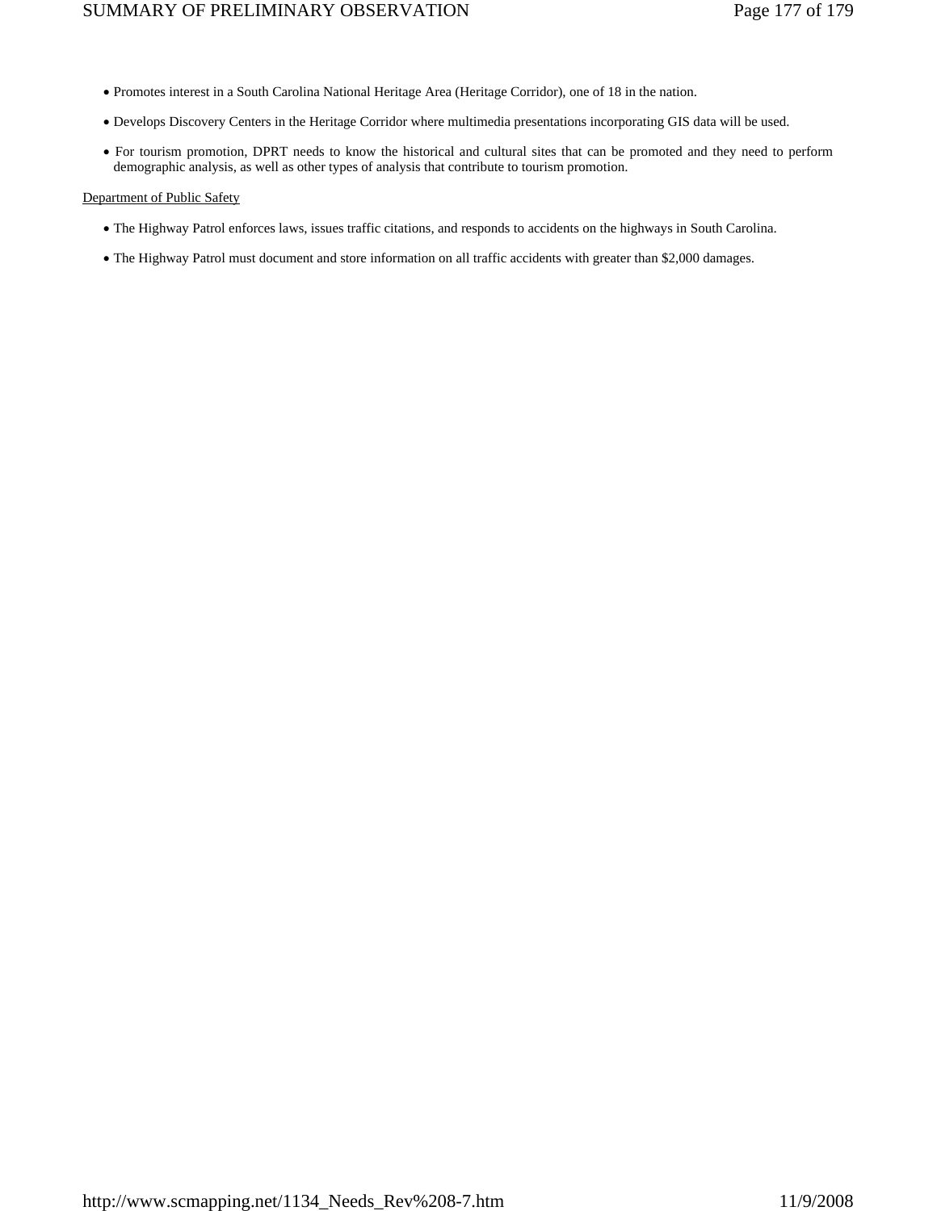- Promotes interest in a South Carolina National Heritage Area (Heritage Corridor), one of 18 in the nation.
- Develops Discovery Centers in the Heritage Corridor where multimedia presentations incorporating GIS data will be used.
- For tourism promotion, DPRT needs to know the historical and cultural sites that can be promoted and they need to perform demographic analysis, as well as other types of analysis that contribute to tourism promotion.

<u>Department of Public Safety</u>

- The Highway Patrol enforces laws, issues traffic citations, and responds to accidents on the highways in South Carolina.
- The Highway Patrol must document and store information on all traffic accidents with greater than $2,000 damages.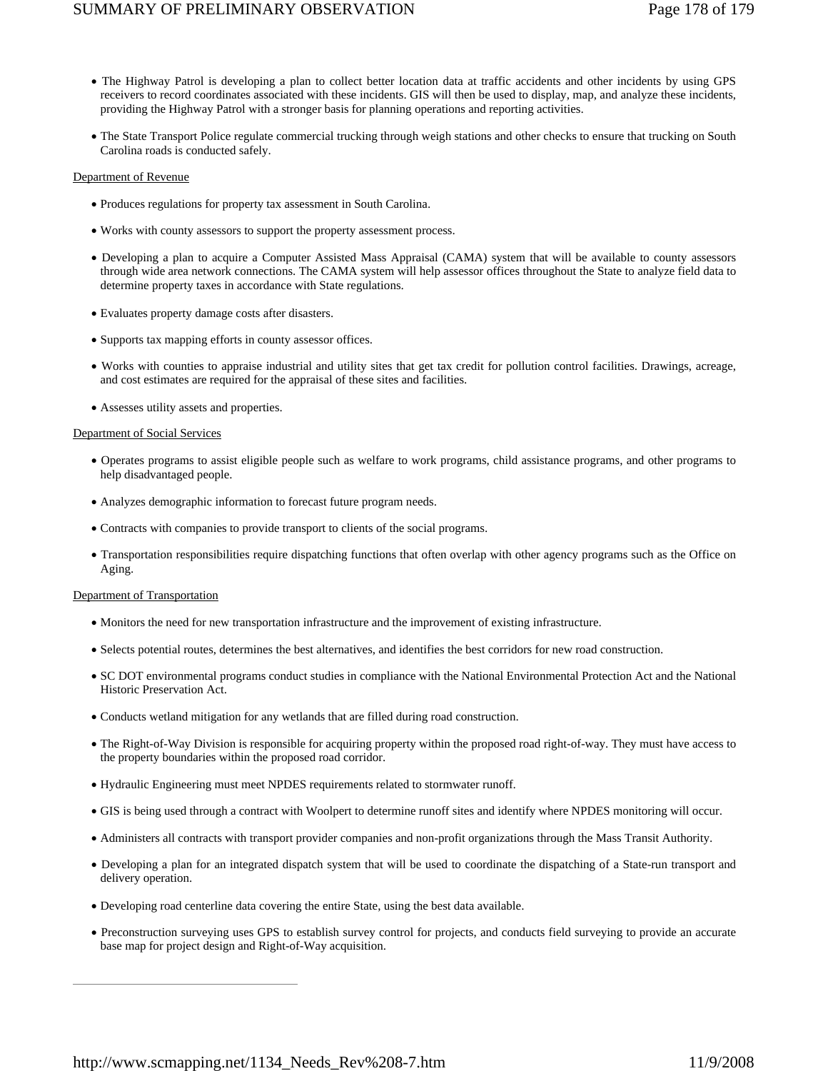- The Highway Patrol is developing a plan to collect better location data at traffic accidents and other incidents by using GPS receivers to record coordinates associated with these incidents. GIS will then be used to display, map, and analyze these incidents, providing the Highway Patrol with a stronger basis for planning operations and reporting activities.

- The State Transport Police regulate commercial trucking through weigh stations and other checks to ensure that trucking on South Carolina roads is conducted safely.

<u>Department of Revenue</u>

- Produces regulations for property tax assessment in South Carolina.

- Works with county assessors to support the property assessment process.

- Developing a plan to acquire a Computer Assisted Mass Appraisal (CAMA) system that will be available to county assessors through wide area network connections. The CAMA system will help assessor offices throughout the State to analyze field data to determine property taxes in accordance with State regulations.

- Evaluates property damage costs after disasters.

- Supports tax mapping efforts in county assessor offices.

- Works with counties to appraise industrial and utility sites that get tax credit for pollution control facilities. Drawings, acreage, and cost estimates are required for the appraisal of these sites and facilities.

- Assesses utility assets and properties.

<u>Department of Social Services</u>

- Operates programs to assist eligible people such as welfare to work programs, child assistance programs, and other programs to help disadvantaged people.

- Analyzes demographic information to forecast future program needs.

- Contracts with companies to provide transport to clients of the social programs.

- Transportation responsibilities require dispatching functions that often overlap with other agency programs such as the Office on Aging.

<u>Department of Transportation</u>

- Monitors the need for new transportation infrastructure and the improvement of existing infrastructure.

- Selects potential routes, determines the best alternatives, and identifies the best corridors for new road construction.

- SC DOT environmental programs conduct studies in compliance with the National Environmental Protection Act and the National Historic Preservation Act.

- Conducts wetland mitigation for any wetlands that are filled during road construction.

- The Right-of-Way Division is responsible for acquiring property within the proposed road right-of-way. They must have access to the property boundaries within the proposed road corridor.

- Hydraulic Engineering must meet NPDES requirements related to stormwater runoff.

- GIS is being used through a contract with Woolpert to determine runoff sites and identify where NPDES monitoring will occur.

- Administers all contracts with transport provider companies and non-profit organizations through the Mass Transit Authority.

- Developing a plan for an integrated dispatch system that will be used to coordinate the dispatching of a State-run transport and delivery operation.

- Developing road centerline data covering the entire State, using the best data available.

- Preconstruction surveying uses GPS to establish survey control for projects, and conducts field surveying to provide an accurate base map for project design and Right-of-Way acquisition.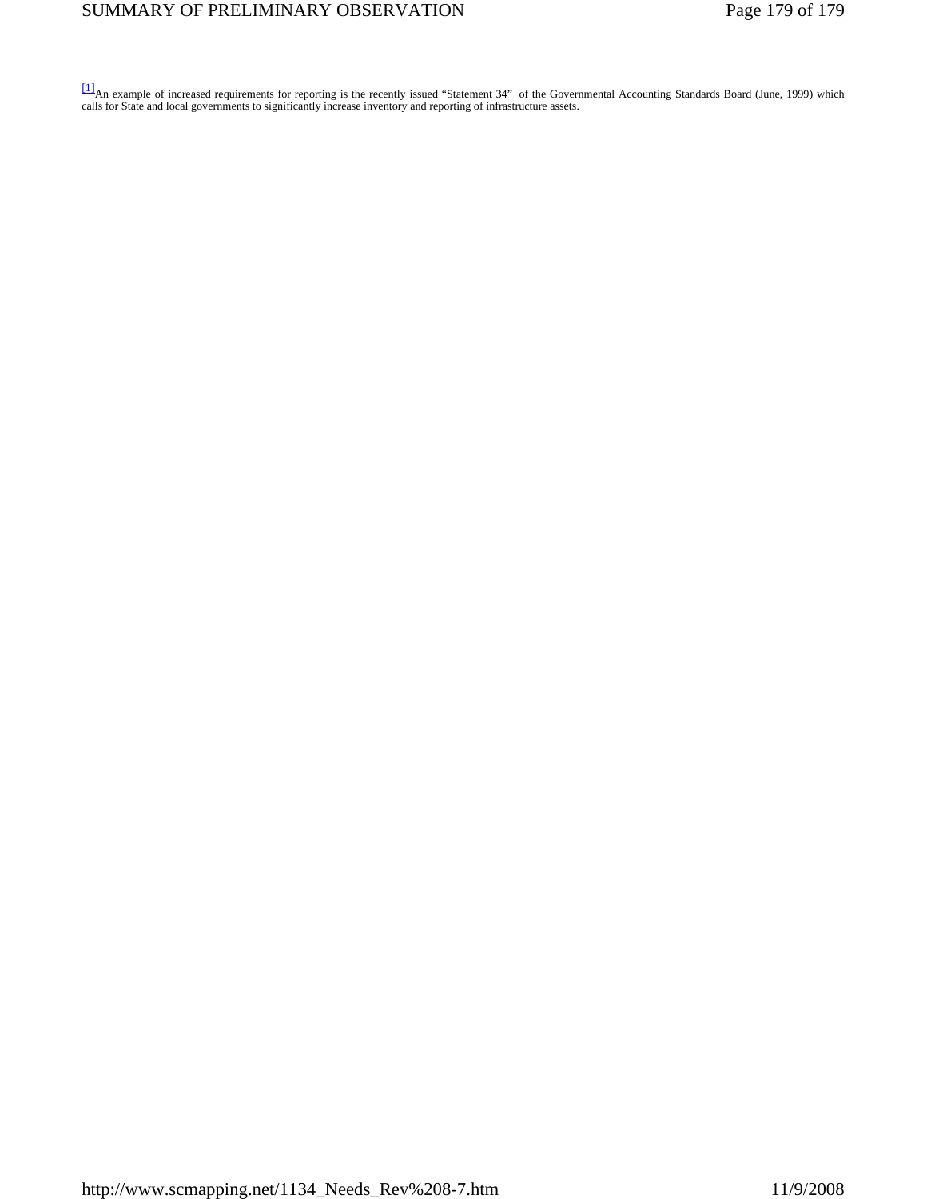[1] An example of increased requirements for reporting is the recently issued "Statement 34" of the Governmental Accounting Standards Board (June, 1999) which calls for State and local governments to significantly increase inventory and reporting of infrastructure assets.